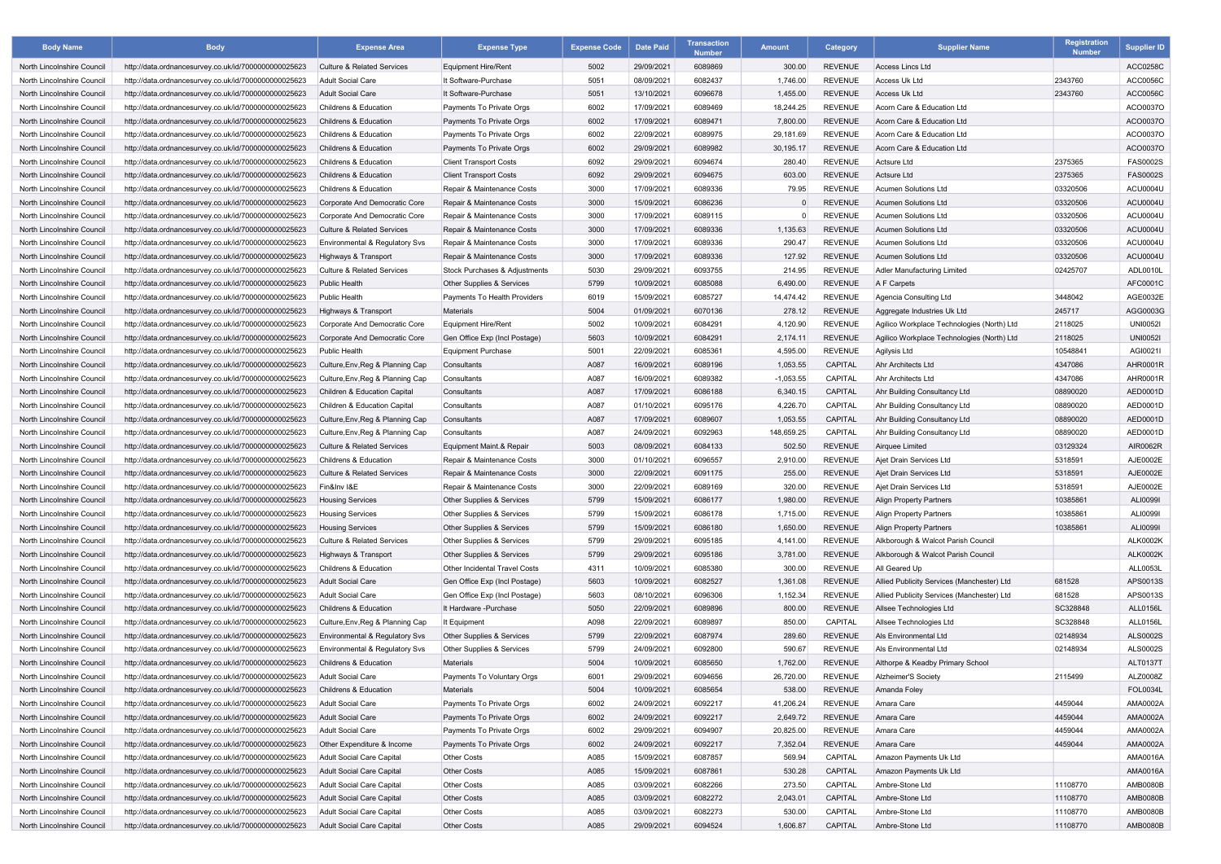| Body Name | Body | Expense Area | Expense Type | Expense Code | Date Paid | Transaction Number | Amount | Category | Supplier Name | Registration Number | Supplier ID |
|---|---|---|---|---|---|---|---|---|---|---|---|
| North Lincolnshire Council | http://data.ordnancesurvey.co.uk/id/7000000000025623 | Culture & Related Services | Equipment Hire/Rent | 5002 | 29/09/2021 | 6089869 | 300.00 | REVENUE | Access Lincs Ltd | | ACC0258C |
| North Lincolnshire Council | http://data.ordnancesurvey.co.uk/id/7000000000025623 | Adult Social Care | It Software-Purchase | 5051 | 08/09/2021 | 6082437 | 1,746.00 | REVENUE | Access Uk Ltd | 2343760 | ACC0056C |
| North Lincolnshire Council | http://data.ordnancesurvey.co.uk/id/7000000000025623 | Adult Social Care | It Software-Purchase | 5051 | 13/10/2021 | 6096678 | 1,455.00 | REVENUE | Access Uk Ltd | 2343760 | ACC0056C |
| North Lincolnshire Council | http://data.ordnancesurvey.co.uk/id/7000000000025623 | Childrens & Education | Payments To Private Orgs | 6002 | 17/09/2021 | 6089469 | 18,244.25 | REVENUE | Acorn Care & Education Ltd | | ACO0037O |
| North Lincolnshire Council | http://data.ordnancesurvey.co.uk/id/7000000000025623 | Childrens & Education | Payments To Private Orgs | 6002 | 17/09/2021 | 6089471 | 7,800.00 | REVENUE | Acorn Care & Education Ltd | | ACO0037O |
| North Lincolnshire Council | http://data.ordnancesurvey.co.uk/id/7000000000025623 | Childrens & Education | Payments To Private Orgs | 6002 | 22/09/2021 | 6089975 | 29,181.69 | REVENUE | Acorn Care & Education Ltd | | ACO0037O |
| North Lincolnshire Council | http://data.ordnancesurvey.co.uk/id/7000000000025623 | Childrens & Education | Payments To Private Orgs | 6002 | 29/09/2021 | 6089982 | 30,195.17 | REVENUE | Acorn Care & Education Ltd | | ACO0037O |
| North Lincolnshire Council | http://data.ordnancesurvey.co.uk/id/7000000000025623 | Childrens & Education | Client Transport Costs | 6092 | 29/09/2021 | 6094674 | 280.40 | REVENUE | Actsure Ltd | 2375365 | FAS0002S |
| North Lincolnshire Council | http://data.ordnancesurvey.co.uk/id/7000000000025623 | Childrens & Education | Client Transport Costs | 6092 | 29/09/2021 | 6094675 | 603.00 | REVENUE | Actsure Ltd | 2375365 | FAS0002S |
| North Lincolnshire Council | http://data.ordnancesurvey.co.uk/id/7000000000025623 | Childrens & Education | Repair & Maintenance Costs | 3000 | 17/09/2021 | 6089336 | 79.95 | REVENUE | Acumen Solutions Ltd | 03320506 | ACU0004U |
| North Lincolnshire Council | http://data.ordnancesurvey.co.uk/id/7000000000025623 | Corporate And Democratic Core | Repair & Maintenance Costs | 3000 | 15/09/2021 | 6086236 | 0 | REVENUE | Acumen Solutions Ltd | 03320506 | ACU0004U |
| North Lincolnshire Council | http://data.ordnancesurvey.co.uk/id/7000000000025623 | Corporate And Democratic Core | Repair & Maintenance Costs | 3000 | 17/09/2021 | 6089115 | 0 | REVENUE | Acumen Solutions Ltd | 03320506 | ACU0004U |
| North Lincolnshire Council | http://data.ordnancesurvey.co.uk/id/7000000000025623 | Culture & Related Services | Repair & Maintenance Costs | 3000 | 17/09/2021 | 6089336 | 1,135.63 | REVENUE | Acumen Solutions Ltd | 03320506 | ACU0004U |
| North Lincolnshire Council | http://data.ordnancesurvey.co.uk/id/7000000000025623 | Environmental & Regulatory Svs | Repair & Maintenance Costs | 3000 | 17/09/2021 | 6089336 | 290.47 | REVENUE | Acumen Solutions Ltd | 03320506 | ACU0004U |
| North Lincolnshire Council | http://data.ordnancesurvey.co.uk/id/7000000000025623 | Highways & Transport | Repair & Maintenance Costs | 3000 | 17/09/2021 | 6089336 | 127.92 | REVENUE | Acumen Solutions Ltd | 03320506 | ACU0004U |
| North Lincolnshire Council | http://data.ordnancesurvey.co.uk/id/7000000000025623 | Culture & Related Services | Stock Purchases & Adjustments | 5030 | 29/09/2021 | 6093755 | 214.95 | REVENUE | Adler Manufacturing Limited | 02425707 | ADL0010L |
| North Lincolnshire Council | http://data.ordnancesurvey.co.uk/id/7000000000025623 | Public Health | Other Supplies & Services | 5799 | 10/09/2021 | 6085088 | 6,490.00 | REVENUE | A F Carpets | | AFC0001C |
| North Lincolnshire Council | http://data.ordnancesurvey.co.uk/id/7000000000025623 | Public Health | Payments To Health Providers | 6019 | 15/09/2021 | 6085727 | 14,474.42 | REVENUE | Agencia Consulting Ltd | 3448042 | AGE0032E |
| North Lincolnshire Council | http://data.ordnancesurvey.co.uk/id/7000000000025623 | Highways & Transport | Materials | 5004 | 01/09/2021 | 6070136 | 278.12 | REVENUE | Aggregate Industries Uk Ltd | 245717 | AGG0003G |
| North Lincolnshire Council | http://data.ordnancesurvey.co.uk/id/7000000000025623 | Corporate And Democratic Core | Equipment Hire/Rent | 5002 | 10/09/2021 | 6084291 | 4,120.90 | REVENUE | Agilico Workplace Technologies (North) Ltd | 2118025 | UNI0052I |
| North Lincolnshire Council | http://data.ordnancesurvey.co.uk/id/7000000000025623 | Corporate And Democratic Core | Gen Office Exp (Incl Postage) | 5603 | 10/09/2021 | 6084291 | 2,174.11 | REVENUE | Agilico Workplace Technologies (North) Ltd | 2118025 | UNI0052I |
| North Lincolnshire Council | http://data.ordnancesurvey.co.uk/id/7000000000025623 | Public Health | Equipment Purchase | 5001 | 22/09/2021 | 6085361 | 4,595.00 | REVENUE | Agilysis Ltd | 10548841 | AGI0021I |
| North Lincolnshire Council | http://data.ordnancesurvey.co.uk/id/7000000000025623 | Culture,Env,Reg & Planning Cap | Consultants | A087 | 16/09/2021 | 6089196 | 1,053.55 | CAPITAL | Ahr Architects Ltd | 4347086 | AHR0001R |
| North Lincolnshire Council | http://data.ordnancesurvey.co.uk/id/7000000000025623 | Culture,Env,Reg & Planning Cap | Consultants | A087 | 16/09/2021 | 6089382 | -1,053.55 | CAPITAL | Ahr Architects Ltd | 4347086 | AHR0001R |
| North Lincolnshire Council | http://data.ordnancesurvey.co.uk/id/7000000000025623 | Children & Education Capital | Consultants | A087 | 17/09/2021 | 6086188 | 6,340.15 | CAPITAL | Ahr Building Consultancy Ltd | 08890020 | AED0001D |
| North Lincolnshire Council | http://data.ordnancesurvey.co.uk/id/7000000000025623 | Children & Education Capital | Consultants | A087 | 01/10/2021 | 6095176 | 4,226.70 | CAPITAL | Ahr Building Consultancy Ltd | 08890020 | AED0001D |
| North Lincolnshire Council | http://data.ordnancesurvey.co.uk/id/7000000000025623 | Culture,Env,Reg & Planning Cap | Consultants | A087 | 17/09/2021 | 6089607 | 1,053.55 | CAPITAL | Ahr Building Consultancy Ltd | 08890020 | AED0001D |
| North Lincolnshire Council | http://data.ordnancesurvey.co.uk/id/7000000000025623 | Culture,Env,Reg & Planning Cap | Consultants | A087 | 24/09/2021 | 6092963 | 148,659.25 | CAPITAL | Ahr Building Consultancy Ltd | 08890020 | AED0001D |
| North Lincolnshire Council | http://data.ordnancesurvey.co.uk/id/7000000000025623 | Culture & Related Services | Equipment Maint.& Repair | 5003 | 08/09/2021 | 6084133 | 502.50 | REVENUE | Airquee Limited | 03129324 | AIR0062R |
| North Lincolnshire Council | http://data.ordnancesurvey.co.uk/id/7000000000025623 | Childrens & Education | Repair & Maintenance Costs | 3000 | 01/10/2021 | 6096557 | 2,910.00 | REVENUE | Ajet Drain Services Ltd | 5318591 | AJE0002E |
| North Lincolnshire Council | http://data.ordnancesurvey.co.uk/id/7000000000025623 | Culture & Related Services | Repair & Maintenance Costs | 3000 | 22/09/2021 | 6091175 | 255.00 | REVENUE | Ajet Drain Services Ltd | 5318591 | AJE0002E |
| North Lincolnshire Council | http://data.ordnancesurvey.co.uk/id/7000000000025623 | Fin&Inv I&E | Repair & Maintenance Costs | 3000 | 22/09/2021 | 6089169 | 320.00 | REVENUE | Ajet Drain Services Ltd | 5318591 | AJE0002E |
| North Lincolnshire Council | http://data.ordnancesurvey.co.uk/id/7000000000025623 | Housing Services | Other Supplies & Services | 5799 | 15/09/2021 | 6086177 | 1,980.00 | REVENUE | Align Property Partners | 10385861 | ALI0099I |
| North Lincolnshire Council | http://data.ordnancesurvey.co.uk/id/7000000000025623 | Housing Services | Other Supplies & Services | 5799 | 15/09/2021 | 6086178 | 1,715.00 | REVENUE | Align Property Partners | 10385861 | ALI0099I |
| North Lincolnshire Council | http://data.ordnancesurvey.co.uk/id/7000000000025623 | Housing Services | Other Supplies & Services | 5799 | 15/09/2021 | 6086180 | 1,650.00 | REVENUE | Align Property Partners | 10385861 | ALI0099I |
| North Lincolnshire Council | http://data.ordnancesurvey.co.uk/id/7000000000025623 | Culture & Related Services | Other Supplies & Services | 5799 | 29/09/2021 | 6095185 | 4,141.00 | REVENUE | Alkborough & Walcot Parish Council | | ALK0002K |
| North Lincolnshire Council | http://data.ordnancesurvey.co.uk/id/7000000000025623 | Highways & Transport | Other Supplies & Services | 5799 | 29/09/2021 | 6095186 | 3,781.00 | REVENUE | Alkborough & Walcot Parish Council | | ALK0002K |
| North Lincolnshire Council | http://data.ordnancesurvey.co.uk/id/7000000000025623 | Childrens & Education | Other Incidental Travel Costs | 4311 | 10/09/2021 | 6085380 | 300.00 | REVENUE | All Geared Up | | ALL0053L |
| North Lincolnshire Council | http://data.ordnancesurvey.co.uk/id/7000000000025623 | Adult Social Care | Gen Office Exp (Incl Postage) | 5603 | 10/09/2021 | 6082527 | 1,361.08 | REVENUE | Allied Publicity Services (Manchester) Ltd | 681528 | APS0013S |
| North Lincolnshire Council | http://data.ordnancesurvey.co.uk/id/7000000000025623 | Adult Social Care | Gen Office Exp (Incl Postage) | 5603 | 08/10/2021 | 6096306 | 1,152.34 | REVENUE | Allied Publicity Services (Manchester) Ltd | 681528 | APS0013S |
| North Lincolnshire Council | http://data.ordnancesurvey.co.uk/id/7000000000025623 | Childrens & Education | It Hardware -Purchase | 5050 | 22/09/2021 | 6089896 | 800.00 | REVENUE | Allsee Technologies Ltd | SC328848 | ALL0156L |
| North Lincolnshire Council | http://data.ordnancesurvey.co.uk/id/7000000000025623 | Culture,Env,Reg & Planning Cap | It Equipment | A098 | 22/09/2021 | 6089897 | 850.00 | CAPITAL | Allsee Technologies Ltd | SC328848 | ALL0156L |
| North Lincolnshire Council | http://data.ordnancesurvey.co.uk/id/7000000000025623 | Environmental & Regulatory Svs | Other Supplies & Services | 5799 | 22/09/2021 | 6087974 | 289.60 | REVENUE | Als Environmental Ltd | 02148934 | ALS0002S |
| North Lincolnshire Council | http://data.ordnancesurvey.co.uk/id/7000000000025623 | Environmental & Regulatory Svs | Other Supplies & Services | 5799 | 24/09/2021 | 6092800 | 590.67 | REVENUE | Als Environmental Ltd | 02148934 | ALS0002S |
| North Lincolnshire Council | http://data.ordnancesurvey.co.uk/id/7000000000025623 | Childrens & Education | Materials | 5004 | 10/09/2021 | 6085650 | 1,762.00 | REVENUE | Althorpe & Keadby Primary School | | ALT0137T |
| North Lincolnshire Council | http://data.ordnancesurvey.co.uk/id/7000000000025623 | Adult Social Care | Payments To Voluntary Orgs | 6001 | 29/09/2021 | 6094656 | 26,720.00 | REVENUE | Alzheimer'S Society | 2115499 | ALZ0008Z |
| North Lincolnshire Council | http://data.ordnancesurvey.co.uk/id/7000000000025623 | Childrens & Education | Materials | 5004 | 10/09/2021 | 6085654 | 538.00 | REVENUE | Amanda Foley | | FOL0034L |
| North Lincolnshire Council | http://data.ordnancesurvey.co.uk/id/7000000000025623 | Adult Social Care | Payments To Private Orgs | 6002 | 24/09/2021 | 6092217 | 41,206.24 | REVENUE | Amara Care | 4459044 | AMA0002A |
| North Lincolnshire Council | http://data.ordnancesurvey.co.uk/id/7000000000025623 | Adult Social Care | Payments To Private Orgs | 6002 | 24/09/2021 | 6092217 | 2,649.72 | REVENUE | Amara Care | 4459044 | AMA0002A |
| North Lincolnshire Council | http://data.ordnancesurvey.co.uk/id/7000000000025623 | Adult Social Care | Payments To Private Orgs | 6002 | 29/09/2021 | 6094907 | 20,825.00 | REVENUE | Amara Care | 4459044 | AMA0002A |
| North Lincolnshire Council | http://data.ordnancesurvey.co.uk/id/7000000000025623 | Other Expenditure & Income | Payments To Private Orgs | 6002 | 24/09/2021 | 6092217 | 7,352.04 | REVENUE | Amara Care | 4459044 | AMA0002A |
| North Lincolnshire Council | http://data.ordnancesurvey.co.uk/id/7000000000025623 | Adult Social Care Capital | Other Costs | A085 | 15/09/2021 | 6087857 | 569.94 | CAPITAL | Amazon Payments Uk Ltd | | AMA0016A |
| North Lincolnshire Council | http://data.ordnancesurvey.co.uk/id/7000000000025623 | Adult Social Care Capital | Other Costs | A085 | 15/09/2021 | 6087861 | 530.28 | CAPITAL | Amazon Payments Uk Ltd | | AMA0016A |
| North Lincolnshire Council | http://data.ordnancesurvey.co.uk/id/7000000000025623 | Adult Social Care Capital | Other Costs | A085 | 03/09/2021 | 6082266 | 273.50 | CAPITAL | Ambre-Stone Ltd | 11108770 | AMB0080B |
| North Lincolnshire Council | http://data.ordnancesurvey.co.uk/id/7000000000025623 | Adult Social Care Capital | Other Costs | A085 | 03/09/2021 | 6082272 | 2,043.01 | CAPITAL | Ambre-Stone Ltd | 11108770 | AMB0080B |
| North Lincolnshire Council | http://data.ordnancesurvey.co.uk/id/7000000000025623 | Adult Social Care Capital | Other Costs | A085 | 03/09/2021 | 6082273 | 530.00 | CAPITAL | Ambre-Stone Ltd | 11108770 | AMB0080B |
| North Lincolnshire Council | http://data.ordnancesurvey.co.uk/id/7000000000025623 | Adult Social Care Capital | Other Costs | A085 | 29/09/2021 | 6094524 | 1,606.87 | CAPITAL | Ambre-Stone Ltd | 11108770 | AMB0080B |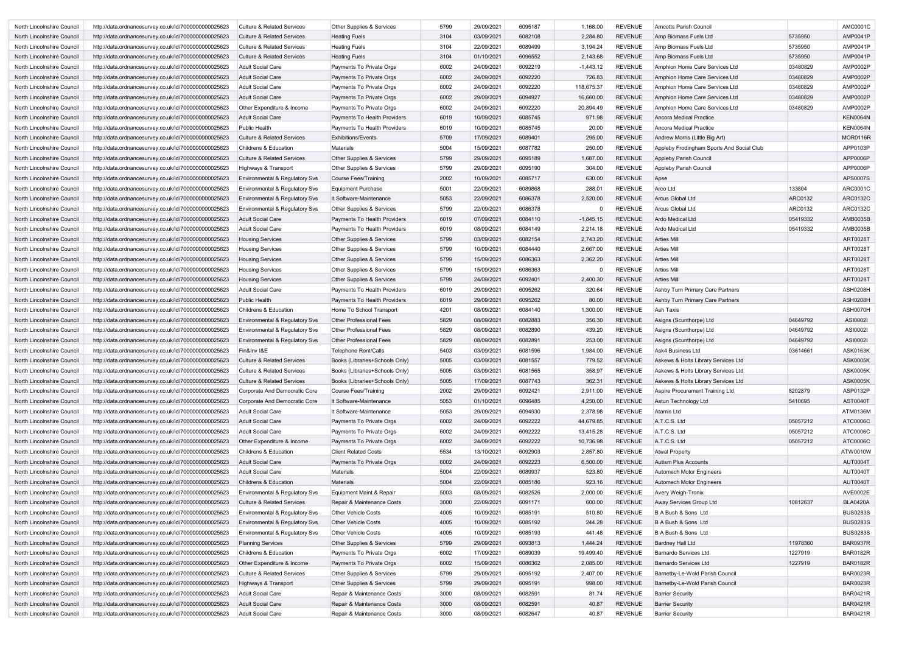| | | | | | | | | | | | | |
|---|---|---|---|---|---|---|---|---|---|---|---|---|
| North Lincolnshire Council | http://data.ordnancesurvey.co.uk/id/7000000000025623 | Culture & Related Services | Other Supplies & Services | 5799 | 29/09/2021 | 6095187 | 1,168.00 | REVENUE | Amcotts Parish Council | | AMC0001C |
| North Lincolnshire Council | http://data.ordnancesurvey.co.uk/id/7000000000025623 | Culture & Related Services | Heating Fuels | 3104 | 03/09/2021 | 6082108 | 2,284.80 | REVENUE | Amp Biomass Fuels Ltd | 5735950 | AMP0041P |
| North Lincolnshire Council | http://data.ordnancesurvey.co.uk/id/7000000000025623 | Culture & Related Services | Heating Fuels | 3104 | 22/09/2021 | 6089499 | 3,194.24 | REVENUE | Amp Biomass Fuels Ltd | 5735950 | AMP0041P |
| North Lincolnshire Council | http://data.ordnancesurvey.co.uk/id/7000000000025623 | Culture & Related Services | Heating Fuels | 3104 | 01/10/2021 | 6096552 | 2,143.68 | REVENUE | Amp Biomass Fuels Ltd | 5735950 | AMP0041P |
| North Lincolnshire Council | http://data.ordnancesurvey.co.uk/id/7000000000025623 | Adult Social Care | Payments To Private Orgs | 6002 | 24/09/2021 | 6092219 | -1,443.12 | REVENUE | Amphion Home Care Services Ltd | 03480829 | AMP0002P |
| North Lincolnshire Council | http://data.ordnancesurvey.co.uk/id/7000000000025623 | Adult Social Care | Payments To Private Orgs | 6002 | 24/09/2021 | 6092220 | 726.83 | REVENUE | Amphion Home Care Services Ltd | 03480829 | AMP0002P |
| North Lincolnshire Council | http://data.ordnancesurvey.co.uk/id/7000000000025623 | Adult Social Care | Payments To Private Orgs | 6002 | 24/09/2021 | 6092220 | 118,675.37 | REVENUE | Amphion Home Care Services Ltd | 03480829 | AMP0002P |
| North Lincolnshire Council | http://data.ordnancesurvey.co.uk/id/7000000000025623 | Adult Social Care | Payments To Private Orgs | 6002 | 29/09/2021 | 6094927 | 16,660.00 | REVENUE | Amphion Home Care Services Ltd | 03480829 | AMP0002P |
| North Lincolnshire Council | http://data.ordnancesurvey.co.uk/id/7000000000025623 | Other Expenditure & Income | Payments To Private Orgs | 6002 | 24/09/2021 | 6092220 | 20,894.49 | REVENUE | Amphion Home Care Services Ltd | 03480829 | AMP0002P |
| North Lincolnshire Council | http://data.ordnancesurvey.co.uk/id/7000000000025623 | Adult Social Care | Payments To Health Providers | 6019 | 10/09/2021 | 6085745 | 971.98 | REVENUE | Ancora Medical Practice | | KEN0064N |
| North Lincolnshire Council | http://data.ordnancesurvey.co.uk/id/7000000000025623 | Public Health | Payments To Health Providers | 6019 | 10/09/2021 | 6085745 | 20.00 | REVENUE | Ancora Medical Practice | | KEN0064N |
| North Lincolnshire Council | http://data.ordnancesurvey.co.uk/id/7000000000025623 | Culture & Related Services | Exhibitions/Events | 5709 | 17/09/2021 | 6089401 | 295.00 | REVENUE | Andrew Morris (Little Big Art) | | MOR0116R |
| North Lincolnshire Council | http://data.ordnancesurvey.co.uk/id/7000000000025623 | Childrens & Education | Materials | 5004 | 15/09/2021 | 6087782 | 250.00 | REVENUE | Appleby Frodingham Sports And Social Club | | APP0103P |
| North Lincolnshire Council | http://data.ordnancesurvey.co.uk/id/7000000000025623 | Culture & Related Services | Other Supplies & Services | 5799 | 29/09/2021 | 6095189 | 1,687.00 | REVENUE | Appleby Parish Council | | APP0006P |
| North Lincolnshire Council | http://data.ordnancesurvey.co.uk/id/7000000000025623 | Highways & Transport | Other Supplies & Services | 5799 | 29/09/2021 | 6095190 | 304.00 | REVENUE | Appleby Parish Council | | APP0006P |
| North Lincolnshire Council | http://data.ordnancesurvey.co.uk/id/7000000000025623 | Environmental & Regulatory Svs | Course Fees/Training | 2002 | 10/09/2021 | 6085717 | 630.00 | REVENUE | Apse | | APS0007S |
| North Lincolnshire Council | http://data.ordnancesurvey.co.uk/id/7000000000025623 | Environmental & Regulatory Svs | Equipment Purchase | 5001 | 22/09/2021 | 6089868 | 288.01 | REVENUE | Arco Ltd | 133804 | ARC0001C |
| North Lincolnshire Council | http://data.ordnancesurvey.co.uk/id/7000000000025623 | Environmental & Regulatory Svs | It Software-Maintenance | 5053 | 22/09/2021 | 6086378 | 2,520.00 | REVENUE | Arcus Global Ltd | ARC0132 | ARC0132C |
| North Lincolnshire Council | http://data.ordnancesurvey.co.uk/id/7000000000025623 | Environmental & Regulatory Svs | Other Supplies & Services | 5799 | 22/09/2021 | 6086378 | 0 | REVENUE | Arcus Global Ltd | ARC0132 | ARC0132C |
| North Lincolnshire Council | http://data.ordnancesurvey.co.uk/id/7000000000025623 | Adult Social Care | Payments To Health Providers | 6019 | 07/09/2021 | 6084110 | -1,845.15 | REVENUE | Ardo Medical Ltd | 05419332 | AMB0035B |
| North Lincolnshire Council | http://data.ordnancesurvey.co.uk/id/7000000000025623 | Adult Social Care | Payments To Health Providers | 6019 | 08/09/2021 | 6084149 | 2,214.18 | REVENUE | Ardo Medical Ltd | 05419332 | AMB0035B |
| North Lincolnshire Council | http://data.ordnancesurvey.co.uk/id/7000000000025623 | Housing Services | Other Supplies & Services | 5799 | 03/09/2021 | 6082154 | 2,743.20 | REVENUE | Arties Mill | | ART0028T |
| North Lincolnshire Council | http://data.ordnancesurvey.co.uk/id/7000000000025623 | Housing Services | Other Supplies & Services | 5799 | 10/09/2021 | 6084440 | 2,667.00 | REVENUE | Arties Mill | | ART0028T |
| North Lincolnshire Council | http://data.ordnancesurvey.co.uk/id/7000000000025623 | Housing Services | Other Supplies & Services | 5799 | 15/09/2021 | 6086363 | 2,362.20 | REVENUE | Arties Mill | | ART0028T |
| North Lincolnshire Council | http://data.ordnancesurvey.co.uk/id/7000000000025623 | Housing Services | Other Supplies & Services | 5799 | 15/09/2021 | 6086363 | 0 | REVENUE | Arties Mill | | ART0028T |
| North Lincolnshire Council | http://data.ordnancesurvey.co.uk/id/7000000000025623 | Housing Services | Other Supplies & Services | 5799 | 24/09/2021 | 6092401 | 2,400.30 | REVENUE | Arties Mill | | ART0028T |
| North Lincolnshire Council | http://data.ordnancesurvey.co.uk/id/7000000000025623 | Adult Social Care | Payments To Health Providers | 6019 | 29/09/2021 | 6095262 | 320.64 | REVENUE | Ashby Turn Primary Care Partners | | ASH0208H |
| North Lincolnshire Council | http://data.ordnancesurvey.co.uk/id/7000000000025623 | Public Health | Payments To Health Providers | 6019 | 29/09/2021 | 6095262 | 80.00 | REVENUE | Ashby Turn Primary Care Partners | | ASH0208H |
| North Lincolnshire Council | http://data.ordnancesurvey.co.uk/id/7000000000025623 | Childrens & Education | Home To School Transport | 4201 | 08/09/2021 | 6084140 | 1,300.00 | REVENUE | Ash Taxis | | ASH0070H |
| North Lincolnshire Council | http://data.ordnancesurvey.co.uk/id/7000000000025623 | Environmental & Regulatory Svs | Other Professional Fees | 5829 | 08/09/2021 | 6082883 | 356.30 | REVENUE | Asigns (Scunthorpe) Ltd | 04649792 | ASI0002I |
| North Lincolnshire Council | http://data.ordnancesurvey.co.uk/id/7000000000025623 | Environmental & Regulatory Svs | Other Professional Fees | 5829 | 08/09/2021 | 6082890 | 439.20 | REVENUE | Asigns (Scunthorpe) Ltd | 04649792 | ASI0002I |
| North Lincolnshire Council | http://data.ordnancesurvey.co.uk/id/7000000000025623 | Environmental & Regulatory Svs | Other Professional Fees | 5829 | 08/09/2021 | 6082891 | 253.00 | REVENUE | Asigns (Scunthorpe) Ltd | 04649792 | ASI0002I |
| North Lincolnshire Council | http://data.ordnancesurvey.co.uk/id/7000000000025623 | Fin&Inv I&E | Telephone Rent/Calls | 5403 | 03/09/2021 | 6081596 | 1,984.00 | REVENUE | Ask4 Business Ltd | 03614661 | ASK0163K |
| North Lincolnshire Council | http://data.ordnancesurvey.co.uk/id/7000000000025623 | Culture & Related Services | Books (Libraries+Schools Only) | 5005 | 03/09/2021 | 6081557 | 779.52 | REVENUE | Askews & Holts Library Services Ltd | | ASK0005K |
| North Lincolnshire Council | http://data.ordnancesurvey.co.uk/id/7000000000025623 | Culture & Related Services | Books (Libraries+Schools Only) | 5005 | 03/09/2021 | 6081565 | 358.97 | REVENUE | Askews & Holts Library Services Ltd | | ASK0005K |
| North Lincolnshire Council | http://data.ordnancesurvey.co.uk/id/7000000000025623 | Culture & Related Services | Books (Libraries+Schools Only) | 5005 | 17/09/2021 | 6087743 | 362.31 | REVENUE | Askews & Holts Library Services Ltd | | ASK0005K |
| North Lincolnshire Council | http://data.ordnancesurvey.co.uk/id/7000000000025623 | Corporate And Democratic Core | Course Fees/Training | 2002 | 29/09/2021 | 6092421 | 2,911.00 | REVENUE | Aspire Procurement Training Ltd | 8202879 | ASP0132P |
| North Lincolnshire Council | http://data.ordnancesurvey.co.uk/id/7000000000025623 | Corporate And Democratic Core | It Software-Maintenance | 5053 | 01/10/2021 | 6096485 | 4,250.00 | REVENUE | Astun Technology Ltd | 5410695 | AST0040T |
| North Lincolnshire Council | http://data.ordnancesurvey.co.uk/id/7000000000025623 | Adult Social Care | It Software-Maintenance | 5053 | 29/09/2021 | 6094930 | 2,378.98 | REVENUE | Atamis Ltd | | ATM0136M |
| North Lincolnshire Council | http://data.ordnancesurvey.co.uk/id/7000000000025623 | Adult Social Care | Payments To Private Orgs | 6002 | 24/09/2021 | 6092222 | 44,679.85 | REVENUE | A.T.C.S. Ltd | 05057212 | ATC0006C |
| North Lincolnshire Council | http://data.ordnancesurvey.co.uk/id/7000000000025623 | Adult Social Care | Payments To Private Orgs | 6002 | 24/09/2021 | 6092222 | 13,415.28 | REVENUE | A.T.C.S. Ltd | 05057212 | ATC0006C |
| North Lincolnshire Council | http://data.ordnancesurvey.co.uk/id/7000000000025623 | Other Expenditure & Income | Payments To Private Orgs | 6002 | 24/09/2021 | 6092222 | 10,736.98 | REVENUE | A.T.C.S. Ltd | 05057212 | ATC0006C |
| North Lincolnshire Council | http://data.ordnancesurvey.co.uk/id/7000000000025623 | Childrens & Education | Client Related Costs | 5534 | 13/10/2021 | 6092903 | 2,857.80 | REVENUE | Atwal Property | | ATW0010W |
| North Lincolnshire Council | http://data.ordnancesurvey.co.uk/id/7000000000025623 | Adult Social Care | Payments To Private Orgs | 6002 | 24/09/2021 | 6092223 | 6,500.00 | REVENUE | Autism Plus Accounts | | AUT0004T |
| North Lincolnshire Council | http://data.ordnancesurvey.co.uk/id/7000000000025623 | Adult Social Care | Materials | 5004 | 22/09/2021 | 6089937 | 523.80 | REVENUE | Automech Motor Engineers | | AUT0040T |
| North Lincolnshire Council | http://data.ordnancesurvey.co.uk/id/7000000000025623 | Childrens & Education | Materials | 5004 | 22/09/2021 | 6085186 | 923.16 | REVENUE | Automech Motor Engineers | | AUT0040T |
| North Lincolnshire Council | http://data.ordnancesurvey.co.uk/id/7000000000025623 | Environmental & Regulatory Svs | Equipment Maint.& Repair | 5003 | 08/09/2021 | 6082526 | 2,000.00 | REVENUE | Avery Weigh-Tronix | | AVE0002E |
| North Lincolnshire Council | http://data.ordnancesurvey.co.uk/id/7000000000025623 | Culture & Related Services | Repair & Maintenance Costs | 3000 | 22/09/2021 | 6091171 | 600.00 | REVENUE | Away Services Group Ltd | 10812637 | BLA0420A |
| North Lincolnshire Council | http://data.ordnancesurvey.co.uk/id/7000000000025623 | Environmental & Regulatory Svs | Other Vehicle Costs | 4005 | 10/09/2021 | 6085191 | 510.80 | REVENUE | B A Bush & Sons Ltd | | BUS0283S |
| North Lincolnshire Council | http://data.ordnancesurvey.co.uk/id/7000000000025623 | Environmental & Regulatory Svs | Other Vehicle Costs | 4005 | 10/09/2021 | 6085192 | 244.28 | REVENUE | B A Bush & Sons Ltd | | BUS0283S |
| North Lincolnshire Council | http://data.ordnancesurvey.co.uk/id/7000000000025623 | Environmental & Regulatory Svs | Other Vehicle Costs | 4005 | 10/09/2021 | 6085193 | 441.48 | REVENUE | B A Bush & Sons Ltd | | BUS0283S |
| North Lincolnshire Council | http://data.ordnancesurvey.co.uk/id/7000000000025623 | Planning Services | Other Supplies & Services | 5799 | 29/09/2021 | 6093813 | 1,444.24 | REVENUE | Bardney Hall Ltd | 11978360 | BAR0937R |
| North Lincolnshire Council | http://data.ordnancesurvey.co.uk/id/7000000000025623 | Childrens & Education | Payments To Private Orgs | 6002 | 17/09/2021 | 6089039 | 19,499.40 | REVENUE | Barnardo Services Ltd | 1227919 | BAR0182R |
| North Lincolnshire Council | http://data.ordnancesurvey.co.uk/id/7000000000025623 | Other Expenditure & Income | Payments To Private Orgs | 6002 | 15/09/2021 | 6086362 | 2,085.00 | REVENUE | Barnardo Services Ltd | 1227919 | BAR0182R |
| North Lincolnshire Council | http://data.ordnancesurvey.co.uk/id/7000000000025623 | Culture & Related Services | Other Supplies & Services | 5799 | 29/09/2021 | 6095192 | 2,407.00 | REVENUE | Barnetby-Le-Wold Parish Council | | BAR0023R |
| North Lincolnshire Council | http://data.ordnancesurvey.co.uk/id/7000000000025623 | Highways & Transport | Other Supplies & Services | 5799 | 29/09/2021 | 6095191 | 998.00 | REVENUE | Barnetby-Le-Wold Parish Council | | BAR0023R |
| North Lincolnshire Council | http://data.ordnancesurvey.co.uk/id/7000000000025623 | Adult Social Care | Repair & Maintenance Costs | 3000 | 08/09/2021 | 6082591 | 81.74 | REVENUE | Barrier Security | | BAR0421R |
| North Lincolnshire Council | http://data.ordnancesurvey.co.uk/id/7000000000025623 | Adult Social Care | Repair & Maintenance Costs | 3000 | 08/09/2021 | 6082591 | 40.87 | REVENUE | Barrier Security | | BAR0421R |
| North Lincolnshire Council | http://data.ordnancesurvey.co.uk/id/7000000000025623 | Adult Social Care | Repair & Maintenance Costs | 3000 | 08/09/2021 | 6082647 | 40.87 | REVENUE | Barrier Security | | BAR0421R |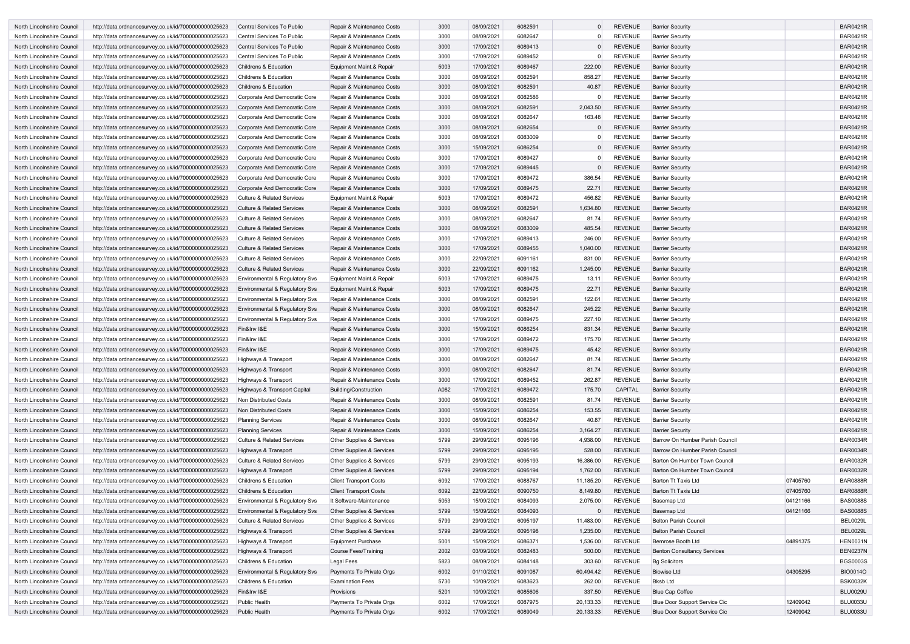| | | | | | | | | | | | |
|---|---|---|---|---|---|---|---|---|---|---|---|
| North Lincolnshire Council | http://data.ordnancesurvey.co.uk/id/7000000000025623 | Central Services To Public | Repair & Maintenance Costs | 3000 | 08/09/2021 | 6082591 | 0 | REVENUE | Barrier Security | | BAR0421R |
| North Lincolnshire Council | http://data.ordnancesurvey.co.uk/id/7000000000025623 | Central Services To Public | Repair & Maintenance Costs | 3000 | 08/09/2021 | 6082647 | 0 | REVENUE | Barrier Security | | BAR0421R |
| North Lincolnshire Council | http://data.ordnancesurvey.co.uk/id/7000000000025623 | Central Services To Public | Repair & Maintenance Costs | 3000 | 17/09/2021 | 6089413 | 0 | REVENUE | Barrier Security | | BAR0421R |
| North Lincolnshire Council | http://data.ordnancesurvey.co.uk/id/7000000000025623 | Central Services To Public | Repair & Maintenance Costs | 3000 | 17/09/2021 | 6089452 | 0 | REVENUE | Barrier Security | | BAR0421R |
| North Lincolnshire Council | http://data.ordnancesurvey.co.uk/id/7000000000025623 | Childrens & Education | Equipment Maint.& Repair | 5003 | 17/09/2021 | 6089467 | 222.00 | REVENUE | Barrier Security | | BAR0421R |
| North Lincolnshire Council | http://data.ordnancesurvey.co.uk/id/7000000000025623 | Childrens & Education | Repair & Maintenance Costs | 3000 | 08/09/2021 | 6082591 | 858.27 | REVENUE | Barrier Security | | BAR0421R |
| North Lincolnshire Council | http://data.ordnancesurvey.co.uk/id/7000000000025623 | Childrens & Education | Repair & Maintenance Costs | 3000 | 08/09/2021 | 6082591 | 40.87 | REVENUE | Barrier Security | | BAR0421R |
| North Lincolnshire Council | http://data.ordnancesurvey.co.uk/id/7000000000025623 | Corporate And Democratic Core | Repair & Maintenance Costs | 3000 | 08/09/2021 | 6082586 | 0 | REVENUE | Barrier Security | | BAR0421R |
| North Lincolnshire Council | http://data.ordnancesurvey.co.uk/id/7000000000025623 | Corporate And Democratic Core | Repair & Maintenance Costs | 3000 | 08/09/2021 | 6082591 | 2,043.50 | REVENUE | Barrier Security | | BAR0421R |
| North Lincolnshire Council | http://data.ordnancesurvey.co.uk/id/7000000000025623 | Corporate And Democratic Core | Repair & Maintenance Costs | 3000 | 08/09/2021 | 6082647 | 163.48 | REVENUE | Barrier Security | | BAR0421R |
| North Lincolnshire Council | http://data.ordnancesurvey.co.uk/id/7000000000025623 | Corporate And Democratic Core | Repair & Maintenance Costs | 3000 | 08/09/2021 | 6082654 | 0 | REVENUE | Barrier Security | | BAR0421R |
| North Lincolnshire Council | http://data.ordnancesurvey.co.uk/id/7000000000025623 | Corporate And Democratic Core | Repair & Maintenance Costs | 3000 | 08/09/2021 | 6083009 | 0 | REVENUE | Barrier Security | | BAR0421R |
| North Lincolnshire Council | http://data.ordnancesurvey.co.uk/id/7000000000025623 | Corporate And Democratic Core | Repair & Maintenance Costs | 3000 | 15/09/2021 | 6086254 | 0 | REVENUE | Barrier Security | | BAR0421R |
| North Lincolnshire Council | http://data.ordnancesurvey.co.uk/id/7000000000025623 | Corporate And Democratic Core | Repair & Maintenance Costs | 3000 | 17/09/2021 | 6089427 | 0 | REVENUE | Barrier Security | | BAR0421R |
| North Lincolnshire Council | http://data.ordnancesurvey.co.uk/id/7000000000025623 | Corporate And Democratic Core | Repair & Maintenance Costs | 3000 | 17/09/2021 | 6089445 | 0 | REVENUE | Barrier Security | | BAR0421R |
| North Lincolnshire Council | http://data.ordnancesurvey.co.uk/id/7000000000025623 | Corporate And Democratic Core | Repair & Maintenance Costs | 3000 | 17/09/2021 | 6089472 | 386.54 | REVENUE | Barrier Security | | BAR0421R |
| North Lincolnshire Council | http://data.ordnancesurvey.co.uk/id/7000000000025623 | Corporate And Democratic Core | Repair & Maintenance Costs | 3000 | 17/09/2021 | 6089475 | 22.71 | REVENUE | Barrier Security | | BAR0421R |
| North Lincolnshire Council | http://data.ordnancesurvey.co.uk/id/7000000000025623 | Culture & Related Services | Equipment Maint.& Repair | 5003 | 17/09/2021 | 6089472 | 456.82 | REVENUE | Barrier Security | | BAR0421R |
| North Lincolnshire Council | http://data.ordnancesurvey.co.uk/id/7000000000025623 | Culture & Related Services | Repair & Maintenance Costs | 3000 | 08/09/2021 | 6082591 | 1,634.80 | REVENUE | Barrier Security | | BAR0421R |
| North Lincolnshire Council | http://data.ordnancesurvey.co.uk/id/7000000000025623 | Culture & Related Services | Repair & Maintenance Costs | 3000 | 08/09/2021 | 6082647 | 81.74 | REVENUE | Barrier Security | | BAR0421R |
| North Lincolnshire Council | http://data.ordnancesurvey.co.uk/id/7000000000025623 | Culture & Related Services | Repair & Maintenance Costs | 3000 | 08/09/2021 | 6083009 | 485.54 | REVENUE | Barrier Security | | BAR0421R |
| North Lincolnshire Council | http://data.ordnancesurvey.co.uk/id/7000000000025623 | Culture & Related Services | Repair & Maintenance Costs | 3000 | 17/09/2021 | 6089413 | 246.00 | REVENUE | Barrier Security | | BAR0421R |
| North Lincolnshire Council | http://data.ordnancesurvey.co.uk/id/7000000000025623 | Culture & Related Services | Repair & Maintenance Costs | 3000 | 17/09/2021 | 6089455 | 1,040.00 | REVENUE | Barrier Security | | BAR0421R |
| North Lincolnshire Council | http://data.ordnancesurvey.co.uk/id/7000000000025623 | Culture & Related Services | Repair & Maintenance Costs | 3000 | 22/09/2021 | 6091161 | 831.00 | REVENUE | Barrier Security | | BAR0421R |
| North Lincolnshire Council | http://data.ordnancesurvey.co.uk/id/7000000000025623 | Culture & Related Services | Repair & Maintenance Costs | 3000 | 22/09/2021 | 6091162 | 1,245.00 | REVENUE | Barrier Security | | BAR0421R |
| North Lincolnshire Council | http://data.ordnancesurvey.co.uk/id/7000000000025623 | Environmental & Regulatory Svs | Equipment Maint.& Repair | 5003 | 17/09/2021 | 6089475 | 13.11 | REVENUE | Barrier Security | | BAR0421R |
| North Lincolnshire Council | http://data.ordnancesurvey.co.uk/id/7000000000025623 | Environmental & Regulatory Svs | Equipment Maint.& Repair | 5003 | 17/09/2021 | 6089475 | 22.71 | REVENUE | Barrier Security | | BAR0421R |
| North Lincolnshire Council | http://data.ordnancesurvey.co.uk/id/7000000000025623 | Environmental & Regulatory Svs | Repair & Maintenance Costs | 3000 | 08/09/2021 | 6082591 | 122.61 | REVENUE | Barrier Security | | BAR0421R |
| North Lincolnshire Council | http://data.ordnancesurvey.co.uk/id/7000000000025623 | Environmental & Regulatory Svs | Repair & Maintenance Costs | 3000 | 08/09/2021 | 6082647 | 245.22 | REVENUE | Barrier Security | | BAR0421R |
| North Lincolnshire Council | http://data.ordnancesurvey.co.uk/id/7000000000025623 | Environmental & Regulatory Svs | Repair & Maintenance Costs | 3000 | 17/09/2021 | 6089475 | 227.10 | REVENUE | Barrier Security | | BAR0421R |
| North Lincolnshire Council | http://data.ordnancesurvey.co.uk/id/7000000000025623 | Fin&Inv I&E | Repair & Maintenance Costs | 3000 | 15/09/2021 | 6086254 | 831.34 | REVENUE | Barrier Security | | BAR0421R |
| North Lincolnshire Council | http://data.ordnancesurvey.co.uk/id/7000000000025623 | Fin&Inv I&E | Repair & Maintenance Costs | 3000 | 17/09/2021 | 6089472 | 175.70 | REVENUE | Barrier Security | | BAR0421R |
| North Lincolnshire Council | http://data.ordnancesurvey.co.uk/id/7000000000025623 | Fin&Inv I&E | Repair & Maintenance Costs | 3000 | 17/09/2021 | 6089475 | 45.42 | REVENUE | Barrier Security | | BAR0421R |
| North Lincolnshire Council | http://data.ordnancesurvey.co.uk/id/7000000000025623 | Highways & Transport | Repair & Maintenance Costs | 3000 | 08/09/2021 | 6082647 | 81.74 | REVENUE | Barrier Security | | BAR0421R |
| North Lincolnshire Council | http://data.ordnancesurvey.co.uk/id/7000000000025623 | Highways & Transport | Repair & Maintenance Costs | 3000 | 08/09/2021 | 6082647 | 81.74 | REVENUE | Barrier Security | | BAR0421R |
| North Lincolnshire Council | http://data.ordnancesurvey.co.uk/id/7000000000025623 | Highways & Transport | Repair & Maintenance Costs | 3000 | 17/09/2021 | 6089452 | 262.87 | REVENUE | Barrier Security | | BAR0421R |
| North Lincolnshire Council | http://data.ordnancesurvey.co.uk/id/7000000000025623 | Highways & Transport Capital | Building/Construction | A082 | 17/09/2021 | 6089472 | 175.70 | CAPITAL | Barrier Security | | BAR0421R |
| North Lincolnshire Council | http://data.ordnancesurvey.co.uk/id/7000000000025623 | Non Distributed Costs | Repair & Maintenance Costs | 3000 | 08/09/2021 | 6082591 | 81.74 | REVENUE | Barrier Security | | BAR0421R |
| North Lincolnshire Council | http://data.ordnancesurvey.co.uk/id/7000000000025623 | Non Distributed Costs | Repair & Maintenance Costs | 3000 | 15/09/2021 | 6086254 | 153.55 | REVENUE | Barrier Security | | BAR0421R |
| North Lincolnshire Council | http://data.ordnancesurvey.co.uk/id/7000000000025623 | Planning Services | Repair & Maintenance Costs | 3000 | 08/09/2021 | 6082647 | 40.87 | REVENUE | Barrier Security | | BAR0421R |
| North Lincolnshire Council | http://data.ordnancesurvey.co.uk/id/7000000000025623 | Planning Services | Repair & Maintenance Costs | 3000 | 15/09/2021 | 6086254 | 3,164.27 | REVENUE | Barrier Security | | BAR0421R |
| North Lincolnshire Council | http://data.ordnancesurvey.co.uk/id/7000000000025623 | Culture & Related Services | Other Supplies & Services | 5799 | 29/09/2021 | 6095196 | 4,938.00 | REVENUE | Barrow On Humber Parish Council | | BAR0034R |
| North Lincolnshire Council | http://data.ordnancesurvey.co.uk/id/7000000000025623 | Highways & Transport | Other Supplies & Services | 5799 | 29/09/2021 | 6095195 | 528.00 | REVENUE | Barrow On Humber Parish Council | | BAR0034R |
| North Lincolnshire Council | http://data.ordnancesurvey.co.uk/id/7000000000025623 | Culture & Related Services | Other Supplies & Services | 5799 | 29/09/2021 | 6095193 | 16,386.00 | REVENUE | Barton On Humber Town Council | | BAR0032R |
| North Lincolnshire Council | http://data.ordnancesurvey.co.uk/id/7000000000025623 | Highways & Transport | Other Supplies & Services | 5799 | 29/09/2021 | 6095194 | 1,762.00 | REVENUE | Barton On Humber Town Council | | BAR0032R |
| North Lincolnshire Council | http://data.ordnancesurvey.co.uk/id/7000000000025623 | Childrens & Education | Client Transport Costs | 6092 | 17/09/2021 | 6088767 | 11,185.20 | REVENUE | Barton Tt Taxis Ltd | 07405760 | BAR0888R |
| North Lincolnshire Council | http://data.ordnancesurvey.co.uk/id/7000000000025623 | Childrens & Education | Client Transport Costs | 6092 | 22/09/2021 | 6090750 | 8,149.80 | REVENUE | Barton Tt Taxis Ltd | 07405760 | BAR0888R |
| North Lincolnshire Council | http://data.ordnancesurvey.co.uk/id/7000000000025623 | Environmental & Regulatory Svs | It Software-Maintenance | 5053 | 15/09/2021 | 6084093 | 2,075.00 | REVENUE | Basemap Ltd | 04121166 | BAS0088S |
| North Lincolnshire Council | http://data.ordnancesurvey.co.uk/id/7000000000025623 | Environmental & Regulatory Svs | Other Supplies & Services | 5799 | 15/09/2021 | 6084093 | 0 | REVENUE | Basemap Ltd | 04121166 | BAS0088S |
| North Lincolnshire Council | http://data.ordnancesurvey.co.uk/id/7000000000025623 | Culture & Related Services | Other Supplies & Services | 5799 | 29/09/2021 | 6095197 | 11,483.00 | REVENUE | Belton Parish Council | | BEL0029L |
| North Lincolnshire Council | http://data.ordnancesurvey.co.uk/id/7000000000025623 | Highways & Transport | Other Supplies & Services | 5799 | 29/09/2021 | 6095198 | 1,235.00 | REVENUE | Belton Parish Council | | BEL0029L |
| North Lincolnshire Council | http://data.ordnancesurvey.co.uk/id/7000000000025623 | Highways & Transport | Equipment Purchase | 5001 | 15/09/2021 | 6086371 | 1,536.00 | REVENUE | Bemrose Booth Ltd | 04891375 | HEN0031N |
| North Lincolnshire Council | http://data.ordnancesurvey.co.uk/id/7000000000025623 | Highways & Transport | Course Fees/Training | 2002 | 03/09/2021 | 6082483 | 500.00 | REVENUE | Benton Consultancy Services | | BEN0237N |
| North Lincolnshire Council | http://data.ordnancesurvey.co.uk/id/7000000000025623 | Childrens & Education | Legal Fees | 5823 | 08/09/2021 | 6084148 | 303.60 | REVENUE | Bg Solicitors | | BGS0003S |
| North Lincolnshire Council | http://data.ordnancesurvey.co.uk/id/7000000000025623 | Environmental & Regulatory Svs | Payments To Private Orgs | 6002 | 01/10/2021 | 6091087 | 60,494.42 | REVENUE | Biowise Ltd | 04305295 | BIO0014O |
| North Lincolnshire Council | http://data.ordnancesurvey.co.uk/id/7000000000025623 | Childrens & Education | Examination Fees | 5730 | 10/09/2021 | 6083623 | 262.00 | REVENUE | Bksb Ltd | | BSK0032K |
| North Lincolnshire Council | http://data.ordnancesurvey.co.uk/id/7000000000025623 | Fin&Inv I&E | Provisions | 5201 | 10/09/2021 | 6085606 | 337.50 | REVENUE | Blue Cap Coffee | | BLU0029U |
| North Lincolnshire Council | http://data.ordnancesurvey.co.uk/id/7000000000025623 | Public Health | Payments To Private Orgs | 6002 | 17/09/2021 | 6087975 | 20,133.33 | REVENUE | Blue Door Support Service Cic | 12409042 | BLU0033U |
| North Lincolnshire Council | http://data.ordnancesurvey.co.uk/id/7000000000025623 | Public Health | Payments To Private Orgs | 6002 | 17/09/2021 | 6089049 | 20,133.33 | REVENUE | Blue Door Support Service Cic | 12409042 | BLU0033U |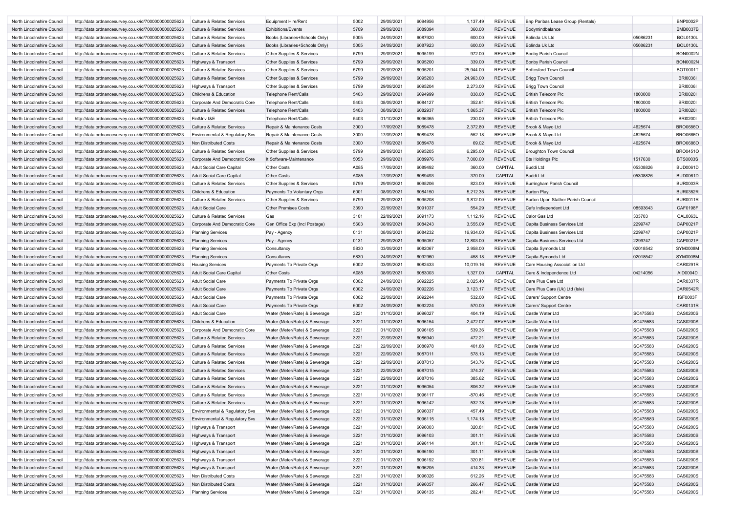| North Lincolnshire Council | http://data.ordnancesurvey.co.uk/id/7000000000025623 | Culture & Related Services | Equipment Hire/Rent | 5002 | 29/09/2021 | 6094956 | 1,137.49 | REVENUE | Bnp Paribas Lease Group (Rentals) | | BNP0002P |
|---|---|---|---|---|---|---|---|---|---|---|---|
| North Lincolnshire Council | http://data.ordnancesurvey.co.uk/id/7000000000025623 | Culture & Related Services | Exhibitions/Events | 5709 | 29/09/2021 | 6089394 | 360.00 | REVENUE | Bodymindbalance | | BMB0037B |
| North Lincolnshire Council | http://data.ordnancesurvey.co.uk/id/7000000000025623 | Culture & Related Services | Books (Libraries+Schools Only) | 5005 | 24/09/2021 | 6087920 | 600.00 | REVENUE | Bolinda Uk Ltd | 05086231 | BOL0130L |
| North Lincolnshire Council | http://data.ordnancesurvey.co.uk/id/7000000000025623 | Culture & Related Services | Books (Libraries+Schools Only) | 5005 | 24/09/2021 | 6087923 | 600.00 | REVENUE | Bolinda Uk Ltd | 05086231 | BOL0130L |
| North Lincolnshire Council | http://data.ordnancesurvey.co.uk/id/7000000000025623 | Culture & Related Services | Other Supplies & Services | 5799 | 29/09/2021 | 6095199 | 972.00 | REVENUE | Bonby Parish Council | | BON0002N |
| North Lincolnshire Council | http://data.ordnancesurvey.co.uk/id/7000000000025623 | Highways & Transport | Other Supplies & Services | 5799 | 29/09/2021 | 6095200 | 339.00 | REVENUE | Bonby Parish Council | | BON0002N |
| North Lincolnshire Council | http://data.ordnancesurvey.co.uk/id/7000000000025623 | Culture & Related Services | Other Supplies & Services | 5799 | 29/09/2021 | 6095201 | 25,944.00 | REVENUE | Bottesford Town Council | | BOT0001T |
| North Lincolnshire Council | http://data.ordnancesurvey.co.uk/id/7000000000025623 | Culture & Related Services | Other Supplies & Services | 5799 | 29/09/2021 | 6095203 | 24,963.00 | REVENUE | Brigg Town Council | | BRI0036I |
| North Lincolnshire Council | http://data.ordnancesurvey.co.uk/id/7000000000025623 | Highways & Transport | Other Supplies & Services | 5799 | 29/09/2021 | 6095204 | 2,273.00 | REVENUE | Brigg Town Council | | BRI0036I |
| North Lincolnshire Council | http://data.ordnancesurvey.co.uk/id/7000000000025623 | Childrens & Education | Telephone Rent/Calls | 5403 | 29/09/2021 | 6094999 | 838.00 | REVENUE | British Telecom Plc | 1800000 | BRI0020I |
| North Lincolnshire Council | http://data.ordnancesurvey.co.uk/id/7000000000025623 | Corporate And Democratic Core | Telephone Rent/Calls | 5403 | 08/09/2021 | 6084127 | 352.61 | REVENUE | British Telecom Plc | 1800000 | BRI0020I |
| North Lincolnshire Council | http://data.ordnancesurvey.co.uk/id/7000000000025623 | Culture & Related Services | Telephone Rent/Calls | 5403 | 08/09/2021 | 6082937 | 1,865.37 | REVENUE | British Telecom Plc | 1800000 | BRI0020I |
| North Lincolnshire Council | http://data.ordnancesurvey.co.uk/id/7000000000025623 | Fin&Inv I&E | Telephone Rent/Calls | 5403 | 01/10/2021 | 6096365 | 230.00 | REVENUE | British Telecom Plc | | BRI0200I |
| North Lincolnshire Council | http://data.ordnancesurvey.co.uk/id/7000000000025623 | Culture & Related Services | Repair & Maintenance Costs | 3000 | 17/09/2021 | 6089478 | 2,372.80 | REVENUE | Brook & Mayo Ltd | 4625674 | BRO0686O |
| North Lincolnshire Council | http://data.ordnancesurvey.co.uk/id/7000000000025623 | Environmental & Regulatory Svs | Repair & Maintenance Costs | 3000 | 17/09/2021 | 6089478 | 552.18 | REVENUE | Brook & Mayo Ltd | 4625674 | BRO0686O |
| North Lincolnshire Council | http://data.ordnancesurvey.co.uk/id/7000000000025623 | Non Distributed Costs | Repair & Maintenance Costs | 3000 | 17/09/2021 | 6089478 | 69.02 | REVENUE | Brook & Mayo Ltd | 4625674 | BRO0686O |
| North Lincolnshire Council | http://data.ordnancesurvey.co.uk/id/7000000000025623 | Culture & Related Services | Other Supplies & Services | 5799 | 29/09/2021 | 6095205 | 6,295.00 | REVENUE | Broughton Town Council | | BRO0451O |
| North Lincolnshire Council | http://data.ordnancesurvey.co.uk/id/7000000000025623 | Corporate And Democratic Core | It Software-Maintenance | 5053 | 29/09/2021 | 6089976 | 7,000.00 | REVENUE | Bts Holdings Plc | 1517630 | BTS0003S |
| North Lincolnshire Council | http://data.ordnancesurvey.co.uk/id/7000000000025623 | Adult Social Care Capital | Other Costs | A085 | 17/09/2021 | 6089492 | 360.00 | CAPITAL | Buddi Ltd | 05308826 | BUD0061D |
| North Lincolnshire Council | http://data.ordnancesurvey.co.uk/id/7000000000025623 | Adult Social Care Capital | Other Costs | A085 | 17/09/2021 | 6089493 | 370.00 | CAPITAL | Buddi Ltd | 05308826 | BUD0061D |
| North Lincolnshire Council | http://data.ordnancesurvey.co.uk/id/7000000000025623 | Culture & Related Services | Other Supplies & Services | 5799 | 29/09/2021 | 6095206 | 823.00 | REVENUE | Burringham Parish Council | | BUR0003R |
| North Lincolnshire Council | http://data.ordnancesurvey.co.uk/id/7000000000025623 | Childrens & Education | Payments To Voluntary Orgs | 6001 | 08/09/2021 | 6084150 | 5,212.35 | REVENUE | Burton Play | | BUR0352R |
| North Lincolnshire Council | http://data.ordnancesurvey.co.uk/id/7000000000025623 | Culture & Related Services | Other Supplies & Services | 5799 | 29/09/2021 | 6095208 | 9,812.00 | REVENUE | Burton Upon Stather Parish Council | | BUR0011R |
| North Lincolnshire Council | http://data.ordnancesurvey.co.uk/id/7000000000025623 | Adult Social Care | Other Premises Costs | 3390 | 22/09/2021 | 6091037 | 554.29 | REVENUE | Cafe Indiependent Ltd | 08593643 | CAF0198F |
| North Lincolnshire Council | http://data.ordnancesurvey.co.uk/id/7000000000025623 | Culture & Related Services | Gas | 3101 | 22/09/2021 | 6091173 | 1,112.16 | REVENUE | Calor Gas Ltd | 303703 | CAL0063L |
| North Lincolnshire Council | http://data.ordnancesurvey.co.uk/id/7000000000025623 | Corporate And Democratic Core | Gen Office Exp (Incl Postage) | 5603 | 08/09/2021 | 6084243 | 3,555.09 | REVENUE | Capita Business Services Ltd | 2299747 | CAP0021P |
| North Lincolnshire Council | http://data.ordnancesurvey.co.uk/id/7000000000025623 | Planning Services | Pay - Agency | 0131 | 08/09/2021 | 6084232 | 16,934.00 | REVENUE | Capita Business Services Ltd | 2299747 | CAP0021P |
| North Lincolnshire Council | http://data.ordnancesurvey.co.uk/id/7000000000025623 | Planning Services | Pay - Agency | 0131 | 29/09/2021 | 6095057 | 12,803.00 | REVENUE | Capita Business Services Ltd | 2299747 | CAP0021P |
| North Lincolnshire Council | http://data.ordnancesurvey.co.uk/id/7000000000025623 | Planning Services | Consultancy | 5830 | 03/09/2021 | 6082067 | 2,958.00 | REVENUE | Capita Symonds Ltd | 02018542 | SYM0008M |
| North Lincolnshire Council | http://data.ordnancesurvey.co.uk/id/7000000000025623 | Planning Services | Consultancy | 5830 | 24/09/2021 | 6092960 | 458.18 | REVENUE | Capita Symonds Ltd | 02018542 | SYM0008M |
| North Lincolnshire Council | http://data.ordnancesurvey.co.uk/id/7000000000025623 | Housing Services | Payments To Private Orgs | 6002 | 03/09/2021 | 6082433 | 10,019.16 | REVENUE | Care Housing Associatiion Ltd | | CAR0291R |
| North Lincolnshire Council | http://data.ordnancesurvey.co.uk/id/7000000000025623 | Adult Social Care Capital | Other Costs | A085 | 08/09/2021 | 6083003 | 1,327.00 | CAPITAL | Care & Independence Ltd | 04214056 | AID0004D |
| North Lincolnshire Council | http://data.ordnancesurvey.co.uk/id/7000000000025623 | Adult Social Care | Payments To Private Orgs | 6002 | 24/09/2021 | 6092225 | 2,025.40 | REVENUE | Care Plus Care Ltd | | CAR0337R |
| North Lincolnshire Council | http://data.ordnancesurvey.co.uk/id/7000000000025623 | Adult Social Care | Payments To Private Orgs | 6002 | 24/09/2021 | 6092226 | 3,123.17 | REVENUE | Care Plus Care (Uk) Ltd (Isle) | | CAR0542R |
| North Lincolnshire Council | http://data.ordnancesurvey.co.uk/id/7000000000025623 | Adult Social Care | Payments To Private Orgs | 6002 | 22/09/2021 | 6092244 | 532.00 | REVENUE | Carers' Support Centre | | ISF0003F |
| North Lincolnshire Council | http://data.ordnancesurvey.co.uk/id/7000000000025623 | Adult Social Care | Payments To Private Orgs | 6002 | 24/09/2021 | 6092224 | 570.00 | REVENUE | Carers' Support Centre | | CAR0131R |
| North Lincolnshire Council | http://data.ordnancesurvey.co.uk/id/7000000000025623 | Adult Social Care | Water (Meter/Rate) & Sewerage | 3221 | 01/10/2021 | 6096027 | 404.19 | REVENUE | Castle Water Ltd | SC475583 | CAS0200S |
| North Lincolnshire Council | http://data.ordnancesurvey.co.uk/id/7000000000025623 | Childrens & Education | Water (Meter/Rate) & Sewerage | 3221 | 01/10/2021 | 6096154 | -2,472.07 | REVENUE | Castle Water Ltd | SC475583 | CAS0200S |
| North Lincolnshire Council | http://data.ordnancesurvey.co.uk/id/7000000000025623 | Corporate And Democratic Core | Water (Meter/Rate) & Sewerage | 3221 | 01/10/2021 | 6096105 | 539.36 | REVENUE | Castle Water Ltd | SC475583 | CAS0200S |
| North Lincolnshire Council | http://data.ordnancesurvey.co.uk/id/7000000000025623 | Culture & Related Services | Water (Meter/Rate) & Sewerage | 3221 | 22/09/2021 | 6086940 | 472.21 | REVENUE | Castle Water Ltd | SC475583 | CAS0200S |
| North Lincolnshire Council | http://data.ordnancesurvey.co.uk/id/7000000000025623 | Culture & Related Services | Water (Meter/Rate) & Sewerage | 3221 | 22/09/2021 | 6086978 | 401.88 | REVENUE | Castle Water Ltd | SC475583 | CAS0200S |
| North Lincolnshire Council | http://data.ordnancesurvey.co.uk/id/7000000000025623 | Culture & Related Services | Water (Meter/Rate) & Sewerage | 3221 | 22/09/2021 | 6087011 | 578.13 | REVENUE | Castle Water Ltd | SC475583 | CAS0200S |
| North Lincolnshire Council | http://data.ordnancesurvey.co.uk/id/7000000000025623 | Culture & Related Services | Water (Meter/Rate) & Sewerage | 3221 | 22/09/2021 | 6087013 | 543.76 | REVENUE | Castle Water Ltd | SC475583 | CAS0200S |
| North Lincolnshire Council | http://data.ordnancesurvey.co.uk/id/7000000000025623 | Culture & Related Services | Water (Meter/Rate) & Sewerage | 3221 | 22/09/2021 | 6087015 | 374.37 | REVENUE | Castle Water Ltd | SC475583 | CAS0200S |
| North Lincolnshire Council | http://data.ordnancesurvey.co.uk/id/7000000000025623 | Culture & Related Services | Water (Meter/Rate) & Sewerage | 3221 | 22/09/2021 | 6087016 | 385.62 | REVENUE | Castle Water Ltd | SC475583 | CAS0200S |
| North Lincolnshire Council | http://data.ordnancesurvey.co.uk/id/7000000000025623 | Culture & Related Services | Water (Meter/Rate) & Sewerage | 3221 | 01/10/2021 | 6096054 | 806.32 | REVENUE | Castle Water Ltd | SC475583 | CAS0200S |
| North Lincolnshire Council | http://data.ordnancesurvey.co.uk/id/7000000000025623 | Culture & Related Services | Water (Meter/Rate) & Sewerage | 3221 | 01/10/2021 | 6096117 | -870.46 | REVENUE | Castle Water Ltd | SC475583 | CAS0200S |
| North Lincolnshire Council | http://data.ordnancesurvey.co.uk/id/7000000000025623 | Culture & Related Services | Water (Meter/Rate) & Sewerage | 3221 | 01/10/2021 | 6096142 | 532.78 | REVENUE | Castle Water Ltd | SC475583 | CAS0200S |
| North Lincolnshire Council | http://data.ordnancesurvey.co.uk/id/7000000000025623 | Environmental & Regulatory Svs | Water (Meter/Rate) & Sewerage | 3221 | 01/10/2021 | 6096037 | 457.49 | REVENUE | Castle Water Ltd | SC475583 | CAS0200S |
| North Lincolnshire Council | http://data.ordnancesurvey.co.uk/id/7000000000025623 | Environmental & Regulatory Svs | Water (Meter/Rate) & Sewerage | 3221 | 01/10/2021 | 6096115 | 1,174.18 | REVENUE | Castle Water Ltd | SC475583 | CAS0200S |
| North Lincolnshire Council | http://data.ordnancesurvey.co.uk/id/7000000000025623 | Highways & Transport | Water (Meter/Rate) & Sewerage | 3221 | 01/10/2021 | 6096003 | 320.81 | REVENUE | Castle Water Ltd | SC475583 | CAS0200S |
| North Lincolnshire Council | http://data.ordnancesurvey.co.uk/id/7000000000025623 | Highways & Transport | Water (Meter/Rate) & Sewerage | 3221 | 01/10/2021 | 6096103 | 301.11 | REVENUE | Castle Water Ltd | SC475583 | CAS0200S |
| North Lincolnshire Council | http://data.ordnancesurvey.co.uk/id/7000000000025623 | Highways & Transport | Water (Meter/Rate) & Sewerage | 3221 | 01/10/2021 | 6096114 | 301.11 | REVENUE | Castle Water Ltd | SC475583 | CAS0200S |
| North Lincolnshire Council | http://data.ordnancesurvey.co.uk/id/7000000000025623 | Highways & Transport | Water (Meter/Rate) & Sewerage | 3221 | 01/10/2021 | 6096190 | 301.11 | REVENUE | Castle Water Ltd | SC475583 | CAS0200S |
| North Lincolnshire Council | http://data.ordnancesurvey.co.uk/id/7000000000025623 | Highways & Transport | Water (Meter/Rate) & Sewerage | 3221 | 01/10/2021 | 6096192 | 320.81 | REVENUE | Castle Water Ltd | SC475583 | CAS0200S |
| North Lincolnshire Council | http://data.ordnancesurvey.co.uk/id/7000000000025623 | Highways & Transport | Water (Meter/Rate) & Sewerage | 3221 | 01/10/2021 | 6096205 | 414.33 | REVENUE | Castle Water Ltd | SC475583 | CAS0200S |
| North Lincolnshire Council | http://data.ordnancesurvey.co.uk/id/7000000000025623 | Non Distributed Costs | Water (Meter/Rate) & Sewerage | 3221 | 01/10/2021 | 6096026 | 612.26 | REVENUE | Castle Water Ltd | SC475583 | CAS0200S |
| North Lincolnshire Council | http://data.ordnancesurvey.co.uk/id/7000000000025623 | Non Distributed Costs | Water (Meter/Rate) & Sewerage | 3221 | 01/10/2021 | 6096057 | 266.47 | REVENUE | Castle Water Ltd | SC475583 | CAS0200S |
| North Lincolnshire Council | http://data.ordnancesurvey.co.uk/id/7000000000025623 | Planning Services | Water (Meter/Rate) & Sewerage | 3221 | 01/10/2021 | 6096135 | 282.41 | REVENUE | Castle Water Ltd | SC475583 | CAS0200S |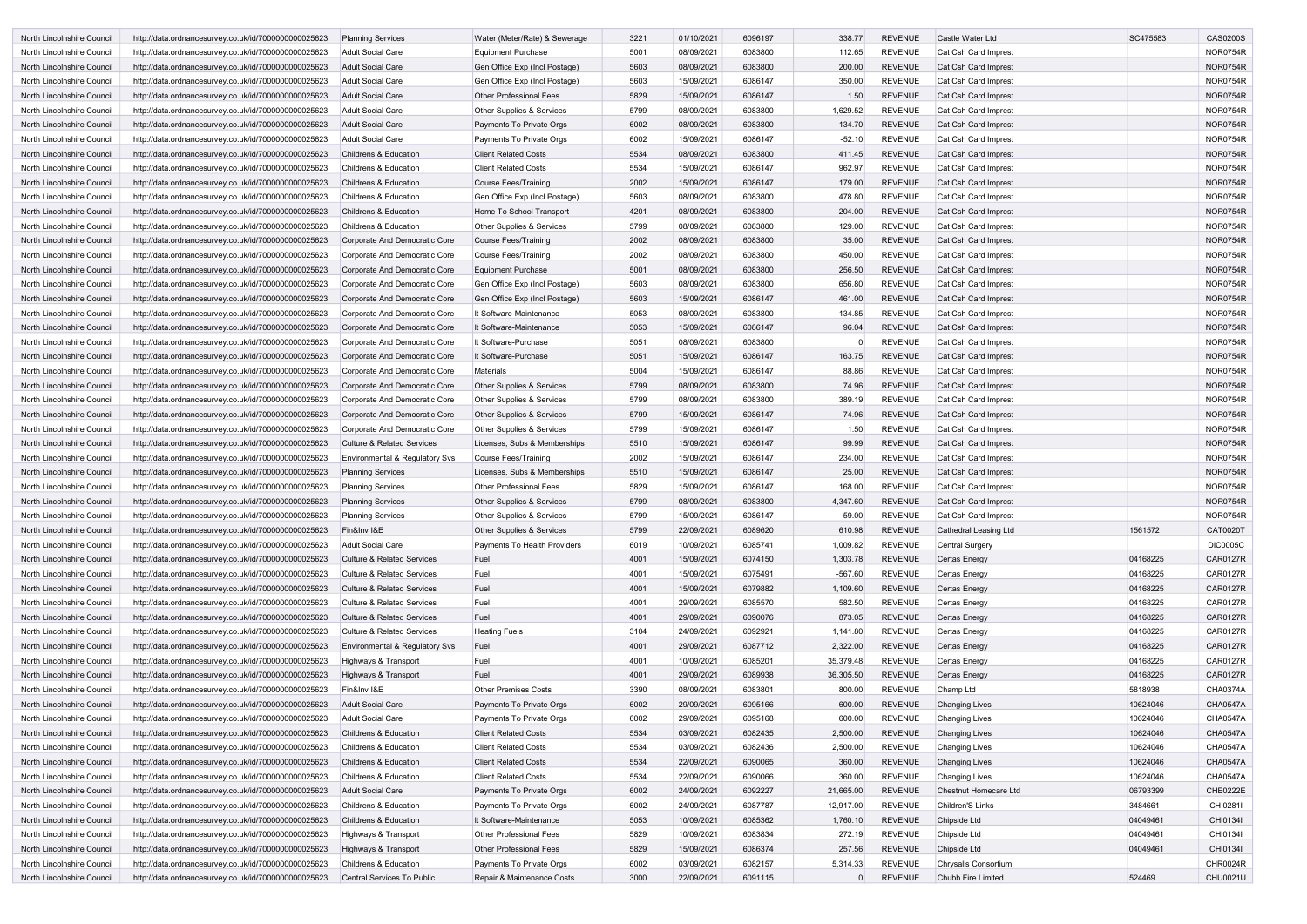| North Lincolnshire Council | http://data.ordnancesurvey.co.uk/id/7000000000025623 | Planning Services | Water (Meter/Rate) & Sewerage | 3221 | 01/10/2021 | 6096197 | 338.77 | REVENUE | Castle Water Ltd | SC475583 | CAS0200S |
|---|---|---|---|---|---|---|---|---|---|---|---|
| North Lincolnshire Council | http://data.ordnancesurvey.co.uk/id/7000000000025623 | Adult Social Care | Equipment Purchase | 5001 | 08/09/2021 | 6083800 | 112.65 | REVENUE | Cat Csh Card Imprest | | NOR0754R |
| North Lincolnshire Council | http://data.ordnancesurvey.co.uk/id/7000000000025623 | Adult Social Care | Gen Office Exp (Incl Postage) | 5603 | 08/09/2021 | 6083800 | 200.00 | REVENUE | Cat Csh Card Imprest | | NOR0754R |
| North Lincolnshire Council | http://data.ordnancesurvey.co.uk/id/7000000000025623 | Adult Social Care | Gen Office Exp (Incl Postage) | 5603 | 15/09/2021 | 6086147 | 350.00 | REVENUE | Cat Csh Card Imprest | | NOR0754R |
| North Lincolnshire Council | http://data.ordnancesurvey.co.uk/id/7000000000025623 | Adult Social Care | Other Professional Fees | 5829 | 15/09/2021 | 6086147 | 1.50 | REVENUE | Cat Csh Card Imprest | | NOR0754R |
| North Lincolnshire Council | http://data.ordnancesurvey.co.uk/id/7000000000025623 | Adult Social Care | Other Supplies & Services | 5799 | 08/09/2021 | 6083800 | 1,629.52 | REVENUE | Cat Csh Card Imprest | | NOR0754R |
| North Lincolnshire Council | http://data.ordnancesurvey.co.uk/id/7000000000025623 | Adult Social Care | Payments To Private Orgs | 6002 | 08/09/2021 | 6083800 | 134.70 | REVENUE | Cat Csh Card Imprest | | NOR0754R |
| North Lincolnshire Council | http://data.ordnancesurvey.co.uk/id/7000000000025623 | Adult Social Care | Payments To Private Orgs | 6002 | 15/09/2021 | 6086147 | -52.10 | REVENUE | Cat Csh Card Imprest | | NOR0754R |
| North Lincolnshire Council | http://data.ordnancesurvey.co.uk/id/7000000000025623 | Childrens & Education | Client Related Costs | 5534 | 08/09/2021 | 6083800 | 411.45 | REVENUE | Cat Csh Card Imprest | | NOR0754R |
| North Lincolnshire Council | http://data.ordnancesurvey.co.uk/id/7000000000025623 | Childrens & Education | Client Related Costs | 5534 | 15/09/2021 | 6086147 | 962.97 | REVENUE | Cat Csh Card Imprest | | NOR0754R |
| North Lincolnshire Council | http://data.ordnancesurvey.co.uk/id/7000000000025623 | Childrens & Education | Course Fees/Training | 2002 | 15/09/2021 | 6086147 | 179.00 | REVENUE | Cat Csh Card Imprest | | NOR0754R |
| North Lincolnshire Council | http://data.ordnancesurvey.co.uk/id/7000000000025623 | Childrens & Education | Gen Office Exp (Incl Postage) | 5603 | 08/09/2021 | 6083800 | 478.80 | REVENUE | Cat Csh Card Imprest | | NOR0754R |
| North Lincolnshire Council | http://data.ordnancesurvey.co.uk/id/7000000000025623 | Childrens & Education | Home To School Transport | 4201 | 08/09/2021 | 6083800 | 204.00 | REVENUE | Cat Csh Card Imprest | | NOR0754R |
| North Lincolnshire Council | http://data.ordnancesurvey.co.uk/id/7000000000025623 | Childrens & Education | Other Supplies & Services | 5799 | 08/09/2021 | 6083800 | 129.00 | REVENUE | Cat Csh Card Imprest | | NOR0754R |
| North Lincolnshire Council | http://data.ordnancesurvey.co.uk/id/7000000000025623 | Corporate And Democratic Core | Course Fees/Training | 2002 | 08/09/2021 | 6083800 | 35.00 | REVENUE | Cat Csh Card Imprest | | NOR0754R |
| North Lincolnshire Council | http://data.ordnancesurvey.co.uk/id/7000000000025623 | Corporate And Democratic Core | Course Fees/Training | 2002 | 08/09/2021 | 6083800 | 450.00 | REVENUE | Cat Csh Card Imprest | | NOR0754R |
| North Lincolnshire Council | http://data.ordnancesurvey.co.uk/id/7000000000025623 | Corporate And Democratic Core | Equipment Purchase | 5001 | 08/09/2021 | 6083800 | 256.50 | REVENUE | Cat Csh Card Imprest | | NOR0754R |
| North Lincolnshire Council | http://data.ordnancesurvey.co.uk/id/7000000000025623 | Corporate And Democratic Core | Gen Office Exp (Incl Postage) | 5603 | 08/09/2021 | 6083800 | 656.80 | REVENUE | Cat Csh Card Imprest | | NOR0754R |
| North Lincolnshire Council | http://data.ordnancesurvey.co.uk/id/7000000000025623 | Corporate And Democratic Core | Gen Office Exp (Incl Postage) | 5603 | 15/09/2021 | 6086147 | 461.00 | REVENUE | Cat Csh Card Imprest | | NOR0754R |
| North Lincolnshire Council | http://data.ordnancesurvey.co.uk/id/7000000000025623 | Corporate And Democratic Core | It Software-Maintenance | 5053 | 08/09/2021 | 6083800 | 134.85 | REVENUE | Cat Csh Card Imprest | | NOR0754R |
| North Lincolnshire Council | http://data.ordnancesurvey.co.uk/id/7000000000025623 | Corporate And Democratic Core | It Software-Maintenance | 5053 | 15/09/2021 | 6086147 | 96.04 | REVENUE | Cat Csh Card Imprest | | NOR0754R |
| North Lincolnshire Council | http://data.ordnancesurvey.co.uk/id/7000000000025623 | Corporate And Democratic Core | It Software-Purchase | 5051 | 08/09/2021 | 6083800 | 0 | REVENUE | Cat Csh Card Imprest | | NOR0754R |
| North Lincolnshire Council | http://data.ordnancesurvey.co.uk/id/7000000000025623 | Corporate And Democratic Core | It Software-Purchase | 5051 | 15/09/2021 | 6086147 | 163.75 | REVENUE | Cat Csh Card Imprest | | NOR0754R |
| North Lincolnshire Council | http://data.ordnancesurvey.co.uk/id/7000000000025623 | Corporate And Democratic Core | Materials | 5004 | 15/09/2021 | 6086147 | 88.86 | REVENUE | Cat Csh Card Imprest | | NOR0754R |
| North Lincolnshire Council | http://data.ordnancesurvey.co.uk/id/7000000000025623 | Corporate And Democratic Core | Other Supplies & Services | 5799 | 08/09/2021 | 6083800 | 74.96 | REVENUE | Cat Csh Card Imprest | | NOR0754R |
| North Lincolnshire Council | http://data.ordnancesurvey.co.uk/id/7000000000025623 | Corporate And Democratic Core | Other Supplies & Services | 5799 | 08/09/2021 | 6083800 | 389.19 | REVENUE | Cat Csh Card Imprest | | NOR0754R |
| North Lincolnshire Council | http://data.ordnancesurvey.co.uk/id/7000000000025623 | Corporate And Democratic Core | Other Supplies & Services | 5799 | 15/09/2021 | 6086147 | 74.96 | REVENUE | Cat Csh Card Imprest | | NOR0754R |
| North Lincolnshire Council | http://data.ordnancesurvey.co.uk/id/7000000000025623 | Corporate And Democratic Core | Other Supplies & Services | 5799 | 15/09/2021 | 6086147 | 1.50 | REVENUE | Cat Csh Card Imprest | | NOR0754R |
| North Lincolnshire Council | http://data.ordnancesurvey.co.uk/id/7000000000025623 | Culture & Related Services | Licenses, Subs & Memberships | 5510 | 15/09/2021 | 6086147 | 99.99 | REVENUE | Cat Csh Card Imprest | | NOR0754R |
| North Lincolnshire Council | http://data.ordnancesurvey.co.uk/id/7000000000025623 | Environmental & Regulatory Svs | Course Fees/Training | 2002 | 15/09/2021 | 6086147 | 234.00 | REVENUE | Cat Csh Card Imprest | | NOR0754R |
| North Lincolnshire Council | http://data.ordnancesurvey.co.uk/id/7000000000025623 | Planning Services | Licenses, Subs & Memberships | 5510 | 15/09/2021 | 6086147 | 25.00 | REVENUE | Cat Csh Card Imprest | | NOR0754R |
| North Lincolnshire Council | http://data.ordnancesurvey.co.uk/id/7000000000025623 | Planning Services | Other Professional Fees | 5829 | 15/09/2021 | 6086147 | 168.00 | REVENUE | Cat Csh Card Imprest | | NOR0754R |
| North Lincolnshire Council | http://data.ordnancesurvey.co.uk/id/7000000000025623 | Planning Services | Other Supplies & Services | 5799 | 08/09/2021 | 6083800 | 4,347.60 | REVENUE | Cat Csh Card Imprest | | NOR0754R |
| North Lincolnshire Council | http://data.ordnancesurvey.co.uk/id/7000000000025623 | Planning Services | Other Supplies & Services | 5799 | 15/09/2021 | 6086147 | 59.00 | REVENUE | Cat Csh Card Imprest | | NOR0754R |
| North Lincolnshire Council | http://data.ordnancesurvey.co.uk/id/7000000000025623 | Fin&Inv I&E | Other Supplies & Services | 5799 | 22/09/2021 | 6089620 | 610.98 | REVENUE | Cathedral Leasing Ltd | 1561572 | CAT0020T |
| North Lincolnshire Council | http://data.ordnancesurvey.co.uk/id/7000000000025623 | Adult Social Care | Payments To Health Providers | 6019 | 10/09/2021 | 6085741 | 1,009.82 | REVENUE | Central Surgery | | DIC0005C |
| North Lincolnshire Council | http://data.ordnancesurvey.co.uk/id/7000000000025623 | Culture & Related Services | Fuel | 4001 | 15/09/2021 | 6074150 | 1,303.78 | REVENUE | Certas Energy | 04168225 | CAR0127R |
| North Lincolnshire Council | http://data.ordnancesurvey.co.uk/id/7000000000025623 | Culture & Related Services | Fuel | 4001 | 15/09/2021 | 6075491 | -567.60 | REVENUE | Certas Energy | 04168225 | CAR0127R |
| North Lincolnshire Council | http://data.ordnancesurvey.co.uk/id/7000000000025623 | Culture & Related Services | Fuel | 4001 | 15/09/2021 | 6079882 | 1,109.60 | REVENUE | Certas Energy | 04168225 | CAR0127R |
| North Lincolnshire Council | http://data.ordnancesurvey.co.uk/id/7000000000025623 | Culture & Related Services | Fuel | 4001 | 29/09/2021 | 6085570 | 582.50 | REVENUE | Certas Energy | 04168225 | CAR0127R |
| North Lincolnshire Council | http://data.ordnancesurvey.co.uk/id/7000000000025623 | Culture & Related Services | Fuel | 4001 | 29/09/2021 | 6090076 | 873.05 | REVENUE | Certas Energy | 04168225 | CAR0127R |
| North Lincolnshire Council | http://data.ordnancesurvey.co.uk/id/7000000000025623 | Culture & Related Services | Heating Fuels | 3104 | 24/09/2021 | 6092921 | 1,141.80 | REVENUE | Certas Energy | 04168225 | CAR0127R |
| North Lincolnshire Council | http://data.ordnancesurvey.co.uk/id/7000000000025623 | Environmental & Regulatory Svs | Fuel | 4001 | 29/09/2021 | 6087712 | 2,322.00 | REVENUE | Certas Energy | 04168225 | CAR0127R |
| North Lincolnshire Council | http://data.ordnancesurvey.co.uk/id/7000000000025623 | Highways & Transport | Fuel | 4001 | 10/09/2021 | 6085201 | 35,379.48 | REVENUE | Certas Energy | 04168225 | CAR0127R |
| North Lincolnshire Council | http://data.ordnancesurvey.co.uk/id/7000000000025623 | Highways & Transport | Fuel | 4001 | 29/09/2021 | 6089938 | 36,305.50 | REVENUE | Certas Energy | 04168225 | CAR0127R |
| North Lincolnshire Council | http://data.ordnancesurvey.co.uk/id/7000000000025623 | Fin&Inv I&E | Other Premises Costs | 3390 | 08/09/2021 | 6083801 | 800.00 | REVENUE | Champ Ltd | 5818938 | CHA0374A |
| North Lincolnshire Council | http://data.ordnancesurvey.co.uk/id/7000000000025623 | Adult Social Care | Payments To Private Orgs | 6002 | 29/09/2021 | 6095166 | 600.00 | REVENUE | Changing Lives | 10624046 | CHA0547A |
| North Lincolnshire Council | http://data.ordnancesurvey.co.uk/id/7000000000025623 | Adult Social Care | Payments To Private Orgs | 6002 | 29/09/2021 | 6095168 | 600.00 | REVENUE | Changing Lives | 10624046 | CHA0547A |
| North Lincolnshire Council | http://data.ordnancesurvey.co.uk/id/7000000000025623 | Childrens & Education | Client Related Costs | 5534 | 03/09/2021 | 6082435 | 2,500.00 | REVENUE | Changing Lives | 10624046 | CHA0547A |
| North Lincolnshire Council | http://data.ordnancesurvey.co.uk/id/7000000000025623 | Childrens & Education | Client Related Costs | 5534 | 03/09/2021 | 6082436 | 2,500.00 | REVENUE | Changing Lives | 10624046 | CHA0547A |
| North Lincolnshire Council | http://data.ordnancesurvey.co.uk/id/7000000000025623 | Childrens & Education | Client Related Costs | 5534 | 22/09/2021 | 6090065 | 360.00 | REVENUE | Changing Lives | 10624046 | CHA0547A |
| North Lincolnshire Council | http://data.ordnancesurvey.co.uk/id/7000000000025623 | Childrens & Education | Client Related Costs | 5534 | 22/09/2021 | 6090066 | 360.00 | REVENUE | Changing Lives | 10624046 | CHA0547A |
| North Lincolnshire Council | http://data.ordnancesurvey.co.uk/id/7000000000025623 | Adult Social Care | Payments To Private Orgs | 6002 | 24/09/2021 | 6092227 | 21,665.00 | REVENUE | Chestnut Homecare Ltd | 06793399 | CHE0222E |
| North Lincolnshire Council | http://data.ordnancesurvey.co.uk/id/7000000000025623 | Childrens & Education | Payments To Private Orgs | 6002 | 24/09/2021 | 6087787 | 12,917.00 | REVENUE | Children'S Links | 3484661 | CHI0281I |
| North Lincolnshire Council | http://data.ordnancesurvey.co.uk/id/7000000000025623 | Childrens & Education | It Software-Maintenance | 5053 | 10/09/2021 | 6085362 | 1,760.10 | REVENUE | Chipside Ltd | 04049461 | CHI0134I |
| North Lincolnshire Council | http://data.ordnancesurvey.co.uk/id/7000000000025623 | Highways & Transport | Other Professional Fees | 5829 | 10/09/2021 | 6083834 | 272.19 | REVENUE | Chipside Ltd | 04049461 | CHI0134I |
| North Lincolnshire Council | http://data.ordnancesurvey.co.uk/id/7000000000025623 | Highways & Transport | Other Professional Fees | 5829 | 15/09/2021 | 6086374 | 257.56 | REVENUE | Chipside Ltd | 04049461 | CHI0134I |
| North Lincolnshire Council | http://data.ordnancesurvey.co.uk/id/7000000000025623 | Childrens & Education | Payments To Private Orgs | 6002 | 03/09/2021 | 6082157 | 5,314.33 | REVENUE | Chrysalis Consortium | | CHR0024R |
| North Lincolnshire Council | http://data.ordnancesurvey.co.uk/id/7000000000025623 | Central Services To Public | Repair & Maintenance Costs | 3000 | 22/09/2021 | 6091115 | 0 | REVENUE | Chubb Fire Limited | 524469 | CHU0021U |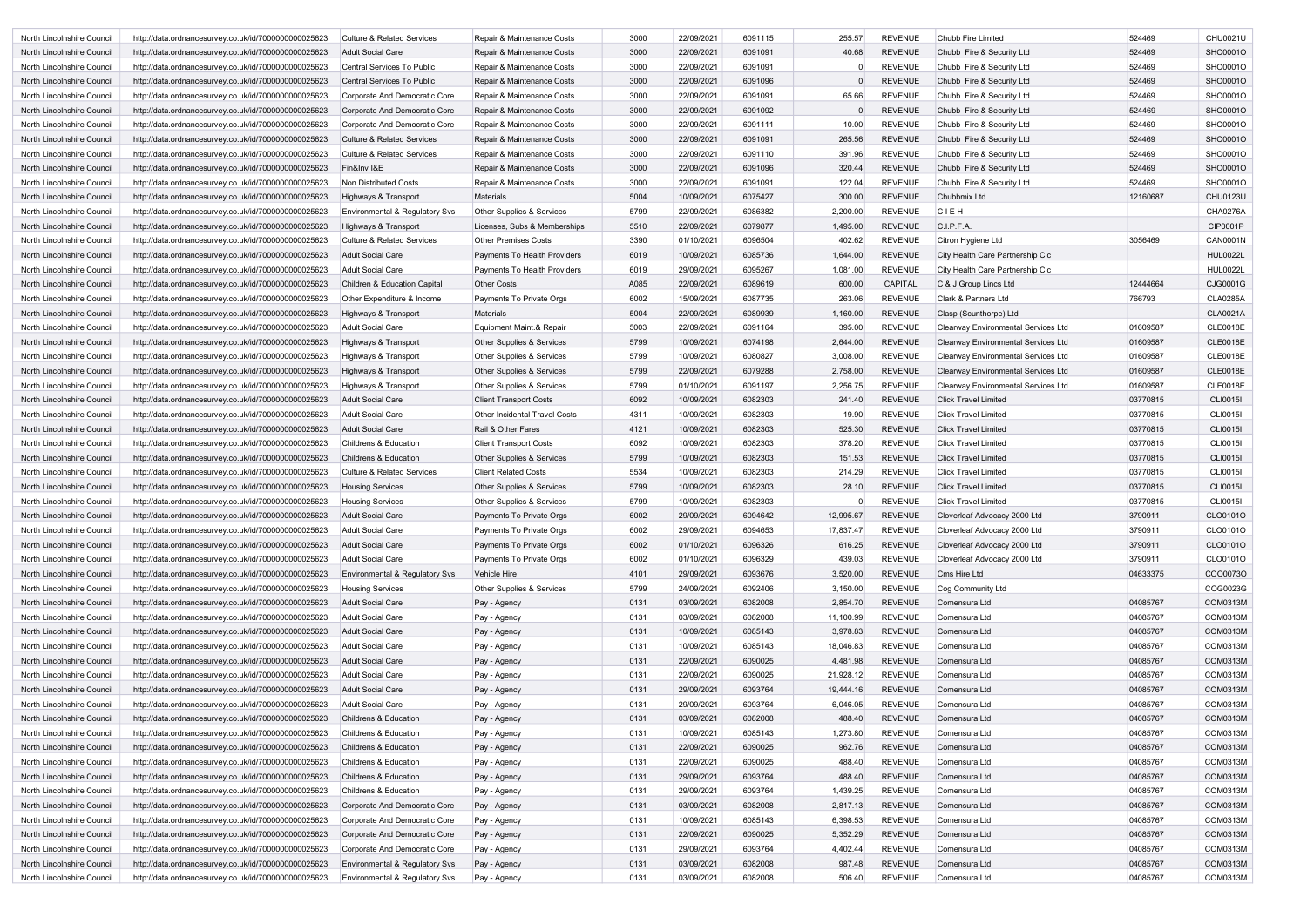| North Lincolnshire Council | http://data.ordnancesurvey.co.uk/id/7000000000025623 | Culture & Related Services | Repair & Maintenance Costs | 3000 | 22/09/2021 | 6091115 | 255.57 | REVENUE | Chubb Fire Limited | 524469 | CHU0021U |
|---|---|---|---|---|---|---|---|---|---|---|---|
| North Lincolnshire Council | http://data.ordnancesurvey.co.uk/id/7000000000025623 | Adult Social Care | Repair & Maintenance Costs | 3000 | 22/09/2021 | 6091091 | 40.68 | REVENUE | Chubb Fire & Security Ltd | 524469 | SHO0001O |
| North Lincolnshire Council | http://data.ordnancesurvey.co.uk/id/7000000000025623 | Central Services To Public | Repair & Maintenance Costs | 3000 | 22/09/2021 | 6091091 | 0 | REVENUE | Chubb Fire & Security Ltd | 524469 | SHO0001O |
| North Lincolnshire Council | http://data.ordnancesurvey.co.uk/id/7000000000025623 | Central Services To Public | Repair & Maintenance Costs | 3000 | 22/09/2021 | 6091096 | 0 | REVENUE | Chubb Fire & Security Ltd | 524469 | SHO0001O |
| North Lincolnshire Council | http://data.ordnancesurvey.co.uk/id/7000000000025623 | Corporate And Democratic Core | Repair & Maintenance Costs | 3000 | 22/09/2021 | 6091091 | 65.66 | REVENUE | Chubb Fire & Security Ltd | 524469 | SHO0001O |
| North Lincolnshire Council | http://data.ordnancesurvey.co.uk/id/7000000000025623 | Corporate And Democratic Core | Repair & Maintenance Costs | 3000 | 22/09/2021 | 6091092 | 0 | REVENUE | Chubb Fire & Security Ltd | 524469 | SHO0001O |
| North Lincolnshire Council | http://data.ordnancesurvey.co.uk/id/7000000000025623 | Corporate And Democratic Core | Repair & Maintenance Costs | 3000 | 22/09/2021 | 6091111 | 10.00 | REVENUE | Chubb Fire & Security Ltd | 524469 | SHO0001O |
| North Lincolnshire Council | http://data.ordnancesurvey.co.uk/id/7000000000025623 | Culture & Related Services | Repair & Maintenance Costs | 3000 | 22/09/2021 | 6091091 | 265.56 | REVENUE | Chubb Fire & Security Ltd | 524469 | SHO0001O |
| North Lincolnshire Council | http://data.ordnancesurvey.co.uk/id/7000000000025623 | Culture & Related Services | Repair & Maintenance Costs | 3000 | 22/09/2021 | 6091110 | 391.96 | REVENUE | Chubb Fire & Security Ltd | 524469 | SHO0001O |
| North Lincolnshire Council | http://data.ordnancesurvey.co.uk/id/7000000000025623 | Fin&Inv I&E | Repair & Maintenance Costs | 3000 | 22/09/2021 | 6091096 | 320.44 | REVENUE | Chubb Fire & Security Ltd | 524469 | SHO0001O |
| North Lincolnshire Council | http://data.ordnancesurvey.co.uk/id/7000000000025623 | Non Distributed Costs | Repair & Maintenance Costs | 3000 | 22/09/2021 | 6091091 | 122.04 | REVENUE | Chubb Fire & Security Ltd | 524469 | SHO0001O |
| North Lincolnshire Council | http://data.ordnancesurvey.co.uk/id/7000000000025623 | Highways & Transport | Materials | 5004 | 10/09/2021 | 6075427 | 300.00 | REVENUE | Chubbmix Ltd | 12160687 | CHU0123U |
| North Lincolnshire Council | http://data.ordnancesurvey.co.uk/id/7000000000025623 | Environmental & Regulatory Svs | Other Supplies & Services | 5799 | 22/09/2021 | 6086382 | 2,200.00 | REVENUE | C I E H | | CHA0276A |
| North Lincolnshire Council | http://data.ordnancesurvey.co.uk/id/7000000000025623 | Highways & Transport | Licenses, Subs & Memberships | 5510 | 22/09/2021 | 6079877 | 1,495.00 | REVENUE | C.I.P.F.A. | | CIP0001P |
| North Lincolnshire Council | http://data.ordnancesurvey.co.uk/id/7000000000025623 | Culture & Related Services | Other Premises Costs | 3390 | 01/10/2021 | 6096504 | 402.62 | REVENUE | Citron Hygiene Ltd | 3056469 | CAN0001N |
| North Lincolnshire Council | http://data.ordnancesurvey.co.uk/id/7000000000025623 | Adult Social Care | Payments To Health Providers | 6019 | 10/09/2021 | 6085736 | 1,644.00 | REVENUE | City Health Care Partnership Cic | | HUL0022L |
| North Lincolnshire Council | http://data.ordnancesurvey.co.uk/id/7000000000025623 | Adult Social Care | Payments To Health Providers | 6019 | 29/09/2021 | 6095267 | 1,081.00 | REVENUE | City Health Care Partnership Cic | | HUL0022L |
| North Lincolnshire Council | http://data.ordnancesurvey.co.uk/id/7000000000025623 | Children & Education Capital | Other Costs | A085 | 22/09/2021 | 6089619 | 600.00 | CAPITAL | C & J Group Lincs Ltd | 12444664 | CJG0001G |
| North Lincolnshire Council | http://data.ordnancesurvey.co.uk/id/7000000000025623 | Other Expenditure & Income | Payments To Private Orgs | 6002 | 15/09/2021 | 6087735 | 263.06 | REVENUE | Clark & Partners Ltd | 766793 | CLA0285A |
| North Lincolnshire Council | http://data.ordnancesurvey.co.uk/id/7000000000025623 | Highways & Transport | Materials | 5004 | 22/09/2021 | 6089939 | 1,160.00 | REVENUE | Clasp (Scunthorpe) Ltd | | CLA0021A |
| North Lincolnshire Council | http://data.ordnancesurvey.co.uk/id/7000000000025623 | Adult Social Care | Equipment Maint.& Repair | 5003 | 22/09/2021 | 6091164 | 395.00 | REVENUE | Clearway Environmental Services Ltd | 01609587 | CLE0018E |
| North Lincolnshire Council | http://data.ordnancesurvey.co.uk/id/7000000000025623 | Highways & Transport | Other Supplies & Services | 5799 | 10/09/2021 | 6074198 | 2,644.00 | REVENUE | Clearway Environmental Services Ltd | 01609587 | CLE0018E |
| North Lincolnshire Council | http://data.ordnancesurvey.co.uk/id/7000000000025623 | Highways & Transport | Other Supplies & Services | 5799 | 10/09/2021 | 6080827 | 3,008.00 | REVENUE | Clearway Environmental Services Ltd | 01609587 | CLE0018E |
| North Lincolnshire Council | http://data.ordnancesurvey.co.uk/id/7000000000025623 | Highways & Transport | Other Supplies & Services | 5799 | 22/09/2021 | 6079288 | 2,758.00 | REVENUE | Clearway Environmental Services Ltd | 01609587 | CLE0018E |
| North Lincolnshire Council | http://data.ordnancesurvey.co.uk/id/7000000000025623 | Highways & Transport | Other Supplies & Services | 5799 | 01/10/2021 | 6091197 | 2,256.75 | REVENUE | Clearway Environmental Services Ltd | 01609587 | CLE0018E |
| North Lincolnshire Council | http://data.ordnancesurvey.co.uk/id/7000000000025623 | Adult Social Care | Client Transport Costs | 6092 | 10/09/2021 | 6082303 | 241.40 | REVENUE | Click Travel Limited | 03770815 | CLI0015I |
| North Lincolnshire Council | http://data.ordnancesurvey.co.uk/id/7000000000025623 | Adult Social Care | Other Incidental Travel Costs | 4311 | 10/09/2021 | 6082303 | 19.90 | REVENUE | Click Travel Limited | 03770815 | CLI0015I |
| North Lincolnshire Council | http://data.ordnancesurvey.co.uk/id/7000000000025623 | Adult Social Care | Rail & Other Fares | 4121 | 10/09/2021 | 6082303 | 525.30 | REVENUE | Click Travel Limited | 03770815 | CLI0015I |
| North Lincolnshire Council | http://data.ordnancesurvey.co.uk/id/7000000000025623 | Childrens & Education | Client Transport Costs | 6092 | 10/09/2021 | 6082303 | 378.20 | REVENUE | Click Travel Limited | 03770815 | CLI0015I |
| North Lincolnshire Council | http://data.ordnancesurvey.co.uk/id/7000000000025623 | Childrens & Education | Other Supplies & Services | 5799 | 10/09/2021 | 6082303 | 151.53 | REVENUE | Click Travel Limited | 03770815 | CLI0015I |
| North Lincolnshire Council | http://data.ordnancesurvey.co.uk/id/7000000000025623 | Culture & Related Services | Client Related Costs | 5534 | 10/09/2021 | 6082303 | 214.29 | REVENUE | Click Travel Limited | 03770815 | CLI0015I |
| North Lincolnshire Council | http://data.ordnancesurvey.co.uk/id/7000000000025623 | Housing Services | Other Supplies & Services | 5799 | 10/09/2021 | 6082303 | 28.10 | REVENUE | Click Travel Limited | 03770815 | CLI0015I |
| North Lincolnshire Council | http://data.ordnancesurvey.co.uk/id/7000000000025623 | Housing Services | Other Supplies & Services | 5799 | 10/09/2021 | 6082303 | 0 | REVENUE | Click Travel Limited | 03770815 | CLI0015I |
| North Lincolnshire Council | http://data.ordnancesurvey.co.uk/id/7000000000025623 | Adult Social Care | Payments To Private Orgs | 6002 | 29/09/2021 | 6094642 | 12,995.67 | REVENUE | Cloverleaf Advocacy 2000 Ltd | 3790911 | CLO0101O |
| North Lincolnshire Council | http://data.ordnancesurvey.co.uk/id/7000000000025623 | Adult Social Care | Payments To Private Orgs | 6002 | 29/09/2021 | 6094653 | 17,837.47 | REVENUE | Cloverleaf Advocacy 2000 Ltd | 3790911 | CLO0101O |
| North Lincolnshire Council | http://data.ordnancesurvey.co.uk/id/7000000000025623 | Adult Social Care | Payments To Private Orgs | 6002 | 01/10/2021 | 6096326 | 616.25 | REVENUE | Cloverleaf Advocacy 2000 Ltd | 3790911 | CLO0101O |
| North Lincolnshire Council | http://data.ordnancesurvey.co.uk/id/7000000000025623 | Adult Social Care | Payments To Private Orgs | 6002 | 01/10/2021 | 6096329 | 439.03 | REVENUE | Cloverleaf Advocacy 2000 Ltd | 3790911 | CLO0101O |
| North Lincolnshire Council | http://data.ordnancesurvey.co.uk/id/7000000000025623 | Environmental & Regulatory Svs | Vehicle Hire | 4101 | 29/09/2021 | 6093676 | 3,520.00 | REVENUE | Cms Hire Ltd | 04633375 | COO0073O |
| North Lincolnshire Council | http://data.ordnancesurvey.co.uk/id/7000000000025623 | Housing Services | Other Supplies & Services | 5799 | 24/09/2021 | 6092406 | 3,150.00 | REVENUE | Cog Community Ltd | | COG0023G |
| North Lincolnshire Council | http://data.ordnancesurvey.co.uk/id/7000000000025623 | Adult Social Care | Pay - Agency | 0131 | 03/09/2021 | 6082008 | 2,854.70 | REVENUE | Comensura Ltd | 04085767 | COM0313M |
| North Lincolnshire Council | http://data.ordnancesurvey.co.uk/id/7000000000025623 | Adult Social Care | Pay - Agency | 0131 | 03/09/2021 | 6082008 | 11,100.99 | REVENUE | Comensura Ltd | 04085767 | COM0313M |
| North Lincolnshire Council | http://data.ordnancesurvey.co.uk/id/7000000000025623 | Adult Social Care | Pay - Agency | 0131 | 10/09/2021 | 6085143 | 3,978.83 | REVENUE | Comensura Ltd | 04085767 | COM0313M |
| North Lincolnshire Council | http://data.ordnancesurvey.co.uk/id/7000000000025623 | Adult Social Care | Pay - Agency | 0131 | 10/09/2021 | 6085143 | 18,046.83 | REVENUE | Comensura Ltd | 04085767 | COM0313M |
| North Lincolnshire Council | http://data.ordnancesurvey.co.uk/id/7000000000025623 | Adult Social Care | Pay - Agency | 0131 | 22/09/2021 | 6090025 | 4,481.98 | REVENUE | Comensura Ltd | 04085767 | COM0313M |
| North Lincolnshire Council | http://data.ordnancesurvey.co.uk/id/7000000000025623 | Adult Social Care | Pay - Agency | 0131 | 22/09/2021 | 6090025 | 21,928.12 | REVENUE | Comensura Ltd | 04085767 | COM0313M |
| North Lincolnshire Council | http://data.ordnancesurvey.co.uk/id/7000000000025623 | Adult Social Care | Pay - Agency | 0131 | 29/09/2021 | 6093764 | 19,444.16 | REVENUE | Comensura Ltd | 04085767 | COM0313M |
| North Lincolnshire Council | http://data.ordnancesurvey.co.uk/id/7000000000025623 | Adult Social Care | Pay - Agency | 0131 | 29/09/2021 | 6093764 | 6,046.05 | REVENUE | Comensura Ltd | 04085767 | COM0313M |
| North Lincolnshire Council | http://data.ordnancesurvey.co.uk/id/7000000000025623 | Childrens & Education | Pay - Agency | 0131 | 03/09/2021 | 6082008 | 488.40 | REVENUE | Comensura Ltd | 04085767 | COM0313M |
| North Lincolnshire Council | http://data.ordnancesurvey.co.uk/id/7000000000025623 | Childrens & Education | Pay - Agency | 0131 | 10/09/2021 | 6085143 | 1,273.80 | REVENUE | Comensura Ltd | 04085767 | COM0313M |
| North Lincolnshire Council | http://data.ordnancesurvey.co.uk/id/7000000000025623 | Childrens & Education | Pay - Agency | 0131 | 22/09/2021 | 6090025 | 962.76 | REVENUE | Comensura Ltd | 04085767 | COM0313M |
| North Lincolnshire Council | http://data.ordnancesurvey.co.uk/id/7000000000025623 | Childrens & Education | Pay - Agency | 0131 | 22/09/2021 | 6090025 | 488.40 | REVENUE | Comensura Ltd | 04085767 | COM0313M |
| North Lincolnshire Council | http://data.ordnancesurvey.co.uk/id/7000000000025623 | Childrens & Education | Pay - Agency | 0131 | 29/09/2021 | 6093764 | 488.40 | REVENUE | Comensura Ltd | 04085767 | COM0313M |
| North Lincolnshire Council | http://data.ordnancesurvey.co.uk/id/7000000000025623 | Childrens & Education | Pay - Agency | 0131 | 29/09/2021 | 6093764 | 1,439.25 | REVENUE | Comensura Ltd | 04085767 | COM0313M |
| North Lincolnshire Council | http://data.ordnancesurvey.co.uk/id/7000000000025623 | Corporate And Democratic Core | Pay - Agency | 0131 | 03/09/2021 | 6082008 | 2,817.13 | REVENUE | Comensura Ltd | 04085767 | COM0313M |
| North Lincolnshire Council | http://data.ordnancesurvey.co.uk/id/7000000000025623 | Corporate And Democratic Core | Pay - Agency | 0131 | 10/09/2021 | 6085143 | 6,398.53 | REVENUE | Comensura Ltd | 04085767 | COM0313M |
| North Lincolnshire Council | http://data.ordnancesurvey.co.uk/id/7000000000025623 | Corporate And Democratic Core | Pay - Agency | 0131 | 22/09/2021 | 6090025 | 5,352.29 | REVENUE | Comensura Ltd | 04085767 | COM0313M |
| North Lincolnshire Council | http://data.ordnancesurvey.co.uk/id/7000000000025623 | Corporate And Democratic Core | Pay - Agency | 0131 | 29/09/2021 | 6093764 | 4,402.44 | REVENUE | Comensura Ltd | 04085767 | COM0313M |
| North Lincolnshire Council | http://data.ordnancesurvey.co.uk/id/7000000000025623 | Environmental & Regulatory Svs | Pay - Agency | 0131 | 03/09/2021 | 6082008 | 987.48 | REVENUE | Comensura Ltd | 04085767 | COM0313M |
| North Lincolnshire Council | http://data.ordnancesurvey.co.uk/id/7000000000025623 | Environmental & Regulatory Svs | Pay - Agency | 0131 | 03/09/2021 | 6082008 | 506.40 | REVENUE | Comensura Ltd | 04085767 | COM0313M |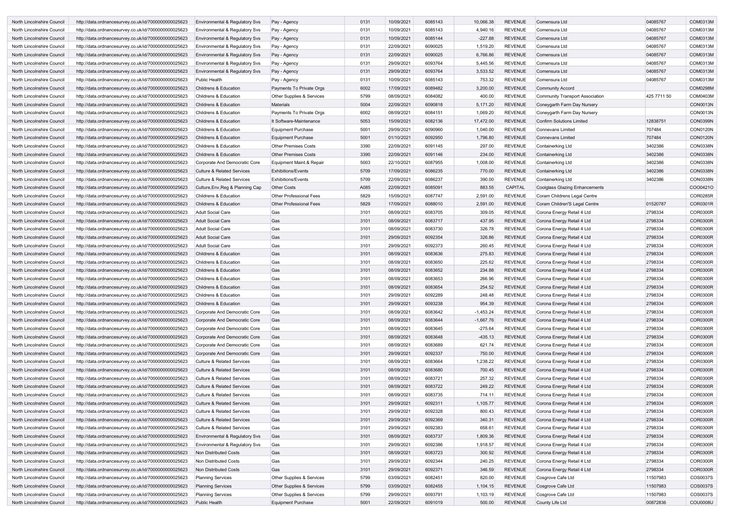| North Lincolnshire Council | http://data.ordnancesurvey.co.uk/id/7000000000025623 | Environmental & Regulatory Svs | Pay - Agency | 0131 | 10/09/2021 | 6085143 | 10,066.38 | REVENUE | Comensura Ltd | 04085767 | COM0313M |
|---|---|---|---|---|---|---|---|---|---|---|---|
| North Lincolnshire Council | http://data.ordnancesurvey.co.uk/id/7000000000025623 | Environmental & Regulatory Svs | Pay - Agency | 0131 | 10/09/2021 | 6085143 | 4,940.16 | REVENUE | Comensura Ltd | 04085767 | COM0313M |
| North Lincolnshire Council | http://data.ordnancesurvey.co.uk/id/7000000000025623 | Environmental & Regulatory Svs | Pay - Agency | 0131 | 10/09/2021 | 6085144 | -227.88 | REVENUE | Comensura Ltd | 04085767 | COM0313M |
| North Lincolnshire Council | http://data.ordnancesurvey.co.uk/id/7000000000025623 | Environmental & Regulatory Svs | Pay - Agency | 0131 | 22/09/2021 | 6090025 | 1,519.20 | REVENUE | Comensura Ltd | 04085767 | COM0313M |
| North Lincolnshire Council | http://data.ordnancesurvey.co.uk/id/7000000000025623 | Environmental & Regulatory Svs | Pay - Agency | 0131 | 22/09/2021 | 6090025 | 6,766.86 | REVENUE | Comensura Ltd | 04085767 | COM0313M |
| North Lincolnshire Council | http://data.ordnancesurvey.co.uk/id/7000000000025623 | Environmental & Regulatory Svs | Pay - Agency | 0131 | 29/09/2021 | 6093764 | 5,445.56 | REVENUE | Comensura Ltd | 04085767 | COM0313M |
| North Lincolnshire Council | http://data.ordnancesurvey.co.uk/id/7000000000025623 | Environmental & Regulatory Svs | Pay - Agency | 0131 | 29/09/2021 | 6093764 | 3,533.52 | REVENUE | Comensura Ltd | 04085767 | COM0313M |
| North Lincolnshire Council | http://data.ordnancesurvey.co.uk/id/7000000000025623 | Public Health | Pay - Agency | 0131 | 10/09/2021 | 6085143 | 753.32 | REVENUE | Comensura Ltd | 04085767 | COM0313M |
| North Lincolnshire Council | http://data.ordnancesurvey.co.uk/id/7000000000025623 | Childrens & Education | Payments To Private Orgs | 6002 | 17/09/2021 | 6089482 | 3,200.00 | REVENUE | Community Accord | | COM0298M |
| North Lincolnshire Council | http://data.ordnancesurvey.co.uk/id/7000000000025623 | Childrens & Education | Other Supplies & Services | 5799 | 08/09/2021 | 6084082 | 400.00 | REVENUE | Community Transport Association | 425 7711 50 | COM0403M |
| North Lincolnshire Council | http://data.ordnancesurvey.co.uk/id/7000000000025623 | Childrens & Education | Materials | 5004 | 22/09/2021 | 6090818 | 5,171.20 | REVENUE | Coneygarth Farm Day Nursery | | CON0013N |
| North Lincolnshire Council | http://data.ordnancesurvey.co.uk/id/7000000000025623 | Childrens & Education | Payments To Private Orgs | 6002 | 08/09/2021 | 6084151 | 1,069.20 | REVENUE | Coneygarth Farm Day Nursery | | CON0013N |
| North Lincolnshire Council | http://data.ordnancesurvey.co.uk/id/7000000000025623 | Childrens & Education | It Software-Maintenance | 5053 | 15/09/2021 | 6082136 | 17,472.00 | REVENUE | Confirm Solutions Limited | 12838751 | CON0399N |
| North Lincolnshire Council | http://data.ordnancesurvey.co.uk/id/7000000000025623 | Childrens & Education | Equipment Purchase | 5001 | 29/09/2021 | 6090960 | 1,040.00 | REVENUE | Connevans Limited | 707484 | CON0120N |
| North Lincolnshire Council | http://data.ordnancesurvey.co.uk/id/7000000000025623 | Childrens & Education | Equipment Purchase | 5001 | 01/10/2021 | 6092950 | 1,796.80 | REVENUE | Connevans Limited | 707484 | CON0120N |
| North Lincolnshire Council | http://data.ordnancesurvey.co.uk/id/7000000000025623 | Childrens & Education | Other Premises Costs | 3390 | 22/09/2021 | 6091145 | 297.00 | REVENUE | Containerking Ltd | 3402386 | CON0338N |
| North Lincolnshire Council | http://data.ordnancesurvey.co.uk/id/7000000000025623 | Childrens & Education | Other Premises Costs | 3390 | 22/09/2021 | 6091146 | 234.00 | REVENUE | Containerking Ltd | 3402386 | CON0338N |
| North Lincolnshire Council | http://data.ordnancesurvey.co.uk/id/7000000000025623 | Corporate And Democratic Core | Equipment Maint.& Repair | 5003 | 22/10/2021 | 6087955 | 1,008.00 | REVENUE | Containerking Ltd | 3402386 | CON0338N |
| North Lincolnshire Council | http://data.ordnancesurvey.co.uk/id/7000000000025623 | Culture & Related Services | Exhibitions/Events | 5709 | 17/09/2021 | 6086235 | 770.00 | REVENUE | Containerking Ltd | 3402386 | CON0338N |
| North Lincolnshire Council | http://data.ordnancesurvey.co.uk/id/7000000000025623 | Culture & Related Services | Exhibitions/Events | 5709 | 22/09/2021 | 6086237 | 390.00 | REVENUE | Containerking Ltd | 3402386 | CON0338N |
| North Lincolnshire Council | http://data.ordnancesurvey.co.uk/id/7000000000025623 | Culture,Env,Reg & Planning Cap | Other Costs | A085 | 22/09/2021 | 6085091 | 883.55 | CAPITAL | Coolglass Glazing Enhancements | | COO0421O |
| North Lincolnshire Council | http://data.ordnancesurvey.co.uk/id/7000000000025623 | Childrens & Education | Other Professional Fees | 5829 | 15/09/2021 | 6087747 | 2,591.00 | REVENUE | Coram Childrens Legal Centre | | COR0285R |
| North Lincolnshire Council | http://data.ordnancesurvey.co.uk/id/7000000000025623 | Childrens & Education | Other Professional Fees | 5829 | 17/09/2021 | 6088010 | 2,591.00 | REVENUE | Coram Children'S Legal Centre | 01520787 | COR0301R |
| North Lincolnshire Council | http://data.ordnancesurvey.co.uk/id/7000000000025623 | Adult Social Care | Gas | 3101 | 08/09/2021 | 6083705 | 309.05 | REVENUE | Corona Energy Retail 4 Ltd | 2798334 | COR0300R |
| North Lincolnshire Council | http://data.ordnancesurvey.co.uk/id/7000000000025623 | Adult Social Care | Gas | 3101 | 08/09/2021 | 6083717 | 437.95 | REVENUE | Corona Energy Retail 4 Ltd | 2798334 | COR0300R |
| North Lincolnshire Council | http://data.ordnancesurvey.co.uk/id/7000000000025623 | Adult Social Care | Gas | 3101 | 08/09/2021 | 6083730 | 326.78 | REVENUE | Corona Energy Retail 4 Ltd | 2798334 | COR0300R |
| North Lincolnshire Council | http://data.ordnancesurvey.co.uk/id/7000000000025623 | Adult Social Care | Gas | 3101 | 29/09/2021 | 6092354 | 326.86 | REVENUE | Corona Energy Retail 4 Ltd | 2798334 | COR0300R |
| North Lincolnshire Council | http://data.ordnancesurvey.co.uk/id/7000000000025623 | Adult Social Care | Gas | 3101 | 29/09/2021 | 6092373 | 260.45 | REVENUE | Corona Energy Retail 4 Ltd | 2798334 | COR0300R |
| North Lincolnshire Council | http://data.ordnancesurvey.co.uk/id/7000000000025623 | Childrens & Education | Gas | 3101 | 08/09/2021 | 6083636 | 275.83 | REVENUE | Corona Energy Retail 4 Ltd | 2798334 | COR0300R |
| North Lincolnshire Council | http://data.ordnancesurvey.co.uk/id/7000000000025623 | Childrens & Education | Gas | 3101 | 08/09/2021 | 6083650 | 225.62 | REVENUE | Corona Energy Retail 4 Ltd | 2798334 | COR0300R |
| North Lincolnshire Council | http://data.ordnancesurvey.co.uk/id/7000000000025623 | Childrens & Education | Gas | 3101 | 08/09/2021 | 6083652 | 234.88 | REVENUE | Corona Energy Retail 4 Ltd | 2798334 | COR0300R |
| North Lincolnshire Council | http://data.ordnancesurvey.co.uk/id/7000000000025623 | Childrens & Education | Gas | 3101 | 08/09/2021 | 6083653 | 266.96 | REVENUE | Corona Energy Retail 4 Ltd | 2798334 | COR0300R |
| North Lincolnshire Council | http://data.ordnancesurvey.co.uk/id/7000000000025623 | Childrens & Education | Gas | 3101 | 08/09/2021 | 6083654 | 254.52 | REVENUE | Corona Energy Retail 4 Ltd | 2798334 | COR0300R |
| North Lincolnshire Council | http://data.ordnancesurvey.co.uk/id/7000000000025623 | Childrens & Education | Gas | 3101 | 29/09/2021 | 6092289 | 248.48 | REVENUE | Corona Energy Retail 4 Ltd | 2798334 | COR0300R |
| North Lincolnshire Council | http://data.ordnancesurvey.co.uk/id/7000000000025623 | Childrens & Education | Gas | 3101 | 29/09/2021 | 6093238 | 954.39 | REVENUE | Corona Energy Retail 4 Ltd | 2798334 | COR0300R |
| North Lincolnshire Council | http://data.ordnancesurvey.co.uk/id/7000000000025623 | Corporate And Democratic Core | Gas | 3101 | 08/09/2021 | 6083642 | -1,453.24 | REVENUE | Corona Energy Retail 4 Ltd | 2798334 | COR0300R |
| North Lincolnshire Council | http://data.ordnancesurvey.co.uk/id/7000000000025623 | Corporate And Democratic Core | Gas | 3101 | 08/09/2021 | 6083644 | -1,667.76 | REVENUE | Corona Energy Retail 4 Ltd | 2798334 | COR0300R |
| North Lincolnshire Council | http://data.ordnancesurvey.co.uk/id/7000000000025623 | Corporate And Democratic Core | Gas | 3101 | 08/09/2021 | 6083645 | -275.64 | REVENUE | Corona Energy Retail 4 Ltd | 2798334 | COR0300R |
| North Lincolnshire Council | http://data.ordnancesurvey.co.uk/id/7000000000025623 | Corporate And Democratic Core | Gas | 3101 | 08/09/2021 | 6083648 | -435.13 | REVENUE | Corona Energy Retail 4 Ltd | 2798334 | COR0300R |
| North Lincolnshire Council | http://data.ordnancesurvey.co.uk/id/7000000000025623 | Corporate And Democratic Core | Gas | 3101 | 08/09/2021 | 6083689 | 621.74 | REVENUE | Corona Energy Retail 4 Ltd | 2798334 | COR0300R |
| North Lincolnshire Council | http://data.ordnancesurvey.co.uk/id/7000000000025623 | Corporate And Democratic Core | Gas | 3101 | 29/09/2021 | 6092337 | 750.00 | REVENUE | Corona Energy Retail 4 Ltd | 2798334 | COR0300R |
| North Lincolnshire Council | http://data.ordnancesurvey.co.uk/id/7000000000025623 | Culture & Related Services | Gas | 3101 | 08/09/2021 | 6083664 | 1,238.22 | REVENUE | Corona Energy Retail 4 Ltd | 2798334 | COR0300R |
| North Lincolnshire Council | http://data.ordnancesurvey.co.uk/id/7000000000025623 | Culture & Related Services | Gas | 3101 | 08/09/2021 | 6083680 | 700.45 | REVENUE | Corona Energy Retail 4 Ltd | 2798334 | COR0300R |
| North Lincolnshire Council | http://data.ordnancesurvey.co.uk/id/7000000000025623 | Culture & Related Services | Gas | 3101 | 08/09/2021 | 6083721 | 257.32 | REVENUE | Corona Energy Retail 4 Ltd | 2798334 | COR0300R |
| North Lincolnshire Council | http://data.ordnancesurvey.co.uk/id/7000000000025623 | Culture & Related Services | Gas | 3101 | 08/09/2021 | 6083722 | 249.22 | REVENUE | Corona Energy Retail 4 Ltd | 2798334 | COR0300R |
| North Lincolnshire Council | http://data.ordnancesurvey.co.uk/id/7000000000025623 | Culture & Related Services | Gas | 3101 | 08/09/2021 | 6083735 | 714.11 | REVENUE | Corona Energy Retail 4 Ltd | 2798334 | COR0300R |
| North Lincolnshire Council | http://data.ordnancesurvey.co.uk/id/7000000000025623 | Culture & Related Services | Gas | 3101 | 29/09/2021 | 6092311 | 1,105.77 | REVENUE | Corona Energy Retail 4 Ltd | 2798334 | COR0300R |
| North Lincolnshire Council | http://data.ordnancesurvey.co.uk/id/7000000000025623 | Culture & Related Services | Gas | 3101 | 29/09/2021 | 6092328 | 800.43 | REVENUE | Corona Energy Retail 4 Ltd | 2798334 | COR0300R |
| North Lincolnshire Council | http://data.ordnancesurvey.co.uk/id/7000000000025623 | Culture & Related Services | Gas | 3101 | 29/09/2021 | 6092369 | 340.31 | REVENUE | Corona Energy Retail 4 Ltd | 2798334 | COR0300R |
| North Lincolnshire Council | http://data.ordnancesurvey.co.uk/id/7000000000025623 | Culture & Related Services | Gas | 3101 | 29/09/2021 | 6092383 | 658.61 | REVENUE | Corona Energy Retail 4 Ltd | 2798334 | COR0300R |
| North Lincolnshire Council | http://data.ordnancesurvey.co.uk/id/7000000000025623 | Environmental & Regulatory Svs | Gas | 3101 | 08/09/2021 | 6083737 | 1,809.36 | REVENUE | Corona Energy Retail 4 Ltd | 2798334 | COR0300R |
| North Lincolnshire Council | http://data.ordnancesurvey.co.uk/id/7000000000025623 | Environmental & Regulatory Svs | Gas | 3101 | 29/09/2021 | 6092386 | 1,918.57 | REVENUE | Corona Energy Retail 4 Ltd | 2798334 | COR0300R |
| North Lincolnshire Council | http://data.ordnancesurvey.co.uk/id/7000000000025623 | Non Distributed Costs | Gas | 3101 | 08/09/2021 | 6083723 | 300.92 | REVENUE | Corona Energy Retail 4 Ltd | 2798334 | COR0300R |
| North Lincolnshire Council | http://data.ordnancesurvey.co.uk/id/7000000000025623 | Non Distributed Costs | Gas | 3101 | 29/09/2021 | 6092344 | 240.25 | REVENUE | Corona Energy Retail 4 Ltd | 2798334 | COR0300R |
| North Lincolnshire Council | http://data.ordnancesurvey.co.uk/id/7000000000025623 | Non Distributed Costs | Gas | 3101 | 29/09/2021 | 6092371 | 346.59 | REVENUE | Corona Energy Retail 4 Ltd | 2798334 | COR0300R |
| North Lincolnshire Council | http://data.ordnancesurvey.co.uk/id/7000000000025623 | Planning Services | Other Supplies & Services | 5799 | 03/09/2021 | 6082451 | 820.00 | REVENUE | Cosgrove Cafe Ltd | 11507983 | COS0037S |
| North Lincolnshire Council | http://data.ordnancesurvey.co.uk/id/7000000000025623 | Planning Services | Other Supplies & Services | 5799 | 03/09/2021 | 6082455 | 1,104.15 | REVENUE | Cosgrove Cafe Ltd | 11507983 | COS0037S |
| North Lincolnshire Council | http://data.ordnancesurvey.co.uk/id/7000000000025623 | Planning Services | Other Supplies & Services | 5799 | 29/09/2021 | 6093791 | 1,103.19 | REVENUE | Cosgrove Cafe Ltd | 11507983 | COS0037S |
| North Lincolnshire Council | http://data.ordnancesurvey.co.uk/id/7000000000025623 | Public Health | Equipment Purchase | 5001 | 22/09/2021 | 6091019 | 500.00 | REVENUE | County Life Ltd | 00872836 | COU0008U |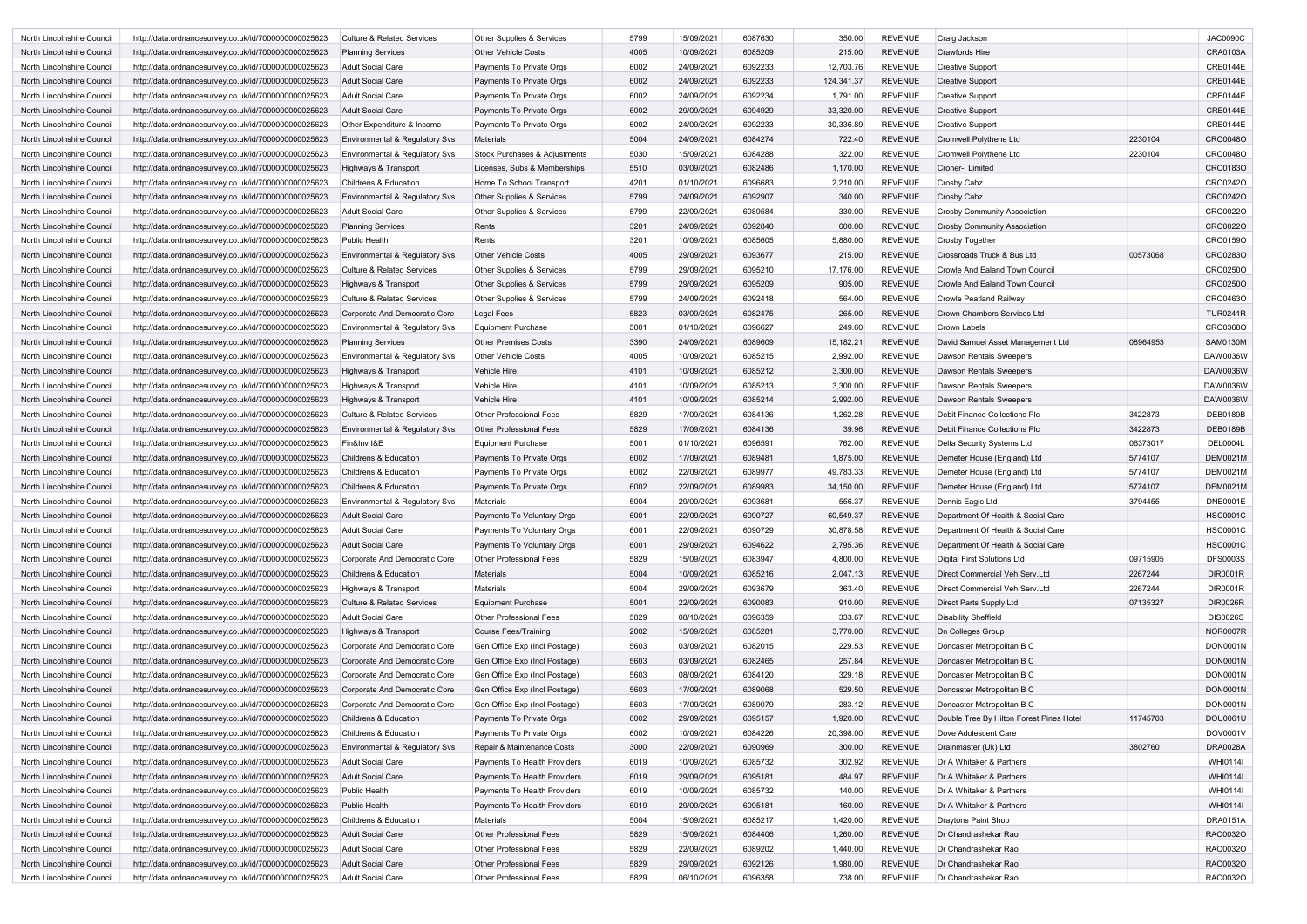| North Lincolnshire Council | http://data.ordnancesurvey.co.uk/id/7000000000025623 | Culture & Related Services | Other Supplies & Services | 5799 | 15/09/2021 | 6087630 | 350.00 | REVENUE | Craig Jackson | | JAC0090C |
|---|---|---|---|---|---|---|---|---|---|---|---|
| North Lincolnshire Council | http://data.ordnancesurvey.co.uk/id/7000000000025623 | Planning Services | Other Vehicle Costs | 4005 | 10/09/2021 | 6085209 | 215.00 | REVENUE | Crawfords Hire | | CRA0103A |
| North Lincolnshire Council | http://data.ordnancesurvey.co.uk/id/7000000000025623 | Adult Social Care | Payments To Private Orgs | 6002 | 24/09/2021 | 6092233 | 12,703.76 | REVENUE | Creative Support | | CRE0144E |
| North Lincolnshire Council | http://data.ordnancesurvey.co.uk/id/7000000000025623 | Adult Social Care | Payments To Private Orgs | 6002 | 24/09/2021 | 6092233 | 124,341.37 | REVENUE | Creative Support | | CRE0144E |
| North Lincolnshire Council | http://data.ordnancesurvey.co.uk/id/7000000000025623 | Adult Social Care | Payments To Private Orgs | 6002 | 24/09/2021 | 6092234 | 1,791.00 | REVENUE | Creative Support | | CRE0144E |
| North Lincolnshire Council | http://data.ordnancesurvey.co.uk/id/7000000000025623 | Adult Social Care | Payments To Private Orgs | 6002 | 29/09/2021 | 6094929 | 33,320.00 | REVENUE | Creative Support | | CRE0144E |
| North Lincolnshire Council | http://data.ordnancesurvey.co.uk/id/7000000000025623 | Other Expenditure & Income | Payments To Private Orgs | 6002 | 24/09/2021 | 6092233 | 30,336.89 | REVENUE | Creative Support | | CRE0144E |
| North Lincolnshire Council | http://data.ordnancesurvey.co.uk/id/7000000000025623 | Environmental & Regulatory Svs | Materials | 5004 | 24/09/2021 | 6084274 | 722.40 | REVENUE | Cromwell Polythene Ltd | 2230104 | CRO0048O |
| North Lincolnshire Council | http://data.ordnancesurvey.co.uk/id/7000000000025623 | Environmental & Regulatory Svs | Stock Purchases & Adjustments | 5030 | 15/09/2021 | 6084288 | 322.00 | REVENUE | Cromwell Polythene Ltd | 2230104 | CRO0048O |
| North Lincolnshire Council | http://data.ordnancesurvey.co.uk/id/7000000000025623 | Highways & Transport | Licenses, Subs & Memberships | 5510 | 03/09/2021 | 6082486 | 1,170.00 | REVENUE | Croner-I Limited | | CRO0183O |
| North Lincolnshire Council | http://data.ordnancesurvey.co.uk/id/7000000000025623 | Childrens & Education | Home To School Transport | 4201 | 01/10/2021 | 6096683 | 2,210.00 | REVENUE | Crosby Cabz | | CRO0242O |
| North Lincolnshire Council | http://data.ordnancesurvey.co.uk/id/7000000000025623 | Environmental & Regulatory Svs | Other Supplies & Services | 5799 | 24/09/2021 | 6092907 | 340.00 | REVENUE | Crosby Cabz | | CRO0242O |
| North Lincolnshire Council | http://data.ordnancesurvey.co.uk/id/7000000000025623 | Adult Social Care | Other Supplies & Services | 5799 | 22/09/2021 | 6089584 | 330.00 | REVENUE | Crosby Community Association | | CRO0022O |
| North Lincolnshire Council | http://data.ordnancesurvey.co.uk/id/7000000000025623 | Planning Services | Rents | 3201 | 24/09/2021 | 6092840 | 600.00 | REVENUE | Crosby Community Association | | CRO0022O |
| North Lincolnshire Council | http://data.ordnancesurvey.co.uk/id/7000000000025623 | Public Health | Rents | 3201 | 10/09/2021 | 6085605 | 5,880.00 | REVENUE | Crosby Together | | CRO0159O |
| North Lincolnshire Council | http://data.ordnancesurvey.co.uk/id/7000000000025623 | Environmental & Regulatory Svs | Other Vehicle Costs | 4005 | 29/09/2021 | 6093677 | 215.00 | REVENUE | Crossroads Truck & Bus Ltd | 00573068 | CRO0283O |
| North Lincolnshire Council | http://data.ordnancesurvey.co.uk/id/7000000000025623 | Culture & Related Services | Other Supplies & Services | 5799 | 29/09/2021 | 6095210 | 17,176.00 | REVENUE | Crowle And Ealand Town Council | | CRO0250O |
| North Lincolnshire Council | http://data.ordnancesurvey.co.uk/id/7000000000025623 | Highways & Transport | Other Supplies & Services | 5799 | 29/09/2021 | 6095209 | 905.00 | REVENUE | Crowle And Ealand Town Council | | CRO0250O |
| North Lincolnshire Council | http://data.ordnancesurvey.co.uk/id/7000000000025623 | Culture & Related Services | Other Supplies & Services | 5799 | 24/09/2021 | 6092418 | 564.00 | REVENUE | Crowle Peatland Railway | | CRO0463O |
| North Lincolnshire Council | http://data.ordnancesurvey.co.uk/id/7000000000025623 | Corporate And Democratic Core | Legal Fees | 5823 | 03/09/2021 | 6082475 | 265.00 | REVENUE | Crown Chambers Services Ltd | | TUR0241R |
| North Lincolnshire Council | http://data.ordnancesurvey.co.uk/id/7000000000025623 | Environmental & Regulatory Svs | Equipment Purchase | 5001 | 01/10/2021 | 6096627 | 249.60 | REVENUE | Crown Labels | | CRO0368O |
| North Lincolnshire Council | http://data.ordnancesurvey.co.uk/id/7000000000025623 | Planning Services | Other Premises Costs | 3390 | 24/09/2021 | 6089609 | 15,182.21 | REVENUE | David Samuel Asset Management Ltd | 08964953 | SAM0130M |
| North Lincolnshire Council | http://data.ordnancesurvey.co.uk/id/7000000000025623 | Environmental & Regulatory Svs | Other Vehicle Costs | 4005 | 10/09/2021 | 6085215 | 2,992.00 | REVENUE | Dawson Rentals Sweepers | | DAW0036W |
| North Lincolnshire Council | http://data.ordnancesurvey.co.uk/id/7000000000025623 | Highways & Transport | Vehicle Hire | 4101 | 10/09/2021 | 6085212 | 3,300.00 | REVENUE | Dawson Rentals Sweepers | | DAW0036W |
| North Lincolnshire Council | http://data.ordnancesurvey.co.uk/id/7000000000025623 | Highways & Transport | Vehicle Hire | 4101 | 10/09/2021 | 6085213 | 3,300.00 | REVENUE | Dawson Rentals Sweepers | | DAW0036W |
| North Lincolnshire Council | http://data.ordnancesurvey.co.uk/id/7000000000025623 | Highways & Transport | Vehicle Hire | 4101 | 10/09/2021 | 6085214 | 2,992.00 | REVENUE | Dawson Rentals Sweepers | | DAW0036W |
| North Lincolnshire Council | http://data.ordnancesurvey.co.uk/id/7000000000025623 | Culture & Related Services | Other Professional Fees | 5829 | 17/09/2021 | 6084136 | 1,262.28 | REVENUE | Debit Finance Collections Plc | 3422873 | DEB0189B |
| North Lincolnshire Council | http://data.ordnancesurvey.co.uk/id/7000000000025623 | Environmental & Regulatory Svs | Other Professional Fees | 5829 | 17/09/2021 | 6084136 | 39.96 | REVENUE | Debit Finance Collections Plc | 3422873 | DEB0189B |
| North Lincolnshire Council | http://data.ordnancesurvey.co.uk/id/7000000000025623 | Fin&Inv I&E | Equipment Purchase | 5001 | 01/10/2021 | 6096591 | 762.00 | REVENUE | Delta Security Systems Ltd | 06373017 | DEL0004L |
| North Lincolnshire Council | http://data.ordnancesurvey.co.uk/id/7000000000025623 | Childrens & Education | Payments To Private Orgs | 6002 | 17/09/2021 | 6089481 | 1,875.00 | REVENUE | Demeter House (England) Ltd | 5774107 | DEM0021M |
| North Lincolnshire Council | http://data.ordnancesurvey.co.uk/id/7000000000025623 | Childrens & Education | Payments To Private Orgs | 6002 | 22/09/2021 | 6089977 | 49,783.33 | REVENUE | Demeter House (England) Ltd | 5774107 | DEM0021M |
| North Lincolnshire Council | http://data.ordnancesurvey.co.uk/id/7000000000025623 | Childrens & Education | Payments To Private Orgs | 6002 | 22/09/2021 | 6089983 | 34,150.00 | REVENUE | Demeter House (England) Ltd | 5774107 | DEM0021M |
| North Lincolnshire Council | http://data.ordnancesurvey.co.uk/id/7000000000025623 | Environmental & Regulatory Svs | Materials | 5004 | 29/09/2021 | 6093681 | 556.37 | REVENUE | Dennis Eagle Ltd | 3794455 | DNE0001E |
| North Lincolnshire Council | http://data.ordnancesurvey.co.uk/id/7000000000025623 | Adult Social Care | Payments To Voluntary Orgs | 6001 | 22/09/2021 | 6090727 | 60,549.37 | REVENUE | Department Of Health & Social Care | | HSC0001C |
| North Lincolnshire Council | http://data.ordnancesurvey.co.uk/id/7000000000025623 | Adult Social Care | Payments To Voluntary Orgs | 6001 | 22/09/2021 | 6090729 | 30,878.58 | REVENUE | Department Of Health & Social Care | | HSC0001C |
| North Lincolnshire Council | http://data.ordnancesurvey.co.uk/id/7000000000025623 | Adult Social Care | Payments To Voluntary Orgs | 6001 | 29/09/2021 | 6094622 | 2,795.36 | REVENUE | Department Of Health & Social Care | | HSC0001C |
| North Lincolnshire Council | http://data.ordnancesurvey.co.uk/id/7000000000025623 | Corporate And Democratic Core | Other Professional Fees | 5829 | 15/09/2021 | 6083947 | 4,800.00 | REVENUE | Digital First Solutions Ltd | 09715905 | DFS0003S |
| North Lincolnshire Council | http://data.ordnancesurvey.co.uk/id/7000000000025623 | Childrens & Education | Materials | 5004 | 10/09/2021 | 6085216 | 2,047.13 | REVENUE | Direct Commercial Veh.Serv.Ltd | 2267244 | DIR0001R |
| North Lincolnshire Council | http://data.ordnancesurvey.co.uk/id/7000000000025623 | Highways & Transport | Materials | 5004 | 29/09/2021 | 6093679 | 363.40 | REVENUE | Direct Commercial Veh.Serv.Ltd | 2267244 | DIR0001R |
| North Lincolnshire Council | http://data.ordnancesurvey.co.uk/id/7000000000025623 | Culture & Related Services | Equipment Purchase | 5001 | 22/09/2021 | 6090083 | 910.00 | REVENUE | Direct Parts Supply Ltd | 07135327 | DIR0026R |
| North Lincolnshire Council | http://data.ordnancesurvey.co.uk/id/7000000000025623 | Adult Social Care | Other Professional Fees | 5829 | 08/10/2021 | 6096359 | 333.67 | REVENUE | Disability Sheffield | | DIS0026S |
| North Lincolnshire Council | http://data.ordnancesurvey.co.uk/id/7000000000025623 | Highways & Transport | Course Fees/Training | 2002 | 15/09/2021 | 6085281 | 3,770.00 | REVENUE | Dn Colleges Group | | NOR0007R |
| North Lincolnshire Council | http://data.ordnancesurvey.co.uk/id/7000000000025623 | Corporate And Democratic Core | Gen Office Exp (Incl Postage) | 5603 | 03/09/2021 | 6082015 | 229.53 | REVENUE | Doncaster Metropolitan B C | | DON0001N |
| North Lincolnshire Council | http://data.ordnancesurvey.co.uk/id/7000000000025623 | Corporate And Democratic Core | Gen Office Exp (Incl Postage) | 5603 | 03/09/2021 | 6082465 | 257.84 | REVENUE | Doncaster Metropolitan B C | | DON0001N |
| North Lincolnshire Council | http://data.ordnancesurvey.co.uk/id/7000000000025623 | Corporate And Democratic Core | Gen Office Exp (Incl Postage) | 5603 | 08/09/2021 | 6084120 | 329.18 | REVENUE | Doncaster Metropolitan B C | | DON0001N |
| North Lincolnshire Council | http://data.ordnancesurvey.co.uk/id/7000000000025623 | Corporate And Democratic Core | Gen Office Exp (Incl Postage) | 5603 | 17/09/2021 | 6089068 | 529.50 | REVENUE | Doncaster Metropolitan B C | | DON0001N |
| North Lincolnshire Council | http://data.ordnancesurvey.co.uk/id/7000000000025623 | Corporate And Democratic Core | Gen Office Exp (Incl Postage) | 5603 | 17/09/2021 | 6089079 | 283.12 | REVENUE | Doncaster Metropolitan B C | | DON0001N |
| North Lincolnshire Council | http://data.ordnancesurvey.co.uk/id/7000000000025623 | Childrens & Education | Payments To Private Orgs | 6002 | 29/09/2021 | 6095157 | 1,920.00 | REVENUE | Double Tree By Hilton Forest Pines Hotel | 11745703 | DOU0061U |
| North Lincolnshire Council | http://data.ordnancesurvey.co.uk/id/7000000000025623 | Childrens & Education | Payments To Private Orgs | 6002 | 10/09/2021 | 6084226 | 20,398.00 | REVENUE | Dove Adolescent Care | | DOV0001V |
| North Lincolnshire Council | http://data.ordnancesurvey.co.uk/id/7000000000025623 | Environmental & Regulatory Svs | Repair & Maintenance Costs | 3000 | 22/09/2021 | 6090969 | 300.00 | REVENUE | Drainmaster (Uk) Ltd | 3802760 | DRA0028A |
| North Lincolnshire Council | http://data.ordnancesurvey.co.uk/id/7000000000025623 | Adult Social Care | Payments To Health Providers | 6019 | 10/09/2021 | 6085732 | 302.92 | REVENUE | Dr A Whitaker & Partners | | WHI0114I |
| North Lincolnshire Council | http://data.ordnancesurvey.co.uk/id/7000000000025623 | Adult Social Care | Payments To Health Providers | 6019 | 29/09/2021 | 6095181 | 484.97 | REVENUE | Dr A Whitaker & Partners | | WHI0114I |
| North Lincolnshire Council | http://data.ordnancesurvey.co.uk/id/7000000000025623 | Public Health | Payments To Health Providers | 6019 | 10/09/2021 | 6085732 | 140.00 | REVENUE | Dr A Whitaker & Partners | | WHI0114I |
| North Lincolnshire Council | http://data.ordnancesurvey.co.uk/id/7000000000025623 | Public Health | Payments To Health Providers | 6019 | 29/09/2021 | 6095181 | 160.00 | REVENUE | Dr A Whitaker & Partners | | WHI0114I |
| North Lincolnshire Council | http://data.ordnancesurvey.co.uk/id/7000000000025623 | Childrens & Education | Materials | 5004 | 15/09/2021 | 6085217 | 1,420.00 | REVENUE | Draytons Paint Shop | | DRA0151A |
| North Lincolnshire Council | http://data.ordnancesurvey.co.uk/id/7000000000025623 | Adult Social Care | Other Professional Fees | 5829 | 15/09/2021 | 6084406 | 1,260.00 | REVENUE | Dr Chandrashekar Rao | | RAO0032O |
| North Lincolnshire Council | http://data.ordnancesurvey.co.uk/id/7000000000025623 | Adult Social Care | Other Professional Fees | 5829 | 22/09/2021 | 6089202 | 1,440.00 | REVENUE | Dr Chandrashekar Rao | | RAO0032O |
| North Lincolnshire Council | http://data.ordnancesurvey.co.uk/id/7000000000025623 | Adult Social Care | Other Professional Fees | 5829 | 29/09/2021 | 6092126 | 1,980.00 | REVENUE | Dr Chandrashekar Rao | | RAO0032O |
| North Lincolnshire Council | http://data.ordnancesurvey.co.uk/id/7000000000025623 | Adult Social Care | Other Professional Fees | 5829 | 06/10/2021 | 6096358 | 738.00 | REVENUE | Dr Chandrashekar Rao | | RAO0032O |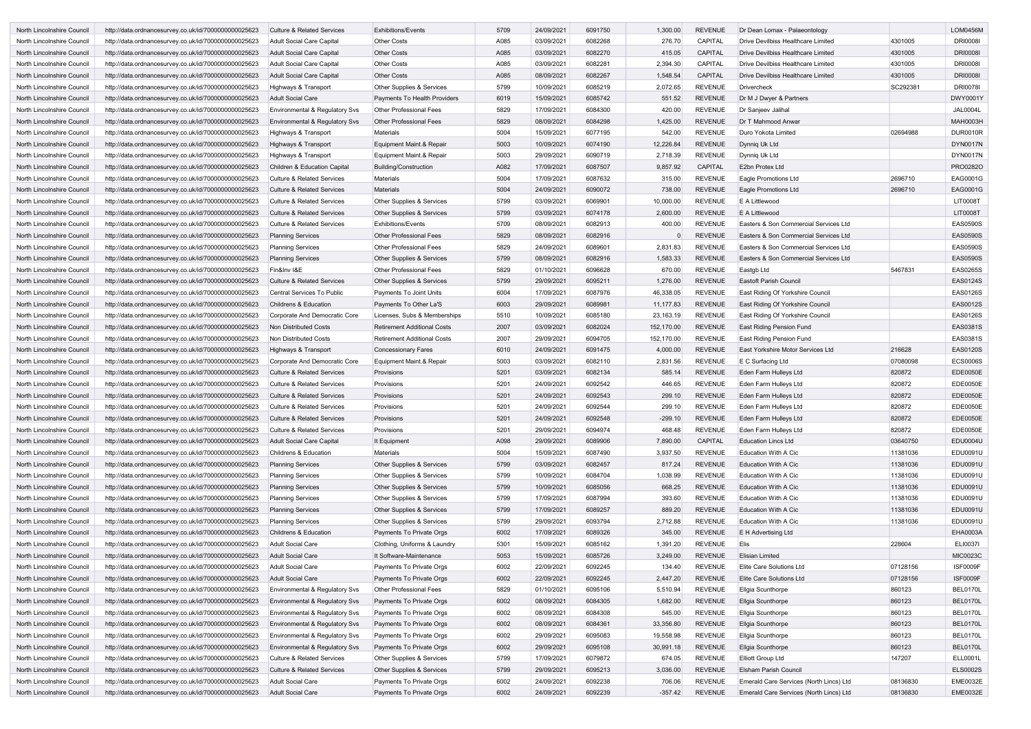| North Lincolnshire Council | http://data.ordnancesurvey.co.uk/id/7000000000025623 | Culture & Related Services | Exhibitions/Events | 5709 | 24/09/2021 | 6091750 | 1,300.00 | REVENUE | Dr Dean Lomax - Palaeontology | | LOM0456M |
|---|---|---|---|---|---|---|---|---|---|---|---|
| North Lincolnshire Council | http://data.ordnancesurvey.co.uk/id/7000000000025623 | Adult Social Care Capital | Other Costs | A085 | 03/09/2021 | 6082268 | 276.70 | CAPITAL | Drive Devilbiss Healthcare Limited | 4301005 | DRI0008I |
| North Lincolnshire Council | http://data.ordnancesurvey.co.uk/id/7000000000025623 | Adult Social Care Capital | Other Costs | A085 | 03/09/2021 | 6082270 | 415.05 | CAPITAL | Drive Devilbiss Healthcare Limited | 4301005 | DRI0008I |
| North Lincolnshire Council | http://data.ordnancesurvey.co.uk/id/7000000000025623 | Adult Social Care Capital | Other Costs | A085 | 03/09/2021 | 6082281 | 2,394.30 | CAPITAL | Drive Devilbiss Healthcare Limited | 4301005 | DRI0008I |
| North Lincolnshire Council | http://data.ordnancesurvey.co.uk/id/7000000000025623 | Adult Social Care Capital | Other Costs | A085 | 08/09/2021 | 6082267 | 1,548.54 | CAPITAL | Drive Devilbiss Healthcare Limited | 4301005 | DRI0008I |
| North Lincolnshire Council | http://data.ordnancesurvey.co.uk/id/7000000000025623 | Highways & Transport | Other Supplies & Services | 5799 | 10/09/2021 | 6085219 | 2,072.65 | REVENUE | Drivercheck | SC292381 | DRI0078I |
| North Lincolnshire Council | http://data.ordnancesurvey.co.uk/id/7000000000025623 | Adult Social Care | Payments To Health Providers | 6019 | 15/09/2021 | 6085742 | 551.52 | REVENUE | Dr M J Dwyer & Partners | | DWY0001Y |
| North Lincolnshire Council | http://data.ordnancesurvey.co.uk/id/7000000000025623 | Environmental & Regulatory Svs | Other Professional Fees | 5829 | 17/09/2021 | 6084300 | 420.00 | REVENUE | Dr Sanjeev Jalihal | | JAL0004L |
| North Lincolnshire Council | http://data.ordnancesurvey.co.uk/id/7000000000025623 | Environmental & Regulatory Svs | Other Professional Fees | 5829 | 08/09/2021 | 6084298 | 1,425.00 | REVENUE | Dr T Mahmood Anwar | | MAH0003H |
| North Lincolnshire Council | http://data.ordnancesurvey.co.uk/id/7000000000025623 | Highways & Transport | Materials | 5004 | 15/09/2021 | 6077195 | 542.00 | REVENUE | Duro Yokota Limited | 02694988 | DUR0010R |
| North Lincolnshire Council | http://data.ordnancesurvey.co.uk/id/7000000000025623 | Highways & Transport | Equipment Maint.& Repair | 5003 | 10/09/2021 | 6074190 | 12,226.84 | REVENUE | Dynniq Uk Ltd | | DYN0017N |
| North Lincolnshire Council | http://data.ordnancesurvey.co.uk/id/7000000000025623 | Highways & Transport | Equipment Maint.& Repair | 5003 | 29/09/2021 | 6090719 | 2,718.39 | REVENUE | Dynniq Uk Ltd | | DYN0017N |
| North Lincolnshire Council | http://data.ordnancesurvey.co.uk/id/7000000000025623 | Children & Education Capital | Building/Construction | A082 | 17/09/2021 | 6087507 | 9,857.92 | CAPITAL | E2bn Protex Ltd | | PRO0282O |
| North Lincolnshire Council | http://data.ordnancesurvey.co.uk/id/7000000000025623 | Culture & Related Services | Materials | 5004 | 17/09/2021 | 6087632 | 315.00 | REVENUE | Eagle Promotions Ltd | 2696710 | EAG0001G |
| North Lincolnshire Council | http://data.ordnancesurvey.co.uk/id/7000000000025623 | Culture & Related Services | Materials | 5004 | 24/09/2021 | 6090072 | 738.00 | REVENUE | Eagle Promotions Ltd | 2696710 | EAG0001G |
| North Lincolnshire Council | http://data.ordnancesurvey.co.uk/id/7000000000025623 | Culture & Related Services | Other Supplies & Services | 5799 | 03/09/2021 | 6069901 | 10,000.00 | REVENUE | E A Littlewood | | LIT0008T |
| North Lincolnshire Council | http://data.ordnancesurvey.co.uk/id/7000000000025623 | Culture & Related Services | Other Supplies & Services | 5799 | 03/09/2021 | 6074178 | 2,600.00 | REVENUE | E A Littlewood | | LIT0008T |
| North Lincolnshire Council | http://data.ordnancesurvey.co.uk/id/7000000000025623 | Culture & Related Services | Exhibitions/Events | 5709 | 08/09/2021 | 6082913 | 400.00 | REVENUE | Easters & Son Commercial Services Ltd | | EAS0590S |
| North Lincolnshire Council | http://data.ordnancesurvey.co.uk/id/7000000000025623 | Planning Services | Other Professional Fees | 5829 | 08/09/2021 | 6082916 | 0 | REVENUE | Easters & Son Commercial Services Ltd | | EAS0590S |
| North Lincolnshire Council | http://data.ordnancesurvey.co.uk/id/7000000000025623 | Planning Services | Other Professional Fees | 5829 | 24/09/2021 | 6089601 | 2,831.83 | REVENUE | Easters & Son Commercial Services Ltd | | EAS0590S |
| North Lincolnshire Council | http://data.ordnancesurvey.co.uk/id/7000000000025623 | Planning Services | Other Supplies & Services | 5799 | 08/09/2021 | 6082916 | 1,583.33 | REVENUE | Easters & Son Commercial Services Ltd | | EAS0590S |
| North Lincolnshire Council | http://data.ordnancesurvey.co.uk/id/7000000000025623 | Fin&Inv I&E | Other Professional Fees | 5829 | 01/10/2021 | 6096628 | 670.00 | REVENUE | Eastgb Ltd | 5467831 | EAS0265S |
| North Lincolnshire Council | http://data.ordnancesurvey.co.uk/id/7000000000025623 | Culture & Related Services | Other Supplies & Services | 5799 | 29/09/2021 | 6095211 | 1,276.00 | REVENUE | Eastoft Parish Council | | EAS0124S |
| North Lincolnshire Council | http://data.ordnancesurvey.co.uk/id/7000000000025623 | Central Services To Public | Payments To Joint Units | 6004 | 17/09/2021 | 6087976 | 46,338.05 | REVENUE | East Riding Of Yorkshire Council | | EAS0126S |
| North Lincolnshire Council | http://data.ordnancesurvey.co.uk/id/7000000000025623 | Childrens & Education | Payments To Other La'S | 6003 | 29/09/2021 | 6089981 | 11,177.83 | REVENUE | East Riding Of Yorkshire Council | | EAS0012S |
| North Lincolnshire Council | http://data.ordnancesurvey.co.uk/id/7000000000025623 | Corporate And Democratic Core | Licenses, Subs & Memberships | 5510 | 10/09/2021 | 6085180 | 23,163.19 | REVENUE | East Riding Of Yorkshire Council | | EAS0126S |
| North Lincolnshire Council | http://data.ordnancesurvey.co.uk/id/7000000000025623 | Non Distributed Costs | Retirement Additional Costs | 2007 | 03/09/2021 | 6082024 | 152,170.00 | REVENUE | East Riding Pension Fund | | EAS0381S |
| North Lincolnshire Council | http://data.ordnancesurvey.co.uk/id/7000000000025623 | Non Distributed Costs | Retirement Additional Costs | 2007 | 29/09/2021 | 6094705 | 152,170.00 | REVENUE | East Riding Pension Fund | | EAS0381S |
| North Lincolnshire Council | http://data.ordnancesurvey.co.uk/id/7000000000025623 | Highways & Transport | Concessionary Fares | 6010 | 24/09/2021 | 6091475 | 4,000.00 | REVENUE | East Yorkshire Motor Services Ltd | 216628 | EAS0120S |
| North Lincolnshire Council | http://data.ordnancesurvey.co.uk/id/7000000000025623 | Corporate And Democratic Core | Equipment Maint.& Repair | 5003 | 03/09/2021 | 6082110 | 2,831.56 | REVENUE | E C Surfacing Ltd | 07080098 | ECS0006S |
| North Lincolnshire Council | http://data.ordnancesurvey.co.uk/id/7000000000025623 | Culture & Related Services | Provisions | 5201 | 03/09/2021 | 6082134 | 585.14 | REVENUE | Eden Farm Hulleys Ltd | 820872 | EDE0050E |
| North Lincolnshire Council | http://data.ordnancesurvey.co.uk/id/7000000000025623 | Culture & Related Services | Provisions | 5201 | 24/09/2021 | 6092542 | 446.65 | REVENUE | Eden Farm Hulleys Ltd | 820872 | EDE0050E |
| North Lincolnshire Council | http://data.ordnancesurvey.co.uk/id/7000000000025623 | Culture & Related Services | Provisions | 5201 | 24/09/2021 | 6092543 | 299.10 | REVENUE | Eden Farm Hulleys Ltd | 820872 | EDE0050E |
| North Lincolnshire Council | http://data.ordnancesurvey.co.uk/id/7000000000025623 | Culture & Related Services | Provisions | 5201 | 24/09/2021 | 6092544 | 299.10 | REVENUE | Eden Farm Hulleys Ltd | 820872 | EDE0050E |
| North Lincolnshire Council | http://data.ordnancesurvey.co.uk/id/7000000000025623 | Culture & Related Services | Provisions | 5201 | 24/09/2021 | 6092548 | -299.10 | REVENUE | Eden Farm Hulleys Ltd | 820872 | EDE0050E |
| North Lincolnshire Council | http://data.ordnancesurvey.co.uk/id/7000000000025623 | Culture & Related Services | Provisions | 5201 | 29/09/2021 | 6094974 | 468.48 | REVENUE | Eden Farm Hulleys Ltd | 820872 | EDE0050E |
| North Lincolnshire Council | http://data.ordnancesurvey.co.uk/id/7000000000025623 | Adult Social Care Capital | It Equipment | A098 | 29/09/2021 | 6089906 | 7,890.00 | CAPITAL | Education Lincs Ltd | 03640750 | EDU0004U |
| North Lincolnshire Council | http://data.ordnancesurvey.co.uk/id/7000000000025623 | Childrens & Education | Materials | 5004 | 15/09/2021 | 6087490 | 3,937.50 | REVENUE | Education With A Cic | 11381036 | EDU0091U |
| North Lincolnshire Council | http://data.ordnancesurvey.co.uk/id/7000000000025623 | Planning Services | Other Supplies & Services | 5799 | 03/09/2021 | 6082457 | 817.24 | REVENUE | Education With A Cic | 11381036 | EDU0091U |
| North Lincolnshire Council | http://data.ordnancesurvey.co.uk/id/7000000000025623 | Planning Services | Other Supplies & Services | 5799 | 10/09/2021 | 6084704 | 1,038.99 | REVENUE | Education With A Cic | 11381036 | EDU0091U |
| North Lincolnshire Council | http://data.ordnancesurvey.co.uk/id/7000000000025623 | Planning Services | Other Supplies & Services | 5799 | 10/09/2021 | 6085056 | 668.25 | REVENUE | Education With A Cic | 11381036 | EDU0091U |
| North Lincolnshire Council | http://data.ordnancesurvey.co.uk/id/7000000000025623 | Planning Services | Other Supplies & Services | 5799 | 17/09/2021 | 6087994 | 393.60 | REVENUE | Education With A Cic | 11381036 | EDU0091U |
| North Lincolnshire Council | http://data.ordnancesurvey.co.uk/id/7000000000025623 | Planning Services | Other Supplies & Services | 5799 | 17/09/2021 | 6089257 | 889.20 | REVENUE | Education With A Cic | 11381036 | EDU0091U |
| North Lincolnshire Council | http://data.ordnancesurvey.co.uk/id/7000000000025623 | Planning Services | Other Supplies & Services | 5799 | 29/09/2021 | 6093794 | 2,712.88 | REVENUE | Education With A Cic | 11381036 | EDU0091U |
| North Lincolnshire Council | http://data.ordnancesurvey.co.uk/id/7000000000025623 | Childrens & Education | Payments To Private Orgs | 6002 | 17/09/2021 | 6089326 | 345.00 | REVENUE | E H Advertising Ltd | | EHA0003A |
| North Lincolnshire Council | http://data.ordnancesurvey.co.uk/id/7000000000025623 | Adult Social Care | Clothing, Uniforms & Laundry | 5301 | 15/09/2021 | 6085162 | 1,391.20 | REVENUE | Elis | 228604 | ELI0037I |
| North Lincolnshire Council | http://data.ordnancesurvey.co.uk/id/7000000000025623 | Adult Social Care | It Software-Maintenance | 5053 | 15/09/2021 | 6085726 | 3,249.00 | REVENUE | Elisian Limited | | MIC0023C |
| North Lincolnshire Council | http://data.ordnancesurvey.co.uk/id/7000000000025623 | Adult Social Care | Payments To Private Orgs | 6002 | 22/09/2021 | 6092245 | 134.40 | REVENUE | Elite Care Solutions Ltd | 07128156 | ISF0009F |
| North Lincolnshire Council | http://data.ordnancesurvey.co.uk/id/7000000000025623 | Adult Social Care | Payments To Private Orgs | 6002 | 22/09/2021 | 6092245 | 2,447.20 | REVENUE | Elite Care Solutions Ltd | 07128156 | ISF0009F |
| North Lincolnshire Council | http://data.ordnancesurvey.co.uk/id/7000000000025623 | Environmental & Regulatory Svs | Other Professional Fees | 5829 | 01/10/2021 | 6095106 | 5,510.94 | REVENUE | Ellgia Scunthorpe | 860123 | BEL0170L |
| North Lincolnshire Council | http://data.ordnancesurvey.co.uk/id/7000000000025623 | Environmental & Regulatory Svs | Payments To Private Orgs | 6002 | 08/09/2021 | 6084305 | 1,682.00 | REVENUE | Ellgia Scunthorpe | 860123 | BEL0170L |
| North Lincolnshire Council | http://data.ordnancesurvey.co.uk/id/7000000000025623 | Environmental & Regulatory Svs | Payments To Private Orgs | 6002 | 08/09/2021 | 6084308 | 545.00 | REVENUE | Ellgia Scunthorpe | 860123 | BEL0170L |
| North Lincolnshire Council | http://data.ordnancesurvey.co.uk/id/7000000000025623 | Environmental & Regulatory Svs | Payments To Private Orgs | 6002 | 08/09/2021 | 6084361 | 33,356.80 | REVENUE | Ellgia Scunthorpe | 860123 | BEL0170L |
| North Lincolnshire Council | http://data.ordnancesurvey.co.uk/id/7000000000025623 | Environmental & Regulatory Svs | Payments To Private Orgs | 6002 | 29/09/2021 | 6095083 | 19,558.98 | REVENUE | Ellgia Scunthorpe | 860123 | BEL0170L |
| North Lincolnshire Council | http://data.ordnancesurvey.co.uk/id/7000000000025623 | Environmental & Regulatory Svs | Payments To Private Orgs | 6002 | 29/09/2021 | 6095108 | 30,991.18 | REVENUE | Ellgia Scunthorpe | 860123 | BEL0170L |
| North Lincolnshire Council | http://data.ordnancesurvey.co.uk/id/7000000000025623 | Culture & Related Services | Other Supplies & Services | 5799 | 17/09/2021 | 6079872 | 674.05 | REVENUE | Elliott Group Ltd | 147207 | ELL0001L |
| North Lincolnshire Council | http://data.ordnancesurvey.co.uk/id/7000000000025623 | Culture & Related Services | Other Supplies & Services | 5799 | 29/09/2021 | 6095213 | 3,036.00 | REVENUE | Elsham Parish Council | | ELS0002S |
| North Lincolnshire Council | http://data.ordnancesurvey.co.uk/id/7000000000025623 | Adult Social Care | Payments To Private Orgs | 6002 | 24/09/2021 | 6092238 | 706.06 | REVENUE | Emerald Care Services (North Lincs) Ltd | 08136830 | EME0032E |
| North Lincolnshire Council | http://data.ordnancesurvey.co.uk/id/7000000000025623 | Adult Social Care | Payments To Private Orgs | 6002 | 24/09/2021 | 6092239 | -357.42 | REVENUE | Emerald Care Services (North Lincs) Ltd | 08136830 | EME0032E |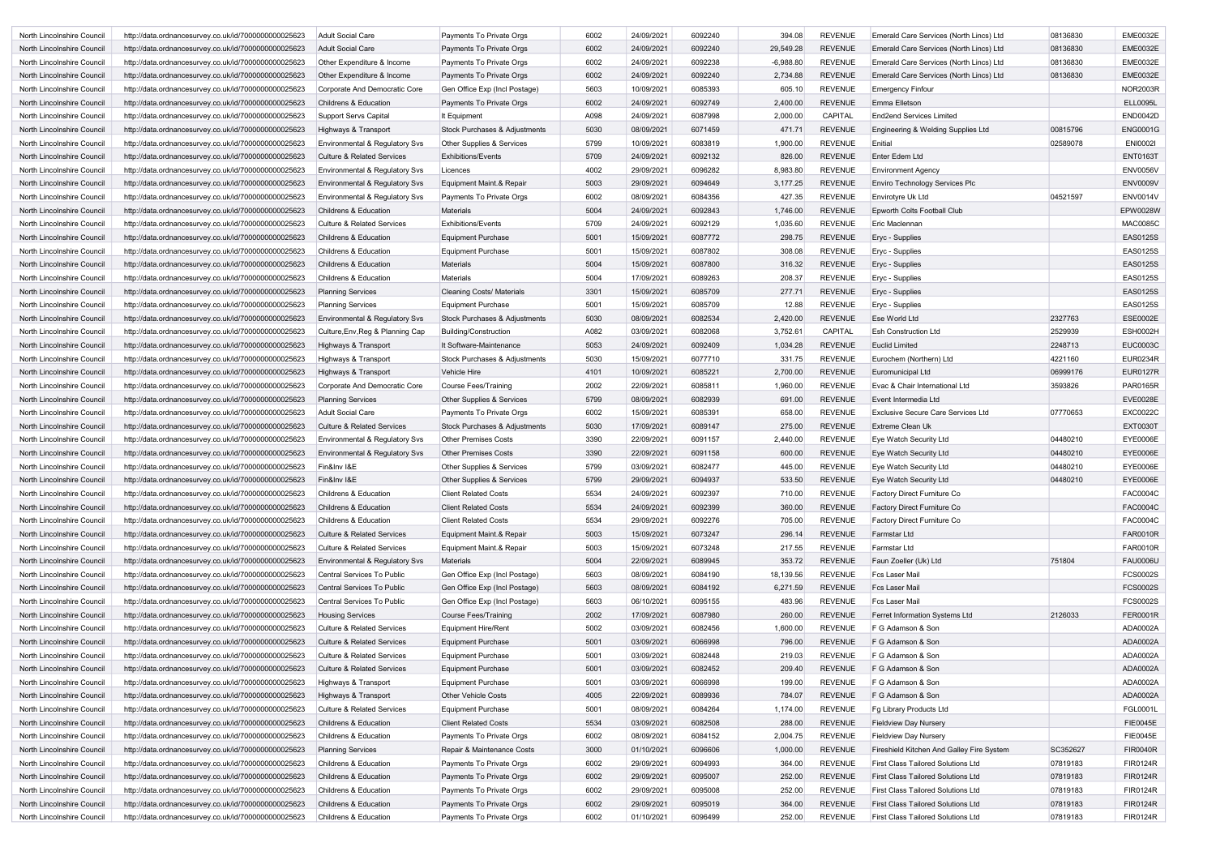| | | | | | | | | | | | | |
|---|---|---|---|---|---|---|---|---|---|---|---|---|
| North Lincolnshire Council | http://data.ordnancesurvey.co.uk/id/7000000000025623 | Adult Social Care | Payments To Private Orgs | 6002 | 24/09/2021 | 6092240 | 394.08 | REVENUE | Emerald Care Services (North Lincs) Ltd | 08136830 | EME0032E |
| North Lincolnshire Council | http://data.ordnancesurvey.co.uk/id/7000000000025623 | Adult Social Care | Payments To Private Orgs | 6002 | 24/09/2021 | 6092240 | 29,549.28 | REVENUE | Emerald Care Services (North Lincs) Ltd | 08136830 | EME0032E |
| North Lincolnshire Council | http://data.ordnancesurvey.co.uk/id/7000000000025623 | Other Expenditure & Income | Payments To Private Orgs | 6002 | 24/09/2021 | 6092238 | -6,988.80 | REVENUE | Emerald Care Services (North Lincs) Ltd | 08136830 | EME0032E |
| North Lincolnshire Council | http://data.ordnancesurvey.co.uk/id/7000000000025623 | Other Expenditure & Income | Payments To Private Orgs | 6002 | 24/09/2021 | 6092240 | 2,734.88 | REVENUE | Emerald Care Services (North Lincs) Ltd | 08136830 | EME0032E |
| North Lincolnshire Council | http://data.ordnancesurvey.co.uk/id/7000000000025623 | Corporate And Democratic Core | Gen Office Exp (Incl Postage) | 5603 | 10/09/2021 | 6085393 | 605.10 | REVENUE | Emergency Finfour | | NOR2003R |
| North Lincolnshire Council | http://data.ordnancesurvey.co.uk/id/7000000000025623 | Childrens & Education | Payments To Private Orgs | 6002 | 24/09/2021 | 6092749 | 2,400.00 | REVENUE | Emma Elletson | | ELL0095L |
| North Lincolnshire Council | http://data.ordnancesurvey.co.uk/id/7000000000025623 | Support Servs Capital | It Equipment | A098 | 24/09/2021 | 6087998 | 2,000.00 | CAPITAL | End2end Services Limited | | END0042D |
| North Lincolnshire Council | http://data.ordnancesurvey.co.uk/id/7000000000025623 | Highways & Transport | Stock Purchases & Adjustments | 5030 | 08/09/2021 | 6071459 | 471.71 | REVENUE | Engineering & Welding Supplies Ltd | 00815796 | ENG0001G |
| North Lincolnshire Council | http://data.ordnancesurvey.co.uk/id/7000000000025623 | Environmental & Regulatory Svs | Other Supplies & Services | 5799 | 10/09/2021 | 6083819 | 1,900.00 | REVENUE | Enitial | 02589078 | ENI0002I |
| North Lincolnshire Council | http://data.ordnancesurvey.co.uk/id/7000000000025623 | Culture & Related Services | Exhibitions/Events | 5709 | 24/09/2021 | 6092132 | 826.00 | REVENUE | Enter Edem Ltd | | ENT0163T |
| North Lincolnshire Council | http://data.ordnancesurvey.co.uk/id/7000000000025623 | Environmental & Regulatory Svs | Licences | 4002 | 29/09/2021 | 6096282 | 8,983.80 | REVENUE | Environment Agency | | ENV0056V |
| North Lincolnshire Council | http://data.ordnancesurvey.co.uk/id/7000000000025623 | Environmental & Regulatory Svs | Equipment Maint.& Repair | 5003 | 29/09/2021 | 6094649 | 3,177.25 | REVENUE | Enviro Technology Services Plc | | ENV0009V |
| North Lincolnshire Council | http://data.ordnancesurvey.co.uk/id/7000000000025623 | Environmental & Regulatory Svs | Payments To Private Orgs | 6002 | 08/09/2021 | 6084356 | 427.35 | REVENUE | Envirotyre Uk Ltd | 04521597 | ENV0014V |
| North Lincolnshire Council | http://data.ordnancesurvey.co.uk/id/7000000000025623 | Childrens & Education | Materials | 5004 | 24/09/2021 | 6092843 | 1,746.00 | REVENUE | Epworth Colts Football Club | | EPW0028W |
| North Lincolnshire Council | http://data.ordnancesurvey.co.uk/id/7000000000025623 | Culture & Related Services | Exhibitions/Events | 5709 | 24/09/2021 | 6092129 | 1,035.60 | REVENUE | Eric Maclennan | | MAC0085C |
| North Lincolnshire Council | http://data.ordnancesurvey.co.uk/id/7000000000025623 | Childrens & Education | Equipment Purchase | 5001 | 15/09/2021 | 6087772 | 298.75 | REVENUE | Eryc - Supplies | | EAS0125S |
| North Lincolnshire Council | http://data.ordnancesurvey.co.uk/id/7000000000025623 | Childrens & Education | Equipment Purchase | 5001 | 15/09/2021 | 6087802 | 308.08 | REVENUE | Eryc - Supplies | | EAS0125S |
| North Lincolnshire Council | http://data.ordnancesurvey.co.uk/id/7000000000025623 | Childrens & Education | Materials | 5004 | 15/09/2021 | 6087800 | 316.32 | REVENUE | Eryc - Supplies | | EAS0125S |
| North Lincolnshire Council | http://data.ordnancesurvey.co.uk/id/7000000000025623 | Childrens & Education | Materials | 5004 | 17/09/2021 | 6089263 | 208.37 | REVENUE | Eryc - Supplies | | EAS0125S |
| North Lincolnshire Council | http://data.ordnancesurvey.co.uk/id/7000000000025623 | Planning Services | Cleaning Costs/ Materials | 3301 | 15/09/2021 | 6085709 | 277.71 | REVENUE | Eryc - Supplies | | EAS0125S |
| North Lincolnshire Council | http://data.ordnancesurvey.co.uk/id/7000000000025623 | Planning Services | Equipment Purchase | 5001 | 15/09/2021 | 6085709 | 12.88 | REVENUE | Eryc - Supplies | | EAS0125S |
| North Lincolnshire Council | http://data.ordnancesurvey.co.uk/id/7000000000025623 | Environmental & Regulatory Svs | Stock Purchases & Adjustments | 5030 | 08/09/2021 | 6082534 | 2,420.00 | REVENUE | Ese World Ltd | 2327763 | ESE0002E |
| North Lincolnshire Council | http://data.ordnancesurvey.co.uk/id/7000000000025623 | Culture,Env,Reg & Planning Cap | Building/Construction | A082 | 03/09/2021 | 6082068 | 3,752.61 | CAPITAL | Esh Construction Ltd | 2529939 | ESH0002H |
| North Lincolnshire Council | http://data.ordnancesurvey.co.uk/id/7000000000025623 | Highways & Transport | It Software-Maintenance | 5053 | 24/09/2021 | 6092409 | 1,034.28 | REVENUE | Euclid Limited | 2248713 | EUC0003C |
| North Lincolnshire Council | http://data.ordnancesurvey.co.uk/id/7000000000025623 | Highways & Transport | Stock Purchases & Adjustments | 5030 | 15/09/2021 | 6077710 | 331.75 | REVENUE | Eurochem (Northern) Ltd | 4221160 | EUR0234R |
| North Lincolnshire Council | http://data.ordnancesurvey.co.uk/id/7000000000025623 | Highways & Transport | Vehicle Hire | 4101 | 10/09/2021 | 6085221 | 2,700.00 | REVENUE | Euromunicipal Ltd | 06999176 | EUR0127R |
| North Lincolnshire Council | http://data.ordnancesurvey.co.uk/id/7000000000025623 | Corporate And Democratic Core | Course Fees/Training | 2002 | 22/09/2021 | 6085811 | 1,960.00 | REVENUE | Evac & Chair International Ltd | 3593826 | PAR0165R |
| North Lincolnshire Council | http://data.ordnancesurvey.co.uk/id/7000000000025623 | Planning Services | Other Supplies & Services | 5799 | 08/09/2021 | 6082939 | 691.00 | REVENUE | Event Intermedia Ltd | | EVE0028E |
| North Lincolnshire Council | http://data.ordnancesurvey.co.uk/id/7000000000025623 | Adult Social Care | Payments To Private Orgs | 6002 | 15/09/2021 | 6085391 | 658.00 | REVENUE | Exclusive Secure Care Services Ltd | 07770653 | EXC0022C |
| North Lincolnshire Council | http://data.ordnancesurvey.co.uk/id/7000000000025623 | Culture & Related Services | Stock Purchases & Adjustments | 5030 | 17/09/2021 | 6089147 | 275.00 | REVENUE | Extreme Clean Uk | | EXT0030T |
| North Lincolnshire Council | http://data.ordnancesurvey.co.uk/id/7000000000025623 | Environmental & Regulatory Svs | Other Premises Costs | 3390 | 22/09/2021 | 6091157 | 2,440.00 | REVENUE | Eye Watch Security Ltd | 04480210 | EYE0006E |
| North Lincolnshire Council | http://data.ordnancesurvey.co.uk/id/7000000000025623 | Environmental & Regulatory Svs | Other Premises Costs | 3390 | 22/09/2021 | 6091158 | 600.00 | REVENUE | Eye Watch Security Ltd | 04480210 | EYE0006E |
| North Lincolnshire Council | http://data.ordnancesurvey.co.uk/id/7000000000025623 | Fin&Inv I&E | Other Supplies & Services | 5799 | 03/09/2021 | 6082477 | 445.00 | REVENUE | Eye Watch Security Ltd | 04480210 | EYE0006E |
| North Lincolnshire Council | http://data.ordnancesurvey.co.uk/id/7000000000025623 | Fin&Inv I&E | Other Supplies & Services | 5799 | 29/09/2021 | 6094937 | 533.50 | REVENUE | Eye Watch Security Ltd | 04480210 | EYE0006E |
| North Lincolnshire Council | http://data.ordnancesurvey.co.uk/id/7000000000025623 | Childrens & Education | Client Related Costs | 5534 | 24/09/2021 | 6092397 | 710.00 | REVENUE | Factory Direct Furniture Co | | FAC0004C |
| North Lincolnshire Council | http://data.ordnancesurvey.co.uk/id/7000000000025623 | Childrens & Education | Client Related Costs | 5534 | 24/09/2021 | 6092399 | 360.00 | REVENUE | Factory Direct Furniture Co | | FAC0004C |
| North Lincolnshire Council | http://data.ordnancesurvey.co.uk/id/7000000000025623 | Childrens & Education | Client Related Costs | 5534 | 29/09/2021 | 6092276 | 705.00 | REVENUE | Factory Direct Furniture Co | | FAC0004C |
| North Lincolnshire Council | http://data.ordnancesurvey.co.uk/id/7000000000025623 | Culture & Related Services | Equipment Maint.& Repair | 5003 | 15/09/2021 | 6073247 | 296.14 | REVENUE | Farmstar Ltd | | FAR0010R |
| North Lincolnshire Council | http://data.ordnancesurvey.co.uk/id/7000000000025623 | Culture & Related Services | Equipment Maint.& Repair | 5003 | 15/09/2021 | 6073248 | 217.55 | REVENUE | Farmstar Ltd | | FAR0010R |
| North Lincolnshire Council | http://data.ordnancesurvey.co.uk/id/7000000000025623 | Environmental & Regulatory Svs | Materials | 5004 | 22/09/2021 | 6089945 | 353.72 | REVENUE | Faun Zoeller (Uk) Ltd | 751804 | FAU0006U |
| North Lincolnshire Council | http://data.ordnancesurvey.co.uk/id/7000000000025623 | Central Services To Public | Gen Office Exp (Incl Postage) | 5603 | 08/09/2021 | 6084190 | 18,139.56 | REVENUE | Fcs Laser Mail | | FCS0002S |
| North Lincolnshire Council | http://data.ordnancesurvey.co.uk/id/7000000000025623 | Central Services To Public | Gen Office Exp (Incl Postage) | 5603 | 08/09/2021 | 6084192 | 6,271.59 | REVENUE | Fcs Laser Mail | | FCS0002S |
| North Lincolnshire Council | http://data.ordnancesurvey.co.uk/id/7000000000025623 | Central Services To Public | Gen Office Exp (Incl Postage) | 5603 | 06/10/2021 | 6095155 | 483.96 | REVENUE | Fcs Laser Mail | | FCS0002S |
| North Lincolnshire Council | http://data.ordnancesurvey.co.uk/id/7000000000025623 | Housing Services | Course Fees/Training | 2002 | 17/09/2021 | 6087980 | 260.00 | REVENUE | Ferret Information Systems Ltd | 2126033 | FER0001R |
| North Lincolnshire Council | http://data.ordnancesurvey.co.uk/id/7000000000025623 | Culture & Related Services | Equipment Hire/Rent | 5002 | 03/09/2021 | 6082456 | 1,600.00 | REVENUE | F G Adamson & Son | | ADA0002A |
| North Lincolnshire Council | http://data.ordnancesurvey.co.uk/id/7000000000025623 | Culture & Related Services | Equipment Purchase | 5001 | 03/09/2021 | 6066998 | 796.00 | REVENUE | F G Adamson & Son | | ADA0002A |
| North Lincolnshire Council | http://data.ordnancesurvey.co.uk/id/7000000000025623 | Culture & Related Services | Equipment Purchase | 5001 | 03/09/2021 | 6082448 | 219.03 | REVENUE | F G Adamson & Son | | ADA0002A |
| North Lincolnshire Council | http://data.ordnancesurvey.co.uk/id/7000000000025623 | Culture & Related Services | Equipment Purchase | 5001 | 03/09/2021 | 6082452 | 209.40 | REVENUE | F G Adamson & Son | | ADA0002A |
| North Lincolnshire Council | http://data.ordnancesurvey.co.uk/id/7000000000025623 | Highways & Transport | Equipment Purchase | 5001 | 03/09/2021 | 6066998 | 199.00 | REVENUE | F G Adamson & Son | | ADA0002A |
| North Lincolnshire Council | http://data.ordnancesurvey.co.uk/id/7000000000025623 | Highways & Transport | Other Vehicle Costs | 4005 | 22/09/2021 | 6089936 | 784.07 | REVENUE | F G Adamson & Son | | ADA0002A |
| North Lincolnshire Council | http://data.ordnancesurvey.co.uk/id/7000000000025623 | Culture & Related Services | Equipment Purchase | 5001 | 08/09/2021 | 6084264 | 1,174.00 | REVENUE | Fg Library Products Ltd | | FGL0001L |
| North Lincolnshire Council | http://data.ordnancesurvey.co.uk/id/7000000000025623 | Childrens & Education | Client Related Costs | 5534 | 03/09/2021 | 6082508 | 288.00 | REVENUE | Fieldview Day Nursery | | FIE0045E |
| North Lincolnshire Council | http://data.ordnancesurvey.co.uk/id/7000000000025623 | Childrens & Education | Payments To Private Orgs | 6002 | 08/09/2021 | 6084152 | 2,004.75 | REVENUE | Fieldview Day Nursery | | FIE0045E |
| North Lincolnshire Council | http://data.ordnancesurvey.co.uk/id/7000000000025623 | Planning Services | Repair & Maintenance Costs | 3000 | 01/10/2021 | 6096606 | 1,000.00 | REVENUE | Fireshield Kitchen And Galley Fire System | SC352627 | FIR0040R |
| North Lincolnshire Council | http://data.ordnancesurvey.co.uk/id/7000000000025623 | Childrens & Education | Payments To Private Orgs | 6002 | 29/09/2021 | 6094993 | 364.00 | REVENUE | First Class Tailored Solutions Ltd | 07819183 | FIR0124R |
| North Lincolnshire Council | http://data.ordnancesurvey.co.uk/id/7000000000025623 | Childrens & Education | Payments To Private Orgs | 6002 | 29/09/2021 | 6095007 | 252.00 | REVENUE | First Class Tailored Solutions Ltd | 07819183 | FIR0124R |
| North Lincolnshire Council | http://data.ordnancesurvey.co.uk/id/7000000000025623 | Childrens & Education | Payments To Private Orgs | 6002 | 29/09/2021 | 6095008 | 252.00 | REVENUE | First Class Tailored Solutions Ltd | 07819183 | FIR0124R |
| North Lincolnshire Council | http://data.ordnancesurvey.co.uk/id/7000000000025623 | Childrens & Education | Payments To Private Orgs | 6002 | 29/09/2021 | 6095019 | 364.00 | REVENUE | First Class Tailored Solutions Ltd | 07819183 | FIR0124R |
| North Lincolnshire Council | http://data.ordnancesurvey.co.uk/id/7000000000025623 | Childrens & Education | Payments To Private Orgs | 6002 | 01/10/2021 | 6096499 | 252.00 | REVENUE | First Class Tailored Solutions Ltd | 07819183 | FIR0124R |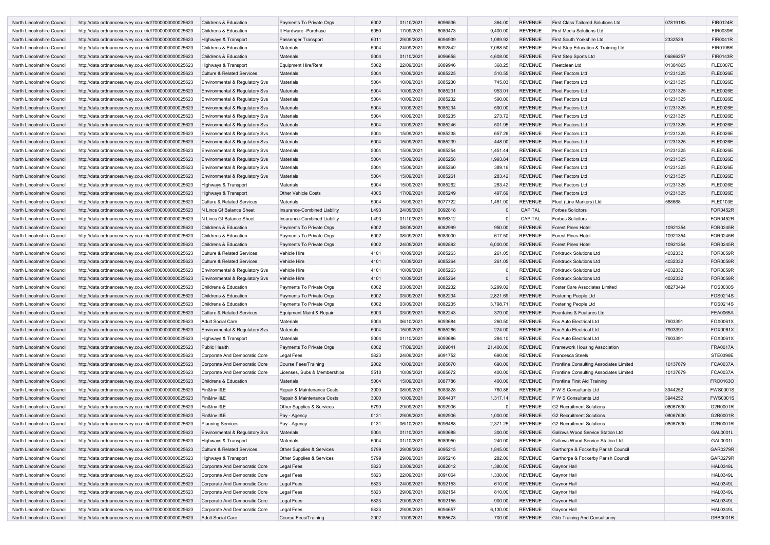| North Lincolnshire Council | http://data.ordnancesurvey.co.uk/id/7000000000025623 | Childrens & Education | Payments To Private Orgs | 6002 | 01/10/2021 | 6096536 | 364.00 | REVENUE | First Class Tailored Solutions Ltd | 07819183 | FIR0124R |
|---|---|---|---|---|---|---|---|---|---|---|---|
| North Lincolnshire Council | http://data.ordnancesurvey.co.uk/id/7000000000025623 | Childrens & Education | It Hardware -Purchase | 5050 | 17/09/2021 | 6089473 | 9,400.00 | REVENUE | First Media Solutions Ltd | | FIR0039R |
| North Lincolnshire Council | http://data.ordnancesurvey.co.uk/id/7000000000025623 | Highways & Transport | Passenger Transport | 6011 | 29/09/2021 | 6094939 | 1,089.92 | REVENUE | First South Yorkshire Ltd | 2332529 | FIR0041R |
| North Lincolnshire Council | http://data.ordnancesurvey.co.uk/id/7000000000025623 | Childrens & Education | Materials | 5004 | 24/09/2021 | 6092842 | 7,068.50 | REVENUE | First Step Education & Training Ltd | | FIR0196R |
| North Lincolnshire Council | http://data.ordnancesurvey.co.uk/id/7000000000025623 | Childrens & Education | Materials | 5004 | 01/10/2021 | 6096658 | 4,608.00 | REVENUE | First Step Sports Ltd | 06866257 | FIR0143R |
| North Lincolnshire Council | http://data.ordnancesurvey.co.uk/id/7000000000025623 | Highways & Transport | Equipment Hire/Rent | 5002 | 22/09/2021 | 6089946 | 368.25 | REVENUE | Fleetclean Ltd | 01381865 | FLE0007E |
| North Lincolnshire Council | http://data.ordnancesurvey.co.uk/id/7000000000025623 | Culture & Related Services | Materials | 5004 | 10/09/2021 | 6085225 | 510.55 | REVENUE | Fleet Factors Ltd | 01231325 | FLE0026E |
| North Lincolnshire Council | http://data.ordnancesurvey.co.uk/id/7000000000025623 | Environmental & Regulatory Svs | Materials | 5004 | 10/09/2021 | 6085230 | 745.03 | REVENUE | Fleet Factors Ltd | 01231325 | FLE0026E |
| North Lincolnshire Council | http://data.ordnancesurvey.co.uk/id/7000000000025623 | Environmental & Regulatory Svs | Materials | 5004 | 10/09/2021 | 6085231 | 953.01 | REVENUE | Fleet Factors Ltd | 01231325 | FLE0026E |
| North Lincolnshire Council | http://data.ordnancesurvey.co.uk/id/7000000000025623 | Environmental & Regulatory Svs | Materials | 5004 | 10/09/2021 | 6085232 | 590.00 | REVENUE | Fleet Factors Ltd | 01231325 | FLE0026E |
| North Lincolnshire Council | http://data.ordnancesurvey.co.uk/id/7000000000025623 | Environmental & Regulatory Svs | Materials | 5004 | 10/09/2021 | 6085234 | 590.00 | REVENUE | Fleet Factors Ltd | 01231325 | FLE0026E |
| North Lincolnshire Council | http://data.ordnancesurvey.co.uk/id/7000000000025623 | Environmental & Regulatory Svs | Materials | 5004 | 10/09/2021 | 6085235 | 273.72 | REVENUE | Fleet Factors Ltd | 01231325 | FLE0026E |
| North Lincolnshire Council | http://data.ordnancesurvey.co.uk/id/7000000000025623 | Environmental & Regulatory Svs | Materials | 5004 | 10/09/2021 | 6085246 | 501.95 | REVENUE | Fleet Factors Ltd | 01231325 | FLE0026E |
| North Lincolnshire Council | http://data.ordnancesurvey.co.uk/id/7000000000025623 | Environmental & Regulatory Svs | Materials | 5004 | 15/09/2021 | 6085238 | 657.26 | REVENUE | Fleet Factors Ltd | 01231325 | FLE0026E |
| North Lincolnshire Council | http://data.ordnancesurvey.co.uk/id/7000000000025623 | Environmental & Regulatory Svs | Materials | 5004 | 15/09/2021 | 6085239 | 448.00 | REVENUE | Fleet Factors Ltd | 01231325 | FLE0026E |
| North Lincolnshire Council | http://data.ordnancesurvey.co.uk/id/7000000000025623 | Environmental & Regulatory Svs | Materials | 5004 | 15/09/2021 | 6085254 | 1,451.44 | REVENUE | Fleet Factors Ltd | 01231325 | FLE0026E |
| North Lincolnshire Council | http://data.ordnancesurvey.co.uk/id/7000000000025623 | Environmental & Regulatory Svs | Materials | 5004 | 15/09/2021 | 6085258 | 1,993.84 | REVENUE | Fleet Factors Ltd | 01231325 | FLE0026E |
| North Lincolnshire Council | http://data.ordnancesurvey.co.uk/id/7000000000025623 | Environmental & Regulatory Svs | Materials | 5004 | 15/09/2021 | 6085260 | 389.16 | REVENUE | Fleet Factors Ltd | 01231325 | FLE0026E |
| North Lincolnshire Council | http://data.ordnancesurvey.co.uk/id/7000000000025623 | Environmental & Regulatory Svs | Materials | 5004 | 15/09/2021 | 6085261 | 283.42 | REVENUE | Fleet Factors Ltd | 01231325 | FLE0026E |
| North Lincolnshire Council | http://data.ordnancesurvey.co.uk/id/7000000000025623 | Highways & Transport | Materials | 5004 | 15/09/2021 | 6085262 | 283.42 | REVENUE | Fleet Factors Ltd | 01231325 | FLE0026E |
| North Lincolnshire Council | http://data.ordnancesurvey.co.uk/id/7000000000025623 | Highways & Transport | Other Vehicle Costs | 4005 | 17/09/2021 | 6085249 | 497.69 | REVENUE | Fleet Factors Ltd | 01231325 | FLE0026E |
| North Lincolnshire Council | http://data.ordnancesurvey.co.uk/id/7000000000025623 | Culture & Related Services | Materials | 5004 | 15/09/2021 | 6077722 | 1,461.00 | REVENUE | Fleet (Line Markers) Ltd | 588668 | FLE0103E |
| North Lincolnshire Council | http://data.ordnancesurvey.co.uk/id/7000000000025623 | N Lincs Gf Balance Sheet | Insurance-Combined Liability | L493 | 24/09/2021 | 6092818 | 0 | CAPITAL | Forbes Solicitors | | FOR0452R |
| North Lincolnshire Council | http://data.ordnancesurvey.co.uk/id/7000000000025623 | N Lincs Gf Balance Sheet | Insurance-Combined Liability | L493 | 01/10/2021 | 6096312 | 0 | CAPITAL | Forbes Solicitors | | FOR0452R |
| North Lincolnshire Council | http://data.ordnancesurvey.co.uk/id/7000000000025623 | Childrens & Education | Payments To Private Orgs | 6002 | 08/09/2021 | 6082999 | 950.00 | REVENUE | Forest Pines Hotel | 10921354 | FOR0245R |
| North Lincolnshire Council | http://data.ordnancesurvey.co.uk/id/7000000000025623 | Childrens & Education | Payments To Private Orgs | 6002 | 08/09/2021 | 6083000 | 617.50 | REVENUE | Forest Pines Hotel | 10921354 | FOR0245R |
| North Lincolnshire Council | http://data.ordnancesurvey.co.uk/id/7000000000025623 | Childrens & Education | Payments To Private Orgs | 6002 | 24/09/2021 | 6092892 | 6,000.00 | REVENUE | Forest Pines Hotel | 10921354 | FOR0245R |
| North Lincolnshire Council | http://data.ordnancesurvey.co.uk/id/7000000000025623 | Culture & Related Services | Vehicle Hire | 4101 | 10/09/2021 | 6085263 | 261.05 | REVENUE | Forktruck Solutions Ltd | 4032332 | FOR0059R |
| North Lincolnshire Council | http://data.ordnancesurvey.co.uk/id/7000000000025623 | Culture & Related Services | Vehicle Hire | 4101 | 10/09/2021 | 6085264 | 261.05 | REVENUE | Forktruck Solutions Ltd | 4032332 | FOR0059R |
| North Lincolnshire Council | http://data.ordnancesurvey.co.uk/id/7000000000025623 | Environmental & Regulatory Svs | Vehicle Hire | 4101 | 10/09/2021 | 6085263 | 0 | REVENUE | Forktruck Solutions Ltd | 4032332 | FOR0059R |
| North Lincolnshire Council | http://data.ordnancesurvey.co.uk/id/7000000000025623 | Environmental & Regulatory Svs | Vehicle Hire | 4101 | 10/09/2021 | 6085264 | 0 | REVENUE | Forktruck Solutions Ltd | 4032332 | FOR0059R |
| North Lincolnshire Council | http://data.ordnancesurvey.co.uk/id/7000000000025623 | Childrens & Education | Payments To Private Orgs | 6002 | 03/09/2021 | 6082232 | 3,299.02 | REVENUE | Foster Care Associates Limited | 08273494 | FOS0030S |
| North Lincolnshire Council | http://data.ordnancesurvey.co.uk/id/7000000000025623 | Childrens & Education | Payments To Private Orgs | 6002 | 03/09/2021 | 6082234 | 2,821.69 | REVENUE | Fostering People Ltd | | FOS0214S |
| North Lincolnshire Council | http://data.ordnancesurvey.co.uk/id/7000000000025623 | Childrens & Education | Payments To Private Orgs | 6002 | 03/09/2021 | 6082235 | 3,798.71 | REVENUE | Fostering People Ltd | | FOS0214S |
| North Lincolnshire Council | http://data.ordnancesurvey.co.uk/id/7000000000025623 | Culture & Related Services | Equipment Maint.& Repair | 5003 | 03/09/2021 | 6082243 | 379.00 | REVENUE | Fountains & Features Ltd | | FEA0065A |
| North Lincolnshire Council | http://data.ordnancesurvey.co.uk/id/7000000000025623 | Adult Social Care | Materials | 5004 | 06/10/2021 | 6093684 | 260.50 | REVENUE | Fox Auto Electrical Ltd | 7903391 | FOX0061X |
| North Lincolnshire Council | http://data.ordnancesurvey.co.uk/id/7000000000025623 | Environmental & Regulatory Svs | Materials | 5004 | 15/09/2021 | 6085266 | 224.00 | REVENUE | Fox Auto Electrical Ltd | 7903391 | FOX0061X |
| North Lincolnshire Council | http://data.ordnancesurvey.co.uk/id/7000000000025623 | Highways & Transport | Materials | 5004 | 01/10/2021 | 6093686 | 284.10 | REVENUE | Fox Auto Electrical Ltd | 7903391 | FOX0061X |
| North Lincolnshire Council | http://data.ordnancesurvey.co.uk/id/7000000000025623 | Public Health | Payments To Private Orgs | 6002 | 17/09/2021 | 6089041 | 21,400.00 | REVENUE | Framework Housing Association | | FRA0017A |
| North Lincolnshire Council | http://data.ordnancesurvey.co.uk/id/7000000000025623 | Corporate And Democratic Core | Legal Fees | 5823 | 24/09/2021 | 6091752 | 690.00 | REVENUE | Francesca Steels | | STE0399E |
| North Lincolnshire Council | http://data.ordnancesurvey.co.uk/id/7000000000025623 | Corporate And Democratic Core | Course Fees/Training | 2002 | 10/09/2021 | 6085670 | 690.00 | REVENUE | Frontline Consulting Associates Limited | 10137679 | FCA0037A |
| North Lincolnshire Council | http://data.ordnancesurvey.co.uk/id/7000000000025623 | Corporate And Democratic Core | Licenses, Subs & Memberships | 5510 | 10/09/2021 | 6085672 | 400.00 | REVENUE | Frontline Consulting Associates Limited | 10137679 | FCA0037A |
| North Lincolnshire Council | http://data.ordnancesurvey.co.uk/id/7000000000025623 | Childrens & Education | Materials | 5004 | 15/09/2021 | 6087786 | 400.00 | REVENUE | Frontline First Aid Training | | FRO0163O |
| North Lincolnshire Council | http://data.ordnancesurvey.co.uk/id/7000000000025623 | Fin&Inv I&E | Repair & Maintenance Costs | 3000 | 08/09/2021 | 6083828 | 760.86 | REVENUE | F W S Consultants Ltd | 3944252 | FWS0001S |
| North Lincolnshire Council | http://data.ordnancesurvey.co.uk/id/7000000000025623 | Fin&Inv I&E | Repair & Maintenance Costs | 3000 | 10/09/2021 | 6084437 | 1,317.14 | REVENUE | F W S Consultants Ltd | 3944252 | FWS0001S |
| North Lincolnshire Council | http://data.ordnancesurvey.co.uk/id/7000000000025623 | Fin&Inv I&E | Other Supplies & Services | 5799 | 29/09/2021 | 6092906 | 0 | REVENUE | G2 Recruitment Solutions | 08067630 | G2R0001R |
| North Lincolnshire Council | http://data.ordnancesurvey.co.uk/id/7000000000025623 | Fin&Inv I&E | Pay - Agency | 0131 | 29/09/2021 | 6092906 | 1,000.00 | REVENUE | G2 Recruitment Solutions | 08067630 | G2R0001R |
| North Lincolnshire Council | http://data.ordnancesurvey.co.uk/id/7000000000025623 | Planning Services | Pay - Agency | 0131 | 06/10/2021 | 6096488 | 2,371.25 | REVENUE | G2 Recruitment Solutions | 08067630 | G2R0001R |
| North Lincolnshire Council | http://data.ordnancesurvey.co.uk/id/7000000000025623 | Environmental & Regulatory Svs | Materials | 5004 | 01/10/2021 | 6093688 | 300.00 | REVENUE | Gallows Wood Service Station Ltd | | GAL0001L |
| North Lincolnshire Council | http://data.ordnancesurvey.co.uk/id/7000000000025623 | Highways & Transport | Materials | 5004 | 01/10/2021 | 6089950 | 240.00 | REVENUE | Gallows Wood Service Station Ltd | | GAL0001L |
| North Lincolnshire Council | http://data.ordnancesurvey.co.uk/id/7000000000025623 | Culture & Related Services | Other Supplies & Services | 5799 | 29/09/2021 | 6095215 | 1,845.00 | REVENUE | Garthorpe & Fockerby Parish Council | | GAR0279R |
| North Lincolnshire Council | http://data.ordnancesurvey.co.uk/id/7000000000025623 | Highways & Transport | Other Supplies & Services | 5799 | 29/09/2021 | 6095216 | 282.00 | REVENUE | Garthorpe & Fockerby Parish Council | | GAR0279R |
| North Lincolnshire Council | http://data.ordnancesurvey.co.uk/id/7000000000025623 | Corporate And Democratic Core | Legal Fees | 5823 | 03/09/2021 | 6082012 | 1,380.00 | REVENUE | Gaynor Hall | | HAL0349L |
| North Lincolnshire Council | http://data.ordnancesurvey.co.uk/id/7000000000025623 | Corporate And Democratic Core | Legal Fees | 5823 | 22/09/2021 | 6091064 | 1,330.00 | REVENUE | Gaynor Hall | | HAL0349L |
| North Lincolnshire Council | http://data.ordnancesurvey.co.uk/id/7000000000025623 | Corporate And Democratic Core | Legal Fees | 5823 | 24/09/2021 | 6092153 | 610.00 | REVENUE | Gaynor Hall | | HAL0349L |
| North Lincolnshire Council | http://data.ordnancesurvey.co.uk/id/7000000000025623 | Corporate And Democratic Core | Legal Fees | 5823 | 29/09/2021 | 6092154 | 810.00 | REVENUE | Gaynor Hall | | HAL0349L |
| North Lincolnshire Council | http://data.ordnancesurvey.co.uk/id/7000000000025623 | Corporate And Democratic Core | Legal Fees | 5823 | 29/09/2021 | 6092155 | 900.00 | REVENUE | Gaynor Hall | | HAL0349L |
| North Lincolnshire Council | http://data.ordnancesurvey.co.uk/id/7000000000025623 | Corporate And Democratic Core | Legal Fees | 5823 | 29/09/2021 | 6094657 | 6,130.00 | REVENUE | Gaynor Hall | | HAL0349L |
| North Lincolnshire Council | http://data.ordnancesurvey.co.uk/id/7000000000025623 | Adult Social Care | Course Fees/Training | 2002 | 10/09/2021 | 6085678 | 700.00 | REVENUE | Gbb Training And Consultancy | | GBB0001B |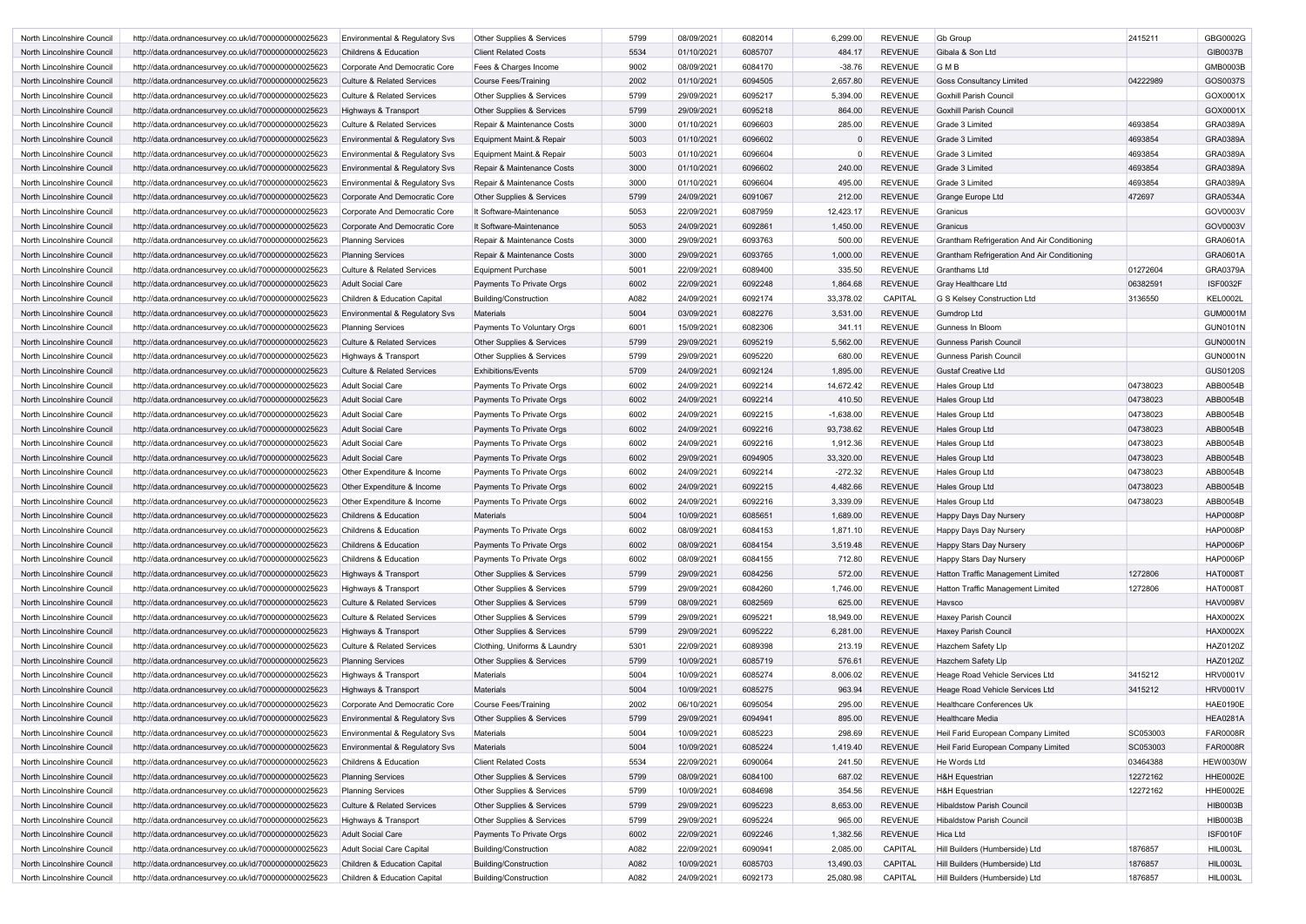| North Lincolnshire Council | http://data.ordnancesurvey.co.uk/id/7000000000025623 | Environmental & Regulatory Svs | Other Supplies & Services | 5799 | 08/09/2021 | 6082014 | 6,299.00 | REVENUE | Gb Group | 2415211 | GBG0002G |
|---|---|---|---|---|---|---|---|---|---|---|---|
| North Lincolnshire Council | http://data.ordnancesurvey.co.uk/id/7000000000025623 | Childrens & Education | Client Related Costs | 5534 | 01/10/2021 | 6085707 | 484.17 | REVENUE | Gibala & Son Ltd | | GIB0037B |
| North Lincolnshire Council | http://data.ordnancesurvey.co.uk/id/7000000000025623 | Corporate And Democratic Core | Fees & Charges Income | 9002 | 08/09/2021 | 6084170 | -38.76 | REVENUE | G M B | | GMB0003B |
| North Lincolnshire Council | http://data.ordnancesurvey.co.uk/id/7000000000025623 | Culture & Related Services | Course Fees/Training | 2002 | 01/10/2021 | 6094505 | 2,657.80 | REVENUE | Goss Consultancy Limited | 04222989 | GOS0037S |
| North Lincolnshire Council | http://data.ordnancesurvey.co.uk/id/7000000000025623 | Culture & Related Services | Other Supplies & Services | 5799 | 29/09/2021 | 6095217 | 5,394.00 | REVENUE | Goxhill Parish Council | | GOX0001X |
| North Lincolnshire Council | http://data.ordnancesurvey.co.uk/id/7000000000025623 | Highways & Transport | Other Supplies & Services | 5799 | 29/09/2021 | 6095218 | 864.00 | REVENUE | Goxhill Parish Council | | GOX0001X |
| North Lincolnshire Council | http://data.ordnancesurvey.co.uk/id/7000000000025623 | Culture & Related Services | Repair & Maintenance Costs | 3000 | 01/10/2021 | 6096603 | 285.00 | REVENUE | Grade 3 Limited | 4693854 | GRA0389A |
| North Lincolnshire Council | http://data.ordnancesurvey.co.uk/id/7000000000025623 | Environmental & Regulatory Svs | Equipment Maint.& Repair | 5003 | 01/10/2021 | 6096602 | 0 | REVENUE | Grade 3 Limited | 4693854 | GRA0389A |
| North Lincolnshire Council | http://data.ordnancesurvey.co.uk/id/7000000000025623 | Environmental & Regulatory Svs | Equipment Maint.& Repair | 5003 | 01/10/2021 | 6096604 | 0 | REVENUE | Grade 3 Limited | 4693854 | GRA0389A |
| North Lincolnshire Council | http://data.ordnancesurvey.co.uk/id/7000000000025623 | Environmental & Regulatory Svs | Repair & Maintenance Costs | 3000 | 01/10/2021 | 6096602 | 240.00 | REVENUE | Grade 3 Limited | 4693854 | GRA0389A |
| North Lincolnshire Council | http://data.ordnancesurvey.co.uk/id/7000000000025623 | Environmental & Regulatory Svs | Repair & Maintenance Costs | 3000 | 01/10/2021 | 6096604 | 495.00 | REVENUE | Grade 3 Limited | 4693854 | GRA0389A |
| North Lincolnshire Council | http://data.ordnancesurvey.co.uk/id/7000000000025623 | Corporate And Democratic Core | Other Supplies & Services | 5799 | 24/09/2021 | 6091067 | 212.00 | REVENUE | Grange Europe Ltd | 472697 | GRA0534A |
| North Lincolnshire Council | http://data.ordnancesurvey.co.uk/id/7000000000025623 | Corporate And Democratic Core | It Software-Maintenance | 5053 | 22/09/2021 | 6087959 | 12,423.17 | REVENUE | Granicus | | GOV0003V |
| North Lincolnshire Council | http://data.ordnancesurvey.co.uk/id/7000000000025623 | Corporate And Democratic Core | It Software-Maintenance | 5053 | 24/09/2021 | 6092861 | 1,450.00 | REVENUE | Granicus | | GOV0003V |
| North Lincolnshire Council | http://data.ordnancesurvey.co.uk/id/7000000000025623 | Planning Services | Repair & Maintenance Costs | 3000 | 29/09/2021 | 6093763 | 500.00 | REVENUE | Grantham Refrigeration And Air Conditioning | | GRA0601A |
| North Lincolnshire Council | http://data.ordnancesurvey.co.uk/id/7000000000025623 | Planning Services | Repair & Maintenance Costs | 3000 | 29/09/2021 | 6093765 | 1,000.00 | REVENUE | Grantham Refrigeration And Air Conditioning | | GRA0601A |
| North Lincolnshire Council | http://data.ordnancesurvey.co.uk/id/7000000000025623 | Culture & Related Services | Equipment Purchase | 5001 | 22/09/2021 | 6089400 | 335.50 | REVENUE | Granthams Ltd | 01272604 | GRA0379A |
| North Lincolnshire Council | http://data.ordnancesurvey.co.uk/id/7000000000025623 | Adult Social Care | Payments To Private Orgs | 6002 | 22/09/2021 | 6092248 | 1,864.68 | REVENUE | Gray Healthcare Ltd | 06382591 | ISF0032F |
| North Lincolnshire Council | http://data.ordnancesurvey.co.uk/id/7000000000025623 | Children & Education Capital | Building/Construction | A082 | 24/09/2021 | 6092174 | 33,378.02 | CAPITAL | G S Kelsey Construction Ltd | 3136550 | KEL0002L |
| North Lincolnshire Council | http://data.ordnancesurvey.co.uk/id/7000000000025623 | Environmental & Regulatory Svs | Materials | 5004 | 03/09/2021 | 6082276 | 3,531.00 | REVENUE | Gumdrop Ltd | | GUM0001M |
| North Lincolnshire Council | http://data.ordnancesurvey.co.uk/id/7000000000025623 | Planning Services | Payments To Voluntary Orgs | 6001 | 15/09/2021 | 6082306 | 341.11 | REVENUE | Gunness In Bloom | | GUN0101N |
| North Lincolnshire Council | http://data.ordnancesurvey.co.uk/id/7000000000025623 | Culture & Related Services | Other Supplies & Services | 5799 | 29/09/2021 | 6095219 | 5,562.00 | REVENUE | Gunness Parish Council | | GUN0001N |
| North Lincolnshire Council | http://data.ordnancesurvey.co.uk/id/7000000000025623 | Highways & Transport | Other Supplies & Services | 5799 | 29/09/2021 | 6095220 | 680.00 | REVENUE | Gunness Parish Council | | GUN0001N |
| North Lincolnshire Council | http://data.ordnancesurvey.co.uk/id/7000000000025623 | Culture & Related Services | Exhibitions/Events | 5709 | 24/09/2021 | 6092124 | 1,895.00 | REVENUE | Gustaf Creative Ltd | | GUS0120S |
| North Lincolnshire Council | http://data.ordnancesurvey.co.uk/id/7000000000025623 | Adult Social Care | Payments To Private Orgs | 6002 | 24/09/2021 | 6092214 | 14,672.42 | REVENUE | Hales Group Ltd | 04738023 | ABB0054B |
| North Lincolnshire Council | http://data.ordnancesurvey.co.uk/id/7000000000025623 | Adult Social Care | Payments To Private Orgs | 6002 | 24/09/2021 | 6092214 | 410.50 | REVENUE | Hales Group Ltd | 04738023 | ABB0054B |
| North Lincolnshire Council | http://data.ordnancesurvey.co.uk/id/7000000000025623 | Adult Social Care | Payments To Private Orgs | 6002 | 24/09/2021 | 6092215 | -1,638.00 | REVENUE | Hales Group Ltd | 04738023 | ABB0054B |
| North Lincolnshire Council | http://data.ordnancesurvey.co.uk/id/7000000000025623 | Adult Social Care | Payments To Private Orgs | 6002 | 24/09/2021 | 6092216 | 93,738.62 | REVENUE | Hales Group Ltd | 04738023 | ABB0054B |
| North Lincolnshire Council | http://data.ordnancesurvey.co.uk/id/7000000000025623 | Adult Social Care | Payments To Private Orgs | 6002 | 24/09/2021 | 6092216 | 1,912.36 | REVENUE | Hales Group Ltd | 04738023 | ABB0054B |
| North Lincolnshire Council | http://data.ordnancesurvey.co.uk/id/7000000000025623 | Adult Social Care | Payments To Private Orgs | 6002 | 29/09/2021 | 6094905 | 33,320.00 | REVENUE | Hales Group Ltd | 04738023 | ABB0054B |
| North Lincolnshire Council | http://data.ordnancesurvey.co.uk/id/7000000000025623 | Other Expenditure & Income | Payments To Private Orgs | 6002 | 24/09/2021 | 6092214 | -272.32 | REVENUE | Hales Group Ltd | 04738023 | ABB0054B |
| North Lincolnshire Council | http://data.ordnancesurvey.co.uk/id/7000000000025623 | Other Expenditure & Income | Payments To Private Orgs | 6002 | 24/09/2021 | 6092215 | 4,482.66 | REVENUE | Hales Group Ltd | 04738023 | ABB0054B |
| North Lincolnshire Council | http://data.ordnancesurvey.co.uk/id/7000000000025623 | Other Expenditure & Income | Payments To Private Orgs | 6002 | 24/09/2021 | 6092216 | 3,339.09 | REVENUE | Hales Group Ltd | 04738023 | ABB0054B |
| North Lincolnshire Council | http://data.ordnancesurvey.co.uk/id/7000000000025623 | Childrens & Education | Materials | 5004 | 10/09/2021 | 6085651 | 1,689.00 | REVENUE | Happy Days Day Nursery | | HAP0008P |
| North Lincolnshire Council | http://data.ordnancesurvey.co.uk/id/7000000000025623 | Childrens & Education | Payments To Private Orgs | 6002 | 08/09/2021 | 6084153 | 1,871.10 | REVENUE | Happy Days Day Nursery | | HAP0008P |
| North Lincolnshire Council | http://data.ordnancesurvey.co.uk/id/7000000000025623 | Childrens & Education | Payments To Private Orgs | 6002 | 08/09/2021 | 6084154 | 3,519.48 | REVENUE | Happy Stars Day Nursery | | HAP0006P |
| North Lincolnshire Council | http://data.ordnancesurvey.co.uk/id/7000000000025623 | Childrens & Education | Payments To Private Orgs | 6002 | 08/09/2021 | 6084155 | 712.80 | REVENUE | Happy Stars Day Nursery | | HAP0006P |
| North Lincolnshire Council | http://data.ordnancesurvey.co.uk/id/7000000000025623 | Highways & Transport | Other Supplies & Services | 5799 | 29/09/2021 | 6084256 | 572.00 | REVENUE | Hatton Traffic Management Limited | 1272806 | HAT0008T |
| North Lincolnshire Council | http://data.ordnancesurvey.co.uk/id/7000000000025623 | Highways & Transport | Other Supplies & Services | 5799 | 29/09/2021 | 6084260 | 1,746.00 | REVENUE | Hatton Traffic Management Limited | 1272806 | HAT0008T |
| North Lincolnshire Council | http://data.ordnancesurvey.co.uk/id/7000000000025623 | Culture & Related Services | Other Supplies & Services | 5799 | 08/09/2021 | 6082569 | 625.00 | REVENUE | Havsco | | HAV0098V |
| North Lincolnshire Council | http://data.ordnancesurvey.co.uk/id/7000000000025623 | Culture & Related Services | Other Supplies & Services | 5799 | 29/09/2021 | 6095221 | 18,949.00 | REVENUE | Haxey Parish Council | | HAX0002X |
| North Lincolnshire Council | http://data.ordnancesurvey.co.uk/id/7000000000025623 | Highways & Transport | Other Supplies & Services | 5799 | 29/09/2021 | 6095222 | 6,281.00 | REVENUE | Haxey Parish Council | | HAX0002X |
| North Lincolnshire Council | http://data.ordnancesurvey.co.uk/id/7000000000025623 | Culture & Related Services | Clothing, Uniforms & Laundry | 5301 | 22/09/2021 | 6089398 | 213.19 | REVENUE | Hazchem Safety Llp | | HAZ0120Z |
| North Lincolnshire Council | http://data.ordnancesurvey.co.uk/id/7000000000025623 | Planning Services | Other Supplies & Services | 5799 | 10/09/2021 | 6085719 | 576.61 | REVENUE | Hazchem Safety Llp | | HAZ0120Z |
| North Lincolnshire Council | http://data.ordnancesurvey.co.uk/id/7000000000025623 | Highways & Transport | Materials | 5004 | 10/09/2021 | 6085274 | 8,006.02 | REVENUE | Heage Road Vehicle Services Ltd | 3415212 | HRV0001V |
| North Lincolnshire Council | http://data.ordnancesurvey.co.uk/id/7000000000025623 | Highways & Transport | Materials | 5004 | 10/09/2021 | 6085275 | 963.94 | REVENUE | Heage Road Vehicle Services Ltd | 3415212 | HRV0001V |
| North Lincolnshire Council | http://data.ordnancesurvey.co.uk/id/7000000000025623 | Corporate And Democratic Core | Course Fees/Training | 2002 | 06/10/2021 | 6095054 | 295.00 | REVENUE | Healthcare Conferences Uk | | HAE0190E |
| North Lincolnshire Council | http://data.ordnancesurvey.co.uk/id/7000000000025623 | Environmental & Regulatory Svs | Other Supplies & Services | 5799 | 29/09/2021 | 6094941 | 895.00 | REVENUE | Healthcare Media | | HEA0281A |
| North Lincolnshire Council | http://data.ordnancesurvey.co.uk/id/7000000000025623 | Environmental & Regulatory Svs | Materials | 5004 | 10/09/2021 | 6085223 | 298.69 | REVENUE | Heil Farid European Company Limited | SC053003 | FAR0008R |
| North Lincolnshire Council | http://data.ordnancesurvey.co.uk/id/7000000000025623 | Environmental & Regulatory Svs | Materials | 5004 | 10/09/2021 | 6085224 | 1,419.40 | REVENUE | Heil Farid European Company Limited | SC053003 | FAR0008R |
| North Lincolnshire Council | http://data.ordnancesurvey.co.uk/id/7000000000025623 | Childrens & Education | Client Related Costs | 5534 | 22/09/2021 | 6090064 | 241.50 | REVENUE | He Words Ltd | 03464388 | HEW0030W |
| North Lincolnshire Council | http://data.ordnancesurvey.co.uk/id/7000000000025623 | Planning Services | Other Supplies & Services | 5799 | 08/09/2021 | 6084100 | 687.02 | REVENUE | H&H Equestrian | 12272162 | HHE0002E |
| North Lincolnshire Council | http://data.ordnancesurvey.co.uk/id/7000000000025623 | Planning Services | Other Supplies & Services | 5799 | 10/09/2021 | 6084698 | 354.56 | REVENUE | H&H Equestrian | 12272162 | HHE0002E |
| North Lincolnshire Council | http://data.ordnancesurvey.co.uk/id/7000000000025623 | Culture & Related Services | Other Supplies & Services | 5799 | 29/09/2021 | 6095223 | 8,653.00 | REVENUE | Hibaldstow Parish Council | | HIB0003B |
| North Lincolnshire Council | http://data.ordnancesurvey.co.uk/id/7000000000025623 | Highways & Transport | Other Supplies & Services | 5799 | 29/09/2021 | 6095224 | 965.00 | REVENUE | Hibaldstow Parish Council | | HIB0003B |
| North Lincolnshire Council | http://data.ordnancesurvey.co.uk/id/7000000000025623 | Adult Social Care | Payments To Private Orgs | 6002 | 22/09/2021 | 6092246 | 1,382.56 | REVENUE | Hica Ltd | | ISF0010F |
| North Lincolnshire Council | http://data.ordnancesurvey.co.uk/id/7000000000025623 | Adult Social Care Capital | Building/Construction | A082 | 22/09/2021 | 6090941 | 2,085.00 | CAPITAL | Hill Builders (Humberside) Ltd | 1876857 | HIL0003L |
| North Lincolnshire Council | http://data.ordnancesurvey.co.uk/id/7000000000025623 | Children & Education Capital | Building/Construction | A082 | 10/09/2021 | 6085703 | 13,490.03 | CAPITAL | Hill Builders (Humberside) Ltd | 1876857 | HIL0003L |
| North Lincolnshire Council | http://data.ordnancesurvey.co.uk/id/7000000000025623 | Children & Education Capital | Building/Construction | A082 | 24/09/2021 | 6092173 | 25,080.98 | CAPITAL | Hill Builders (Humberside) Ltd | 1876857 | HIL0003L |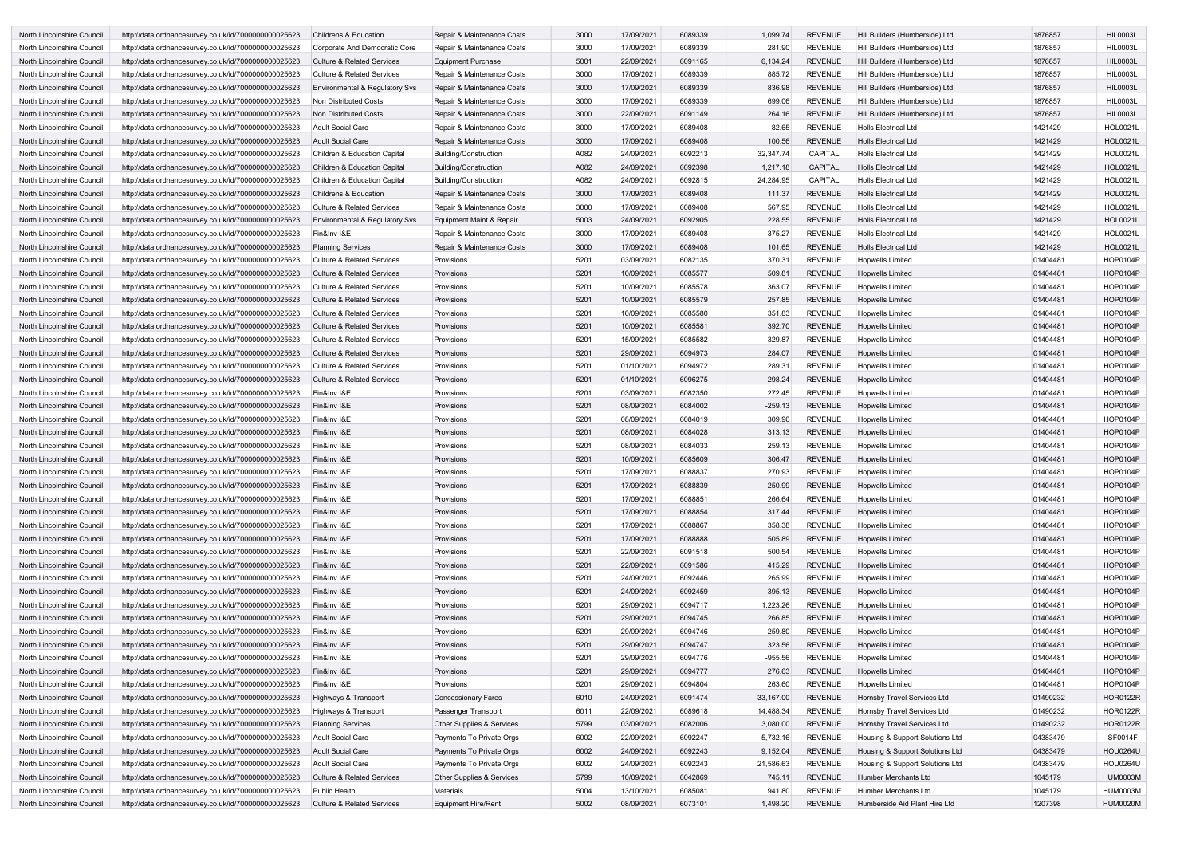| | | | | | | | | | | | |
|---|---|---|---|---|---|---|---|---|---|---|---|
| North Lincolnshire Council | http://data.ordnancesurvey.co.uk/id/7000000000025623 | Childrens & Education | Repair & Maintenance Costs | 3000 | 17/09/2021 | 6089339 | 1,099.74 | REVENUE | Hill Builders (Humberside) Ltd | 1876857 | HIL0003L |
| North Lincolnshire Council | http://data.ordnancesurvey.co.uk/id/7000000000025623 | Corporate And Democratic Core | Repair & Maintenance Costs | 3000 | 17/09/2021 | 6089339 | 281.90 | REVENUE | Hill Builders (Humberside) Ltd | 1876857 | HIL0003L |
| North Lincolnshire Council | http://data.ordnancesurvey.co.uk/id/7000000000025623 | Culture & Related Services | Equipment Purchase | 5001 | 22/09/2021 | 6091165 | 6,134.24 | REVENUE | Hill Builders (Humberside) Ltd | 1876857 | HIL0003L |
| North Lincolnshire Council | http://data.ordnancesurvey.co.uk/id/7000000000025623 | Culture & Related Services | Repair & Maintenance Costs | 3000 | 17/09/2021 | 6089339 | 885.72 | REVENUE | Hill Builders (Humberside) Ltd | 1876857 | HIL0003L |
| North Lincolnshire Council | http://data.ordnancesurvey.co.uk/id/7000000000025623 | Environmental & Regulatory Svs | Repair & Maintenance Costs | 3000 | 17/09/2021 | 6089339 | 836.98 | REVENUE | Hill Builders (Humberside) Ltd | 1876857 | HIL0003L |
| North Lincolnshire Council | http://data.ordnancesurvey.co.uk/id/7000000000025623 | Non Distributed Costs | Repair & Maintenance Costs | 3000 | 17/09/2021 | 6089339 | 699.06 | REVENUE | Hill Builders (Humberside) Ltd | 1876857 | HIL0003L |
| North Lincolnshire Council | http://data.ordnancesurvey.co.uk/id/7000000000025623 | Non Distributed Costs | Repair & Maintenance Costs | 3000 | 22/09/2021 | 6091149 | 264.16 | REVENUE | Hill Builders (Humberside) Ltd | 1876857 | HIL0003L |
| North Lincolnshire Council | http://data.ordnancesurvey.co.uk/id/7000000000025623 | Adult Social Care | Repair & Maintenance Costs | 3000 | 17/09/2021 | 6089408 | 82.65 | REVENUE | Holls Electrical Ltd | 1421429 | HOL0021L |
| North Lincolnshire Council | http://data.ordnancesurvey.co.uk/id/7000000000025623 | Adult Social Care | Repair & Maintenance Costs | 3000 | 17/09/2021 | 6089408 | 100.56 | REVENUE | Holls Electrical Ltd | 1421429 | HOL0021L |
| North Lincolnshire Council | http://data.ordnancesurvey.co.uk/id/7000000000025623 | Children & Education Capital | Building/Construction | A082 | 24/09/2021 | 6092213 | 32,347.74 | CAPITAL | Holls Electrical Ltd | 1421429 | HOL0021L |
| North Lincolnshire Council | http://data.ordnancesurvey.co.uk/id/7000000000025623 | Children & Education Capital | Building/Construction | A082 | 24/09/2021 | 6092398 | 1,217.18 | CAPITAL | Holls Electrical Ltd | 1421429 | HOL0021L |
| North Lincolnshire Council | http://data.ordnancesurvey.co.uk/id/7000000000025623 | Children & Education Capital | Building/Construction | A082 | 24/09/2021 | 6092815 | 24,284.95 | CAPITAL | Holls Electrical Ltd | 1421429 | HOL0021L |
| North Lincolnshire Council | http://data.ordnancesurvey.co.uk/id/7000000000025623 | Childrens & Education | Repair & Maintenance Costs | 3000 | 17/09/2021 | 6089408 | 111.37 | REVENUE | Holls Electrical Ltd | 1421429 | HOL0021L |
| North Lincolnshire Council | http://data.ordnancesurvey.co.uk/id/7000000000025623 | Culture & Related Services | Repair & Maintenance Costs | 3000 | 17/09/2021 | 6089408 | 567.95 | REVENUE | Holls Electrical Ltd | 1421429 | HOL0021L |
| North Lincolnshire Council | http://data.ordnancesurvey.co.uk/id/7000000000025623 | Environmental & Regulatory Svs | Equipment Maint.& Repair | 5003 | 24/09/2021 | 6092905 | 228.55 | REVENUE | Holls Electrical Ltd | 1421429 | HOL0021L |
| North Lincolnshire Council | http://data.ordnancesurvey.co.uk/id/7000000000025623 | Fin&Inv I&E | Repair & Maintenance Costs | 3000 | 17/09/2021 | 6089408 | 375.27 | REVENUE | Holls Electrical Ltd | 1421429 | HOL0021L |
| North Lincolnshire Council | http://data.ordnancesurvey.co.uk/id/7000000000025623 | Planning Services | Repair & Maintenance Costs | 3000 | 17/09/2021 | 6089408 | 101.65 | REVENUE | Holls Electrical Ltd | 1421429 | HOL0021L |
| North Lincolnshire Council | http://data.ordnancesurvey.co.uk/id/7000000000025623 | Culture & Related Services | Provisions | 5201 | 03/09/2021 | 6082135 | 370.31 | REVENUE | Hopwells Limited | 01404481 | HOP0104P |
| North Lincolnshire Council | http://data.ordnancesurvey.co.uk/id/7000000000025623 | Culture & Related Services | Provisions | 5201 | 10/09/2021 | 6085577 | 509.81 | REVENUE | Hopwells Limited | 01404481 | HOP0104P |
| North Lincolnshire Council | http://data.ordnancesurvey.co.uk/id/7000000000025623 | Culture & Related Services | Provisions | 5201 | 10/09/2021 | 6085578 | 363.07 | REVENUE | Hopwells Limited | 01404481 | HOP0104P |
| North Lincolnshire Council | http://data.ordnancesurvey.co.uk/id/7000000000025623 | Culture & Related Services | Provisions | 5201 | 10/09/2021 | 6085579 | 257.85 | REVENUE | Hopwells Limited | 01404481 | HOP0104P |
| North Lincolnshire Council | http://data.ordnancesurvey.co.uk/id/7000000000025623 | Culture & Related Services | Provisions | 5201 | 10/09/2021 | 6085580 | 351.83 | REVENUE | Hopwells Limited | 01404481 | HOP0104P |
| North Lincolnshire Council | http://data.ordnancesurvey.co.uk/id/7000000000025623 | Culture & Related Services | Provisions | 5201 | 10/09/2021 | 6085581 | 392.70 | REVENUE | Hopwells Limited | 01404481 | HOP0104P |
| North Lincolnshire Council | http://data.ordnancesurvey.co.uk/id/7000000000025623 | Culture & Related Services | Provisions | 5201 | 15/09/2021 | 6085582 | 329.87 | REVENUE | Hopwells Limited | 01404481 | HOP0104P |
| North Lincolnshire Council | http://data.ordnancesurvey.co.uk/id/7000000000025623 | Culture & Related Services | Provisions | 5201 | 29/09/2021 | 6094973 | 284.07 | REVENUE | Hopwells Limited | 01404481 | HOP0104P |
| North Lincolnshire Council | http://data.ordnancesurvey.co.uk/id/7000000000025623 | Culture & Related Services | Provisions | 5201 | 01/10/2021 | 6094972 | 289.31 | REVENUE | Hopwells Limited | 01404481 | HOP0104P |
| North Lincolnshire Council | http://data.ordnancesurvey.co.uk/id/7000000000025623 | Culture & Related Services | Provisions | 5201 | 01/10/2021 | 6096275 | 298.24 | REVENUE | Hopwells Limited | 01404481 | HOP0104P |
| North Lincolnshire Council | http://data.ordnancesurvey.co.uk/id/7000000000025623 | Fin&Inv I&E | Provisions | 5201 | 03/09/2021 | 6082350 | 272.45 | REVENUE | Hopwells Limited | 01404481 | HOP0104P |
| North Lincolnshire Council | http://data.ordnancesurvey.co.uk/id/7000000000025623 | Fin&Inv I&E | Provisions | 5201 | 08/09/2021 | 6084002 | -259.13 | REVENUE | Hopwells Limited | 01404481 | HOP0104P |
| North Lincolnshire Council | http://data.ordnancesurvey.co.uk/id/7000000000025623 | Fin&Inv I&E | Provisions | 5201 | 08/09/2021 | 6084019 | 309.96 | REVENUE | Hopwells Limited | 01404481 | HOP0104P |
| North Lincolnshire Council | http://data.ordnancesurvey.co.uk/id/7000000000025623 | Fin&Inv I&E | Provisions | 5201 | 08/09/2021 | 6084028 | 313.13 | REVENUE | Hopwells Limited | 01404481 | HOP0104P |
| North Lincolnshire Council | http://data.ordnancesurvey.co.uk/id/7000000000025623 | Fin&Inv I&E | Provisions | 5201 | 08/09/2021 | 6084033 | 259.13 | REVENUE | Hopwells Limited | 01404481 | HOP0104P |
| North Lincolnshire Council | http://data.ordnancesurvey.co.uk/id/7000000000025623 | Fin&Inv I&E | Provisions | 5201 | 10/09/2021 | 6085609 | 306.47 | REVENUE | Hopwells Limited | 01404481 | HOP0104P |
| North Lincolnshire Council | http://data.ordnancesurvey.co.uk/id/7000000000025623 | Fin&Inv I&E | Provisions | 5201 | 17/09/2021 | 6088837 | 270.93 | REVENUE | Hopwells Limited | 01404481 | HOP0104P |
| North Lincolnshire Council | http://data.ordnancesurvey.co.uk/id/7000000000025623 | Fin&Inv I&E | Provisions | 5201 | 17/09/2021 | 6088839 | 250.99 | REVENUE | Hopwells Limited | 01404481 | HOP0104P |
| North Lincolnshire Council | http://data.ordnancesurvey.co.uk/id/7000000000025623 | Fin&Inv I&E | Provisions | 5201 | 17/09/2021 | 6088851 | 266.64 | REVENUE | Hopwells Limited | 01404481 | HOP0104P |
| North Lincolnshire Council | http://data.ordnancesurvey.co.uk/id/7000000000025623 | Fin&Inv I&E | Provisions | 5201 | 17/09/2021 | 6088854 | 317.44 | REVENUE | Hopwells Limited | 01404481 | HOP0104P |
| North Lincolnshire Council | http://data.ordnancesurvey.co.uk/id/7000000000025623 | Fin&Inv I&E | Provisions | 5201 | 17/09/2021 | 6088867 | 358.38 | REVENUE | Hopwells Limited | 01404481 | HOP0104P |
| North Lincolnshire Council | http://data.ordnancesurvey.co.uk/id/7000000000025623 | Fin&Inv I&E | Provisions | 5201 | 17/09/2021 | 6088888 | 505.89 | REVENUE | Hopwells Limited | 01404481 | HOP0104P |
| North Lincolnshire Council | http://data.ordnancesurvey.co.uk/id/7000000000025623 | Fin&Inv I&E | Provisions | 5201 | 22/09/2021 | 6091518 | 500.54 | REVENUE | Hopwells Limited | 01404481 | HOP0104P |
| North Lincolnshire Council | http://data.ordnancesurvey.co.uk/id/7000000000025623 | Fin&Inv I&E | Provisions | 5201 | 22/09/2021 | 6091586 | 415.29 | REVENUE | Hopwells Limited | 01404481 | HOP0104P |
| North Lincolnshire Council | http://data.ordnancesurvey.co.uk/id/7000000000025623 | Fin&Inv I&E | Provisions | 5201 | 24/09/2021 | 6092446 | 265.99 | REVENUE | Hopwells Limited | 01404481 | HOP0104P |
| North Lincolnshire Council | http://data.ordnancesurvey.co.uk/id/7000000000025623 | Fin&Inv I&E | Provisions | 5201 | 24/09/2021 | 6092459 | 395.13 | REVENUE | Hopwells Limited | 01404481 | HOP0104P |
| North Lincolnshire Council | http://data.ordnancesurvey.co.uk/id/7000000000025623 | Fin&Inv I&E | Provisions | 5201 | 29/09/2021 | 6094717 | 1,223.26 | REVENUE | Hopwells Limited | 01404481 | HOP0104P |
| North Lincolnshire Council | http://data.ordnancesurvey.co.uk/id/7000000000025623 | Fin&Inv I&E | Provisions | 5201 | 29/09/2021 | 6094745 | 266.85 | REVENUE | Hopwells Limited | 01404481 | HOP0104P |
| North Lincolnshire Council | http://data.ordnancesurvey.co.uk/id/7000000000025623 | Fin&Inv I&E | Provisions | 5201 | 29/09/2021 | 6094746 | 259.80 | REVENUE | Hopwells Limited | 01404481 | HOP0104P |
| North Lincolnshire Council | http://data.ordnancesurvey.co.uk/id/7000000000025623 | Fin&Inv I&E | Provisions | 5201 | 29/09/2021 | 6094747 | 323.56 | REVENUE | Hopwells Limited | 01404481 | HOP0104P |
| North Lincolnshire Council | http://data.ordnancesurvey.co.uk/id/7000000000025623 | Fin&Inv I&E | Provisions | 5201 | 29/09/2021 | 6094776 | -955.56 | REVENUE | Hopwells Limited | 01404481 | HOP0104P |
| North Lincolnshire Council | http://data.ordnancesurvey.co.uk/id/7000000000025623 | Fin&Inv I&E | Provisions | 5201 | 29/09/2021 | 6094777 | 276.63 | REVENUE | Hopwells Limited | 01404481 | HOP0104P |
| North Lincolnshire Council | http://data.ordnancesurvey.co.uk/id/7000000000025623 | Fin&Inv I&E | Provisions | 5201 | 29/09/2021 | 6094804 | 263.60 | REVENUE | Hopwells Limited | 01404481 | HOP0104P |
| North Lincolnshire Council | http://data.ordnancesurvey.co.uk/id/7000000000025623 | Highways & Transport | Concessionary Fares | 6010 | 24/09/2021 | 6091474 | 33,167.00 | REVENUE | Hornsby Travel Services Ltd | 01490232 | HOR0122R |
| North Lincolnshire Council | http://data.ordnancesurvey.co.uk/id/7000000000025623 | Highways & Transport | Passenger Transport | 6011 | 22/09/2021 | 6089618 | 14,488.34 | REVENUE | Hornsby Travel Services Ltd | 01490232 | HOR0122R |
| North Lincolnshire Council | http://data.ordnancesurvey.co.uk/id/7000000000025623 | Planning Services | Other Supplies & Services | 5799 | 03/09/2021 | 6082006 | 3,080.00 | REVENUE | Hornsby Travel Services Ltd | 01490232 | HOR0122R |
| North Lincolnshire Council | http://data.ordnancesurvey.co.uk/id/7000000000025623 | Adult Social Care | Payments To Private Orgs | 6002 | 22/09/2021 | 6092247 | 5,732.16 | REVENUE | Housing & Support Solutions Ltd | 04383479 | ISF0014F |
| North Lincolnshire Council | http://data.ordnancesurvey.co.uk/id/7000000000025623 | Adult Social Care | Payments To Private Orgs | 6002 | 24/09/2021 | 6092243 | 9,152.04 | REVENUE | Housing & Support Solutions Ltd | 04383479 | HOU0264U |
| North Lincolnshire Council | http://data.ordnancesurvey.co.uk/id/7000000000025623 | Adult Social Care | Payments To Private Orgs | 6002 | 24/09/2021 | 6092243 | 21,586.63 | REVENUE | Housing & Support Solutions Ltd | 04383479 | HOU0264U |
| North Lincolnshire Council | http://data.ordnancesurvey.co.uk/id/7000000000025623 | Culture & Related Services | Other Supplies & Services | 5799 | 10/09/2021 | 6042869 | 745.11 | REVENUE | Humber Merchants Ltd | 1045179 | HUM0003M |
| North Lincolnshire Council | http://data.ordnancesurvey.co.uk/id/7000000000025623 | Public Health | Materials | 5004 | 13/10/2021 | 6085081 | 941.80 | REVENUE | Humber Merchants Ltd | 1045179 | HUM0003M |
| North Lincolnshire Council | http://data.ordnancesurvey.co.uk/id/7000000000025623 | Culture & Related Services | Equipment Hire/Rent | 5002 | 08/09/2021 | 6073101 | 1,498.20 | REVENUE | Humberside Aid Plant Hire Ltd | 1207398 | HUM0020M |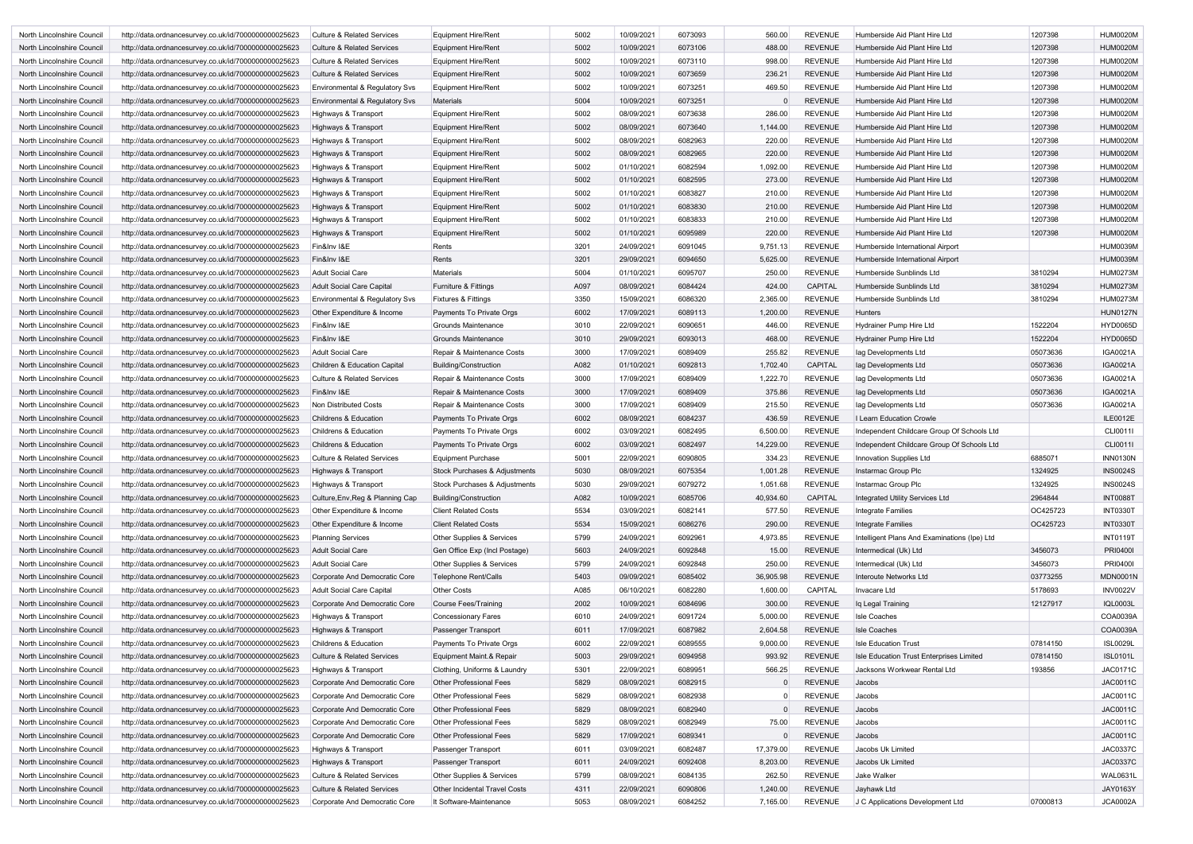| North Lincolnshire Council | http://data.ordnancesurvey.co.uk/id/7000000000025623 | Culture & Related Services | Equipment Hire/Rent | 5002 | 10/09/2021 | 6073093 | 560.00 | REVENUE | Humberside Aid Plant Hire Ltd | 1207398 | HUM0020M |
|---|---|---|---|---|---|---|---|---|---|---|---|
| North Lincolnshire Council | http://data.ordnancesurvey.co.uk/id/7000000000025623 | Culture & Related Services | Equipment Hire/Rent | 5002 | 10/09/2021 | 6073106 | 488.00 | REVENUE | Humberside Aid Plant Hire Ltd | 1207398 | HUM0020M |
| North Lincolnshire Council | http://data.ordnancesurvey.co.uk/id/7000000000025623 | Culture & Related Services | Equipment Hire/Rent | 5002 | 10/09/2021 | 6073110 | 998.00 | REVENUE | Humberside Aid Plant Hire Ltd | 1207398 | HUM0020M |
| North Lincolnshire Council | http://data.ordnancesurvey.co.uk/id/7000000000025623 | Culture & Related Services | Equipment Hire/Rent | 5002 | 10/09/2021 | 6073659 | 236.21 | REVENUE | Humberside Aid Plant Hire Ltd | 1207398 | HUM0020M |
| North Lincolnshire Council | http://data.ordnancesurvey.co.uk/id/7000000000025623 | Environmental & Regulatory Svs | Equipment Hire/Rent | 5002 | 10/09/2021 | 6073251 | 469.50 | REVENUE | Humberside Aid Plant Hire Ltd | 1207398 | HUM0020M |
| North Lincolnshire Council | http://data.ordnancesurvey.co.uk/id/7000000000025623 | Environmental & Regulatory Svs | Materials | 5004 | 10/09/2021 | 6073251 | 0 | REVENUE | Humberside Aid Plant Hire Ltd | 1207398 | HUM0020M |
| North Lincolnshire Council | http://data.ordnancesurvey.co.uk/id/7000000000025623 | Highways & Transport | Equipment Hire/Rent | 5002 | 08/09/2021 | 6073638 | 286.00 | REVENUE | Humberside Aid Plant Hire Ltd | 1207398 | HUM0020M |
| North Lincolnshire Council | http://data.ordnancesurvey.co.uk/id/7000000000025623 | Highways & Transport | Equipment Hire/Rent | 5002 | 08/09/2021 | 6073640 | 1,144.00 | REVENUE | Humberside Aid Plant Hire Ltd | 1207398 | HUM0020M |
| North Lincolnshire Council | http://data.ordnancesurvey.co.uk/id/7000000000025623 | Highways & Transport | Equipment Hire/Rent | 5002 | 08/09/2021 | 6082963 | 220.00 | REVENUE | Humberside Aid Plant Hire Ltd | 1207398 | HUM0020M |
| North Lincolnshire Council | http://data.ordnancesurvey.co.uk/id/7000000000025623 | Highways & Transport | Equipment Hire/Rent | 5002 | 08/09/2021 | 6082965 | 220.00 | REVENUE | Humberside Aid Plant Hire Ltd | 1207398 | HUM0020M |
| North Lincolnshire Council | http://data.ordnancesurvey.co.uk/id/7000000000025623 | Highways & Transport | Equipment Hire/Rent | 5002 | 01/10/2021 | 6082594 | 1,092.00 | REVENUE | Humberside Aid Plant Hire Ltd | 1207398 | HUM0020M |
| North Lincolnshire Council | http://data.ordnancesurvey.co.uk/id/7000000000025623 | Highways & Transport | Equipment Hire/Rent | 5002 | 01/10/2021 | 6082595 | 273.00 | REVENUE | Humberside Aid Plant Hire Ltd | 1207398 | HUM0020M |
| North Lincolnshire Council | http://data.ordnancesurvey.co.uk/id/7000000000025623 | Highways & Transport | Equipment Hire/Rent | 5002 | 01/10/2021 | 6083827 | 210.00 | REVENUE | Humberside Aid Plant Hire Ltd | 1207398 | HUM0020M |
| North Lincolnshire Council | http://data.ordnancesurvey.co.uk/id/7000000000025623 | Highways & Transport | Equipment Hire/Rent | 5002 | 01/10/2021 | 6083830 | 210.00 | REVENUE | Humberside Aid Plant Hire Ltd | 1207398 | HUM0020M |
| North Lincolnshire Council | http://data.ordnancesurvey.co.uk/id/7000000000025623 | Highways & Transport | Equipment Hire/Rent | 5002 | 01/10/2021 | 6083833 | 210.00 | REVENUE | Humberside Aid Plant Hire Ltd | 1207398 | HUM0020M |
| North Lincolnshire Council | http://data.ordnancesurvey.co.uk/id/7000000000025623 | Highways & Transport | Equipment Hire/Rent | 5002 | 01/10/2021 | 6095989 | 220.00 | REVENUE | Humberside Aid Plant Hire Ltd | 1207398 | HUM0020M |
| North Lincolnshire Council | http://data.ordnancesurvey.co.uk/id/7000000000025623 | Fin&Inv I&E | Rents | 3201 | 24/09/2021 | 6091045 | 9,751.13 | REVENUE | Humberside International Airport | | HUM0039M |
| North Lincolnshire Council | http://data.ordnancesurvey.co.uk/id/7000000000025623 | Fin&Inv I&E | Rents | 3201 | 29/09/2021 | 6094650 | 5,625.00 | REVENUE | Humberside International Airport | | HUM0039M |
| North Lincolnshire Council | http://data.ordnancesurvey.co.uk/id/7000000000025623 | Adult Social Care | Materials | 5004 | 01/10/2021 | 6095707 | 250.00 | REVENUE | Humberside Sunblinds Ltd | 3810294 | HUM0273M |
| North Lincolnshire Council | http://data.ordnancesurvey.co.uk/id/7000000000025623 | Adult Social Care Capital | Furniture & Fittings | A097 | 08/09/2021 | 6084424 | 424.00 | CAPITAL | Humberside Sunblinds Ltd | 3810294 | HUM0273M |
| North Lincolnshire Council | http://data.ordnancesurvey.co.uk/id/7000000000025623 | Environmental & Regulatory Svs | Fixtures & Fittings | 3350 | 15/09/2021 | 6086320 | 2,365.00 | REVENUE | Humberside Sunblinds Ltd | 3810294 | HUM0273M |
| North Lincolnshire Council | http://data.ordnancesurvey.co.uk/id/7000000000025623 | Other Expenditure & Income | Payments To Private Orgs | 6002 | 17/09/2021 | 6089113 | 1,200.00 | REVENUE | Hunters | | HUN0127N |
| North Lincolnshire Council | http://data.ordnancesurvey.co.uk/id/7000000000025623 | Fin&Inv I&E | Grounds Maintenance | 3010 | 22/09/2021 | 6090651 | 446.00 | REVENUE | Hydrainer Pump Hire Ltd | 1522204 | HYD0065D |
| North Lincolnshire Council | http://data.ordnancesurvey.co.uk/id/7000000000025623 | Fin&Inv I&E | Grounds Maintenance | 3010 | 29/09/2021 | 6093013 | 468.00 | REVENUE | Hydrainer Pump Hire Ltd | 1522204 | HYD0065D |
| North Lincolnshire Council | http://data.ordnancesurvey.co.uk/id/7000000000025623 | Adult Social Care | Repair & Maintenance Costs | 3000 | 17/09/2021 | 6089409 | 255.82 | REVENUE | Iag Developments Ltd | 05073636 | IGA0021A |
| North Lincolnshire Council | http://data.ordnancesurvey.co.uk/id/7000000000025623 | Children & Education Capital | Building/Construction | A082 | 01/10/2021 | 6092813 | 1,702.40 | CAPITAL | Iag Developments Ltd | 05073636 | IGA0021A |
| North Lincolnshire Council | http://data.ordnancesurvey.co.uk/id/7000000000025623 | Culture & Related Services | Repair & Maintenance Costs | 3000 | 17/09/2021 | 6089409 | 1,222.70 | REVENUE | Iag Developments Ltd | 05073636 | IGA0021A |
| North Lincolnshire Council | http://data.ordnancesurvey.co.uk/id/7000000000025623 | Fin&Inv I&E | Repair & Maintenance Costs | 3000 | 17/09/2021 | 6089409 | 375.86 | REVENUE | Iag Developments Ltd | 05073636 | IGA0021A |
| North Lincolnshire Council | http://data.ordnancesurvey.co.uk/id/7000000000025623 | Non Distributed Costs | Repair & Maintenance Costs | 3000 | 17/09/2021 | 6089409 | 215.50 | REVENUE | Iag Developments Ltd | 05073636 | IGA0021A |
| North Lincolnshire Council | http://data.ordnancesurvey.co.uk/id/7000000000025623 | Childrens & Education | Payments To Private Orgs | 6002 | 08/09/2021 | 6084237 | 436.59 | REVENUE | I Learn Education Crowle | | ILE0012E |
| North Lincolnshire Council | http://data.ordnancesurvey.co.uk/id/7000000000025623 | Childrens & Education | Payments To Private Orgs | 6002 | 03/09/2021 | 6082495 | 6,500.00 | REVENUE | Independent Childcare Group Of Schools Ltd | | CLI0011I |
| North Lincolnshire Council | http://data.ordnancesurvey.co.uk/id/7000000000025623 | Childrens & Education | Payments To Private Orgs | 6002 | 03/09/2021 | 6082497 | 14,229.00 | REVENUE | Independent Childcare Group Of Schools Ltd | | CLI0011I |
| North Lincolnshire Council | http://data.ordnancesurvey.co.uk/id/7000000000025623 | Culture & Related Services | Equipment Purchase | 5001 | 22/09/2021 | 6090805 | 334.23 | REVENUE | Innovation Supplies Ltd | 6885071 | INN0130N |
| North Lincolnshire Council | http://data.ordnancesurvey.co.uk/id/7000000000025623 | Highways & Transport | Stock Purchases & Adjustments | 5030 | 08/09/2021 | 6075354 | 1,001.28 | REVENUE | Instarmac Group Plc | 1324925 | INS0024S |
| North Lincolnshire Council | http://data.ordnancesurvey.co.uk/id/7000000000025623 | Highways & Transport | Stock Purchases & Adjustments | 5030 | 29/09/2021 | 6079272 | 1,051.68 | REVENUE | Instarmac Group Plc | 1324925 | INS0024S |
| North Lincolnshire Council | http://data.ordnancesurvey.co.uk/id/7000000000025623 | Culture,Env,Reg & Planning Cap | Building/Construction | A082 | 10/09/2021 | 6085706 | 40,934.60 | CAPITAL | Integrated Utility Services Ltd | 2964844 | INT0088T |
| North Lincolnshire Council | http://data.ordnancesurvey.co.uk/id/7000000000025623 | Other Expenditure & Income | Client Related Costs | 5534 | 03/09/2021 | 6082141 | 577.50 | REVENUE | Integrate Families | OC425723 | INT0330T |
| North Lincolnshire Council | http://data.ordnancesurvey.co.uk/id/7000000000025623 | Other Expenditure & Income | Client Related Costs | 5534 | 15/09/2021 | 6086276 | 290.00 | REVENUE | Integrate Families | OC425723 | INT0330T |
| North Lincolnshire Council | http://data.ordnancesurvey.co.uk/id/7000000000025623 | Planning Services | Other Supplies & Services | 5799 | 24/09/2021 | 6092961 | 4,973.85 | REVENUE | Intelligent Plans And Examinations (Ipe) Ltd | | INT0119T |
| North Lincolnshire Council | http://data.ordnancesurvey.co.uk/id/7000000000025623 | Adult Social Care | Gen Office Exp (Incl Postage) | 5603 | 24/09/2021 | 6092848 | 15.00 | REVENUE | Intermedical (Uk) Ltd | 3456073 | PRI0400I |
| North Lincolnshire Council | http://data.ordnancesurvey.co.uk/id/7000000000025623 | Adult Social Care | Other Supplies & Services | 5799 | 24/09/2021 | 6092848 | 250.00 | REVENUE | Intermedical (Uk) Ltd | 3456073 | PRI0400I |
| North Lincolnshire Council | http://data.ordnancesurvey.co.uk/id/7000000000025623 | Corporate And Democratic Core | Telephone Rent/Calls | 5403 | 09/09/2021 | 6085402 | 36,905.98 | REVENUE | Interoute Networks Ltd | 03773255 | MDN0001N |
| North Lincolnshire Council | http://data.ordnancesurvey.co.uk/id/7000000000025623 | Adult Social Care Capital | Other Costs | A085 | 06/10/2021 | 6082280 | 1,600.00 | CAPITAL | Invacare Ltd | 5178693 | INV0022V |
| North Lincolnshire Council | http://data.ordnancesurvey.co.uk/id/7000000000025623 | Corporate And Democratic Core | Course Fees/Training | 2002 | 10/09/2021 | 6084696 | 300.00 | REVENUE | Iq Legal Training | 12127917 | IQL0003L |
| North Lincolnshire Council | http://data.ordnancesurvey.co.uk/id/7000000000025623 | Highways & Transport | Concessionary Fares | 6010 | 24/09/2021 | 6091724 | 5,000.00 | REVENUE | Isle Coaches | | COA0039A |
| North Lincolnshire Council | http://data.ordnancesurvey.co.uk/id/7000000000025623 | Highways & Transport | Passenger Transport | 6011 | 17/09/2021 | 6087982 | 2,604.58 | REVENUE | Isle Coaches | | COA0039A |
| North Lincolnshire Council | http://data.ordnancesurvey.co.uk/id/7000000000025623 | Childrens & Education | Payments To Private Orgs | 6002 | 22/09/2021 | 6089555 | 9,000.00 | REVENUE | Isle Education Trust | 07814150 | ISL0029L |
| North Lincolnshire Council | http://data.ordnancesurvey.co.uk/id/7000000000025623 | Culture & Related Services | Equipment Maint.& Repair | 5003 | 29/09/2021 | 6094958 | 993.92 | REVENUE | Isle Education Trust Enterprises Limited | 07814150 | ISL0101L |
| North Lincolnshire Council | http://data.ordnancesurvey.co.uk/id/7000000000025623 | Highways & Transport | Clothing, Uniforms & Laundry | 5301 | 22/09/2021 | 6089951 | 566.25 | REVENUE | Jacksons Workwear Rental Ltd | 193856 | JAC0171C |
| North Lincolnshire Council | http://data.ordnancesurvey.co.uk/id/7000000000025623 | Corporate And Democratic Core | Other Professional Fees | 5829 | 08/09/2021 | 6082915 | 0 | REVENUE | Jacobs | | JAC0011C |
| North Lincolnshire Council | http://data.ordnancesurvey.co.uk/id/7000000000025623 | Corporate And Democratic Core | Other Professional Fees | 5829 | 08/09/2021 | 6082938 | 0 | REVENUE | Jacobs | | JAC0011C |
| North Lincolnshire Council | http://data.ordnancesurvey.co.uk/id/7000000000025623 | Corporate And Democratic Core | Other Professional Fees | 5829 | 08/09/2021 | 6082940 | 0 | REVENUE | Jacobs | | JAC0011C |
| North Lincolnshire Council | http://data.ordnancesurvey.co.uk/id/7000000000025623 | Corporate And Democratic Core | Other Professional Fees | 5829 | 08/09/2021 | 6082949 | 75.00 | REVENUE | Jacobs | | JAC0011C |
| North Lincolnshire Council | http://data.ordnancesurvey.co.uk/id/7000000000025623 | Corporate And Democratic Core | Other Professional Fees | 5829 | 17/09/2021 | 6089341 | 0 | REVENUE | Jacobs | | JAC0011C |
| North Lincolnshire Council | http://data.ordnancesurvey.co.uk/id/7000000000025623 | Highways & Transport | Passenger Transport | 6011 | 03/09/2021 | 6082487 | 17,379.00 | REVENUE | Jacobs Uk Limited | | JAC0337C |
| North Lincolnshire Council | http://data.ordnancesurvey.co.uk/id/7000000000025623 | Highways & Transport | Passenger Transport | 6011 | 24/09/2021 | 6092408 | 8,203.00 | REVENUE | Jacobs Uk Limited | | JAC0337C |
| North Lincolnshire Council | http://data.ordnancesurvey.co.uk/id/7000000000025623 | Culture & Related Services | Other Supplies & Services | 5799 | 08/09/2021 | 6084135 | 262.50 | REVENUE | Jake Walker | | WAL0631L |
| North Lincolnshire Council | http://data.ordnancesurvey.co.uk/id/7000000000025623 | Culture & Related Services | Other Incidental Travel Costs | 4311 | 22/09/2021 | 6090806 | 1,240.00 | REVENUE | Jayhawk Ltd | | JAY0163Y |
| North Lincolnshire Council | http://data.ordnancesurvey.co.uk/id/7000000000025623 | Corporate And Democratic Core | It Software-Maintenance | 5053 | 08/09/2021 | 6084252 | 7,165.00 | REVENUE | J C Applications Development Ltd | 07000813 | JCA0002A |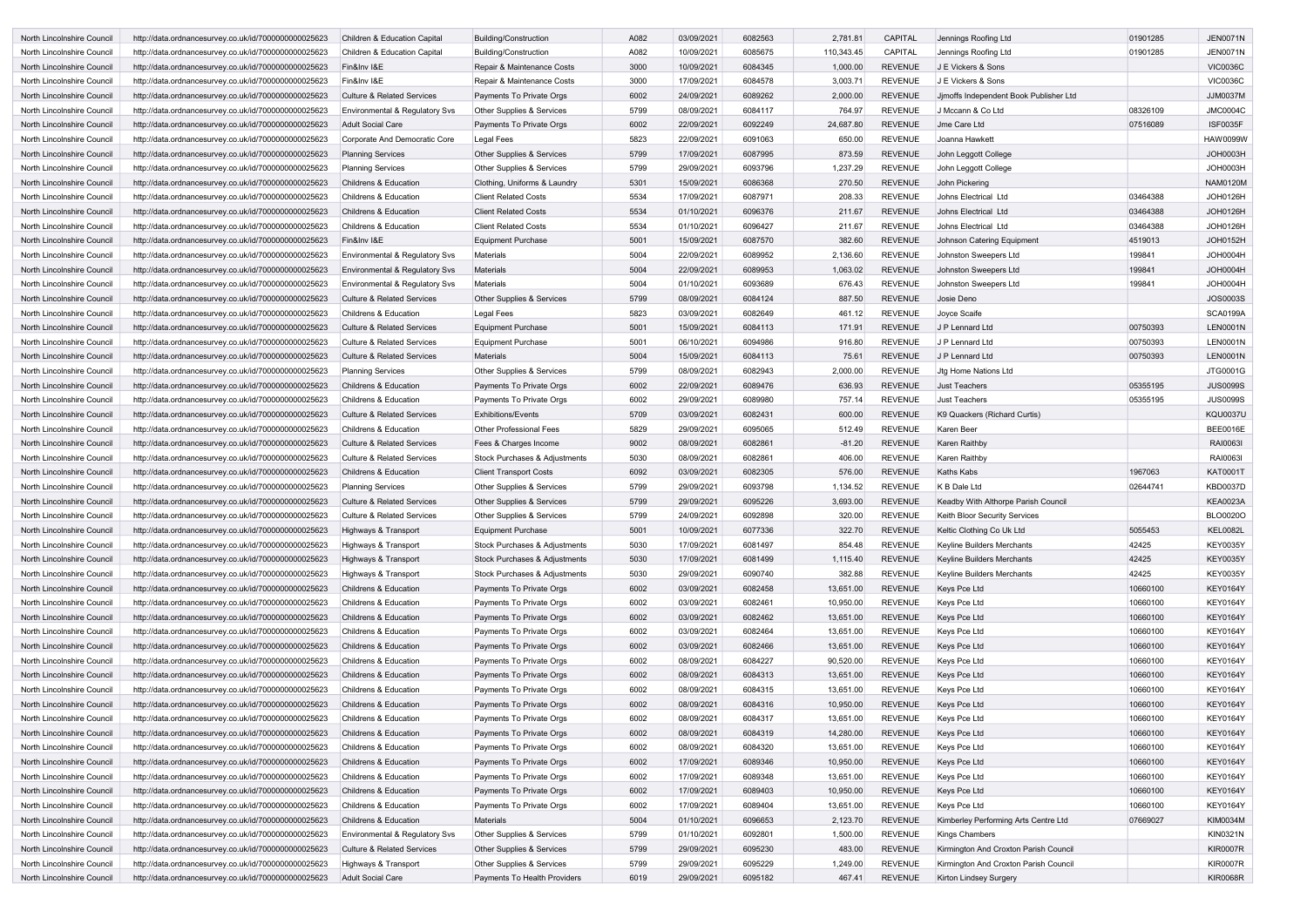| North Lincolnshire Council | http://data.ordnancesurvey.co.uk/id/7000000000025623 | Children & Education Capital | Building/Construction | A082 | 03/09/2021 | 6082563 | 2,781.81 | CAPITAL | Jennings Roofing Ltd | 01901285 | JEN0071N |
|---|---|---|---|---|---|---|---|---|---|---|---|
| North Lincolnshire Council | http://data.ordnancesurvey.co.uk/id/7000000000025623 | Children & Education Capital | Building/Construction | A082 | 10/09/2021 | 6085675 | 110,343.45 | CAPITAL | Jennings Roofing Ltd | 01901285 | JEN0071N |
| North Lincolnshire Council | http://data.ordnancesurvey.co.uk/id/7000000000025623 | Fin&Inv I&E | Repair & Maintenance Costs | 3000 | 10/09/2021 | 6084345 | 1,000.00 | REVENUE | J E Vickers & Sons | | VIC0036C |
| North Lincolnshire Council | http://data.ordnancesurvey.co.uk/id/7000000000025623 | Fin&Inv I&E | Repair & Maintenance Costs | 3000 | 17/09/2021 | 6084578 | 3,003.71 | REVENUE | J E Vickers & Sons | | VIC0036C |
| North Lincolnshire Council | http://data.ordnancesurvey.co.uk/id/7000000000025623 | Culture & Related Services | Payments To Private Orgs | 6002 | 24/09/2021 | 6089262 | 2,000.00 | REVENUE | Jjmoffs Independent Book Publisher Ltd | | JJM0037M |
| North Lincolnshire Council | http://data.ordnancesurvey.co.uk/id/7000000000025623 | Environmental & Regulatory Svs | Other Supplies & Services | 5799 | 08/09/2021 | 6084117 | 764.97 | REVENUE | J Mccann & Co Ltd | 08326109 | JMC0004C |
| North Lincolnshire Council | http://data.ordnancesurvey.co.uk/id/7000000000025623 | Adult Social Care | Payments To Private Orgs | 6002 | 22/09/2021 | 6092249 | 24,687.80 | REVENUE | Jme Care Ltd | 07516089 | ISF0035F |
| North Lincolnshire Council | http://data.ordnancesurvey.co.uk/id/7000000000025623 | Corporate And Democratic Core | Legal Fees | 5823 | 22/09/2021 | 6091063 | 650.00 | REVENUE | Joanna Hawkett | | HAW0099W |
| North Lincolnshire Council | http://data.ordnancesurvey.co.uk/id/7000000000025623 | Planning Services | Other Supplies & Services | 5799 | 17/09/2021 | 6087995 | 873.59 | REVENUE | John Leggott College | | JOH0003H |
| North Lincolnshire Council | http://data.ordnancesurvey.co.uk/id/7000000000025623 | Planning Services | Other Supplies & Services | 5799 | 29/09/2021 | 6093796 | 1,237.29 | REVENUE | John Leggott College | | JOH0003H |
| North Lincolnshire Council | http://data.ordnancesurvey.co.uk/id/7000000000025623 | Childrens & Education | Clothing, Uniforms & Laundry | 5301 | 15/09/2021 | 6086368 | 270.50 | REVENUE | John Pickering | | NAM0120M |
| North Lincolnshire Council | http://data.ordnancesurvey.co.uk/id/7000000000025623 | Childrens & Education | Client Related Costs | 5534 | 17/09/2021 | 6087971 | 208.33 | REVENUE | Johns Electrical Ltd | 03464388 | JOH0126H |
| North Lincolnshire Council | http://data.ordnancesurvey.co.uk/id/7000000000025623 | Childrens & Education | Client Related Costs | 5534 | 01/10/2021 | 6096376 | 211.67 | REVENUE | Johns Electrical Ltd | 03464388 | JOH0126H |
| North Lincolnshire Council | http://data.ordnancesurvey.co.uk/id/7000000000025623 | Childrens & Education | Client Related Costs | 5534 | 01/10/2021 | 6096427 | 211.67 | REVENUE | Johns Electrical Ltd | 03464388 | JOH0126H |
| North Lincolnshire Council | http://data.ordnancesurvey.co.uk/id/7000000000025623 | Fin&Inv I&E | Equipment Purchase | 5001 | 15/09/2021 | 6087570 | 382.60 | REVENUE | Johnson Catering Equipment | 4519013 | JOH0152H |
| North Lincolnshire Council | http://data.ordnancesurvey.co.uk/id/7000000000025623 | Environmental & Regulatory Svs | Materials | 5004 | 22/09/2021 | 6089952 | 2,136.60 | REVENUE | Johnston Sweepers Ltd | 199841 | JOH0004H |
| North Lincolnshire Council | http://data.ordnancesurvey.co.uk/id/7000000000025623 | Environmental & Regulatory Svs | Materials | 5004 | 22/09/2021 | 6089953 | 1,063.02 | REVENUE | Johnston Sweepers Ltd | 199841 | JOH0004H |
| North Lincolnshire Council | http://data.ordnancesurvey.co.uk/id/7000000000025623 | Environmental & Regulatory Svs | Materials | 5004 | 01/10/2021 | 6093689 | 676.43 | REVENUE | Johnston Sweepers Ltd | 199841 | JOH0004H |
| North Lincolnshire Council | http://data.ordnancesurvey.co.uk/id/7000000000025623 | Culture & Related Services | Other Supplies & Services | 5799 | 08/09/2021 | 6084124 | 887.50 | REVENUE | Josie Deno | | JOS0003S |
| North Lincolnshire Council | http://data.ordnancesurvey.co.uk/id/7000000000025623 | Childrens & Education | Legal Fees | 5823 | 03/09/2021 | 6082649 | 461.12 | REVENUE | Joyce Scaife | | SCA0199A |
| North Lincolnshire Council | http://data.ordnancesurvey.co.uk/id/7000000000025623 | Culture & Related Services | Equipment Purchase | 5001 | 15/09/2021 | 6084113 | 171.91 | REVENUE | J P Lennard Ltd | 00750393 | LEN0001N |
| North Lincolnshire Council | http://data.ordnancesurvey.co.uk/id/7000000000025623 | Culture & Related Services | Equipment Purchase | 5001 | 06/10/2021 | 6094986 | 916.80 | REVENUE | J P Lennard Ltd | 00750393 | LEN0001N |
| North Lincolnshire Council | http://data.ordnancesurvey.co.uk/id/7000000000025623 | Culture & Related Services | Materials | 5004 | 15/09/2021 | 6084113 | 75.61 | REVENUE | J P Lennard Ltd | 00750393 | LEN0001N |
| North Lincolnshire Council | http://data.ordnancesurvey.co.uk/id/7000000000025623 | Planning Services | Other Supplies & Services | 5799 | 08/09/2021 | 6082943 | 2,000.00 | REVENUE | Jtg Home Nations Ltd | | JTG0001G |
| North Lincolnshire Council | http://data.ordnancesurvey.co.uk/id/7000000000025623 | Childrens & Education | Payments To Private Orgs | 6002 | 22/09/2021 | 6089476 | 636.93 | REVENUE | Just Teachers | 05355195 | JUS0099S |
| North Lincolnshire Council | http://data.ordnancesurvey.co.uk/id/7000000000025623 | Childrens & Education | Payments To Private Orgs | 6002 | 29/09/2021 | 6089980 | 757.14 | REVENUE | Just Teachers | 05355195 | JUS0099S |
| North Lincolnshire Council | http://data.ordnancesurvey.co.uk/id/7000000000025623 | Culture & Related Services | Exhibitions/Events | 5709 | 03/09/2021 | 6082431 | 600.00 | REVENUE | K9 Quackers (Richard Curtis) | | KQU0037U |
| North Lincolnshire Council | http://data.ordnancesurvey.co.uk/id/7000000000025623 | Childrens & Education | Other Professional Fees | 5829 | 29/09/2021 | 6095065 | 512.49 | REVENUE | Karen Beer | | BEE0016E |
| North Lincolnshire Council | http://data.ordnancesurvey.co.uk/id/7000000000025623 | Culture & Related Services | Fees & Charges Income | 9002 | 08/09/2021 | 6082861 | -81.20 | REVENUE | Karen Raithby | | RAI0063I |
| North Lincolnshire Council | http://data.ordnancesurvey.co.uk/id/7000000000025623 | Culture & Related Services | Stock Purchases & Adjustments | 5030 | 08/09/2021 | 6082861 | 406.00 | REVENUE | Karen Raithby | | RAI0063I |
| North Lincolnshire Council | http://data.ordnancesurvey.co.uk/id/7000000000025623 | Childrens & Education | Client Transport Costs | 6092 | 03/09/2021 | 6082305 | 576.00 | REVENUE | Kaths Kabs | 1967063 | KAT0001T |
| North Lincolnshire Council | http://data.ordnancesurvey.co.uk/id/7000000000025623 | Planning Services | Other Supplies & Services | 5799 | 29/09/2021 | 6093798 | 1,134.52 | REVENUE | K B Dale Ltd | 02644741 | KBD0037D |
| North Lincolnshire Council | http://data.ordnancesurvey.co.uk/id/7000000000025623 | Culture & Related Services | Other Supplies & Services | 5799 | 29/09/2021 | 6095226 | 3,693.00 | REVENUE | Keadby With Althorpe Parish Council | | KEA0023A |
| North Lincolnshire Council | http://data.ordnancesurvey.co.uk/id/7000000000025623 | Culture & Related Services | Other Supplies & Services | 5799 | 24/09/2021 | 6092898 | 320.00 | REVENUE | Keith Bloor Security Services | | BLO0020O |
| North Lincolnshire Council | http://data.ordnancesurvey.co.uk/id/7000000000025623 | Highways & Transport | Equipment Purchase | 5001 | 10/09/2021 | 6077336 | 322.70 | REVENUE | Keltic Clothing Co Uk Ltd | 5055453 | KEL0082L |
| North Lincolnshire Council | http://data.ordnancesurvey.co.uk/id/7000000000025623 | Highways & Transport | Stock Purchases & Adjustments | 5030 | 17/09/2021 | 6081497 | 854.48 | REVENUE | Keyline Builders Merchants | 42425 | KEY0035Y |
| North Lincolnshire Council | http://data.ordnancesurvey.co.uk/id/7000000000025623 | Highways & Transport | Stock Purchases & Adjustments | 5030 | 17/09/2021 | 6081499 | 1,115.40 | REVENUE | Keyline Builders Merchants | 42425 | KEY0035Y |
| North Lincolnshire Council | http://data.ordnancesurvey.co.uk/id/7000000000025623 | Highways & Transport | Stock Purchases & Adjustments | 5030 | 29/09/2021 | 6090740 | 382.88 | REVENUE | Keyline Builders Merchants | 42425 | KEY0035Y |
| North Lincolnshire Council | http://data.ordnancesurvey.co.uk/id/7000000000025623 | Childrens & Education | Payments To Private Orgs | 6002 | 03/09/2021 | 6082458 | 13,651.00 | REVENUE | Keys Pce Ltd | 10660100 | KEY0164Y |
| North Lincolnshire Council | http://data.ordnancesurvey.co.uk/id/7000000000025623 | Childrens & Education | Payments To Private Orgs | 6002 | 03/09/2021 | 6082461 | 10,950.00 | REVENUE | Keys Pce Ltd | 10660100 | KEY0164Y |
| North Lincolnshire Council | http://data.ordnancesurvey.co.uk/id/7000000000025623 | Childrens & Education | Payments To Private Orgs | 6002 | 03/09/2021 | 6082462 | 13,651.00 | REVENUE | Keys Pce Ltd | 10660100 | KEY0164Y |
| North Lincolnshire Council | http://data.ordnancesurvey.co.uk/id/7000000000025623 | Childrens & Education | Payments To Private Orgs | 6002 | 03/09/2021 | 6082464 | 13,651.00 | REVENUE | Keys Pce Ltd | 10660100 | KEY0164Y |
| North Lincolnshire Council | http://data.ordnancesurvey.co.uk/id/7000000000025623 | Childrens & Education | Payments To Private Orgs | 6002 | 03/09/2021 | 6082466 | 13,651.00 | REVENUE | Keys Pce Ltd | 10660100 | KEY0164Y |
| North Lincolnshire Council | http://data.ordnancesurvey.co.uk/id/7000000000025623 | Childrens & Education | Payments To Private Orgs | 6002 | 08/09/2021 | 6084227 | 90,520.00 | REVENUE | Keys Pce Ltd | 10660100 | KEY0164Y |
| North Lincolnshire Council | http://data.ordnancesurvey.co.uk/id/7000000000025623 | Childrens & Education | Payments To Private Orgs | 6002 | 08/09/2021 | 6084313 | 13,651.00 | REVENUE | Keys Pce Ltd | 10660100 | KEY0164Y |
| North Lincolnshire Council | http://data.ordnancesurvey.co.uk/id/7000000000025623 | Childrens & Education | Payments To Private Orgs | 6002 | 08/09/2021 | 6084315 | 13,651.00 | REVENUE | Keys Pce Ltd | 10660100 | KEY0164Y |
| North Lincolnshire Council | http://data.ordnancesurvey.co.uk/id/7000000000025623 | Childrens & Education | Payments To Private Orgs | 6002 | 08/09/2021 | 6084316 | 10,950.00 | REVENUE | Keys Pce Ltd | 10660100 | KEY0164Y |
| North Lincolnshire Council | http://data.ordnancesurvey.co.uk/id/7000000000025623 | Childrens & Education | Payments To Private Orgs | 6002 | 08/09/2021 | 6084317 | 13,651.00 | REVENUE | Keys Pce Ltd | 10660100 | KEY0164Y |
| North Lincolnshire Council | http://data.ordnancesurvey.co.uk/id/7000000000025623 | Childrens & Education | Payments To Private Orgs | 6002 | 08/09/2021 | 6084319 | 14,280.00 | REVENUE | Keys Pce Ltd | 10660100 | KEY0164Y |
| North Lincolnshire Council | http://data.ordnancesurvey.co.uk/id/7000000000025623 | Childrens & Education | Payments To Private Orgs | 6002 | 08/09/2021 | 6084320 | 13,651.00 | REVENUE | Keys Pce Ltd | 10660100 | KEY0164Y |
| North Lincolnshire Council | http://data.ordnancesurvey.co.uk/id/7000000000025623 | Childrens & Education | Payments To Private Orgs | 6002 | 17/09/2021 | 6089346 | 10,950.00 | REVENUE | Keys Pce Ltd | 10660100 | KEY0164Y |
| North Lincolnshire Council | http://data.ordnancesurvey.co.uk/id/7000000000025623 | Childrens & Education | Payments To Private Orgs | 6002 | 17/09/2021 | 6089348 | 13,651.00 | REVENUE | Keys Pce Ltd | 10660100 | KEY0164Y |
| North Lincolnshire Council | http://data.ordnancesurvey.co.uk/id/7000000000025623 | Childrens & Education | Payments To Private Orgs | 6002 | 17/09/2021 | 6089403 | 10,950.00 | REVENUE | Keys Pce Ltd | 10660100 | KEY0164Y |
| North Lincolnshire Council | http://data.ordnancesurvey.co.uk/id/7000000000025623 | Childrens & Education | Payments To Private Orgs | 6002 | 17/09/2021 | 6089404 | 13,651.00 | REVENUE | Keys Pce Ltd | 10660100 | KEY0164Y |
| North Lincolnshire Council | http://data.ordnancesurvey.co.uk/id/7000000000025623 | Childrens & Education | Materials | 5004 | 01/10/2021 | 6096653 | 2,123.70 | REVENUE | Kimberley Performing Arts Centre Ltd | 07669027 | KIM0034M |
| North Lincolnshire Council | http://data.ordnancesurvey.co.uk/id/7000000000025623 | Environmental & Regulatory Svs | Other Supplies & Services | 5799 | 01/10/2021 | 6092801 | 1,500.00 | REVENUE | Kings Chambers | | KIN0321N |
| North Lincolnshire Council | http://data.ordnancesurvey.co.uk/id/7000000000025623 | Culture & Related Services | Other Supplies & Services | 5799 | 29/09/2021 | 6095230 | 483.00 | REVENUE | Kirmington And Croxton Parish Council | | KIR0007R |
| North Lincolnshire Council | http://data.ordnancesurvey.co.uk/id/7000000000025623 | Highways & Transport | Other Supplies & Services | 5799 | 29/09/2021 | 6095229 | 1,249.00 | REVENUE | Kirmington And Croxton Parish Council | | KIR0007R |
| North Lincolnshire Council | http://data.ordnancesurvey.co.uk/id/7000000000025623 | Adult Social Care | Payments To Health Providers | 6019 | 29/09/2021 | 6095182 | 467.41 | REVENUE | Kirton Lindsey Surgery | | KIR0068R |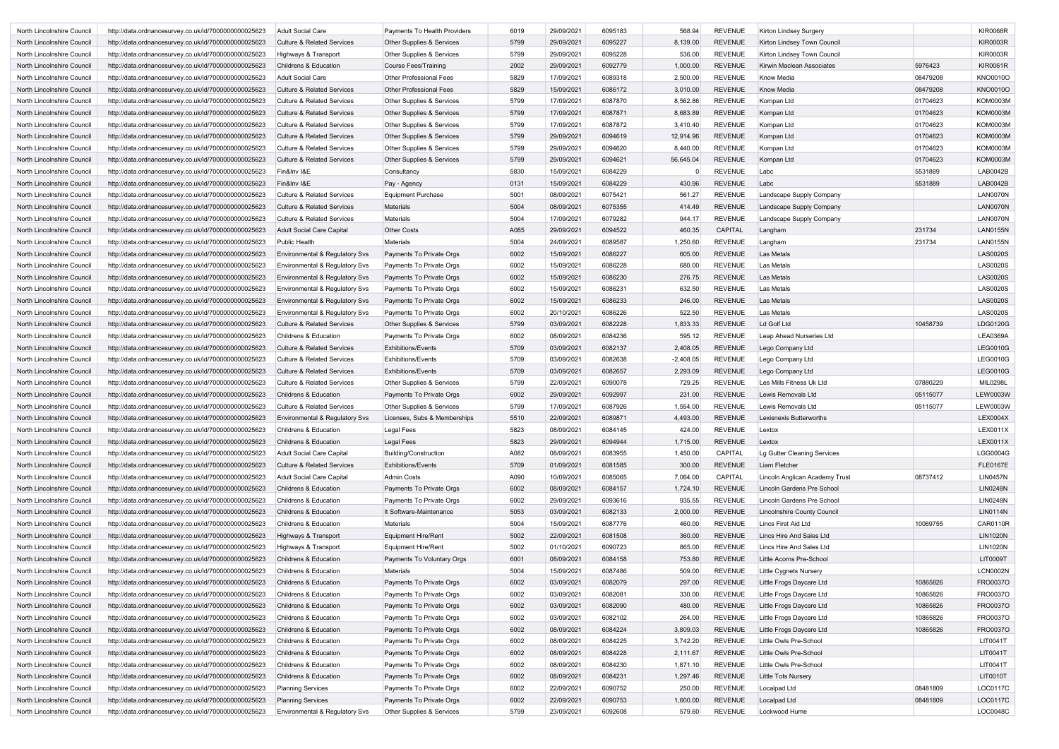| | | | | | | | | | | | |
|---|---|---|---|---|---|---|---|---|---|---|---|
| North Lincolnshire Council | http://data.ordnancesurvey.co.uk/id/7000000000025623 | Adult Social Care | Payments To Health Providers | 6019 | 29/09/2021 | 6095183 | 568.94 | REVENUE | Kirton Lindsey Surgery | | KIR0068R |
| North Lincolnshire Council | http://data.ordnancesurvey.co.uk/id/7000000000025623 | Culture & Related Services | Other Supplies & Services | 5799 | 29/09/2021 | 6095227 | 8,139.00 | REVENUE | Kirton Lindsey Town Council | | KIR0003R |
| North Lincolnshire Council | http://data.ordnancesurvey.co.uk/id/7000000000025623 | Highways & Transport | Other Supplies & Services | 5799 | 29/09/2021 | 6095228 | 536.00 | REVENUE | Kirton Lindsey Town Council | | KIR0003R |
| North Lincolnshire Council | http://data.ordnancesurvey.co.uk/id/7000000000025623 | Childrens & Education | Course Fees/Training | 2002 | 29/09/2021 | 6092779 | 1,000.00 | REVENUE | Kirwin Maclean Associates | 5976423 | KIR0061R |
| North Lincolnshire Council | http://data.ordnancesurvey.co.uk/id/7000000000025623 | Adult Social Care | Other Professional Fees | 5829 | 17/09/2021 | 6089318 | 2,500.00 | REVENUE | Know Media | 08479208 | KNO0010O |
| North Lincolnshire Council | http://data.ordnancesurvey.co.uk/id/7000000000025623 | Culture & Related Services | Other Professional Fees | 5829 | 15/09/2021 | 6086172 | 3,010.00 | REVENUE | Know Media | 08479208 | KNO0010O |
| North Lincolnshire Council | http://data.ordnancesurvey.co.uk/id/7000000000025623 | Culture & Related Services | Other Supplies & Services | 5799 | 17/09/2021 | 6087870 | 8,562.86 | REVENUE | Kompan Ltd | 01704623 | KOM0003M |
| North Lincolnshire Council | http://data.ordnancesurvey.co.uk/id/7000000000025623 | Culture & Related Services | Other Supplies & Services | 5799 | 17/09/2021 | 6087871 | 8,683.89 | REVENUE | Kompan Ltd | 01704623 | KOM0003M |
| North Lincolnshire Council | http://data.ordnancesurvey.co.uk/id/7000000000025623 | Culture & Related Services | Other Supplies & Services | 5799 | 17/09/2021 | 6087872 | 3,410.40 | REVENUE | Kompan Ltd | 01704623 | KOM0003M |
| North Lincolnshire Council | http://data.ordnancesurvey.co.uk/id/7000000000025623 | Culture & Related Services | Other Supplies & Services | 5799 | 29/09/2021 | 6094619 | 12,914.96 | REVENUE | Kompan Ltd | 01704623 | KOM0003M |
| North Lincolnshire Council | http://data.ordnancesurvey.co.uk/id/7000000000025623 | Culture & Related Services | Other Supplies & Services | 5799 | 29/09/2021 | 6094620 | 8,440.00 | REVENUE | Kompan Ltd | 01704623 | KOM0003M |
| North Lincolnshire Council | http://data.ordnancesurvey.co.uk/id/7000000000025623 | Culture & Related Services | Other Supplies & Services | 5799 | 29/09/2021 | 6094621 | 56,645.04 | REVENUE | Kompan Ltd | 01704623 | KOM0003M |
| North Lincolnshire Council | http://data.ordnancesurvey.co.uk/id/7000000000025623 | Fin&Inv I&E | Consultancy | 5830 | 15/09/2021 | 6084229 | 0 | REVENUE | Labc | 5531889 | LAB0042B |
| North Lincolnshire Council | http://data.ordnancesurvey.co.uk/id/7000000000025623 | Fin&Inv I&E | Pay - Agency | 0131 | 15/09/2021 | 6084229 | 430.96 | REVENUE | Labc | 5531889 | LAB0042B |
| North Lincolnshire Council | http://data.ordnancesurvey.co.uk/id/7000000000025623 | Culture & Related Services | Equipment Purchase | 5001 | 08/09/2021 | 6075421 | 561.27 | REVENUE | Landscape Supply Company | | LAN0070N |
| North Lincolnshire Council | http://data.ordnancesurvey.co.uk/id/7000000000025623 | Culture & Related Services | Materials | 5004 | 08/09/2021 | 6075355 | 414.49 | REVENUE | Landscape Supply Company | | LAN0070N |
| North Lincolnshire Council | http://data.ordnancesurvey.co.uk/id/7000000000025623 | Culture & Related Services | Materials | 5004 | 17/09/2021 | 6079282 | 944.17 | REVENUE | Landscape Supply Company | | LAN0070N |
| North Lincolnshire Council | http://data.ordnancesurvey.co.uk/id/7000000000025623 | Adult Social Care Capital | Other Costs | A085 | 29/09/2021 | 6094522 | 460.35 | CAPITAL | Langham | 231734 | LAN0155N |
| North Lincolnshire Council | http://data.ordnancesurvey.co.uk/id/7000000000025623 | Public Health | Materials | 5004 | 24/09/2021 | 6089587 | 1,250.60 | REVENUE | Langham | 231734 | LAN0155N |
| North Lincolnshire Council | http://data.ordnancesurvey.co.uk/id/7000000000025623 | Environmental & Regulatory Svs | Payments To Private Orgs | 6002 | 15/09/2021 | 6086227 | 605.00 | REVENUE | Las Metals | | LAS0020S |
| North Lincolnshire Council | http://data.ordnancesurvey.co.uk/id/7000000000025623 | Environmental & Regulatory Svs | Payments To Private Orgs | 6002 | 15/09/2021 | 6086228 | 680.00 | REVENUE | Las Metals | | LAS0020S |
| North Lincolnshire Council | http://data.ordnancesurvey.co.uk/id/7000000000025623 | Environmental & Regulatory Svs | Payments To Private Orgs | 6002 | 15/09/2021 | 6086230 | 276.75 | REVENUE | Las Metals | | LAS0020S |
| North Lincolnshire Council | http://data.ordnancesurvey.co.uk/id/7000000000025623 | Environmental & Regulatory Svs | Payments To Private Orgs | 6002 | 15/09/2021 | 6086231 | 632.50 | REVENUE | Las Metals | | LAS0020S |
| North Lincolnshire Council | http://data.ordnancesurvey.co.uk/id/7000000000025623 | Environmental & Regulatory Svs | Payments To Private Orgs | 6002 | 15/09/2021 | 6086233 | 246.00 | REVENUE | Las Metals | | LAS0020S |
| North Lincolnshire Council | http://data.ordnancesurvey.co.uk/id/7000000000025623 | Environmental & Regulatory Svs | Payments To Private Orgs | 6002 | 20/10/2021 | 6086226 | 522.50 | REVENUE | Las Metals | | LAS0020S |
| North Lincolnshire Council | http://data.ordnancesurvey.co.uk/id/7000000000025623 | Culture & Related Services | Other Supplies & Services | 5799 | 03/09/2021 | 6082228 | 1,833.33 | REVENUE | Ld Golf Ltd | 10458739 | LDG0120G |
| North Lincolnshire Council | http://data.ordnancesurvey.co.uk/id/7000000000025623 | Childrens & Education | Payments To Private Orgs | 6002 | 08/09/2021 | 6084236 | 595.12 | REVENUE | Leap Ahead Nurseries Ltd | | LEA0369A |
| North Lincolnshire Council | http://data.ordnancesurvey.co.uk/id/7000000000025623 | Culture & Related Services | Exhibitions/Events | 5709 | 03/09/2021 | 6082137 | 2,408.05 | REVENUE | Lego Company Ltd | | LEG0010G |
| North Lincolnshire Council | http://data.ordnancesurvey.co.uk/id/7000000000025623 | Culture & Related Services | Exhibitions/Events | 5709 | 03/09/2021 | 6082638 | -2,408.05 | REVENUE | Lego Company Ltd | | LEG0010G |
| North Lincolnshire Council | http://data.ordnancesurvey.co.uk/id/7000000000025623 | Culture & Related Services | Exhibitions/Events | 5709 | 03/09/2021 | 6082657 | 2,293.09 | REVENUE | Lego Company Ltd | | LEG0010G |
| North Lincolnshire Council | http://data.ordnancesurvey.co.uk/id/7000000000025623 | Culture & Related Services | Other Supplies & Services | 5799 | 22/09/2021 | 6090078 | 729.25 | REVENUE | Les Mills Fitness Uk Ltd | 07880229 | MIL0298L |
| North Lincolnshire Council | http://data.ordnancesurvey.co.uk/id/7000000000025623 | Childrens & Education | Payments To Private Orgs | 6002 | 29/09/2021 | 6092997 | 231.00 | REVENUE | Lewis Removals Ltd | 05115077 | LEW0003W |
| North Lincolnshire Council | http://data.ordnancesurvey.co.uk/id/7000000000025623 | Culture & Related Services | Other Supplies & Services | 5799 | 17/09/2021 | 6087926 | 1,554.00 | REVENUE | Lewis Removals Ltd | 05115077 | LEW0003W |
| North Lincolnshire Council | http://data.ordnancesurvey.co.uk/id/7000000000025623 | Environmental & Regulatory Svs | Licenses, Subs & Memberships | 5510 | 22/09/2021 | 6089871 | 4,493.00 | REVENUE | Lexisnexis Butterworths | | LEX0004X |
| North Lincolnshire Council | http://data.ordnancesurvey.co.uk/id/7000000000025623 | Childrens & Education | Legal Fees | 5823 | 08/09/2021 | 6084145 | 424.00 | REVENUE | Lextox | | LEX0011X |
| North Lincolnshire Council | http://data.ordnancesurvey.co.uk/id/7000000000025623 | Childrens & Education | Legal Fees | 5823 | 29/09/2021 | 6094944 | 1,715.00 | REVENUE | Lextox | | LEX0011X |
| North Lincolnshire Council | http://data.ordnancesurvey.co.uk/id/7000000000025623 | Adult Social Care Capital | Building/Construction | A082 | 08/09/2021 | 6083955 | 1,450.00 | CAPITAL | Lg Gutter Cleaning Services | | LGG0004G |
| North Lincolnshire Council | http://data.ordnancesurvey.co.uk/id/7000000000025623 | Culture & Related Services | Exhibitions/Events | 5709 | 01/09/2021 | 6081585 | 300.00 | REVENUE | Liam Fletcher | | FLE0167E |
| North Lincolnshire Council | http://data.ordnancesurvey.co.uk/id/7000000000025623 | Adult Social Care Capital | Admin Costs | A090 | 10/09/2021 | 6085065 | 7,064.00 | CAPITAL | Lincoln Anglican Academy Trust | 08737412 | LIN0457N |
| North Lincolnshire Council | http://data.ordnancesurvey.co.uk/id/7000000000025623 | Childrens & Education | Payments To Private Orgs | 6002 | 08/09/2021 | 6084157 | 1,724.10 | REVENUE | Lincoln Gardens Pre School | | LIN0248N |
| North Lincolnshire Council | http://data.ordnancesurvey.co.uk/id/7000000000025623 | Childrens & Education | Payments To Private Orgs | 6002 | 29/09/2021 | 6093616 | 935.55 | REVENUE | Lincoln Gardens Pre School | | LIN0248N |
| North Lincolnshire Council | http://data.ordnancesurvey.co.uk/id/7000000000025623 | Childrens & Education | It Software-Maintenance | 5053 | 03/09/2021 | 6082133 | 2,000.00 | REVENUE | Lincolnshire County Council | | LIN0114N |
| North Lincolnshire Council | http://data.ordnancesurvey.co.uk/id/7000000000025623 | Childrens & Education | Materials | 5004 | 15/09/2021 | 6087776 | 460.00 | REVENUE | Lincs First Aid Ltd | 10069755 | CAR0110R |
| North Lincolnshire Council | http://data.ordnancesurvey.co.uk/id/7000000000025623 | Highways & Transport | Equipment Hire/Rent | 5002 | 22/09/2021 | 6081508 | 360.00 | REVENUE | Lincs Hire And Sales Ltd | | LIN1020N |
| North Lincolnshire Council | http://data.ordnancesurvey.co.uk/id/7000000000025623 | Highways & Transport | Equipment Hire/Rent | 5002 | 01/10/2021 | 6090723 | 865.00 | REVENUE | Lincs Hire And Sales Ltd | | LIN1020N |
| North Lincolnshire Council | http://data.ordnancesurvey.co.uk/id/7000000000025623 | Childrens & Education | Payments To Voluntary Orgs | 6001 | 08/09/2021 | 6084158 | 753.80 | REVENUE | Little Acorns Pre-School | | LIT0009T |
| North Lincolnshire Council | http://data.ordnancesurvey.co.uk/id/7000000000025623 | Childrens & Education | Materials | 5004 | 15/09/2021 | 6087486 | 509.00 | REVENUE | Little Cygnets Nursery | | LCN0002N |
| North Lincolnshire Council | http://data.ordnancesurvey.co.uk/id/7000000000025623 | Childrens & Education | Payments To Private Orgs | 6002 | 03/09/2021 | 6082079 | 297.00 | REVENUE | Little Frogs Daycare Ltd | 10865826 | FRO0037O |
| North Lincolnshire Council | http://data.ordnancesurvey.co.uk/id/7000000000025623 | Childrens & Education | Payments To Private Orgs | 6002 | 03/09/2021 | 6082081 | 330.00 | REVENUE | Little Frogs Daycare Ltd | 10865826 | FRO0037O |
| North Lincolnshire Council | http://data.ordnancesurvey.co.uk/id/7000000000025623 | Childrens & Education | Payments To Private Orgs | 6002 | 03/09/2021 | 6082090 | 480.00 | REVENUE | Little Frogs Daycare Ltd | 10865826 | FRO0037O |
| North Lincolnshire Council | http://data.ordnancesurvey.co.uk/id/7000000000025623 | Childrens & Education | Payments To Private Orgs | 6002 | 03/09/2021 | 6082102 | 264.00 | REVENUE | Little Frogs Daycare Ltd | 10865826 | FRO0037O |
| North Lincolnshire Council | http://data.ordnancesurvey.co.uk/id/7000000000025623 | Childrens & Education | Payments To Private Orgs | 6002 | 08/09/2021 | 6084224 | 3,809.03 | REVENUE | Little Frogs Daycare Ltd | 10865826 | FRO0037O |
| North Lincolnshire Council | http://data.ordnancesurvey.co.uk/id/7000000000025623 | Childrens & Education | Payments To Private Orgs | 6002 | 08/09/2021 | 6084225 | 3,742.20 | REVENUE | Little Owls Pre-School | | LIT0041T |
| North Lincolnshire Council | http://data.ordnancesurvey.co.uk/id/7000000000025623 | Childrens & Education | Payments To Private Orgs | 6002 | 08/09/2021 | 6084228 | 2,111.67 | REVENUE | Little Owls Pre-School | | LIT0041T |
| North Lincolnshire Council | http://data.ordnancesurvey.co.uk/id/7000000000025623 | Childrens & Education | Payments To Private Orgs | 6002 | 08/09/2021 | 6084230 | 1,871.10 | REVENUE | Little Owls Pre-School | | LIT0041T |
| North Lincolnshire Council | http://data.ordnancesurvey.co.uk/id/7000000000025623 | Childrens & Education | Payments To Private Orgs | 6002 | 08/09/2021 | 6084231 | 1,297.46 | REVENUE | Little Tots Nursery | | LIT0010T |
| North Lincolnshire Council | http://data.ordnancesurvey.co.uk/id/7000000000025623 | Planning Services | Payments To Private Orgs | 6002 | 22/09/2021 | 6090752 | 250.00 | REVENUE | Localpad Ltd | 08481809 | LOC0117C |
| North Lincolnshire Council | http://data.ordnancesurvey.co.uk/id/7000000000025623 | Planning Services | Payments To Private Orgs | 6002 | 22/09/2021 | 6090753 | 1,600.00 | REVENUE | Localpad Ltd | 08481809 | LOC0117C |
| North Lincolnshire Council | http://data.ordnancesurvey.co.uk/id/7000000000025623 | Environmental & Regulatory Svs | Other Supplies & Services | 5799 | 23/09/2021 | 6092608 | 579.60 | REVENUE | Lockwood Hume | | LOC0048C |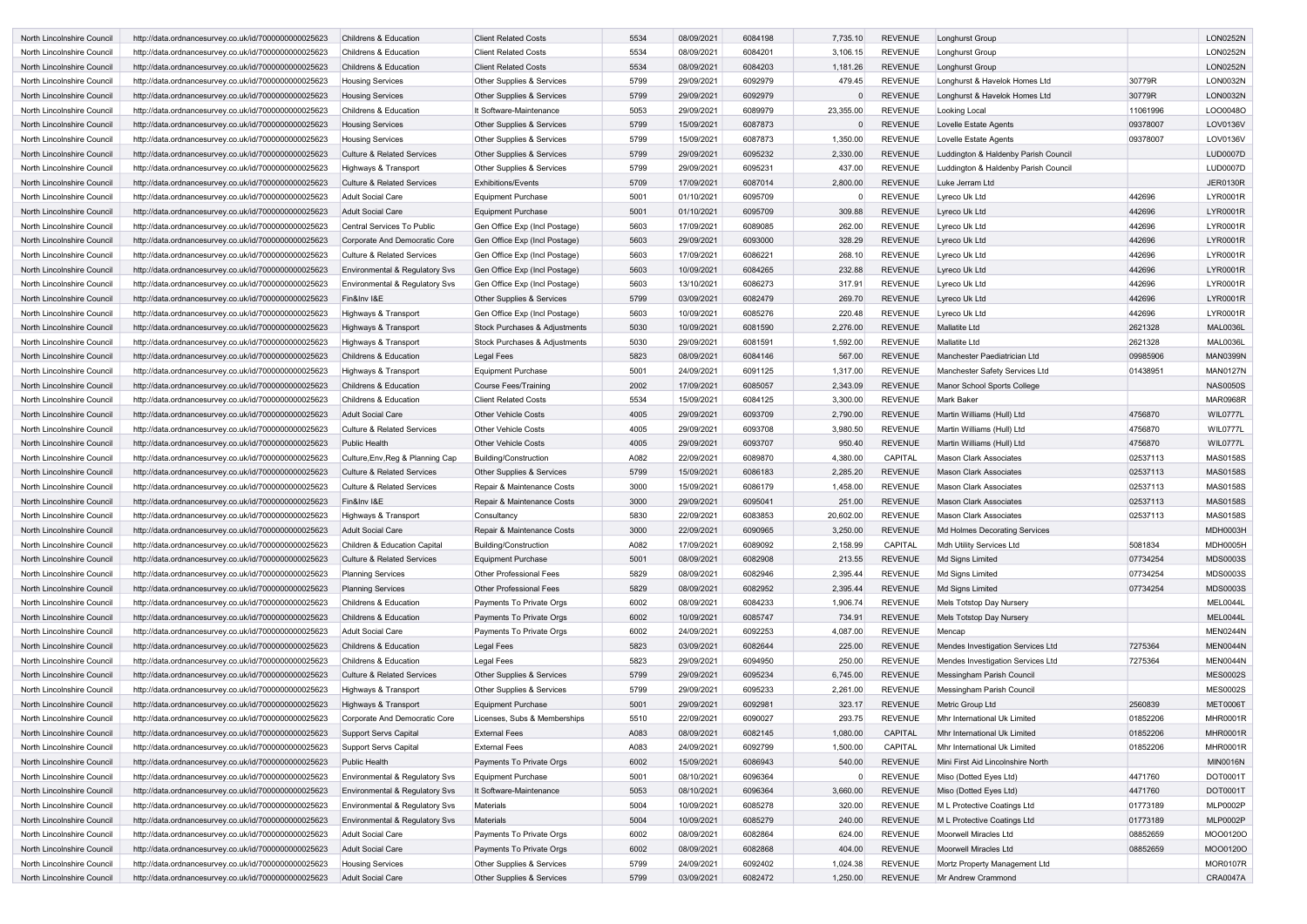| North Lincolnshire Council | http://data.ordnancesurvey.co.uk/id/7000000000025623 | Childrens & Education | Client Related Costs | 5534 | 08/09/2021 | 6084198 | 7,735.10 | REVENUE | Longhurst Group | | LON0252N |
|---|---|---|---|---|---|---|---|---|---|---|---|
| North Lincolnshire Council | http://data.ordnancesurvey.co.uk/id/7000000000025623 | Childrens & Education | Client Related Costs | 5534 | 08/09/2021 | 6084201 | 3,106.15 | REVENUE | Longhurst Group | | LON0252N |
| North Lincolnshire Council | http://data.ordnancesurvey.co.uk/id/7000000000025623 | Childrens & Education | Client Related Costs | 5534 | 08/09/2021 | 6084203 | 1,181.26 | REVENUE | Longhurst Group | | LON0252N |
| North Lincolnshire Council | http://data.ordnancesurvey.co.uk/id/7000000000025623 | Housing Services | Other Supplies & Services | 5799 | 29/09/2021 | 6092979 | 479.45 | REVENUE | Longhurst & Havelok Homes Ltd | 30779R | LON0032N |
| North Lincolnshire Council | http://data.ordnancesurvey.co.uk/id/7000000000025623 | Housing Services | Other Supplies & Services | 5799 | 29/09/2021 | 6092979 | 0 | REVENUE | Longhurst & Havelok Homes Ltd | 30779R | LON0032N |
| North Lincolnshire Council | http://data.ordnancesurvey.co.uk/id/7000000000025623 | Childrens & Education | It Software-Maintenance | 5053 | 29/09/2021 | 6089979 | 23,355.00 | REVENUE | Looking Local | 11061996 | LOO0048O |
| North Lincolnshire Council | http://data.ordnancesurvey.co.uk/id/7000000000025623 | Housing Services | Other Supplies & Services | 5799 | 15/09/2021 | 6087873 | 0 | REVENUE | Lovelle Estate Agents | 09378007 | LOV0136V |
| North Lincolnshire Council | http://data.ordnancesurvey.co.uk/id/7000000000025623 | Housing Services | Other Supplies & Services | 5799 | 15/09/2021 | 6087873 | 1,350.00 | REVENUE | Lovelle Estate Agents | 09378007 | LOV0136V |
| North Lincolnshire Council | http://data.ordnancesurvey.co.uk/id/7000000000025623 | Culture & Related Services | Other Supplies & Services | 5799 | 29/09/2021 | 6095232 | 2,330.00 | REVENUE | Luddington & Haldenby Parish Council | | LUD0007D |
| North Lincolnshire Council | http://data.ordnancesurvey.co.uk/id/7000000000025623 | Highways & Transport | Other Supplies & Services | 5799 | 29/09/2021 | 6095231 | 437.00 | REVENUE | Luddington & Haldenby Parish Council | | LUD0007D |
| North Lincolnshire Council | http://data.ordnancesurvey.co.uk/id/7000000000025623 | Culture & Related Services | Exhibitions/Events | 5709 | 17/09/2021 | 6087014 | 2,800.00 | REVENUE | Luke Jerram Ltd | | JER0130R |
| North Lincolnshire Council | http://data.ordnancesurvey.co.uk/id/7000000000025623 | Adult Social Care | Equipment Purchase | 5001 | 01/10/2021 | 6095709 | 0 | REVENUE | Lyreco Uk Ltd | 442696 | LYR0001R |
| North Lincolnshire Council | http://data.ordnancesurvey.co.uk/id/7000000000025623 | Adult Social Care | Equipment Purchase | 5001 | 01/10/2021 | 6095709 | 309.88 | REVENUE | Lyreco Uk Ltd | 442696 | LYR0001R |
| North Lincolnshire Council | http://data.ordnancesurvey.co.uk/id/7000000000025623 | Central Services To Public | Gen Office Exp (Incl Postage) | 5603 | 17/09/2021 | 6089085 | 262.00 | REVENUE | Lyreco Uk Ltd | 442696 | LYR0001R |
| North Lincolnshire Council | http://data.ordnancesurvey.co.uk/id/7000000000025623 | Corporate And Democratic Core | Gen Office Exp (Incl Postage) | 5603 | 29/09/2021 | 6093000 | 328.29 | REVENUE | Lyreco Uk Ltd | 442696 | LYR0001R |
| North Lincolnshire Council | http://data.ordnancesurvey.co.uk/id/7000000000025623 | Culture & Related Services | Gen Office Exp (Incl Postage) | 5603 | 17/09/2021 | 6086221 | 268.10 | REVENUE | Lyreco Uk Ltd | 442696 | LYR0001R |
| North Lincolnshire Council | http://data.ordnancesurvey.co.uk/id/7000000000025623 | Environmental & Regulatory Svs | Gen Office Exp (Incl Postage) | 5603 | 10/09/2021 | 6084265 | 232.88 | REVENUE | Lyreco Uk Ltd | 442696 | LYR0001R |
| North Lincolnshire Council | http://data.ordnancesurvey.co.uk/id/7000000000025623 | Environmental & Regulatory Svs | Gen Office Exp (Incl Postage) | 5603 | 13/10/2021 | 6086273 | 317.91 | REVENUE | Lyreco Uk Ltd | 442696 | LYR0001R |
| North Lincolnshire Council | http://data.ordnancesurvey.co.uk/id/7000000000025623 | Fin&Inv I&E | Other Supplies & Services | 5799 | 03/09/2021 | 6082479 | 269.70 | REVENUE | Lyreco Uk Ltd | 442696 | LYR0001R |
| North Lincolnshire Council | http://data.ordnancesurvey.co.uk/id/7000000000025623 | Highways & Transport | Gen Office Exp (Incl Postage) | 5603 | 10/09/2021 | 6085276 | 220.48 | REVENUE | Lyreco Uk Ltd | 442696 | LYR0001R |
| North Lincolnshire Council | http://data.ordnancesurvey.co.uk/id/7000000000025623 | Highways & Transport | Stock Purchases & Adjustments | 5030 | 10/09/2021 | 6081590 | 2,276.00 | REVENUE | Mallatite Ltd | 2621328 | MAL0036L |
| North Lincolnshire Council | http://data.ordnancesurvey.co.uk/id/7000000000025623 | Highways & Transport | Stock Purchases & Adjustments | 5030 | 29/09/2021 | 6081591 | 1,592.00 | REVENUE | Mallatite Ltd | 2621328 | MAL0036L |
| North Lincolnshire Council | http://data.ordnancesurvey.co.uk/id/7000000000025623 | Childrens & Education | Legal Fees | 5823 | 08/09/2021 | 6084146 | 567.00 | REVENUE | Manchester Paediatrician Ltd | 09985906 | MAN0399N |
| North Lincolnshire Council | http://data.ordnancesurvey.co.uk/id/7000000000025623 | Highways & Transport | Equipment Purchase | 5001 | 24/09/2021 | 6091125 | 1,317.00 | REVENUE | Manchester Safety Services Ltd | 01438951 | MAN0127N |
| North Lincolnshire Council | http://data.ordnancesurvey.co.uk/id/7000000000025623 | Childrens & Education | Course Fees/Training | 2002 | 17/09/2021 | 6085057 | 2,343.09 | REVENUE | Manor School Sports College | | NAS0050S |
| North Lincolnshire Council | http://data.ordnancesurvey.co.uk/id/7000000000025623 | Childrens & Education | Client Related Costs | 5534 | 15/09/2021 | 6084125 | 3,300.00 | REVENUE | Mark Baker | | MAR0968R |
| North Lincolnshire Council | http://data.ordnancesurvey.co.uk/id/7000000000025623 | Adult Social Care | Other Vehicle Costs | 4005 | 29/09/2021 | 6093709 | 2,790.00 | REVENUE | Martin Williams (Hull) Ltd | 4756870 | WIL0777L |
| North Lincolnshire Council | http://data.ordnancesurvey.co.uk/id/7000000000025623 | Culture & Related Services | Other Vehicle Costs | 4005 | 29/09/2021 | 6093708 | 3,980.50 | REVENUE | Martin Williams (Hull) Ltd | 4756870 | WIL0777L |
| North Lincolnshire Council | http://data.ordnancesurvey.co.uk/id/7000000000025623 | Public Health | Other Vehicle Costs | 4005 | 29/09/2021 | 6093707 | 950.40 | REVENUE | Martin Williams (Hull) Ltd | 4756870 | WIL0777L |
| North Lincolnshire Council | http://data.ordnancesurvey.co.uk/id/7000000000025623 | Culture,Env,Reg & Planning Cap | Building/Construction | A082 | 22/09/2021 | 6089870 | 4,380.00 | CAPITAL | Mason Clark Associates | 02537113 | MAS0158S |
| North Lincolnshire Council | http://data.ordnancesurvey.co.uk/id/7000000000025623 | Culture & Related Services | Other Supplies & Services | 5799 | 15/09/2021 | 6086183 | 2,285.20 | REVENUE | Mason Clark Associates | 02537113 | MAS0158S |
| North Lincolnshire Council | http://data.ordnancesurvey.co.uk/id/7000000000025623 | Culture & Related Services | Repair & Maintenance Costs | 3000 | 15/09/2021 | 6086179 | 1,458.00 | REVENUE | Mason Clark Associates | 02537113 | MAS0158S |
| North Lincolnshire Council | http://data.ordnancesurvey.co.uk/id/7000000000025623 | Fin&Inv I&E | Repair & Maintenance Costs | 3000 | 29/09/2021 | 6095041 | 251.00 | REVENUE | Mason Clark Associates | 02537113 | MAS0158S |
| North Lincolnshire Council | http://data.ordnancesurvey.co.uk/id/7000000000025623 | Highways & Transport | Consultancy | 5830 | 22/09/2021 | 6083853 | 20,602.00 | REVENUE | Mason Clark Associates | 02537113 | MAS0158S |
| North Lincolnshire Council | http://data.ordnancesurvey.co.uk/id/7000000000025623 | Adult Social Care | Repair & Maintenance Costs | 3000 | 22/09/2021 | 6090965 | 3,250.00 | REVENUE | Md Holmes Decorating Services | | MDH0003H |
| North Lincolnshire Council | http://data.ordnancesurvey.co.uk/id/7000000000025623 | Children & Education Capital | Building/Construction | A082 | 17/09/2021 | 6089092 | 2,158.99 | CAPITAL | Mdh Utility Services Ltd | 5081834 | MDH0005H |
| North Lincolnshire Council | http://data.ordnancesurvey.co.uk/id/7000000000025623 | Culture & Related Services | Equipment Purchase | 5001 | 08/09/2021 | 6082908 | 213.55 | REVENUE | Md Signs Limited | 07734254 | MDS0003S |
| North Lincolnshire Council | http://data.ordnancesurvey.co.uk/id/7000000000025623 | Planning Services | Other Professional Fees | 5829 | 08/09/2021 | 6082946 | 2,395.44 | REVENUE | Md Signs Limited | 07734254 | MDS0003S |
| North Lincolnshire Council | http://data.ordnancesurvey.co.uk/id/7000000000025623 | Planning Services | Other Professional Fees | 5829 | 08/09/2021 | 6082952 | 2,395.44 | REVENUE | Md Signs Limited | 07734254 | MDS0003S |
| North Lincolnshire Council | http://data.ordnancesurvey.co.uk/id/7000000000025623 | Childrens & Education | Payments To Private Orgs | 6002 | 08/09/2021 | 6084233 | 1,906.74 | REVENUE | Mels Totstop Day Nursery | | MEL0044L |
| North Lincolnshire Council | http://data.ordnancesurvey.co.uk/id/7000000000025623 | Childrens & Education | Payments To Private Orgs | 6002 | 10/09/2021 | 6085747 | 734.91 | REVENUE | Mels Totstop Day Nursery | | MEL0044L |
| North Lincolnshire Council | http://data.ordnancesurvey.co.uk/id/7000000000025623 | Adult Social Care | Payments To Private Orgs | 6002 | 24/09/2021 | 6092253 | 4,087.00 | REVENUE | Mencap | | MEN0244N |
| North Lincolnshire Council | http://data.ordnancesurvey.co.uk/id/7000000000025623 | Childrens & Education | Legal Fees | 5823 | 03/09/2021 | 6082644 | 225.00 | REVENUE | Mendes Investigation Services Ltd | 7275364 | MEN0044N |
| North Lincolnshire Council | http://data.ordnancesurvey.co.uk/id/7000000000025623 | Childrens & Education | Legal Fees | 5823 | 29/09/2021 | 6094950 | 250.00 | REVENUE | Mendes Investigation Services Ltd | 7275364 | MEN0044N |
| North Lincolnshire Council | http://data.ordnancesurvey.co.uk/id/7000000000025623 | Culture & Related Services | Other Supplies & Services | 5799 | 29/09/2021 | 6095234 | 6,745.00 | REVENUE | Messingham Parish Council | | MES0002S |
| North Lincolnshire Council | http://data.ordnancesurvey.co.uk/id/7000000000025623 | Highways & Transport | Other Supplies & Services | 5799 | 29/09/2021 | 6095233 | 2,261.00 | REVENUE | Messingham Parish Council | | MES0002S |
| North Lincolnshire Council | http://data.ordnancesurvey.co.uk/id/7000000000025623 | Highways & Transport | Equipment Purchase | 5001 | 29/09/2021 | 6092981 | 323.17 | REVENUE | Metric Group Ltd | 2560839 | MET0006T |
| North Lincolnshire Council | http://data.ordnancesurvey.co.uk/id/7000000000025623 | Corporate And Democratic Core | Licenses, Subs & Memberships | 5510 | 22/09/2021 | 6090027 | 293.75 | REVENUE | Mhr International Uk Limited | 01852206 | MHR0001R |
| North Lincolnshire Council | http://data.ordnancesurvey.co.uk/id/7000000000025623 | Support Servs Capital | External Fees | A083 | 08/09/2021 | 6082145 | 1,080.00 | CAPITAL | Mhr International Uk Limited | 01852206 | MHR0001R |
| North Lincolnshire Council | http://data.ordnancesurvey.co.uk/id/7000000000025623 | Support Servs Capital | External Fees | A083 | 24/09/2021 | 6092799 | 1,500.00 | CAPITAL | Mhr International Uk Limited | 01852206 | MHR0001R |
| North Lincolnshire Council | http://data.ordnancesurvey.co.uk/id/7000000000025623 | Public Health | Payments To Private Orgs | 6002 | 15/09/2021 | 6086943 | 540.00 | REVENUE | Mini First Aid Lincolnshire North | | MIN0016N |
| North Lincolnshire Council | http://data.ordnancesurvey.co.uk/id/7000000000025623 | Environmental & Regulatory Svs | Equipment Purchase | 5001 | 08/10/2021 | 6096364 | 0 | REVENUE | Miso (Dotted Eyes Ltd) | 4471760 | DOT0001T |
| North Lincolnshire Council | http://data.ordnancesurvey.co.uk/id/7000000000025623 | Environmental & Regulatory Svs | It Software-Maintenance | 5053 | 08/10/2021 | 6096364 | 3,660.00 | REVENUE | Miso (Dotted Eyes Ltd) | 4471760 | DOT0001T |
| North Lincolnshire Council | http://data.ordnancesurvey.co.uk/id/7000000000025623 | Environmental & Regulatory Svs | Materials | 5004 | 10/09/2021 | 6085278 | 320.00 | REVENUE | M L Protective Coatings Ltd | 01773189 | MLP0002P |
| North Lincolnshire Council | http://data.ordnancesurvey.co.uk/id/7000000000025623 | Environmental & Regulatory Svs | Materials | 5004 | 10/09/2021 | 6085279 | 240.00 | REVENUE | M L Protective Coatings Ltd | 01773189 | MLP0002P |
| North Lincolnshire Council | http://data.ordnancesurvey.co.uk/id/7000000000025623 | Adult Social Care | Payments To Private Orgs | 6002 | 08/09/2021 | 6082864 | 624.00 | REVENUE | Moorwell Miracles Ltd | 08852659 | MOO0120O |
| North Lincolnshire Council | http://data.ordnancesurvey.co.uk/id/7000000000025623 | Adult Social Care | Payments To Private Orgs | 6002 | 08/09/2021 | 6082868 | 404.00 | REVENUE | Moorwell Miracles Ltd | 08852659 | MOO0120O |
| North Lincolnshire Council | http://data.ordnancesurvey.co.uk/id/7000000000025623 | Housing Services | Other Supplies & Services | 5799 | 24/09/2021 | 6092402 | 1,024.38 | REVENUE | Mortz Property Management Ltd | | MOR0107R |
| North Lincolnshire Council | http://data.ordnancesurvey.co.uk/id/7000000000025623 | Adult Social Care | Other Supplies & Services | 5799 | 03/09/2021 | 6082472 | 1,250.00 | REVENUE | Mr Andrew Crammond | | CRA0047A |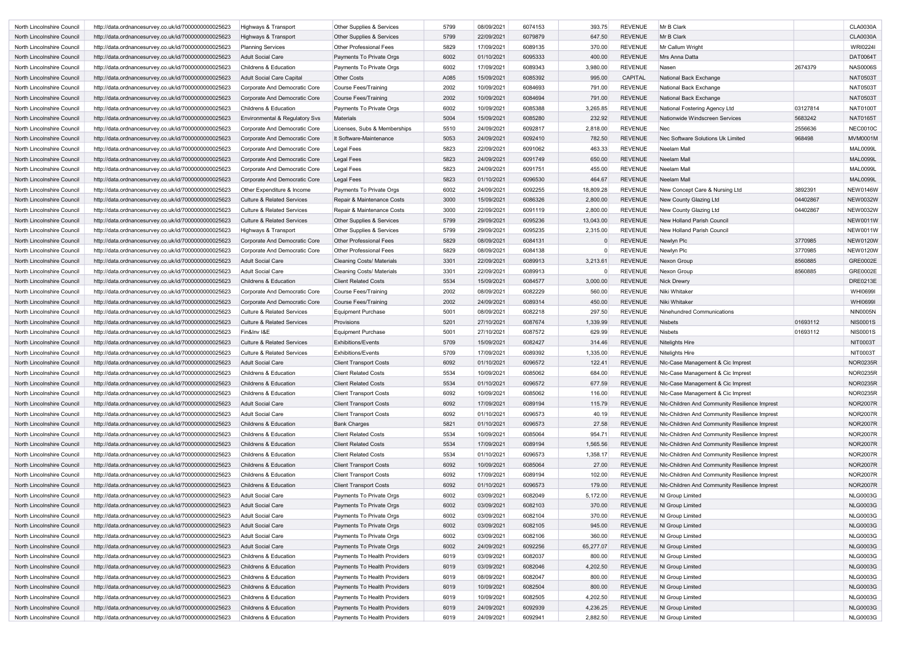| | | | | | | | | | | | |
|---|---|---|---|---|---|---|---|---|---|---|---|
| North Lincolnshire Council | http://data.ordnancesurvey.co.uk/id/7000000000025623 | Highways & Transport | Other Supplies & Services | 5799 | 08/09/2021 | 6074153 | 393.75 | REVENUE | Mr B Clark | | CLA0030A |
| North Lincolnshire Council | http://data.ordnancesurvey.co.uk/id/7000000000025623 | Highways & Transport | Other Supplies & Services | 5799 | 22/09/2021 | 6079879 | 647.50 | REVENUE | Mr B Clark | | CLA0030A |
| North Lincolnshire Council | http://data.ordnancesurvey.co.uk/id/7000000000025623 | Planning Services | Other Professional Fees | 5829 | 17/09/2021 | 6089135 | 370.00 | REVENUE | Mr Callum Wright | | WRI0224I |
| North Lincolnshire Council | http://data.ordnancesurvey.co.uk/id/7000000000025623 | Adult Social Care | Payments To Private Orgs | 6002 | 01/10/2021 | 6095333 | 400.00 | REVENUE | Mrs Anna Datta | | DAT0064T |
| North Lincolnshire Council | http://data.ordnancesurvey.co.uk/id/7000000000025623 | Childrens & Education | Payments To Private Orgs | 6002 | 17/09/2021 | 6089343 | 3,980.00 | REVENUE | Nasen | 2674379 | NAS0006S |
| North Lincolnshire Council | http://data.ordnancesurvey.co.uk/id/7000000000025623 | Adult Social Care Capital | Other Costs | A085 | 15/09/2021 | 6085392 | 995.00 | CAPITAL | National Back Exchange | | NAT0503T |
| North Lincolnshire Council | http://data.ordnancesurvey.co.uk/id/7000000000025623 | Corporate And Democratic Core | Course Fees/Training | 2002 | 10/09/2021 | 6084693 | 791.00 | REVENUE | National Back Exchange | | NAT0503T |
| North Lincolnshire Council | http://data.ordnancesurvey.co.uk/id/7000000000025623 | Corporate And Democratic Core | Course Fees/Training | 2002 | 10/09/2021 | 6084694 | 791.00 | REVENUE | National Back Exchange | | NAT0503T |
| North Lincolnshire Council | http://data.ordnancesurvey.co.uk/id/7000000000025623 | Childrens & Education | Payments To Private Orgs | 6002 | 10/09/2021 | 6085388 | 3,265.85 | REVENUE | National Fostering Agency Ltd | 03127814 | NAT0100T |
| North Lincolnshire Council | http://data.ordnancesurvey.co.uk/id/7000000000025623 | Environmental & Regulatory Svs | Materials | 5004 | 15/09/2021 | 6085280 | 232.92 | REVENUE | Nationwide Windscreen Services | 5683242 | NAT0165T |
| North Lincolnshire Council | http://data.ordnancesurvey.co.uk/id/7000000000025623 | Corporate And Democratic Core | Licenses, Subs & Memberships | 5510 | 24/09/2021 | 6092817 | 2,818.00 | REVENUE | Nec | 2556636 | NEC0010C |
| North Lincolnshire Council | http://data.ordnancesurvey.co.uk/id/7000000000025623 | Corporate And Democratic Core | It Software-Maintenance | 5053 | 24/09/2021 | 6092410 | 782.50 | REVENUE | Nec Software Solutions Uk Limited | 968498 | MVM0001M |
| North Lincolnshire Council | http://data.ordnancesurvey.co.uk/id/7000000000025623 | Corporate And Democratic Core | Legal Fees | 5823 | 22/09/2021 | 6091062 | 463.33 | REVENUE | Neelam Mall | | MAL0099L |
| North Lincolnshire Council | http://data.ordnancesurvey.co.uk/id/7000000000025623 | Corporate And Democratic Core | Legal Fees | 5823 | 24/09/2021 | 6091749 | 650.00 | REVENUE | Neelam Mall | | MAL0099L |
| North Lincolnshire Council | http://data.ordnancesurvey.co.uk/id/7000000000025623 | Corporate And Democratic Core | Legal Fees | 5823 | 24/09/2021 | 6091751 | 455.00 | REVENUE | Neelam Mall | | MAL0099L |
| North Lincolnshire Council | http://data.ordnancesurvey.co.uk/id/7000000000025623 | Corporate And Democratic Core | Legal Fees | 5823 | 01/10/2021 | 6096530 | 464.67 | REVENUE | Neelam Mall | | MAL0099L |
| North Lincolnshire Council | http://data.ordnancesurvey.co.uk/id/7000000000025623 | Other Expenditure & Income | Payments To Private Orgs | 6002 | 24/09/2021 | 6092255 | 18,809.28 | REVENUE | New Concept Care & Nursing Ltd | 3892391 | NEW0146W |
| North Lincolnshire Council | http://data.ordnancesurvey.co.uk/id/7000000000025623 | Culture & Related Services | Repair & Maintenance Costs | 3000 | 15/09/2021 | 6086326 | 2,800.00 | REVENUE | New County Glazing Ltd | 04402867 | NEW0032W |
| North Lincolnshire Council | http://data.ordnancesurvey.co.uk/id/7000000000025623 | Culture & Related Services | Repair & Maintenance Costs | 3000 | 22/09/2021 | 6091119 | 2,800.00 | REVENUE | New County Glazing Ltd | 04402867 | NEW0032W |
| North Lincolnshire Council | http://data.ordnancesurvey.co.uk/id/7000000000025623 | Culture & Related Services | Other Supplies & Services | 5799 | 29/09/2021 | 6095236 | 13,043.00 | REVENUE | New Holland Parish Council | | NEW0011W |
| North Lincolnshire Council | http://data.ordnancesurvey.co.uk/id/7000000000025623 | Highways & Transport | Other Supplies & Services | 5799 | 29/09/2021 | 6095235 | 2,315.00 | REVENUE | New Holland Parish Council | | NEW0011W |
| North Lincolnshire Council | http://data.ordnancesurvey.co.uk/id/7000000000025623 | Corporate And Democratic Core | Other Professional Fees | 5829 | 08/09/2021 | 6084131 | 0 | REVENUE | Newlyn Plc | 3770985 | NEW0120W |
| North Lincolnshire Council | http://data.ordnancesurvey.co.uk/id/7000000000025623 | Corporate And Democratic Core | Other Professional Fees | 5829 | 08/09/2021 | 6084138 | 0 | REVENUE | Newlyn Plc | 3770985 | NEW0120W |
| North Lincolnshire Council | http://data.ordnancesurvey.co.uk/id/7000000000025623 | Adult Social Care | Cleaning Costs/ Materials | 3301 | 22/09/2021 | 6089913 | 3,213.61 | REVENUE | Nexon Group | 8560885 | GRE0002E |
| North Lincolnshire Council | http://data.ordnancesurvey.co.uk/id/7000000000025623 | Adult Social Care | Cleaning Costs/ Materials | 3301 | 22/09/2021 | 6089913 | 0 | REVENUE | Nexon Group | 8560885 | GRE0002E |
| North Lincolnshire Council | http://data.ordnancesurvey.co.uk/id/7000000000025623 | Childrens & Education | Client Related Costs | 5534 | 15/09/2021 | 6084577 | 3,000.00 | REVENUE | Nick Drewry | | DRE0213E |
| North Lincolnshire Council | http://data.ordnancesurvey.co.uk/id/7000000000025623 | Corporate And Democratic Core | Course Fees/Training | 2002 | 08/09/2021 | 6082229 | 560.00 | REVENUE | Niki Whitaker | | WHI0699I |
| North Lincolnshire Council | http://data.ordnancesurvey.co.uk/id/7000000000025623 | Corporate And Democratic Core | Course Fees/Training | 2002 | 24/09/2021 | 6089314 | 450.00 | REVENUE | Niki Whitaker | | WHI0699I |
| North Lincolnshire Council | http://data.ordnancesurvey.co.uk/id/7000000000025623 | Culture & Related Services | Equipment Purchase | 5001 | 08/09/2021 | 6082218 | 297.50 | REVENUE | Ninehundred Communications | | NIN0005N |
| North Lincolnshire Council | http://data.ordnancesurvey.co.uk/id/7000000000025623 | Culture & Related Services | Provisions | 5201 | 27/10/2021 | 6087674 | 1,339.99 | REVENUE | Nisbets | 01693112 | NIS0001S |
| North Lincolnshire Council | http://data.ordnancesurvey.co.uk/id/7000000000025623 | Fin&Inv I&E | Equipment Purchase | 5001 | 27/10/2021 | 6087572 | 629.99 | REVENUE | Nisbets | 01693112 | NIS0001S |
| North Lincolnshire Council | http://data.ordnancesurvey.co.uk/id/7000000000025623 | Culture & Related Services | Exhibitions/Events | 5709 | 15/09/2021 | 6082427 | 314.46 | REVENUE | Nitelights Hire | | NIT0003T |
| North Lincolnshire Council | http://data.ordnancesurvey.co.uk/id/7000000000025623 | Culture & Related Services | Exhibitions/Events | 5709 | 17/09/2021 | 6089392 | 1,335.00 | REVENUE | Nitelights Hire | | NIT0003T |
| North Lincolnshire Council | http://data.ordnancesurvey.co.uk/id/7000000000025623 | Adult Social Care | Client Transport Costs | 6092 | 01/10/2021 | 6096572 | 122.41 | REVENUE | Nlc-Case Management & Cic Imprest | | NOR0235R |
| North Lincolnshire Council | http://data.ordnancesurvey.co.uk/id/7000000000025623 | Childrens & Education | Client Related Costs | 5534 | 10/09/2021 | 6085062 | 684.00 | REVENUE | Nlc-Case Management & Cic Imprest | | NOR0235R |
| North Lincolnshire Council | http://data.ordnancesurvey.co.uk/id/7000000000025623 | Childrens & Education | Client Related Costs | 5534 | 01/10/2021 | 6096572 | 677.59 | REVENUE | Nlc-Case Management & Cic Imprest | | NOR0235R |
| North Lincolnshire Council | http://data.ordnancesurvey.co.uk/id/7000000000025623 | Childrens & Education | Client Transport Costs | 6092 | 10/09/2021 | 6085062 | 116.00 | REVENUE | Nlc-Case Management & Cic Imprest | | NOR0235R |
| North Lincolnshire Council | http://data.ordnancesurvey.co.uk/id/7000000000025623 | Adult Social Care | Client Transport Costs | 6092 | 17/09/2021 | 6089194 | 115.79 | REVENUE | Nlc-Children And Community Resilience Imprest | | NOR2007R |
| North Lincolnshire Council | http://data.ordnancesurvey.co.uk/id/7000000000025623 | Adult Social Care | Client Transport Costs | 6092 | 01/10/2021 | 6096573 | 40.19 | REVENUE | Nlc-Children And Community Resilience Imprest | | NOR2007R |
| North Lincolnshire Council | http://data.ordnancesurvey.co.uk/id/7000000000025623 | Childrens & Education | Bank Charges | 5821 | 01/10/2021 | 6096573 | 27.58 | REVENUE | Nlc-Children And Community Resilience Imprest | | NOR2007R |
| North Lincolnshire Council | http://data.ordnancesurvey.co.uk/id/7000000000025623 | Childrens & Education | Client Related Costs | 5534 | 10/09/2021 | 6085064 | 954.71 | REVENUE | Nlc-Children And Community Resilience Imprest | | NOR2007R |
| North Lincolnshire Council | http://data.ordnancesurvey.co.uk/id/7000000000025623 | Childrens & Education | Client Related Costs | 5534 | 17/09/2021 | 6089194 | 1,565.56 | REVENUE | Nlc-Children And Community Resilience Imprest | | NOR2007R |
| North Lincolnshire Council | http://data.ordnancesurvey.co.uk/id/7000000000025623 | Childrens & Education | Client Related Costs | 5534 | 01/10/2021 | 6096573 | 1,358.17 | REVENUE | Nlc-Children And Community Resilience Imprest | | NOR2007R |
| North Lincolnshire Council | http://data.ordnancesurvey.co.uk/id/7000000000025623 | Childrens & Education | Client Transport Costs | 6092 | 10/09/2021 | 6085064 | 27.00 | REVENUE | Nlc-Children And Community Resilience Imprest | | NOR2007R |
| North Lincolnshire Council | http://data.ordnancesurvey.co.uk/id/7000000000025623 | Childrens & Education | Client Transport Costs | 6092 | 17/09/2021 | 6089194 | 102.00 | REVENUE | Nlc-Children And Community Resilience Imprest | | NOR2007R |
| North Lincolnshire Council | http://data.ordnancesurvey.co.uk/id/7000000000025623 | Childrens & Education | Client Transport Costs | 6092 | 01/10/2021 | 6096573 | 179.00 | REVENUE | Nlc-Children And Community Resilience Imprest | | NOR2007R |
| North Lincolnshire Council | http://data.ordnancesurvey.co.uk/id/7000000000025623 | Adult Social Care | Payments To Private Orgs | 6002 | 03/09/2021 | 6082049 | 5,172.00 | REVENUE | Nl Group Limited | | NLG0003G |
| North Lincolnshire Council | http://data.ordnancesurvey.co.uk/id/7000000000025623 | Adult Social Care | Payments To Private Orgs | 6002 | 03/09/2021 | 6082103 | 370.00 | REVENUE | Nl Group Limited | | NLG0003G |
| North Lincolnshire Council | http://data.ordnancesurvey.co.uk/id/7000000000025623 | Adult Social Care | Payments To Private Orgs | 6002 | 03/09/2021 | 6082104 | 370.00 | REVENUE | Nl Group Limited | | NLG0003G |
| North Lincolnshire Council | http://data.ordnancesurvey.co.uk/id/7000000000025623 | Adult Social Care | Payments To Private Orgs | 6002 | 03/09/2021 | 6082105 | 945.00 | REVENUE | Nl Group Limited | | NLG0003G |
| North Lincolnshire Council | http://data.ordnancesurvey.co.uk/id/7000000000025623 | Adult Social Care | Payments To Private Orgs | 6002 | 03/09/2021 | 6082106 | 360.00 | REVENUE | Nl Group Limited | | NLG0003G |
| North Lincolnshire Council | http://data.ordnancesurvey.co.uk/id/7000000000025623 | Adult Social Care | Payments To Private Orgs | 6002 | 24/09/2021 | 6092256 | 65,277.07 | REVENUE | Nl Group Limited | | NLG0003G |
| North Lincolnshire Council | http://data.ordnancesurvey.co.uk/id/7000000000025623 | Childrens & Education | Payments To Health Providers | 6019 | 03/09/2021 | 6082037 | 800.00 | REVENUE | Nl Group Limited | | NLG0003G |
| North Lincolnshire Council | http://data.ordnancesurvey.co.uk/id/7000000000025623 | Childrens & Education | Payments To Health Providers | 6019 | 03/09/2021 | 6082046 | 4,202.50 | REVENUE | Nl Group Limited | | NLG0003G |
| North Lincolnshire Council | http://data.ordnancesurvey.co.uk/id/7000000000025623 | Childrens & Education | Payments To Health Providers | 6019 | 08/09/2021 | 6082047 | 800.00 | REVENUE | Nl Group Limited | | NLG0003G |
| North Lincolnshire Council | http://data.ordnancesurvey.co.uk/id/7000000000025623 | Childrens & Education | Payments To Health Providers | 6019 | 10/09/2021 | 6082504 | 800.00 | REVENUE | Nl Group Limited | | NLG0003G |
| North Lincolnshire Council | http://data.ordnancesurvey.co.uk/id/7000000000025623 | Childrens & Education | Payments To Health Providers | 6019 | 10/09/2021 | 6082505 | 4,202.50 | REVENUE | Nl Group Limited | | NLG0003G |
| North Lincolnshire Council | http://data.ordnancesurvey.co.uk/id/7000000000025623 | Childrens & Education | Payments To Health Providers | 6019 | 24/09/2021 | 6092939 | 4,236.25 | REVENUE | Nl Group Limited | | NLG0003G |
| North Lincolnshire Council | http://data.ordnancesurvey.co.uk/id/7000000000025623 | Childrens & Education | Payments To Health Providers | 6019 | 24/09/2021 | 6092941 | 2,882.50 | REVENUE | Nl Group Limited | | NLG0003G |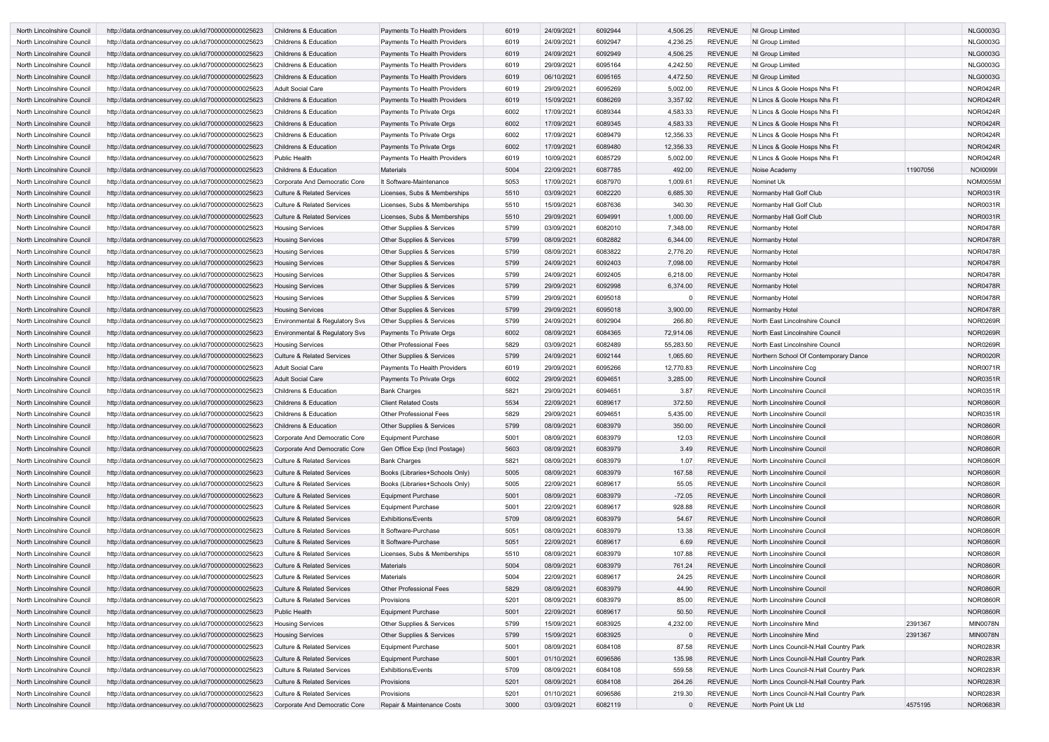| North Lincolnshire Council | http://data.ordnancesurvey.co.uk/id/7000000000025623 | Childrens & Education | Payments To Health Providers | 6019 | 24/09/2021 | 6092944 | 4,506.25 | REVENUE | Nl Group Limited | | NLG0003G |
|---|---|---|---|---|---|---|---|---|---|---|---|
| North Lincolnshire Council | http://data.ordnancesurvey.co.uk/id/7000000000025623 | Childrens & Education | Payments To Health Providers | 6019 | 24/09/2021 | 6092947 | 4,236.25 | REVENUE | Nl Group Limited | | NLG0003G |
| North Lincolnshire Council | http://data.ordnancesurvey.co.uk/id/7000000000025623 | Childrens & Education | Payments To Health Providers | 6019 | 24/09/2021 | 6092949 | 4,506.25 | REVENUE | Nl Group Limited | | NLG0003G |
| North Lincolnshire Council | http://data.ordnancesurvey.co.uk/id/7000000000025623 | Childrens & Education | Payments To Health Providers | 6019 | 29/09/2021 | 6095164 | 4,242.50 | REVENUE | Nl Group Limited | | NLG0003G |
| North Lincolnshire Council | http://data.ordnancesurvey.co.uk/id/7000000000025623 | Childrens & Education | Payments To Health Providers | 6019 | 06/10/2021 | 6095165 | 4,472.50 | REVENUE | Nl Group Limited | | NLG0003G |
| North Lincolnshire Council | http://data.ordnancesurvey.co.uk/id/7000000000025623 | Adult Social Care | Payments To Health Providers | 6019 | 29/09/2021 | 6095269 | 5,002.00 | REVENUE | N Lincs & Goole Hosps Nhs Ft | | NOR0424R |
| North Lincolnshire Council | http://data.ordnancesurvey.co.uk/id/7000000000025623 | Childrens & Education | Payments To Health Providers | 6019 | 15/09/2021 | 6086269 | 3,357.92 | REVENUE | N Lincs & Goole Hosps Nhs Ft | | NOR0424R |
| North Lincolnshire Council | http://data.ordnancesurvey.co.uk/id/7000000000025623 | Childrens & Education | Payments To Private Orgs | 6002 | 17/09/2021 | 6089344 | 4,583.33 | REVENUE | N Lincs & Goole Hosps Nhs Ft | | NOR0424R |
| North Lincolnshire Council | http://data.ordnancesurvey.co.uk/id/7000000000025623 | Childrens & Education | Payments To Private Orgs | 6002 | 17/09/2021 | 6089345 | 4,583.33 | REVENUE | N Lincs & Goole Hosps Nhs Ft | | NOR0424R |
| North Lincolnshire Council | http://data.ordnancesurvey.co.uk/id/7000000000025623 | Childrens & Education | Payments To Private Orgs | 6002 | 17/09/2021 | 6089479 | 12,356.33 | REVENUE | N Lincs & Goole Hosps Nhs Ft | | NOR0424R |
| North Lincolnshire Council | http://data.ordnancesurvey.co.uk/id/7000000000025623 | Childrens & Education | Payments To Private Orgs | 6002 | 17/09/2021 | 6089480 | 12,356.33 | REVENUE | N Lincs & Goole Hosps Nhs Ft | | NOR0424R |
| North Lincolnshire Council | http://data.ordnancesurvey.co.uk/id/7000000000025623 | Public Health | Payments To Health Providers | 6019 | 10/09/2021 | 6085729 | 5,002.00 | REVENUE | N Lincs & Goole Hosps Nhs Ft | | NOR0424R |
| North Lincolnshire Council | http://data.ordnancesurvey.co.uk/id/7000000000025623 | Childrens & Education | Materials | 5004 | 22/09/2021 | 6087785 | 492.00 | REVENUE | Noise Academy | 11907056 | NOI0099I |
| North Lincolnshire Council | http://data.ordnancesurvey.co.uk/id/7000000000025623 | Corporate And Democratic Core | It Software-Maintenance | 5053 | 17/09/2021 | 6087970 | 1,009.61 | REVENUE | Nominet Uk | | NOM0055M |
| North Lincolnshire Council | http://data.ordnancesurvey.co.uk/id/7000000000025623 | Culture & Related Services | Licenses, Subs & Memberships | 5510 | 03/09/2021 | 6082220 | 6,685.30 | REVENUE | Normanby Hall Golf Club | | NOR0031R |
| North Lincolnshire Council | http://data.ordnancesurvey.co.uk/id/7000000000025623 | Culture & Related Services | Licenses, Subs & Memberships | 5510 | 15/09/2021 | 6087636 | 340.30 | REVENUE | Normanby Hall Golf Club | | NOR0031R |
| North Lincolnshire Council | http://data.ordnancesurvey.co.uk/id/7000000000025623 | Culture & Related Services | Licenses, Subs & Memberships | 5510 | 29/09/2021 | 6094991 | 1,000.00 | REVENUE | Normanby Hall Golf Club | | NOR0031R |
| North Lincolnshire Council | http://data.ordnancesurvey.co.uk/id/7000000000025623 | Housing Services | Other Supplies & Services | 5799 | 03/09/2021 | 6082010 | 7,348.00 | REVENUE | Normanby Hotel | | NOR0478R |
| North Lincolnshire Council | http://data.ordnancesurvey.co.uk/id/7000000000025623 | Housing Services | Other Supplies & Services | 5799 | 08/09/2021 | 6082882 | 6,344.00 | REVENUE | Normanby Hotel | | NOR0478R |
| North Lincolnshire Council | http://data.ordnancesurvey.co.uk/id/7000000000025623 | Housing Services | Other Supplies & Services | 5799 | 08/09/2021 | 6083822 | 2,776.20 | REVENUE | Normanby Hotel | | NOR0478R |
| North Lincolnshire Council | http://data.ordnancesurvey.co.uk/id/7000000000025623 | Housing Services | Other Supplies & Services | 5799 | 24/09/2021 | 6092403 | 7,098.00 | REVENUE | Normanby Hotel | | NOR0478R |
| North Lincolnshire Council | http://data.ordnancesurvey.co.uk/id/7000000000025623 | Housing Services | Other Supplies & Services | 5799 | 24/09/2021 | 6092405 | 6,218.00 | REVENUE | Normanby Hotel | | NOR0478R |
| North Lincolnshire Council | http://data.ordnancesurvey.co.uk/id/7000000000025623 | Housing Services | Other Supplies & Services | 5799 | 29/09/2021 | 6092998 | 6,374.00 | REVENUE | Normanby Hotel | | NOR0478R |
| North Lincolnshire Council | http://data.ordnancesurvey.co.uk/id/7000000000025623 | Housing Services | Other Supplies & Services | 5799 | 29/09/2021 | 6095018 | 0 | REVENUE | Normanby Hotel | | NOR0478R |
| North Lincolnshire Council | http://data.ordnancesurvey.co.uk/id/7000000000025623 | Housing Services | Other Supplies & Services | 5799 | 29/09/2021 | 6095018 | 3,900.00 | REVENUE | Normanby Hotel | | NOR0478R |
| North Lincolnshire Council | http://data.ordnancesurvey.co.uk/id/7000000000025623 | Environmental & Regulatory Svs | Other Supplies & Services | 5799 | 24/09/2021 | 6092904 | 266.80 | REVENUE | North East Lincolnshire Council | | NOR0269R |
| North Lincolnshire Council | http://data.ordnancesurvey.co.uk/id/7000000000025623 | Environmental & Regulatory Svs | Payments To Private Orgs | 6002 | 08/09/2021 | 6084365 | 72,914.06 | REVENUE | North East Lincolnshire Council | | NOR0269R |
| North Lincolnshire Council | http://data.ordnancesurvey.co.uk/id/7000000000025623 | Housing Services | Other Professional Fees | 5829 | 03/09/2021 | 6082489 | 55,283.50 | REVENUE | North East Lincolnshire Council | | NOR0269R |
| North Lincolnshire Council | http://data.ordnancesurvey.co.uk/id/7000000000025623 | Culture & Related Services | Other Supplies & Services | 5799 | 24/09/2021 | 6092144 | 1,065.60 | REVENUE | Northern School Of Contemporary Dance | | NOR0020R |
| North Lincolnshire Council | http://data.ordnancesurvey.co.uk/id/7000000000025623 | Adult Social Care | Payments To Health Providers | 6019 | 29/09/2021 | 6095266 | 12,770.83 | REVENUE | North Lincolnshire Ccg | | NOR0071R |
| North Lincolnshire Council | http://data.ordnancesurvey.co.uk/id/7000000000025623 | Adult Social Care | Payments To Private Orgs | 6002 | 29/09/2021 | 6094651 | 3,285.00 | REVENUE | North Lincolnshire Council | | NOR0351R |
| North Lincolnshire Council | http://data.ordnancesurvey.co.uk/id/7000000000025623 | Childrens & Education | Bank Charges | 5821 | 29/09/2021 | 6094651 | 3.87 | REVENUE | North Lincolnshire Council | | NOR0351R |
| North Lincolnshire Council | http://data.ordnancesurvey.co.uk/id/7000000000025623 | Childrens & Education | Client Related Costs | 5534 | 22/09/2021 | 6089617 | 372.50 | REVENUE | North Lincolnshire Council | | NOR0860R |
| North Lincolnshire Council | http://data.ordnancesurvey.co.uk/id/7000000000025623 | Childrens & Education | Other Professional Fees | 5829 | 29/09/2021 | 6094651 | 5,435.00 | REVENUE | North Lincolnshire Council | | NOR0351R |
| North Lincolnshire Council | http://data.ordnancesurvey.co.uk/id/7000000000025623 | Childrens & Education | Other Supplies & Services | 5799 | 08/09/2021 | 6083979 | 350.00 | REVENUE | North Lincolnshire Council | | NOR0860R |
| North Lincolnshire Council | http://data.ordnancesurvey.co.uk/id/7000000000025623 | Corporate And Democratic Core | Equipment Purchase | 5001 | 08/09/2021 | 6083979 | 12.03 | REVENUE | North Lincolnshire Council | | NOR0860R |
| North Lincolnshire Council | http://data.ordnancesurvey.co.uk/id/7000000000025623 | Corporate And Democratic Core | Gen Office Exp (Incl Postage) | 5603 | 08/09/2021 | 6083979 | 3.49 | REVENUE | North Lincolnshire Council | | NOR0860R |
| North Lincolnshire Council | http://data.ordnancesurvey.co.uk/id/7000000000025623 | Culture & Related Services | Bank Charges | 5821 | 08/09/2021 | 6083979 | 1.07 | REVENUE | North Lincolnshire Council | | NOR0860R |
| North Lincolnshire Council | http://data.ordnancesurvey.co.uk/id/7000000000025623 | Culture & Related Services | Books (Libraries+Schools Only) | 5005 | 08/09/2021 | 6083979 | 167.58 | REVENUE | North Lincolnshire Council | | NOR0860R |
| North Lincolnshire Council | http://data.ordnancesurvey.co.uk/id/7000000000025623 | Culture & Related Services | Books (Libraries+Schools Only) | 5005 | 22/09/2021 | 6089617 | 55.05 | REVENUE | North Lincolnshire Council | | NOR0860R |
| North Lincolnshire Council | http://data.ordnancesurvey.co.uk/id/7000000000025623 | Culture & Related Services | Equipment Purchase | 5001 | 08/09/2021 | 6083979 | -72.05 | REVENUE | North Lincolnshire Council | | NOR0860R |
| North Lincolnshire Council | http://data.ordnancesurvey.co.uk/id/7000000000025623 | Culture & Related Services | Equipment Purchase | 5001 | 22/09/2021 | 6089617 | 928.88 | REVENUE | North Lincolnshire Council | | NOR0860R |
| North Lincolnshire Council | http://data.ordnancesurvey.co.uk/id/7000000000025623 | Culture & Related Services | Exhibitions/Events | 5709 | 08/09/2021 | 6083979 | 54.67 | REVENUE | North Lincolnshire Council | | NOR0860R |
| North Lincolnshire Council | http://data.ordnancesurvey.co.uk/id/7000000000025623 | Culture & Related Services | It Software-Purchase | 5051 | 08/09/2021 | 6083979 | 13.38 | REVENUE | North Lincolnshire Council | | NOR0860R |
| North Lincolnshire Council | http://data.ordnancesurvey.co.uk/id/7000000000025623 | Culture & Related Services | It Software-Purchase | 5051 | 22/09/2021 | 6089617 | 6.69 | REVENUE | North Lincolnshire Council | | NOR0860R |
| North Lincolnshire Council | http://data.ordnancesurvey.co.uk/id/7000000000025623 | Culture & Related Services | Licenses, Subs & Memberships | 5510 | 08/09/2021 | 6083979 | 107.88 | REVENUE | North Lincolnshire Council | | NOR0860R |
| North Lincolnshire Council | http://data.ordnancesurvey.co.uk/id/7000000000025623 | Culture & Related Services | Materials | 5004 | 08/09/2021 | 6083979 | 761.24 | REVENUE | North Lincolnshire Council | | NOR0860R |
| North Lincolnshire Council | http://data.ordnancesurvey.co.uk/id/7000000000025623 | Culture & Related Services | Materials | 5004 | 22/09/2021 | 6089617 | 24.25 | REVENUE | North Lincolnshire Council | | NOR0860R |
| North Lincolnshire Council | http://data.ordnancesurvey.co.uk/id/7000000000025623 | Culture & Related Services | Other Professional Fees | 5829 | 08/09/2021 | 6083979 | 44.90 | REVENUE | North Lincolnshire Council | | NOR0860R |
| North Lincolnshire Council | http://data.ordnancesurvey.co.uk/id/7000000000025623 | Culture & Related Services | Provisions | 5201 | 08/09/2021 | 6083979 | 85.00 | REVENUE | North Lincolnshire Council | | NOR0860R |
| North Lincolnshire Council | http://data.ordnancesurvey.co.uk/id/7000000000025623 | Public Health | Equipment Purchase | 5001 | 22/09/2021 | 6089617 | 50.50 | REVENUE | North Lincolnshire Council | | NOR0860R |
| North Lincolnshire Council | http://data.ordnancesurvey.co.uk/id/7000000000025623 | Housing Services | Other Supplies & Services | 5799 | 15/09/2021 | 6083925 | 4,232.00 | REVENUE | North Lincolnshire Mind | 2391367 | MIN0078N |
| North Lincolnshire Council | http://data.ordnancesurvey.co.uk/id/7000000000025623 | Housing Services | Other Supplies & Services | 5799 | 15/09/2021 | 6083925 | 0 | REVENUE | North Lincolnshire Mind | 2391367 | MIN0078N |
| North Lincolnshire Council | http://data.ordnancesurvey.co.uk/id/7000000000025623 | Culture & Related Services | Equipment Purchase | 5001 | 08/09/2021 | 6084108 | 87.58 | REVENUE | North Lincs Council-N.Hall Country Park | | NOR0283R |
| North Lincolnshire Council | http://data.ordnancesurvey.co.uk/id/7000000000025623 | Culture & Related Services | Equipment Purchase | 5001 | 01/10/2021 | 6096586 | 135.98 | REVENUE | North Lincs Council-N.Hall Country Park | | NOR0283R |
| North Lincolnshire Council | http://data.ordnancesurvey.co.uk/id/7000000000025623 | Culture & Related Services | Exhibitions/Events | 5709 | 08/09/2021 | 6084108 | 559.58 | REVENUE | North Lincs Council-N.Hall Country Park | | NOR0283R |
| North Lincolnshire Council | http://data.ordnancesurvey.co.uk/id/7000000000025623 | Culture & Related Services | Provisions | 5201 | 08/09/2021 | 6084108 | 264.26 | REVENUE | North Lincs Council-N.Hall Country Park | | NOR0283R |
| North Lincolnshire Council | http://data.ordnancesurvey.co.uk/id/7000000000025623 | Culture & Related Services | Provisions | 5201 | 01/10/2021 | 6096586 | 219.30 | REVENUE | North Lincs Council-N.Hall Country Park | | NOR0283R |
| North Lincolnshire Council | http://data.ordnancesurvey.co.uk/id/7000000000025623 | Corporate And Democratic Core | Repair & Maintenance Costs | 3000 | 03/09/2021 | 6082119 | 0 | REVENUE | North Point Uk Ltd | 4575195 | NOR0683R |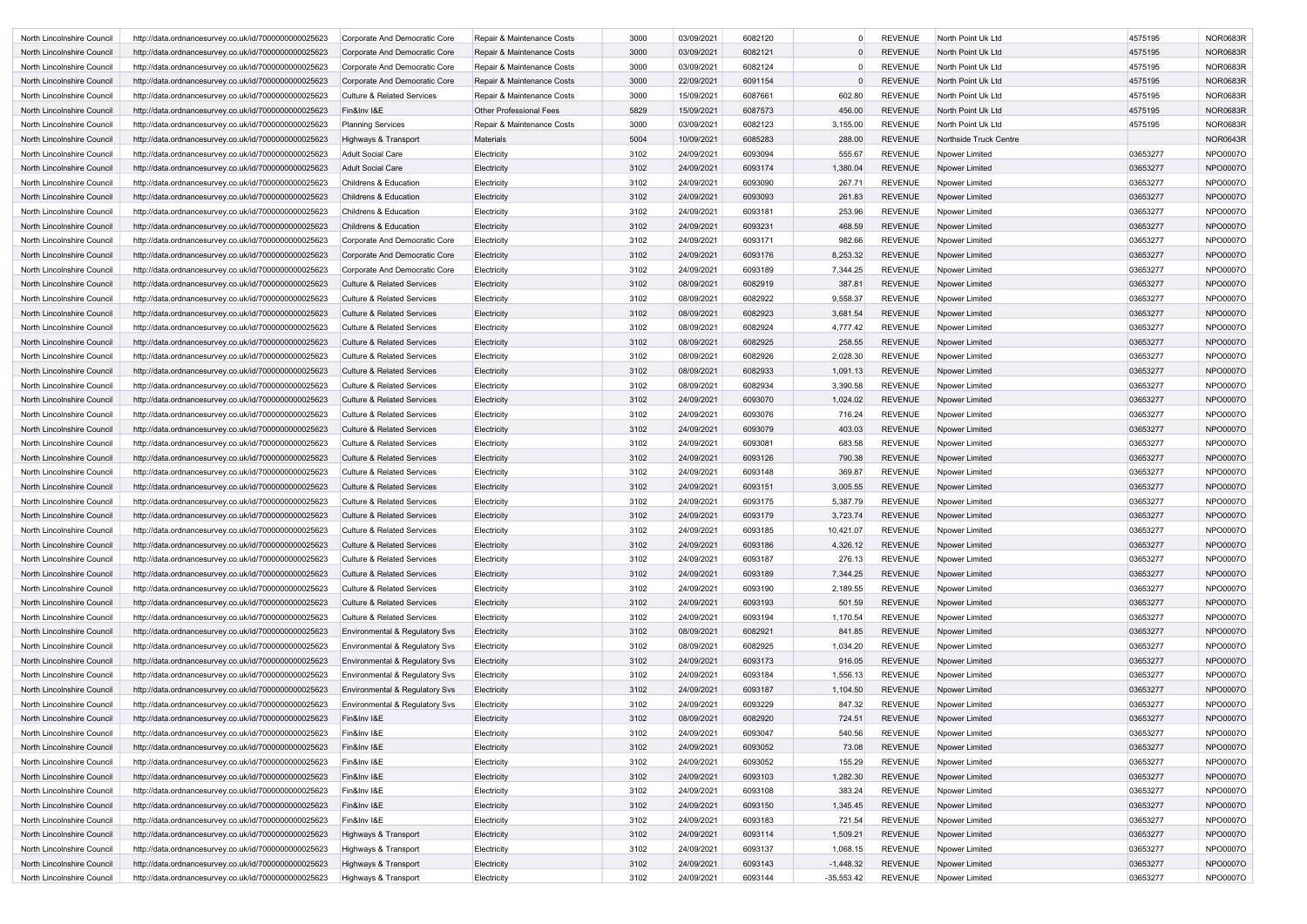| | | | | | | | | | | | |
|---|---|---|---|---|---|---|---|---|---|---|---|
| North Lincolnshire Council | http://data.ordnancesurvey.co.uk/id/7000000000025623 | Corporate And Democratic Core | Repair & Maintenance Costs | 3000 | 03/09/2021 | 6082120 | 0 | REVENUE | North Point Uk Ltd | 4575195 | NOR0683R |
| North Lincolnshire Council | http://data.ordnancesurvey.co.uk/id/7000000000025623 | Corporate And Democratic Core | Repair & Maintenance Costs | 3000 | 03/09/2021 | 6082121 | 0 | REVENUE | North Point Uk Ltd | 4575195 | NOR0683R |
| North Lincolnshire Council | http://data.ordnancesurvey.co.uk/id/7000000000025623 | Corporate And Democratic Core | Repair & Maintenance Costs | 3000 | 03/09/2021 | 6082124 | 0 | REVENUE | North Point Uk Ltd | 4575195 | NOR0683R |
| North Lincolnshire Council | http://data.ordnancesurvey.co.uk/id/7000000000025623 | Corporate And Democratic Core | Repair & Maintenance Costs | 3000 | 22/09/2021 | 6091154 | 0 | REVENUE | North Point Uk Ltd | 4575195 | NOR0683R |
| North Lincolnshire Council | http://data.ordnancesurvey.co.uk/id/7000000000025623 | Culture & Related Services | Repair & Maintenance Costs | 3000 | 15/09/2021 | 6087661 | 602.80 | REVENUE | North Point Uk Ltd | 4575195 | NOR0683R |
| North Lincolnshire Council | http://data.ordnancesurvey.co.uk/id/7000000000025623 | Fin&Inv I&E | Other Professional Fees | 5829 | 15/09/2021 | 6087573 | 456.00 | REVENUE | North Point Uk Ltd | 4575195 | NOR0683R |
| North Lincolnshire Council | http://data.ordnancesurvey.co.uk/id/7000000000025623 | Planning Services | Repair & Maintenance Costs | 3000 | 03/09/2021 | 6082123 | 3,155.00 | REVENUE | North Point Uk Ltd | 4575195 | NOR0683R |
| North Lincolnshire Council | http://data.ordnancesurvey.co.uk/id/7000000000025623 | Highways & Transport | Materials | 5004 | 10/09/2021 | 6085283 | 288.00 | REVENUE | Northside Truck Centre | | NOR0643R |
| North Lincolnshire Council | http://data.ordnancesurvey.co.uk/id/7000000000025623 | Adult Social Care | Electricity | 3102 | 24/09/2021 | 6093094 | 555.67 | REVENUE | Npower Limited | 03653277 | NPO0007O |
| North Lincolnshire Council | http://data.ordnancesurvey.co.uk/id/7000000000025623 | Adult Social Care | Electricity | 3102 | 24/09/2021 | 6093174 | 1,380.04 | REVENUE | Npower Limited | 03653277 | NPO0007O |
| North Lincolnshire Council | http://data.ordnancesurvey.co.uk/id/7000000000025623 | Childrens & Education | Electricity | 3102 | 24/09/2021 | 6093090 | 267.71 | REVENUE | Npower Limited | 03653277 | NPO0007O |
| North Lincolnshire Council | http://data.ordnancesurvey.co.uk/id/7000000000025623 | Childrens & Education | Electricity | 3102 | 24/09/2021 | 6093093 | 261.83 | REVENUE | Npower Limited | 03653277 | NPO0007O |
| North Lincolnshire Council | http://data.ordnancesurvey.co.uk/id/7000000000025623 | Childrens & Education | Electricity | 3102 | 24/09/2021 | 6093181 | 253.96 | REVENUE | Npower Limited | 03653277 | NPO0007O |
| North Lincolnshire Council | http://data.ordnancesurvey.co.uk/id/7000000000025623 | Childrens & Education | Electricity | 3102 | 24/09/2021 | 6093231 | 468.59 | REVENUE | Npower Limited | 03653277 | NPO0007O |
| North Lincolnshire Council | http://data.ordnancesurvey.co.uk/id/7000000000025623 | Corporate And Democratic Core | Electricity | 3102 | 24/09/2021 | 6093171 | 982.66 | REVENUE | Npower Limited | 03653277 | NPO0007O |
| North Lincolnshire Council | http://data.ordnancesurvey.co.uk/id/7000000000025623 | Corporate And Democratic Core | Electricity | 3102 | 24/09/2021 | 6093176 | 8,253.32 | REVENUE | Npower Limited | 03653277 | NPO0007O |
| North Lincolnshire Council | http://data.ordnancesurvey.co.uk/id/7000000000025623 | Corporate And Democratic Core | Electricity | 3102 | 24/09/2021 | 6093189 | 7,344.25 | REVENUE | Npower Limited | 03653277 | NPO0007O |
| North Lincolnshire Council | http://data.ordnancesurvey.co.uk/id/7000000000025623 | Culture & Related Services | Electricity | 3102 | 08/09/2021 | 6082919 | 387.81 | REVENUE | Npower Limited | 03653277 | NPO0007O |
| North Lincolnshire Council | http://data.ordnancesurvey.co.uk/id/7000000000025623 | Culture & Related Services | Electricity | 3102 | 08/09/2021 | 6082922 | 9,558.37 | REVENUE | Npower Limited | 03653277 | NPO0007O |
| North Lincolnshire Council | http://data.ordnancesurvey.co.uk/id/7000000000025623 | Culture & Related Services | Electricity | 3102 | 08/09/2021 | 6082923 | 3,681.54 | REVENUE | Npower Limited | 03653277 | NPO0007O |
| North Lincolnshire Council | http://data.ordnancesurvey.co.uk/id/7000000000025623 | Culture & Related Services | Electricity | 3102 | 08/09/2021 | 6082924 | 4,777.42 | REVENUE | Npower Limited | 03653277 | NPO0007O |
| North Lincolnshire Council | http://data.ordnancesurvey.co.uk/id/7000000000025623 | Culture & Related Services | Electricity | 3102 | 08/09/2021 | 6082925 | 258.55 | REVENUE | Npower Limited | 03653277 | NPO0007O |
| North Lincolnshire Council | http://data.ordnancesurvey.co.uk/id/7000000000025623 | Culture & Related Services | Electricity | 3102 | 08/09/2021 | 6082926 | 2,028.30 | REVENUE | Npower Limited | 03653277 | NPO0007O |
| North Lincolnshire Council | http://data.ordnancesurvey.co.uk/id/7000000000025623 | Culture & Related Services | Electricity | 3102 | 08/09/2021 | 6082933 | 1,091.13 | REVENUE | Npower Limited | 03653277 | NPO0007O |
| North Lincolnshire Council | http://data.ordnancesurvey.co.uk/id/7000000000025623 | Culture & Related Services | Electricity | 3102 | 08/09/2021 | 6082934 | 3,390.58 | REVENUE | Npower Limited | 03653277 | NPO0007O |
| North Lincolnshire Council | http://data.ordnancesurvey.co.uk/id/7000000000025623 | Culture & Related Services | Electricity | 3102 | 24/09/2021 | 6093070 | 1,024.02 | REVENUE | Npower Limited | 03653277 | NPO0007O |
| North Lincolnshire Council | http://data.ordnancesurvey.co.uk/id/7000000000025623 | Culture & Related Services | Electricity | 3102 | 24/09/2021 | 6093076 | 716.24 | REVENUE | Npower Limited | 03653277 | NPO0007O |
| North Lincolnshire Council | http://data.ordnancesurvey.co.uk/id/7000000000025623 | Culture & Related Services | Electricity | 3102 | 24/09/2021 | 6093079 | 403.03 | REVENUE | Npower Limited | 03653277 | NPO0007O |
| North Lincolnshire Council | http://data.ordnancesurvey.co.uk/id/7000000000025623 | Culture & Related Services | Electricity | 3102 | 24/09/2021 | 6093081 | 683.58 | REVENUE | Npower Limited | 03653277 | NPO0007O |
| North Lincolnshire Council | http://data.ordnancesurvey.co.uk/id/7000000000025623 | Culture & Related Services | Electricity | 3102 | 24/09/2021 | 6093126 | 790.38 | REVENUE | Npower Limited | 03653277 | NPO0007O |
| North Lincolnshire Council | http://data.ordnancesurvey.co.uk/id/7000000000025623 | Culture & Related Services | Electricity | 3102 | 24/09/2021 | 6093148 | 369.87 | REVENUE | Npower Limited | 03653277 | NPO0007O |
| North Lincolnshire Council | http://data.ordnancesurvey.co.uk/id/7000000000025623 | Culture & Related Services | Electricity | 3102 | 24/09/2021 | 6093151 | 3,005.55 | REVENUE | Npower Limited | 03653277 | NPO0007O |
| North Lincolnshire Council | http://data.ordnancesurvey.co.uk/id/7000000000025623 | Culture & Related Services | Electricity | 3102 | 24/09/2021 | 6093175 | 5,387.79 | REVENUE | Npower Limited | 03653277 | NPO0007O |
| North Lincolnshire Council | http://data.ordnancesurvey.co.uk/id/7000000000025623 | Culture & Related Services | Electricity | 3102 | 24/09/2021 | 6093179 | 3,723.74 | REVENUE | Npower Limited | 03653277 | NPO0007O |
| North Lincolnshire Council | http://data.ordnancesurvey.co.uk/id/7000000000025623 | Culture & Related Services | Electricity | 3102 | 24/09/2021 | 6093185 | 10,421.07 | REVENUE | Npower Limited | 03653277 | NPO0007O |
| North Lincolnshire Council | http://data.ordnancesurvey.co.uk/id/7000000000025623 | Culture & Related Services | Electricity | 3102 | 24/09/2021 | 6093186 | 4,326.12 | REVENUE | Npower Limited | 03653277 | NPO0007O |
| North Lincolnshire Council | http://data.ordnancesurvey.co.uk/id/7000000000025623 | Culture & Related Services | Electricity | 3102 | 24/09/2021 | 6093187 | 276.13 | REVENUE | Npower Limited | 03653277 | NPO0007O |
| North Lincolnshire Council | http://data.ordnancesurvey.co.uk/id/7000000000025623 | Culture & Related Services | Electricity | 3102 | 24/09/2021 | 6093189 | 7,344.25 | REVENUE | Npower Limited | 03653277 | NPO0007O |
| North Lincolnshire Council | http://data.ordnancesurvey.co.uk/id/7000000000025623 | Culture & Related Services | Electricity | 3102 | 24/09/2021 | 6093190 | 2,189.55 | REVENUE | Npower Limited | 03653277 | NPO0007O |
| North Lincolnshire Council | http://data.ordnancesurvey.co.uk/id/7000000000025623 | Culture & Related Services | Electricity | 3102 | 24/09/2021 | 6093193 | 501.59 | REVENUE | Npower Limited | 03653277 | NPO0007O |
| North Lincolnshire Council | http://data.ordnancesurvey.co.uk/id/7000000000025623 | Culture & Related Services | Electricity | 3102 | 24/09/2021 | 6093194 | 1,170.54 | REVENUE | Npower Limited | 03653277 | NPO0007O |
| North Lincolnshire Council | http://data.ordnancesurvey.co.uk/id/7000000000025623 | Environmental & Regulatory Svs | Electricity | 3102 | 08/09/2021 | 6082921 | 841.85 | REVENUE | Npower Limited | 03653277 | NPO0007O |
| North Lincolnshire Council | http://data.ordnancesurvey.co.uk/id/7000000000025623 | Environmental & Regulatory Svs | Electricity | 3102 | 08/09/2021 | 6082925 | 1,034.20 | REVENUE | Npower Limited | 03653277 | NPO0007O |
| North Lincolnshire Council | http://data.ordnancesurvey.co.uk/id/7000000000025623 | Environmental & Regulatory Svs | Electricity | 3102 | 24/09/2021 | 6093173 | 916.05 | REVENUE | Npower Limited | 03653277 | NPO0007O |
| North Lincolnshire Council | http://data.ordnancesurvey.co.uk/id/7000000000025623 | Environmental & Regulatory Svs | Electricity | 3102 | 24/09/2021 | 6093184 | 1,556.13 | REVENUE | Npower Limited | 03653277 | NPO0007O |
| North Lincolnshire Council | http://data.ordnancesurvey.co.uk/id/7000000000025623 | Environmental & Regulatory Svs | Electricity | 3102 | 24/09/2021 | 6093187 | 1,104.50 | REVENUE | Npower Limited | 03653277 | NPO0007O |
| North Lincolnshire Council | http://data.ordnancesurvey.co.uk/id/7000000000025623 | Environmental & Regulatory Svs | Electricity | 3102 | 24/09/2021 | 6093229 | 847.32 | REVENUE | Npower Limited | 03653277 | NPO0007O |
| North Lincolnshire Council | http://data.ordnancesurvey.co.uk/id/7000000000025623 | Fin&Inv I&E | Electricity | 3102 | 08/09/2021 | 6082920 | 724.51 | REVENUE | Npower Limited | 03653277 | NPO0007O |
| North Lincolnshire Council | http://data.ordnancesurvey.co.uk/id/7000000000025623 | Fin&Inv I&E | Electricity | 3102 | 24/09/2021 | 6093047 | 540.56 | REVENUE | Npower Limited | 03653277 | NPO0007O |
| North Lincolnshire Council | http://data.ordnancesurvey.co.uk/id/7000000000025623 | Fin&Inv I&E | Electricity | 3102 | 24/09/2021 | 6093052 | 73.08 | REVENUE | Npower Limited | 03653277 | NPO0007O |
| North Lincolnshire Council | http://data.ordnancesurvey.co.uk/id/7000000000025623 | Fin&Inv I&E | Electricity | 3102 | 24/09/2021 | 6093052 | 155.29 | REVENUE | Npower Limited | 03653277 | NPO0007O |
| North Lincolnshire Council | http://data.ordnancesurvey.co.uk/id/7000000000025623 | Fin&Inv I&E | Electricity | 3102 | 24/09/2021 | 6093103 | 1,282.30 | REVENUE | Npower Limited | 03653277 | NPO0007O |
| North Lincolnshire Council | http://data.ordnancesurvey.co.uk/id/7000000000025623 | Fin&Inv I&E | Electricity | 3102 | 24/09/2021 | 6093108 | 383.24 | REVENUE | Npower Limited | 03653277 | NPO0007O |
| North Lincolnshire Council | http://data.ordnancesurvey.co.uk/id/7000000000025623 | Fin&Inv I&E | Electricity | 3102 | 24/09/2021 | 6093150 | 1,345.45 | REVENUE | Npower Limited | 03653277 | NPO0007O |
| North Lincolnshire Council | http://data.ordnancesurvey.co.uk/id/7000000000025623 | Fin&Inv I&E | Electricity | 3102 | 24/09/2021 | 6093183 | 721.54 | REVENUE | Npower Limited | 03653277 | NPO0007O |
| North Lincolnshire Council | http://data.ordnancesurvey.co.uk/id/7000000000025623 | Highways & Transport | Electricity | 3102 | 24/09/2021 | 6093114 | 1,509.21 | REVENUE | Npower Limited | 03653277 | NPO0007O |
| North Lincolnshire Council | http://data.ordnancesurvey.co.uk/id/7000000000025623 | Highways & Transport | Electricity | 3102 | 24/09/2021 | 6093137 | 1,068.15 | REVENUE | Npower Limited | 03653277 | NPO0007O |
| North Lincolnshire Council | http://data.ordnancesurvey.co.uk/id/7000000000025623 | Highways & Transport | Electricity | 3102 | 24/09/2021 | 6093143 | -1,448.32 | REVENUE | Npower Limited | 03653277 | NPO0007O |
| North Lincolnshire Council | http://data.ordnancesurvey.co.uk/id/7000000000025623 | Highways & Transport | Electricity | 3102 | 24/09/2021 | 6093144 | -35,553.42 | REVENUE | Npower Limited | 03653277 | NPO0007O |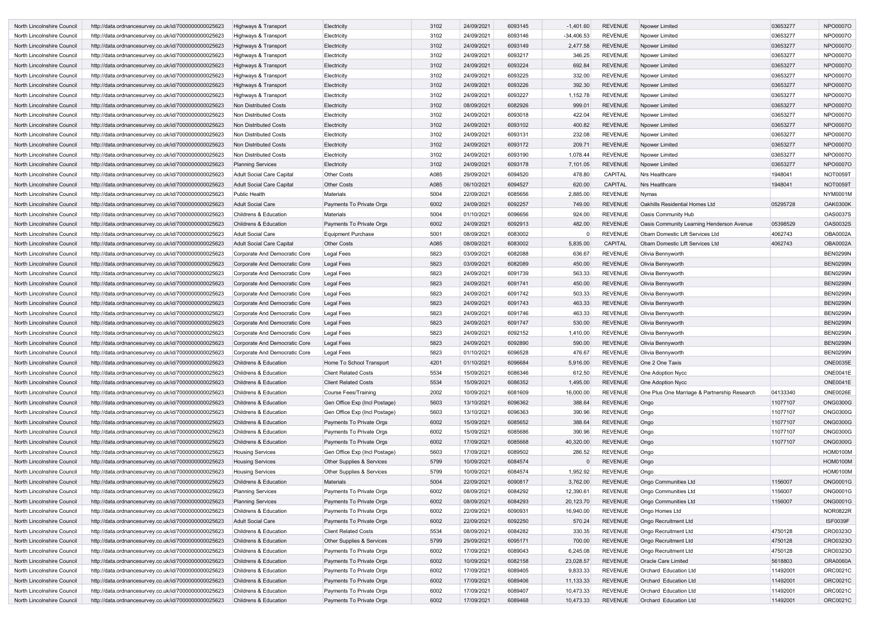| | | | | | | | | | | | |
|---|---|---|---|---|---|---|---|---|---|---|---|
| North Lincolnshire Council | http://data.ordnancesurvey.co.uk/id/7000000000025623 | Highways & Transport | Electricity | 3102 | 24/09/2021 | 6093145 | -1,401.60 | REVENUE | Npower Limited | 03653277 | NPO0007O |
| North Lincolnshire Council | http://data.ordnancesurvey.co.uk/id/7000000000025623 | Highways & Transport | Electricity | 3102 | 24/09/2021 | 6093146 | -34,406.53 | REVENUE | Npower Limited | 03653277 | NPO0007O |
| North Lincolnshire Council | http://data.ordnancesurvey.co.uk/id/7000000000025623 | Highways & Transport | Electricity | 3102 | 24/09/2021 | 6093149 | 2,477.58 | REVENUE | Npower Limited | 03653277 | NPO0007O |
| North Lincolnshire Council | http://data.ordnancesurvey.co.uk/id/7000000000025623 | Highways & Transport | Electricity | 3102 | 24/09/2021 | 6093217 | 346.25 | REVENUE | Npower Limited | 03653277 | NPO0007O |
| North Lincolnshire Council | http://data.ordnancesurvey.co.uk/id/7000000000025623 | Highways & Transport | Electricity | 3102 | 24/09/2021 | 6093224 | 692.84 | REVENUE | Npower Limited | 03653277 | NPO0007O |
| North Lincolnshire Council | http://data.ordnancesurvey.co.uk/id/7000000000025623 | Highways & Transport | Electricity | 3102 | 24/09/2021 | 6093225 | 332.00 | REVENUE | Npower Limited | 03653277 | NPO0007O |
| North Lincolnshire Council | http://data.ordnancesurvey.co.uk/id/7000000000025623 | Highways & Transport | Electricity | 3102 | 24/09/2021 | 6093226 | 392.30 | REVENUE | Npower Limited | 03653277 | NPO0007O |
| North Lincolnshire Council | http://data.ordnancesurvey.co.uk/id/7000000000025623 | Highways & Transport | Electricity | 3102 | 24/09/2021 | 6093227 | 1,152.78 | REVENUE | Npower Limited | 03653277 | NPO0007O |
| North Lincolnshire Council | http://data.ordnancesurvey.co.uk/id/7000000000025623 | Non Distributed Costs | Electricity | 3102 | 08/09/2021 | 6082926 | 999.01 | REVENUE | Npower Limited | 03653277 | NPO0007O |
| North Lincolnshire Council | http://data.ordnancesurvey.co.uk/id/7000000000025623 | Non Distributed Costs | Electricity | 3102 | 24/09/2021 | 6093018 | 422.04 | REVENUE | Npower Limited | 03653277 | NPO0007O |
| North Lincolnshire Council | http://data.ordnancesurvey.co.uk/id/7000000000025623 | Non Distributed Costs | Electricity | 3102 | 24/09/2021 | 6093102 | 400.82 | REVENUE | Npower Limited | 03653277 | NPO0007O |
| North Lincolnshire Council | http://data.ordnancesurvey.co.uk/id/7000000000025623 | Non Distributed Costs | Electricity | 3102 | 24/09/2021 | 6093131 | 232.08 | REVENUE | Npower Limited | 03653277 | NPO0007O |
| North Lincolnshire Council | http://data.ordnancesurvey.co.uk/id/7000000000025623 | Non Distributed Costs | Electricity | 3102 | 24/09/2021 | 6093172 | 209.71 | REVENUE | Npower Limited | 03653277 | NPO0007O |
| North Lincolnshire Council | http://data.ordnancesurvey.co.uk/id/7000000000025623 | Non Distributed Costs | Electricity | 3102 | 24/09/2021 | 6093190 | 1,078.44 | REVENUE | Npower Limited | 03653277 | NPO0007O |
| North Lincolnshire Council | http://data.ordnancesurvey.co.uk/id/7000000000025623 | Planning Services | Electricity | 3102 | 24/09/2021 | 6093178 | 7,101.05 | REVENUE | Npower Limited | 03653277 | NPO0007O |
| North Lincolnshire Council | http://data.ordnancesurvey.co.uk/id/7000000000025623 | Adult Social Care Capital | Other Costs | A085 | 29/09/2021 | 6094520 | 478.80 | CAPITAL | Nrs Healthcare | 1948041 | NOT0059T |
| North Lincolnshire Council | http://data.ordnancesurvey.co.uk/id/7000000000025623 | Adult Social Care Capital | Other Costs | A085 | 06/10/2021 | 6094527 | 620.00 | CAPITAL | Nrs Healthcare | 1948041 | NOT0059T |
| North Lincolnshire Council | http://data.ordnancesurvey.co.uk/id/7000000000025623 | Public Health | Materials | 5004 | 22/09/2021 | 6085656 | 2,885.00 | REVENUE | Nymas | | NYM0001M |
| North Lincolnshire Council | http://data.ordnancesurvey.co.uk/id/7000000000025623 | Adult Social Care | Payments To Private Orgs | 6002 | 24/09/2021 | 6092257 | 749.00 | REVENUE | Oakhills Residential Homes Ltd | 05295728 | OAK0300K |
| North Lincolnshire Council | http://data.ordnancesurvey.co.uk/id/7000000000025623 | Childrens & Education | Materials | 5004 | 01/10/2021 | 6096656 | 924.00 | REVENUE | Oasis Community Hub | | OAS0037S |
| North Lincolnshire Council | http://data.ordnancesurvey.co.uk/id/7000000000025623 | Childrens & Education | Payments To Private Orgs | 6002 | 24/09/2021 | 6092913 | 482.00 | REVENUE | Oasis Community Learning Henderson Avenue | 05398529 | OAS0032S |
| North Lincolnshire Council | http://data.ordnancesurvey.co.uk/id/7000000000025623 | Adult Social Care | Equipment Purchase | 5001 | 08/09/2021 | 6083002 | 0 | REVENUE | Obam Domestic Lift Services Ltd | 4062743 | OBA0002A |
| North Lincolnshire Council | http://data.ordnancesurvey.co.uk/id/7000000000025623 | Adult Social Care Capital | Other Costs | A085 | 08/09/2021 | 6083002 | 5,835.00 | CAPITAL | Obam Domestic Lift Services Ltd | 4062743 | OBA0002A |
| North Lincolnshire Council | http://data.ordnancesurvey.co.uk/id/7000000000025623 | Corporate And Democratic Core | Legal Fees | 5823 | 03/09/2021 | 6082088 | 636.67 | REVENUE | Olivia Bennyworth | | BEN0299N |
| North Lincolnshire Council | http://data.ordnancesurvey.co.uk/id/7000000000025623 | Corporate And Democratic Core | Legal Fees | 5823 | 03/09/2021 | 6082089 | 450.00 | REVENUE | Olivia Bennyworth | | BEN0299N |
| North Lincolnshire Council | http://data.ordnancesurvey.co.uk/id/7000000000025623 | Corporate And Democratic Core | Legal Fees | 5823 | 24/09/2021 | 6091739 | 563.33 | REVENUE | Olivia Bennyworth | | BEN0299N |
| North Lincolnshire Council | http://data.ordnancesurvey.co.uk/id/7000000000025623 | Corporate And Democratic Core | Legal Fees | 5823 | 24/09/2021 | 6091741 | 450.00 | REVENUE | Olivia Bennyworth | | BEN0299N |
| North Lincolnshire Council | http://data.ordnancesurvey.co.uk/id/7000000000025623 | Corporate And Democratic Core | Legal Fees | 5823 | 24/09/2021 | 6091742 | 503.33 | REVENUE | Olivia Bennyworth | | BEN0299N |
| North Lincolnshire Council | http://data.ordnancesurvey.co.uk/id/7000000000025623 | Corporate And Democratic Core | Legal Fees | 5823 | 24/09/2021 | 6091743 | 463.33 | REVENUE | Olivia Bennyworth | | BEN0299N |
| North Lincolnshire Council | http://data.ordnancesurvey.co.uk/id/7000000000025623 | Corporate And Democratic Core | Legal Fees | 5823 | 24/09/2021 | 6091746 | 463.33 | REVENUE | Olivia Bennyworth | | BEN0299N |
| North Lincolnshire Council | http://data.ordnancesurvey.co.uk/id/7000000000025623 | Corporate And Democratic Core | Legal Fees | 5823 | 24/09/2021 | 6091747 | 530.00 | REVENUE | Olivia Bennyworth | | BEN0299N |
| North Lincolnshire Council | http://data.ordnancesurvey.co.uk/id/7000000000025623 | Corporate And Democratic Core | Legal Fees | 5823 | 24/09/2021 | 6092152 | 1,410.00 | REVENUE | Olivia Bennyworth | | BEN0299N |
| North Lincolnshire Council | http://data.ordnancesurvey.co.uk/id/7000000000025623 | Corporate And Democratic Core | Legal Fees | 5823 | 24/09/2021 | 6092890 | 590.00 | REVENUE | Olivia Bennyworth | | BEN0299N |
| North Lincolnshire Council | http://data.ordnancesurvey.co.uk/id/7000000000025623 | Corporate And Democratic Core | Legal Fees | 5823 | 01/10/2021 | 6096528 | 476.67 | REVENUE | Olivia Bennyworth | | BEN0299N |
| North Lincolnshire Council | http://data.ordnancesurvey.co.uk/id/7000000000025623 | Childrens & Education | Home To School Transport | 4201 | 01/10/2021 | 6096684 | 5,916.00 | REVENUE | One 2 One Taxis | | ONE0035E |
| North Lincolnshire Council | http://data.ordnancesurvey.co.uk/id/7000000000025623 | Childrens & Education | Client Related Costs | 5534 | 15/09/2021 | 6086346 | 612.50 | REVENUE | One Adoption Nycc | | ONE0041E |
| North Lincolnshire Council | http://data.ordnancesurvey.co.uk/id/7000000000025623 | Childrens & Education | Client Related Costs | 5534 | 15/09/2021 | 6086352 | 1,495.00 | REVENUE | One Adoption Nycc | | ONE0041E |
| North Lincolnshire Council | http://data.ordnancesurvey.co.uk/id/7000000000025623 | Childrens & Education | Course Fees/Training | 2002 | 10/09/2021 | 6081609 | 16,000.00 | REVENUE | One Plus One Marriage & Partnership Research | 04133340 | ONE0026E |
| North Lincolnshire Council | http://data.ordnancesurvey.co.uk/id/7000000000025623 | Childrens & Education | Gen Office Exp (Incl Postage) | 5603 | 13/10/2021 | 6096362 | 388.64 | REVENUE | Ongo | 11077107 | ONG0300G |
| North Lincolnshire Council | http://data.ordnancesurvey.co.uk/id/7000000000025623 | Childrens & Education | Gen Office Exp (Incl Postage) | 5603 | 13/10/2021 | 6096363 | 390.96 | REVENUE | Ongo | 11077107 | ONG0300G |
| North Lincolnshire Council | http://data.ordnancesurvey.co.uk/id/7000000000025623 | Childrens & Education | Payments To Private Orgs | 6002 | 15/09/2021 | 6085652 | 388.64 | REVENUE | Ongo | 11077107 | ONG0300G |
| North Lincolnshire Council | http://data.ordnancesurvey.co.uk/id/7000000000025623 | Childrens & Education | Payments To Private Orgs | 6002 | 15/09/2021 | 6085686 | 390.96 | REVENUE | Ongo | 11077107 | ONG0300G |
| North Lincolnshire Council | http://data.ordnancesurvey.co.uk/id/7000000000025623 | Childrens & Education | Payments To Private Orgs | 6002 | 17/09/2021 | 6085668 | 40,320.00 | REVENUE | Ongo | 11077107 | ONG0300G |
| North Lincolnshire Council | http://data.ordnancesurvey.co.uk/id/7000000000025623 | Housing Services | Gen Office Exp (Incl Postage) | 5603 | 17/09/2021 | 6089502 | 286.52 | REVENUE | Ongo | | HOM0100M |
| North Lincolnshire Council | http://data.ordnancesurvey.co.uk/id/7000000000025623 | Housing Services | Other Supplies & Services | 5799 | 10/09/2021 | 6084574 | 0 | REVENUE | Ongo | | HOM0100M |
| North Lincolnshire Council | http://data.ordnancesurvey.co.uk/id/7000000000025623 | Housing Services | Other Supplies & Services | 5799 | 10/09/2021 | 6084574 | 1,952.92 | REVENUE | Ongo | | HOM0100M |
| North Lincolnshire Council | http://data.ordnancesurvey.co.uk/id/7000000000025623 | Childrens & Education | Materials | 5004 | 22/09/2021 | 6090817 | 3,762.00 | REVENUE | Ongo Communities Ltd | 1156007 | ONG0001G |
| North Lincolnshire Council | http://data.ordnancesurvey.co.uk/id/7000000000025623 | Planning Services | Payments To Private Orgs | 6002 | 08/09/2021 | 6084292 | 12,390.61 | REVENUE | Ongo Communities Ltd | 1156007 | ONG0001G |
| North Lincolnshire Council | http://data.ordnancesurvey.co.uk/id/7000000000025623 | Planning Services | Payments To Private Orgs | 6002 | 08/09/2021 | 6084293 | 20,123.70 | REVENUE | Ongo Communities Ltd | 1156007 | ONG0001G |
| North Lincolnshire Council | http://data.ordnancesurvey.co.uk/id/7000000000025623 | Childrens & Education | Payments To Private Orgs | 6002 | 22/09/2021 | 6090931 | 16,940.00 | REVENUE | Ongo Homes Ltd | | NOR0822R |
| North Lincolnshire Council | http://data.ordnancesurvey.co.uk/id/7000000000025623 | Adult Social Care | Payments To Private Orgs | 6002 | 22/09/2021 | 6092250 | 570.24 | REVENUE | Ongo Recruitment Ltd | | ISF0039F |
| North Lincolnshire Council | http://data.ordnancesurvey.co.uk/id/7000000000025623 | Childrens & Education | Client Related Costs | 5534 | 08/09/2021 | 6084282 | 330.35 | REVENUE | Ongo Recruitment Ltd | 4750128 | CRO0323O |
| North Lincolnshire Council | http://data.ordnancesurvey.co.uk/id/7000000000025623 | Childrens & Education | Other Supplies & Services | 5799 | 29/09/2021 | 6095171 | 700.00 | REVENUE | Ongo Recruitment Ltd | 4750128 | CRO0323O |
| North Lincolnshire Council | http://data.ordnancesurvey.co.uk/id/7000000000025623 | Childrens & Education | Payments To Private Orgs | 6002 | 17/09/2021 | 6089043 | 6,245.08 | REVENUE | Ongo Recruitment Ltd | 4750128 | CRO0323O |
| North Lincolnshire Council | http://data.ordnancesurvey.co.uk/id/7000000000025623 | Childrens & Education | Payments To Private Orgs | 6002 | 10/09/2021 | 6082158 | 23,028.57 | REVENUE | Oracle Care Limited | 5618803 | ORA0060A |
| North Lincolnshire Council | http://data.ordnancesurvey.co.uk/id/7000000000025623 | Childrens & Education | Payments To Private Orgs | 6002 | 17/09/2021 | 6089405 | 9,833.33 | REVENUE | Orchard Education Ltd | 11492001 | ORC0021C |
| North Lincolnshire Council | http://data.ordnancesurvey.co.uk/id/7000000000025623 | Childrens & Education | Payments To Private Orgs | 6002 | 17/09/2021 | 6089406 | 11,133.33 | REVENUE | Orchard Education Ltd | 11492001 | ORC0021C |
| North Lincolnshire Council | http://data.ordnancesurvey.co.uk/id/7000000000025623 | Childrens & Education | Payments To Private Orgs | 6002 | 17/09/2021 | 6089407 | 10,473.33 | REVENUE | Orchard Education Ltd | 11492001 | ORC0021C |
| North Lincolnshire Council | http://data.ordnancesurvey.co.uk/id/7000000000025623 | Childrens & Education | Payments To Private Orgs | 6002 | 17/09/2021 | 6089468 | 10,473.33 | REVENUE | Orchard Education Ltd | 11492001 | ORC0021C |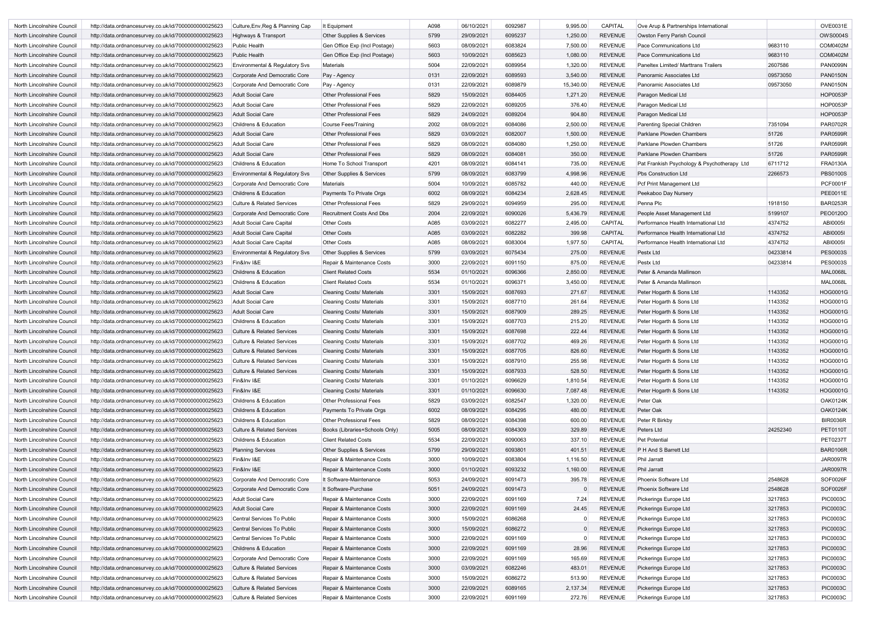| | | | | | | | | | | | | |
|---|---|---|---|---|---|---|---|---|---|---|---|---|
| North Lincolnshire Council | http://data.ordnancesurvey.co.uk/id/7000000000025623 | Culture,Env,Reg & Planning Cap | It Equipment | A098 | 06/10/2021 | 6092987 | 9,995.00 | CAPITAL | Ove Arup & Partnerships International | | OVE0031E |
| North Lincolnshire Council | http://data.ordnancesurvey.co.uk/id/7000000000025623 | Highways & Transport | Other Supplies & Services | 5799 | 29/09/2021 | 6095237 | 1,250.00 | REVENUE | Owston Ferry Parish Council | | OWS0004S |
| North Lincolnshire Council | http://data.ordnancesurvey.co.uk/id/7000000000025623 | Public Health | Gen Office Exp (Incl Postage) | 5603 | 08/09/2021 | 6083824 | 7,500.00 | REVENUE | Pace Communications Ltd | 9683110 | COM0402M |
| North Lincolnshire Council | http://data.ordnancesurvey.co.uk/id/7000000000025623 | Public Health | Gen Office Exp (Incl Postage) | 5603 | 10/09/2021 | 6085623 | 1,080.00 | REVENUE | Pace Communications Ltd | 9683110 | COM0402M |
| North Lincolnshire Council | http://data.ordnancesurvey.co.uk/id/7000000000025623 | Environmental & Regulatory Svs | Materials | 5004 | 22/09/2021 | 6089954 | 1,320.00 | REVENUE | Paneltex Limited/ Marttrans Trailers | 2607586 | PAN0099N |
| North Lincolnshire Council | http://data.ordnancesurvey.co.uk/id/7000000000025623 | Corporate And Democratic Core | Pay - Agency | 0131 | 22/09/2021 | 6089593 | 3,540.00 | REVENUE | Panoramic Associates Ltd | 09573050 | PAN0150N |
| North Lincolnshire Council | http://data.ordnancesurvey.co.uk/id/7000000000025623 | Corporate And Democratic Core | Pay - Agency | 0131 | 22/09/2021 | 6089879 | 15,340.00 | REVENUE | Panoramic Associates Ltd | 09573050 | PAN0150N |
| North Lincolnshire Council | http://data.ordnancesurvey.co.uk/id/7000000000025623 | Adult Social Care | Other Professional Fees | 5829 | 15/09/2021 | 6084405 | 1,271.20 | REVENUE | Paragon Medical Ltd | | HOP0053P |
| North Lincolnshire Council | http://data.ordnancesurvey.co.uk/id/7000000000025623 | Adult Social Care | Other Professional Fees | 5829 | 22/09/2021 | 6089205 | 376.40 | REVENUE | Paragon Medical Ltd | | HOP0053P |
| North Lincolnshire Council | http://data.ordnancesurvey.co.uk/id/7000000000025623 | Adult Social Care | Other Professional Fees | 5829 | 24/09/2021 | 6089204 | 904.80 | REVENUE | Paragon Medical Ltd | | HOP0053P |
| North Lincolnshire Council | http://data.ordnancesurvey.co.uk/id/7000000000025623 | Childrens & Education | Course Fees/Training | 2002 | 08/09/2021 | 6084086 | 2,500.00 | REVENUE | Parenting Special Children | 7351094 | PAR0702R |
| North Lincolnshire Council | http://data.ordnancesurvey.co.uk/id/7000000000025623 | Adult Social Care | Other Professional Fees | 5829 | 03/09/2021 | 6082007 | 1,500.00 | REVENUE | Parklane Plowden Chambers | 51726 | PAR0599R |
| North Lincolnshire Council | http://data.ordnancesurvey.co.uk/id/7000000000025623 | Adult Social Care | Other Professional Fees | 5829 | 08/09/2021 | 6084080 | 1,250.00 | REVENUE | Parklane Plowden Chambers | 51726 | PAR0599R |
| North Lincolnshire Council | http://data.ordnancesurvey.co.uk/id/7000000000025623 | Adult Social Care | Other Professional Fees | 5829 | 08/09/2021 | 6084081 | 350.00 | REVENUE | Parklane Plowden Chambers | 51726 | PAR0599R |
| North Lincolnshire Council | http://data.ordnancesurvey.co.uk/id/7000000000025623 | Childrens & Education | Home To School Transport | 4201 | 08/09/2021 | 6084141 | 735.00 | REVENUE | Pat Frankish Psychology & Psychotherapy Ltd | 6711712 | FRA0130A |
| North Lincolnshire Council | http://data.ordnancesurvey.co.uk/id/7000000000025623 | Environmental & Regulatory Svs | Other Supplies & Services | 5799 | 08/09/2021 | 6083799 | 4,998.96 | REVENUE | Pbs Construction Ltd | 2266573 | PBS0100S |
| North Lincolnshire Council | http://data.ordnancesurvey.co.uk/id/7000000000025623 | Corporate And Democratic Core | Materials | 5004 | 10/09/2021 | 6085782 | 440.00 | REVENUE | Pcf Print Management Ltd | | PCF0001F |
| North Lincolnshire Council | http://data.ordnancesurvey.co.uk/id/7000000000025623 | Childrens & Education | Payments To Private Orgs | 6002 | 08/09/2021 | 6084234 | 2,628.45 | REVENUE | Peekaboo Day Nursery | | PEE0011E |
| North Lincolnshire Council | http://data.ordnancesurvey.co.uk/id/7000000000025623 | Culture & Related Services | Other Professional Fees | 5829 | 29/09/2021 | 6094959 | 295.00 | REVENUE | Penna Plc | 1918150 | BAR0253R |
| North Lincolnshire Council | http://data.ordnancesurvey.co.uk/id/7000000000025623 | Corporate And Democratic Core | Recruitment Costs And Dbs | 2004 | 22/09/2021 | 6090026 | 5,436.79 | REVENUE | People Asset Management Ltd | 5199107 | PEO0120O |
| North Lincolnshire Council | http://data.ordnancesurvey.co.uk/id/7000000000025623 | Adult Social Care Capital | Other Costs | A085 | 03/09/2021 | 6082277 | 2,495.00 | CAPITAL | Performance Health International Ltd | 4374752 | ABI0005I |
| North Lincolnshire Council | http://data.ordnancesurvey.co.uk/id/7000000000025623 | Adult Social Care Capital | Other Costs | A085 | 03/09/2021 | 6082282 | 399.98 | CAPITAL | Performance Health International Ltd | 4374752 | ABI0005I |
| North Lincolnshire Council | http://data.ordnancesurvey.co.uk/id/7000000000025623 | Adult Social Care Capital | Other Costs | A085 | 08/09/2021 | 6083004 | 1,977.50 | CAPITAL | Performance Health International Ltd | 4374752 | ABI0005I |
| North Lincolnshire Council | http://data.ordnancesurvey.co.uk/id/7000000000025623 | Environmental & Regulatory Svs | Other Supplies & Services | 5799 | 03/09/2021 | 6075434 | 275.00 | REVENUE | Pestx Ltd | 04233814 | PES0003S |
| North Lincolnshire Council | http://data.ordnancesurvey.co.uk/id/7000000000025623 | Fin&Inv I&E | Repair & Maintenance Costs | 3000 | 22/09/2021 | 6091150 | 875.00 | REVENUE | Pestx Ltd | 04233814 | PES0003S |
| North Lincolnshire Council | http://data.ordnancesurvey.co.uk/id/7000000000025623 | Childrens & Education | Client Related Costs | 5534 | 01/10/2021 | 6096366 | 2,850.00 | REVENUE | Peter & Amanda Mallinson | | MAL0068L |
| North Lincolnshire Council | http://data.ordnancesurvey.co.uk/id/7000000000025623 | Childrens & Education | Client Related Costs | 5534 | 01/10/2021 | 6096371 | 3,450.00 | REVENUE | Peter & Amanda Mallinson | | MAL0068L |
| North Lincolnshire Council | http://data.ordnancesurvey.co.uk/id/7000000000025623 | Adult Social Care | Cleaning Costs/ Materials | 3301 | 15/09/2021 | 6087693 | 271.67 | REVENUE | Peter Hogarth & Sons Ltd | 1143352 | HOG0001G |
| North Lincolnshire Council | http://data.ordnancesurvey.co.uk/id/7000000000025623 | Adult Social Care | Cleaning Costs/ Materials | 3301 | 15/09/2021 | 6087710 | 261.64 | REVENUE | Peter Hogarth & Sons Ltd | 1143352 | HOG0001G |
| North Lincolnshire Council | http://data.ordnancesurvey.co.uk/id/7000000000025623 | Adult Social Care | Cleaning Costs/ Materials | 3301 | 15/09/2021 | 6087909 | 289.25 | REVENUE | Peter Hogarth & Sons Ltd | 1143352 | HOG0001G |
| North Lincolnshire Council | http://data.ordnancesurvey.co.uk/id/7000000000025623 | Childrens & Education | Cleaning Costs/ Materials | 3301 | 15/09/2021 | 6087703 | 215.20 | REVENUE | Peter Hogarth & Sons Ltd | 1143352 | HOG0001G |
| North Lincolnshire Council | http://data.ordnancesurvey.co.uk/id/7000000000025623 | Culture & Related Services | Cleaning Costs/ Materials | 3301 | 15/09/2021 | 6087698 | 222.44 | REVENUE | Peter Hogarth & Sons Ltd | 1143352 | HOG0001G |
| North Lincolnshire Council | http://data.ordnancesurvey.co.uk/id/7000000000025623 | Culture & Related Services | Cleaning Costs/ Materials | 3301 | 15/09/2021 | 6087702 | 469.26 | REVENUE | Peter Hogarth & Sons Ltd | 1143352 | HOG0001G |
| North Lincolnshire Council | http://data.ordnancesurvey.co.uk/id/7000000000025623 | Culture & Related Services | Cleaning Costs/ Materials | 3301 | 15/09/2021 | 6087705 | 826.60 | REVENUE | Peter Hogarth & Sons Ltd | 1143352 | HOG0001G |
| North Lincolnshire Council | http://data.ordnancesurvey.co.uk/id/7000000000025623 | Culture & Related Services | Cleaning Costs/ Materials | 3301 | 15/09/2021 | 6087910 | 255.98 | REVENUE | Peter Hogarth & Sons Ltd | 1143352 | HOG0001G |
| North Lincolnshire Council | http://data.ordnancesurvey.co.uk/id/7000000000025623 | Culture & Related Services | Cleaning Costs/ Materials | 3301 | 15/09/2021 | 6087933 | 528.50 | REVENUE | Peter Hogarth & Sons Ltd | 1143352 | HOG0001G |
| North Lincolnshire Council | http://data.ordnancesurvey.co.uk/id/7000000000025623 | Fin&Inv I&E | Cleaning Costs/ Materials | 3301 | 01/10/2021 | 6096629 | 1,810.54 | REVENUE | Peter Hogarth & Sons Ltd | 1143352 | HOG0001G |
| North Lincolnshire Council | http://data.ordnancesurvey.co.uk/id/7000000000025623 | Fin&Inv I&E | Cleaning Costs/ Materials | 3301 | 01/10/2021 | 6096630 | 7,087.48 | REVENUE | Peter Hogarth & Sons Ltd | 1143352 | HOG0001G |
| North Lincolnshire Council | http://data.ordnancesurvey.co.uk/id/7000000000025623 | Childrens & Education | Other Professional Fees | 5829 | 03/09/2021 | 6082547 | 1,320.00 | REVENUE | Peter Oak | | OAK0124K |
| North Lincolnshire Council | http://data.ordnancesurvey.co.uk/id/7000000000025623 | Childrens & Education | Payments To Private Orgs | 6002 | 08/09/2021 | 6084295 | 480.00 | REVENUE | Peter Oak | | OAK0124K |
| North Lincolnshire Council | http://data.ordnancesurvey.co.uk/id/7000000000025623 | Childrens & Education | Other Professional Fees | 5829 | 08/09/2021 | 6084398 | 600.00 | REVENUE | Peter R Birkby | | BIR0036R |
| North Lincolnshire Council | http://data.ordnancesurvey.co.uk/id/7000000000025623 | Culture & Related Services | Books (Libraries+Schools Only) | 5005 | 08/09/2021 | 6084309 | 329.89 | REVENUE | Peters Ltd | 24252340 | PET0110T |
| North Lincolnshire Council | http://data.ordnancesurvey.co.uk/id/7000000000025623 | Childrens & Education | Client Related Costs | 5534 | 22/09/2021 | 6090063 | 337.10 | REVENUE | Pet Potential | | PET0237T |
| North Lincolnshire Council | http://data.ordnancesurvey.co.uk/id/7000000000025623 | Planning Services | Other Supplies & Services | 5799 | 29/09/2021 | 6093801 | 401.51 | REVENUE | P H And S Barrett Ltd | | BAR0106R |
| North Lincolnshire Council | http://data.ordnancesurvey.co.uk/id/7000000000025623 | Fin&Inv I&E | Repair & Maintenance Costs | 3000 | 10/09/2021 | 6083804 | 1,116.50 | REVENUE | Phil Jarratt | | JAR0097R |
| North Lincolnshire Council | http://data.ordnancesurvey.co.uk/id/7000000000025623 | Fin&Inv I&E | Repair & Maintenance Costs | 3000 | 01/10/2021 | 6093232 | 1,160.00 | REVENUE | Phil Jarratt | | JAR0097R |
| North Lincolnshire Council | http://data.ordnancesurvey.co.uk/id/7000000000025623 | Corporate And Democratic Core | It Software-Maintenance | 5053 | 24/09/2021 | 6091473 | 395.78 | REVENUE | Phoenix Software Ltd | 2548628 | SOF0026F |
| North Lincolnshire Council | http://data.ordnancesurvey.co.uk/id/7000000000025623 | Corporate And Democratic Core | It Software-Purchase | 5051 | 24/09/2021 | 6091473 | 0 | REVENUE | Phoenix Software Ltd | 2548628 | SOF0026F |
| North Lincolnshire Council | http://data.ordnancesurvey.co.uk/id/7000000000025623 | Adult Social Care | Repair & Maintenance Costs | 3000 | 22/09/2021 | 6091169 | 7.24 | REVENUE | Pickerings Europe Ltd | 3217853 | PIC0003C |
| North Lincolnshire Council | http://data.ordnancesurvey.co.uk/id/7000000000025623 | Adult Social Care | Repair & Maintenance Costs | 3000 | 22/09/2021 | 6091169 | 24.45 | REVENUE | Pickerings Europe Ltd | 3217853 | PIC0003C |
| North Lincolnshire Council | http://data.ordnancesurvey.co.uk/id/7000000000025623 | Central Services To Public | Repair & Maintenance Costs | 3000 | 15/09/2021 | 6086268 | 0 | REVENUE | Pickerings Europe Ltd | 3217853 | PIC0003C |
| North Lincolnshire Council | http://data.ordnancesurvey.co.uk/id/7000000000025623 | Central Services To Public | Repair & Maintenance Costs | 3000 | 15/09/2021 | 6086272 | 0 | REVENUE | Pickerings Europe Ltd | 3217853 | PIC0003C |
| North Lincolnshire Council | http://data.ordnancesurvey.co.uk/id/7000000000025623 | Central Services To Public | Repair & Maintenance Costs | 3000 | 22/09/2021 | 6091169 | 0 | REVENUE | Pickerings Europe Ltd | 3217853 | PIC0003C |
| North Lincolnshire Council | http://data.ordnancesurvey.co.uk/id/7000000000025623 | Childrens & Education | Repair & Maintenance Costs | 3000 | 22/09/2021 | 6091169 | 28.96 | REVENUE | Pickerings Europe Ltd | 3217853 | PIC0003C |
| North Lincolnshire Council | http://data.ordnancesurvey.co.uk/id/7000000000025623 | Corporate And Democratic Core | Repair & Maintenance Costs | 3000 | 22/09/2021 | 6091169 | 165.69 | REVENUE | Pickerings Europe Ltd | 3217853 | PIC0003C |
| North Lincolnshire Council | http://data.ordnancesurvey.co.uk/id/7000000000025623 | Culture & Related Services | Repair & Maintenance Costs | 3000 | 03/09/2021 | 6082246 | 483.01 | REVENUE | Pickerings Europe Ltd | 3217853 | PIC0003C |
| North Lincolnshire Council | http://data.ordnancesurvey.co.uk/id/7000000000025623 | Culture & Related Services | Repair & Maintenance Costs | 3000 | 15/09/2021 | 6086272 | 513.90 | REVENUE | Pickerings Europe Ltd | 3217853 | PIC0003C |
| North Lincolnshire Council | http://data.ordnancesurvey.co.uk/id/7000000000025623 | Culture & Related Services | Repair & Maintenance Costs | 3000 | 22/09/2021 | 6089165 | 2,137.34 | REVENUE | Pickerings Europe Ltd | 3217853 | PIC0003C |
| North Lincolnshire Council | http://data.ordnancesurvey.co.uk/id/7000000000025623 | Culture & Related Services | Repair & Maintenance Costs | 3000 | 22/09/2021 | 6091169 | 272.76 | REVENUE | Pickerings Europe Ltd | 3217853 | PIC0003C |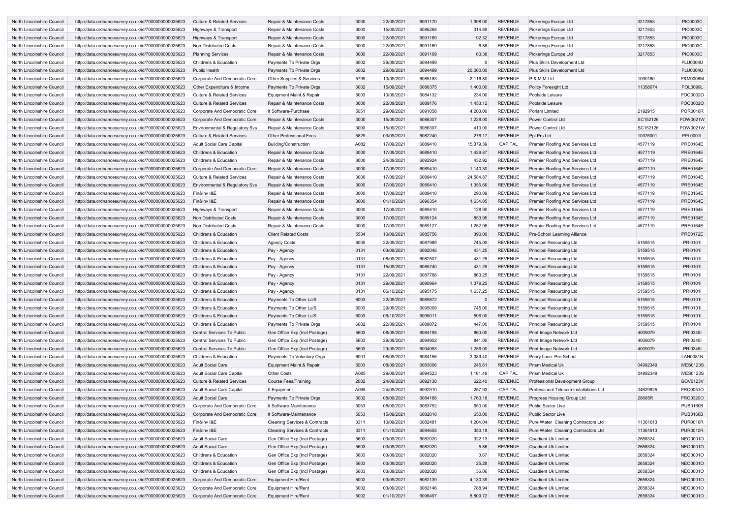| North Lincolnshire Council | http://data.ordnancesurvey.co.uk/id/7000000000025623 | Culture & Related Services | Repair & Maintenance Costs | 3000 | 22/09/2021 | 6091170 | 1,998.00 | REVENUE | Pickerings Europe Ltd | 3217853 | PIC0003C |
|---|---|---|---|---|---|---|---|---|---|---|---|
| North Lincolnshire Council | http://data.ordnancesurvey.co.uk/id/7000000000025623 | Highways & Transport | Repair & Maintenance Costs | 3000 | 15/09/2021 | 6086268 | 314.69 | REVENUE | Pickerings Europe Ltd | 3217853 | PIC0003C |
| North Lincolnshire Council | http://data.ordnancesurvey.co.uk/id/7000000000025623 | Highways & Transport | Repair & Maintenance Costs | 3000 | 22/09/2021 | 6091169 | 92.32 | REVENUE | Pickerings Europe Ltd | 3217853 | PIC0003C |
| North Lincolnshire Council | http://data.ordnancesurvey.co.uk/id/7000000000025623 | Non Distributed Costs | Repair & Maintenance Costs | 3000 | 22/09/2021 | 6091169 | 6.88 | REVENUE | Pickerings Europe Ltd | 3217853 | PIC0003C |
| North Lincolnshire Council | http://data.ordnancesurvey.co.uk/id/7000000000025623 | Planning Services | Repair & Maintenance Costs | 3000 | 22/09/2021 | 6091169 | 63.38 | REVENUE | Pickerings Europe Ltd | 3217853 | PIC0003C |
| North Lincolnshire Council | http://data.ordnancesurvey.co.uk/id/7000000000025623 | Childrens & Education | Payments To Private Orgs | 6002 | 29/09/2021 | 6094499 | 0 | REVENUE | Plus Skills Development Ltd | | PLU0004U |
| North Lincolnshire Council | http://data.ordnancesurvey.co.uk/id/7000000000025623 | Public Health | Payments To Private Orgs | 6002 | 29/09/2021 | 6094499 | 20,000.00 | REVENUE | Plus Skills Development Ltd | | PLU0004U |
| North Lincolnshire Council | http://data.ordnancesurvey.co.uk/id/7000000000025623 | Corporate And Democratic Core | Other Supplies & Services | 5799 | 10/09/2021 | 6085183 | 2,116.80 | REVENUE | P & M M Ltd | 1090180 | P&M0008M |
| North Lincolnshire Council | http://data.ordnancesurvey.co.uk/id/7000000000025623 | Other Expenditure & Income | Payments To Private Orgs | 6002 | 15/09/2021 | 6086375 | 1,400.00 | REVENUE | Policy Foresight Ltd | 11358674 | POL0099L |
| North Lincolnshire Council | http://data.ordnancesurvey.co.uk/id/7000000000025623 | Culture & Related Services | Equipment Maint.& Repair | 5003 | 10/09/2021 | 6084132 | 234.00 | REVENUE | Poolside Leisure | | POO0002O |
| North Lincolnshire Council | http://data.ordnancesurvey.co.uk/id/7000000000025623 | Culture & Related Services | Repair & Maintenance Costs | 3000 | 22/09/2021 | 6089176 | 1,453.12 | REVENUE | Poolside Leisure | | POO0002O |
| North Lincolnshire Council | http://data.ordnancesurvey.co.uk/id/7000000000025623 | Corporate And Democratic Core | It Software-Purchase | 5051 | 29/09/2021 | 6091058 | 4,200.00 | REVENUE | Porism Limited | 2192915 | POR0018R |
| North Lincolnshire Council | http://data.ordnancesurvey.co.uk/id/7000000000025623 | Corporate And Democratic Core | Repair & Maintenance Costs | 3000 | 15/09/2021 | 6086307 | 1,228.00 | REVENUE | Power Control Ltd | SC152126 | POW0021W |
| North Lincolnshire Council | http://data.ordnancesurvey.co.uk/id/7000000000025623 | Environmental & Regulatory Svs | Repair & Maintenance Costs | 3000 | 15/09/2021 | 6086307 | 410.00 | REVENUE | Power Control Ltd | SC152126 | POW0021W |
| North Lincolnshire Council | http://data.ordnancesurvey.co.uk/id/7000000000025623 | Culture & Related Services | Other Professional Fees | 5829 | 03/09/2021 | 6082240 | 276.17 | REVENUE | Ppl Prs Ltd | 10376001 | PPL0001L |
| North Lincolnshire Council | http://data.ordnancesurvey.co.uk/id/7000000000025623 | Adult Social Care Capital | Building/Construction | A082 | 17/09/2021 | 6089410 | 15,379.39 | CAPITAL | Premier Roofing And Services Ltd | 4577119 | PRE0164E |
| North Lincolnshire Council | http://data.ordnancesurvey.co.uk/id/7000000000025623 | Childrens & Education | Repair & Maintenance Costs | 3000 | 17/09/2021 | 6089410 | 1,429.87 | REVENUE | Premier Roofing And Services Ltd | 4577119 | PRE0164E |
| North Lincolnshire Council | http://data.ordnancesurvey.co.uk/id/7000000000025623 | Childrens & Education | Repair & Maintenance Costs | 3000 | 24/09/2021 | 6092924 | 432.92 | REVENUE | Premier Roofing And Services Ltd | 4577119 | PRE0164E |
| North Lincolnshire Council | http://data.ordnancesurvey.co.uk/id/7000000000025623 | Corporate And Democratic Core | Repair & Maintenance Costs | 3000 | 17/09/2021 | 6089410 | 1,140.30 | REVENUE | Premier Roofing And Services Ltd | 4577119 | PRE0164E |
| North Lincolnshire Council | http://data.ordnancesurvey.co.uk/id/7000000000025623 | Culture & Related Services | Repair & Maintenance Costs | 3000 | 17/09/2021 | 6089410 | 24,584.87 | REVENUE | Premier Roofing And Services Ltd | 4577119 | PRE0164E |
| North Lincolnshire Council | http://data.ordnancesurvey.co.uk/id/7000000000025623 | Environmental & Regulatory Svs | Repair & Maintenance Costs | 3000 | 17/09/2021 | 6089410 | 1,355.66 | REVENUE | Premier Roofing And Services Ltd | 4577119 | PRE0164E |
| North Lincolnshire Council | http://data.ordnancesurvey.co.uk/id/7000000000025623 | Fin&Inv I&E | Repair & Maintenance Costs | 3000 | 17/09/2021 | 6089410 | 290.09 | REVENUE | Premier Roofing And Services Ltd | 4577119 | PRE0164E |
| North Lincolnshire Council | http://data.ordnancesurvey.co.uk/id/7000000000025623 | Fin&Inv I&E | Repair & Maintenance Costs | 3000 | 01/10/2021 | 6096354 | 1,634.05 | REVENUE | Premier Roofing And Services Ltd | 4577119 | PRE0164E |
| North Lincolnshire Council | http://data.ordnancesurvey.co.uk/id/7000000000025623 | Highways & Transport | Repair & Maintenance Costs | 3000 | 17/09/2021 | 6089410 | 128.90 | REVENUE | Premier Roofing And Services Ltd | 4577119 | PRE0164E |
| North Lincolnshire Council | http://data.ordnancesurvey.co.uk/id/7000000000025623 | Non Distributed Costs | Repair & Maintenance Costs | 3000 | 17/09/2021 | 6089124 | 853.95 | REVENUE | Premier Roofing And Services Ltd | 4577119 | PRE0164E |
| North Lincolnshire Council | http://data.ordnancesurvey.co.uk/id/7000000000025623 | Non Distributed Costs | Repair & Maintenance Costs | 3000 | 17/09/2021 | 6089127 | 1,252.98 | REVENUE | Premier Roofing And Services Ltd | 4577119 | PRE0164E |
| North Lincolnshire Council | http://data.ordnancesurvey.co.uk/id/7000000000025623 | Childrens & Education | Client Related Costs | 5534 | 10/09/2021 | 6085756 | 390.00 | REVENUE | Pre-School Learning Alliance | | PRE0172E |
| North Lincolnshire Council | http://data.ordnancesurvey.co.uk/id/7000000000025623 | Childrens & Education | Agency Costs | 6005 | 22/09/2021 | 6087989 | 745.00 | REVENUE | Principal Resourcing Ltd | 5159515 | PRI0101I |
| North Lincolnshire Council | http://data.ordnancesurvey.co.uk/id/7000000000025623 | Childrens & Education | Pay - Agency | 0131 | 03/09/2021 | 6082048 | 431.25 | REVENUE | Principal Resourcing Ltd | 5159515 | PRI0101I |
| North Lincolnshire Council | http://data.ordnancesurvey.co.uk/id/7000000000025623 | Childrens & Education | Pay - Agency | 0131 | 08/09/2021 | 6082507 | 431.25 | REVENUE | Principal Resourcing Ltd | 5159515 | PRI0101I |
| North Lincolnshire Council | http://data.ordnancesurvey.co.uk/id/7000000000025623 | Childrens & Education | Pay - Agency | 0131 | 15/09/2021 | 6085740 | 431.25 | REVENUE | Principal Resourcing Ltd | 5159515 | PRI0101I |
| North Lincolnshire Council | http://data.ordnancesurvey.co.uk/id/7000000000025623 | Childrens & Education | Pay - Agency | 0131 | 22/09/2021 | 6087788 | 863.25 | REVENUE | Principal Resourcing Ltd | 5159515 | PRI0101I |
| North Lincolnshire Council | http://data.ordnancesurvey.co.uk/id/7000000000025623 | Childrens & Education | Pay - Agency | 0131 | 29/09/2021 | 6090964 | 1,379.25 | REVENUE | Principal Resourcing Ltd | 5159515 | PRI0101I |
| North Lincolnshire Council | http://data.ordnancesurvey.co.uk/id/7000000000025623 | Childrens & Education | Pay - Agency | 0131 | 06/10/2021 | 6095175 | 1,637.25 | REVENUE | Principal Resourcing Ltd | 5159515 | PRI0101I |
| North Lincolnshire Council | http://data.ordnancesurvey.co.uk/id/7000000000025623 | Childrens & Education | Payments To Other La'S | 6003 | 22/09/2021 | 6089872 | 0 | REVENUE | Principal Resourcing Ltd | 5159515 | PRI0101I |
| North Lincolnshire Council | http://data.ordnancesurvey.co.uk/id/7000000000025623 | Childrens & Education | Payments To Other La'S | 6003 | 29/09/2021 | 6095009 | 745.00 | REVENUE | Principal Resourcing Ltd | 5159515 | PRI0101I |
| North Lincolnshire Council | http://data.ordnancesurvey.co.uk/id/7000000000025623 | Childrens & Education | Payments To Other La'S | 6003 | 06/10/2021 | 6095011 | 596.00 | REVENUE | Principal Resourcing Ltd | 5159515 | PRI0101I |
| North Lincolnshire Council | http://data.ordnancesurvey.co.uk/id/7000000000025623 | Childrens & Education | Payments To Private Orgs | 6002 | 22/09/2021 | 6089872 | 447.00 | REVENUE | Principal Resourcing Ltd | 5159515 | PRI0101I |
| North Lincolnshire Council | http://data.ordnancesurvey.co.uk/id/7000000000025623 | Central Services To Public | Gen Office Exp (Incl Postage) | 5603 | 08/09/2021 | 6084195 | 860.00 | REVENUE | Print Image Network Ltd | 4009079 | PRI0345I |
| North Lincolnshire Council | http://data.ordnancesurvey.co.uk/id/7000000000025623 | Central Services To Public | Gen Office Exp (Incl Postage) | 5603 | 29/09/2021 | 6094952 | 841.00 | REVENUE | Print Image Network Ltd | 4009079 | PRI0345I |
| North Lincolnshire Council | http://data.ordnancesurvey.co.uk/id/7000000000025623 | Central Services To Public | Gen Office Exp (Incl Postage) | 5603 | 29/09/2021 | 6094953 | 1,256.00 | REVENUE | Print Image Network Ltd | 4009079 | PRI0345I |
| North Lincolnshire Council | http://data.ordnancesurvey.co.uk/id/7000000000025623 | Childrens & Education | Payments To Voluntary Orgs | 6001 | 08/09/2021 | 6084156 | 3,389.40 | REVENUE | Priory Lane Pre-School | | LAN0081N |
| North Lincolnshire Council | http://data.ordnancesurvey.co.uk/id/7000000000025623 | Adult Social Care | Equipment Maint.& Repair | 5003 | 08/09/2021 | 6083006 | 245.61 | REVENUE | Prism Medical Uk | 04992349 | WES0123S |
| North Lincolnshire Council | http://data.ordnancesurvey.co.uk/id/7000000000025623 | Adult Social Care Capital | Other Costs | A085 | 29/09/2021 | 6094523 | 1,161.49 | CAPITAL | Prism Medical Uk | 04992349 | WES0123S |
| North Lincolnshire Council | http://data.ordnancesurvey.co.uk/id/7000000000025623 | Culture & Related Services | Course Fees/Training | 2002 | 24/09/2021 | 6092138 | 622.40 | REVENUE | Professional Development Group | | GOV0123V |
| North Lincolnshire Council | http://data.ordnancesurvey.co.uk/id/7000000000025623 | Adult Social Care Capital | It Equipment | A098 | 24/09/2021 | 6092910 | 257.93 | CAPITAL | Professional Telecom Installations Ltd | 04629825 | PRO0051O |
| North Lincolnshire Council | http://data.ordnancesurvey.co.uk/id/7000000000025623 | Adult Social Care | Payments To Private Orgs | 6002 | 08/09/2021 | 6084188 | 1,763.18 | REVENUE | Progress Housing Group Ltd | 28685R | PRO0320O |
| North Lincolnshire Council | http://data.ordnancesurvey.co.uk/id/7000000000025623 | Corporate And Democratic Core | It Software-Maintenance | 5053 | 08/09/2021 | 6083752 | 650.00 | REVENUE | Public Sector Live | | PUB0160B |
| North Lincolnshire Council | http://data.ordnancesurvey.co.uk/id/7000000000025623 | Corporate And Democratic Core | It Software-Maintenance | 5053 | 15/09/2021 | 6082018 | 650.00 | REVENUE | Public Sector Live | | PUB0160B |
| North Lincolnshire Council | http://data.ordnancesurvey.co.uk/id/7000000000025623 | Fin&Inv I&E | Cleaning Services & Contracts | 3311 | 10/09/2021 | 6082481 | 1,204.04 | REVENUE | Pure Water Cleaning Contractors Ltd | 11361613 | PUR0010R |
| North Lincolnshire Council | http://data.ordnancesurvey.co.uk/id/7000000000025623 | Fin&Inv I&E | Cleaning Services & Contracts | 3311 | 01/10/2021 | 6094655 | 350.18 | REVENUE | Pure Water Cleaning Contractors Ltd | 11361613 | PUR0010R |
| North Lincolnshire Council | http://data.ordnancesurvey.co.uk/id/7000000000025623 | Adult Social Care | Gen Office Exp (Incl Postage) | 5603 | 03/09/2021 | 6082020 | 322.13 | REVENUE | Quadient Uk Limited | 2658324 | NEO0001O |
| North Lincolnshire Council | http://data.ordnancesurvey.co.uk/id/7000000000025623 | Adult Social Care | Gen Office Exp (Incl Postage) | 5603 | 03/09/2021 | 6082020 | 5.86 | REVENUE | Quadient Uk Limited | 2658324 | NEO0001O |
| North Lincolnshire Council | http://data.ordnancesurvey.co.uk/id/7000000000025623 | Childrens & Education | Gen Office Exp (Incl Postage) | 5603 | 03/09/2021 | 6082020 | 0.67 | REVENUE | Quadient Uk Limited | 2658324 | NEO0001O |
| North Lincolnshire Council | http://data.ordnancesurvey.co.uk/id/7000000000025623 | Childrens & Education | Gen Office Exp (Incl Postage) | 5603 | 03/09/2021 | 6082020 | 25.28 | REVENUE | Quadient Uk Limited | 2658324 | NEO0001O |
| North Lincolnshire Council | http://data.ordnancesurvey.co.uk/id/7000000000025623 | Childrens & Education | Gen Office Exp (Incl Postage) | 5603 | 03/09/2021 | 6082020 | 36.06 | REVENUE | Quadient Uk Limited | 2658324 | NEO0001O |
| North Lincolnshire Council | http://data.ordnancesurvey.co.uk/id/7000000000025623 | Corporate And Democratic Core | Equipment Hire/Rent | 5002 | 03/09/2021 | 6082139 | 4,130.39 | REVENUE | Quadient Uk Limited | 2658324 | NEO0001O |
| North Lincolnshire Council | http://data.ordnancesurvey.co.uk/id/7000000000025623 | Corporate And Democratic Core | Equipment Hire/Rent | 5002 | 03/09/2021 | 6082146 | 788.94 | REVENUE | Quadient Uk Limited | 2658324 | NEO0001O |
| North Lincolnshire Council | http://data.ordnancesurvey.co.uk/id/7000000000025623 | Corporate And Democratic Core | Equipment Hire/Rent | 5002 | 01/10/2021 | 6096497 | 8,809.72 | REVENUE | Quadient Uk Limited | 2658324 | NEO0001O |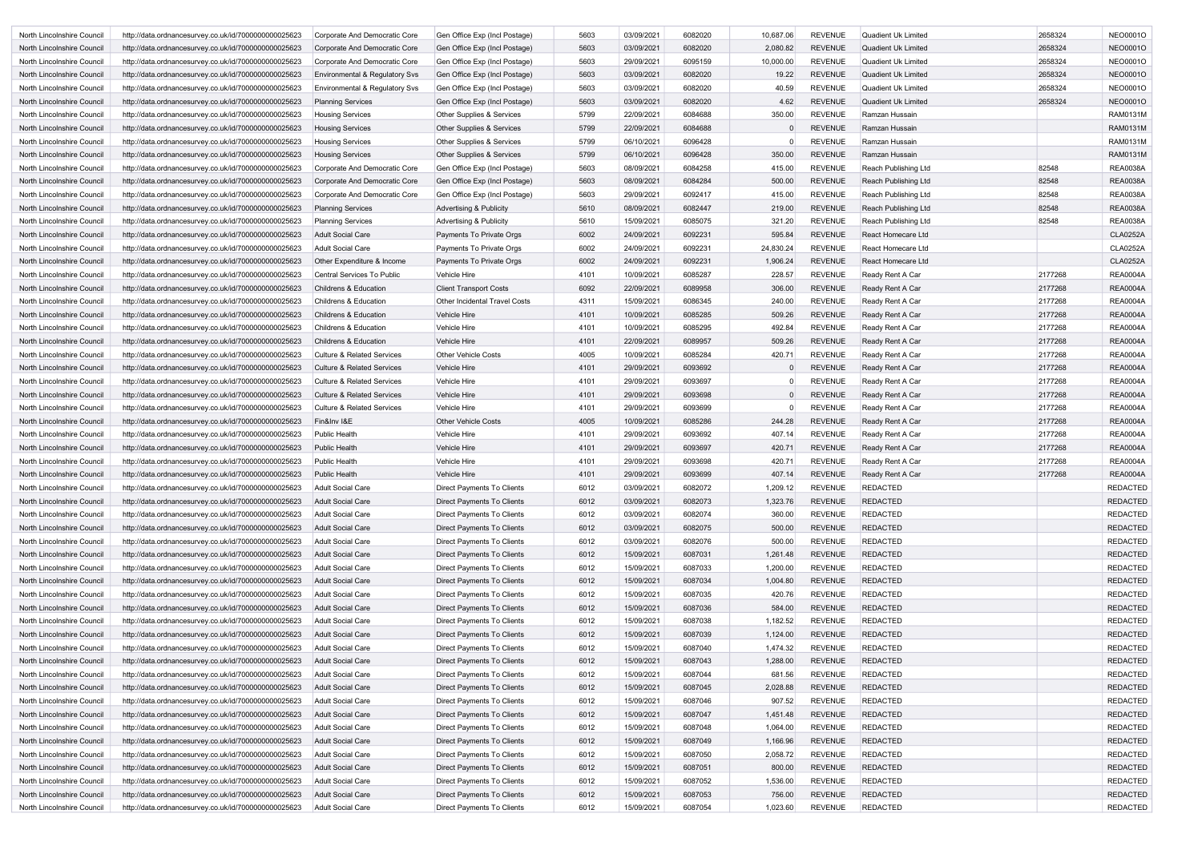| | | | | | | | | | | | |
|---|---|---|---|---|---|---|---|---|---|---|---|
| North Lincolnshire Council | http://data.ordnancesurvey.co.uk/id/7000000000025623 | Corporate And Democratic Core | Gen Office Exp (Incl Postage) | 5603 | 03/09/2021 | 6082020 | 10,687.06 | REVENUE | Quadient Uk Limited | 2658324 | NEO0001O |
| North Lincolnshire Council | http://data.ordnancesurvey.co.uk/id/7000000000025623 | Corporate And Democratic Core | Gen Office Exp (Incl Postage) | 5603 | 03/09/2021 | 6082020 | 2,080.82 | REVENUE | Quadient Uk Limited | 2658324 | NEO0001O |
| North Lincolnshire Council | http://data.ordnancesurvey.co.uk/id/7000000000025623 | Corporate And Democratic Core | Gen Office Exp (Incl Postage) | 5603 | 29/09/2021 | 6095159 | 10,000.00 | REVENUE | Quadient Uk Limited | 2658324 | NEO0001O |
| North Lincolnshire Council | http://data.ordnancesurvey.co.uk/id/7000000000025623 | Environmental & Regulatory Svs | Gen Office Exp (Incl Postage) | 5603 | 03/09/2021 | 6082020 | 19.22 | REVENUE | Quadient Uk Limited | 2658324 | NEO0001O |
| North Lincolnshire Council | http://data.ordnancesurvey.co.uk/id/7000000000025623 | Environmental & Regulatory Svs | Gen Office Exp (Incl Postage) | 5603 | 03/09/2021 | 6082020 | 40.59 | REVENUE | Quadient Uk Limited | 2658324 | NEO0001O |
| North Lincolnshire Council | http://data.ordnancesurvey.co.uk/id/7000000000025623 | Planning Services | Gen Office Exp (Incl Postage) | 5603 | 03/09/2021 | 6082020 | 4.62 | REVENUE | Quadient Uk Limited | 2658324 | NEO0001O |
| North Lincolnshire Council | http://data.ordnancesurvey.co.uk/id/7000000000025623 | Housing Services | Other Supplies & Services | 5799 | 22/09/2021 | 6084688 | 350.00 | REVENUE | Ramzan Hussain | | RAM0131M |
| North Lincolnshire Council | http://data.ordnancesurvey.co.uk/id/7000000000025623 | Housing Services | Other Supplies & Services | 5799 | 22/09/2021 | 6084688 | 0 | REVENUE | Ramzan Hussain | | RAM0131M |
| North Lincolnshire Council | http://data.ordnancesurvey.co.uk/id/7000000000025623 | Housing Services | Other Supplies & Services | 5799 | 06/10/2021 | 6096428 | 0 | REVENUE | Ramzan Hussain | | RAM0131M |
| North Lincolnshire Council | http://data.ordnancesurvey.co.uk/id/7000000000025623 | Housing Services | Other Supplies & Services | 5799 | 06/10/2021 | 6096428 | 350.00 | REVENUE | Ramzan Hussain | | RAM0131M |
| North Lincolnshire Council | http://data.ordnancesurvey.co.uk/id/7000000000025623 | Corporate And Democratic Core | Gen Office Exp (Incl Postage) | 5603 | 08/09/2021 | 6084258 | 415.00 | REVENUE | Reach Publishing Ltd | 82548 | REA0038A |
| North Lincolnshire Council | http://data.ordnancesurvey.co.uk/id/7000000000025623 | Corporate And Democratic Core | Gen Office Exp (Incl Postage) | 5603 | 08/09/2021 | 6084284 | 500.00 | REVENUE | Reach Publishing Ltd | 82548 | REA0038A |
| North Lincolnshire Council | http://data.ordnancesurvey.co.uk/id/7000000000025623 | Corporate And Democratic Core | Gen Office Exp (Incl Postage) | 5603 | 29/09/2021 | 6092417 | 415.00 | REVENUE | Reach Publishing Ltd | 82548 | REA0038A |
| North Lincolnshire Council | http://data.ordnancesurvey.co.uk/id/7000000000025623 | Planning Services | Advertising & Publicity | 5610 | 08/09/2021 | 6082447 | 219.00 | REVENUE | Reach Publishing Ltd | 82548 | REA0038A |
| North Lincolnshire Council | http://data.ordnancesurvey.co.uk/id/7000000000025623 | Planning Services | Advertising & Publicity | 5610 | 15/09/2021 | 6085075 | 321.20 | REVENUE | Reach Publishing Ltd | 82548 | REA0038A |
| North Lincolnshire Council | http://data.ordnancesurvey.co.uk/id/7000000000025623 | Adult Social Care | Payments To Private Orgs | 6002 | 24/09/2021 | 6092231 | 595.84 | REVENUE | React Homecare Ltd | | CLA0252A |
| North Lincolnshire Council | http://data.ordnancesurvey.co.uk/id/7000000000025623 | Adult Social Care | Payments To Private Orgs | 6002 | 24/09/2021 | 6092231 | 24,830.24 | REVENUE | React Homecare Ltd | | CLA0252A |
| North Lincolnshire Council | http://data.ordnancesurvey.co.uk/id/7000000000025623 | Other Expenditure & Income | Payments To Private Orgs | 6002 | 24/09/2021 | 6092231 | 1,906.24 | REVENUE | React Homecare Ltd | | CLA0252A |
| North Lincolnshire Council | http://data.ordnancesurvey.co.uk/id/7000000000025623 | Central Services To Public | Vehicle Hire | 4101 | 10/09/2021 | 6085287 | 228.57 | REVENUE | Ready Rent A Car | 2177268 | REA0004A |
| North Lincolnshire Council | http://data.ordnancesurvey.co.uk/id/7000000000025623 | Childrens & Education | Client Transport Costs | 6092 | 22/09/2021 | 6089958 | 306.00 | REVENUE | Ready Rent A Car | 2177268 | REA0004A |
| North Lincolnshire Council | http://data.ordnancesurvey.co.uk/id/7000000000025623 | Childrens & Education | Other Incidental Travel Costs | 4311 | 15/09/2021 | 6086345 | 240.00 | REVENUE | Ready Rent A Car | 2177268 | REA0004A |
| North Lincolnshire Council | http://data.ordnancesurvey.co.uk/id/7000000000025623 | Childrens & Education | Vehicle Hire | 4101 | 10/09/2021 | 6085285 | 509.26 | REVENUE | Ready Rent A Car | 2177268 | REA0004A |
| North Lincolnshire Council | http://data.ordnancesurvey.co.uk/id/7000000000025623 | Childrens & Education | Vehicle Hire | 4101 | 10/09/2021 | 6085295 | 492.84 | REVENUE | Ready Rent A Car | 2177268 | REA0004A |
| North Lincolnshire Council | http://data.ordnancesurvey.co.uk/id/7000000000025623 | Childrens & Education | Vehicle Hire | 4101 | 22/09/2021 | 6089957 | 509.26 | REVENUE | Ready Rent A Car | 2177268 | REA0004A |
| North Lincolnshire Council | http://data.ordnancesurvey.co.uk/id/7000000000025623 | Culture & Related Services | Other Vehicle Costs | 4005 | 10/09/2021 | 6085284 | 420.71 | REVENUE | Ready Rent A Car | 2177268 | REA0004A |
| North Lincolnshire Council | http://data.ordnancesurvey.co.uk/id/7000000000025623 | Culture & Related Services | Vehicle Hire | 4101 | 29/09/2021 | 6093692 | 0 | REVENUE | Ready Rent A Car | 2177268 | REA0004A |
| North Lincolnshire Council | http://data.ordnancesurvey.co.uk/id/7000000000025623 | Culture & Related Services | Vehicle Hire | 4101 | 29/09/2021 | 6093697 | 0 | REVENUE | Ready Rent A Car | 2177268 | REA0004A |
| North Lincolnshire Council | http://data.ordnancesurvey.co.uk/id/7000000000025623 | Culture & Related Services | Vehicle Hire | 4101 | 29/09/2021 | 6093698 | 0 | REVENUE | Ready Rent A Car | 2177268 | REA0004A |
| North Lincolnshire Council | http://data.ordnancesurvey.co.uk/id/7000000000025623 | Culture & Related Services | Vehicle Hire | 4101 | 29/09/2021 | 6093699 | 0 | REVENUE | Ready Rent A Car | 2177268 | REA0004A |
| North Lincolnshire Council | http://data.ordnancesurvey.co.uk/id/7000000000025623 | Fin&Inv I&E | Other Vehicle Costs | 4005 | 10/09/2021 | 6085286 | 244.28 | REVENUE | Ready Rent A Car | 2177268 | REA0004A |
| North Lincolnshire Council | http://data.ordnancesurvey.co.uk/id/7000000000025623 | Public Health | Vehicle Hire | 4101 | 29/09/2021 | 6093692 | 407.14 | REVENUE | Ready Rent A Car | 2177268 | REA0004A |
| North Lincolnshire Council | http://data.ordnancesurvey.co.uk/id/7000000000025623 | Public Health | Vehicle Hire | 4101 | 29/09/2021 | 6093697 | 420.71 | REVENUE | Ready Rent A Car | 2177268 | REA0004A |
| North Lincolnshire Council | http://data.ordnancesurvey.co.uk/id/7000000000025623 | Public Health | Vehicle Hire | 4101 | 29/09/2021 | 6093698 | 420.71 | REVENUE | Ready Rent A Car | 2177268 | REA0004A |
| North Lincolnshire Council | http://data.ordnancesurvey.co.uk/id/7000000000025623 | Public Health | Vehicle Hire | 4101 | 29/09/2021 | 6093699 | 407.14 | REVENUE | Ready Rent A Car | 2177268 | REA0004A |
| North Lincolnshire Council | http://data.ordnancesurvey.co.uk/id/7000000000025623 | Adult Social Care | Direct Payments To Clients | 6012 | 03/09/2021 | 6082072 | 1,209.12 | REVENUE | REDACTED | | REDACTED |
| North Lincolnshire Council | http://data.ordnancesurvey.co.uk/id/7000000000025623 | Adult Social Care | Direct Payments To Clients | 6012 | 03/09/2021 | 6082073 | 1,323.76 | REVENUE | REDACTED | | REDACTED |
| North Lincolnshire Council | http://data.ordnancesurvey.co.uk/id/7000000000025623 | Adult Social Care | Direct Payments To Clients | 6012 | 03/09/2021 | 6082074 | 360.00 | REVENUE | REDACTED | | REDACTED |
| North Lincolnshire Council | http://data.ordnancesurvey.co.uk/id/7000000000025623 | Adult Social Care | Direct Payments To Clients | 6012 | 03/09/2021 | 6082075 | 500.00 | REVENUE | REDACTED | | REDACTED |
| North Lincolnshire Council | http://data.ordnancesurvey.co.uk/id/7000000000025623 | Adult Social Care | Direct Payments To Clients | 6012 | 03/09/2021 | 6082076 | 500.00 | REVENUE | REDACTED | | REDACTED |
| North Lincolnshire Council | http://data.ordnancesurvey.co.uk/id/7000000000025623 | Adult Social Care | Direct Payments To Clients | 6012 | 15/09/2021 | 6087031 | 1,261.48 | REVENUE | REDACTED | | REDACTED |
| North Lincolnshire Council | http://data.ordnancesurvey.co.uk/id/7000000000025623 | Adult Social Care | Direct Payments To Clients | 6012 | 15/09/2021 | 6087033 | 1,200.00 | REVENUE | REDACTED | | REDACTED |
| North Lincolnshire Council | http://data.ordnancesurvey.co.uk/id/7000000000025623 | Adult Social Care | Direct Payments To Clients | 6012 | 15/09/2021 | 6087034 | 1,004.80 | REVENUE | REDACTED | | REDACTED |
| North Lincolnshire Council | http://data.ordnancesurvey.co.uk/id/7000000000025623 | Adult Social Care | Direct Payments To Clients | 6012 | 15/09/2021 | 6087035 | 420.76 | REVENUE | REDACTED | | REDACTED |
| North Lincolnshire Council | http://data.ordnancesurvey.co.uk/id/7000000000025623 | Adult Social Care | Direct Payments To Clients | 6012 | 15/09/2021 | 6087036 | 584.00 | REVENUE | REDACTED | | REDACTED |
| North Lincolnshire Council | http://data.ordnancesurvey.co.uk/id/7000000000025623 | Adult Social Care | Direct Payments To Clients | 6012 | 15/09/2021 | 6087038 | 1,182.52 | REVENUE | REDACTED | | REDACTED |
| North Lincolnshire Council | http://data.ordnancesurvey.co.uk/id/7000000000025623 | Adult Social Care | Direct Payments To Clients | 6012 | 15/09/2021 | 6087039 | 1,124.00 | REVENUE | REDACTED | | REDACTED |
| North Lincolnshire Council | http://data.ordnancesurvey.co.uk/id/7000000000025623 | Adult Social Care | Direct Payments To Clients | 6012 | 15/09/2021 | 6087040 | 1,474.32 | REVENUE | REDACTED | | REDACTED |
| North Lincolnshire Council | http://data.ordnancesurvey.co.uk/id/7000000000025623 | Adult Social Care | Direct Payments To Clients | 6012 | 15/09/2021 | 6087043 | 1,288.00 | REVENUE | REDACTED | | REDACTED |
| North Lincolnshire Council | http://data.ordnancesurvey.co.uk/id/7000000000025623 | Adult Social Care | Direct Payments To Clients | 6012 | 15/09/2021 | 6087044 | 681.56 | REVENUE | REDACTED | | REDACTED |
| North Lincolnshire Council | http://data.ordnancesurvey.co.uk/id/7000000000025623 | Adult Social Care | Direct Payments To Clients | 6012 | 15/09/2021 | 6087045 | 2,028.88 | REVENUE | REDACTED | | REDACTED |
| North Lincolnshire Council | http://data.ordnancesurvey.co.uk/id/7000000000025623 | Adult Social Care | Direct Payments To Clients | 6012 | 15/09/2021 | 6087046 | 907.52 | REVENUE | REDACTED | | REDACTED |
| North Lincolnshire Council | http://data.ordnancesurvey.co.uk/id/7000000000025623 | Adult Social Care | Direct Payments To Clients | 6012 | 15/09/2021 | 6087047 | 1,451.48 | REVENUE | REDACTED | | REDACTED |
| North Lincolnshire Council | http://data.ordnancesurvey.co.uk/id/7000000000025623 | Adult Social Care | Direct Payments To Clients | 6012 | 15/09/2021 | 6087048 | 1,064.00 | REVENUE | REDACTED | | REDACTED |
| North Lincolnshire Council | http://data.ordnancesurvey.co.uk/id/7000000000025623 | Adult Social Care | Direct Payments To Clients | 6012 | 15/09/2021 | 6087049 | 1,166.96 | REVENUE | REDACTED | | REDACTED |
| North Lincolnshire Council | http://data.ordnancesurvey.co.uk/id/7000000000025623 | Adult Social Care | Direct Payments To Clients | 6012 | 15/09/2021 | 6087050 | 2,058.72 | REVENUE | REDACTED | | REDACTED |
| North Lincolnshire Council | http://data.ordnancesurvey.co.uk/id/7000000000025623 | Adult Social Care | Direct Payments To Clients | 6012 | 15/09/2021 | 6087051 | 800.00 | REVENUE | REDACTED | | REDACTED |
| North Lincolnshire Council | http://data.ordnancesurvey.co.uk/id/7000000000025623 | Adult Social Care | Direct Payments To Clients | 6012 | 15/09/2021 | 6087052 | 1,536.00 | REVENUE | REDACTED | | REDACTED |
| North Lincolnshire Council | http://data.ordnancesurvey.co.uk/id/7000000000025623 | Adult Social Care | Direct Payments To Clients | 6012 | 15/09/2021 | 6087053 | 756.00 | REVENUE | REDACTED | | REDACTED |
| North Lincolnshire Council | http://data.ordnancesurvey.co.uk/id/7000000000025623 | Adult Social Care | Direct Payments To Clients | 6012 | 15/09/2021 | 6087054 | 1,023.60 | REVENUE | REDACTED | | REDACTED |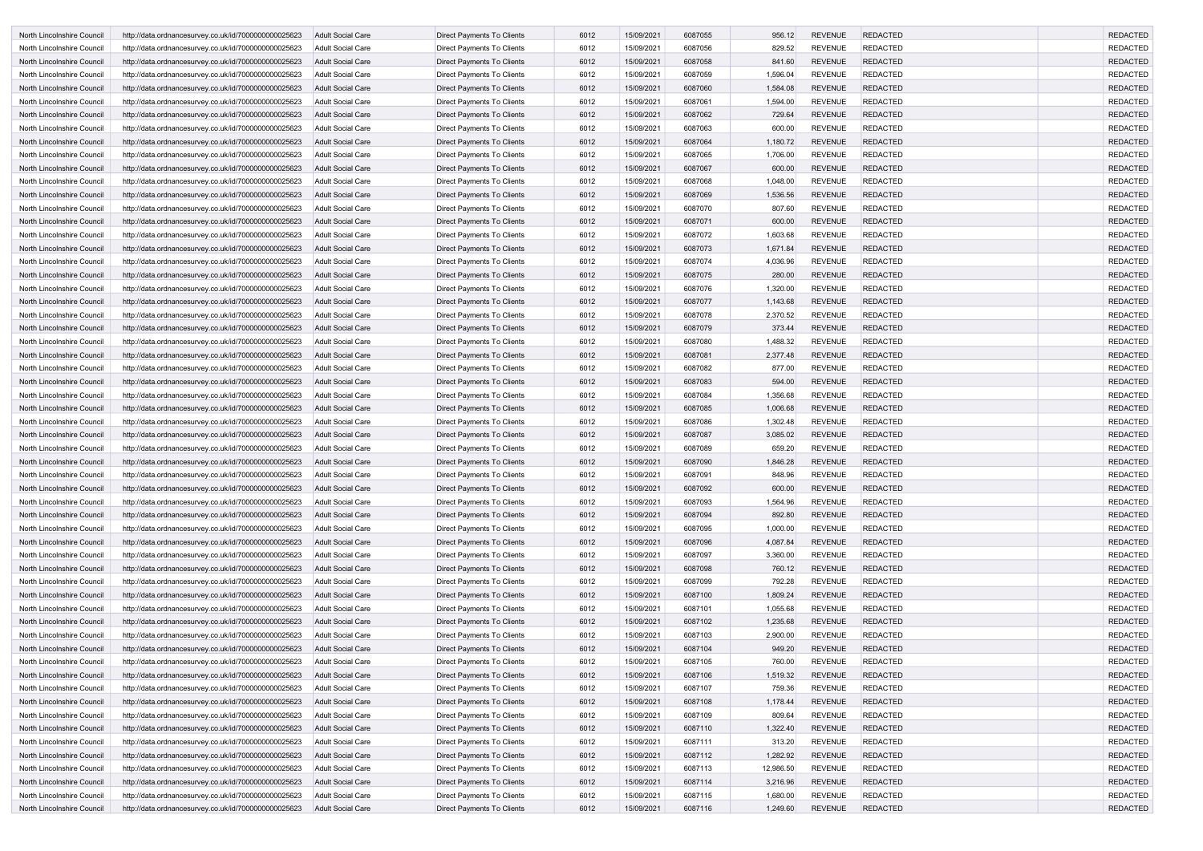| North Lincolnshire Council | http://data.ordnancesurvey.co.uk/id/7000000000025623 | Adult Social Care | Direct Payments To Clients | 6012 | 15/09/2021 | 6087055 | 956.12 | REVENUE | REDACTED | | REDACTED |
|---|---|---|---|---|---|---|---|---|---|---|---|
| North Lincolnshire Council | http://data.ordnancesurvey.co.uk/id/7000000000025623 | Adult Social Care | Direct Payments To Clients | 6012 | 15/09/2021 | 6087056 | 829.52 | REVENUE | REDACTED | | REDACTED |
| North Lincolnshire Council | http://data.ordnancesurvey.co.uk/id/7000000000025623 | Adult Social Care | Direct Payments To Clients | 6012 | 15/09/2021 | 6087058 | 841.60 | REVENUE | REDACTED | | REDACTED |
| North Lincolnshire Council | http://data.ordnancesurvey.co.uk/id/7000000000025623 | Adult Social Care | Direct Payments To Clients | 6012 | 15/09/2021 | 6087059 | 1,596.04 | REVENUE | REDACTED | | REDACTED |
| North Lincolnshire Council | http://data.ordnancesurvey.co.uk/id/7000000000025623 | Adult Social Care | Direct Payments To Clients | 6012 | 15/09/2021 | 6087060 | 1,584.08 | REVENUE | REDACTED | | REDACTED |
| North Lincolnshire Council | http://data.ordnancesurvey.co.uk/id/7000000000025623 | Adult Social Care | Direct Payments To Clients | 6012 | 15/09/2021 | 6087061 | 1,594.00 | REVENUE | REDACTED | | REDACTED |
| North Lincolnshire Council | http://data.ordnancesurvey.co.uk/id/7000000000025623 | Adult Social Care | Direct Payments To Clients | 6012 | 15/09/2021 | 6087062 | 729.64 | REVENUE | REDACTED | | REDACTED |
| North Lincolnshire Council | http://data.ordnancesurvey.co.uk/id/7000000000025623 | Adult Social Care | Direct Payments To Clients | 6012 | 15/09/2021 | 6087063 | 600.00 | REVENUE | REDACTED | | REDACTED |
| North Lincolnshire Council | http://data.ordnancesurvey.co.uk/id/7000000000025623 | Adult Social Care | Direct Payments To Clients | 6012 | 15/09/2021 | 6087064 | 1,180.72 | REVENUE | REDACTED | | REDACTED |
| North Lincolnshire Council | http://data.ordnancesurvey.co.uk/id/7000000000025623 | Adult Social Care | Direct Payments To Clients | 6012 | 15/09/2021 | 6087065 | 1,706.00 | REVENUE | REDACTED | | REDACTED |
| North Lincolnshire Council | http://data.ordnancesurvey.co.uk/id/7000000000025623 | Adult Social Care | Direct Payments To Clients | 6012 | 15/09/2021 | 6087067 | 600.00 | REVENUE | REDACTED | | REDACTED |
| North Lincolnshire Council | http://data.ordnancesurvey.co.uk/id/7000000000025623 | Adult Social Care | Direct Payments To Clients | 6012 | 15/09/2021 | 6087068 | 1,048.00 | REVENUE | REDACTED | | REDACTED |
| North Lincolnshire Council | http://data.ordnancesurvey.co.uk/id/7000000000025623 | Adult Social Care | Direct Payments To Clients | 6012 | 15/09/2021 | 6087069 | 1,536.56 | REVENUE | REDACTED | | REDACTED |
| North Lincolnshire Council | http://data.ordnancesurvey.co.uk/id/7000000000025623 | Adult Social Care | Direct Payments To Clients | 6012 | 15/09/2021 | 6087070 | 807.60 | REVENUE | REDACTED | | REDACTED |
| North Lincolnshire Council | http://data.ordnancesurvey.co.uk/id/7000000000025623 | Adult Social Care | Direct Payments To Clients | 6012 | 15/09/2021 | 6087071 | 600.00 | REVENUE | REDACTED | | REDACTED |
| North Lincolnshire Council | http://data.ordnancesurvey.co.uk/id/7000000000025623 | Adult Social Care | Direct Payments To Clients | 6012 | 15/09/2021 | 6087072 | 1,603.68 | REVENUE | REDACTED | | REDACTED |
| North Lincolnshire Council | http://data.ordnancesurvey.co.uk/id/7000000000025623 | Adult Social Care | Direct Payments To Clients | 6012 | 15/09/2021 | 6087073 | 1,671.84 | REVENUE | REDACTED | | REDACTED |
| North Lincolnshire Council | http://data.ordnancesurvey.co.uk/id/7000000000025623 | Adult Social Care | Direct Payments To Clients | 6012 | 15/09/2021 | 6087074 | 4,036.96 | REVENUE | REDACTED | | REDACTED |
| North Lincolnshire Council | http://data.ordnancesurvey.co.uk/id/7000000000025623 | Adult Social Care | Direct Payments To Clients | 6012 | 15/09/2021 | 6087075 | 280.00 | REVENUE | REDACTED | | REDACTED |
| North Lincolnshire Council | http://data.ordnancesurvey.co.uk/id/7000000000025623 | Adult Social Care | Direct Payments To Clients | 6012 | 15/09/2021 | 6087076 | 1,320.00 | REVENUE | REDACTED | | REDACTED |
| North Lincolnshire Council | http://data.ordnancesurvey.co.uk/id/7000000000025623 | Adult Social Care | Direct Payments To Clients | 6012 | 15/09/2021 | 6087077 | 1,143.68 | REVENUE | REDACTED | | REDACTED |
| North Lincolnshire Council | http://data.ordnancesurvey.co.uk/id/7000000000025623 | Adult Social Care | Direct Payments To Clients | 6012 | 15/09/2021 | 6087078 | 2,370.52 | REVENUE | REDACTED | | REDACTED |
| North Lincolnshire Council | http://data.ordnancesurvey.co.uk/id/7000000000025623 | Adult Social Care | Direct Payments To Clients | 6012 | 15/09/2021 | 6087079 | 373.44 | REVENUE | REDACTED | | REDACTED |
| North Lincolnshire Council | http://data.ordnancesurvey.co.uk/id/7000000000025623 | Adult Social Care | Direct Payments To Clients | 6012 | 15/09/2021 | 6087080 | 1,488.32 | REVENUE | REDACTED | | REDACTED |
| North Lincolnshire Council | http://data.ordnancesurvey.co.uk/id/7000000000025623 | Adult Social Care | Direct Payments To Clients | 6012 | 15/09/2021 | 6087081 | 2,377.48 | REVENUE | REDACTED | | REDACTED |
| North Lincolnshire Council | http://data.ordnancesurvey.co.uk/id/7000000000025623 | Adult Social Care | Direct Payments To Clients | 6012 | 15/09/2021 | 6087082 | 877.00 | REVENUE | REDACTED | | REDACTED |
| North Lincolnshire Council | http://data.ordnancesurvey.co.uk/id/7000000000025623 | Adult Social Care | Direct Payments To Clients | 6012 | 15/09/2021 | 6087083 | 594.00 | REVENUE | REDACTED | | REDACTED |
| North Lincolnshire Council | http://data.ordnancesurvey.co.uk/id/7000000000025623 | Adult Social Care | Direct Payments To Clients | 6012 | 15/09/2021 | 6087084 | 1,356.68 | REVENUE | REDACTED | | REDACTED |
| North Lincolnshire Council | http://data.ordnancesurvey.co.uk/id/7000000000025623 | Adult Social Care | Direct Payments To Clients | 6012 | 15/09/2021 | 6087085 | 1,006.68 | REVENUE | REDACTED | | REDACTED |
| North Lincolnshire Council | http://data.ordnancesurvey.co.uk/id/7000000000025623 | Adult Social Care | Direct Payments To Clients | 6012 | 15/09/2021 | 6087086 | 1,302.48 | REVENUE | REDACTED | | REDACTED |
| North Lincolnshire Council | http://data.ordnancesurvey.co.uk/id/7000000000025623 | Adult Social Care | Direct Payments To Clients | 6012 | 15/09/2021 | 6087087 | 3,085.02 | REVENUE | REDACTED | | REDACTED |
| North Lincolnshire Council | http://data.ordnancesurvey.co.uk/id/7000000000025623 | Adult Social Care | Direct Payments To Clients | 6012 | 15/09/2021 | 6087089 | 659.20 | REVENUE | REDACTED | | REDACTED |
| North Lincolnshire Council | http://data.ordnancesurvey.co.uk/id/7000000000025623 | Adult Social Care | Direct Payments To Clients | 6012 | 15/09/2021 | 6087090 | 1,846.28 | REVENUE | REDACTED | | REDACTED |
| North Lincolnshire Council | http://data.ordnancesurvey.co.uk/id/7000000000025623 | Adult Social Care | Direct Payments To Clients | 6012 | 15/09/2021 | 6087091 | 848.96 | REVENUE | REDACTED | | REDACTED |
| North Lincolnshire Council | http://data.ordnancesurvey.co.uk/id/7000000000025623 | Adult Social Care | Direct Payments To Clients | 6012 | 15/09/2021 | 6087092 | 600.00 | REVENUE | REDACTED | | REDACTED |
| North Lincolnshire Council | http://data.ordnancesurvey.co.uk/id/7000000000025623 | Adult Social Care | Direct Payments To Clients | 6012 | 15/09/2021 | 6087093 | 1,564.96 | REVENUE | REDACTED | | REDACTED |
| North Lincolnshire Council | http://data.ordnancesurvey.co.uk/id/7000000000025623 | Adult Social Care | Direct Payments To Clients | 6012 | 15/09/2021 | 6087094 | 892.80 | REVENUE | REDACTED | | REDACTED |
| North Lincolnshire Council | http://data.ordnancesurvey.co.uk/id/7000000000025623 | Adult Social Care | Direct Payments To Clients | 6012 | 15/09/2021 | 6087095 | 1,000.00 | REVENUE | REDACTED | | REDACTED |
| North Lincolnshire Council | http://data.ordnancesurvey.co.uk/id/7000000000025623 | Adult Social Care | Direct Payments To Clients | 6012 | 15/09/2021 | 6087096 | 4,087.84 | REVENUE | REDACTED | | REDACTED |
| North Lincolnshire Council | http://data.ordnancesurvey.co.uk/id/7000000000025623 | Adult Social Care | Direct Payments To Clients | 6012 | 15/09/2021 | 6087097 | 3,360.00 | REVENUE | REDACTED | | REDACTED |
| North Lincolnshire Council | http://data.ordnancesurvey.co.uk/id/7000000000025623 | Adult Social Care | Direct Payments To Clients | 6012 | 15/09/2021 | 6087098 | 760.12 | REVENUE | REDACTED | | REDACTED |
| North Lincolnshire Council | http://data.ordnancesurvey.co.uk/id/7000000000025623 | Adult Social Care | Direct Payments To Clients | 6012 | 15/09/2021 | 6087099 | 792.28 | REVENUE | REDACTED | | REDACTED |
| North Lincolnshire Council | http://data.ordnancesurvey.co.uk/id/7000000000025623 | Adult Social Care | Direct Payments To Clients | 6012 | 15/09/2021 | 6087100 | 1,809.24 | REVENUE | REDACTED | | REDACTED |
| North Lincolnshire Council | http://data.ordnancesurvey.co.uk/id/7000000000025623 | Adult Social Care | Direct Payments To Clients | 6012 | 15/09/2021 | 6087101 | 1,055.68 | REVENUE | REDACTED | | REDACTED |
| North Lincolnshire Council | http://data.ordnancesurvey.co.uk/id/7000000000025623 | Adult Social Care | Direct Payments To Clients | 6012 | 15/09/2021 | 6087102 | 1,235.68 | REVENUE | REDACTED | | REDACTED |
| North Lincolnshire Council | http://data.ordnancesurvey.co.uk/id/7000000000025623 | Adult Social Care | Direct Payments To Clients | 6012 | 15/09/2021 | 6087103 | 2,900.00 | REVENUE | REDACTED | | REDACTED |
| North Lincolnshire Council | http://data.ordnancesurvey.co.uk/id/7000000000025623 | Adult Social Care | Direct Payments To Clients | 6012 | 15/09/2021 | 6087104 | 949.20 | REVENUE | REDACTED | | REDACTED |
| North Lincolnshire Council | http://data.ordnancesurvey.co.uk/id/7000000000025623 | Adult Social Care | Direct Payments To Clients | 6012 | 15/09/2021 | 6087105 | 760.00 | REVENUE | REDACTED | | REDACTED |
| North Lincolnshire Council | http://data.ordnancesurvey.co.uk/id/7000000000025623 | Adult Social Care | Direct Payments To Clients | 6012 | 15/09/2021 | 6087106 | 1,519.32 | REVENUE | REDACTED | | REDACTED |
| North Lincolnshire Council | http://data.ordnancesurvey.co.uk/id/7000000000025623 | Adult Social Care | Direct Payments To Clients | 6012 | 15/09/2021 | 6087107 | 759.36 | REVENUE | REDACTED | | REDACTED |
| North Lincolnshire Council | http://data.ordnancesurvey.co.uk/id/7000000000025623 | Adult Social Care | Direct Payments To Clients | 6012 | 15/09/2021 | 6087108 | 1,178.44 | REVENUE | REDACTED | | REDACTED |
| North Lincolnshire Council | http://data.ordnancesurvey.co.uk/id/7000000000025623 | Adult Social Care | Direct Payments To Clients | 6012 | 15/09/2021 | 6087109 | 809.64 | REVENUE | REDACTED | | REDACTED |
| North Lincolnshire Council | http://data.ordnancesurvey.co.uk/id/7000000000025623 | Adult Social Care | Direct Payments To Clients | 6012 | 15/09/2021 | 6087110 | 1,322.40 | REVENUE | REDACTED | | REDACTED |
| North Lincolnshire Council | http://data.ordnancesurvey.co.uk/id/7000000000025623 | Adult Social Care | Direct Payments To Clients | 6012 | 15/09/2021 | 6087111 | 313.20 | REVENUE | REDACTED | | REDACTED |
| North Lincolnshire Council | http://data.ordnancesurvey.co.uk/id/7000000000025623 | Adult Social Care | Direct Payments To Clients | 6012 | 15/09/2021 | 6087112 | 1,282.92 | REVENUE | REDACTED | | REDACTED |
| North Lincolnshire Council | http://data.ordnancesurvey.co.uk/id/7000000000025623 | Adult Social Care | Direct Payments To Clients | 6012 | 15/09/2021 | 6087113 | 12,986.50 | REVENUE | REDACTED | | REDACTED |
| North Lincolnshire Council | http://data.ordnancesurvey.co.uk/id/7000000000025623 | Adult Social Care | Direct Payments To Clients | 6012 | 15/09/2021 | 6087114 | 3,216.96 | REVENUE | REDACTED | | REDACTED |
| North Lincolnshire Council | http://data.ordnancesurvey.co.uk/id/7000000000025623 | Adult Social Care | Direct Payments To Clients | 6012 | 15/09/2021 | 6087115 | 1,680.00 | REVENUE | REDACTED | | REDACTED |
| North Lincolnshire Council | http://data.ordnancesurvey.co.uk/id/7000000000025623 | Adult Social Care | Direct Payments To Clients | 6012 | 15/09/2021 | 6087116 | 1,249.60 | REVENUE | REDACTED | | REDACTED |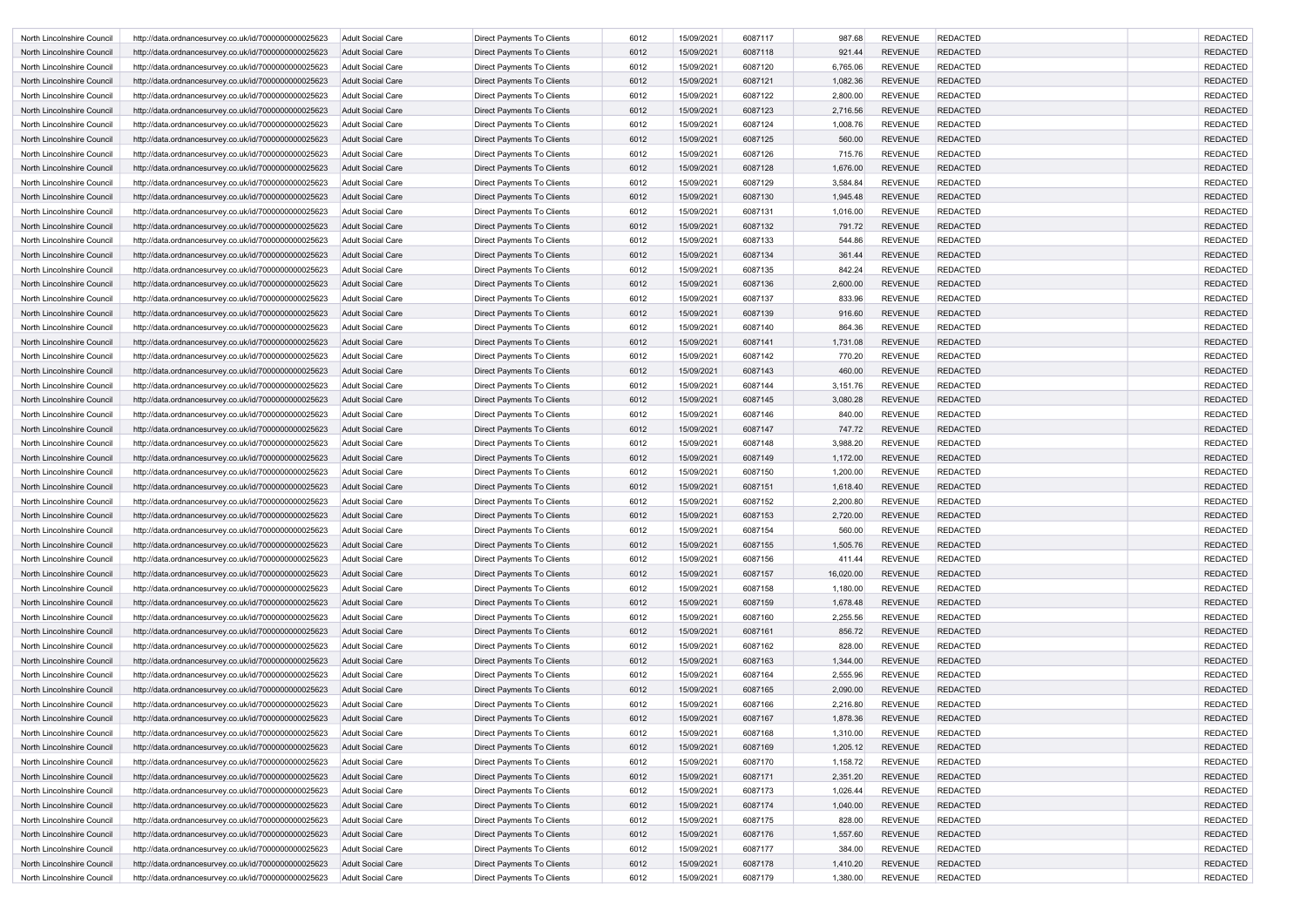| North Lincolnshire Council | http://data.ordnancesurvey.co.uk/id/7000000000025623 | Adult Social Care | Direct Payments To Clients | 6012 | 15/09/2021 | 6087117 | 987.68 | REVENUE | REDACTED | | REDACTED |
|---|---|---|---|---|---|---|---|---|---|---|---|
| North Lincolnshire Council | http://data.ordnancesurvey.co.uk/id/7000000000025623 | Adult Social Care | Direct Payments To Clients | 6012 | 15/09/2021 | 6087118 | 921.44 | REVENUE | REDACTED | | REDACTED |
| North Lincolnshire Council | http://data.ordnancesurvey.co.uk/id/7000000000025623 | Adult Social Care | Direct Payments To Clients | 6012 | 15/09/2021 | 6087120 | 6,765.06 | REVENUE | REDACTED | | REDACTED |
| North Lincolnshire Council | http://data.ordnancesurvey.co.uk/id/7000000000025623 | Adult Social Care | Direct Payments To Clients | 6012 | 15/09/2021 | 6087121 | 1,082.36 | REVENUE | REDACTED | | REDACTED |
| North Lincolnshire Council | http://data.ordnancesurvey.co.uk/id/7000000000025623 | Adult Social Care | Direct Payments To Clients | 6012 | 15/09/2021 | 6087122 | 2,800.00 | REVENUE | REDACTED | | REDACTED |
| North Lincolnshire Council | http://data.ordnancesurvey.co.uk/id/7000000000025623 | Adult Social Care | Direct Payments To Clients | 6012 | 15/09/2021 | 6087123 | 2,716.56 | REVENUE | REDACTED | | REDACTED |
| North Lincolnshire Council | http://data.ordnancesurvey.co.uk/id/7000000000025623 | Adult Social Care | Direct Payments To Clients | 6012 | 15/09/2021 | 6087124 | 1,008.76 | REVENUE | REDACTED | | REDACTED |
| North Lincolnshire Council | http://data.ordnancesurvey.co.uk/id/7000000000025623 | Adult Social Care | Direct Payments To Clients | 6012 | 15/09/2021 | 6087125 | 560.00 | REVENUE | REDACTED | | REDACTED |
| North Lincolnshire Council | http://data.ordnancesurvey.co.uk/id/7000000000025623 | Adult Social Care | Direct Payments To Clients | 6012 | 15/09/2021 | 6087126 | 715.76 | REVENUE | REDACTED | | REDACTED |
| North Lincolnshire Council | http://data.ordnancesurvey.co.uk/id/7000000000025623 | Adult Social Care | Direct Payments To Clients | 6012 | 15/09/2021 | 6087128 | 1,676.00 | REVENUE | REDACTED | | REDACTED |
| North Lincolnshire Council | http://data.ordnancesurvey.co.uk/id/7000000000025623 | Adult Social Care | Direct Payments To Clients | 6012 | 15/09/2021 | 6087129 | 3,584.84 | REVENUE | REDACTED | | REDACTED |
| North Lincolnshire Council | http://data.ordnancesurvey.co.uk/id/7000000000025623 | Adult Social Care | Direct Payments To Clients | 6012 | 15/09/2021 | 6087130 | 1,945.48 | REVENUE | REDACTED | | REDACTED |
| North Lincolnshire Council | http://data.ordnancesurvey.co.uk/id/7000000000025623 | Adult Social Care | Direct Payments To Clients | 6012 | 15/09/2021 | 6087131 | 1,016.00 | REVENUE | REDACTED | | REDACTED |
| North Lincolnshire Council | http://data.ordnancesurvey.co.uk/id/7000000000025623 | Adult Social Care | Direct Payments To Clients | 6012 | 15/09/2021 | 6087132 | 791.72 | REVENUE | REDACTED | | REDACTED |
| North Lincolnshire Council | http://data.ordnancesurvey.co.uk/id/7000000000025623 | Adult Social Care | Direct Payments To Clients | 6012 | 15/09/2021 | 6087133 | 544.86 | REVENUE | REDACTED | | REDACTED |
| North Lincolnshire Council | http://data.ordnancesurvey.co.uk/id/7000000000025623 | Adult Social Care | Direct Payments To Clients | 6012 | 15/09/2021 | 6087134 | 361.44 | REVENUE | REDACTED | | REDACTED |
| North Lincolnshire Council | http://data.ordnancesurvey.co.uk/id/7000000000025623 | Adult Social Care | Direct Payments To Clients | 6012 | 15/09/2021 | 6087135 | 842.24 | REVENUE | REDACTED | | REDACTED |
| North Lincolnshire Council | http://data.ordnancesurvey.co.uk/id/7000000000025623 | Adult Social Care | Direct Payments To Clients | 6012 | 15/09/2021 | 6087136 | 2,600.00 | REVENUE | REDACTED | | REDACTED |
| North Lincolnshire Council | http://data.ordnancesurvey.co.uk/id/7000000000025623 | Adult Social Care | Direct Payments To Clients | 6012 | 15/09/2021 | 6087137 | 833.96 | REVENUE | REDACTED | | REDACTED |
| North Lincolnshire Council | http://data.ordnancesurvey.co.uk/id/7000000000025623 | Adult Social Care | Direct Payments To Clients | 6012 | 15/09/2021 | 6087139 | 916.60 | REVENUE | REDACTED | | REDACTED |
| North Lincolnshire Council | http://data.ordnancesurvey.co.uk/id/7000000000025623 | Adult Social Care | Direct Payments To Clients | 6012 | 15/09/2021 | 6087140 | 864.36 | REVENUE | REDACTED | | REDACTED |
| North Lincolnshire Council | http://data.ordnancesurvey.co.uk/id/7000000000025623 | Adult Social Care | Direct Payments To Clients | 6012 | 15/09/2021 | 6087141 | 1,731.08 | REVENUE | REDACTED | | REDACTED |
| North Lincolnshire Council | http://data.ordnancesurvey.co.uk/id/7000000000025623 | Adult Social Care | Direct Payments To Clients | 6012 | 15/09/2021 | 6087142 | 770.20 | REVENUE | REDACTED | | REDACTED |
| North Lincolnshire Council | http://data.ordnancesurvey.co.uk/id/7000000000025623 | Adult Social Care | Direct Payments To Clients | 6012 | 15/09/2021 | 6087143 | 460.00 | REVENUE | REDACTED | | REDACTED |
| North Lincolnshire Council | http://data.ordnancesurvey.co.uk/id/7000000000025623 | Adult Social Care | Direct Payments To Clients | 6012 | 15/09/2021 | 6087144 | 3,151.76 | REVENUE | REDACTED | | REDACTED |
| North Lincolnshire Council | http://data.ordnancesurvey.co.uk/id/7000000000025623 | Adult Social Care | Direct Payments To Clients | 6012 | 15/09/2021 | 6087145 | 3,080.28 | REVENUE | REDACTED | | REDACTED |
| North Lincolnshire Council | http://data.ordnancesurvey.co.uk/id/7000000000025623 | Adult Social Care | Direct Payments To Clients | 6012 | 15/09/2021 | 6087146 | 840.00 | REVENUE | REDACTED | | REDACTED |
| North Lincolnshire Council | http://data.ordnancesurvey.co.uk/id/7000000000025623 | Adult Social Care | Direct Payments To Clients | 6012 | 15/09/2021 | 6087147 | 747.72 | REVENUE | REDACTED | | REDACTED |
| North Lincolnshire Council | http://data.ordnancesurvey.co.uk/id/7000000000025623 | Adult Social Care | Direct Payments To Clients | 6012 | 15/09/2021 | 6087148 | 3,988.20 | REVENUE | REDACTED | | REDACTED |
| North Lincolnshire Council | http://data.ordnancesurvey.co.uk/id/7000000000025623 | Adult Social Care | Direct Payments To Clients | 6012 | 15/09/2021 | 6087149 | 1,172.00 | REVENUE | REDACTED | | REDACTED |
| North Lincolnshire Council | http://data.ordnancesurvey.co.uk/id/7000000000025623 | Adult Social Care | Direct Payments To Clients | 6012 | 15/09/2021 | 6087150 | 1,200.00 | REVENUE | REDACTED | | REDACTED |
| North Lincolnshire Council | http://data.ordnancesurvey.co.uk/id/7000000000025623 | Adult Social Care | Direct Payments To Clients | 6012 | 15/09/2021 | 6087151 | 1,618.40 | REVENUE | REDACTED | | REDACTED |
| North Lincolnshire Council | http://data.ordnancesurvey.co.uk/id/7000000000025623 | Adult Social Care | Direct Payments To Clients | 6012 | 15/09/2021 | 6087152 | 2,200.80 | REVENUE | REDACTED | | REDACTED |
| North Lincolnshire Council | http://data.ordnancesurvey.co.uk/id/7000000000025623 | Adult Social Care | Direct Payments To Clients | 6012 | 15/09/2021 | 6087153 | 2,720.00 | REVENUE | REDACTED | | REDACTED |
| North Lincolnshire Council | http://data.ordnancesurvey.co.uk/id/7000000000025623 | Adult Social Care | Direct Payments To Clients | 6012 | 15/09/2021 | 6087154 | 560.00 | REVENUE | REDACTED | | REDACTED |
| North Lincolnshire Council | http://data.ordnancesurvey.co.uk/id/7000000000025623 | Adult Social Care | Direct Payments To Clients | 6012 | 15/09/2021 | 6087155 | 1,505.76 | REVENUE | REDACTED | | REDACTED |
| North Lincolnshire Council | http://data.ordnancesurvey.co.uk/id/7000000000025623 | Adult Social Care | Direct Payments To Clients | 6012 | 15/09/2021 | 6087156 | 411.44 | REVENUE | REDACTED | | REDACTED |
| North Lincolnshire Council | http://data.ordnancesurvey.co.uk/id/7000000000025623 | Adult Social Care | Direct Payments To Clients | 6012 | 15/09/2021 | 6087157 | 16,020.00 | REVENUE | REDACTED | | REDACTED |
| North Lincolnshire Council | http://data.ordnancesurvey.co.uk/id/7000000000025623 | Adult Social Care | Direct Payments To Clients | 6012 | 15/09/2021 | 6087158 | 1,180.00 | REVENUE | REDACTED | | REDACTED |
| North Lincolnshire Council | http://data.ordnancesurvey.co.uk/id/7000000000025623 | Adult Social Care | Direct Payments To Clients | 6012 | 15/09/2021 | 6087159 | 1,678.48 | REVENUE | REDACTED | | REDACTED |
| North Lincolnshire Council | http://data.ordnancesurvey.co.uk/id/7000000000025623 | Adult Social Care | Direct Payments To Clients | 6012 | 15/09/2021 | 6087160 | 2,255.56 | REVENUE | REDACTED | | REDACTED |
| North Lincolnshire Council | http://data.ordnancesurvey.co.uk/id/7000000000025623 | Adult Social Care | Direct Payments To Clients | 6012 | 15/09/2021 | 6087161 | 856.72 | REVENUE | REDACTED | | REDACTED |
| North Lincolnshire Council | http://data.ordnancesurvey.co.uk/id/7000000000025623 | Adult Social Care | Direct Payments To Clients | 6012 | 15/09/2021 | 6087162 | 828.00 | REVENUE | REDACTED | | REDACTED |
| North Lincolnshire Council | http://data.ordnancesurvey.co.uk/id/7000000000025623 | Adult Social Care | Direct Payments To Clients | 6012 | 15/09/2021 | 6087163 | 1,344.00 | REVENUE | REDACTED | | REDACTED |
| North Lincolnshire Council | http://data.ordnancesurvey.co.uk/id/7000000000025623 | Adult Social Care | Direct Payments To Clients | 6012 | 15/09/2021 | 6087164 | 2,555.96 | REVENUE | REDACTED | | REDACTED |
| North Lincolnshire Council | http://data.ordnancesurvey.co.uk/id/7000000000025623 | Adult Social Care | Direct Payments To Clients | 6012 | 15/09/2021 | 6087165 | 2,090.00 | REVENUE | REDACTED | | REDACTED |
| North Lincolnshire Council | http://data.ordnancesurvey.co.uk/id/7000000000025623 | Adult Social Care | Direct Payments To Clients | 6012 | 15/09/2021 | 6087166 | 2,216.80 | REVENUE | REDACTED | | REDACTED |
| North Lincolnshire Council | http://data.ordnancesurvey.co.uk/id/7000000000025623 | Adult Social Care | Direct Payments To Clients | 6012 | 15/09/2021 | 6087167 | 1,878.36 | REVENUE | REDACTED | | REDACTED |
| North Lincolnshire Council | http://data.ordnancesurvey.co.uk/id/7000000000025623 | Adult Social Care | Direct Payments To Clients | 6012 | 15/09/2021 | 6087168 | 1,310.00 | REVENUE | REDACTED | | REDACTED |
| North Lincolnshire Council | http://data.ordnancesurvey.co.uk/id/7000000000025623 | Adult Social Care | Direct Payments To Clients | 6012 | 15/09/2021 | 6087169 | 1,205.12 | REVENUE | REDACTED | | REDACTED |
| North Lincolnshire Council | http://data.ordnancesurvey.co.uk/id/7000000000025623 | Adult Social Care | Direct Payments To Clients | 6012 | 15/09/2021 | 6087170 | 1,158.72 | REVENUE | REDACTED | | REDACTED |
| North Lincolnshire Council | http://data.ordnancesurvey.co.uk/id/7000000000025623 | Adult Social Care | Direct Payments To Clients | 6012 | 15/09/2021 | 6087171 | 2,351.20 | REVENUE | REDACTED | | REDACTED |
| North Lincolnshire Council | http://data.ordnancesurvey.co.uk/id/7000000000025623 | Adult Social Care | Direct Payments To Clients | 6012 | 15/09/2021 | 6087173 | 1,026.44 | REVENUE | REDACTED | | REDACTED |
| North Lincolnshire Council | http://data.ordnancesurvey.co.uk/id/7000000000025623 | Adult Social Care | Direct Payments To Clients | 6012 | 15/09/2021 | 6087174 | 1,040.00 | REVENUE | REDACTED | | REDACTED |
| North Lincolnshire Council | http://data.ordnancesurvey.co.uk/id/7000000000025623 | Adult Social Care | Direct Payments To Clients | 6012 | 15/09/2021 | 6087175 | 828.00 | REVENUE | REDACTED | | REDACTED |
| North Lincolnshire Council | http://data.ordnancesurvey.co.uk/id/7000000000025623 | Adult Social Care | Direct Payments To Clients | 6012 | 15/09/2021 | 6087176 | 1,557.60 | REVENUE | REDACTED | | REDACTED |
| North Lincolnshire Council | http://data.ordnancesurvey.co.uk/id/7000000000025623 | Adult Social Care | Direct Payments To Clients | 6012 | 15/09/2021 | 6087177 | 384.00 | REVENUE | REDACTED | | REDACTED |
| North Lincolnshire Council | http://data.ordnancesurvey.co.uk/id/7000000000025623 | Adult Social Care | Direct Payments To Clients | 6012 | 15/09/2021 | 6087178 | 1,410.20 | REVENUE | REDACTED | | REDACTED |
| North Lincolnshire Council | http://data.ordnancesurvey.co.uk/id/7000000000025623 | Adult Social Care | Direct Payments To Clients | 6012 | 15/09/2021 | 6087179 | 1,380.00 | REVENUE | REDACTED | | REDACTED |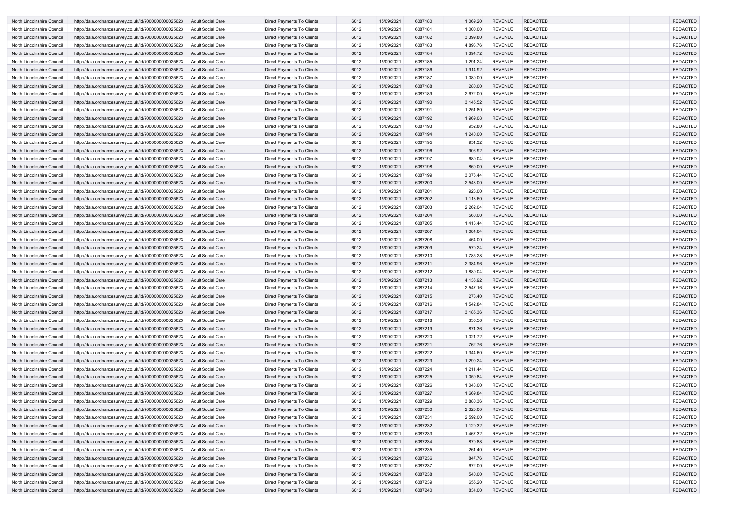| North Lincolnshire Council | http://data.ordnancesurvey.co.uk/id/7000000000025623 | Adult Social Care | Direct Payments To Clients | 6012 | 15/09/2021 | 6087180 | 1,069.20 | REVENUE | REDACTED | | REDACTED |
|---|---|---|---|---|---|---|---|---|---|---|---|
| North Lincolnshire Council | http://data.ordnancesurvey.co.uk/id/7000000000025623 | Adult Social Care | Direct Payments To Clients | 6012 | 15/09/2021 | 6087181 | 1,000.00 | REVENUE | REDACTED | | REDACTED |
| North Lincolnshire Council | http://data.ordnancesurvey.co.uk/id/7000000000025623 | Adult Social Care | Direct Payments To Clients | 6012 | 15/09/2021 | 6087182 | 3,399.80 | REVENUE | REDACTED | | REDACTED |
| North Lincolnshire Council | http://data.ordnancesurvey.co.uk/id/7000000000025623 | Adult Social Care | Direct Payments To Clients | 6012 | 15/09/2021 | 6087183 | 4,893.76 | REVENUE | REDACTED | | REDACTED |
| North Lincolnshire Council | http://data.ordnancesurvey.co.uk/id/7000000000025623 | Adult Social Care | Direct Payments To Clients | 6012 | 15/09/2021 | 6087184 | 1,394.72 | REVENUE | REDACTED | | REDACTED |
| North Lincolnshire Council | http://data.ordnancesurvey.co.uk/id/7000000000025623 | Adult Social Care | Direct Payments To Clients | 6012 | 15/09/2021 | 6087185 | 1,291.24 | REVENUE | REDACTED | | REDACTED |
| North Lincolnshire Council | http://data.ordnancesurvey.co.uk/id/7000000000025623 | Adult Social Care | Direct Payments To Clients | 6012 | 15/09/2021 | 6087186 | 1,914.92 | REVENUE | REDACTED | | REDACTED |
| North Lincolnshire Council | http://data.ordnancesurvey.co.uk/id/7000000000025623 | Adult Social Care | Direct Payments To Clients | 6012 | 15/09/2021 | 6087187 | 1,080.00 | REVENUE | REDACTED | | REDACTED |
| North Lincolnshire Council | http://data.ordnancesurvey.co.uk/id/7000000000025623 | Adult Social Care | Direct Payments To Clients | 6012 | 15/09/2021 | 6087188 | 280.00 | REVENUE | REDACTED | | REDACTED |
| North Lincolnshire Council | http://data.ordnancesurvey.co.uk/id/7000000000025623 | Adult Social Care | Direct Payments To Clients | 6012 | 15/09/2021 | 6087189 | 2,672.00 | REVENUE | REDACTED | | REDACTED |
| North Lincolnshire Council | http://data.ordnancesurvey.co.uk/id/7000000000025623 | Adult Social Care | Direct Payments To Clients | 6012 | 15/09/2021 | 6087190 | 3,145.52 | REVENUE | REDACTED | | REDACTED |
| North Lincolnshire Council | http://data.ordnancesurvey.co.uk/id/7000000000025623 | Adult Social Care | Direct Payments To Clients | 6012 | 15/09/2021 | 6087191 | 1,251.80 | REVENUE | REDACTED | | REDACTED |
| North Lincolnshire Council | http://data.ordnancesurvey.co.uk/id/7000000000025623 | Adult Social Care | Direct Payments To Clients | 6012 | 15/09/2021 | 6087192 | 1,969.08 | REVENUE | REDACTED | | REDACTED |
| North Lincolnshire Council | http://data.ordnancesurvey.co.uk/id/7000000000025623 | Adult Social Care | Direct Payments To Clients | 6012 | 15/09/2021 | 6087193 | 952.80 | REVENUE | REDACTED | | REDACTED |
| North Lincolnshire Council | http://data.ordnancesurvey.co.uk/id/7000000000025623 | Adult Social Care | Direct Payments To Clients | 6012 | 15/09/2021 | 6087194 | 1,240.00 | REVENUE | REDACTED | | REDACTED |
| North Lincolnshire Council | http://data.ordnancesurvey.co.uk/id/7000000000025623 | Adult Social Care | Direct Payments To Clients | 6012 | 15/09/2021 | 6087195 | 951.32 | REVENUE | REDACTED | | REDACTED |
| North Lincolnshire Council | http://data.ordnancesurvey.co.uk/id/7000000000025623 | Adult Social Care | Direct Payments To Clients | 6012 | 15/09/2021 | 6087196 | 906.92 | REVENUE | REDACTED | | REDACTED |
| North Lincolnshire Council | http://data.ordnancesurvey.co.uk/id/7000000000025623 | Adult Social Care | Direct Payments To Clients | 6012 | 15/09/2021 | 6087197 | 689.04 | REVENUE | REDACTED | | REDACTED |
| North Lincolnshire Council | http://data.ordnancesurvey.co.uk/id/7000000000025623 | Adult Social Care | Direct Payments To Clients | 6012 | 15/09/2021 | 6087198 | 860.00 | REVENUE | REDACTED | | REDACTED |
| North Lincolnshire Council | http://data.ordnancesurvey.co.uk/id/7000000000025623 | Adult Social Care | Direct Payments To Clients | 6012 | 15/09/2021 | 6087199 | 3,076.44 | REVENUE | REDACTED | | REDACTED |
| North Lincolnshire Council | http://data.ordnancesurvey.co.uk/id/7000000000025623 | Adult Social Care | Direct Payments To Clients | 6012 | 15/09/2021 | 6087200 | 2,548.00 | REVENUE | REDACTED | | REDACTED |
| North Lincolnshire Council | http://data.ordnancesurvey.co.uk/id/7000000000025623 | Adult Social Care | Direct Payments To Clients | 6012 | 15/09/2021 | 6087201 | 928.00 | REVENUE | REDACTED | | REDACTED |
| North Lincolnshire Council | http://data.ordnancesurvey.co.uk/id/7000000000025623 | Adult Social Care | Direct Payments To Clients | 6012 | 15/09/2021 | 6087202 | 1,113.60 | REVENUE | REDACTED | | REDACTED |
| North Lincolnshire Council | http://data.ordnancesurvey.co.uk/id/7000000000025623 | Adult Social Care | Direct Payments To Clients | 6012 | 15/09/2021 | 6087203 | 2,262.04 | REVENUE | REDACTED | | REDACTED |
| North Lincolnshire Council | http://data.ordnancesurvey.co.uk/id/7000000000025623 | Adult Social Care | Direct Payments To Clients | 6012 | 15/09/2021 | 6087204 | 560.00 | REVENUE | REDACTED | | REDACTED |
| North Lincolnshire Council | http://data.ordnancesurvey.co.uk/id/7000000000025623 | Adult Social Care | Direct Payments To Clients | 6012 | 15/09/2021 | 6087205 | 1,413.44 | REVENUE | REDACTED | | REDACTED |
| North Lincolnshire Council | http://data.ordnancesurvey.co.uk/id/7000000000025623 | Adult Social Care | Direct Payments To Clients | 6012 | 15/09/2021 | 6087207 | 1,084.64 | REVENUE | REDACTED | | REDACTED |
| North Lincolnshire Council | http://data.ordnancesurvey.co.uk/id/7000000000025623 | Adult Social Care | Direct Payments To Clients | 6012 | 15/09/2021 | 6087208 | 464.00 | REVENUE | REDACTED | | REDACTED |
| North Lincolnshire Council | http://data.ordnancesurvey.co.uk/id/7000000000025623 | Adult Social Care | Direct Payments To Clients | 6012 | 15/09/2021 | 6087209 | 570.24 | REVENUE | REDACTED | | REDACTED |
| North Lincolnshire Council | http://data.ordnancesurvey.co.uk/id/7000000000025623 | Adult Social Care | Direct Payments To Clients | 6012 | 15/09/2021 | 6087210 | 1,785.28 | REVENUE | REDACTED | | REDACTED |
| North Lincolnshire Council | http://data.ordnancesurvey.co.uk/id/7000000000025623 | Adult Social Care | Direct Payments To Clients | 6012 | 15/09/2021 | 6087211 | 2,384.96 | REVENUE | REDACTED | | REDACTED |
| North Lincolnshire Council | http://data.ordnancesurvey.co.uk/id/7000000000025623 | Adult Social Care | Direct Payments To Clients | 6012 | 15/09/2021 | 6087212 | 1,889.04 | REVENUE | REDACTED | | REDACTED |
| North Lincolnshire Council | http://data.ordnancesurvey.co.uk/id/7000000000025623 | Adult Social Care | Direct Payments To Clients | 6012 | 15/09/2021 | 6087213 | 4,136.92 | REVENUE | REDACTED | | REDACTED |
| North Lincolnshire Council | http://data.ordnancesurvey.co.uk/id/7000000000025623 | Adult Social Care | Direct Payments To Clients | 6012 | 15/09/2021 | 6087214 | 2,547.16 | REVENUE | REDACTED | | REDACTED |
| North Lincolnshire Council | http://data.ordnancesurvey.co.uk/id/7000000000025623 | Adult Social Care | Direct Payments To Clients | 6012 | 15/09/2021 | 6087215 | 278.40 | REVENUE | REDACTED | | REDACTED |
| North Lincolnshire Council | http://data.ordnancesurvey.co.uk/id/7000000000025623 | Adult Social Care | Direct Payments To Clients | 6012 | 15/09/2021 | 6087216 | 1,542.84 | REVENUE | REDACTED | | REDACTED |
| North Lincolnshire Council | http://data.ordnancesurvey.co.uk/id/7000000000025623 | Adult Social Care | Direct Payments To Clients | 6012 | 15/09/2021 | 6087217 | 3,185.36 | REVENUE | REDACTED | | REDACTED |
| North Lincolnshire Council | http://data.ordnancesurvey.co.uk/id/7000000000025623 | Adult Social Care | Direct Payments To Clients | 6012 | 15/09/2021 | 6087218 | 335.56 | REVENUE | REDACTED | | REDACTED |
| North Lincolnshire Council | http://data.ordnancesurvey.co.uk/id/7000000000025623 | Adult Social Care | Direct Payments To Clients | 6012 | 15/09/2021 | 6087219 | 871.36 | REVENUE | REDACTED | | REDACTED |
| North Lincolnshire Council | http://data.ordnancesurvey.co.uk/id/7000000000025623 | Adult Social Care | Direct Payments To Clients | 6012 | 15/09/2021 | 6087220 | 1,021.72 | REVENUE | REDACTED | | REDACTED |
| North Lincolnshire Council | http://data.ordnancesurvey.co.uk/id/7000000000025623 | Adult Social Care | Direct Payments To Clients | 6012 | 15/09/2021 | 6087221 | 762.76 | REVENUE | REDACTED | | REDACTED |
| North Lincolnshire Council | http://data.ordnancesurvey.co.uk/id/7000000000025623 | Adult Social Care | Direct Payments To Clients | 6012 | 15/09/2021 | 6087222 | 1,344.60 | REVENUE | REDACTED | | REDACTED |
| North Lincolnshire Council | http://data.ordnancesurvey.co.uk/id/7000000000025623 | Adult Social Care | Direct Payments To Clients | 6012 | 15/09/2021 | 6087223 | 1,290.24 | REVENUE | REDACTED | | REDACTED |
| North Lincolnshire Council | http://data.ordnancesurvey.co.uk/id/7000000000025623 | Adult Social Care | Direct Payments To Clients | 6012 | 15/09/2021 | 6087224 | 1,211.44 | REVENUE | REDACTED | | REDACTED |
| North Lincolnshire Council | http://data.ordnancesurvey.co.uk/id/7000000000025623 | Adult Social Care | Direct Payments To Clients | 6012 | 15/09/2021 | 6087225 | 1,059.84 | REVENUE | REDACTED | | REDACTED |
| North Lincolnshire Council | http://data.ordnancesurvey.co.uk/id/7000000000025623 | Adult Social Care | Direct Payments To Clients | 6012 | 15/09/2021 | 6087226 | 1,048.00 | REVENUE | REDACTED | | REDACTED |
| North Lincolnshire Council | http://data.ordnancesurvey.co.uk/id/7000000000025623 | Adult Social Care | Direct Payments To Clients | 6012 | 15/09/2021 | 6087227 | 1,669.84 | REVENUE | REDACTED | | REDACTED |
| North Lincolnshire Council | http://data.ordnancesurvey.co.uk/id/7000000000025623 | Adult Social Care | Direct Payments To Clients | 6012 | 15/09/2021 | 6087229 | 3,880.36 | REVENUE | REDACTED | | REDACTED |
| North Lincolnshire Council | http://data.ordnancesurvey.co.uk/id/7000000000025623 | Adult Social Care | Direct Payments To Clients | 6012 | 15/09/2021 | 6087230 | 2,320.00 | REVENUE | REDACTED | | REDACTED |
| North Lincolnshire Council | http://data.ordnancesurvey.co.uk/id/7000000000025623 | Adult Social Care | Direct Payments To Clients | 6012 | 15/09/2021 | 6087231 | 2,592.00 | REVENUE | REDACTED | | REDACTED |
| North Lincolnshire Council | http://data.ordnancesurvey.co.uk/id/7000000000025623 | Adult Social Care | Direct Payments To Clients | 6012 | 15/09/2021 | 6087232 | 1,120.32 | REVENUE | REDACTED | | REDACTED |
| North Lincolnshire Council | http://data.ordnancesurvey.co.uk/id/7000000000025623 | Adult Social Care | Direct Payments To Clients | 6012 | 15/09/2021 | 6087233 | 1,467.32 | REVENUE | REDACTED | | REDACTED |
| North Lincolnshire Council | http://data.ordnancesurvey.co.uk/id/7000000000025623 | Adult Social Care | Direct Payments To Clients | 6012 | 15/09/2021 | 6087234 | 870.88 | REVENUE | REDACTED | | REDACTED |
| North Lincolnshire Council | http://data.ordnancesurvey.co.uk/id/7000000000025623 | Adult Social Care | Direct Payments To Clients | 6012 | 15/09/2021 | 6087235 | 261.40 | REVENUE | REDACTED | | REDACTED |
| North Lincolnshire Council | http://data.ordnancesurvey.co.uk/id/7000000000025623 | Adult Social Care | Direct Payments To Clients | 6012 | 15/09/2021 | 6087236 | 847.76 | REVENUE | REDACTED | | REDACTED |
| North Lincolnshire Council | http://data.ordnancesurvey.co.uk/id/7000000000025623 | Adult Social Care | Direct Payments To Clients | 6012 | 15/09/2021 | 6087237 | 672.00 | REVENUE | REDACTED | | REDACTED |
| North Lincolnshire Council | http://data.ordnancesurvey.co.uk/id/7000000000025623 | Adult Social Care | Direct Payments To Clients | 6012 | 15/09/2021 | 6087238 | 540.00 | REVENUE | REDACTED | | REDACTED |
| North Lincolnshire Council | http://data.ordnancesurvey.co.uk/id/7000000000025623 | Adult Social Care | Direct Payments To Clients | 6012 | 15/09/2021 | 6087239 | 655.20 | REVENUE | REDACTED | | REDACTED |
| North Lincolnshire Council | http://data.ordnancesurvey.co.uk/id/7000000000025623 | Adult Social Care | Direct Payments To Clients | 6012 | 15/09/2021 | 6087240 | 834.00 | REVENUE | REDACTED | | REDACTED |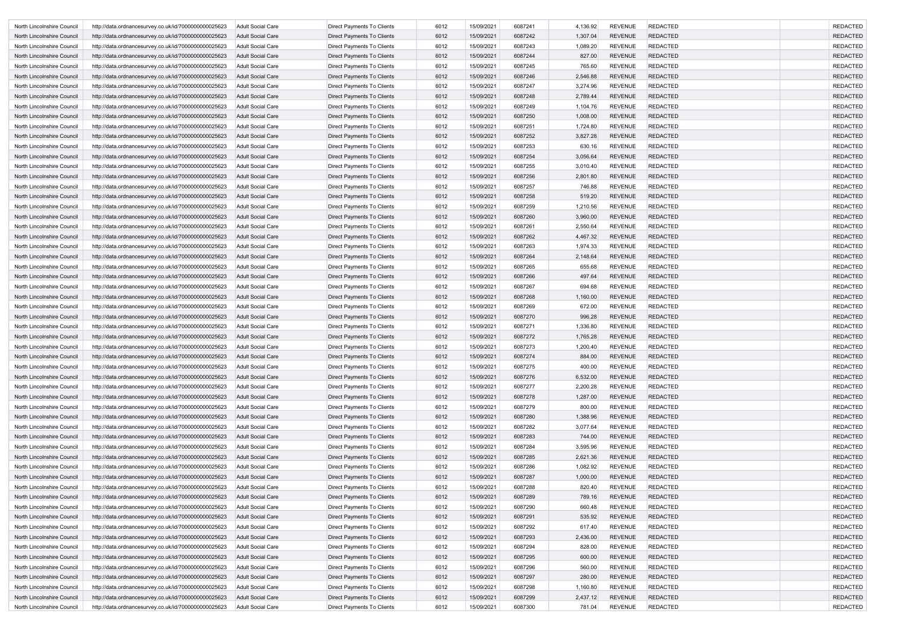| | | | | | | | | | | | |
|---|---|---|---|---|---|---|---|---|---|---|---|
| North Lincolnshire Council | http://data.ordnancesurvey.co.uk/id/7000000000025623 | Adult Social Care | Direct Payments To Clients | 6012 | 15/09/2021 | 6087241 | 4,136.92 | REVENUE | REDACTED | | REDACTED |
| North Lincolnshire Council | http://data.ordnancesurvey.co.uk/id/7000000000025623 | Adult Social Care | Direct Payments To Clients | 6012 | 15/09/2021 | 6087242 | 1,307.04 | REVENUE | REDACTED | | REDACTED |
| North Lincolnshire Council | http://data.ordnancesurvey.co.uk/id/7000000000025623 | Adult Social Care | Direct Payments To Clients | 6012 | 15/09/2021 | 6087243 | 1,089.20 | REVENUE | REDACTED | | REDACTED |
| North Lincolnshire Council | http://data.ordnancesurvey.co.uk/id/7000000000025623 | Adult Social Care | Direct Payments To Clients | 6012 | 15/09/2021 | 6087244 | 827.00 | REVENUE | REDACTED | | REDACTED |
| North Lincolnshire Council | http://data.ordnancesurvey.co.uk/id/7000000000025623 | Adult Social Care | Direct Payments To Clients | 6012 | 15/09/2021 | 6087245 | 765.60 | REVENUE | REDACTED | | REDACTED |
| North Lincolnshire Council | http://data.ordnancesurvey.co.uk/id/7000000000025623 | Adult Social Care | Direct Payments To Clients | 6012 | 15/09/2021 | 6087246 | 2,546.88 | REVENUE | REDACTED | | REDACTED |
| North Lincolnshire Council | http://data.ordnancesurvey.co.uk/id/7000000000025623 | Adult Social Care | Direct Payments To Clients | 6012 | 15/09/2021 | 6087247 | 3,274.96 | REVENUE | REDACTED | | REDACTED |
| North Lincolnshire Council | http://data.ordnancesurvey.co.uk/id/7000000000025623 | Adult Social Care | Direct Payments To Clients | 6012 | 15/09/2021 | 6087248 | 2,789.44 | REVENUE | REDACTED | | REDACTED |
| North Lincolnshire Council | http://data.ordnancesurvey.co.uk/id/7000000000025623 | Adult Social Care | Direct Payments To Clients | 6012 | 15/09/2021 | 6087249 | 1,104.76 | REVENUE | REDACTED | | REDACTED |
| North Lincolnshire Council | http://data.ordnancesurvey.co.uk/id/7000000000025623 | Adult Social Care | Direct Payments To Clients | 6012 | 15/09/2021 | 6087250 | 1,008.00 | REVENUE | REDACTED | | REDACTED |
| North Lincolnshire Council | http://data.ordnancesurvey.co.uk/id/7000000000025623 | Adult Social Care | Direct Payments To Clients | 6012 | 15/09/2021 | 6087251 | 1,724.80 | REVENUE | REDACTED | | REDACTED |
| North Lincolnshire Council | http://data.ordnancesurvey.co.uk/id/7000000000025623 | Adult Social Care | Direct Payments To Clients | 6012 | 15/09/2021 | 6087252 | 3,827.28 | REVENUE | REDACTED | | REDACTED |
| North Lincolnshire Council | http://data.ordnancesurvey.co.uk/id/7000000000025623 | Adult Social Care | Direct Payments To Clients | 6012 | 15/09/2021 | 6087253 | 630.16 | REVENUE | REDACTED | | REDACTED |
| North Lincolnshire Council | http://data.ordnancesurvey.co.uk/id/7000000000025623 | Adult Social Care | Direct Payments To Clients | 6012 | 15/09/2021 | 6087254 | 3,056.64 | REVENUE | REDACTED | | REDACTED |
| North Lincolnshire Council | http://data.ordnancesurvey.co.uk/id/7000000000025623 | Adult Social Care | Direct Payments To Clients | 6012 | 15/09/2021 | 6087255 | 3,010.40 | REVENUE | REDACTED | | REDACTED |
| North Lincolnshire Council | http://data.ordnancesurvey.co.uk/id/7000000000025623 | Adult Social Care | Direct Payments To Clients | 6012 | 15/09/2021 | 6087256 | 2,801.80 | REVENUE | REDACTED | | REDACTED |
| North Lincolnshire Council | http://data.ordnancesurvey.co.uk/id/7000000000025623 | Adult Social Care | Direct Payments To Clients | 6012 | 15/09/2021 | 6087257 | 746.88 | REVENUE | REDACTED | | REDACTED |
| North Lincolnshire Council | http://data.ordnancesurvey.co.uk/id/7000000000025623 | Adult Social Care | Direct Payments To Clients | 6012 | 15/09/2021 | 6087258 | 519.20 | REVENUE | REDACTED | | REDACTED |
| North Lincolnshire Council | http://data.ordnancesurvey.co.uk/id/7000000000025623 | Adult Social Care | Direct Payments To Clients | 6012 | 15/09/2021 | 6087259 | 1,210.56 | REVENUE | REDACTED | | REDACTED |
| North Lincolnshire Council | http://data.ordnancesurvey.co.uk/id/7000000000025623 | Adult Social Care | Direct Payments To Clients | 6012 | 15/09/2021 | 6087260 | 3,960.00 | REVENUE | REDACTED | | REDACTED |
| North Lincolnshire Council | http://data.ordnancesurvey.co.uk/id/7000000000025623 | Adult Social Care | Direct Payments To Clients | 6012 | 15/09/2021 | 6087261 | 2,550.64 | REVENUE | REDACTED | | REDACTED |
| North Lincolnshire Council | http://data.ordnancesurvey.co.uk/id/7000000000025623 | Adult Social Care | Direct Payments To Clients | 6012 | 15/09/2021 | 6087262 | 4,467.32 | REVENUE | REDACTED | | REDACTED |
| North Lincolnshire Council | http://data.ordnancesurvey.co.uk/id/7000000000025623 | Adult Social Care | Direct Payments To Clients | 6012 | 15/09/2021 | 6087263 | 1,974.33 | REVENUE | REDACTED | | REDACTED |
| North Lincolnshire Council | http://data.ordnancesurvey.co.uk/id/7000000000025623 | Adult Social Care | Direct Payments To Clients | 6012 | 15/09/2021 | 6087264 | 2,148.64 | REVENUE | REDACTED | | REDACTED |
| North Lincolnshire Council | http://data.ordnancesurvey.co.uk/id/7000000000025623 | Adult Social Care | Direct Payments To Clients | 6012 | 15/09/2021 | 6087265 | 655.68 | REVENUE | REDACTED | | REDACTED |
| North Lincolnshire Council | http://data.ordnancesurvey.co.uk/id/7000000000025623 | Adult Social Care | Direct Payments To Clients | 6012 | 15/09/2021 | 6087266 | 497.64 | REVENUE | REDACTED | | REDACTED |
| North Lincolnshire Council | http://data.ordnancesurvey.co.uk/id/7000000000025623 | Adult Social Care | Direct Payments To Clients | 6012 | 15/09/2021 | 6087267 | 694.68 | REVENUE | REDACTED | | REDACTED |
| North Lincolnshire Council | http://data.ordnancesurvey.co.uk/id/7000000000025623 | Adult Social Care | Direct Payments To Clients | 6012 | 15/09/2021 | 6087268 | 1,160.00 | REVENUE | REDACTED | | REDACTED |
| North Lincolnshire Council | http://data.ordnancesurvey.co.uk/id/7000000000025623 | Adult Social Care | Direct Payments To Clients | 6012 | 15/09/2021 | 6087269 | 672.00 | REVENUE | REDACTED | | REDACTED |
| North Lincolnshire Council | http://data.ordnancesurvey.co.uk/id/7000000000025623 | Adult Social Care | Direct Payments To Clients | 6012 | 15/09/2021 | 6087270 | 996.28 | REVENUE | REDACTED | | REDACTED |
| North Lincolnshire Council | http://data.ordnancesurvey.co.uk/id/7000000000025623 | Adult Social Care | Direct Payments To Clients | 6012 | 15/09/2021 | 6087271 | 1,336.80 | REVENUE | REDACTED | | REDACTED |
| North Lincolnshire Council | http://data.ordnancesurvey.co.uk/id/7000000000025623 | Adult Social Care | Direct Payments To Clients | 6012 | 15/09/2021 | 6087272 | 1,765.28 | REVENUE | REDACTED | | REDACTED |
| North Lincolnshire Council | http://data.ordnancesurvey.co.uk/id/7000000000025623 | Adult Social Care | Direct Payments To Clients | 6012 | 15/09/2021 | 6087273 | 1,200.40 | REVENUE | REDACTED | | REDACTED |
| North Lincolnshire Council | http://data.ordnancesurvey.co.uk/id/7000000000025623 | Adult Social Care | Direct Payments To Clients | 6012 | 15/09/2021 | 6087274 | 884.00 | REVENUE | REDACTED | | REDACTED |
| North Lincolnshire Council | http://data.ordnancesurvey.co.uk/id/7000000000025623 | Adult Social Care | Direct Payments To Clients | 6012 | 15/09/2021 | 6087275 | 400.00 | REVENUE | REDACTED | | REDACTED |
| North Lincolnshire Council | http://data.ordnancesurvey.co.uk/id/7000000000025623 | Adult Social Care | Direct Payments To Clients | 6012 | 15/09/2021 | 6087276 | 6,532.00 | REVENUE | REDACTED | | REDACTED |
| North Lincolnshire Council | http://data.ordnancesurvey.co.uk/id/7000000000025623 | Adult Social Care | Direct Payments To Clients | 6012 | 15/09/2021 | 6087277 | 2,200.28 | REVENUE | REDACTED | | REDACTED |
| North Lincolnshire Council | http://data.ordnancesurvey.co.uk/id/7000000000025623 | Adult Social Care | Direct Payments To Clients | 6012 | 15/09/2021 | 6087278 | 1,287.00 | REVENUE | REDACTED | | REDACTED |
| North Lincolnshire Council | http://data.ordnancesurvey.co.uk/id/7000000000025623 | Adult Social Care | Direct Payments To Clients | 6012 | 15/09/2021 | 6087279 | 800.00 | REVENUE | REDACTED | | REDACTED |
| North Lincolnshire Council | http://data.ordnancesurvey.co.uk/id/7000000000025623 | Adult Social Care | Direct Payments To Clients | 6012 | 15/09/2021 | 6087280 | 1,388.96 | REVENUE | REDACTED | | REDACTED |
| North Lincolnshire Council | http://data.ordnancesurvey.co.uk/id/7000000000025623 | Adult Social Care | Direct Payments To Clients | 6012 | 15/09/2021 | 6087282 | 3,077.64 | REVENUE | REDACTED | | REDACTED |
| North Lincolnshire Council | http://data.ordnancesurvey.co.uk/id/7000000000025623 | Adult Social Care | Direct Payments To Clients | 6012 | 15/09/2021 | 6087283 | 744.00 | REVENUE | REDACTED | | REDACTED |
| North Lincolnshire Council | http://data.ordnancesurvey.co.uk/id/7000000000025623 | Adult Social Care | Direct Payments To Clients | 6012 | 15/09/2021 | 6087284 | 3,595.96 | REVENUE | REDACTED | | REDACTED |
| North Lincolnshire Council | http://data.ordnancesurvey.co.uk/id/7000000000025623 | Adult Social Care | Direct Payments To Clients | 6012 | 15/09/2021 | 6087285 | 2,621.36 | REVENUE | REDACTED | | REDACTED |
| North Lincolnshire Council | http://data.ordnancesurvey.co.uk/id/7000000000025623 | Adult Social Care | Direct Payments To Clients | 6012 | 15/09/2021 | 6087286 | 1,082.92 | REVENUE | REDACTED | | REDACTED |
| North Lincolnshire Council | http://data.ordnancesurvey.co.uk/id/7000000000025623 | Adult Social Care | Direct Payments To Clients | 6012 | 15/09/2021 | 6087287 | 1,000.00 | REVENUE | REDACTED | | REDACTED |
| North Lincolnshire Council | http://data.ordnancesurvey.co.uk/id/7000000000025623 | Adult Social Care | Direct Payments To Clients | 6012 | 15/09/2021 | 6087288 | 820.40 | REVENUE | REDACTED | | REDACTED |
| North Lincolnshire Council | http://data.ordnancesurvey.co.uk/id/7000000000025623 | Adult Social Care | Direct Payments To Clients | 6012 | 15/09/2021 | 6087289 | 789.16 | REVENUE | REDACTED | | REDACTED |
| North Lincolnshire Council | http://data.ordnancesurvey.co.uk/id/7000000000025623 | Adult Social Care | Direct Payments To Clients | 6012 | 15/09/2021 | 6087290 | 660.48 | REVENUE | REDACTED | | REDACTED |
| North Lincolnshire Council | http://data.ordnancesurvey.co.uk/id/7000000000025623 | Adult Social Care | Direct Payments To Clients | 6012 | 15/09/2021 | 6087291 | 535.92 | REVENUE | REDACTED | | REDACTED |
| North Lincolnshire Council | http://data.ordnancesurvey.co.uk/id/7000000000025623 | Adult Social Care | Direct Payments To Clients | 6012 | 15/09/2021 | 6087292 | 617.40 | REVENUE | REDACTED | | REDACTED |
| North Lincolnshire Council | http://data.ordnancesurvey.co.uk/id/7000000000025623 | Adult Social Care | Direct Payments To Clients | 6012 | 15/09/2021 | 6087293 | 2,436.00 | REVENUE | REDACTED | | REDACTED |
| North Lincolnshire Council | http://data.ordnancesurvey.co.uk/id/7000000000025623 | Adult Social Care | Direct Payments To Clients | 6012 | 15/09/2021 | 6087294 | 828.00 | REVENUE | REDACTED | | REDACTED |
| North Lincolnshire Council | http://data.ordnancesurvey.co.uk/id/7000000000025623 | Adult Social Care | Direct Payments To Clients | 6012 | 15/09/2021 | 6087295 | 600.00 | REVENUE | REDACTED | | REDACTED |
| North Lincolnshire Council | http://data.ordnancesurvey.co.uk/id/7000000000025623 | Adult Social Care | Direct Payments To Clients | 6012 | 15/09/2021 | 6087296 | 560.00 | REVENUE | REDACTED | | REDACTED |
| North Lincolnshire Council | http://data.ordnancesurvey.co.uk/id/7000000000025623 | Adult Social Care | Direct Payments To Clients | 6012 | 15/09/2021 | 6087297 | 280.00 | REVENUE | REDACTED | | REDACTED |
| North Lincolnshire Council | http://data.ordnancesurvey.co.uk/id/7000000000025623 | Adult Social Care | Direct Payments To Clients | 6012 | 15/09/2021 | 6087298 | 1,160.80 | REVENUE | REDACTED | | REDACTED |
| North Lincolnshire Council | http://data.ordnancesurvey.co.uk/id/7000000000025623 | Adult Social Care | Direct Payments To Clients | 6012 | 15/09/2021 | 6087299 | 2,437.12 | REVENUE | REDACTED | | REDACTED |
| North Lincolnshire Council | http://data.ordnancesurvey.co.uk/id/7000000000025623 | Adult Social Care | Direct Payments To Clients | 6012 | 15/09/2021 | 6087300 | 781.04 | REVENUE | REDACTED | | REDACTED |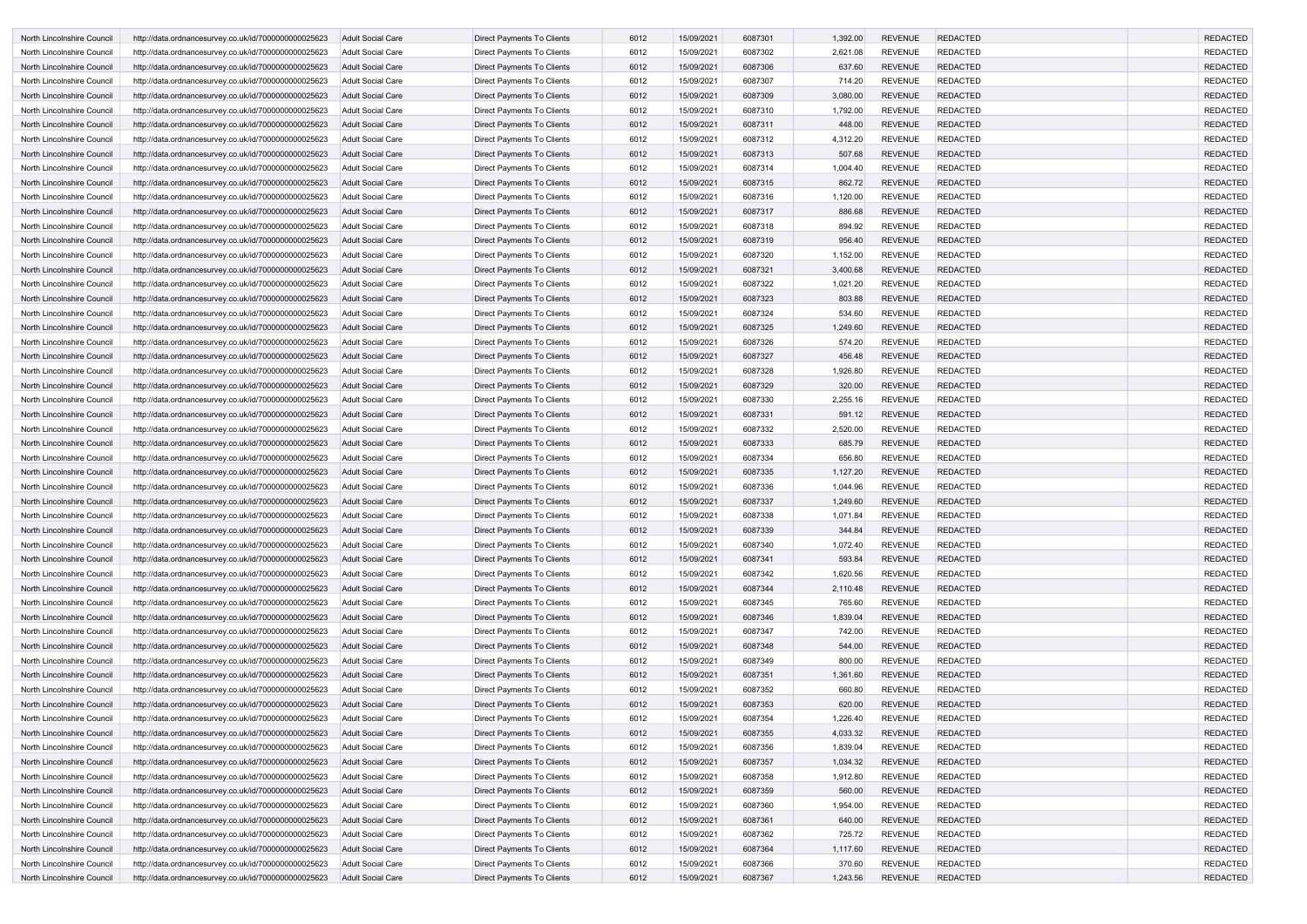| North Lincolnshire Council | http://data.ordnancesurvey.co.uk/id/7000000000025623 | Adult Social Care | Direct Payments To Clients | 6012 | 15/09/2021 | 6087301 | 1,392.00 | REVENUE | REDACTED | | REDACTED |
|---|---|---|---|---|---|---|---|---|---|---|---|
| North Lincolnshire Council | http://data.ordnancesurvey.co.uk/id/7000000000025623 | Adult Social Care | Direct Payments To Clients | 6012 | 15/09/2021 | 6087302 | 2,621.08 | REVENUE | REDACTED | | REDACTED |
| North Lincolnshire Council | http://data.ordnancesurvey.co.uk/id/7000000000025623 | Adult Social Care | Direct Payments To Clients | 6012 | 15/09/2021 | 6087306 | 637.60 | REVENUE | REDACTED | | REDACTED |
| North Lincolnshire Council | http://data.ordnancesurvey.co.uk/id/7000000000025623 | Adult Social Care | Direct Payments To Clients | 6012 | 15/09/2021 | 6087307 | 714.20 | REVENUE | REDACTED | | REDACTED |
| North Lincolnshire Council | http://data.ordnancesurvey.co.uk/id/7000000000025623 | Adult Social Care | Direct Payments To Clients | 6012 | 15/09/2021 | 6087309 | 3,080.00 | REVENUE | REDACTED | | REDACTED |
| North Lincolnshire Council | http://data.ordnancesurvey.co.uk/id/7000000000025623 | Adult Social Care | Direct Payments To Clients | 6012 | 15/09/2021 | 6087310 | 1,792.00 | REVENUE | REDACTED | | REDACTED |
| North Lincolnshire Council | http://data.ordnancesurvey.co.uk/id/7000000000025623 | Adult Social Care | Direct Payments To Clients | 6012 | 15/09/2021 | 6087311 | 448.00 | REVENUE | REDACTED | | REDACTED |
| North Lincolnshire Council | http://data.ordnancesurvey.co.uk/id/7000000000025623 | Adult Social Care | Direct Payments To Clients | 6012 | 15/09/2021 | 6087312 | 4,312.20 | REVENUE | REDACTED | | REDACTED |
| North Lincolnshire Council | http://data.ordnancesurvey.co.uk/id/7000000000025623 | Adult Social Care | Direct Payments To Clients | 6012 | 15/09/2021 | 6087313 | 507.68 | REVENUE | REDACTED | | REDACTED |
| North Lincolnshire Council | http://data.ordnancesurvey.co.uk/id/7000000000025623 | Adult Social Care | Direct Payments To Clients | 6012 | 15/09/2021 | 6087314 | 1,004.40 | REVENUE | REDACTED | | REDACTED |
| North Lincolnshire Council | http://data.ordnancesurvey.co.uk/id/7000000000025623 | Adult Social Care | Direct Payments To Clients | 6012 | 15/09/2021 | 6087315 | 862.72 | REVENUE | REDACTED | | REDACTED |
| North Lincolnshire Council | http://data.ordnancesurvey.co.uk/id/7000000000025623 | Adult Social Care | Direct Payments To Clients | 6012 | 15/09/2021 | 6087316 | 1,120.00 | REVENUE | REDACTED | | REDACTED |
| North Lincolnshire Council | http://data.ordnancesurvey.co.uk/id/7000000000025623 | Adult Social Care | Direct Payments To Clients | 6012 | 15/09/2021 | 6087317 | 886.68 | REVENUE | REDACTED | | REDACTED |
| North Lincolnshire Council | http://data.ordnancesurvey.co.uk/id/7000000000025623 | Adult Social Care | Direct Payments To Clients | 6012 | 15/09/2021 | 6087318 | 894.92 | REVENUE | REDACTED | | REDACTED |
| North Lincolnshire Council | http://data.ordnancesurvey.co.uk/id/7000000000025623 | Adult Social Care | Direct Payments To Clients | 6012 | 15/09/2021 | 6087319 | 956.40 | REVENUE | REDACTED | | REDACTED |
| North Lincolnshire Council | http://data.ordnancesurvey.co.uk/id/7000000000025623 | Adult Social Care | Direct Payments To Clients | 6012 | 15/09/2021 | 6087320 | 1,152.00 | REVENUE | REDACTED | | REDACTED |
| North Lincolnshire Council | http://data.ordnancesurvey.co.uk/id/7000000000025623 | Adult Social Care | Direct Payments To Clients | 6012 | 15/09/2021 | 6087321 | 3,400.68 | REVENUE | REDACTED | | REDACTED |
| North Lincolnshire Council | http://data.ordnancesurvey.co.uk/id/7000000000025623 | Adult Social Care | Direct Payments To Clients | 6012 | 15/09/2021 | 6087322 | 1,021.20 | REVENUE | REDACTED | | REDACTED |
| North Lincolnshire Council | http://data.ordnancesurvey.co.uk/id/7000000000025623 | Adult Social Care | Direct Payments To Clients | 6012 | 15/09/2021 | 6087323 | 803.88 | REVENUE | REDACTED | | REDACTED |
| North Lincolnshire Council | http://data.ordnancesurvey.co.uk/id/7000000000025623 | Adult Social Care | Direct Payments To Clients | 6012 | 15/09/2021 | 6087324 | 534.60 | REVENUE | REDACTED | | REDACTED |
| North Lincolnshire Council | http://data.ordnancesurvey.co.uk/id/7000000000025623 | Adult Social Care | Direct Payments To Clients | 6012 | 15/09/2021 | 6087325 | 1,249.60 | REVENUE | REDACTED | | REDACTED |
| North Lincolnshire Council | http://data.ordnancesurvey.co.uk/id/7000000000025623 | Adult Social Care | Direct Payments To Clients | 6012 | 15/09/2021 | 6087326 | 574.20 | REVENUE | REDACTED | | REDACTED |
| North Lincolnshire Council | http://data.ordnancesurvey.co.uk/id/7000000000025623 | Adult Social Care | Direct Payments To Clients | 6012 | 15/09/2021 | 6087327 | 456.48 | REVENUE | REDACTED | | REDACTED |
| North Lincolnshire Council | http://data.ordnancesurvey.co.uk/id/7000000000025623 | Adult Social Care | Direct Payments To Clients | 6012 | 15/09/2021 | 6087328 | 1,926.80 | REVENUE | REDACTED | | REDACTED |
| North Lincolnshire Council | http://data.ordnancesurvey.co.uk/id/7000000000025623 | Adult Social Care | Direct Payments To Clients | 6012 | 15/09/2021 | 6087329 | 320.00 | REVENUE | REDACTED | | REDACTED |
| North Lincolnshire Council | http://data.ordnancesurvey.co.uk/id/7000000000025623 | Adult Social Care | Direct Payments To Clients | 6012 | 15/09/2021 | 6087330 | 2,255.16 | REVENUE | REDACTED | | REDACTED |
| North Lincolnshire Council | http://data.ordnancesurvey.co.uk/id/7000000000025623 | Adult Social Care | Direct Payments To Clients | 6012 | 15/09/2021 | 6087331 | 591.12 | REVENUE | REDACTED | | REDACTED |
| North Lincolnshire Council | http://data.ordnancesurvey.co.uk/id/7000000000025623 | Adult Social Care | Direct Payments To Clients | 6012 | 15/09/2021 | 6087332 | 2,520.00 | REVENUE | REDACTED | | REDACTED |
| North Lincolnshire Council | http://data.ordnancesurvey.co.uk/id/7000000000025623 | Adult Social Care | Direct Payments To Clients | 6012 | 15/09/2021 | 6087333 | 685.79 | REVENUE | REDACTED | | REDACTED |
| North Lincolnshire Council | http://data.ordnancesurvey.co.uk/id/7000000000025623 | Adult Social Care | Direct Payments To Clients | 6012 | 15/09/2021 | 6087334 | 656.80 | REVENUE | REDACTED | | REDACTED |
| North Lincolnshire Council | http://data.ordnancesurvey.co.uk/id/7000000000025623 | Adult Social Care | Direct Payments To Clients | 6012 | 15/09/2021 | 6087335 | 1,127.20 | REVENUE | REDACTED | | REDACTED |
| North Lincolnshire Council | http://data.ordnancesurvey.co.uk/id/7000000000025623 | Adult Social Care | Direct Payments To Clients | 6012 | 15/09/2021 | 6087336 | 1,044.96 | REVENUE | REDACTED | | REDACTED |
| North Lincolnshire Council | http://data.ordnancesurvey.co.uk/id/7000000000025623 | Adult Social Care | Direct Payments To Clients | 6012 | 15/09/2021 | 6087337 | 1,249.60 | REVENUE | REDACTED | | REDACTED |
| North Lincolnshire Council | http://data.ordnancesurvey.co.uk/id/7000000000025623 | Adult Social Care | Direct Payments To Clients | 6012 | 15/09/2021 | 6087338 | 1,071.84 | REVENUE | REDACTED | | REDACTED |
| North Lincolnshire Council | http://data.ordnancesurvey.co.uk/id/7000000000025623 | Adult Social Care | Direct Payments To Clients | 6012 | 15/09/2021 | 6087339 | 344.84 | REVENUE | REDACTED | | REDACTED |
| North Lincolnshire Council | http://data.ordnancesurvey.co.uk/id/7000000000025623 | Adult Social Care | Direct Payments To Clients | 6012 | 15/09/2021 | 6087340 | 1,072.40 | REVENUE | REDACTED | | REDACTED |
| North Lincolnshire Council | http://data.ordnancesurvey.co.uk/id/7000000000025623 | Adult Social Care | Direct Payments To Clients | 6012 | 15/09/2021 | 6087341 | 593.84 | REVENUE | REDACTED | | REDACTED |
| North Lincolnshire Council | http://data.ordnancesurvey.co.uk/id/7000000000025623 | Adult Social Care | Direct Payments To Clients | 6012 | 15/09/2021 | 6087342 | 1,620.56 | REVENUE | REDACTED | | REDACTED |
| North Lincolnshire Council | http://data.ordnancesurvey.co.uk/id/7000000000025623 | Adult Social Care | Direct Payments To Clients | 6012 | 15/09/2021 | 6087344 | 2,110.48 | REVENUE | REDACTED | | REDACTED |
| North Lincolnshire Council | http://data.ordnancesurvey.co.uk/id/7000000000025623 | Adult Social Care | Direct Payments To Clients | 6012 | 15/09/2021 | 6087345 | 765.60 | REVENUE | REDACTED | | REDACTED |
| North Lincolnshire Council | http://data.ordnancesurvey.co.uk/id/7000000000025623 | Adult Social Care | Direct Payments To Clients | 6012 | 15/09/2021 | 6087346 | 1,839.04 | REVENUE | REDACTED | | REDACTED |
| North Lincolnshire Council | http://data.ordnancesurvey.co.uk/id/7000000000025623 | Adult Social Care | Direct Payments To Clients | 6012 | 15/09/2021 | 6087347 | 742.00 | REVENUE | REDACTED | | REDACTED |
| North Lincolnshire Council | http://data.ordnancesurvey.co.uk/id/7000000000025623 | Adult Social Care | Direct Payments To Clients | 6012 | 15/09/2021 | 6087348 | 544.00 | REVENUE | REDACTED | | REDACTED |
| North Lincolnshire Council | http://data.ordnancesurvey.co.uk/id/7000000000025623 | Adult Social Care | Direct Payments To Clients | 6012 | 15/09/2021 | 6087349 | 800.00 | REVENUE | REDACTED | | REDACTED |
| North Lincolnshire Council | http://data.ordnancesurvey.co.uk/id/7000000000025623 | Adult Social Care | Direct Payments To Clients | 6012 | 15/09/2021 | 6087351 | 1,361.60 | REVENUE | REDACTED | | REDACTED |
| North Lincolnshire Council | http://data.ordnancesurvey.co.uk/id/7000000000025623 | Adult Social Care | Direct Payments To Clients | 6012 | 15/09/2021 | 6087352 | 660.80 | REVENUE | REDACTED | | REDACTED |
| North Lincolnshire Council | http://data.ordnancesurvey.co.uk/id/7000000000025623 | Adult Social Care | Direct Payments To Clients | 6012 | 15/09/2021 | 6087353 | 620.00 | REVENUE | REDACTED | | REDACTED |
| North Lincolnshire Council | http://data.ordnancesurvey.co.uk/id/7000000000025623 | Adult Social Care | Direct Payments To Clients | 6012 | 15/09/2021 | 6087354 | 1,226.40 | REVENUE | REDACTED | | REDACTED |
| North Lincolnshire Council | http://data.ordnancesurvey.co.uk/id/7000000000025623 | Adult Social Care | Direct Payments To Clients | 6012 | 15/09/2021 | 6087355 | 4,033.32 | REVENUE | REDACTED | | REDACTED |
| North Lincolnshire Council | http://data.ordnancesurvey.co.uk/id/7000000000025623 | Adult Social Care | Direct Payments To Clients | 6012 | 15/09/2021 | 6087356 | 1,839.04 | REVENUE | REDACTED | | REDACTED |
| North Lincolnshire Council | http://data.ordnancesurvey.co.uk/id/7000000000025623 | Adult Social Care | Direct Payments To Clients | 6012 | 15/09/2021 | 6087357 | 1,034.32 | REVENUE | REDACTED | | REDACTED |
| North Lincolnshire Council | http://data.ordnancesurvey.co.uk/id/7000000000025623 | Adult Social Care | Direct Payments To Clients | 6012 | 15/09/2021 | 6087358 | 1,912.80 | REVENUE | REDACTED | | REDACTED |
| North Lincolnshire Council | http://data.ordnancesurvey.co.uk/id/7000000000025623 | Adult Social Care | Direct Payments To Clients | 6012 | 15/09/2021 | 6087359 | 560.00 | REVENUE | REDACTED | | REDACTED |
| North Lincolnshire Council | http://data.ordnancesurvey.co.uk/id/7000000000025623 | Adult Social Care | Direct Payments To Clients | 6012 | 15/09/2021 | 6087360 | 1,954.00 | REVENUE | REDACTED | | REDACTED |
| North Lincolnshire Council | http://data.ordnancesurvey.co.uk/id/7000000000025623 | Adult Social Care | Direct Payments To Clients | 6012 | 15/09/2021 | 6087361 | 640.00 | REVENUE | REDACTED | | REDACTED |
| North Lincolnshire Council | http://data.ordnancesurvey.co.uk/id/7000000000025623 | Adult Social Care | Direct Payments To Clients | 6012 | 15/09/2021 | 6087362 | 725.72 | REVENUE | REDACTED | | REDACTED |
| North Lincolnshire Council | http://data.ordnancesurvey.co.uk/id/7000000000025623 | Adult Social Care | Direct Payments To Clients | 6012 | 15/09/2021 | 6087364 | 1,117.60 | REVENUE | REDACTED | | REDACTED |
| North Lincolnshire Council | http://data.ordnancesurvey.co.uk/id/7000000000025623 | Adult Social Care | Direct Payments To Clients | 6012 | 15/09/2021 | 6087366 | 370.60 | REVENUE | REDACTED | | REDACTED |
| North Lincolnshire Council | http://data.ordnancesurvey.co.uk/id/7000000000025623 | Adult Social Care | Direct Payments To Clients | 6012 | 15/09/2021 | 6087367 | 1,243.56 | REVENUE | REDACTED | | REDACTED |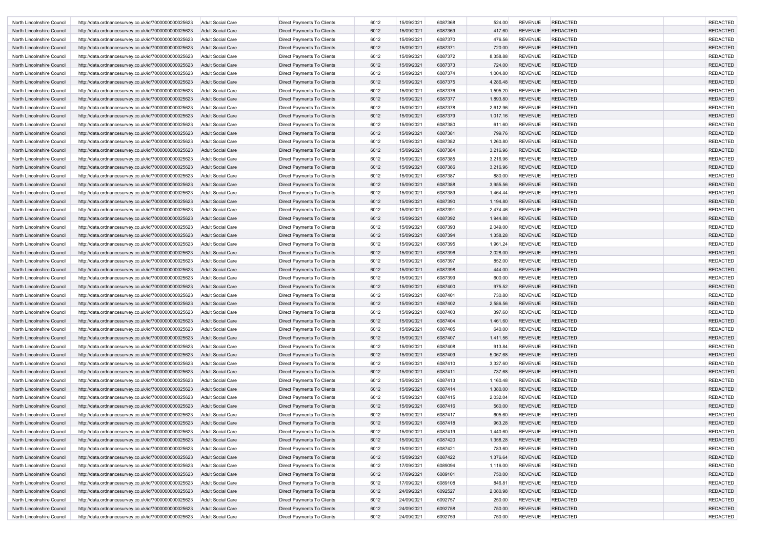| | | | | | | | | | | | |
|---|---|---|---|---|---|---|---|---|---|---|---|
| North Lincolnshire Council | http://data.ordnancesurvey.co.uk/id/7000000000025623 | Adult Social Care | Direct Payments To Clients | 6012 | 15/09/2021 | 6087368 | 524.00 | REVENUE | REDACTED | | REDACTED |
| North Lincolnshire Council | http://data.ordnancesurvey.co.uk/id/7000000000025623 | Adult Social Care | Direct Payments To Clients | 6012 | 15/09/2021 | 6087369 | 417.60 | REVENUE | REDACTED | | REDACTED |
| North Lincolnshire Council | http://data.ordnancesurvey.co.uk/id/7000000000025623 | Adult Social Care | Direct Payments To Clients | 6012 | 15/09/2021 | 6087370 | 476.56 | REVENUE | REDACTED | | REDACTED |
| North Lincolnshire Council | http://data.ordnancesurvey.co.uk/id/7000000000025623 | Adult Social Care | Direct Payments To Clients | 6012 | 15/09/2021 | 6087371 | 720.00 | REVENUE | REDACTED | | REDACTED |
| North Lincolnshire Council | http://data.ordnancesurvey.co.uk/id/7000000000025623 | Adult Social Care | Direct Payments To Clients | 6012 | 15/09/2021 | 6087372 | 8,358.88 | REVENUE | REDACTED | | REDACTED |
| North Lincolnshire Council | http://data.ordnancesurvey.co.uk/id/7000000000025623 | Adult Social Care | Direct Payments To Clients | 6012 | 15/09/2021 | 6087373 | 724.00 | REVENUE | REDACTED | | REDACTED |
| North Lincolnshire Council | http://data.ordnancesurvey.co.uk/id/7000000000025623 | Adult Social Care | Direct Payments To Clients | 6012 | 15/09/2021 | 6087374 | 1,004.80 | REVENUE | REDACTED | | REDACTED |
| North Lincolnshire Council | http://data.ordnancesurvey.co.uk/id/7000000000025623 | Adult Social Care | Direct Payments To Clients | 6012 | 15/09/2021 | 6087375 | 4,286.48 | REVENUE | REDACTED | | REDACTED |
| North Lincolnshire Council | http://data.ordnancesurvey.co.uk/id/7000000000025623 | Adult Social Care | Direct Payments To Clients | 6012 | 15/09/2021 | 6087376 | 1,595.20 | REVENUE | REDACTED | | REDACTED |
| North Lincolnshire Council | http://data.ordnancesurvey.co.uk/id/7000000000025623 | Adult Social Care | Direct Payments To Clients | 6012 | 15/09/2021 | 6087377 | 1,893.80 | REVENUE | REDACTED | | REDACTED |
| North Lincolnshire Council | http://data.ordnancesurvey.co.uk/id/7000000000025623 | Adult Social Care | Direct Payments To Clients | 6012 | 15/09/2021 | 6087378 | 2,612.96 | REVENUE | REDACTED | | REDACTED |
| North Lincolnshire Council | http://data.ordnancesurvey.co.uk/id/7000000000025623 | Adult Social Care | Direct Payments To Clients | 6012 | 15/09/2021 | 6087379 | 1,017.16 | REVENUE | REDACTED | | REDACTED |
| North Lincolnshire Council | http://data.ordnancesurvey.co.uk/id/7000000000025623 | Adult Social Care | Direct Payments To Clients | 6012 | 15/09/2021 | 6087380 | 611.60 | REVENUE | REDACTED | | REDACTED |
| North Lincolnshire Council | http://data.ordnancesurvey.co.uk/id/7000000000025623 | Adult Social Care | Direct Payments To Clients | 6012 | 15/09/2021 | 6087381 | 799.76 | REVENUE | REDACTED | | REDACTED |
| North Lincolnshire Council | http://data.ordnancesurvey.co.uk/id/7000000000025623 | Adult Social Care | Direct Payments To Clients | 6012 | 15/09/2021 | 6087382 | 1,260.80 | REVENUE | REDACTED | | REDACTED |
| North Lincolnshire Council | http://data.ordnancesurvey.co.uk/id/7000000000025623 | Adult Social Care | Direct Payments To Clients | 6012 | 15/09/2021 | 6087384 | 3,216.96 | REVENUE | REDACTED | | REDACTED |
| North Lincolnshire Council | http://data.ordnancesurvey.co.uk/id/7000000000025623 | Adult Social Care | Direct Payments To Clients | 6012 | 15/09/2021 | 6087385 | 3,216.96 | REVENUE | REDACTED | | REDACTED |
| North Lincolnshire Council | http://data.ordnancesurvey.co.uk/id/7000000000025623 | Adult Social Care | Direct Payments To Clients | 6012 | 15/09/2021 | 6087386 | 3,216.96 | REVENUE | REDACTED | | REDACTED |
| North Lincolnshire Council | http://data.ordnancesurvey.co.uk/id/7000000000025623 | Adult Social Care | Direct Payments To Clients | 6012 | 15/09/2021 | 6087387 | 880.00 | REVENUE | REDACTED | | REDACTED |
| North Lincolnshire Council | http://data.ordnancesurvey.co.uk/id/7000000000025623 | Adult Social Care | Direct Payments To Clients | 6012 | 15/09/2021 | 6087388 | 3,955.56 | REVENUE | REDACTED | | REDACTED |
| North Lincolnshire Council | http://data.ordnancesurvey.co.uk/id/7000000000025623 | Adult Social Care | Direct Payments To Clients | 6012 | 15/09/2021 | 6087389 | 1,464.44 | REVENUE | REDACTED | | REDACTED |
| North Lincolnshire Council | http://data.ordnancesurvey.co.uk/id/7000000000025623 | Adult Social Care | Direct Payments To Clients | 6012 | 15/09/2021 | 6087390 | 1,194.80 | REVENUE | REDACTED | | REDACTED |
| North Lincolnshire Council | http://data.ordnancesurvey.co.uk/id/7000000000025623 | Adult Social Care | Direct Payments To Clients | 6012 | 15/09/2021 | 6087391 | 2,474.46 | REVENUE | REDACTED | | REDACTED |
| North Lincolnshire Council | http://data.ordnancesurvey.co.uk/id/7000000000025623 | Adult Social Care | Direct Payments To Clients | 6012 | 15/09/2021 | 6087392 | 1,944.88 | REVENUE | REDACTED | | REDACTED |
| North Lincolnshire Council | http://data.ordnancesurvey.co.uk/id/7000000000025623 | Adult Social Care | Direct Payments To Clients | 6012 | 15/09/2021 | 6087393 | 2,049.00 | REVENUE | REDACTED | | REDACTED |
| North Lincolnshire Council | http://data.ordnancesurvey.co.uk/id/7000000000025623 | Adult Social Care | Direct Payments To Clients | 6012 | 15/09/2021 | 6087394 | 1,358.28 | REVENUE | REDACTED | | REDACTED |
| North Lincolnshire Council | http://data.ordnancesurvey.co.uk/id/7000000000025623 | Adult Social Care | Direct Payments To Clients | 6012 | 15/09/2021 | 6087395 | 1,961.24 | REVENUE | REDACTED | | REDACTED |
| North Lincolnshire Council | http://data.ordnancesurvey.co.uk/id/7000000000025623 | Adult Social Care | Direct Payments To Clients | 6012 | 15/09/2021 | 6087396 | 2,028.00 | REVENUE | REDACTED | | REDACTED |
| North Lincolnshire Council | http://data.ordnancesurvey.co.uk/id/7000000000025623 | Adult Social Care | Direct Payments To Clients | 6012 | 15/09/2021 | 6087397 | 852.00 | REVENUE | REDACTED | | REDACTED |
| North Lincolnshire Council | http://data.ordnancesurvey.co.uk/id/7000000000025623 | Adult Social Care | Direct Payments To Clients | 6012 | 15/09/2021 | 6087398 | 444.00 | REVENUE | REDACTED | | REDACTED |
| North Lincolnshire Council | http://data.ordnancesurvey.co.uk/id/7000000000025623 | Adult Social Care | Direct Payments To Clients | 6012 | 15/09/2021 | 6087399 | 600.00 | REVENUE | REDACTED | | REDACTED |
| North Lincolnshire Council | http://data.ordnancesurvey.co.uk/id/7000000000025623 | Adult Social Care | Direct Payments To Clients | 6012 | 15/09/2021 | 6087400 | 975.52 | REVENUE | REDACTED | | REDACTED |
| North Lincolnshire Council | http://data.ordnancesurvey.co.uk/id/7000000000025623 | Adult Social Care | Direct Payments To Clients | 6012 | 15/09/2021 | 6087401 | 730.80 | REVENUE | REDACTED | | REDACTED |
| North Lincolnshire Council | http://data.ordnancesurvey.co.uk/id/7000000000025623 | Adult Social Care | Direct Payments To Clients | 6012 | 15/09/2021 | 6087402 | 2,586.56 | REVENUE | REDACTED | | REDACTED |
| North Lincolnshire Council | http://data.ordnancesurvey.co.uk/id/7000000000025623 | Adult Social Care | Direct Payments To Clients | 6012 | 15/09/2021 | 6087403 | 397.60 | REVENUE | REDACTED | | REDACTED |
| North Lincolnshire Council | http://data.ordnancesurvey.co.uk/id/7000000000025623 | Adult Social Care | Direct Payments To Clients | 6012 | 15/09/2021 | 6087404 | 1,461.60 | REVENUE | REDACTED | | REDACTED |
| North Lincolnshire Council | http://data.ordnancesurvey.co.uk/id/7000000000025623 | Adult Social Care | Direct Payments To Clients | 6012 | 15/09/2021 | 6087405 | 640.00 | REVENUE | REDACTED | | REDACTED |
| North Lincolnshire Council | http://data.ordnancesurvey.co.uk/id/7000000000025623 | Adult Social Care | Direct Payments To Clients | 6012 | 15/09/2021 | 6087407 | 1,411.56 | REVENUE | REDACTED | | REDACTED |
| North Lincolnshire Council | http://data.ordnancesurvey.co.uk/id/7000000000025623 | Adult Social Care | Direct Payments To Clients | 6012 | 15/09/2021 | 6087408 | 913.84 | REVENUE | REDACTED | | REDACTED |
| North Lincolnshire Council | http://data.ordnancesurvey.co.uk/id/7000000000025623 | Adult Social Care | Direct Payments To Clients | 6012 | 15/09/2021 | 6087409 | 5,067.68 | REVENUE | REDACTED | | REDACTED |
| North Lincolnshire Council | http://data.ordnancesurvey.co.uk/id/7000000000025623 | Adult Social Care | Direct Payments To Clients | 6012 | 15/09/2021 | 6087410 | 3,327.60 | REVENUE | REDACTED | | REDACTED |
| North Lincolnshire Council | http://data.ordnancesurvey.co.uk/id/7000000000025623 | Adult Social Care | Direct Payments To Clients | 6012 | 15/09/2021 | 6087411 | 737.68 | REVENUE | REDACTED | | REDACTED |
| North Lincolnshire Council | http://data.ordnancesurvey.co.uk/id/7000000000025623 | Adult Social Care | Direct Payments To Clients | 6012 | 15/09/2021 | 6087413 | 1,160.48 | REVENUE | REDACTED | | REDACTED |
| North Lincolnshire Council | http://data.ordnancesurvey.co.uk/id/7000000000025623 | Adult Social Care | Direct Payments To Clients | 6012 | 15/09/2021 | 6087414 | 1,380.00 | REVENUE | REDACTED | | REDACTED |
| North Lincolnshire Council | http://data.ordnancesurvey.co.uk/id/7000000000025623 | Adult Social Care | Direct Payments To Clients | 6012 | 15/09/2021 | 6087415 | 2,032.04 | REVENUE | REDACTED | | REDACTED |
| North Lincolnshire Council | http://data.ordnancesurvey.co.uk/id/7000000000025623 | Adult Social Care | Direct Payments To Clients | 6012 | 15/09/2021 | 6087416 | 560.00 | REVENUE | REDACTED | | REDACTED |
| North Lincolnshire Council | http://data.ordnancesurvey.co.uk/id/7000000000025623 | Adult Social Care | Direct Payments To Clients | 6012 | 15/09/2021 | 6087417 | 605.60 | REVENUE | REDACTED | | REDACTED |
| North Lincolnshire Council | http://data.ordnancesurvey.co.uk/id/7000000000025623 | Adult Social Care | Direct Payments To Clients | 6012 | 15/09/2021 | 6087418 | 963.28 | REVENUE | REDACTED | | REDACTED |
| North Lincolnshire Council | http://data.ordnancesurvey.co.uk/id/7000000000025623 | Adult Social Care | Direct Payments To Clients | 6012 | 15/09/2021 | 6087419 | 1,440.60 | REVENUE | REDACTED | | REDACTED |
| North Lincolnshire Council | http://data.ordnancesurvey.co.uk/id/7000000000025623 | Adult Social Care | Direct Payments To Clients | 6012 | 15/09/2021 | 6087420 | 1,358.28 | REVENUE | REDACTED | | REDACTED |
| North Lincolnshire Council | http://data.ordnancesurvey.co.uk/id/7000000000025623 | Adult Social Care | Direct Payments To Clients | 6012 | 15/09/2021 | 6087421 | 783.60 | REVENUE | REDACTED | | REDACTED |
| North Lincolnshire Council | http://data.ordnancesurvey.co.uk/id/7000000000025623 | Adult Social Care | Direct Payments To Clients | 6012 | 15/09/2021 | 6087422 | 1,376.64 | REVENUE | REDACTED | | REDACTED |
| North Lincolnshire Council | http://data.ordnancesurvey.co.uk/id/7000000000025623 | Adult Social Care | Direct Payments To Clients | 6012 | 17/09/2021 | 6089094 | 1,116.00 | REVENUE | REDACTED | | REDACTED |
| North Lincolnshire Council | http://data.ordnancesurvey.co.uk/id/7000000000025623 | Adult Social Care | Direct Payments To Clients | 6012 | 17/09/2021 | 6089101 | 750.00 | REVENUE | REDACTED | | REDACTED |
| North Lincolnshire Council | http://data.ordnancesurvey.co.uk/id/7000000000025623 | Adult Social Care | Direct Payments To Clients | 6012 | 17/09/2021 | 6089108 | 846.81 | REVENUE | REDACTED | | REDACTED |
| North Lincolnshire Council | http://data.ordnancesurvey.co.uk/id/7000000000025623 | Adult Social Care | Direct Payments To Clients | 6012 | 24/09/2021 | 6092527 | 2,080.98 | REVENUE | REDACTED | | REDACTED |
| North Lincolnshire Council | http://data.ordnancesurvey.co.uk/id/7000000000025623 | Adult Social Care | Direct Payments To Clients | 6012 | 24/09/2021 | 6092757 | 250.00 | REVENUE | REDACTED | | REDACTED |
| North Lincolnshire Council | http://data.ordnancesurvey.co.uk/id/7000000000025623 | Adult Social Care | Direct Payments To Clients | 6012 | 24/09/2021 | 6092758 | 750.00 | REVENUE | REDACTED | | REDACTED |
| North Lincolnshire Council | http://data.ordnancesurvey.co.uk/id/7000000000025623 | Adult Social Care | Direct Payments To Clients | 6012 | 24/09/2021 | 6092759 | 750.00 | REVENUE | REDACTED | | REDACTED |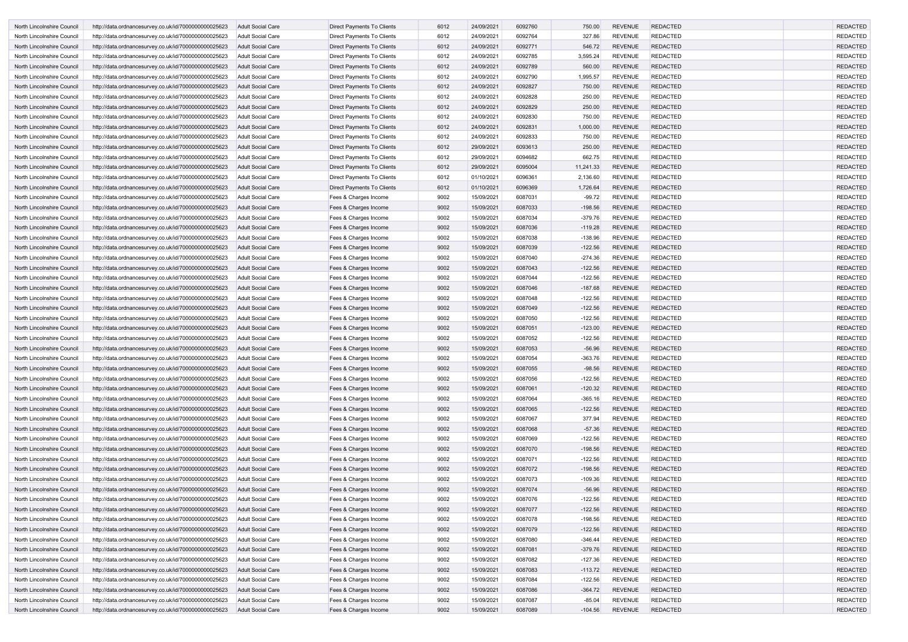| | | | | | | | | | | | |
|---|---|---|---|---|---|---|---|---|---|---|---|
| North Lincolnshire Council | http://data.ordnancesurvey.co.uk/id/7000000000025623 | Adult Social Care | Direct Payments To Clients | 6012 | 24/09/2021 | 6092760 | 750.00 | REVENUE | REDACTED | | REDACTED |
| North Lincolnshire Council | http://data.ordnancesurvey.co.uk/id/7000000000025623 | Adult Social Care | Direct Payments To Clients | 6012 | 24/09/2021 | 6092764 | 327.86 | REVENUE | REDACTED | | REDACTED |
| North Lincolnshire Council | http://data.ordnancesurvey.co.uk/id/7000000000025623 | Adult Social Care | Direct Payments To Clients | 6012 | 24/09/2021 | 6092771 | 546.72 | REVENUE | REDACTED | | REDACTED |
| North Lincolnshire Council | http://data.ordnancesurvey.co.uk/id/7000000000025623 | Adult Social Care | Direct Payments To Clients | 6012 | 24/09/2021 | 6092785 | 3,595.24 | REVENUE | REDACTED | | REDACTED |
| North Lincolnshire Council | http://data.ordnancesurvey.co.uk/id/7000000000025623 | Adult Social Care | Direct Payments To Clients | 6012 | 24/09/2021 | 6092789 | 560.00 | REVENUE | REDACTED | | REDACTED |
| North Lincolnshire Council | http://data.ordnancesurvey.co.uk/id/7000000000025623 | Adult Social Care | Direct Payments To Clients | 6012 | 24/09/2021 | 6092790 | 1,995.57 | REVENUE | REDACTED | | REDACTED |
| North Lincolnshire Council | http://data.ordnancesurvey.co.uk/id/7000000000025623 | Adult Social Care | Direct Payments To Clients | 6012 | 24/09/2021 | 6092827 | 750.00 | REVENUE | REDACTED | | REDACTED |
| North Lincolnshire Council | http://data.ordnancesurvey.co.uk/id/7000000000025623 | Adult Social Care | Direct Payments To Clients | 6012 | 24/09/2021 | 6092828 | 250.00 | REVENUE | REDACTED | | REDACTED |
| North Lincolnshire Council | http://data.ordnancesurvey.co.uk/id/7000000000025623 | Adult Social Care | Direct Payments To Clients | 6012 | 24/09/2021 | 6092829 | 250.00 | REVENUE | REDACTED | | REDACTED |
| North Lincolnshire Council | http://data.ordnancesurvey.co.uk/id/7000000000025623 | Adult Social Care | Direct Payments To Clients | 6012 | 24/09/2021 | 6092830 | 750.00 | REVENUE | REDACTED | | REDACTED |
| North Lincolnshire Council | http://data.ordnancesurvey.co.uk/id/7000000000025623 | Adult Social Care | Direct Payments To Clients | 6012 | 24/09/2021 | 6092831 | 1,000.00 | REVENUE | REDACTED | | REDACTED |
| North Lincolnshire Council | http://data.ordnancesurvey.co.uk/id/7000000000025623 | Adult Social Care | Direct Payments To Clients | 6012 | 24/09/2021 | 6092833 | 750.00 | REVENUE | REDACTED | | REDACTED |
| North Lincolnshire Council | http://data.ordnancesurvey.co.uk/id/7000000000025623 | Adult Social Care | Direct Payments To Clients | 6012 | 29/09/2021 | 6093613 | 250.00 | REVENUE | REDACTED | | REDACTED |
| North Lincolnshire Council | http://data.ordnancesurvey.co.uk/id/7000000000025623 | Adult Social Care | Direct Payments To Clients | 6012 | 29/09/2021 | 6094682 | 662.75 | REVENUE | REDACTED | | REDACTED |
| North Lincolnshire Council | http://data.ordnancesurvey.co.uk/id/7000000000025623 | Adult Social Care | Direct Payments To Clients | 6012 | 29/09/2021 | 6095004 | 11,241.33 | REVENUE | REDACTED | | REDACTED |
| North Lincolnshire Council | http://data.ordnancesurvey.co.uk/id/7000000000025623 | Adult Social Care | Direct Payments To Clients | 6012 | 01/10/2021 | 6096361 | 2,136.60 | REVENUE | REDACTED | | REDACTED |
| North Lincolnshire Council | http://data.ordnancesurvey.co.uk/id/7000000000025623 | Adult Social Care | Direct Payments To Clients | 6012 | 01/10/2021 | 6096369 | 1,726.64 | REVENUE | REDACTED | | REDACTED |
| North Lincolnshire Council | http://data.ordnancesurvey.co.uk/id/7000000000025623 | Adult Social Care | Fees & Charges Income | 9002 | 15/09/2021 | 6087031 | -99.72 | REVENUE | REDACTED | | REDACTED |
| North Lincolnshire Council | http://data.ordnancesurvey.co.uk/id/7000000000025623 | Adult Social Care | Fees & Charges Income | 9002 | 15/09/2021 | 6087033 | -198.56 | REVENUE | REDACTED | | REDACTED |
| North Lincolnshire Council | http://data.ordnancesurvey.co.uk/id/7000000000025623 | Adult Social Care | Fees & Charges Income | 9002 | 15/09/2021 | 6087034 | -379.76 | REVENUE | REDACTED | | REDACTED |
| North Lincolnshire Council | http://data.ordnancesurvey.co.uk/id/7000000000025623 | Adult Social Care | Fees & Charges Income | 9002 | 15/09/2021 | 6087036 | -119.28 | REVENUE | REDACTED | | REDACTED |
| North Lincolnshire Council | http://data.ordnancesurvey.co.uk/id/7000000000025623 | Adult Social Care | Fees & Charges Income | 9002 | 15/09/2021 | 6087038 | -138.96 | REVENUE | REDACTED | | REDACTED |
| North Lincolnshire Council | http://data.ordnancesurvey.co.uk/id/7000000000025623 | Adult Social Care | Fees & Charges Income | 9002 | 15/09/2021 | 6087039 | -122.56 | REVENUE | REDACTED | | REDACTED |
| North Lincolnshire Council | http://data.ordnancesurvey.co.uk/id/7000000000025623 | Adult Social Care | Fees & Charges Income | 9002 | 15/09/2021 | 6087040 | -274.36 | REVENUE | REDACTED | | REDACTED |
| North Lincolnshire Council | http://data.ordnancesurvey.co.uk/id/7000000000025623 | Adult Social Care | Fees & Charges Income | 9002 | 15/09/2021 | 6087043 | -122.56 | REVENUE | REDACTED | | REDACTED |
| North Lincolnshire Council | http://data.ordnancesurvey.co.uk/id/7000000000025623 | Adult Social Care | Fees & Charges Income | 9002 | 15/09/2021 | 6087044 | -122.56 | REVENUE | REDACTED | | REDACTED |
| North Lincolnshire Council | http://data.ordnancesurvey.co.uk/id/7000000000025623 | Adult Social Care | Fees & Charges Income | 9002 | 15/09/2021 | 6087046 | -187.68 | REVENUE | REDACTED | | REDACTED |
| North Lincolnshire Council | http://data.ordnancesurvey.co.uk/id/7000000000025623 | Adult Social Care | Fees & Charges Income | 9002 | 15/09/2021 | 6087048 | -122.56 | REVENUE | REDACTED | | REDACTED |
| North Lincolnshire Council | http://data.ordnancesurvey.co.uk/id/7000000000025623 | Adult Social Care | Fees & Charges Income | 9002 | 15/09/2021 | 6087049 | -122.56 | REVENUE | REDACTED | | REDACTED |
| North Lincolnshire Council | http://data.ordnancesurvey.co.uk/id/7000000000025623 | Adult Social Care | Fees & Charges Income | 9002 | 15/09/2021 | 6087050 | -122.56 | REVENUE | REDACTED | | REDACTED |
| North Lincolnshire Council | http://data.ordnancesurvey.co.uk/id/7000000000025623 | Adult Social Care | Fees & Charges Income | 9002 | 15/09/2021 | 6087051 | -123.00 | REVENUE | REDACTED | | REDACTED |
| North Lincolnshire Council | http://data.ordnancesurvey.co.uk/id/7000000000025623 | Adult Social Care | Fees & Charges Income | 9002 | 15/09/2021 | 6087052 | -122.56 | REVENUE | REDACTED | | REDACTED |
| North Lincolnshire Council | http://data.ordnancesurvey.co.uk/id/7000000000025623 | Adult Social Care | Fees & Charges Income | 9002 | 15/09/2021 | 6087053 | -56.96 | REVENUE | REDACTED | | REDACTED |
| North Lincolnshire Council | http://data.ordnancesurvey.co.uk/id/7000000000025623 | Adult Social Care | Fees & Charges Income | 9002 | 15/09/2021 | 6087054 | -363.76 | REVENUE | REDACTED | | REDACTED |
| North Lincolnshire Council | http://data.ordnancesurvey.co.uk/id/7000000000025623 | Adult Social Care | Fees & Charges Income | 9002 | 15/09/2021 | 6087055 | -98.56 | REVENUE | REDACTED | | REDACTED |
| North Lincolnshire Council | http://data.ordnancesurvey.co.uk/id/7000000000025623 | Adult Social Care | Fees & Charges Income | 9002 | 15/09/2021 | 6087056 | -122.56 | REVENUE | REDACTED | | REDACTED |
| North Lincolnshire Council | http://data.ordnancesurvey.co.uk/id/7000000000025623 | Adult Social Care | Fees & Charges Income | 9002 | 15/09/2021 | 6087061 | -120.32 | REVENUE | REDACTED | | REDACTED |
| North Lincolnshire Council | http://data.ordnancesurvey.co.uk/id/7000000000025623 | Adult Social Care | Fees & Charges Income | 9002 | 15/09/2021 | 6087064 | -365.16 | REVENUE | REDACTED | | REDACTED |
| North Lincolnshire Council | http://data.ordnancesurvey.co.uk/id/7000000000025623 | Adult Social Care | Fees & Charges Income | 9002 | 15/09/2021 | 6087065 | -122.56 | REVENUE | REDACTED | | REDACTED |
| North Lincolnshire Council | http://data.ordnancesurvey.co.uk/id/7000000000025623 | Adult Social Care | Fees & Charges Income | 9002 | 15/09/2021 | 6087067 | 377.94 | REVENUE | REDACTED | | REDACTED |
| North Lincolnshire Council | http://data.ordnancesurvey.co.uk/id/7000000000025623 | Adult Social Care | Fees & Charges Income | 9002 | 15/09/2021 | 6087068 | -57.36 | REVENUE | REDACTED | | REDACTED |
| North Lincolnshire Council | http://data.ordnancesurvey.co.uk/id/7000000000025623 | Adult Social Care | Fees & Charges Income | 9002 | 15/09/2021 | 6087069 | -122.56 | REVENUE | REDACTED | | REDACTED |
| North Lincolnshire Council | http://data.ordnancesurvey.co.uk/id/7000000000025623 | Adult Social Care | Fees & Charges Income | 9002 | 15/09/2021 | 6087070 | -198.56 | REVENUE | REDACTED | | REDACTED |
| North Lincolnshire Council | http://data.ordnancesurvey.co.uk/id/7000000000025623 | Adult Social Care | Fees & Charges Income | 9002 | 15/09/2021 | 6087071 | -122.56 | REVENUE | REDACTED | | REDACTED |
| North Lincolnshire Council | http://data.ordnancesurvey.co.uk/id/7000000000025623 | Adult Social Care | Fees & Charges Income | 9002 | 15/09/2021 | 6087072 | -198.56 | REVENUE | REDACTED | | REDACTED |
| North Lincolnshire Council | http://data.ordnancesurvey.co.uk/id/7000000000025623 | Adult Social Care | Fees & Charges Income | 9002 | 15/09/2021 | 6087073 | -109.36 | REVENUE | REDACTED | | REDACTED |
| North Lincolnshire Council | http://data.ordnancesurvey.co.uk/id/7000000000025623 | Adult Social Care | Fees & Charges Income | 9002 | 15/09/2021 | 6087074 | -56.96 | REVENUE | REDACTED | | REDACTED |
| North Lincolnshire Council | http://data.ordnancesurvey.co.uk/id/7000000000025623 | Adult Social Care | Fees & Charges Income | 9002 | 15/09/2021 | 6087076 | -122.56 | REVENUE | REDACTED | | REDACTED |
| North Lincolnshire Council | http://data.ordnancesurvey.co.uk/id/7000000000025623 | Adult Social Care | Fees & Charges Income | 9002 | 15/09/2021 | 6087077 | -122.56 | REVENUE | REDACTED | | REDACTED |
| North Lincolnshire Council | http://data.ordnancesurvey.co.uk/id/7000000000025623 | Adult Social Care | Fees & Charges Income | 9002 | 15/09/2021 | 6087078 | -198.56 | REVENUE | REDACTED | | REDACTED |
| North Lincolnshire Council | http://data.ordnancesurvey.co.uk/id/7000000000025623 | Adult Social Care | Fees & Charges Income | 9002 | 15/09/2021 | 6087079 | -122.56 | REVENUE | REDACTED | | REDACTED |
| North Lincolnshire Council | http://data.ordnancesurvey.co.uk/id/7000000000025623 | Adult Social Care | Fees & Charges Income | 9002 | 15/09/2021 | 6087080 | -346.44 | REVENUE | REDACTED | | REDACTED |
| North Lincolnshire Council | http://data.ordnancesurvey.co.uk/id/7000000000025623 | Adult Social Care | Fees & Charges Income | 9002 | 15/09/2021 | 6087081 | -379.76 | REVENUE | REDACTED | | REDACTED |
| North Lincolnshire Council | http://data.ordnancesurvey.co.uk/id/7000000000025623 | Adult Social Care | Fees & Charges Income | 9002 | 15/09/2021 | 6087082 | -127.36 | REVENUE | REDACTED | | REDACTED |
| North Lincolnshire Council | http://data.ordnancesurvey.co.uk/id/7000000000025623 | Adult Social Care | Fees & Charges Income | 9002 | 15/09/2021 | 6087083 | -113.72 | REVENUE | REDACTED | | REDACTED |
| North Lincolnshire Council | http://data.ordnancesurvey.co.uk/id/7000000000025623 | Adult Social Care | Fees & Charges Income | 9002 | 15/09/2021 | 6087084 | -122.56 | REVENUE | REDACTED | | REDACTED |
| North Lincolnshire Council | http://data.ordnancesurvey.co.uk/id/7000000000025623 | Adult Social Care | Fees & Charges Income | 9002 | 15/09/2021 | 6087086 | -364.72 | REVENUE | REDACTED | | REDACTED |
| North Lincolnshire Council | http://data.ordnancesurvey.co.uk/id/7000000000025623 | Adult Social Care | Fees & Charges Income | 9002 | 15/09/2021 | 6087087 | -85.04 | REVENUE | REDACTED | | REDACTED |
| North Lincolnshire Council | http://data.ordnancesurvey.co.uk/id/7000000000025623 | Adult Social Care | Fees & Charges Income | 9002 | 15/09/2021 | 6087089 | -104.56 | REVENUE | REDACTED | | REDACTED |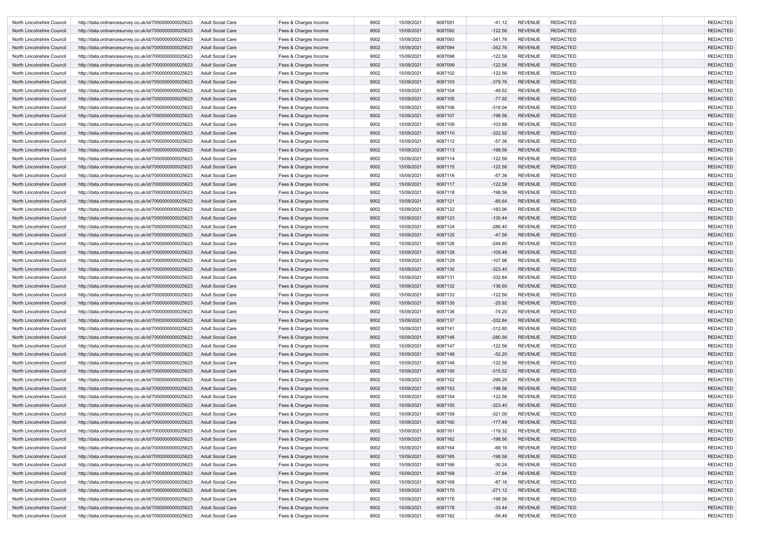| | | | | | | | | | | | |
|---|---|---|---|---|---|---|---|---|---|---|---|
| North Lincolnshire Council | http://data.ordnancesurvey.co.uk/id/7000000000025623 | Adult Social Care | Fees & Charges Income | 9002 | 15/09/2021 | 6087091 | -41.12 | REVENUE | REDACTED | | REDACTED |
| North Lincolnshire Council | http://data.ordnancesurvey.co.uk/id/7000000000025623 | Adult Social Care | Fees & Charges Income | 9002 | 15/09/2021 | 6087092 | -122.56 | REVENUE | REDACTED | | REDACTED |
| North Lincolnshire Council | http://data.ordnancesurvey.co.uk/id/7000000000025623 | Adult Social Care | Fees & Charges Income | 9002 | 15/09/2021 | 6087093 | -341.76 | REVENUE | REDACTED | | REDACTED |
| North Lincolnshire Council | http://data.ordnancesurvey.co.uk/id/7000000000025623 | Adult Social Care | Fees & Charges Income | 9002 | 15/09/2021 | 6087094 | -352.76 | REVENUE | REDACTED | | REDACTED |
| North Lincolnshire Council | http://data.ordnancesurvey.co.uk/id/7000000000025623 | Adult Social Care | Fees & Charges Income | 9002 | 15/09/2021 | 6087098 | -122.56 | REVENUE | REDACTED | | REDACTED |
| North Lincolnshire Council | http://data.ordnancesurvey.co.uk/id/7000000000025623 | Adult Social Care | Fees & Charges Income | 9002 | 15/09/2021 | 6087099 | -122.56 | REVENUE | REDACTED | | REDACTED |
| North Lincolnshire Council | http://data.ordnancesurvey.co.uk/id/7000000000025623 | Adult Social Care | Fees & Charges Income | 9002 | 15/09/2021 | 6087102 | -122.56 | REVENUE | REDACTED | | REDACTED |
| North Lincolnshire Council | http://data.ordnancesurvey.co.uk/id/7000000000025623 | Adult Social Care | Fees & Charges Income | 9002 | 15/09/2021 | 6087103 | -379.76 | REVENUE | REDACTED | | REDACTED |
| North Lincolnshire Council | http://data.ordnancesurvey.co.uk/id/7000000000025623 | Adult Social Care | Fees & Charges Income | 9002 | 15/09/2021 | 6087104 | -49.52 | REVENUE | REDACTED | | REDACTED |
| North Lincolnshire Council | http://data.ordnancesurvey.co.uk/id/7000000000025623 | Adult Social Care | Fees & Charges Income | 9002 | 15/09/2021 | 6087105 | -77.92 | REVENUE | REDACTED | | REDACTED |
| North Lincolnshire Council | http://data.ordnancesurvey.co.uk/id/7000000000025623 | Adult Social Care | Fees & Charges Income | 9002 | 15/09/2021 | 6087106 | -318.04 | REVENUE | REDACTED | | REDACTED |
| North Lincolnshire Council | http://data.ordnancesurvey.co.uk/id/7000000000025623 | Adult Social Care | Fees & Charges Income | 9002 | 15/09/2021 | 6087107 | -198.56 | REVENUE | REDACTED | | REDACTED |
| North Lincolnshire Council | http://data.ordnancesurvey.co.uk/id/7000000000025623 | Adult Social Care | Fees & Charges Income | 9002 | 15/09/2021 | 6087109 | -103.88 | REVENUE | REDACTED | | REDACTED |
| North Lincolnshire Council | http://data.ordnancesurvey.co.uk/id/7000000000025623 | Adult Social Care | Fees & Charges Income | 9002 | 15/09/2021 | 6087110 | -322.92 | REVENUE | REDACTED | | REDACTED |
| North Lincolnshire Council | http://data.ordnancesurvey.co.uk/id/7000000000025623 | Adult Social Care | Fees & Charges Income | 9002 | 15/09/2021 | 6087112 | -57.36 | REVENUE | REDACTED | | REDACTED |
| North Lincolnshire Council | http://data.ordnancesurvey.co.uk/id/7000000000025623 | Adult Social Care | Fees & Charges Income | 9002 | 15/09/2021 | 6087113 | -198.56 | REVENUE | REDACTED | | REDACTED |
| North Lincolnshire Council | http://data.ordnancesurvey.co.uk/id/7000000000025623 | Adult Social Care | Fees & Charges Income | 9002 | 15/09/2021 | 6087114 | -122.56 | REVENUE | REDACTED | | REDACTED |
| North Lincolnshire Council | http://data.ordnancesurvey.co.uk/id/7000000000025623 | Adult Social Care | Fees & Charges Income | 9002 | 15/09/2021 | 6087115 | -122.56 | REVENUE | REDACTED | | REDACTED |
| North Lincolnshire Council | http://data.ordnancesurvey.co.uk/id/7000000000025623 | Adult Social Care | Fees & Charges Income | 9002 | 15/09/2021 | 6087116 | -57.36 | REVENUE | REDACTED | | REDACTED |
| North Lincolnshire Council | http://data.ordnancesurvey.co.uk/id/7000000000025623 | Adult Social Care | Fees & Charges Income | 9002 | 15/09/2021 | 6087117 | -122.56 | REVENUE | REDACTED | | REDACTED |
| North Lincolnshire Council | http://data.ordnancesurvey.co.uk/id/7000000000025623 | Adult Social Care | Fees & Charges Income | 9002 | 15/09/2021 | 6087118 | -198.56 | REVENUE | REDACTED | | REDACTED |
| North Lincolnshire Council | http://data.ordnancesurvey.co.uk/id/7000000000025623 | Adult Social Care | Fees & Charges Income | 9002 | 15/09/2021 | 6087121 | -85.64 | REVENUE | REDACTED | | REDACTED |
| North Lincolnshire Council | http://data.ordnancesurvey.co.uk/id/7000000000025623 | Adult Social Care | Fees & Charges Income | 9002 | 15/09/2021 | 6087122 | -183.96 | REVENUE | REDACTED | | REDACTED |
| North Lincolnshire Council | http://data.ordnancesurvey.co.uk/id/7000000000025623 | Adult Social Care | Fees & Charges Income | 9002 | 15/09/2021 | 6087123 | -130.44 | REVENUE | REDACTED | | REDACTED |
| North Lincolnshire Council | http://data.ordnancesurvey.co.uk/id/7000000000025623 | Adult Social Care | Fees & Charges Income | 9002 | 15/09/2021 | 6087124 | -286.40 | REVENUE | REDACTED | | REDACTED |
| North Lincolnshire Council | http://data.ordnancesurvey.co.uk/id/7000000000025623 | Adult Social Care | Fees & Charges Income | 9002 | 15/09/2021 | 6087125 | -47.56 | REVENUE | REDACTED | | REDACTED |
| North Lincolnshire Council | http://data.ordnancesurvey.co.uk/id/7000000000025623 | Adult Social Care | Fees & Charges Income | 9002 | 15/09/2021 | 6087126 | -244.80 | REVENUE | REDACTED | | REDACTED |
| North Lincolnshire Council | http://data.ordnancesurvey.co.uk/id/7000000000025623 | Adult Social Care | Fees & Charges Income | 9002 | 15/09/2021 | 6087128 | -105.48 | REVENUE | REDACTED | | REDACTED |
| North Lincolnshire Council | http://data.ordnancesurvey.co.uk/id/7000000000025623 | Adult Social Care | Fees & Charges Income | 9002 | 15/09/2021 | 6087129 | -107.96 | REVENUE | REDACTED | | REDACTED |
| North Lincolnshire Council | http://data.ordnancesurvey.co.uk/id/7000000000025623 | Adult Social Care | Fees & Charges Income | 9002 | 15/09/2021 | 6087130 | -323.40 | REVENUE | REDACTED | | REDACTED |
| North Lincolnshire Council | http://data.ordnancesurvey.co.uk/id/7000000000025623 | Adult Social Care | Fees & Charges Income | 9002 | 15/09/2021 | 6087131 | -332.84 | REVENUE | REDACTED | | REDACTED |
| North Lincolnshire Council | http://data.ordnancesurvey.co.uk/id/7000000000025623 | Adult Social Care | Fees & Charges Income | 9002 | 15/09/2021 | 6087132 | -136.60 | REVENUE | REDACTED | | REDACTED |
| North Lincolnshire Council | http://data.ordnancesurvey.co.uk/id/7000000000025623 | Adult Social Care | Fees & Charges Income | 9002 | 15/09/2021 | 6087133 | -122.56 | REVENUE | REDACTED | | REDACTED |
| North Lincolnshire Council | http://data.ordnancesurvey.co.uk/id/7000000000025623 | Adult Social Care | Fees & Charges Income | 9002 | 15/09/2021 | 6087135 | -25.92 | REVENUE | REDACTED | | REDACTED |
| North Lincolnshire Council | http://data.ordnancesurvey.co.uk/id/7000000000025623 | Adult Social Care | Fees & Charges Income | 9002 | 15/09/2021 | 6087136 | -74.20 | REVENUE | REDACTED | | REDACTED |
| North Lincolnshire Council | http://data.ordnancesurvey.co.uk/id/7000000000025623 | Adult Social Care | Fees & Charges Income | 9002 | 15/09/2021 | 6087137 | -332.84 | REVENUE | REDACTED | | REDACTED |
| North Lincolnshire Council | http://data.ordnancesurvey.co.uk/id/7000000000025623 | Adult Social Care | Fees & Charges Income | 9002 | 15/09/2021 | 6087141 | -312.80 | REVENUE | REDACTED | | REDACTED |
| North Lincolnshire Council | http://data.ordnancesurvey.co.uk/id/7000000000025623 | Adult Social Care | Fees & Charges Income | 9002 | 15/09/2021 | 6087146 | -280.56 | REVENUE | REDACTED | | REDACTED |
| North Lincolnshire Council | http://data.ordnancesurvey.co.uk/id/7000000000025623 | Adult Social Care | Fees & Charges Income | 9002 | 15/09/2021 | 6087147 | -122.56 | REVENUE | REDACTED | | REDACTED |
| North Lincolnshire Council | http://data.ordnancesurvey.co.uk/id/7000000000025623 | Adult Social Care | Fees & Charges Income | 9002 | 15/09/2021 | 6087148 | -52.20 | REVENUE | REDACTED | | REDACTED |
| North Lincolnshire Council | http://data.ordnancesurvey.co.uk/id/7000000000025623 | Adult Social Care | Fees & Charges Income | 9002 | 15/09/2021 | 6087149 | -122.56 | REVENUE | REDACTED | | REDACTED |
| North Lincolnshire Council | http://data.ordnancesurvey.co.uk/id/7000000000025623 | Adult Social Care | Fees & Charges Income | 9002 | 15/09/2021 | 6087150 | -315.52 | REVENUE | REDACTED | | REDACTED |
| North Lincolnshire Council | http://data.ordnancesurvey.co.uk/id/7000000000025623 | Adult Social Care | Fees & Charges Income | 9002 | 15/09/2021 | 6087152 | -299.20 | REVENUE | REDACTED | | REDACTED |
| North Lincolnshire Council | http://data.ordnancesurvey.co.uk/id/7000000000025623 | Adult Social Care | Fees & Charges Income | 9002 | 15/09/2021 | 6087153 | -198.56 | REVENUE | REDACTED | | REDACTED |
| North Lincolnshire Council | http://data.ordnancesurvey.co.uk/id/7000000000025623 | Adult Social Care | Fees & Charges Income | 9002 | 15/09/2021 | 6087154 | -122.56 | REVENUE | REDACTED | | REDACTED |
| North Lincolnshire Council | http://data.ordnancesurvey.co.uk/id/7000000000025623 | Adult Social Care | Fees & Charges Income | 9002 | 15/09/2021 | 6087155 | -323.40 | REVENUE | REDACTED | | REDACTED |
| North Lincolnshire Council | http://data.ordnancesurvey.co.uk/id/7000000000025623 | Adult Social Care | Fees & Charges Income | 9002 | 15/09/2021 | 6087159 | -321.00 | REVENUE | REDACTED | | REDACTED |
| North Lincolnshire Council | http://data.ordnancesurvey.co.uk/id/7000000000025623 | Adult Social Care | Fees & Charges Income | 9002 | 15/09/2021 | 6087160 | -177.48 | REVENUE | REDACTED | | REDACTED |
| North Lincolnshire Council | http://data.ordnancesurvey.co.uk/id/7000000000025623 | Adult Social Care | Fees & Charges Income | 9002 | 15/09/2021 | 6087161 | -119.32 | REVENUE | REDACTED | | REDACTED |
| North Lincolnshire Council | http://data.ordnancesurvey.co.uk/id/7000000000025623 | Adult Social Care | Fees & Charges Income | 9002 | 15/09/2021 | 6087162 | -198.56 | REVENUE | REDACTED | | REDACTED |
| North Lincolnshire Council | http://data.ordnancesurvey.co.uk/id/7000000000025623 | Adult Social Care | Fees & Charges Income | 9002 | 15/09/2021 | 6087164 | -69.16 | REVENUE | REDACTED | | REDACTED |
| North Lincolnshire Council | http://data.ordnancesurvey.co.uk/id/7000000000025623 | Adult Social Care | Fees & Charges Income | 9002 | 15/09/2021 | 6087165 | -198.56 | REVENUE | REDACTED | | REDACTED |
| North Lincolnshire Council | http://data.ordnancesurvey.co.uk/id/7000000000025623 | Adult Social Care | Fees & Charges Income | 9002 | 15/09/2021 | 6087166 | -30.24 | REVENUE | REDACTED | | REDACTED |
| North Lincolnshire Council | http://data.ordnancesurvey.co.uk/id/7000000000025623 | Adult Social Care | Fees & Charges Income | 9002 | 15/09/2021 | 6087168 | -37.84 | REVENUE | REDACTED | | REDACTED |
| North Lincolnshire Council | http://data.ordnancesurvey.co.uk/id/7000000000025623 | Adult Social Care | Fees & Charges Income | 9002 | 15/09/2021 | 6087169 | -87.16 | REVENUE | REDACTED | | REDACTED |
| North Lincolnshire Council | http://data.ordnancesurvey.co.uk/id/7000000000025623 | Adult Social Care | Fees & Charges Income | 9002 | 15/09/2021 | 6087170 | -271.12 | REVENUE | REDACTED | | REDACTED |
| North Lincolnshire Council | http://data.ordnancesurvey.co.uk/id/7000000000025623 | Adult Social Care | Fees & Charges Income | 9002 | 15/09/2021 | 6087176 | -198.56 | REVENUE | REDACTED | | REDACTED |
| North Lincolnshire Council | http://data.ordnancesurvey.co.uk/id/7000000000025623 | Adult Social Care | Fees & Charges Income | 9002 | 15/09/2021 | 6087178 | -33.44 | REVENUE | REDACTED | | REDACTED |
| North Lincolnshire Council | http://data.ordnancesurvey.co.uk/id/7000000000025623 | Adult Social Care | Fees & Charges Income | 9002 | 15/09/2021 | 6087182 | -58.48 | REVENUE | REDACTED | | REDACTED |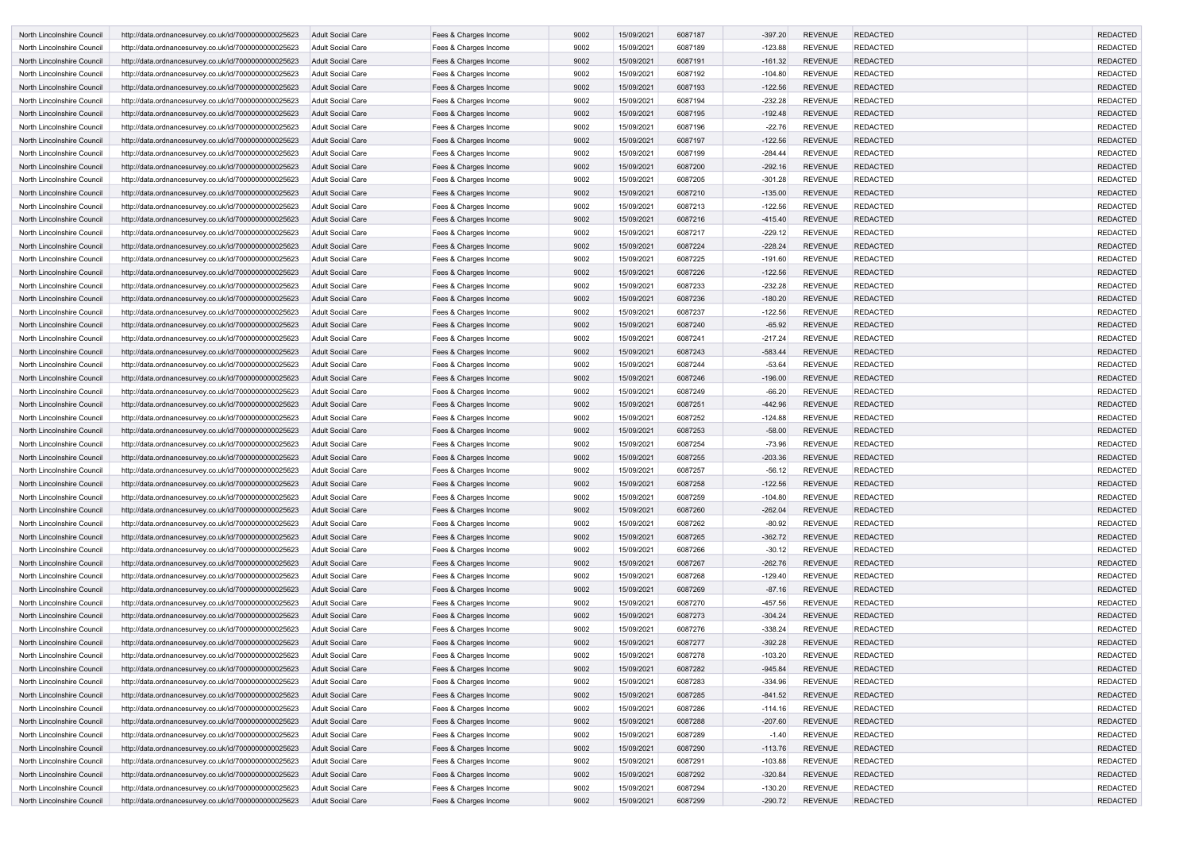| North Lincolnshire Council | http://data.ordnancesurvey.co.uk/id/7000000000025623 | Adult Social Care | Fees & Charges Income | 9002 | 15/09/2021 | 6087187 | -397.20 | REVENUE | REDACTED | | REDACTED |
|---|---|---|---|---|---|---|---|---|---|---|---|
| North Lincolnshire Council | http://data.ordnancesurvey.co.uk/id/7000000000025623 | Adult Social Care | Fees & Charges Income | 9002 | 15/09/2021 | 6087189 | -123.88 | REVENUE | REDACTED | | REDACTED |
| North Lincolnshire Council | http://data.ordnancesurvey.co.uk/id/7000000000025623 | Adult Social Care | Fees & Charges Income | 9002 | 15/09/2021 | 6087191 | -161.32 | REVENUE | REDACTED | | REDACTED |
| North Lincolnshire Council | http://data.ordnancesurvey.co.uk/id/7000000000025623 | Adult Social Care | Fees & Charges Income | 9002 | 15/09/2021 | 6087192 | -104.80 | REVENUE | REDACTED | | REDACTED |
| North Lincolnshire Council | http://data.ordnancesurvey.co.uk/id/7000000000025623 | Adult Social Care | Fees & Charges Income | 9002 | 15/09/2021 | 6087193 | -122.56 | REVENUE | REDACTED | | REDACTED |
| North Lincolnshire Council | http://data.ordnancesurvey.co.uk/id/7000000000025623 | Adult Social Care | Fees & Charges Income | 9002 | 15/09/2021 | 6087194 | -232.28 | REVENUE | REDACTED | | REDACTED |
| North Lincolnshire Council | http://data.ordnancesurvey.co.uk/id/7000000000025623 | Adult Social Care | Fees & Charges Income | 9002 | 15/09/2021 | 6087195 | -192.48 | REVENUE | REDACTED | | REDACTED |
| North Lincolnshire Council | http://data.ordnancesurvey.co.uk/id/7000000000025623 | Adult Social Care | Fees & Charges Income | 9002 | 15/09/2021 | 6087196 | -22.76 | REVENUE | REDACTED | | REDACTED |
| North Lincolnshire Council | http://data.ordnancesurvey.co.uk/id/7000000000025623 | Adult Social Care | Fees & Charges Income | 9002 | 15/09/2021 | 6087197 | -122.56 | REVENUE | REDACTED | | REDACTED |
| North Lincolnshire Council | http://data.ordnancesurvey.co.uk/id/7000000000025623 | Adult Social Care | Fees & Charges Income | 9002 | 15/09/2021 | 6087199 | -284.44 | REVENUE | REDACTED | | REDACTED |
| North Lincolnshire Council | http://data.ordnancesurvey.co.uk/id/7000000000025623 | Adult Social Care | Fees & Charges Income | 9002 | 15/09/2021 | 6087200 | -292.16 | REVENUE | REDACTED | | REDACTED |
| North Lincolnshire Council | http://data.ordnancesurvey.co.uk/id/7000000000025623 | Adult Social Care | Fees & Charges Income | 9002 | 15/09/2021 | 6087205 | -301.28 | REVENUE | REDACTED | | REDACTED |
| North Lincolnshire Council | http://data.ordnancesurvey.co.uk/id/7000000000025623 | Adult Social Care | Fees & Charges Income | 9002 | 15/09/2021 | 6087210 | -135.00 | REVENUE | REDACTED | | REDACTED |
| North Lincolnshire Council | http://data.ordnancesurvey.co.uk/id/7000000000025623 | Adult Social Care | Fees & Charges Income | 9002 | 15/09/2021 | 6087213 | -122.56 | REVENUE | REDACTED | | REDACTED |
| North Lincolnshire Council | http://data.ordnancesurvey.co.uk/id/7000000000025623 | Adult Social Care | Fees & Charges Income | 9002 | 15/09/2021 | 6087216 | -415.40 | REVENUE | REDACTED | | REDACTED |
| North Lincolnshire Council | http://data.ordnancesurvey.co.uk/id/7000000000025623 | Adult Social Care | Fees & Charges Income | 9002 | 15/09/2021 | 6087217 | -229.12 | REVENUE | REDACTED | | REDACTED |
| North Lincolnshire Council | http://data.ordnancesurvey.co.uk/id/7000000000025623 | Adult Social Care | Fees & Charges Income | 9002 | 15/09/2021 | 6087224 | -228.24 | REVENUE | REDACTED | | REDACTED |
| North Lincolnshire Council | http://data.ordnancesurvey.co.uk/id/7000000000025623 | Adult Social Care | Fees & Charges Income | 9002 | 15/09/2021 | 6087225 | -191.60 | REVENUE | REDACTED | | REDACTED |
| North Lincolnshire Council | http://data.ordnancesurvey.co.uk/id/7000000000025623 | Adult Social Care | Fees & Charges Income | 9002 | 15/09/2021 | 6087226 | -122.56 | REVENUE | REDACTED | | REDACTED |
| North Lincolnshire Council | http://data.ordnancesurvey.co.uk/id/7000000000025623 | Adult Social Care | Fees & Charges Income | 9002 | 15/09/2021 | 6087233 | -232.28 | REVENUE | REDACTED | | REDACTED |
| North Lincolnshire Council | http://data.ordnancesurvey.co.uk/id/7000000000025623 | Adult Social Care | Fees & Charges Income | 9002 | 15/09/2021 | 6087236 | -180.20 | REVENUE | REDACTED | | REDACTED |
| North Lincolnshire Council | http://data.ordnancesurvey.co.uk/id/7000000000025623 | Adult Social Care | Fees & Charges Income | 9002 | 15/09/2021 | 6087237 | -122.56 | REVENUE | REDACTED | | REDACTED |
| North Lincolnshire Council | http://data.ordnancesurvey.co.uk/id/7000000000025623 | Adult Social Care | Fees & Charges Income | 9002 | 15/09/2021 | 6087240 | -65.92 | REVENUE | REDACTED | | REDACTED |
| North Lincolnshire Council | http://data.ordnancesurvey.co.uk/id/7000000000025623 | Adult Social Care | Fees & Charges Income | 9002 | 15/09/2021 | 6087241 | -217.24 | REVENUE | REDACTED | | REDACTED |
| North Lincolnshire Council | http://data.ordnancesurvey.co.uk/id/7000000000025623 | Adult Social Care | Fees & Charges Income | 9002 | 15/09/2021 | 6087243 | -583.44 | REVENUE | REDACTED | | REDACTED |
| North Lincolnshire Council | http://data.ordnancesurvey.co.uk/id/7000000000025623 | Adult Social Care | Fees & Charges Income | 9002 | 15/09/2021 | 6087244 | -53.64 | REVENUE | REDACTED | | REDACTED |
| North Lincolnshire Council | http://data.ordnancesurvey.co.uk/id/7000000000025623 | Adult Social Care | Fees & Charges Income | 9002 | 15/09/2021 | 6087246 | -196.00 | REVENUE | REDACTED | | REDACTED |
| North Lincolnshire Council | http://data.ordnancesurvey.co.uk/id/7000000000025623 | Adult Social Care | Fees & Charges Income | 9002 | 15/09/2021 | 6087249 | -66.20 | REVENUE | REDACTED | | REDACTED |
| North Lincolnshire Council | http://data.ordnancesurvey.co.uk/id/7000000000025623 | Adult Social Care | Fees & Charges Income | 9002 | 15/09/2021 | 6087251 | -442.96 | REVENUE | REDACTED | | REDACTED |
| North Lincolnshire Council | http://data.ordnancesurvey.co.uk/id/7000000000025623 | Adult Social Care | Fees & Charges Income | 9002 | 15/09/2021 | 6087252 | -124.88 | REVENUE | REDACTED | | REDACTED |
| North Lincolnshire Council | http://data.ordnancesurvey.co.uk/id/7000000000025623 | Adult Social Care | Fees & Charges Income | 9002 | 15/09/2021 | 6087253 | -58.00 | REVENUE | REDACTED | | REDACTED |
| North Lincolnshire Council | http://data.ordnancesurvey.co.uk/id/7000000000025623 | Adult Social Care | Fees & Charges Income | 9002 | 15/09/2021 | 6087254 | -73.96 | REVENUE | REDACTED | | REDACTED |
| North Lincolnshire Council | http://data.ordnancesurvey.co.uk/id/7000000000025623 | Adult Social Care | Fees & Charges Income | 9002 | 15/09/2021 | 6087255 | -203.36 | REVENUE | REDACTED | | REDACTED |
| North Lincolnshire Council | http://data.ordnancesurvey.co.uk/id/7000000000025623 | Adult Social Care | Fees & Charges Income | 9002 | 15/09/2021 | 6087257 | -56.12 | REVENUE | REDACTED | | REDACTED |
| North Lincolnshire Council | http://data.ordnancesurvey.co.uk/id/7000000000025623 | Adult Social Care | Fees & Charges Income | 9002 | 15/09/2021 | 6087258 | -122.56 | REVENUE | REDACTED | | REDACTED |
| North Lincolnshire Council | http://data.ordnancesurvey.co.uk/id/7000000000025623 | Adult Social Care | Fees & Charges Income | 9002 | 15/09/2021 | 6087259 | -104.80 | REVENUE | REDACTED | | REDACTED |
| North Lincolnshire Council | http://data.ordnancesurvey.co.uk/id/7000000000025623 | Adult Social Care | Fees & Charges Income | 9002 | 15/09/2021 | 6087260 | -262.04 | REVENUE | REDACTED | | REDACTED |
| North Lincolnshire Council | http://data.ordnancesurvey.co.uk/id/7000000000025623 | Adult Social Care | Fees & Charges Income | 9002 | 15/09/2021 | 6087262 | -80.92 | REVENUE | REDACTED | | REDACTED |
| North Lincolnshire Council | http://data.ordnancesurvey.co.uk/id/7000000000025623 | Adult Social Care | Fees & Charges Income | 9002 | 15/09/2021 | 6087265 | -362.72 | REVENUE | REDACTED | | REDACTED |
| North Lincolnshire Council | http://data.ordnancesurvey.co.uk/id/7000000000025623 | Adult Social Care | Fees & Charges Income | 9002 | 15/09/2021 | 6087266 | -30.12 | REVENUE | REDACTED | | REDACTED |
| North Lincolnshire Council | http://data.ordnancesurvey.co.uk/id/7000000000025623 | Adult Social Care | Fees & Charges Income | 9002 | 15/09/2021 | 6087267 | -262.76 | REVENUE | REDACTED | | REDACTED |
| North Lincolnshire Council | http://data.ordnancesurvey.co.uk/id/7000000000025623 | Adult Social Care | Fees & Charges Income | 9002 | 15/09/2021 | 6087268 | -129.40 | REVENUE | REDACTED | | REDACTED |
| North Lincolnshire Council | http://data.ordnancesurvey.co.uk/id/7000000000025623 | Adult Social Care | Fees & Charges Income | 9002 | 15/09/2021 | 6087269 | -87.16 | REVENUE | REDACTED | | REDACTED |
| North Lincolnshire Council | http://data.ordnancesurvey.co.uk/id/7000000000025623 | Adult Social Care | Fees & Charges Income | 9002 | 15/09/2021 | 6087270 | -457.56 | REVENUE | REDACTED | | REDACTED |
| North Lincolnshire Council | http://data.ordnancesurvey.co.uk/id/7000000000025623 | Adult Social Care | Fees & Charges Income | 9002 | 15/09/2021 | 6087273 | -304.24 | REVENUE | REDACTED | | REDACTED |
| North Lincolnshire Council | http://data.ordnancesurvey.co.uk/id/7000000000025623 | Adult Social Care | Fees & Charges Income | 9002 | 15/09/2021 | 6087276 | -338.24 | REVENUE | REDACTED | | REDACTED |
| North Lincolnshire Council | http://data.ordnancesurvey.co.uk/id/7000000000025623 | Adult Social Care | Fees & Charges Income | 9002 | 15/09/2021 | 6087277 | -392.28 | REVENUE | REDACTED | | REDACTED |
| North Lincolnshire Council | http://data.ordnancesurvey.co.uk/id/7000000000025623 | Adult Social Care | Fees & Charges Income | 9002 | 15/09/2021 | 6087278 | -103.20 | REVENUE | REDACTED | | REDACTED |
| North Lincolnshire Council | http://data.ordnancesurvey.co.uk/id/7000000000025623 | Adult Social Care | Fees & Charges Income | 9002 | 15/09/2021 | 6087282 | -945.84 | REVENUE | REDACTED | | REDACTED |
| North Lincolnshire Council | http://data.ordnancesurvey.co.uk/id/7000000000025623 | Adult Social Care | Fees & Charges Income | 9002 | 15/09/2021 | 6087283 | -334.96 | REVENUE | REDACTED | | REDACTED |
| North Lincolnshire Council | http://data.ordnancesurvey.co.uk/id/7000000000025623 | Adult Social Care | Fees & Charges Income | 9002 | 15/09/2021 | 6087285 | -841.52 | REVENUE | REDACTED | | REDACTED |
| North Lincolnshire Council | http://data.ordnancesurvey.co.uk/id/7000000000025623 | Adult Social Care | Fees & Charges Income | 9002 | 15/09/2021 | 6087286 | -114.16 | REVENUE | REDACTED | | REDACTED |
| North Lincolnshire Council | http://data.ordnancesurvey.co.uk/id/7000000000025623 | Adult Social Care | Fees & Charges Income | 9002 | 15/09/2021 | 6087288 | -207.60 | REVENUE | REDACTED | | REDACTED |
| North Lincolnshire Council | http://data.ordnancesurvey.co.uk/id/7000000000025623 | Adult Social Care | Fees & Charges Income | 9002 | 15/09/2021 | 6087289 | -1.40 | REVENUE | REDACTED | | REDACTED |
| North Lincolnshire Council | http://data.ordnancesurvey.co.uk/id/7000000000025623 | Adult Social Care | Fees & Charges Income | 9002 | 15/09/2021 | 6087290 | -113.76 | REVENUE | REDACTED | | REDACTED |
| North Lincolnshire Council | http://data.ordnancesurvey.co.uk/id/7000000000025623 | Adult Social Care | Fees & Charges Income | 9002 | 15/09/2021 | 6087291 | -103.88 | REVENUE | REDACTED | | REDACTED |
| North Lincolnshire Council | http://data.ordnancesurvey.co.uk/id/7000000000025623 | Adult Social Care | Fees & Charges Income | 9002 | 15/09/2021 | 6087292 | -320.84 | REVENUE | REDACTED | | REDACTED |
| North Lincolnshire Council | http://data.ordnancesurvey.co.uk/id/7000000000025623 | Adult Social Care | Fees & Charges Income | 9002 | 15/09/2021 | 6087294 | -130.20 | REVENUE | REDACTED | | REDACTED |
| North Lincolnshire Council | http://data.ordnancesurvey.co.uk/id/7000000000025623 | Adult Social Care | Fees & Charges Income | 9002 | 15/09/2021 | 6087299 | -290.72 | REVENUE | REDACTED | | REDACTED |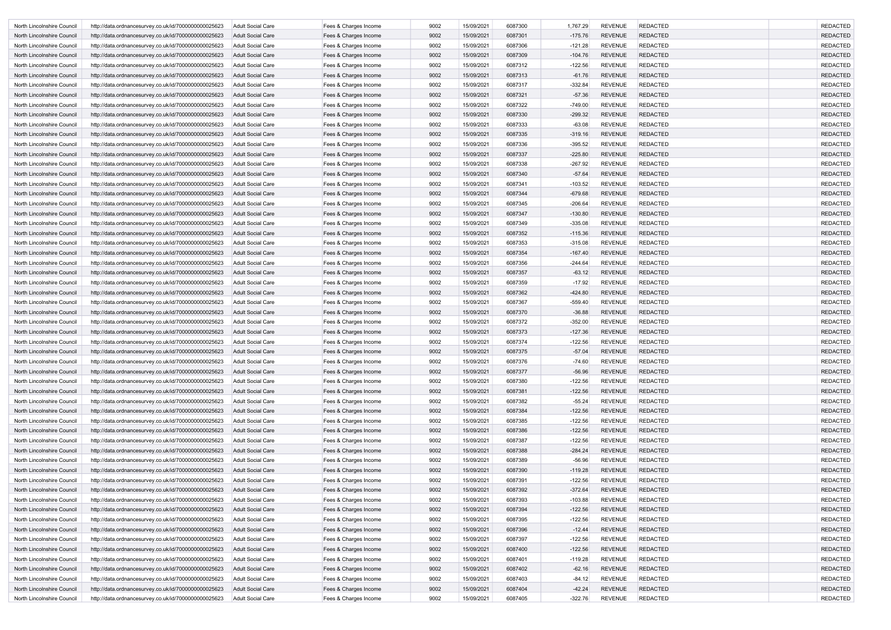| | | | | | | | | | | | |
|---|---|---|---|---|---|---|---|---|---|---|---|
| North Lincolnshire Council | http://data.ordnancesurvey.co.uk/id/7000000000025623 | Adult Social Care | Fees & Charges Income | 9002 | 15/09/2021 | 6087300 | 1,767.29 | REVENUE | REDACTED | | REDACTED |
| North Lincolnshire Council | http://data.ordnancesurvey.co.uk/id/7000000000025623 | Adult Social Care | Fees & Charges Income | 9002 | 15/09/2021 | 6087301 | -175.76 | REVENUE | REDACTED | | REDACTED |
| North Lincolnshire Council | http://data.ordnancesurvey.co.uk/id/7000000000025623 | Adult Social Care | Fees & Charges Income | 9002 | 15/09/2021 | 6087306 | -121.28 | REVENUE | REDACTED | | REDACTED |
| North Lincolnshire Council | http://data.ordnancesurvey.co.uk/id/7000000000025623 | Adult Social Care | Fees & Charges Income | 9002 | 15/09/2021 | 6087309 | -104.76 | REVENUE | REDACTED | | REDACTED |
| North Lincolnshire Council | http://data.ordnancesurvey.co.uk/id/7000000000025623 | Adult Social Care | Fees & Charges Income | 9002 | 15/09/2021 | 6087312 | -122.56 | REVENUE | REDACTED | | REDACTED |
| North Lincolnshire Council | http://data.ordnancesurvey.co.uk/id/7000000000025623 | Adult Social Care | Fees & Charges Income | 9002 | 15/09/2021 | 6087313 | -61.76 | REVENUE | REDACTED | | REDACTED |
| North Lincolnshire Council | http://data.ordnancesurvey.co.uk/id/7000000000025623 | Adult Social Care | Fees & Charges Income | 9002 | 15/09/2021 | 6087317 | -332.84 | REVENUE | REDACTED | | REDACTED |
| North Lincolnshire Council | http://data.ordnancesurvey.co.uk/id/7000000000025623 | Adult Social Care | Fees & Charges Income | 9002 | 15/09/2021 | 6087321 | -57.36 | REVENUE | REDACTED | | REDACTED |
| North Lincolnshire Council | http://data.ordnancesurvey.co.uk/id/7000000000025623 | Adult Social Care | Fees & Charges Income | 9002 | 15/09/2021 | 6087322 | -749.00 | REVENUE | REDACTED | | REDACTED |
| North Lincolnshire Council | http://data.ordnancesurvey.co.uk/id/7000000000025623 | Adult Social Care | Fees & Charges Income | 9002 | 15/09/2021 | 6087330 | -299.32 | REVENUE | REDACTED | | REDACTED |
| North Lincolnshire Council | http://data.ordnancesurvey.co.uk/id/7000000000025623 | Adult Social Care | Fees & Charges Income | 9002 | 15/09/2021 | 6087333 | -63.08 | REVENUE | REDACTED | | REDACTED |
| North Lincolnshire Council | http://data.ordnancesurvey.co.uk/id/7000000000025623 | Adult Social Care | Fees & Charges Income | 9002 | 15/09/2021 | 6087335 | -319.16 | REVENUE | REDACTED | | REDACTED |
| North Lincolnshire Council | http://data.ordnancesurvey.co.uk/id/7000000000025623 | Adult Social Care | Fees & Charges Income | 9002 | 15/09/2021 | 6087336 | -395.52 | REVENUE | REDACTED | | REDACTED |
| North Lincolnshire Council | http://data.ordnancesurvey.co.uk/id/7000000000025623 | Adult Social Care | Fees & Charges Income | 9002 | 15/09/2021 | 6087337 | -225.80 | REVENUE | REDACTED | | REDACTED |
| North Lincolnshire Council | http://data.ordnancesurvey.co.uk/id/7000000000025623 | Adult Social Care | Fees & Charges Income | 9002 | 15/09/2021 | 6087338 | -267.92 | REVENUE | REDACTED | | REDACTED |
| North Lincolnshire Council | http://data.ordnancesurvey.co.uk/id/7000000000025623 | Adult Social Care | Fees & Charges Income | 9002 | 15/09/2021 | 6087340 | -57.64 | REVENUE | REDACTED | | REDACTED |
| North Lincolnshire Council | http://data.ordnancesurvey.co.uk/id/7000000000025623 | Adult Social Care | Fees & Charges Income | 9002 | 15/09/2021 | 6087341 | -103.52 | REVENUE | REDACTED | | REDACTED |
| North Lincolnshire Council | http://data.ordnancesurvey.co.uk/id/7000000000025623 | Adult Social Care | Fees & Charges Income | 9002 | 15/09/2021 | 6087344 | -679.68 | REVENUE | REDACTED | | REDACTED |
| North Lincolnshire Council | http://data.ordnancesurvey.co.uk/id/7000000000025623 | Adult Social Care | Fees & Charges Income | 9002 | 15/09/2021 | 6087345 | -206.64 | REVENUE | REDACTED | | REDACTED |
| North Lincolnshire Council | http://data.ordnancesurvey.co.uk/id/7000000000025623 | Adult Social Care | Fees & Charges Income | 9002 | 15/09/2021 | 6087347 | -130.80 | REVENUE | REDACTED | | REDACTED |
| North Lincolnshire Council | http://data.ordnancesurvey.co.uk/id/7000000000025623 | Adult Social Care | Fees & Charges Income | 9002 | 15/09/2021 | 6087349 | -335.08 | REVENUE | REDACTED | | REDACTED |
| North Lincolnshire Council | http://data.ordnancesurvey.co.uk/id/7000000000025623 | Adult Social Care | Fees & Charges Income | 9002 | 15/09/2021 | 6087352 | -115.36 | REVENUE | REDACTED | | REDACTED |
| North Lincolnshire Council | http://data.ordnancesurvey.co.uk/id/7000000000025623 | Adult Social Care | Fees & Charges Income | 9002 | 15/09/2021 | 6087353 | -315.08 | REVENUE | REDACTED | | REDACTED |
| North Lincolnshire Council | http://data.ordnancesurvey.co.uk/id/7000000000025623 | Adult Social Care | Fees & Charges Income | 9002 | 15/09/2021 | 6087354 | -167.40 | REVENUE | REDACTED | | REDACTED |
| North Lincolnshire Council | http://data.ordnancesurvey.co.uk/id/7000000000025623 | Adult Social Care | Fees & Charges Income | 9002 | 15/09/2021 | 6087356 | -244.64 | REVENUE | REDACTED | | REDACTED |
| North Lincolnshire Council | http://data.ordnancesurvey.co.uk/id/7000000000025623 | Adult Social Care | Fees & Charges Income | 9002 | 15/09/2021 | 6087357 | -63.12 | REVENUE | REDACTED | | REDACTED |
| North Lincolnshire Council | http://data.ordnancesurvey.co.uk/id/7000000000025623 | Adult Social Care | Fees & Charges Income | 9002 | 15/09/2021 | 6087359 | -17.92 | REVENUE | REDACTED | | REDACTED |
| North Lincolnshire Council | http://data.ordnancesurvey.co.uk/id/7000000000025623 | Adult Social Care | Fees & Charges Income | 9002 | 15/09/2021 | 6087362 | -424.80 | REVENUE | REDACTED | | REDACTED |
| North Lincolnshire Council | http://data.ordnancesurvey.co.uk/id/7000000000025623 | Adult Social Care | Fees & Charges Income | 9002 | 15/09/2021 | 6087367 | -559.40 | REVENUE | REDACTED | | REDACTED |
| North Lincolnshire Council | http://data.ordnancesurvey.co.uk/id/7000000000025623 | Adult Social Care | Fees & Charges Income | 9002 | 15/09/2021 | 6087370 | -36.88 | REVENUE | REDACTED | | REDACTED |
| North Lincolnshire Council | http://data.ordnancesurvey.co.uk/id/7000000000025623 | Adult Social Care | Fees & Charges Income | 9002 | 15/09/2021 | 6087372 | -352.00 | REVENUE | REDACTED | | REDACTED |
| North Lincolnshire Council | http://data.ordnancesurvey.co.uk/id/7000000000025623 | Adult Social Care | Fees & Charges Income | 9002 | 15/09/2021 | 6087373 | -127.36 | REVENUE | REDACTED | | REDACTED |
| North Lincolnshire Council | http://data.ordnancesurvey.co.uk/id/7000000000025623 | Adult Social Care | Fees & Charges Income | 9002 | 15/09/2021 | 6087374 | -122.56 | REVENUE | REDACTED | | REDACTED |
| North Lincolnshire Council | http://data.ordnancesurvey.co.uk/id/7000000000025623 | Adult Social Care | Fees & Charges Income | 9002 | 15/09/2021 | 6087375 | -57.04 | REVENUE | REDACTED | | REDACTED |
| North Lincolnshire Council | http://data.ordnancesurvey.co.uk/id/7000000000025623 | Adult Social Care | Fees & Charges Income | 9002 | 15/09/2021 | 6087376 | -74.60 | REVENUE | REDACTED | | REDACTED |
| North Lincolnshire Council | http://data.ordnancesurvey.co.uk/id/7000000000025623 | Adult Social Care | Fees & Charges Income | 9002 | 15/09/2021 | 6087377 | -56.96 | REVENUE | REDACTED | | REDACTED |
| North Lincolnshire Council | http://data.ordnancesurvey.co.uk/id/7000000000025623 | Adult Social Care | Fees & Charges Income | 9002 | 15/09/2021 | 6087380 | -122.56 | REVENUE | REDACTED | | REDACTED |
| North Lincolnshire Council | http://data.ordnancesurvey.co.uk/id/7000000000025623 | Adult Social Care | Fees & Charges Income | 9002 | 15/09/2021 | 6087381 | -122.56 | REVENUE | REDACTED | | REDACTED |
| North Lincolnshire Council | http://data.ordnancesurvey.co.uk/id/7000000000025623 | Adult Social Care | Fees & Charges Income | 9002 | 15/09/2021 | 6087382 | -55.24 | REVENUE | REDACTED | | REDACTED |
| North Lincolnshire Council | http://data.ordnancesurvey.co.uk/id/7000000000025623 | Adult Social Care | Fees & Charges Income | 9002 | 15/09/2021 | 6087384 | -122.56 | REVENUE | REDACTED | | REDACTED |
| North Lincolnshire Council | http://data.ordnancesurvey.co.uk/id/7000000000025623 | Adult Social Care | Fees & Charges Income | 9002 | 15/09/2021 | 6087385 | -122.56 | REVENUE | REDACTED | | REDACTED |
| North Lincolnshire Council | http://data.ordnancesurvey.co.uk/id/7000000000025623 | Adult Social Care | Fees & Charges Income | 9002 | 15/09/2021 | 6087386 | -122.56 | REVENUE | REDACTED | | REDACTED |
| North Lincolnshire Council | http://data.ordnancesurvey.co.uk/id/7000000000025623 | Adult Social Care | Fees & Charges Income | 9002 | 15/09/2021 | 6087387 | -122.56 | REVENUE | REDACTED | | REDACTED |
| North Lincolnshire Council | http://data.ordnancesurvey.co.uk/id/7000000000025623 | Adult Social Care | Fees & Charges Income | 9002 | 15/09/2021 | 6087388 | -284.24 | REVENUE | REDACTED | | REDACTED |
| North Lincolnshire Council | http://data.ordnancesurvey.co.uk/id/7000000000025623 | Adult Social Care | Fees & Charges Income | 9002 | 15/09/2021 | 6087389 | -56.96 | REVENUE | REDACTED | | REDACTED |
| North Lincolnshire Council | http://data.ordnancesurvey.co.uk/id/7000000000025623 | Adult Social Care | Fees & Charges Income | 9002 | 15/09/2021 | 6087390 | -119.28 | REVENUE | REDACTED | | REDACTED |
| North Lincolnshire Council | http://data.ordnancesurvey.co.uk/id/7000000000025623 | Adult Social Care | Fees & Charges Income | 9002 | 15/09/2021 | 6087391 | -122.56 | REVENUE | REDACTED | | REDACTED |
| North Lincolnshire Council | http://data.ordnancesurvey.co.uk/id/7000000000025623 | Adult Social Care | Fees & Charges Income | 9002 | 15/09/2021 | 6087392 | -372.64 | REVENUE | REDACTED | | REDACTED |
| North Lincolnshire Council | http://data.ordnancesurvey.co.uk/id/7000000000025623 | Adult Social Care | Fees & Charges Income | 9002 | 15/09/2021 | 6087393 | -103.88 | REVENUE | REDACTED | | REDACTED |
| North Lincolnshire Council | http://data.ordnancesurvey.co.uk/id/7000000000025623 | Adult Social Care | Fees & Charges Income | 9002 | 15/09/2021 | 6087394 | -122.56 | REVENUE | REDACTED | | REDACTED |
| North Lincolnshire Council | http://data.ordnancesurvey.co.uk/id/7000000000025623 | Adult Social Care | Fees & Charges Income | 9002 | 15/09/2021 | 6087395 | -122.56 | REVENUE | REDACTED | | REDACTED |
| North Lincolnshire Council | http://data.ordnancesurvey.co.uk/id/7000000000025623 | Adult Social Care | Fees & Charges Income | 9002 | 15/09/2021 | 6087396 | -12.44 | REVENUE | REDACTED | | REDACTED |
| North Lincolnshire Council | http://data.ordnancesurvey.co.uk/id/7000000000025623 | Adult Social Care | Fees & Charges Income | 9002 | 15/09/2021 | 6087397 | -122.56 | REVENUE | REDACTED | | REDACTED |
| North Lincolnshire Council | http://data.ordnancesurvey.co.uk/id/7000000000025623 | Adult Social Care | Fees & Charges Income | 9002 | 15/09/2021 | 6087400 | -122.56 | REVENUE | REDACTED | | REDACTED |
| North Lincolnshire Council | http://data.ordnancesurvey.co.uk/id/7000000000025623 | Adult Social Care | Fees & Charges Income | 9002 | 15/09/2021 | 6087401 | -119.28 | REVENUE | REDACTED | | REDACTED |
| North Lincolnshire Council | http://data.ordnancesurvey.co.uk/id/7000000000025623 | Adult Social Care | Fees & Charges Income | 9002 | 15/09/2021 | 6087402 | -62.16 | REVENUE | REDACTED | | REDACTED |
| North Lincolnshire Council | http://data.ordnancesurvey.co.uk/id/7000000000025623 | Adult Social Care | Fees & Charges Income | 9002 | 15/09/2021 | 6087403 | -84.12 | REVENUE | REDACTED | | REDACTED |
| North Lincolnshire Council | http://data.ordnancesurvey.co.uk/id/7000000000025623 | Adult Social Care | Fees & Charges Income | 9002 | 15/09/2021 | 6087404 | -42.24 | REVENUE | REDACTED | | REDACTED |
| North Lincolnshire Council | http://data.ordnancesurvey.co.uk/id/7000000000025623 | Adult Social Care | Fees & Charges Income | 9002 | 15/09/2021 | 6087405 | -322.76 | REVENUE | REDACTED | | REDACTED |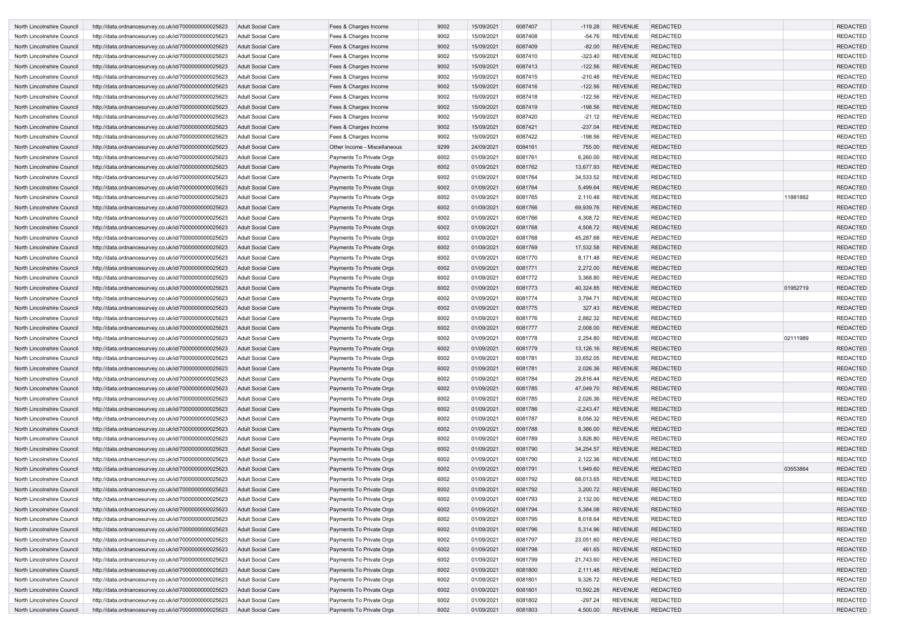| | | | | | | | | | | | |
|---|---|---|---|---|---|---|---|---|---|---|---|
| North Lincolnshire Council | http://data.ordnancesurvey.co.uk/id/7000000000025623 | Adult Social Care | Fees & Charges Income | 9002 | 15/09/2021 | 6087407 | -119.28 | REVENUE | REDACTED | | REDACTED |
| North Lincolnshire Council | http://data.ordnancesurvey.co.uk/id/7000000000025623 | Adult Social Care | Fees & Charges Income | 9002 | 15/09/2021 | 6087408 | -54.76 | REVENUE | REDACTED | | REDACTED |
| North Lincolnshire Council | http://data.ordnancesurvey.co.uk/id/7000000000025623 | Adult Social Care | Fees & Charges Income | 9002 | 15/09/2021 | 6087409 | -82.00 | REVENUE | REDACTED | | REDACTED |
| North Lincolnshire Council | http://data.ordnancesurvey.co.uk/id/7000000000025623 | Adult Social Care | Fees & Charges Income | 9002 | 15/09/2021 | 6087410 | -323.40 | REVENUE | REDACTED | | REDACTED |
| North Lincolnshire Council | http://data.ordnancesurvey.co.uk/id/7000000000025623 | Adult Social Care | Fees & Charges Income | 9002 | 15/09/2021 | 6087413 | -122.56 | REVENUE | REDACTED | | REDACTED |
| North Lincolnshire Council | http://data.ordnancesurvey.co.uk/id/7000000000025623 | Adult Social Care | Fees & Charges Income | 9002 | 15/09/2021 | 6087415 | -210.48 | REVENUE | REDACTED | | REDACTED |
| North Lincolnshire Council | http://data.ordnancesurvey.co.uk/id/7000000000025623 | Adult Social Care | Fees & Charges Income | 9002 | 15/09/2021 | 6087416 | -122.56 | REVENUE | REDACTED | | REDACTED |
| North Lincolnshire Council | http://data.ordnancesurvey.co.uk/id/7000000000025623 | Adult Social Care | Fees & Charges Income | 9002 | 15/09/2021 | 6087418 | -122.56 | REVENUE | REDACTED | | REDACTED |
| North Lincolnshire Council | http://data.ordnancesurvey.co.uk/id/7000000000025623 | Adult Social Care | Fees & Charges Income | 9002 | 15/09/2021 | 6087419 | -198.56 | REVENUE | REDACTED | | REDACTED |
| North Lincolnshire Council | http://data.ordnancesurvey.co.uk/id/7000000000025623 | Adult Social Care | Fees & Charges Income | 9002 | 15/09/2021 | 6087420 | -21.12 | REVENUE | REDACTED | | REDACTED |
| North Lincolnshire Council | http://data.ordnancesurvey.co.uk/id/7000000000025623 | Adult Social Care | Fees & Charges Income | 9002 | 15/09/2021 | 6087421 | -237.04 | REVENUE | REDACTED | | REDACTED |
| North Lincolnshire Council | http://data.ordnancesurvey.co.uk/id/7000000000025623 | Adult Social Care | Fees & Charges Income | 9002 | 15/09/2021 | 6087422 | -198.56 | REVENUE | REDACTED | | REDACTED |
| North Lincolnshire Council | http://data.ordnancesurvey.co.uk/id/7000000000025623 | Adult Social Care | Other Income - Miscellaneous | 9299 | 24/09/2021 | 6084161 | 755.00 | REVENUE | REDACTED | | REDACTED |
| North Lincolnshire Council | http://data.ordnancesurvey.co.uk/id/7000000000025623 | Adult Social Care | Payments To Private Orgs | 6002 | 01/09/2021 | 6081761 | 6,260.00 | REVENUE | REDACTED | | REDACTED |
| North Lincolnshire Council | http://data.ordnancesurvey.co.uk/id/7000000000025623 | Adult Social Care | Payments To Private Orgs | 6002 | 01/09/2021 | 6081762 | 13,677.93 | REVENUE | REDACTED | | REDACTED |
| North Lincolnshire Council | http://data.ordnancesurvey.co.uk/id/7000000000025623 | Adult Social Care | Payments To Private Orgs | 6002 | 01/09/2021 | 6081764 | 34,533.52 | REVENUE | REDACTED | | REDACTED |
| North Lincolnshire Council | http://data.ordnancesurvey.co.uk/id/7000000000025623 | Adult Social Care | Payments To Private Orgs | 6002 | 01/09/2021 | 6081764 | 5,499.64 | REVENUE | REDACTED | | REDACTED |
| North Lincolnshire Council | http://data.ordnancesurvey.co.uk/id/7000000000025623 | Adult Social Care | Payments To Private Orgs | 6002 | 01/09/2021 | 6081765 | 2,110.48 | REVENUE | REDACTED | 11881882 | REDACTED |
| North Lincolnshire Council | http://data.ordnancesurvey.co.uk/id/7000000000025623 | Adult Social Care | Payments To Private Orgs | 6002 | 01/09/2021 | 6081766 | 69,939.76 | REVENUE | REDACTED | | REDACTED |
| North Lincolnshire Council | http://data.ordnancesurvey.co.uk/id/7000000000025623 | Adult Social Care | Payments To Private Orgs | 6002 | 01/09/2021 | 6081766 | 4,308.72 | REVENUE | REDACTED | | REDACTED |
| North Lincolnshire Council | http://data.ordnancesurvey.co.uk/id/7000000000025623 | Adult Social Care | Payments To Private Orgs | 6002 | 01/09/2021 | 6081768 | 4,508.72 | REVENUE | REDACTED | | REDACTED |
| North Lincolnshire Council | http://data.ordnancesurvey.co.uk/id/7000000000025623 | Adult Social Care | Payments To Private Orgs | 6002 | 01/09/2021 | 6081768 | 45,287.68 | REVENUE | REDACTED | | REDACTED |
| North Lincolnshire Council | http://data.ordnancesurvey.co.uk/id/7000000000025623 | Adult Social Care | Payments To Private Orgs | 6002 | 01/09/2021 | 6081769 | 17,532.58 | REVENUE | REDACTED | | REDACTED |
| North Lincolnshire Council | http://data.ordnancesurvey.co.uk/id/7000000000025623 | Adult Social Care | Payments To Private Orgs | 6002 | 01/09/2021 | 6081770 | 8,171.48 | REVENUE | REDACTED | | REDACTED |
| North Lincolnshire Council | http://data.ordnancesurvey.co.uk/id/7000000000025623 | Adult Social Care | Payments To Private Orgs | 6002 | 01/09/2021 | 6081771 | 2,272.00 | REVENUE | REDACTED | | REDACTED |
| North Lincolnshire Council | http://data.ordnancesurvey.co.uk/id/7000000000025623 | Adult Social Care | Payments To Private Orgs | 6002 | 01/09/2021 | 6081772 | 3,368.80 | REVENUE | REDACTED | | REDACTED |
| North Lincolnshire Council | http://data.ordnancesurvey.co.uk/id/7000000000025623 | Adult Social Care | Payments To Private Orgs | 6002 | 01/09/2021 | 6081773 | 40,324.85 | REVENUE | REDACTED | 01952719 | REDACTED |
| North Lincolnshire Council | http://data.ordnancesurvey.co.uk/id/7000000000025623 | Adult Social Care | Payments To Private Orgs | 6002 | 01/09/2021 | 6081774 | 3,794.71 | REVENUE | REDACTED | | REDACTED |
| North Lincolnshire Council | http://data.ordnancesurvey.co.uk/id/7000000000025623 | Adult Social Care | Payments To Private Orgs | 6002 | 01/09/2021 | 6081775 | 327.43 | REVENUE | REDACTED | | REDACTED |
| North Lincolnshire Council | http://data.ordnancesurvey.co.uk/id/7000000000025623 | Adult Social Care | Payments To Private Orgs | 6002 | 01/09/2021 | 6081776 | 2,882.32 | REVENUE | REDACTED | | REDACTED |
| North Lincolnshire Council | http://data.ordnancesurvey.co.uk/id/7000000000025623 | Adult Social Care | Payments To Private Orgs | 6002 | 01/09/2021 | 6081777 | 2,008.00 | REVENUE | REDACTED | | REDACTED |
| North Lincolnshire Council | http://data.ordnancesurvey.co.uk/id/7000000000025623 | Adult Social Care | Payments To Private Orgs | 6002 | 01/09/2021 | 6081778 | 2,254.80 | REVENUE | REDACTED | 02111989 | REDACTED |
| North Lincolnshire Council | http://data.ordnancesurvey.co.uk/id/7000000000025623 | Adult Social Care | Payments To Private Orgs | 6002 | 01/09/2021 | 6081779 | 13,126.16 | REVENUE | REDACTED | | REDACTED |
| North Lincolnshire Council | http://data.ordnancesurvey.co.uk/id/7000000000025623 | Adult Social Care | Payments To Private Orgs | 6002 | 01/09/2021 | 6081781 | 33,652.05 | REVENUE | REDACTED | | REDACTED |
| North Lincolnshire Council | http://data.ordnancesurvey.co.uk/id/7000000000025623 | Adult Social Care | Payments To Private Orgs | 6002 | 01/09/2021 | 6081781 | 2,026.36 | REVENUE | REDACTED | | REDACTED |
| North Lincolnshire Council | http://data.ordnancesurvey.co.uk/id/7000000000025623 | Adult Social Care | Payments To Private Orgs | 6002 | 01/09/2021 | 6081784 | 29,816.44 | REVENUE | REDACTED | | REDACTED |
| North Lincolnshire Council | http://data.ordnancesurvey.co.uk/id/7000000000025623 | Adult Social Care | Payments To Private Orgs | 6002 | 01/09/2021 | 6081785 | 47,049.70 | REVENUE | REDACTED | | REDACTED |
| North Lincolnshire Council | http://data.ordnancesurvey.co.uk/id/7000000000025623 | Adult Social Care | Payments To Private Orgs | 6002 | 01/09/2021 | 6081785 | 2,026.36 | REVENUE | REDACTED | | REDACTED |
| North Lincolnshire Council | http://data.ordnancesurvey.co.uk/id/7000000000025623 | Adult Social Care | Payments To Private Orgs | 6002 | 01/09/2021 | 6081786 | -2,243.47 | REVENUE | REDACTED | | REDACTED |
| North Lincolnshire Council | http://data.ordnancesurvey.co.uk/id/7000000000025623 | Adult Social Care | Payments To Private Orgs | 6002 | 01/09/2021 | 6081787 | 8,056.32 | REVENUE | REDACTED | | REDACTED |
| North Lincolnshire Council | http://data.ordnancesurvey.co.uk/id/7000000000025623 | Adult Social Care | Payments To Private Orgs | 6002 | 01/09/2021 | 6081788 | 8,386.00 | REVENUE | REDACTED | | REDACTED |
| North Lincolnshire Council | http://data.ordnancesurvey.co.uk/id/7000000000025623 | Adult Social Care | Payments To Private Orgs | 6002 | 01/09/2021 | 6081789 | 3,826.80 | REVENUE | REDACTED | | REDACTED |
| North Lincolnshire Council | http://data.ordnancesurvey.co.uk/id/7000000000025623 | Adult Social Care | Payments To Private Orgs | 6002 | 01/09/2021 | 6081790 | 34,254.57 | REVENUE | REDACTED | | REDACTED |
| North Lincolnshire Council | http://data.ordnancesurvey.co.uk/id/7000000000025623 | Adult Social Care | Payments To Private Orgs | 6002 | 01/09/2021 | 6081790 | 2,122.36 | REVENUE | REDACTED | | REDACTED |
| North Lincolnshire Council | http://data.ordnancesurvey.co.uk/id/7000000000025623 | Adult Social Care | Payments To Private Orgs | 6002 | 01/09/2021 | 6081791 | 1,949.60 | REVENUE | REDACTED | 03553864 | REDACTED |
| North Lincolnshire Council | http://data.ordnancesurvey.co.uk/id/7000000000025623 | Adult Social Care | Payments To Private Orgs | 6002 | 01/09/2021 | 6081792 | 68,013.65 | REVENUE | REDACTED | | REDACTED |
| North Lincolnshire Council | http://data.ordnancesurvey.co.uk/id/7000000000025623 | Adult Social Care | Payments To Private Orgs | 6002 | 01/09/2021 | 6081792 | 3,200.72 | REVENUE | REDACTED | | REDACTED |
| North Lincolnshire Council | http://data.ordnancesurvey.co.uk/id/7000000000025623 | Adult Social Care | Payments To Private Orgs | 6002 | 01/09/2021 | 6081793 | 2,132.00 | REVENUE | REDACTED | | REDACTED |
| North Lincolnshire Council | http://data.ordnancesurvey.co.uk/id/7000000000025623 | Adult Social Care | Payments To Private Orgs | 6002 | 01/09/2021 | 6081794 | 5,384.08 | REVENUE | REDACTED | | REDACTED |
| North Lincolnshire Council | http://data.ordnancesurvey.co.uk/id/7000000000025623 | Adult Social Care | Payments To Private Orgs | 6002 | 01/09/2021 | 6081795 | 8,018.64 | REVENUE | REDACTED | | REDACTED |
| North Lincolnshire Council | http://data.ordnancesurvey.co.uk/id/7000000000025623 | Adult Social Care | Payments To Private Orgs | 6002 | 01/09/2021 | 6081796 | 5,314.96 | REVENUE | REDACTED | | REDACTED |
| North Lincolnshire Council | http://data.ordnancesurvey.co.uk/id/7000000000025623 | Adult Social Care | Payments To Private Orgs | 6002 | 01/09/2021 | 6081797 | 23,051.60 | REVENUE | REDACTED | | REDACTED |
| North Lincolnshire Council | http://data.ordnancesurvey.co.uk/id/7000000000025623 | Adult Social Care | Payments To Private Orgs | 6002 | 01/09/2021 | 6081798 | 461.65 | REVENUE | REDACTED | | REDACTED |
| North Lincolnshire Council | http://data.ordnancesurvey.co.uk/id/7000000000025623 | Adult Social Care | Payments To Private Orgs | 6002 | 01/09/2021 | 6081799 | 21,743.60 | REVENUE | REDACTED | | REDACTED |
| North Lincolnshire Council | http://data.ordnancesurvey.co.uk/id/7000000000025623 | Adult Social Care | Payments To Private Orgs | 6002 | 01/09/2021 | 6081800 | 2,111.48 | REVENUE | REDACTED | | REDACTED |
| North Lincolnshire Council | http://data.ordnancesurvey.co.uk/id/7000000000025623 | Adult Social Care | Payments To Private Orgs | 6002 | 01/09/2021 | 6081801 | 9,326.72 | REVENUE | REDACTED | | REDACTED |
| North Lincolnshire Council | http://data.ordnancesurvey.co.uk/id/7000000000025623 | Adult Social Care | Payments To Private Orgs | 6002 | 01/09/2021 | 6081801 | 10,592.28 | REVENUE | REDACTED | | REDACTED |
| North Lincolnshire Council | http://data.ordnancesurvey.co.uk/id/7000000000025623 | Adult Social Care | Payments To Private Orgs | 6002 | 01/09/2021 | 6081802 | -297.24 | REVENUE | REDACTED | | REDACTED |
| North Lincolnshire Council | http://data.ordnancesurvey.co.uk/id/7000000000025623 | Adult Social Care | Payments To Private Orgs | 6002 | 01/09/2021 | 6081803 | 4,500.00 | REVENUE | REDACTED | | REDACTED |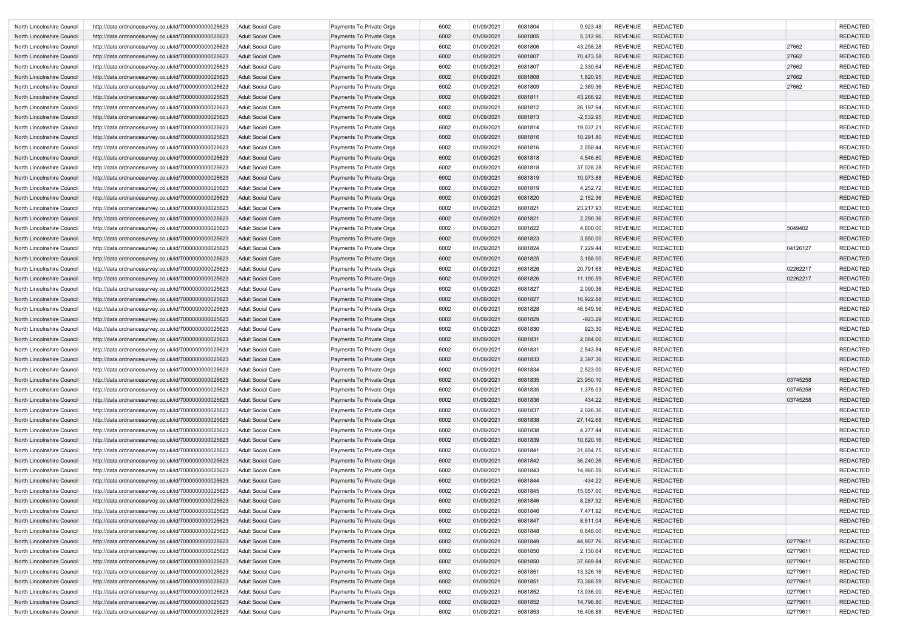| North Lincolnshire Council | http://data.ordnancesurvey.co.uk/id/7000000000025623 | Adult Social Care | Payments To Private Orgs | 6002 | 01/09/2021 | 6081804 | 9,923.48 | REVENUE | REDACTED | | REDACTED |
|---|---|---|---|---|---|---|---|---|---|---|---|
| North Lincolnshire Council | http://data.ordnancesurvey.co.uk/id/7000000000025623 | Adult Social Care | Payments To Private Orgs | 6002 | 01/09/2021 | 6081805 | 5,312.96 | REVENUE | REDACTED | | REDACTED |
| North Lincolnshire Council | http://data.ordnancesurvey.co.uk/id/7000000000025623 | Adult Social Care | Payments To Private Orgs | 6002 | 01/09/2021 | 6081806 | 43,258.28 | REVENUE | REDACTED | 27662 | REDACTED |
| North Lincolnshire Council | http://data.ordnancesurvey.co.uk/id/7000000000025623 | Adult Social Care | Payments To Private Orgs | 6002 | 01/09/2021 | 6081807 | 70,473.58 | REVENUE | REDACTED | 27662 | REDACTED |
| North Lincolnshire Council | http://data.ordnancesurvey.co.uk/id/7000000000025623 | Adult Social Care | Payments To Private Orgs | 6002 | 01/09/2021 | 6081807 | 2,330.64 | REVENUE | REDACTED | 27662 | REDACTED |
| North Lincolnshire Council | http://data.ordnancesurvey.co.uk/id/7000000000025623 | Adult Social Care | Payments To Private Orgs | 6002 | 01/09/2021 | 6081808 | 1,820.95 | REVENUE | REDACTED | 27662 | REDACTED |
| North Lincolnshire Council | http://data.ordnancesurvey.co.uk/id/7000000000025623 | Adult Social Care | Payments To Private Orgs | 6002 | 01/09/2021 | 6081809 | 2,369.36 | REVENUE | REDACTED | 27662 | REDACTED |
| North Lincolnshire Council | http://data.ordnancesurvey.co.uk/id/7000000000025623 | Adult Social Care | Payments To Private Orgs | 6002 | 01/09/2021 | 6081811 | 43,266.92 | REVENUE | REDACTED | | REDACTED |
| North Lincolnshire Council | http://data.ordnancesurvey.co.uk/id/7000000000025623 | Adult Social Care | Payments To Private Orgs | 6002 | 01/09/2021 | 6081812 | 26,197.94 | REVENUE | REDACTED | | REDACTED |
| North Lincolnshire Council | http://data.ordnancesurvey.co.uk/id/7000000000025623 | Adult Social Care | Payments To Private Orgs | 6002 | 01/09/2021 | 6081813 | -2,532.95 | REVENUE | REDACTED | | REDACTED |
| North Lincolnshire Council | http://data.ordnancesurvey.co.uk/id/7000000000025623 | Adult Social Care | Payments To Private Orgs | 6002 | 01/09/2021 | 6081814 | 19,037.21 | REVENUE | REDACTED | | REDACTED |
| North Lincolnshire Council | http://data.ordnancesurvey.co.uk/id/7000000000025623 | Adult Social Care | Payments To Private Orgs | 6002 | 01/09/2021 | 6081816 | 10,291.80 | REVENUE | REDACTED | | REDACTED |
| North Lincolnshire Council | http://data.ordnancesurvey.co.uk/id/7000000000025623 | Adult Social Care | Payments To Private Orgs | 6002 | 01/09/2021 | 6081816 | 2,058.44 | REVENUE | REDACTED | | REDACTED |
| North Lincolnshire Council | http://data.ordnancesurvey.co.uk/id/7000000000025623 | Adult Social Care | Payments To Private Orgs | 6002 | 01/09/2021 | 6081818 | 4,546.80 | REVENUE | REDACTED | | REDACTED |
| North Lincolnshire Council | http://data.ordnancesurvey.co.uk/id/7000000000025623 | Adult Social Care | Payments To Private Orgs | 6002 | 01/09/2021 | 6081818 | 37,028.28 | REVENUE | REDACTED | | REDACTED |
| North Lincolnshire Council | http://data.ordnancesurvey.co.uk/id/7000000000025623 | Adult Social Care | Payments To Private Orgs | 6002 | 01/09/2021 | 6081819 | 10,973.88 | REVENUE | REDACTED | | REDACTED |
| North Lincolnshire Council | http://data.ordnancesurvey.co.uk/id/7000000000025623 | Adult Social Care | Payments To Private Orgs | 6002 | 01/09/2021 | 6081819 | 4,252.72 | REVENUE | REDACTED | | REDACTED |
| North Lincolnshire Council | http://data.ordnancesurvey.co.uk/id/7000000000025623 | Adult Social Care | Payments To Private Orgs | 6002 | 01/09/2021 | 6081820 | 2,152.36 | REVENUE | REDACTED | | REDACTED |
| North Lincolnshire Council | http://data.ordnancesurvey.co.uk/id/7000000000025623 | Adult Social Care | Payments To Private Orgs | 6002 | 01/09/2021 | 6081821 | 23,217.93 | REVENUE | REDACTED | | REDACTED |
| North Lincolnshire Council | http://data.ordnancesurvey.co.uk/id/7000000000025623 | Adult Social Care | Payments To Private Orgs | 6002 | 01/09/2021 | 6081821 | 2,290.36 | REVENUE | REDACTED | | REDACTED |
| North Lincolnshire Council | http://data.ordnancesurvey.co.uk/id/7000000000025623 | Adult Social Care | Payments To Private Orgs | 6002 | 01/09/2021 | 6081822 | 4,800.00 | REVENUE | REDACTED | 5049402 | REDACTED |
| North Lincolnshire Council | http://data.ordnancesurvey.co.uk/id/7000000000025623 | Adult Social Care | Payments To Private Orgs | 6002 | 01/09/2021 | 6081823 | 3,850.00 | REVENUE | REDACTED | | REDACTED |
| North Lincolnshire Council | http://data.ordnancesurvey.co.uk/id/7000000000025623 | Adult Social Care | Payments To Private Orgs | 6002 | 01/09/2021 | 6081824 | 7,229.44 | REVENUE | REDACTED | 04126127 | REDACTED |
| North Lincolnshire Council | http://data.ordnancesurvey.co.uk/id/7000000000025623 | Adult Social Care | Payments To Private Orgs | 6002 | 01/09/2021 | 6081825 | 3,188.00 | REVENUE | REDACTED | | REDACTED |
| North Lincolnshire Council | http://data.ordnancesurvey.co.uk/id/7000000000025623 | Adult Social Care | Payments To Private Orgs | 6002 | 01/09/2021 | 6081826 | 20,791.68 | REVENUE | REDACTED | 02262217 | REDACTED |
| North Lincolnshire Council | http://data.ordnancesurvey.co.uk/id/7000000000025623 | Adult Social Care | Payments To Private Orgs | 6002 | 01/09/2021 | 6081826 | 11,190.59 | REVENUE | REDACTED | 02262217 | REDACTED |
| North Lincolnshire Council | http://data.ordnancesurvey.co.uk/id/7000000000025623 | Adult Social Care | Payments To Private Orgs | 6002 | 01/09/2021 | 6081827 | 2,090.36 | REVENUE | REDACTED | | REDACTED |
| North Lincolnshire Council | http://data.ordnancesurvey.co.uk/id/7000000000025623 | Adult Social Care | Payments To Private Orgs | 6002 | 01/09/2021 | 6081827 | 16,922.88 | REVENUE | REDACTED | | REDACTED |
| North Lincolnshire Council | http://data.ordnancesurvey.co.uk/id/7000000000025623 | Adult Social Care | Payments To Private Orgs | 6002 | 01/09/2021 | 6081828 | 46,549.56 | REVENUE | REDACTED | | REDACTED |
| North Lincolnshire Council | http://data.ordnancesurvey.co.uk/id/7000000000025623 | Adult Social Care | Payments To Private Orgs | 6002 | 01/09/2021 | 6081829 | -923.29 | REVENUE | REDACTED | | REDACTED |
| North Lincolnshire Council | http://data.ordnancesurvey.co.uk/id/7000000000025623 | Adult Social Care | Payments To Private Orgs | 6002 | 01/09/2021 | 6081830 | 923.30 | REVENUE | REDACTED | | REDACTED |
| North Lincolnshire Council | http://data.ordnancesurvey.co.uk/id/7000000000025623 | Adult Social Care | Payments To Private Orgs | 6002 | 01/09/2021 | 6081831 | 2,084.00 | REVENUE | REDACTED | | REDACTED |
| North Lincolnshire Council | http://data.ordnancesurvey.co.uk/id/7000000000025623 | Adult Social Care | Payments To Private Orgs | 6002 | 01/09/2021 | 6081831 | 2,543.84 | REVENUE | REDACTED | | REDACTED |
| North Lincolnshire Council | http://data.ordnancesurvey.co.uk/id/7000000000025623 | Adult Social Care | Payments To Private Orgs | 6002 | 01/09/2021 | 6081833 | 2,397.36 | REVENUE | REDACTED | | REDACTED |
| North Lincolnshire Council | http://data.ordnancesurvey.co.uk/id/7000000000025623 | Adult Social Care | Payments To Private Orgs | 6002 | 01/09/2021 | 6081834 | 2,523.00 | REVENUE | REDACTED | | REDACTED |
| North Lincolnshire Council | http://data.ordnancesurvey.co.uk/id/7000000000025623 | Adult Social Care | Payments To Private Orgs | 6002 | 01/09/2021 | 6081835 | 23,950.10 | REVENUE | REDACTED | 03745258 | REDACTED |
| North Lincolnshire Council | http://data.ordnancesurvey.co.uk/id/7000000000025623 | Adult Social Care | Payments To Private Orgs | 6002 | 01/09/2021 | 6081835 | 1,375.03 | REVENUE | REDACTED | 03745258 | REDACTED |
| North Lincolnshire Council | http://data.ordnancesurvey.co.uk/id/7000000000025623 | Adult Social Care | Payments To Private Orgs | 6002 | 01/09/2021 | 6081836 | 434.22 | REVENUE | REDACTED | 03745258 | REDACTED |
| North Lincolnshire Council | http://data.ordnancesurvey.co.uk/id/7000000000025623 | Adult Social Care | Payments To Private Orgs | 6002 | 01/09/2021 | 6081837 | 2,026.36 | REVENUE | REDACTED | | REDACTED |
| North Lincolnshire Council | http://data.ordnancesurvey.co.uk/id/7000000000025623 | Adult Social Care | Payments To Private Orgs | 6002 | 01/09/2021 | 6081838 | 27,142.68 | REVENUE | REDACTED | | REDACTED |
| North Lincolnshire Council | http://data.ordnancesurvey.co.uk/id/7000000000025623 | Adult Social Care | Payments To Private Orgs | 6002 | 01/09/2021 | 6081838 | 4,277.44 | REVENUE | REDACTED | | REDACTED |
| North Lincolnshire Council | http://data.ordnancesurvey.co.uk/id/7000000000025623 | Adult Social Care | Payments To Private Orgs | 6002 | 01/09/2021 | 6081839 | 10,820.16 | REVENUE | REDACTED | | REDACTED |
| North Lincolnshire Council | http://data.ordnancesurvey.co.uk/id/7000000000025623 | Adult Social Care | Payments To Private Orgs | 6002 | 01/09/2021 | 6081841 | 31,654.75 | REVENUE | REDACTED | | REDACTED |
| North Lincolnshire Council | http://data.ordnancesurvey.co.uk/id/7000000000025623 | Adult Social Care | Payments To Private Orgs | 6002 | 01/09/2021 | 6081842 | 36,240.26 | REVENUE | REDACTED | | REDACTED |
| North Lincolnshire Council | http://data.ordnancesurvey.co.uk/id/7000000000025623 | Adult Social Care | Payments To Private Orgs | 6002 | 01/09/2021 | 6081843 | 14,980.59 | REVENUE | REDACTED | | REDACTED |
| North Lincolnshire Council | http://data.ordnancesurvey.co.uk/id/7000000000025623 | Adult Social Care | Payments To Private Orgs | 6002 | 01/09/2021 | 6081844 | -434.22 | REVENUE | REDACTED | | REDACTED |
| North Lincolnshire Council | http://data.ordnancesurvey.co.uk/id/7000000000025623 | Adult Social Care | Payments To Private Orgs | 6002 | 01/09/2021 | 6081845 | 15,057.00 | REVENUE | REDACTED | | REDACTED |
| North Lincolnshire Council | http://data.ordnancesurvey.co.uk/id/7000000000025623 | Adult Social Care | Payments To Private Orgs | 6002 | 01/09/2021 | 6081846 | 8,287.92 | REVENUE | REDACTED | | REDACTED |
| North Lincolnshire Council | http://data.ordnancesurvey.co.uk/id/7000000000025623 | Adult Social Care | Payments To Private Orgs | 6002 | 01/09/2021 | 6081846 | 7,471.92 | REVENUE | REDACTED | | REDACTED |
| North Lincolnshire Council | http://data.ordnancesurvey.co.uk/id/7000000000025623 | Adult Social Care | Payments To Private Orgs | 6002 | 01/09/2021 | 6081847 | 8,511.04 | REVENUE | REDACTED | | REDACTED |
| North Lincolnshire Council | http://data.ordnancesurvey.co.uk/id/7000000000025623 | Adult Social Care | Payments To Private Orgs | 6002 | 01/09/2021 | 6081848 | 6,848.00 | REVENUE | REDACTED | | REDACTED |
| North Lincolnshire Council | http://data.ordnancesurvey.co.uk/id/7000000000025623 | Adult Social Care | Payments To Private Orgs | 6002 | 01/09/2021 | 6081849 | 44,907.76 | REVENUE | REDACTED | 02779611 | REDACTED |
| North Lincolnshire Council | http://data.ordnancesurvey.co.uk/id/7000000000025623 | Adult Social Care | Payments To Private Orgs | 6002 | 01/09/2021 | 6081850 | 2,130.64 | REVENUE | REDACTED | 02779611 | REDACTED |
| North Lincolnshire Council | http://data.ordnancesurvey.co.uk/id/7000000000025623 | Adult Social Care | Payments To Private Orgs | 6002 | 01/09/2021 | 6081850 | 37,669.84 | REVENUE | REDACTED | 02779611 | REDACTED |
| North Lincolnshire Council | http://data.ordnancesurvey.co.uk/id/7000000000025623 | Adult Social Care | Payments To Private Orgs | 6002 | 01/09/2021 | 6081851 | 13,326.16 | REVENUE | REDACTED | 02779611 | REDACTED |
| North Lincolnshire Council | http://data.ordnancesurvey.co.uk/id/7000000000025623 | Adult Social Care | Payments To Private Orgs | 6002 | 01/09/2021 | 6081851 | 73,388.59 | REVENUE | REDACTED | 02779611 | REDACTED |
| North Lincolnshire Council | http://data.ordnancesurvey.co.uk/id/7000000000025623 | Adult Social Care | Payments To Private Orgs | 6002 | 01/09/2021 | 6081852 | 13,036.00 | REVENUE | REDACTED | 02779611 | REDACTED |
| North Lincolnshire Council | http://data.ordnancesurvey.co.uk/id/7000000000025623 | Adult Social Care | Payments To Private Orgs | 6002 | 01/09/2021 | 6081852 | 14,796.80 | REVENUE | REDACTED | 02779611 | REDACTED |
| North Lincolnshire Council | http://data.ordnancesurvey.co.uk/id/7000000000025623 | Adult Social Care | Payments To Private Orgs | 6002 | 01/09/2021 | 6081853 | 16,406.88 | REVENUE | REDACTED | 02779611 | REDACTED |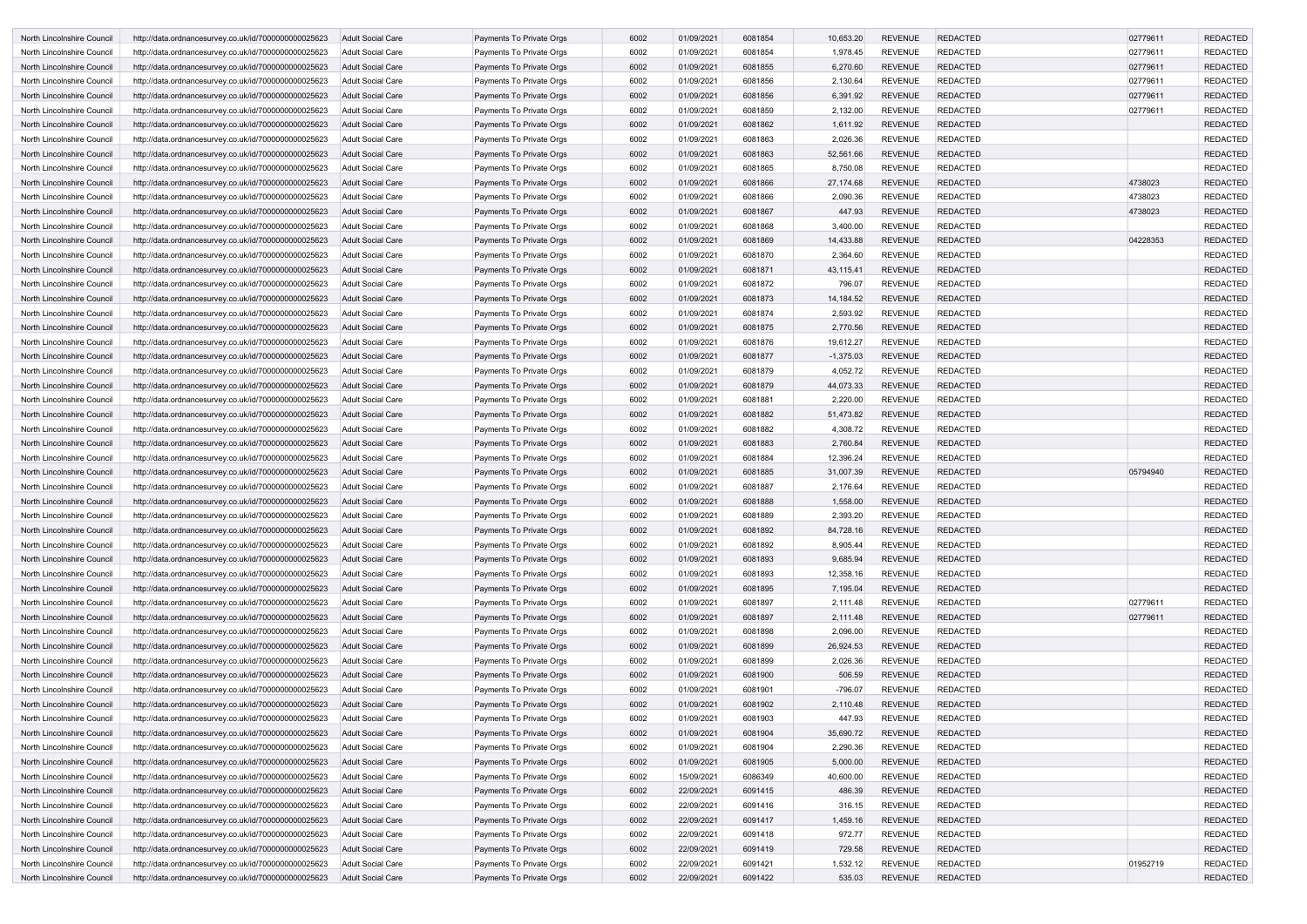| | | | | | | | | | | | |
|---|---|---|---|---|---|---|---|---|---|---|---|
| North Lincolnshire Council | http://data.ordnancesurvey.co.uk/id/7000000000025623 | Adult Social Care | Payments To Private Orgs | 6002 | 01/09/2021 | 6081854 | 10,653.20 | REVENUE | REDACTED | 02779611 | REDACTED |
| North Lincolnshire Council | http://data.ordnancesurvey.co.uk/id/7000000000025623 | Adult Social Care | Payments To Private Orgs | 6002 | 01/09/2021 | 6081854 | 1,978.45 | REVENUE | REDACTED | 02779611 | REDACTED |
| North Lincolnshire Council | http://data.ordnancesurvey.co.uk/id/7000000000025623 | Adult Social Care | Payments To Private Orgs | 6002 | 01/09/2021 | 6081855 | 6,270.60 | REVENUE | REDACTED | 02779611 | REDACTED |
| North Lincolnshire Council | http://data.ordnancesurvey.co.uk/id/7000000000025623 | Adult Social Care | Payments To Private Orgs | 6002 | 01/09/2021 | 6081856 | 2,130.64 | REVENUE | REDACTED | 02779611 | REDACTED |
| North Lincolnshire Council | http://data.ordnancesurvey.co.uk/id/7000000000025623 | Adult Social Care | Payments To Private Orgs | 6002 | 01/09/2021 | 6081856 | 6,391.92 | REVENUE | REDACTED | 02779611 | REDACTED |
| North Lincolnshire Council | http://data.ordnancesurvey.co.uk/id/7000000000025623 | Adult Social Care | Payments To Private Orgs | 6002 | 01/09/2021 | 6081859 | 2,132.00 | REVENUE | REDACTED | 02779611 | REDACTED |
| North Lincolnshire Council | http://data.ordnancesurvey.co.uk/id/7000000000025623 | Adult Social Care | Payments To Private Orgs | 6002 | 01/09/2021 | 6081862 | 1,611.92 | REVENUE | REDACTED | | REDACTED |
| North Lincolnshire Council | http://data.ordnancesurvey.co.uk/id/7000000000025623 | Adult Social Care | Payments To Private Orgs | 6002 | 01/09/2021 | 6081863 | 2,026.36 | REVENUE | REDACTED | | REDACTED |
| North Lincolnshire Council | http://data.ordnancesurvey.co.uk/id/7000000000025623 | Adult Social Care | Payments To Private Orgs | 6002 | 01/09/2021 | 6081863 | 52,561.66 | REVENUE | REDACTED | | REDACTED |
| North Lincolnshire Council | http://data.ordnancesurvey.co.uk/id/7000000000025623 | Adult Social Care | Payments To Private Orgs | 6002 | 01/09/2021 | 6081865 | 8,750.08 | REVENUE | REDACTED | | REDACTED |
| North Lincolnshire Council | http://data.ordnancesurvey.co.uk/id/7000000000025623 | Adult Social Care | Payments To Private Orgs | 6002 | 01/09/2021 | 6081866 | 27,174.68 | REVENUE | REDACTED | 4738023 | REDACTED |
| North Lincolnshire Council | http://data.ordnancesurvey.co.uk/id/7000000000025623 | Adult Social Care | Payments To Private Orgs | 6002 | 01/09/2021 | 6081866 | 2,090.36 | REVENUE | REDACTED | 4738023 | REDACTED |
| North Lincolnshire Council | http://data.ordnancesurvey.co.uk/id/7000000000025623 | Adult Social Care | Payments To Private Orgs | 6002 | 01/09/2021 | 6081867 | 447.93 | REVENUE | REDACTED | 4738023 | REDACTED |
| North Lincolnshire Council | http://data.ordnancesurvey.co.uk/id/7000000000025623 | Adult Social Care | Payments To Private Orgs | 6002 | 01/09/2021 | 6081868 | 3,400.00 | REVENUE | REDACTED | | REDACTED |
| North Lincolnshire Council | http://data.ordnancesurvey.co.uk/id/7000000000025623 | Adult Social Care | Payments To Private Orgs | 6002 | 01/09/2021 | 6081869 | 14,433.88 | REVENUE | REDACTED | 04228353 | REDACTED |
| North Lincolnshire Council | http://data.ordnancesurvey.co.uk/id/7000000000025623 | Adult Social Care | Payments To Private Orgs | 6002 | 01/09/2021 | 6081870 | 2,364.60 | REVENUE | REDACTED | | REDACTED |
| North Lincolnshire Council | http://data.ordnancesurvey.co.uk/id/7000000000025623 | Adult Social Care | Payments To Private Orgs | 6002 | 01/09/2021 | 6081871 | 43,115.41 | REVENUE | REDACTED | | REDACTED |
| North Lincolnshire Council | http://data.ordnancesurvey.co.uk/id/7000000000025623 | Adult Social Care | Payments To Private Orgs | 6002 | 01/09/2021 | 6081872 | 796.07 | REVENUE | REDACTED | | REDACTED |
| North Lincolnshire Council | http://data.ordnancesurvey.co.uk/id/7000000000025623 | Adult Social Care | Payments To Private Orgs | 6002 | 01/09/2021 | 6081873 | 14,184.52 | REVENUE | REDACTED | | REDACTED |
| North Lincolnshire Council | http://data.ordnancesurvey.co.uk/id/7000000000025623 | Adult Social Care | Payments To Private Orgs | 6002 | 01/09/2021 | 6081874 | 2,593.92 | REVENUE | REDACTED | | REDACTED |
| North Lincolnshire Council | http://data.ordnancesurvey.co.uk/id/7000000000025623 | Adult Social Care | Payments To Private Orgs | 6002 | 01/09/2021 | 6081875 | 2,770.56 | REVENUE | REDACTED | | REDACTED |
| North Lincolnshire Council | http://data.ordnancesurvey.co.uk/id/7000000000025623 | Adult Social Care | Payments To Private Orgs | 6002 | 01/09/2021 | 6081876 | 19,612.27 | REVENUE | REDACTED | | REDACTED |
| North Lincolnshire Council | http://data.ordnancesurvey.co.uk/id/7000000000025623 | Adult Social Care | Payments To Private Orgs | 6002 | 01/09/2021 | 6081877 | -1,375.03 | REVENUE | REDACTED | | REDACTED |
| North Lincolnshire Council | http://data.ordnancesurvey.co.uk/id/7000000000025623 | Adult Social Care | Payments To Private Orgs | 6002 | 01/09/2021 | 6081879 | 4,052.72 | REVENUE | REDACTED | | REDACTED |
| North Lincolnshire Council | http://data.ordnancesurvey.co.uk/id/7000000000025623 | Adult Social Care | Payments To Private Orgs | 6002 | 01/09/2021 | 6081879 | 44,073.33 | REVENUE | REDACTED | | REDACTED |
| North Lincolnshire Council | http://data.ordnancesurvey.co.uk/id/7000000000025623 | Adult Social Care | Payments To Private Orgs | 6002 | 01/09/2021 | 6081881 | 2,220.00 | REVENUE | REDACTED | | REDACTED |
| North Lincolnshire Council | http://data.ordnancesurvey.co.uk/id/7000000000025623 | Adult Social Care | Payments To Private Orgs | 6002 | 01/09/2021 | 6081882 | 51,473.82 | REVENUE | REDACTED | | REDACTED |
| North Lincolnshire Council | http://data.ordnancesurvey.co.uk/id/7000000000025623 | Adult Social Care | Payments To Private Orgs | 6002 | 01/09/2021 | 6081882 | 4,308.72 | REVENUE | REDACTED | | REDACTED |
| North Lincolnshire Council | http://data.ordnancesurvey.co.uk/id/7000000000025623 | Adult Social Care | Payments To Private Orgs | 6002 | 01/09/2021 | 6081883 | 2,760.84 | REVENUE | REDACTED | | REDACTED |
| North Lincolnshire Council | http://data.ordnancesurvey.co.uk/id/7000000000025623 | Adult Social Care | Payments To Private Orgs | 6002 | 01/09/2021 | 6081884 | 12,396.24 | REVENUE | REDACTED | | REDACTED |
| North Lincolnshire Council | http://data.ordnancesurvey.co.uk/id/7000000000025623 | Adult Social Care | Payments To Private Orgs | 6002 | 01/09/2021 | 6081885 | 31,007.39 | REVENUE | REDACTED | 05794940 | REDACTED |
| North Lincolnshire Council | http://data.ordnancesurvey.co.uk/id/7000000000025623 | Adult Social Care | Payments To Private Orgs | 6002 | 01/09/2021 | 6081887 | 2,176.64 | REVENUE | REDACTED | | REDACTED |
| North Lincolnshire Council | http://data.ordnancesurvey.co.uk/id/7000000000025623 | Adult Social Care | Payments To Private Orgs | 6002 | 01/09/2021 | 6081888 | 1,558.00 | REVENUE | REDACTED | | REDACTED |
| North Lincolnshire Council | http://data.ordnancesurvey.co.uk/id/7000000000025623 | Adult Social Care | Payments To Private Orgs | 6002 | 01/09/2021 | 6081889 | 2,393.20 | REVENUE | REDACTED | | REDACTED |
| North Lincolnshire Council | http://data.ordnancesurvey.co.uk/id/7000000000025623 | Adult Social Care | Payments To Private Orgs | 6002 | 01/09/2021 | 6081892 | 84,728.16 | REVENUE | REDACTED | | REDACTED |
| North Lincolnshire Council | http://data.ordnancesurvey.co.uk/id/7000000000025623 | Adult Social Care | Payments To Private Orgs | 6002 | 01/09/2021 | 6081892 | 8,905.44 | REVENUE | REDACTED | | REDACTED |
| North Lincolnshire Council | http://data.ordnancesurvey.co.uk/id/7000000000025623 | Adult Social Care | Payments To Private Orgs | 6002 | 01/09/2021 | 6081893 | 9,685.94 | REVENUE | REDACTED | | REDACTED |
| North Lincolnshire Council | http://data.ordnancesurvey.co.uk/id/7000000000025623 | Adult Social Care | Payments To Private Orgs | 6002 | 01/09/2021 | 6081893 | 12,358.16 | REVENUE | REDACTED | | REDACTED |
| North Lincolnshire Council | http://data.ordnancesurvey.co.uk/id/7000000000025623 | Adult Social Care | Payments To Private Orgs | 6002 | 01/09/2021 | 6081895 | 7,195.04 | REVENUE | REDACTED | | REDACTED |
| North Lincolnshire Council | http://data.ordnancesurvey.co.uk/id/7000000000025623 | Adult Social Care | Payments To Private Orgs | 6002 | 01/09/2021 | 6081897 | 2,111.48 | REVENUE | REDACTED | 02779611 | REDACTED |
| North Lincolnshire Council | http://data.ordnancesurvey.co.uk/id/7000000000025623 | Adult Social Care | Payments To Private Orgs | 6002 | 01/09/2021 | 6081897 | 2,111.48 | REVENUE | REDACTED | 02779611 | REDACTED |
| North Lincolnshire Council | http://data.ordnancesurvey.co.uk/id/7000000000025623 | Adult Social Care | Payments To Private Orgs | 6002 | 01/09/2021 | 6081898 | 2,096.00 | REVENUE | REDACTED | | REDACTED |
| North Lincolnshire Council | http://data.ordnancesurvey.co.uk/id/7000000000025623 | Adult Social Care | Payments To Private Orgs | 6002 | 01/09/2021 | 6081899 | 26,924.53 | REVENUE | REDACTED | | REDACTED |
| North Lincolnshire Council | http://data.ordnancesurvey.co.uk/id/7000000000025623 | Adult Social Care | Payments To Private Orgs | 6002 | 01/09/2021 | 6081899 | 2,026.36 | REVENUE | REDACTED | | REDACTED |
| North Lincolnshire Council | http://data.ordnancesurvey.co.uk/id/7000000000025623 | Adult Social Care | Payments To Private Orgs | 6002 | 01/09/2021 | 6081900 | 506.59 | REVENUE | REDACTED | | REDACTED |
| North Lincolnshire Council | http://data.ordnancesurvey.co.uk/id/7000000000025623 | Adult Social Care | Payments To Private Orgs | 6002 | 01/09/2021 | 6081901 | -796.07 | REVENUE | REDACTED | | REDACTED |
| North Lincolnshire Council | http://data.ordnancesurvey.co.uk/id/7000000000025623 | Adult Social Care | Payments To Private Orgs | 6002 | 01/09/2021 | 6081902 | 2,110.48 | REVENUE | REDACTED | | REDACTED |
| North Lincolnshire Council | http://data.ordnancesurvey.co.uk/id/7000000000025623 | Adult Social Care | Payments To Private Orgs | 6002 | 01/09/2021 | 6081903 | 447.93 | REVENUE | REDACTED | | REDACTED |
| North Lincolnshire Council | http://data.ordnancesurvey.co.uk/id/7000000000025623 | Adult Social Care | Payments To Private Orgs | 6002 | 01/09/2021 | 6081904 | 35,690.72 | REVENUE | REDACTED | | REDACTED |
| North Lincolnshire Council | http://data.ordnancesurvey.co.uk/id/7000000000025623 | Adult Social Care | Payments To Private Orgs | 6002 | 01/09/2021 | 6081904 | 2,290.36 | REVENUE | REDACTED | | REDACTED |
| North Lincolnshire Council | http://data.ordnancesurvey.co.uk/id/7000000000025623 | Adult Social Care | Payments To Private Orgs | 6002 | 01/09/2021 | 6081905 | 5,000.00 | REVENUE | REDACTED | | REDACTED |
| North Lincolnshire Council | http://data.ordnancesurvey.co.uk/id/7000000000025623 | Adult Social Care | Payments To Private Orgs | 6002 | 15/09/2021 | 6086349 | 40,600.00 | REVENUE | REDACTED | | REDACTED |
| North Lincolnshire Council | http://data.ordnancesurvey.co.uk/id/7000000000025623 | Adult Social Care | Payments To Private Orgs | 6002 | 22/09/2021 | 6091415 | 486.39 | REVENUE | REDACTED | | REDACTED |
| North Lincolnshire Council | http://data.ordnancesurvey.co.uk/id/7000000000025623 | Adult Social Care | Payments To Private Orgs | 6002 | 22/09/2021 | 6091416 | 316.15 | REVENUE | REDACTED | | REDACTED |
| North Lincolnshire Council | http://data.ordnancesurvey.co.uk/id/7000000000025623 | Adult Social Care | Payments To Private Orgs | 6002 | 22/09/2021 | 6091417 | 1,459.16 | REVENUE | REDACTED | | REDACTED |
| North Lincolnshire Council | http://data.ordnancesurvey.co.uk/id/7000000000025623 | Adult Social Care | Payments To Private Orgs | 6002 | 22/09/2021 | 6091418 | 972.77 | REVENUE | REDACTED | | REDACTED |
| North Lincolnshire Council | http://data.ordnancesurvey.co.uk/id/7000000000025623 | Adult Social Care | Payments To Private Orgs | 6002 | 22/09/2021 | 6091419 | 729.58 | REVENUE | REDACTED | | REDACTED |
| North Lincolnshire Council | http://data.ordnancesurvey.co.uk/id/7000000000025623 | Adult Social Care | Payments To Private Orgs | 6002 | 22/09/2021 | 6091421 | 1,532.12 | REVENUE | REDACTED | 01952719 | REDACTED |
| North Lincolnshire Council | http://data.ordnancesurvey.co.uk/id/7000000000025623 | Adult Social Care | Payments To Private Orgs | 6002 | 22/09/2021 | 6091422 | 535.03 | REVENUE | REDACTED | | REDACTED |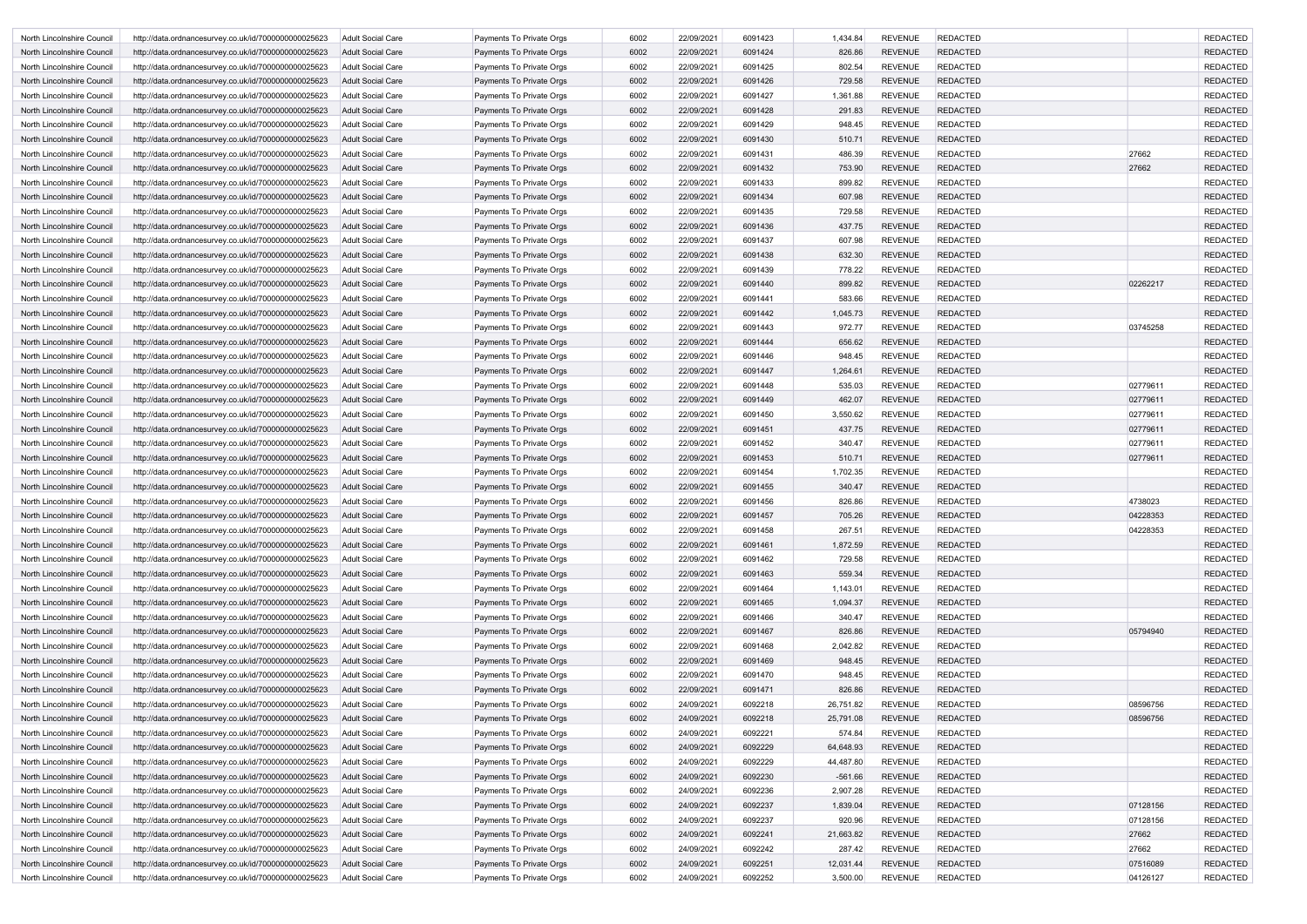| | | | | | | | | | | | |
|---|---|---|---|---|---|---|---|---|---|---|---|
| North Lincolnshire Council | http://data.ordnancesurvey.co.uk/id/7000000000025623 | Adult Social Care | Payments To Private Orgs | 6002 | 22/09/2021 | 6091423 | 1,434.84 | REVENUE | REDACTED | | REDACTED |
| North Lincolnshire Council | http://data.ordnancesurvey.co.uk/id/7000000000025623 | Adult Social Care | Payments To Private Orgs | 6002 | 22/09/2021 | 6091424 | 826.86 | REVENUE | REDACTED | | REDACTED |
| North Lincolnshire Council | http://data.ordnancesurvey.co.uk/id/7000000000025623 | Adult Social Care | Payments To Private Orgs | 6002 | 22/09/2021 | 6091425 | 802.54 | REVENUE | REDACTED | | REDACTED |
| North Lincolnshire Council | http://data.ordnancesurvey.co.uk/id/7000000000025623 | Adult Social Care | Payments To Private Orgs | 6002 | 22/09/2021 | 6091426 | 729.58 | REVENUE | REDACTED | | REDACTED |
| North Lincolnshire Council | http://data.ordnancesurvey.co.uk/id/7000000000025623 | Adult Social Care | Payments To Private Orgs | 6002 | 22/09/2021 | 6091427 | 1,361.88 | REVENUE | REDACTED | | REDACTED |
| North Lincolnshire Council | http://data.ordnancesurvey.co.uk/id/7000000000025623 | Adult Social Care | Payments To Private Orgs | 6002 | 22/09/2021 | 6091428 | 291.83 | REVENUE | REDACTED | | REDACTED |
| North Lincolnshire Council | http://data.ordnancesurvey.co.uk/id/7000000000025623 | Adult Social Care | Payments To Private Orgs | 6002 | 22/09/2021 | 6091429 | 948.45 | REVENUE | REDACTED | | REDACTED |
| North Lincolnshire Council | http://data.ordnancesurvey.co.uk/id/7000000000025623 | Adult Social Care | Payments To Private Orgs | 6002 | 22/09/2021 | 6091430 | 510.71 | REVENUE | REDACTED | | REDACTED |
| North Lincolnshire Council | http://data.ordnancesurvey.co.uk/id/7000000000025623 | Adult Social Care | Payments To Private Orgs | 6002 | 22/09/2021 | 6091431 | 486.39 | REVENUE | REDACTED | 27662 | REDACTED |
| North Lincolnshire Council | http://data.ordnancesurvey.co.uk/id/7000000000025623 | Adult Social Care | Payments To Private Orgs | 6002 | 22/09/2021 | 6091432 | 753.90 | REVENUE | REDACTED | 27662 | REDACTED |
| North Lincolnshire Council | http://data.ordnancesurvey.co.uk/id/7000000000025623 | Adult Social Care | Payments To Private Orgs | 6002 | 22/09/2021 | 6091433 | 899.82 | REVENUE | REDACTED | | REDACTED |
| North Lincolnshire Council | http://data.ordnancesurvey.co.uk/id/7000000000025623 | Adult Social Care | Payments To Private Orgs | 6002 | 22/09/2021 | 6091434 | 607.98 | REVENUE | REDACTED | | REDACTED |
| North Lincolnshire Council | http://data.ordnancesurvey.co.uk/id/7000000000025623 | Adult Social Care | Payments To Private Orgs | 6002 | 22/09/2021 | 6091435 | 729.58 | REVENUE | REDACTED | | REDACTED |
| North Lincolnshire Council | http://data.ordnancesurvey.co.uk/id/7000000000025623 | Adult Social Care | Payments To Private Orgs | 6002 | 22/09/2021 | 6091436 | 437.75 | REVENUE | REDACTED | | REDACTED |
| North Lincolnshire Council | http://data.ordnancesurvey.co.uk/id/7000000000025623 | Adult Social Care | Payments To Private Orgs | 6002 | 22/09/2021 | 6091437 | 607.98 | REVENUE | REDACTED | | REDACTED |
| North Lincolnshire Council | http://data.ordnancesurvey.co.uk/id/7000000000025623 | Adult Social Care | Payments To Private Orgs | 6002 | 22/09/2021 | 6091438 | 632.30 | REVENUE | REDACTED | | REDACTED |
| North Lincolnshire Council | http://data.ordnancesurvey.co.uk/id/7000000000025623 | Adult Social Care | Payments To Private Orgs | 6002 | 22/09/2021 | 6091439 | 778.22 | REVENUE | REDACTED | | REDACTED |
| North Lincolnshire Council | http://data.ordnancesurvey.co.uk/id/7000000000025623 | Adult Social Care | Payments To Private Orgs | 6002 | 22/09/2021 | 6091440 | 899.82 | REVENUE | REDACTED | 02262217 | REDACTED |
| North Lincolnshire Council | http://data.ordnancesurvey.co.uk/id/7000000000025623 | Adult Social Care | Payments To Private Orgs | 6002 | 22/09/2021 | 6091441 | 583.66 | REVENUE | REDACTED | | REDACTED |
| North Lincolnshire Council | http://data.ordnancesurvey.co.uk/id/7000000000025623 | Adult Social Care | Payments To Private Orgs | 6002 | 22/09/2021 | 6091442 | 1,045.73 | REVENUE | REDACTED | | REDACTED |
| North Lincolnshire Council | http://data.ordnancesurvey.co.uk/id/7000000000025623 | Adult Social Care | Payments To Private Orgs | 6002 | 22/09/2021 | 6091443 | 972.77 | REVENUE | REDACTED | 03745258 | REDACTED |
| North Lincolnshire Council | http://data.ordnancesurvey.co.uk/id/7000000000025623 | Adult Social Care | Payments To Private Orgs | 6002 | 22/09/2021 | 6091444 | 656.62 | REVENUE | REDACTED | | REDACTED |
| North Lincolnshire Council | http://data.ordnancesurvey.co.uk/id/7000000000025623 | Adult Social Care | Payments To Private Orgs | 6002 | 22/09/2021 | 6091446 | 948.45 | REVENUE | REDACTED | | REDACTED |
| North Lincolnshire Council | http://data.ordnancesurvey.co.uk/id/7000000000025623 | Adult Social Care | Payments To Private Orgs | 6002 | 22/09/2021 | 6091447 | 1,264.61 | REVENUE | REDACTED | | REDACTED |
| North Lincolnshire Council | http://data.ordnancesurvey.co.uk/id/7000000000025623 | Adult Social Care | Payments To Private Orgs | 6002 | 22/09/2021 | 6091448 | 535.03 | REVENUE | REDACTED | 02779611 | REDACTED |
| North Lincolnshire Council | http://data.ordnancesurvey.co.uk/id/7000000000025623 | Adult Social Care | Payments To Private Orgs | 6002 | 22/09/2021 | 6091449 | 462.07 | REVENUE | REDACTED | 02779611 | REDACTED |
| North Lincolnshire Council | http://data.ordnancesurvey.co.uk/id/7000000000025623 | Adult Social Care | Payments To Private Orgs | 6002 | 22/09/2021 | 6091450 | 3,550.62 | REVENUE | REDACTED | 02779611 | REDACTED |
| North Lincolnshire Council | http://data.ordnancesurvey.co.uk/id/7000000000025623 | Adult Social Care | Payments To Private Orgs | 6002 | 22/09/2021 | 6091451 | 437.75 | REVENUE | REDACTED | 02779611 | REDACTED |
| North Lincolnshire Council | http://data.ordnancesurvey.co.uk/id/7000000000025623 | Adult Social Care | Payments To Private Orgs | 6002 | 22/09/2021 | 6091452 | 340.47 | REVENUE | REDACTED | 02779611 | REDACTED |
| North Lincolnshire Council | http://data.ordnancesurvey.co.uk/id/7000000000025623 | Adult Social Care | Payments To Private Orgs | 6002 | 22/09/2021 | 6091453 | 510.71 | REVENUE | REDACTED | 02779611 | REDACTED |
| North Lincolnshire Council | http://data.ordnancesurvey.co.uk/id/7000000000025623 | Adult Social Care | Payments To Private Orgs | 6002 | 22/09/2021 | 6091454 | 1,702.35 | REVENUE | REDACTED | | REDACTED |
| North Lincolnshire Council | http://data.ordnancesurvey.co.uk/id/7000000000025623 | Adult Social Care | Payments To Private Orgs | 6002 | 22/09/2021 | 6091455 | 340.47 | REVENUE | REDACTED | | REDACTED |
| North Lincolnshire Council | http://data.ordnancesurvey.co.uk/id/7000000000025623 | Adult Social Care | Payments To Private Orgs | 6002 | 22/09/2021 | 6091456 | 826.86 | REVENUE | REDACTED | 4738023 | REDACTED |
| North Lincolnshire Council | http://data.ordnancesurvey.co.uk/id/7000000000025623 | Adult Social Care | Payments To Private Orgs | 6002 | 22/09/2021 | 6091457 | 705.26 | REVENUE | REDACTED | 04228353 | REDACTED |
| North Lincolnshire Council | http://data.ordnancesurvey.co.uk/id/7000000000025623 | Adult Social Care | Payments To Private Orgs | 6002 | 22/09/2021 | 6091458 | 267.51 | REVENUE | REDACTED | 04228353 | REDACTED |
| North Lincolnshire Council | http://data.ordnancesurvey.co.uk/id/7000000000025623 | Adult Social Care | Payments To Private Orgs | 6002 | 22/09/2021 | 6091461 | 1,872.59 | REVENUE | REDACTED | | REDACTED |
| North Lincolnshire Council | http://data.ordnancesurvey.co.uk/id/7000000000025623 | Adult Social Care | Payments To Private Orgs | 6002 | 22/09/2021 | 6091462 | 729.58 | REVENUE | REDACTED | | REDACTED |
| North Lincolnshire Council | http://data.ordnancesurvey.co.uk/id/7000000000025623 | Adult Social Care | Payments To Private Orgs | 6002 | 22/09/2021 | 6091463 | 559.34 | REVENUE | REDACTED | | REDACTED |
| North Lincolnshire Council | http://data.ordnancesurvey.co.uk/id/7000000000025623 | Adult Social Care | Payments To Private Orgs | 6002 | 22/09/2021 | 6091464 | 1,143.01 | REVENUE | REDACTED | | REDACTED |
| North Lincolnshire Council | http://data.ordnancesurvey.co.uk/id/7000000000025623 | Adult Social Care | Payments To Private Orgs | 6002 | 22/09/2021 | 6091465 | 1,094.37 | REVENUE | REDACTED | | REDACTED |
| North Lincolnshire Council | http://data.ordnancesurvey.co.uk/id/7000000000025623 | Adult Social Care | Payments To Private Orgs | 6002 | 22/09/2021 | 6091466 | 340.47 | REVENUE | REDACTED | | REDACTED |
| North Lincolnshire Council | http://data.ordnancesurvey.co.uk/id/7000000000025623 | Adult Social Care | Payments To Private Orgs | 6002 | 22/09/2021 | 6091467 | 826.86 | REVENUE | REDACTED | 05794940 | REDACTED |
| North Lincolnshire Council | http://data.ordnancesurvey.co.uk/id/7000000000025623 | Adult Social Care | Payments To Private Orgs | 6002 | 22/09/2021 | 6091468 | 2,042.82 | REVENUE | REDACTED | | REDACTED |
| North Lincolnshire Council | http://data.ordnancesurvey.co.uk/id/7000000000025623 | Adult Social Care | Payments To Private Orgs | 6002 | 22/09/2021 | 6091469 | 948.45 | REVENUE | REDACTED | | REDACTED |
| North Lincolnshire Council | http://data.ordnancesurvey.co.uk/id/7000000000025623 | Adult Social Care | Payments To Private Orgs | 6002 | 22/09/2021 | 6091470 | 948.45 | REVENUE | REDACTED | | REDACTED |
| North Lincolnshire Council | http://data.ordnancesurvey.co.uk/id/7000000000025623 | Adult Social Care | Payments To Private Orgs | 6002 | 22/09/2021 | 6091471 | 826.86 | REVENUE | REDACTED | | REDACTED |
| North Lincolnshire Council | http://data.ordnancesurvey.co.uk/id/7000000000025623 | Adult Social Care | Payments To Private Orgs | 6002 | 24/09/2021 | 6092218 | 26,751.82 | REVENUE | REDACTED | 08596756 | REDACTED |
| North Lincolnshire Council | http://data.ordnancesurvey.co.uk/id/7000000000025623 | Adult Social Care | Payments To Private Orgs | 6002 | 24/09/2021 | 6092218 | 25,791.08 | REVENUE | REDACTED | 08596756 | REDACTED |
| North Lincolnshire Council | http://data.ordnancesurvey.co.uk/id/7000000000025623 | Adult Social Care | Payments To Private Orgs | 6002 | 24/09/2021 | 6092221 | 574.84 | REVENUE | REDACTED | | REDACTED |
| North Lincolnshire Council | http://data.ordnancesurvey.co.uk/id/7000000000025623 | Adult Social Care | Payments To Private Orgs | 6002 | 24/09/2021 | 6092229 | 64,648.93 | REVENUE | REDACTED | | REDACTED |
| North Lincolnshire Council | http://data.ordnancesurvey.co.uk/id/7000000000025623 | Adult Social Care | Payments To Private Orgs | 6002 | 24/09/2021 | 6092229 | 44,487.80 | REVENUE | REDACTED | | REDACTED |
| North Lincolnshire Council | http://data.ordnancesurvey.co.uk/id/7000000000025623 | Adult Social Care | Payments To Private Orgs | 6002 | 24/09/2021 | 6092230 | -561.66 | REVENUE | REDACTED | | REDACTED |
| North Lincolnshire Council | http://data.ordnancesurvey.co.uk/id/7000000000025623 | Adult Social Care | Payments To Private Orgs | 6002 | 24/09/2021 | 6092236 | 2,907.28 | REVENUE | REDACTED | | REDACTED |
| North Lincolnshire Council | http://data.ordnancesurvey.co.uk/id/7000000000025623 | Adult Social Care | Payments To Private Orgs | 6002 | 24/09/2021 | 6092237 | 1,839.04 | REVENUE | REDACTED | 07128156 | REDACTED |
| North Lincolnshire Council | http://data.ordnancesurvey.co.uk/id/7000000000025623 | Adult Social Care | Payments To Private Orgs | 6002 | 24/09/2021 | 6092237 | 920.96 | REVENUE | REDACTED | 07128156 | REDACTED |
| North Lincolnshire Council | http://data.ordnancesurvey.co.uk/id/7000000000025623 | Adult Social Care | Payments To Private Orgs | 6002 | 24/09/2021 | 6092241 | 21,663.82 | REVENUE | REDACTED | 27662 | REDACTED |
| North Lincolnshire Council | http://data.ordnancesurvey.co.uk/id/7000000000025623 | Adult Social Care | Payments To Private Orgs | 6002 | 24/09/2021 | 6092242 | 287.42 | REVENUE | REDACTED | 27662 | REDACTED |
| North Lincolnshire Council | http://data.ordnancesurvey.co.uk/id/7000000000025623 | Adult Social Care | Payments To Private Orgs | 6002 | 24/09/2021 | 6092251 | 12,031.44 | REVENUE | REDACTED | 07516089 | REDACTED |
| North Lincolnshire Council | http://data.ordnancesurvey.co.uk/id/7000000000025623 | Adult Social Care | Payments To Private Orgs | 6002 | 24/09/2021 | 6092252 | 3,500.00 | REVENUE | REDACTED | 04126127 | REDACTED |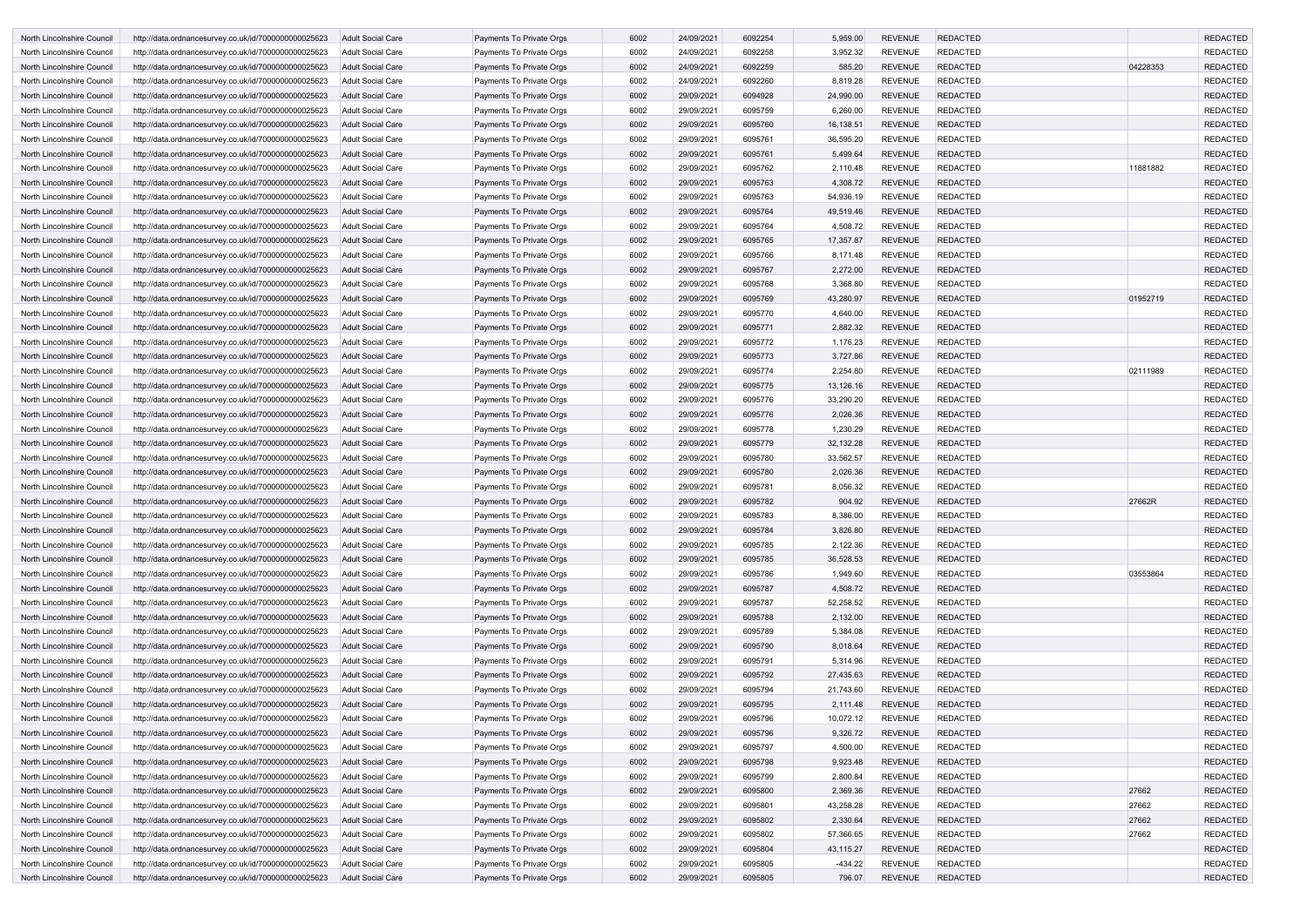| | | | | | | | | | | | |
|---|---|---|---|---|---|---|---|---|---|---|---|
| North Lincolnshire Council | http://data.ordnancesurvey.co.uk/id/7000000000025623 | Adult Social Care | Payments To Private Orgs | 6002 | 24/09/2021 | 6092254 | 5,959.00 | REVENUE | REDACTED | | REDACTED |
| North Lincolnshire Council | http://data.ordnancesurvey.co.uk/id/7000000000025623 | Adult Social Care | Payments To Private Orgs | 6002 | 24/09/2021 | 6092258 | 3,952.32 | REVENUE | REDACTED | | REDACTED |
| North Lincolnshire Council | http://data.ordnancesurvey.co.uk/id/7000000000025623 | Adult Social Care | Payments To Private Orgs | 6002 | 24/09/2021 | 6092259 | 585.20 | REVENUE | REDACTED | 04228353 | REDACTED |
| North Lincolnshire Council | http://data.ordnancesurvey.co.uk/id/7000000000025623 | Adult Social Care | Payments To Private Orgs | 6002 | 24/09/2021 | 6092260 | 8,819.28 | REVENUE | REDACTED | | REDACTED |
| North Lincolnshire Council | http://data.ordnancesurvey.co.uk/id/7000000000025623 | Adult Social Care | Payments To Private Orgs | 6002 | 29/09/2021 | 6094928 | 24,990.00 | REVENUE | REDACTED | | REDACTED |
| North Lincolnshire Council | http://data.ordnancesurvey.co.uk/id/7000000000025623 | Adult Social Care | Payments To Private Orgs | 6002 | 29/09/2021 | 6095759 | 6,260.00 | REVENUE | REDACTED | | REDACTED |
| North Lincolnshire Council | http://data.ordnancesurvey.co.uk/id/7000000000025623 | Adult Social Care | Payments To Private Orgs | 6002 | 29/09/2021 | 6095760 | 16,138.51 | REVENUE | REDACTED | | REDACTED |
| North Lincolnshire Council | http://data.ordnancesurvey.co.uk/id/7000000000025623 | Adult Social Care | Payments To Private Orgs | 6002 | 29/09/2021 | 6095761 | 36,595.20 | REVENUE | REDACTED | | REDACTED |
| North Lincolnshire Council | http://data.ordnancesurvey.co.uk/id/7000000000025623 | Adult Social Care | Payments To Private Orgs | 6002 | 29/09/2021 | 6095761 | 5,499.64 | REVENUE | REDACTED | | REDACTED |
| North Lincolnshire Council | http://data.ordnancesurvey.co.uk/id/7000000000025623 | Adult Social Care | Payments To Private Orgs | 6002 | 29/09/2021 | 6095762 | 2,110.48 | REVENUE | REDACTED | 11881882 | REDACTED |
| North Lincolnshire Council | http://data.ordnancesurvey.co.uk/id/7000000000025623 | Adult Social Care | Payments To Private Orgs | 6002 | 29/09/2021 | 6095763 | 4,308.72 | REVENUE | REDACTED | | REDACTED |
| North Lincolnshire Council | http://data.ordnancesurvey.co.uk/id/7000000000025623 | Adult Social Care | Payments To Private Orgs | 6002 | 29/09/2021 | 6095763 | 54,936.19 | REVENUE | REDACTED | | REDACTED |
| North Lincolnshire Council | http://data.ordnancesurvey.co.uk/id/7000000000025623 | Adult Social Care | Payments To Private Orgs | 6002 | 29/09/2021 | 6095764 | 49,519.46 | REVENUE | REDACTED | | REDACTED |
| North Lincolnshire Council | http://data.ordnancesurvey.co.uk/id/7000000000025623 | Adult Social Care | Payments To Private Orgs | 6002 | 29/09/2021 | 6095764 | 4,508.72 | REVENUE | REDACTED | | REDACTED |
| North Lincolnshire Council | http://data.ordnancesurvey.co.uk/id/7000000000025623 | Adult Social Care | Payments To Private Orgs | 6002 | 29/09/2021 | 6095765 | 17,357.87 | REVENUE | REDACTED | | REDACTED |
| North Lincolnshire Council | http://data.ordnancesurvey.co.uk/id/7000000000025623 | Adult Social Care | Payments To Private Orgs | 6002 | 29/09/2021 | 6095766 | 8,171.48 | REVENUE | REDACTED | | REDACTED |
| North Lincolnshire Council | http://data.ordnancesurvey.co.uk/id/7000000000025623 | Adult Social Care | Payments To Private Orgs | 6002 | 29/09/2021 | 6095767 | 2,272.00 | REVENUE | REDACTED | | REDACTED |
| North Lincolnshire Council | http://data.ordnancesurvey.co.uk/id/7000000000025623 | Adult Social Care | Payments To Private Orgs | 6002 | 29/09/2021 | 6095768 | 3,368.80 | REVENUE | REDACTED | | REDACTED |
| North Lincolnshire Council | http://data.ordnancesurvey.co.uk/id/7000000000025623 | Adult Social Care | Payments To Private Orgs | 6002 | 29/09/2021 | 6095769 | 43,280.97 | REVENUE | REDACTED | 01952719 | REDACTED |
| North Lincolnshire Council | http://data.ordnancesurvey.co.uk/id/7000000000025623 | Adult Social Care | Payments To Private Orgs | 6002 | 29/09/2021 | 6095770 | 4,640.00 | REVENUE | REDACTED | | REDACTED |
| North Lincolnshire Council | http://data.ordnancesurvey.co.uk/id/7000000000025623 | Adult Social Care | Payments To Private Orgs | 6002 | 29/09/2021 | 6095771 | 2,882.32 | REVENUE | REDACTED | | REDACTED |
| North Lincolnshire Council | http://data.ordnancesurvey.co.uk/id/7000000000025623 | Adult Social Care | Payments To Private Orgs | 6002 | 29/09/2021 | 6095772 | 1,176.23 | REVENUE | REDACTED | | REDACTED |
| North Lincolnshire Council | http://data.ordnancesurvey.co.uk/id/7000000000025623 | Adult Social Care | Payments To Private Orgs | 6002 | 29/09/2021 | 6095773 | 3,727.86 | REVENUE | REDACTED | | REDACTED |
| North Lincolnshire Council | http://data.ordnancesurvey.co.uk/id/7000000000025623 | Adult Social Care | Payments To Private Orgs | 6002 | 29/09/2021 | 6095774 | 2,254.80 | REVENUE | REDACTED | 02111989 | REDACTED |
| North Lincolnshire Council | http://data.ordnancesurvey.co.uk/id/7000000000025623 | Adult Social Care | Payments To Private Orgs | 6002 | 29/09/2021 | 6095775 | 13,126.16 | REVENUE | REDACTED | | REDACTED |
| North Lincolnshire Council | http://data.ordnancesurvey.co.uk/id/7000000000025623 | Adult Social Care | Payments To Private Orgs | 6002 | 29/09/2021 | 6095776 | 33,290.20 | REVENUE | REDACTED | | REDACTED |
| North Lincolnshire Council | http://data.ordnancesurvey.co.uk/id/7000000000025623 | Adult Social Care | Payments To Private Orgs | 6002 | 29/09/2021 | 6095776 | 2,026.36 | REVENUE | REDACTED | | REDACTED |
| North Lincolnshire Council | http://data.ordnancesurvey.co.uk/id/7000000000025623 | Adult Social Care | Payments To Private Orgs | 6002 | 29/09/2021 | 6095778 | 1,230.29 | REVENUE | REDACTED | | REDACTED |
| North Lincolnshire Council | http://data.ordnancesurvey.co.uk/id/7000000000025623 | Adult Social Care | Payments To Private Orgs | 6002 | 29/09/2021 | 6095779 | 32,132.28 | REVENUE | REDACTED | | REDACTED |
| North Lincolnshire Council | http://data.ordnancesurvey.co.uk/id/7000000000025623 | Adult Social Care | Payments To Private Orgs | 6002 | 29/09/2021 | 6095780 | 33,562.57 | REVENUE | REDACTED | | REDACTED |
| North Lincolnshire Council | http://data.ordnancesurvey.co.uk/id/7000000000025623 | Adult Social Care | Payments To Private Orgs | 6002 | 29/09/2021 | 6095780 | 2,026.36 | REVENUE | REDACTED | | REDACTED |
| North Lincolnshire Council | http://data.ordnancesurvey.co.uk/id/7000000000025623 | Adult Social Care | Payments To Private Orgs | 6002 | 29/09/2021 | 6095781 | 8,056.32 | REVENUE | REDACTED | | REDACTED |
| North Lincolnshire Council | http://data.ordnancesurvey.co.uk/id/7000000000025623 | Adult Social Care | Payments To Private Orgs | 6002 | 29/09/2021 | 6095782 | 904.92 | REVENUE | REDACTED | 27662R | REDACTED |
| North Lincolnshire Council | http://data.ordnancesurvey.co.uk/id/7000000000025623 | Adult Social Care | Payments To Private Orgs | 6002 | 29/09/2021 | 6095783 | 8,386.00 | REVENUE | REDACTED | | REDACTED |
| North Lincolnshire Council | http://data.ordnancesurvey.co.uk/id/7000000000025623 | Adult Social Care | Payments To Private Orgs | 6002 | 29/09/2021 | 6095784 | 3,826.80 | REVENUE | REDACTED | | REDACTED |
| North Lincolnshire Council | http://data.ordnancesurvey.co.uk/id/7000000000025623 | Adult Social Care | Payments To Private Orgs | 6002 | 29/09/2021 | 6095785 | 2,122.36 | REVENUE | REDACTED | | REDACTED |
| North Lincolnshire Council | http://data.ordnancesurvey.co.uk/id/7000000000025623 | Adult Social Care | Payments To Private Orgs | 6002 | 29/09/2021 | 6095785 | 36,528.53 | REVENUE | REDACTED | | REDACTED |
| North Lincolnshire Council | http://data.ordnancesurvey.co.uk/id/7000000000025623 | Adult Social Care | Payments To Private Orgs | 6002 | 29/09/2021 | 6095786 | 1,949.60 | REVENUE | REDACTED | 03553864 | REDACTED |
| North Lincolnshire Council | http://data.ordnancesurvey.co.uk/id/7000000000025623 | Adult Social Care | Payments To Private Orgs | 6002 | 29/09/2021 | 6095787 | 4,508.72 | REVENUE | REDACTED | | REDACTED |
| North Lincolnshire Council | http://data.ordnancesurvey.co.uk/id/7000000000025623 | Adult Social Care | Payments To Private Orgs | 6002 | 29/09/2021 | 6095787 | 52,258.52 | REVENUE | REDACTED | | REDACTED |
| North Lincolnshire Council | http://data.ordnancesurvey.co.uk/id/7000000000025623 | Adult Social Care | Payments To Private Orgs | 6002 | 29/09/2021 | 6095788 | 2,132.00 | REVENUE | REDACTED | | REDACTED |
| North Lincolnshire Council | http://data.ordnancesurvey.co.uk/id/7000000000025623 | Adult Social Care | Payments To Private Orgs | 6002 | 29/09/2021 | 6095789 | 5,384.08 | REVENUE | REDACTED | | REDACTED |
| North Lincolnshire Council | http://data.ordnancesurvey.co.uk/id/7000000000025623 | Adult Social Care | Payments To Private Orgs | 6002 | 29/09/2021 | 6095790 | 8,018.64 | REVENUE | REDACTED | | REDACTED |
| North Lincolnshire Council | http://data.ordnancesurvey.co.uk/id/7000000000025623 | Adult Social Care | Payments To Private Orgs | 6002 | 29/09/2021 | 6095791 | 5,314.96 | REVENUE | REDACTED | | REDACTED |
| North Lincolnshire Council | http://data.ordnancesurvey.co.uk/id/7000000000025623 | Adult Social Care | Payments To Private Orgs | 6002 | 29/09/2021 | 6095792 | 27,435.63 | REVENUE | REDACTED | | REDACTED |
| North Lincolnshire Council | http://data.ordnancesurvey.co.uk/id/7000000000025623 | Adult Social Care | Payments To Private Orgs | 6002 | 29/09/2021 | 6095794 | 21,743.60 | REVENUE | REDACTED | | REDACTED |
| North Lincolnshire Council | http://data.ordnancesurvey.co.uk/id/7000000000025623 | Adult Social Care | Payments To Private Orgs | 6002 | 29/09/2021 | 6095795 | 2,111.48 | REVENUE | REDACTED | | REDACTED |
| North Lincolnshire Council | http://data.ordnancesurvey.co.uk/id/7000000000025623 | Adult Social Care | Payments To Private Orgs | 6002 | 29/09/2021 | 6095796 | 10,072.12 | REVENUE | REDACTED | | REDACTED |
| North Lincolnshire Council | http://data.ordnancesurvey.co.uk/id/7000000000025623 | Adult Social Care | Payments To Private Orgs | 6002 | 29/09/2021 | 6095796 | 9,326.72 | REVENUE | REDACTED | | REDACTED |
| North Lincolnshire Council | http://data.ordnancesurvey.co.uk/id/7000000000025623 | Adult Social Care | Payments To Private Orgs | 6002 | 29/09/2021 | 6095797 | 4,500.00 | REVENUE | REDACTED | | REDACTED |
| North Lincolnshire Council | http://data.ordnancesurvey.co.uk/id/7000000000025623 | Adult Social Care | Payments To Private Orgs | 6002 | 29/09/2021 | 6095798 | 9,923.48 | REVENUE | REDACTED | | REDACTED |
| North Lincolnshire Council | http://data.ordnancesurvey.co.uk/id/7000000000025623 | Adult Social Care | Payments To Private Orgs | 6002 | 29/09/2021 | 6095799 | 2,800.84 | REVENUE | REDACTED | | REDACTED |
| North Lincolnshire Council | http://data.ordnancesurvey.co.uk/id/7000000000025623 | Adult Social Care | Payments To Private Orgs | 6002 | 29/09/2021 | 6095800 | 2,369.36 | REVENUE | REDACTED | 27662 | REDACTED |
| North Lincolnshire Council | http://data.ordnancesurvey.co.uk/id/7000000000025623 | Adult Social Care | Payments To Private Orgs | 6002 | 29/09/2021 | 6095801 | 43,258.28 | REVENUE | REDACTED | 27662 | REDACTED |
| North Lincolnshire Council | http://data.ordnancesurvey.co.uk/id/7000000000025623 | Adult Social Care | Payments To Private Orgs | 6002 | 29/09/2021 | 6095802 | 2,330.64 | REVENUE | REDACTED | 27662 | REDACTED |
| North Lincolnshire Council | http://data.ordnancesurvey.co.uk/id/7000000000025623 | Adult Social Care | Payments To Private Orgs | 6002 | 29/09/2021 | 6095802 | 57,366.65 | REVENUE | REDACTED | 27662 | REDACTED |
| North Lincolnshire Council | http://data.ordnancesurvey.co.uk/id/7000000000025623 | Adult Social Care | Payments To Private Orgs | 6002 | 29/09/2021 | 6095804 | 43,115.27 | REVENUE | REDACTED | | REDACTED |
| North Lincolnshire Council | http://data.ordnancesurvey.co.uk/id/7000000000025623 | Adult Social Care | Payments To Private Orgs | 6002 | 29/09/2021 | 6095805 | -434.22 | REVENUE | REDACTED | | REDACTED |
| North Lincolnshire Council | http://data.ordnancesurvey.co.uk/id/7000000000025623 | Adult Social Care | Payments To Private Orgs | 6002 | 29/09/2021 | 6095805 | 796.07 | REVENUE | REDACTED | | REDACTED |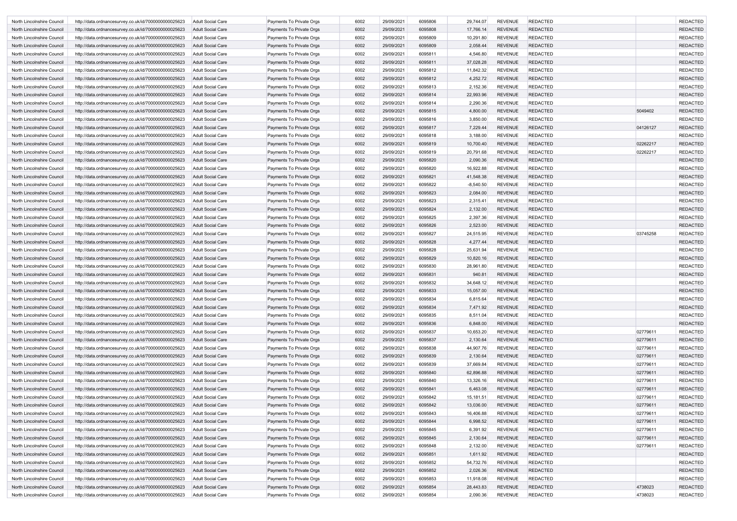| North Lincolnshire Council | http://data.ordnancesurvey.co.uk/id/7000000000025623 | Adult Social Care | Payments To Private Orgs | 6002 | 29/09/2021 | 6095806 | 29,744.07 | REVENUE | REDACTED | | REDACTED |
|---|---|---|---|---|---|---|---|---|---|---|---|
| North Lincolnshire Council | http://data.ordnancesurvey.co.uk/id/7000000000025623 | Adult Social Care | Payments To Private Orgs | 6002 | 29/09/2021 | 6095808 | 17,766.14 | REVENUE | REDACTED | | REDACTED |
| North Lincolnshire Council | http://data.ordnancesurvey.co.uk/id/7000000000025623 | Adult Social Care | Payments To Private Orgs | 6002 | 29/09/2021 | 6095809 | 10,291.80 | REVENUE | REDACTED | | REDACTED |
| North Lincolnshire Council | http://data.ordnancesurvey.co.uk/id/7000000000025623 | Adult Social Care | Payments To Private Orgs | 6002 | 29/09/2021 | 6095809 | 2,058.44 | REVENUE | REDACTED | | REDACTED |
| North Lincolnshire Council | http://data.ordnancesurvey.co.uk/id/7000000000025623 | Adult Social Care | Payments To Private Orgs | 6002 | 29/09/2021 | 6095811 | 4,546.80 | REVENUE | REDACTED | | REDACTED |
| North Lincolnshire Council | http://data.ordnancesurvey.co.uk/id/7000000000025623 | Adult Social Care | Payments To Private Orgs | 6002 | 29/09/2021 | 6095811 | 37,028.28 | REVENUE | REDACTED | | REDACTED |
| North Lincolnshire Council | http://data.ordnancesurvey.co.uk/id/7000000000025623 | Adult Social Care | Payments To Private Orgs | 6002 | 29/09/2021 | 6095812 | 11,842.32 | REVENUE | REDACTED | | REDACTED |
| North Lincolnshire Council | http://data.ordnancesurvey.co.uk/id/7000000000025623 | Adult Social Care | Payments To Private Orgs | 6002 | 29/09/2021 | 6095812 | 4,252.72 | REVENUE | REDACTED | | REDACTED |
| North Lincolnshire Council | http://data.ordnancesurvey.co.uk/id/7000000000025623 | Adult Social Care | Payments To Private Orgs | 6002 | 29/09/2021 | 6095813 | 2,152.36 | REVENUE | REDACTED | | REDACTED |
| North Lincolnshire Council | http://data.ordnancesurvey.co.uk/id/7000000000025623 | Adult Social Care | Payments To Private Orgs | 6002 | 29/09/2021 | 6095814 | 22,993.96 | REVENUE | REDACTED | | REDACTED |
| North Lincolnshire Council | http://data.ordnancesurvey.co.uk/id/7000000000025623 | Adult Social Care | Payments To Private Orgs | 6002 | 29/09/2021 | 6095814 | 2,290.36 | REVENUE | REDACTED | | REDACTED |
| North Lincolnshire Council | http://data.ordnancesurvey.co.uk/id/7000000000025623 | Adult Social Care | Payments To Private Orgs | 6002 | 29/09/2021 | 6095815 | 4,800.00 | REVENUE | REDACTED | 5049402 | REDACTED |
| North Lincolnshire Council | http://data.ordnancesurvey.co.uk/id/7000000000025623 | Adult Social Care | Payments To Private Orgs | 6002 | 29/09/2021 | 6095816 | 3,850.00 | REVENUE | REDACTED | | REDACTED |
| North Lincolnshire Council | http://data.ordnancesurvey.co.uk/id/7000000000025623 | Adult Social Care | Payments To Private Orgs | 6002 | 29/09/2021 | 6095817 | 7,229.44 | REVENUE | REDACTED | 04126127 | REDACTED |
| North Lincolnshire Council | http://data.ordnancesurvey.co.uk/id/7000000000025623 | Adult Social Care | Payments To Private Orgs | 6002 | 29/09/2021 | 6095818 | 3,188.00 | REVENUE | REDACTED | | REDACTED |
| North Lincolnshire Council | http://data.ordnancesurvey.co.uk/id/7000000000025623 | Adult Social Care | Payments To Private Orgs | 6002 | 29/09/2021 | 6095819 | 10,700.40 | REVENUE | REDACTED | 02262217 | REDACTED |
| North Lincolnshire Council | http://data.ordnancesurvey.co.uk/id/7000000000025623 | Adult Social Care | Payments To Private Orgs | 6002 | 29/09/2021 | 6095819 | 20,791.68 | REVENUE | REDACTED | 02262217 | REDACTED |
| North Lincolnshire Council | http://data.ordnancesurvey.co.uk/id/7000000000025623 | Adult Social Care | Payments To Private Orgs | 6002 | 29/09/2021 | 6095820 | 2,090.36 | REVENUE | REDACTED | | REDACTED |
| North Lincolnshire Council | http://data.ordnancesurvey.co.uk/id/7000000000025623 | Adult Social Care | Payments To Private Orgs | 6002 | 29/09/2021 | 6095820 | 16,922.88 | REVENUE | REDACTED | | REDACTED |
| North Lincolnshire Council | http://data.ordnancesurvey.co.uk/id/7000000000025623 | Adult Social Care | Payments To Private Orgs | 6002 | 29/09/2021 | 6095821 | 41,548.38 | REVENUE | REDACTED | | REDACTED |
| North Lincolnshire Council | http://data.ordnancesurvey.co.uk/id/7000000000025623 | Adult Social Care | Payments To Private Orgs | 6002 | 29/09/2021 | 6095822 | -8,540.50 | REVENUE | REDACTED | | REDACTED |
| North Lincolnshire Council | http://data.ordnancesurvey.co.uk/id/7000000000025623 | Adult Social Care | Payments To Private Orgs | 6002 | 29/09/2021 | 6095823 | 2,084.00 | REVENUE | REDACTED | | REDACTED |
| North Lincolnshire Council | http://data.ordnancesurvey.co.uk/id/7000000000025623 | Adult Social Care | Payments To Private Orgs | 6002 | 29/09/2021 | 6095823 | 2,315.41 | REVENUE | REDACTED | | REDACTED |
| North Lincolnshire Council | http://data.ordnancesurvey.co.uk/id/7000000000025623 | Adult Social Care | Payments To Private Orgs | 6002 | 29/09/2021 | 6095824 | 2,132.00 | REVENUE | REDACTED | | REDACTED |
| North Lincolnshire Council | http://data.ordnancesurvey.co.uk/id/7000000000025623 | Adult Social Care | Payments To Private Orgs | 6002 | 29/09/2021 | 6095825 | 2,397.36 | REVENUE | REDACTED | | REDACTED |
| North Lincolnshire Council | http://data.ordnancesurvey.co.uk/id/7000000000025623 | Adult Social Care | Payments To Private Orgs | 6002 | 29/09/2021 | 6095826 | 2,523.00 | REVENUE | REDACTED | | REDACTED |
| North Lincolnshire Council | http://data.ordnancesurvey.co.uk/id/7000000000025623 | Adult Social Care | Payments To Private Orgs | 6002 | 29/09/2021 | 6095827 | 24,515.95 | REVENUE | REDACTED | 03745258 | REDACTED |
| North Lincolnshire Council | http://data.ordnancesurvey.co.uk/id/7000000000025623 | Adult Social Care | Payments To Private Orgs | 6002 | 29/09/2021 | 6095828 | 4,277.44 | REVENUE | REDACTED | | REDACTED |
| North Lincolnshire Council | http://data.ordnancesurvey.co.uk/id/7000000000025623 | Adult Social Care | Payments To Private Orgs | 6002 | 29/09/2021 | 6095828 | 25,631.94 | REVENUE | REDACTED | | REDACTED |
| North Lincolnshire Council | http://data.ordnancesurvey.co.uk/id/7000000000025623 | Adult Social Care | Payments To Private Orgs | 6002 | 29/09/2021 | 6095829 | 10,820.16 | REVENUE | REDACTED | | REDACTED |
| North Lincolnshire Council | http://data.ordnancesurvey.co.uk/id/7000000000025623 | Adult Social Care | Payments To Private Orgs | 6002 | 29/09/2021 | 6095830 | 28,961.80 | REVENUE | REDACTED | | REDACTED |
| North Lincolnshire Council | http://data.ordnancesurvey.co.uk/id/7000000000025623 | Adult Social Care | Payments To Private Orgs | 6002 | 29/09/2021 | 6095831 | 940.81 | REVENUE | REDACTED | | REDACTED |
| North Lincolnshire Council | http://data.ordnancesurvey.co.uk/id/7000000000025623 | Adult Social Care | Payments To Private Orgs | 6002 | 29/09/2021 | 6095832 | 34,648.12 | REVENUE | REDACTED | | REDACTED |
| North Lincolnshire Council | http://data.ordnancesurvey.co.uk/id/7000000000025623 | Adult Social Care | Payments To Private Orgs | 6002 | 29/09/2021 | 6095833 | 15,057.00 | REVENUE | REDACTED | | REDACTED |
| North Lincolnshire Council | http://data.ordnancesurvey.co.uk/id/7000000000025623 | Adult Social Care | Payments To Private Orgs | 6002 | 29/09/2021 | 6095834 | 6,815.64 | REVENUE | REDACTED | | REDACTED |
| North Lincolnshire Council | http://data.ordnancesurvey.co.uk/id/7000000000025623 | Adult Social Care | Payments To Private Orgs | 6002 | 29/09/2021 | 6095834 | 7,471.92 | REVENUE | REDACTED | | REDACTED |
| North Lincolnshire Council | http://data.ordnancesurvey.co.uk/id/7000000000025623 | Adult Social Care | Payments To Private Orgs | 6002 | 29/09/2021 | 6095835 | 8,511.04 | REVENUE | REDACTED | | REDACTED |
| North Lincolnshire Council | http://data.ordnancesurvey.co.uk/id/7000000000025623 | Adult Social Care | Payments To Private Orgs | 6002 | 29/09/2021 | 6095836 | 6,848.00 | REVENUE | REDACTED | | REDACTED |
| North Lincolnshire Council | http://data.ordnancesurvey.co.uk/id/7000000000025623 | Adult Social Care | Payments To Private Orgs | 6002 | 29/09/2021 | 6095837 | 10,653.20 | REVENUE | REDACTED | 02779611 | REDACTED |
| North Lincolnshire Council | http://data.ordnancesurvey.co.uk/id/7000000000025623 | Adult Social Care | Payments To Private Orgs | 6002 | 29/09/2021 | 6095837 | 2,130.64 | REVENUE | REDACTED | 02779611 | REDACTED |
| North Lincolnshire Council | http://data.ordnancesurvey.co.uk/id/7000000000025623 | Adult Social Care | Payments To Private Orgs | 6002 | 29/09/2021 | 6095838 | 44,907.76 | REVENUE | REDACTED | 02779611 | REDACTED |
| North Lincolnshire Council | http://data.ordnancesurvey.co.uk/id/7000000000025623 | Adult Social Care | Payments To Private Orgs | 6002 | 29/09/2021 | 6095839 | 2,130.64 | REVENUE | REDACTED | 02779611 | REDACTED |
| North Lincolnshire Council | http://data.ordnancesurvey.co.uk/id/7000000000025623 | Adult Social Care | Payments To Private Orgs | 6002 | 29/09/2021 | 6095839 | 37,669.84 | REVENUE | REDACTED | 02779611 | REDACTED |
| North Lincolnshire Council | http://data.ordnancesurvey.co.uk/id/7000000000025623 | Adult Social Care | Payments To Private Orgs | 6002 | 29/09/2021 | 6095840 | 62,896.88 | REVENUE | REDACTED | 02779611 | REDACTED |
| North Lincolnshire Council | http://data.ordnancesurvey.co.uk/id/7000000000025623 | Adult Social Care | Payments To Private Orgs | 6002 | 29/09/2021 | 6095840 | 13,326.16 | REVENUE | REDACTED | 02779611 | REDACTED |
| North Lincolnshire Council | http://data.ordnancesurvey.co.uk/id/7000000000025623 | Adult Social Care | Payments To Private Orgs | 6002 | 29/09/2021 | 6095841 | 6,463.08 | REVENUE | REDACTED | 02779611 | REDACTED |
| North Lincolnshire Council | http://data.ordnancesurvey.co.uk/id/7000000000025623 | Adult Social Care | Payments To Private Orgs | 6002 | 29/09/2021 | 6095842 | 15,181.51 | REVENUE | REDACTED | 02779611 | REDACTED |
| North Lincolnshire Council | http://data.ordnancesurvey.co.uk/id/7000000000025623 | Adult Social Care | Payments To Private Orgs | 6002 | 29/09/2021 | 6095842 | 13,036.00 | REVENUE | REDACTED | 02779611 | REDACTED |
| North Lincolnshire Council | http://data.ordnancesurvey.co.uk/id/7000000000025623 | Adult Social Care | Payments To Private Orgs | 6002 | 29/09/2021 | 6095843 | 16,406.88 | REVENUE | REDACTED | 02779611 | REDACTED |
| North Lincolnshire Council | http://data.ordnancesurvey.co.uk/id/7000000000025623 | Adult Social Care | Payments To Private Orgs | 6002 | 29/09/2021 | 6095844 | 6,998.52 | REVENUE | REDACTED | 02779611 | REDACTED |
| North Lincolnshire Council | http://data.ordnancesurvey.co.uk/id/7000000000025623 | Adult Social Care | Payments To Private Orgs | 6002 | 29/09/2021 | 6095845 | 6,391.92 | REVENUE | REDACTED | 02779611 | REDACTED |
| North Lincolnshire Council | http://data.ordnancesurvey.co.uk/id/7000000000025623 | Adult Social Care | Payments To Private Orgs | 6002 | 29/09/2021 | 6095845 | 2,130.64 | REVENUE | REDACTED | 02779611 | REDACTED |
| North Lincolnshire Council | http://data.ordnancesurvey.co.uk/id/7000000000025623 | Adult Social Care | Payments To Private Orgs | 6002 | 29/09/2021 | 6095848 | 2,132.00 | REVENUE | REDACTED | 02779611 | REDACTED |
| North Lincolnshire Council | http://data.ordnancesurvey.co.uk/id/7000000000025623 | Adult Social Care | Payments To Private Orgs | 6002 | 29/09/2021 | 6095851 | 1,611.92 | REVENUE | REDACTED | | REDACTED |
| North Lincolnshire Council | http://data.ordnancesurvey.co.uk/id/7000000000025623 | Adult Social Care | Payments To Private Orgs | 6002 | 29/09/2021 | 6095852 | 54,732.76 | REVENUE | REDACTED | | REDACTED |
| North Lincolnshire Council | http://data.ordnancesurvey.co.uk/id/7000000000025623 | Adult Social Care | Payments To Private Orgs | 6002 | 29/09/2021 | 6095852 | 2,026.36 | REVENUE | REDACTED | | REDACTED |
| North Lincolnshire Council | http://data.ordnancesurvey.co.uk/id/7000000000025623 | Adult Social Care | Payments To Private Orgs | 6002 | 29/09/2021 | 6095853 | 11,918.08 | REVENUE | REDACTED | | REDACTED |
| North Lincolnshire Council | http://data.ordnancesurvey.co.uk/id/7000000000025623 | Adult Social Care | Payments To Private Orgs | 6002 | 29/09/2021 | 6095854 | 28,443.83 | REVENUE | REDACTED | 4738023 | REDACTED |
| North Lincolnshire Council | http://data.ordnancesurvey.co.uk/id/7000000000025623 | Adult Social Care | Payments To Private Orgs | 6002 | 29/09/2021 | 6095854 | 2,090.36 | REVENUE | REDACTED | 4738023 | REDACTED |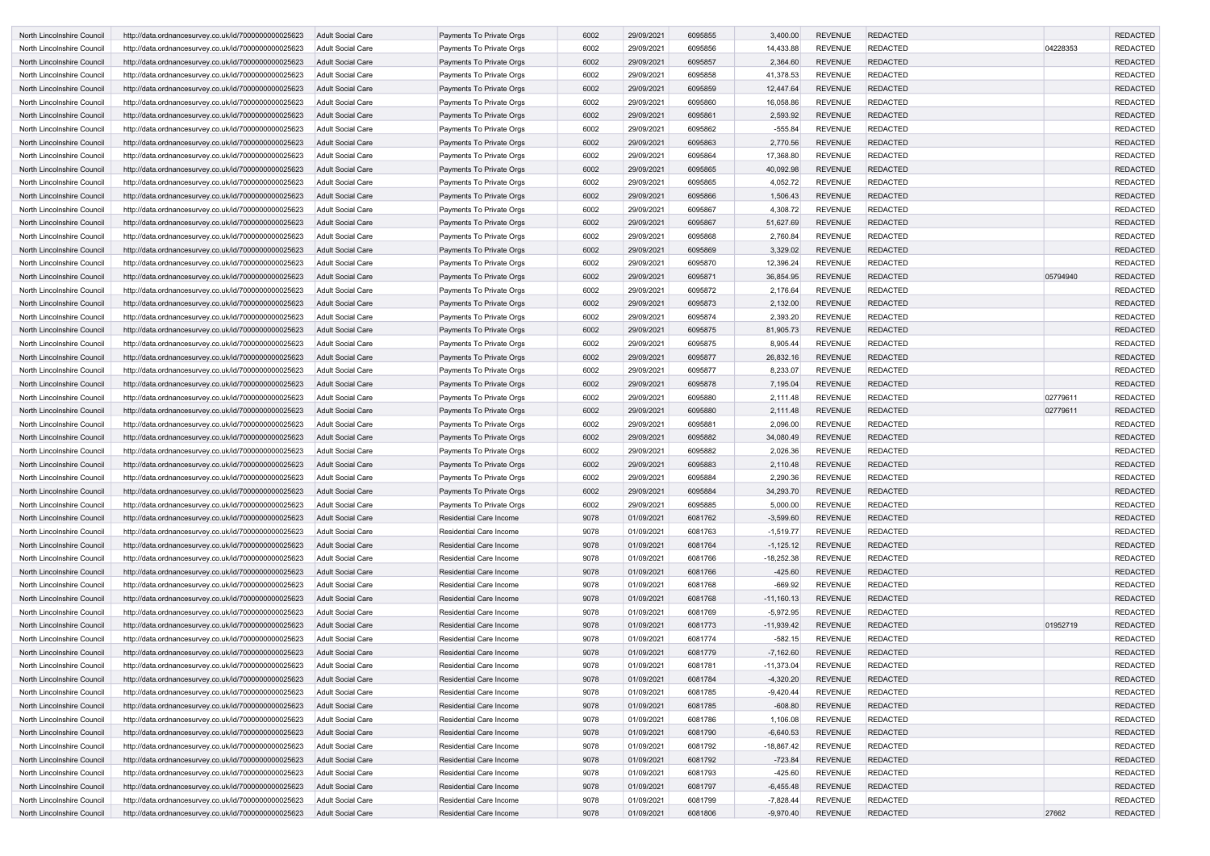| | | | | | | | | | | | |
|---|---|---|---|---|---|---|---|---|---|---|---|
| North Lincolnshire Council | http://data.ordnancesurvey.co.uk/id/7000000000025623 | Adult Social Care | Payments To Private Orgs | 6002 | 29/09/2021 | 6095855 | 3,400.00 | REVENUE | REDACTED | | REDACTED |
| North Lincolnshire Council | http://data.ordnancesurvey.co.uk/id/7000000000025623 | Adult Social Care | Payments To Private Orgs | 6002 | 29/09/2021 | 6095856 | 14,433.88 | REVENUE | REDACTED | 04228353 | REDACTED |
| North Lincolnshire Council | http://data.ordnancesurvey.co.uk/id/7000000000025623 | Adult Social Care | Payments To Private Orgs | 6002 | 29/09/2021 | 6095857 | 2,364.60 | REVENUE | REDACTED | | REDACTED |
| North Lincolnshire Council | http://data.ordnancesurvey.co.uk/id/7000000000025623 | Adult Social Care | Payments To Private Orgs | 6002 | 29/09/2021 | 6095858 | 41,378.53 | REVENUE | REDACTED | | REDACTED |
| North Lincolnshire Council | http://data.ordnancesurvey.co.uk/id/7000000000025623 | Adult Social Care | Payments To Private Orgs | 6002 | 29/09/2021 | 6095859 | 12,447.64 | REVENUE | REDACTED | | REDACTED |
| North Lincolnshire Council | http://data.ordnancesurvey.co.uk/id/7000000000025623 | Adult Social Care | Payments To Private Orgs | 6002 | 29/09/2021 | 6095860 | 16,058.86 | REVENUE | REDACTED | | REDACTED |
| North Lincolnshire Council | http://data.ordnancesurvey.co.uk/id/7000000000025623 | Adult Social Care | Payments To Private Orgs | 6002 | 29/09/2021 | 6095861 | 2,593.92 | REVENUE | REDACTED | | REDACTED |
| North Lincolnshire Council | http://data.ordnancesurvey.co.uk/id/7000000000025623 | Adult Social Care | Payments To Private Orgs | 6002 | 29/09/2021 | 6095862 | -555.84 | REVENUE | REDACTED | | REDACTED |
| North Lincolnshire Council | http://data.ordnancesurvey.co.uk/id/7000000000025623 | Adult Social Care | Payments To Private Orgs | 6002 | 29/09/2021 | 6095863 | 2,770.56 | REVENUE | REDACTED | | REDACTED |
| North Lincolnshire Council | http://data.ordnancesurvey.co.uk/id/7000000000025623 | Adult Social Care | Payments To Private Orgs | 6002 | 29/09/2021 | 6095864 | 17,368.80 | REVENUE | REDACTED | | REDACTED |
| North Lincolnshire Council | http://data.ordnancesurvey.co.uk/id/7000000000025623 | Adult Social Care | Payments To Private Orgs | 6002 | 29/09/2021 | 6095865 | 40,092.98 | REVENUE | REDACTED | | REDACTED |
| North Lincolnshire Council | http://data.ordnancesurvey.co.uk/id/7000000000025623 | Adult Social Care | Payments To Private Orgs | 6002 | 29/09/2021 | 6095865 | 4,052.72 | REVENUE | REDACTED | | REDACTED |
| North Lincolnshire Council | http://data.ordnancesurvey.co.uk/id/7000000000025623 | Adult Social Care | Payments To Private Orgs | 6002 | 29/09/2021 | 6095866 | 1,506.43 | REVENUE | REDACTED | | REDACTED |
| North Lincolnshire Council | http://data.ordnancesurvey.co.uk/id/7000000000025623 | Adult Social Care | Payments To Private Orgs | 6002 | 29/09/2021 | 6095867 | 4,308.72 | REVENUE | REDACTED | | REDACTED |
| North Lincolnshire Council | http://data.ordnancesurvey.co.uk/id/7000000000025623 | Adult Social Care | Payments To Private Orgs | 6002 | 29/09/2021 | 6095867 | 51,627.69 | REVENUE | REDACTED | | REDACTED |
| North Lincolnshire Council | http://data.ordnancesurvey.co.uk/id/7000000000025623 | Adult Social Care | Payments To Private Orgs | 6002 | 29/09/2021 | 6095868 | 2,760.84 | REVENUE | REDACTED | | REDACTED |
| North Lincolnshire Council | http://data.ordnancesurvey.co.uk/id/7000000000025623 | Adult Social Care | Payments To Private Orgs | 6002 | 29/09/2021 | 6095869 | 3,329.02 | REVENUE | REDACTED | | REDACTED |
| North Lincolnshire Council | http://data.ordnancesurvey.co.uk/id/7000000000025623 | Adult Social Care | Payments To Private Orgs | 6002 | 29/09/2021 | 6095870 | 12,396.24 | REVENUE | REDACTED | | REDACTED |
| North Lincolnshire Council | http://data.ordnancesurvey.co.uk/id/7000000000025623 | Adult Social Care | Payments To Private Orgs | 6002 | 29/09/2021 | 6095871 | 36,854.95 | REVENUE | REDACTED | 05794940 | REDACTED |
| North Lincolnshire Council | http://data.ordnancesurvey.co.uk/id/7000000000025623 | Adult Social Care | Payments To Private Orgs | 6002 | 29/09/2021 | 6095872 | 2,176.64 | REVENUE | REDACTED | | REDACTED |
| North Lincolnshire Council | http://data.ordnancesurvey.co.uk/id/7000000000025623 | Adult Social Care | Payments To Private Orgs | 6002 | 29/09/2021 | 6095873 | 2,132.00 | REVENUE | REDACTED | | REDACTED |
| North Lincolnshire Council | http://data.ordnancesurvey.co.uk/id/7000000000025623 | Adult Social Care | Payments To Private Orgs | 6002 | 29/09/2021 | 6095874 | 2,393.20 | REVENUE | REDACTED | | REDACTED |
| North Lincolnshire Council | http://data.ordnancesurvey.co.uk/id/7000000000025623 | Adult Social Care | Payments To Private Orgs | 6002 | 29/09/2021 | 6095875 | 81,905.73 | REVENUE | REDACTED | | REDACTED |
| North Lincolnshire Council | http://data.ordnancesurvey.co.uk/id/7000000000025623 | Adult Social Care | Payments To Private Orgs | 6002 | 29/09/2021 | 6095875 | 8,905.44 | REVENUE | REDACTED | | REDACTED |
| North Lincolnshire Council | http://data.ordnancesurvey.co.uk/id/7000000000025623 | Adult Social Care | Payments To Private Orgs | 6002 | 29/09/2021 | 6095877 | 26,832.16 | REVENUE | REDACTED | | REDACTED |
| North Lincolnshire Council | http://data.ordnancesurvey.co.uk/id/7000000000025623 | Adult Social Care | Payments To Private Orgs | 6002 | 29/09/2021 | 6095877 | 8,233.07 | REVENUE | REDACTED | | REDACTED |
| North Lincolnshire Council | http://data.ordnancesurvey.co.uk/id/7000000000025623 | Adult Social Care | Payments To Private Orgs | 6002 | 29/09/2021 | 6095878 | 7,195.04 | REVENUE | REDACTED | | REDACTED |
| North Lincolnshire Council | http://data.ordnancesurvey.co.uk/id/7000000000025623 | Adult Social Care | Payments To Private Orgs | 6002 | 29/09/2021 | 6095880 | 2,111.48 | REVENUE | REDACTED | 02779611 | REDACTED |
| North Lincolnshire Council | http://data.ordnancesurvey.co.uk/id/7000000000025623 | Adult Social Care | Payments To Private Orgs | 6002 | 29/09/2021 | 6095880 | 2,111.48 | REVENUE | REDACTED | 02779611 | REDACTED |
| North Lincolnshire Council | http://data.ordnancesurvey.co.uk/id/7000000000025623 | Adult Social Care | Payments To Private Orgs | 6002 | 29/09/2021 | 6095881 | 2,096.00 | REVENUE | REDACTED | | REDACTED |
| North Lincolnshire Council | http://data.ordnancesurvey.co.uk/id/7000000000025623 | Adult Social Care | Payments To Private Orgs | 6002 | 29/09/2021 | 6095882 | 34,080.49 | REVENUE | REDACTED | | REDACTED |
| North Lincolnshire Council | http://data.ordnancesurvey.co.uk/id/7000000000025623 | Adult Social Care | Payments To Private Orgs | 6002 | 29/09/2021 | 6095882 | 2,026.36 | REVENUE | REDACTED | | REDACTED |
| North Lincolnshire Council | http://data.ordnancesurvey.co.uk/id/7000000000025623 | Adult Social Care | Payments To Private Orgs | 6002 | 29/09/2021 | 6095883 | 2,110.48 | REVENUE | REDACTED | | REDACTED |
| North Lincolnshire Council | http://data.ordnancesurvey.co.uk/id/7000000000025623 | Adult Social Care | Payments To Private Orgs | 6002 | 29/09/2021 | 6095884 | 2,290.36 | REVENUE | REDACTED | | REDACTED |
| North Lincolnshire Council | http://data.ordnancesurvey.co.uk/id/7000000000025623 | Adult Social Care | Payments To Private Orgs | 6002 | 29/09/2021 | 6095884 | 34,293.70 | REVENUE | REDACTED | | REDACTED |
| North Lincolnshire Council | http://data.ordnancesurvey.co.uk/id/7000000000025623 | Adult Social Care | Payments To Private Orgs | 6002 | 29/09/2021 | 6095885 | 5,000.00 | REVENUE | REDACTED | | REDACTED |
| North Lincolnshire Council | http://data.ordnancesurvey.co.uk/id/7000000000025623 | Adult Social Care | Residential Care Income | 9078 | 01/09/2021 | 6081762 | -3,599.60 | REVENUE | REDACTED | | REDACTED |
| North Lincolnshire Council | http://data.ordnancesurvey.co.uk/id/7000000000025623 | Adult Social Care | Residential Care Income | 9078 | 01/09/2021 | 6081763 | -1,519.77 | REVENUE | REDACTED | | REDACTED |
| North Lincolnshire Council | http://data.ordnancesurvey.co.uk/id/7000000000025623 | Adult Social Care | Residential Care Income | 9078 | 01/09/2021 | 6081764 | -1,125.12 | REVENUE | REDACTED | | REDACTED |
| North Lincolnshire Council | http://data.ordnancesurvey.co.uk/id/7000000000025623 | Adult Social Care | Residential Care Income | 9078 | 01/09/2021 | 6081766 | -18,252.38 | REVENUE | REDACTED | | REDACTED |
| North Lincolnshire Council | http://data.ordnancesurvey.co.uk/id/7000000000025623 | Adult Social Care | Residential Care Income | 9078 | 01/09/2021 | 6081766 | -425.60 | REVENUE | REDACTED | | REDACTED |
| North Lincolnshire Council | http://data.ordnancesurvey.co.uk/id/7000000000025623 | Adult Social Care | Residential Care Income | 9078 | 01/09/2021 | 6081768 | -669.92 | REVENUE | REDACTED | | REDACTED |
| North Lincolnshire Council | http://data.ordnancesurvey.co.uk/id/7000000000025623 | Adult Social Care | Residential Care Income | 9078 | 01/09/2021 | 6081768 | -11,160.13 | REVENUE | REDACTED | | REDACTED |
| North Lincolnshire Council | http://data.ordnancesurvey.co.uk/id/7000000000025623 | Adult Social Care | Residential Care Income | 9078 | 01/09/2021 | 6081769 | -5,972.95 | REVENUE | REDACTED | | REDACTED |
| North Lincolnshire Council | http://data.ordnancesurvey.co.uk/id/7000000000025623 | Adult Social Care | Residential Care Income | 9078 | 01/09/2021 | 6081773 | -11,939.42 | REVENUE | REDACTED | 01952719 | REDACTED |
| North Lincolnshire Council | http://data.ordnancesurvey.co.uk/id/7000000000025623 | Adult Social Care | Residential Care Income | 9078 | 01/09/2021 | 6081774 | -582.15 | REVENUE | REDACTED | | REDACTED |
| North Lincolnshire Council | http://data.ordnancesurvey.co.uk/id/7000000000025623 | Adult Social Care | Residential Care Income | 9078 | 01/09/2021 | 6081779 | -7,162.60 | REVENUE | REDACTED | | REDACTED |
| North Lincolnshire Council | http://data.ordnancesurvey.co.uk/id/7000000000025623 | Adult Social Care | Residential Care Income | 9078 | 01/09/2021 | 6081781 | -11,373.04 | REVENUE | REDACTED | | REDACTED |
| North Lincolnshire Council | http://data.ordnancesurvey.co.uk/id/7000000000025623 | Adult Social Care | Residential Care Income | 9078 | 01/09/2021 | 6081784 | -4,320.20 | REVENUE | REDACTED | | REDACTED |
| North Lincolnshire Council | http://data.ordnancesurvey.co.uk/id/7000000000025623 | Adult Social Care | Residential Care Income | 9078 | 01/09/2021 | 6081785 | -9,420.44 | REVENUE | REDACTED | | REDACTED |
| North Lincolnshire Council | http://data.ordnancesurvey.co.uk/id/7000000000025623 | Adult Social Care | Residential Care Income | 9078 | 01/09/2021 | 6081785 | -608.80 | REVENUE | REDACTED | | REDACTED |
| North Lincolnshire Council | http://data.ordnancesurvey.co.uk/id/7000000000025623 | Adult Social Care | Residential Care Income | 9078 | 01/09/2021 | 6081786 | 1,106.08 | REVENUE | REDACTED | | REDACTED |
| North Lincolnshire Council | http://data.ordnancesurvey.co.uk/id/7000000000025623 | Adult Social Care | Residential Care Income | 9078 | 01/09/2021 | 6081790 | -6,640.53 | REVENUE | REDACTED | | REDACTED |
| North Lincolnshire Council | http://data.ordnancesurvey.co.uk/id/7000000000025623 | Adult Social Care | Residential Care Income | 9078 | 01/09/2021 | 6081792 | -18,867.42 | REVENUE | REDACTED | | REDACTED |
| North Lincolnshire Council | http://data.ordnancesurvey.co.uk/id/7000000000025623 | Adult Social Care | Residential Care Income | 9078 | 01/09/2021 | 6081792 | -723.84 | REVENUE | REDACTED | | REDACTED |
| North Lincolnshire Council | http://data.ordnancesurvey.co.uk/id/7000000000025623 | Adult Social Care | Residential Care Income | 9078 | 01/09/2021 | 6081793 | -425.60 | REVENUE | REDACTED | | REDACTED |
| North Lincolnshire Council | http://data.ordnancesurvey.co.uk/id/7000000000025623 | Adult Social Care | Residential Care Income | 9078 | 01/09/2021 | 6081797 | -6,455.48 | REVENUE | REDACTED | | REDACTED |
| North Lincolnshire Council | http://data.ordnancesurvey.co.uk/id/7000000000025623 | Adult Social Care | Residential Care Income | 9078 | 01/09/2021 | 6081799 | -7,828.44 | REVENUE | REDACTED | | REDACTED |
| North Lincolnshire Council | http://data.ordnancesurvey.co.uk/id/7000000000025623 | Adult Social Care | Residential Care Income | 9078 | 01/09/2021 | 6081806 | -9,970.40 | REVENUE | REDACTED | 27662 | REDACTED |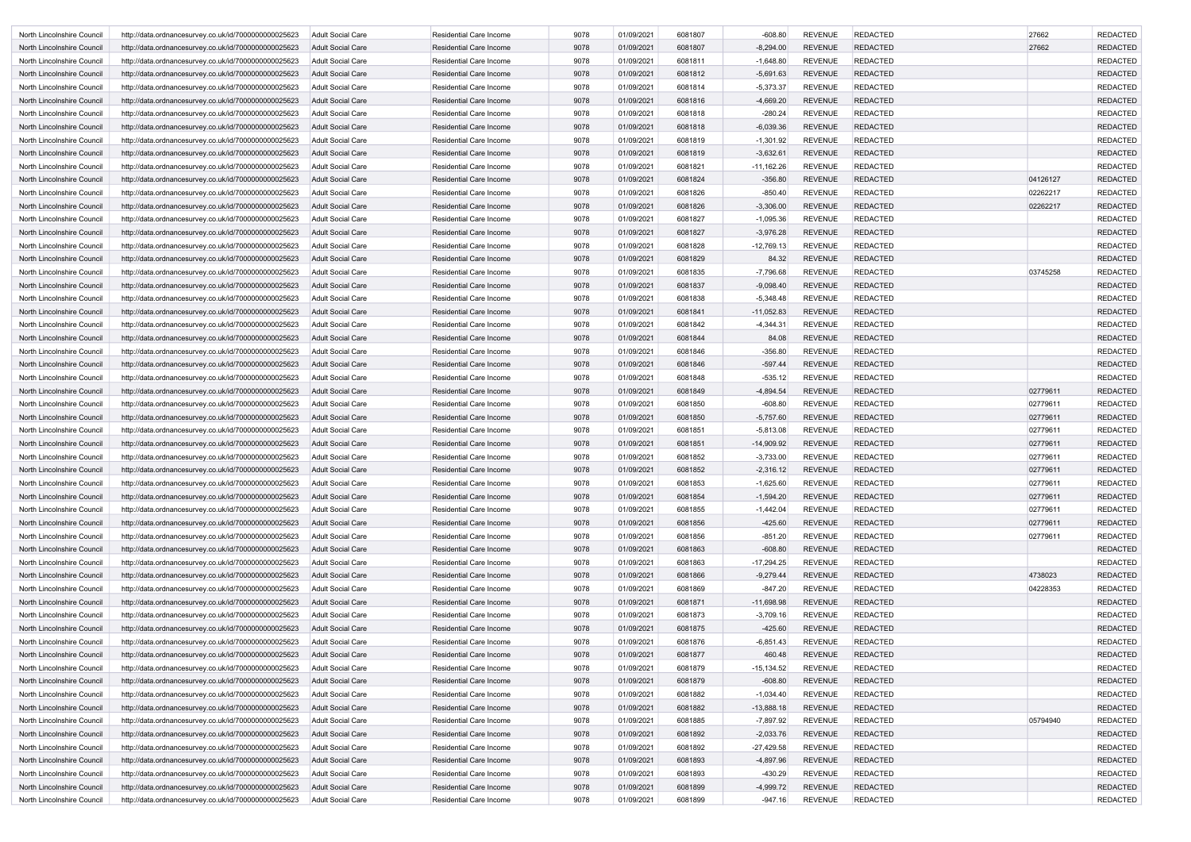| | | | | | | | | | | | |
|---|---|---|---|---|---|---|---|---|---|---|---|
| North Lincolnshire Council | http://data.ordnancesurvey.co.uk/id/7000000000025623 | Adult Social Care | Residential Care Income | 9078 | 01/09/2021 | 6081807 | -608.80 | REVENUE | REDACTED | 27662 | REDACTED |
| North Lincolnshire Council | http://data.ordnancesurvey.co.uk/id/7000000000025623 | Adult Social Care | Residential Care Income | 9078 | 01/09/2021 | 6081807 | -8,294.00 | REVENUE | REDACTED | 27662 | REDACTED |
| North Lincolnshire Council | http://data.ordnancesurvey.co.uk/id/7000000000025623 | Adult Social Care | Residential Care Income | 9078 | 01/09/2021 | 6081811 | -1,648.80 | REVENUE | REDACTED | | REDACTED |
| North Lincolnshire Council | http://data.ordnancesurvey.co.uk/id/7000000000025623 | Adult Social Care | Residential Care Income | 9078 | 01/09/2021 | 6081812 | -5,691.63 | REVENUE | REDACTED | | REDACTED |
| North Lincolnshire Council | http://data.ordnancesurvey.co.uk/id/7000000000025623 | Adult Social Care | Residential Care Income | 9078 | 01/09/2021 | 6081814 | -5,373.37 | REVENUE | REDACTED | | REDACTED |
| North Lincolnshire Council | http://data.ordnancesurvey.co.uk/id/7000000000025623 | Adult Social Care | Residential Care Income | 9078 | 01/09/2021 | 6081816 | -4,669.20 | REVENUE | REDACTED | | REDACTED |
| North Lincolnshire Council | http://data.ordnancesurvey.co.uk/id/7000000000025623 | Adult Social Care | Residential Care Income | 9078 | 01/09/2021 | 6081818 | -280.24 | REVENUE | REDACTED | | REDACTED |
| North Lincolnshire Council | http://data.ordnancesurvey.co.uk/id/7000000000025623 | Adult Social Care | Residential Care Income | 9078 | 01/09/2021 | 6081818 | -6,039.36 | REVENUE | REDACTED | | REDACTED |
| North Lincolnshire Council | http://data.ordnancesurvey.co.uk/id/7000000000025623 | Adult Social Care | Residential Care Income | 9078 | 01/09/2021 | 6081819 | -1,301.92 | REVENUE | REDACTED | | REDACTED |
| North Lincolnshire Council | http://data.ordnancesurvey.co.uk/id/7000000000025623 | Adult Social Care | Residential Care Income | 9078 | 01/09/2021 | 6081819 | -3,632.61 | REVENUE | REDACTED | | REDACTED |
| North Lincolnshire Council | http://data.ordnancesurvey.co.uk/id/7000000000025623 | Adult Social Care | Residential Care Income | 9078 | 01/09/2021 | 6081821 | -11,162.26 | REVENUE | REDACTED | | REDACTED |
| North Lincolnshire Council | http://data.ordnancesurvey.co.uk/id/7000000000025623 | Adult Social Care | Residential Care Income | 9078 | 01/09/2021 | 6081824 | -356.80 | REVENUE | REDACTED | 04126127 | REDACTED |
| North Lincolnshire Council | http://data.ordnancesurvey.co.uk/id/7000000000025623 | Adult Social Care | Residential Care Income | 9078 | 01/09/2021 | 6081826 | -850.40 | REVENUE | REDACTED | 02262217 | REDACTED |
| North Lincolnshire Council | http://data.ordnancesurvey.co.uk/id/7000000000025623 | Adult Social Care | Residential Care Income | 9078 | 01/09/2021 | 6081826 | -3,306.00 | REVENUE | REDACTED | 02262217 | REDACTED |
| North Lincolnshire Council | http://data.ordnancesurvey.co.uk/id/7000000000025623 | Adult Social Care | Residential Care Income | 9078 | 01/09/2021 | 6081827 | -1,095.36 | REVENUE | REDACTED | | REDACTED |
| North Lincolnshire Council | http://data.ordnancesurvey.co.uk/id/7000000000025623 | Adult Social Care | Residential Care Income | 9078 | 01/09/2021 | 6081827 | -3,976.28 | REVENUE | REDACTED | | REDACTED |
| North Lincolnshire Council | http://data.ordnancesurvey.co.uk/id/7000000000025623 | Adult Social Care | Residential Care Income | 9078 | 01/09/2021 | 6081828 | -12,769.13 | REVENUE | REDACTED | | REDACTED |
| North Lincolnshire Council | http://data.ordnancesurvey.co.uk/id/7000000000025623 | Adult Social Care | Residential Care Income | 9078 | 01/09/2021 | 6081829 | 84.32 | REVENUE | REDACTED | | REDACTED |
| North Lincolnshire Council | http://data.ordnancesurvey.co.uk/id/7000000000025623 | Adult Social Care | Residential Care Income | 9078 | 01/09/2021 | 6081835 | -7,796.68 | REVENUE | REDACTED | 03745258 | REDACTED |
| North Lincolnshire Council | http://data.ordnancesurvey.co.uk/id/7000000000025623 | Adult Social Care | Residential Care Income | 9078 | 01/09/2021 | 6081837 | -9,098.40 | REVENUE | REDACTED | | REDACTED |
| North Lincolnshire Council | http://data.ordnancesurvey.co.uk/id/7000000000025623 | Adult Social Care | Residential Care Income | 9078 | 01/09/2021 | 6081838 | -5,348.48 | REVENUE | REDACTED | | REDACTED |
| North Lincolnshire Council | http://data.ordnancesurvey.co.uk/id/7000000000025623 | Adult Social Care | Residential Care Income | 9078 | 01/09/2021 | 6081841 | -11,052.83 | REVENUE | REDACTED | | REDACTED |
| North Lincolnshire Council | http://data.ordnancesurvey.co.uk/id/7000000000025623 | Adult Social Care | Residential Care Income | 9078 | 01/09/2021 | 6081842 | -4,344.31 | REVENUE | REDACTED | | REDACTED |
| North Lincolnshire Council | http://data.ordnancesurvey.co.uk/id/7000000000025623 | Adult Social Care | Residential Care Income | 9078 | 01/09/2021 | 6081844 | 84.08 | REVENUE | REDACTED | | REDACTED |
| North Lincolnshire Council | http://data.ordnancesurvey.co.uk/id/7000000000025623 | Adult Social Care | Residential Care Income | 9078 | 01/09/2021 | 6081846 | -356.80 | REVENUE | REDACTED | | REDACTED |
| North Lincolnshire Council | http://data.ordnancesurvey.co.uk/id/7000000000025623 | Adult Social Care | Residential Care Income | 9078 | 01/09/2021 | 6081846 | -597.44 | REVENUE | REDACTED | | REDACTED |
| North Lincolnshire Council | http://data.ordnancesurvey.co.uk/id/7000000000025623 | Adult Social Care | Residential Care Income | 9078 | 01/09/2021 | 6081848 | -535.12 | REVENUE | REDACTED | | REDACTED |
| North Lincolnshire Council | http://data.ordnancesurvey.co.uk/id/7000000000025623 | Adult Social Care | Residential Care Income | 9078 | 01/09/2021 | 6081849 | -4,894.54 | REVENUE | REDACTED | 02779611 | REDACTED |
| North Lincolnshire Council | http://data.ordnancesurvey.co.uk/id/7000000000025623 | Adult Social Care | Residential Care Income | 9078 | 01/09/2021 | 6081850 | -608.80 | REVENUE | REDACTED | 02779611 | REDACTED |
| North Lincolnshire Council | http://data.ordnancesurvey.co.uk/id/7000000000025623 | Adult Social Care | Residential Care Income | 9078 | 01/09/2021 | 6081850 | -5,757.60 | REVENUE | REDACTED | 02779611 | REDACTED |
| North Lincolnshire Council | http://data.ordnancesurvey.co.uk/id/7000000000025623 | Adult Social Care | Residential Care Income | 9078 | 01/09/2021 | 6081851 | -5,813.08 | REVENUE | REDACTED | 02779611 | REDACTED |
| North Lincolnshire Council | http://data.ordnancesurvey.co.uk/id/7000000000025623 | Adult Social Care | Residential Care Income | 9078 | 01/09/2021 | 6081851 | -14,909.92 | REVENUE | REDACTED | 02779611 | REDACTED |
| North Lincolnshire Council | http://data.ordnancesurvey.co.uk/id/7000000000025623 | Adult Social Care | Residential Care Income | 9078 | 01/09/2021 | 6081852 | -3,733.00 | REVENUE | REDACTED | 02779611 | REDACTED |
| North Lincolnshire Council | http://data.ordnancesurvey.co.uk/id/7000000000025623 | Adult Social Care | Residential Care Income | 9078 | 01/09/2021 | 6081852 | -2,316.12 | REVENUE | REDACTED | 02779611 | REDACTED |
| North Lincolnshire Council | http://data.ordnancesurvey.co.uk/id/7000000000025623 | Adult Social Care | Residential Care Income | 9078 | 01/09/2021 | 6081853 | -1,625.60 | REVENUE | REDACTED | 02779611 | REDACTED |
| North Lincolnshire Council | http://data.ordnancesurvey.co.uk/id/7000000000025623 | Adult Social Care | Residential Care Income | 9078 | 01/09/2021 | 6081854 | -1,594.20 | REVENUE | REDACTED | 02779611 | REDACTED |
| North Lincolnshire Council | http://data.ordnancesurvey.co.uk/id/7000000000025623 | Adult Social Care | Residential Care Income | 9078 | 01/09/2021 | 6081855 | -1,442.04 | REVENUE | REDACTED | 02779611 | REDACTED |
| North Lincolnshire Council | http://data.ordnancesurvey.co.uk/id/7000000000025623 | Adult Social Care | Residential Care Income | 9078 | 01/09/2021 | 6081856 | -425.60 | REVENUE | REDACTED | 02779611 | REDACTED |
| North Lincolnshire Council | http://data.ordnancesurvey.co.uk/id/7000000000025623 | Adult Social Care | Residential Care Income | 9078 | 01/09/2021 | 6081856 | -851.20 | REVENUE | REDACTED | 02779611 | REDACTED |
| North Lincolnshire Council | http://data.ordnancesurvey.co.uk/id/7000000000025623 | Adult Social Care | Residential Care Income | 9078 | 01/09/2021 | 6081863 | -608.80 | REVENUE | REDACTED | | REDACTED |
| North Lincolnshire Council | http://data.ordnancesurvey.co.uk/id/7000000000025623 | Adult Social Care | Residential Care Income | 9078 | 01/09/2021 | 6081863 | -17,294.25 | REVENUE | REDACTED | | REDACTED |
| North Lincolnshire Council | http://data.ordnancesurvey.co.uk/id/7000000000025623 | Adult Social Care | Residential Care Income | 9078 | 01/09/2021 | 6081866 | -9,279.44 | REVENUE | REDACTED | 4738023 | REDACTED |
| North Lincolnshire Council | http://data.ordnancesurvey.co.uk/id/7000000000025623 | Adult Social Care | Residential Care Income | 9078 | 01/09/2021 | 6081869 | -847.20 | REVENUE | REDACTED | 04228353 | REDACTED |
| North Lincolnshire Council | http://data.ordnancesurvey.co.uk/id/7000000000025623 | Adult Social Care | Residential Care Income | 9078 | 01/09/2021 | 6081871 | -11,698.98 | REVENUE | REDACTED | | REDACTED |
| North Lincolnshire Council | http://data.ordnancesurvey.co.uk/id/7000000000025623 | Adult Social Care | Residential Care Income | 9078 | 01/09/2021 | 6081873 | -3,709.16 | REVENUE | REDACTED | | REDACTED |
| North Lincolnshire Council | http://data.ordnancesurvey.co.uk/id/7000000000025623 | Adult Social Care | Residential Care Income | 9078 | 01/09/2021 | 6081875 | -425.60 | REVENUE | REDACTED | | REDACTED |
| North Lincolnshire Council | http://data.ordnancesurvey.co.uk/id/7000000000025623 | Adult Social Care | Residential Care Income | 9078 | 01/09/2021 | 6081876 | -6,851.43 | REVENUE | REDACTED | | REDACTED |
| North Lincolnshire Council | http://data.ordnancesurvey.co.uk/id/7000000000025623 | Adult Social Care | Residential Care Income | 9078 | 01/09/2021 | 6081877 | 460.48 | REVENUE | REDACTED | | REDACTED |
| North Lincolnshire Council | http://data.ordnancesurvey.co.uk/id/7000000000025623 | Adult Social Care | Residential Care Income | 9078 | 01/09/2021 | 6081879 | -15,134.52 | REVENUE | REDACTED | | REDACTED |
| North Lincolnshire Council | http://data.ordnancesurvey.co.uk/id/7000000000025623 | Adult Social Care | Residential Care Income | 9078 | 01/09/2021 | 6081879 | -608.80 | REVENUE | REDACTED | | REDACTED |
| North Lincolnshire Council | http://data.ordnancesurvey.co.uk/id/7000000000025623 | Adult Social Care | Residential Care Income | 9078 | 01/09/2021 | 6081882 | -1,034.40 | REVENUE | REDACTED | | REDACTED |
| North Lincolnshire Council | http://data.ordnancesurvey.co.uk/id/7000000000025623 | Adult Social Care | Residential Care Income | 9078 | 01/09/2021 | 6081882 | -13,888.18 | REVENUE | REDACTED | | REDACTED |
| North Lincolnshire Council | http://data.ordnancesurvey.co.uk/id/7000000000025623 | Adult Social Care | Residential Care Income | 9078 | 01/09/2021 | 6081885 | -7,897.92 | REVENUE | REDACTED | 05794940 | REDACTED |
| North Lincolnshire Council | http://data.ordnancesurvey.co.uk/id/7000000000025623 | Adult Social Care | Residential Care Income | 9078 | 01/09/2021 | 6081892 | -2,033.76 | REVENUE | REDACTED | | REDACTED |
| North Lincolnshire Council | http://data.ordnancesurvey.co.uk/id/7000000000025623 | Adult Social Care | Residential Care Income | 9078 | 01/09/2021 | 6081892 | -27,429.58 | REVENUE | REDACTED | | REDACTED |
| North Lincolnshire Council | http://data.ordnancesurvey.co.uk/id/7000000000025623 | Adult Social Care | Residential Care Income | 9078 | 01/09/2021 | 6081893 | -4,897.96 | REVENUE | REDACTED | | REDACTED |
| North Lincolnshire Council | http://data.ordnancesurvey.co.uk/id/7000000000025623 | Adult Social Care | Residential Care Income | 9078 | 01/09/2021 | 6081893 | -430.29 | REVENUE | REDACTED | | REDACTED |
| North Lincolnshire Council | http://data.ordnancesurvey.co.uk/id/7000000000025623 | Adult Social Care | Residential Care Income | 9078 | 01/09/2021 | 6081899 | -4,999.72 | REVENUE | REDACTED | | REDACTED |
| North Lincolnshire Council | http://data.ordnancesurvey.co.uk/id/7000000000025623 | Adult Social Care | Residential Care Income | 9078 | 01/09/2021 | 6081899 | -947.16 | REVENUE | REDACTED | | REDACTED |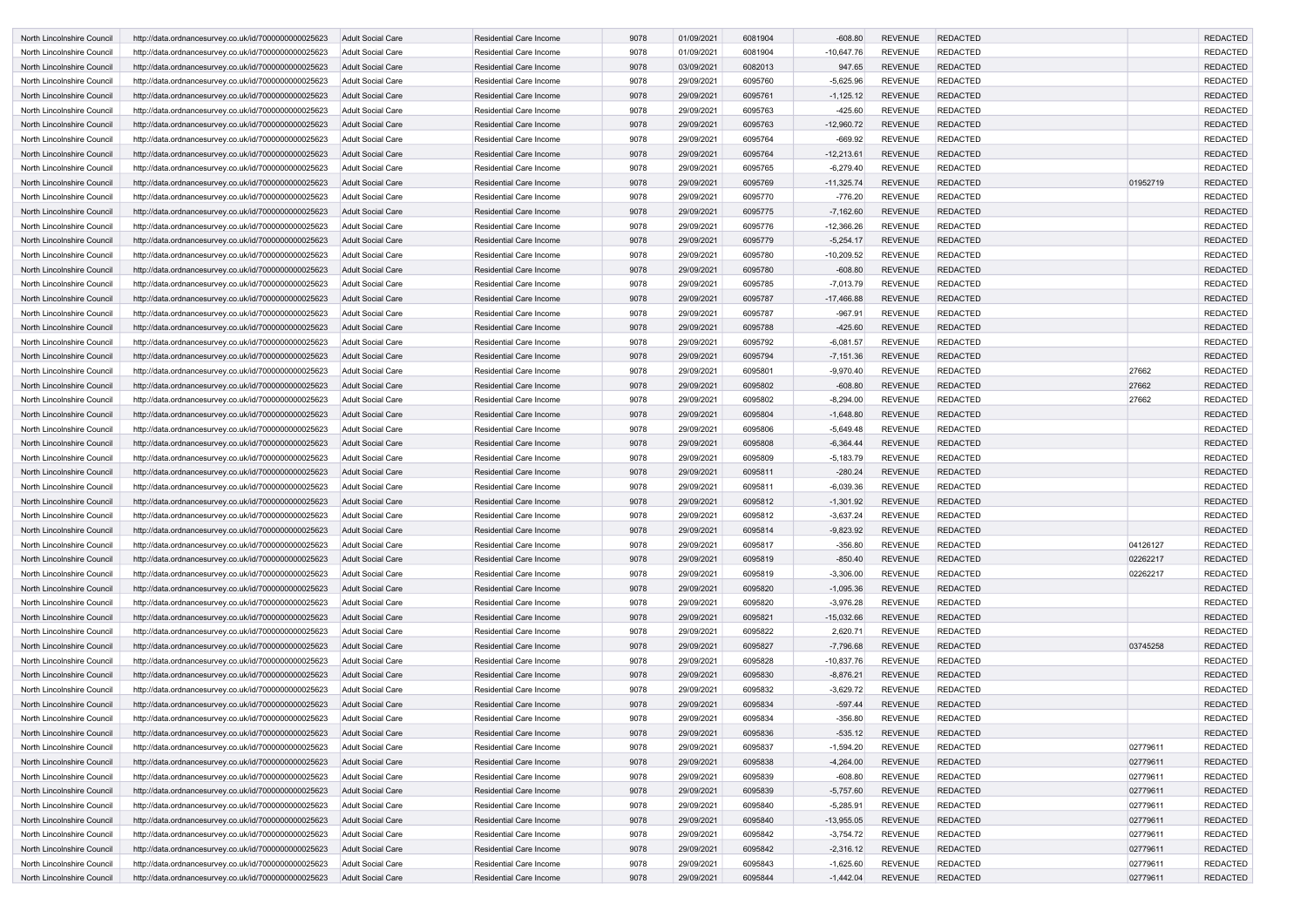| | | | | | | | | | | | |
|---|---|---|---|---|---|---|---|---|---|---|---|
| North Lincolnshire Council | http://data.ordnancesurvey.co.uk/id/7000000000025623 | Adult Social Care | Residential Care Income | 9078 | 01/09/2021 | 6081904 | -608.80 | REVENUE | REDACTED | | REDACTED |
| North Lincolnshire Council | http://data.ordnancesurvey.co.uk/id/7000000000025623 | Adult Social Care | Residential Care Income | 9078 | 01/09/2021 | 6081904 | -10,647.76 | REVENUE | REDACTED | | REDACTED |
| North Lincolnshire Council | http://data.ordnancesurvey.co.uk/id/7000000000025623 | Adult Social Care | Residential Care Income | 9078 | 03/09/2021 | 6082013 | 947.65 | REVENUE | REDACTED | | REDACTED |
| North Lincolnshire Council | http://data.ordnancesurvey.co.uk/id/7000000000025623 | Adult Social Care | Residential Care Income | 9078 | 29/09/2021 | 6095760 | -5,625.96 | REVENUE | REDACTED | | REDACTED |
| North Lincolnshire Council | http://data.ordnancesurvey.co.uk/id/7000000000025623 | Adult Social Care | Residential Care Income | 9078 | 29/09/2021 | 6095761 | -1,125.12 | REVENUE | REDACTED | | REDACTED |
| North Lincolnshire Council | http://data.ordnancesurvey.co.uk/id/7000000000025623 | Adult Social Care | Residential Care Income | 9078 | 29/09/2021 | 6095763 | -425.60 | REVENUE | REDACTED | | REDACTED |
| North Lincolnshire Council | http://data.ordnancesurvey.co.uk/id/7000000000025623 | Adult Social Care | Residential Care Income | 9078 | 29/09/2021 | 6095763 | -12,960.72 | REVENUE | REDACTED | | REDACTED |
| North Lincolnshire Council | http://data.ordnancesurvey.co.uk/id/7000000000025623 | Adult Social Care | Residential Care Income | 9078 | 29/09/2021 | 6095764 | -669.92 | REVENUE | REDACTED | | REDACTED |
| North Lincolnshire Council | http://data.ordnancesurvey.co.uk/id/7000000000025623 | Adult Social Care | Residential Care Income | 9078 | 29/09/2021 | 6095764 | -12,213.61 | REVENUE | REDACTED | | REDACTED |
| North Lincolnshire Council | http://data.ordnancesurvey.co.uk/id/7000000000025623 | Adult Social Care | Residential Care Income | 9078 | 29/09/2021 | 6095765 | -6,279.40 | REVENUE | REDACTED | | REDACTED |
| North Lincolnshire Council | http://data.ordnancesurvey.co.uk/id/7000000000025623 | Adult Social Care | Residential Care Income | 9078 | 29/09/2021 | 6095769 | -11,325.74 | REVENUE | REDACTED | 01952719 | REDACTED |
| North Lincolnshire Council | http://data.ordnancesurvey.co.uk/id/7000000000025623 | Adult Social Care | Residential Care Income | 9078 | 29/09/2021 | 6095770 | -776.20 | REVENUE | REDACTED | | REDACTED |
| North Lincolnshire Council | http://data.ordnancesurvey.co.uk/id/7000000000025623 | Adult Social Care | Residential Care Income | 9078 | 29/09/2021 | 6095775 | -7,162.60 | REVENUE | REDACTED | | REDACTED |
| North Lincolnshire Council | http://data.ordnancesurvey.co.uk/id/7000000000025623 | Adult Social Care | Residential Care Income | 9078 | 29/09/2021 | 6095776 | -12,366.26 | REVENUE | REDACTED | | REDACTED |
| North Lincolnshire Council | http://data.ordnancesurvey.co.uk/id/7000000000025623 | Adult Social Care | Residential Care Income | 9078 | 29/09/2021 | 6095779 | -5,254.17 | REVENUE | REDACTED | | REDACTED |
| North Lincolnshire Council | http://data.ordnancesurvey.co.uk/id/7000000000025623 | Adult Social Care | Residential Care Income | 9078 | 29/09/2021 | 6095780 | -10,209.52 | REVENUE | REDACTED | | REDACTED |
| North Lincolnshire Council | http://data.ordnancesurvey.co.uk/id/7000000000025623 | Adult Social Care | Residential Care Income | 9078 | 29/09/2021 | 6095780 | -608.80 | REVENUE | REDACTED | | REDACTED |
| North Lincolnshire Council | http://data.ordnancesurvey.co.uk/id/7000000000025623 | Adult Social Care | Residential Care Income | 9078 | 29/09/2021 | 6095785 | -7,013.79 | REVENUE | REDACTED | | REDACTED |
| North Lincolnshire Council | http://data.ordnancesurvey.co.uk/id/7000000000025623 | Adult Social Care | Residential Care Income | 9078 | 29/09/2021 | 6095787 | -17,466.88 | REVENUE | REDACTED | | REDACTED |
| North Lincolnshire Council | http://data.ordnancesurvey.co.uk/id/7000000000025623 | Adult Social Care | Residential Care Income | 9078 | 29/09/2021 | 6095787 | -967.91 | REVENUE | REDACTED | | REDACTED |
| North Lincolnshire Council | http://data.ordnancesurvey.co.uk/id/7000000000025623 | Adult Social Care | Residential Care Income | 9078 | 29/09/2021 | 6095788 | -425.60 | REVENUE | REDACTED | | REDACTED |
| North Lincolnshire Council | http://data.ordnancesurvey.co.uk/id/7000000000025623 | Adult Social Care | Residential Care Income | 9078 | 29/09/2021 | 6095792 | -6,081.57 | REVENUE | REDACTED | | REDACTED |
| North Lincolnshire Council | http://data.ordnancesurvey.co.uk/id/7000000000025623 | Adult Social Care | Residential Care Income | 9078 | 29/09/2021 | 6095794 | -7,151.36 | REVENUE | REDACTED | | REDACTED |
| North Lincolnshire Council | http://data.ordnancesurvey.co.uk/id/7000000000025623 | Adult Social Care | Residential Care Income | 9078 | 29/09/2021 | 6095801 | -9,970.40 | REVENUE | REDACTED | 27662 | REDACTED |
| North Lincolnshire Council | http://data.ordnancesurvey.co.uk/id/7000000000025623 | Adult Social Care | Residential Care Income | 9078 | 29/09/2021 | 6095802 | -608.80 | REVENUE | REDACTED | 27662 | REDACTED |
| North Lincolnshire Council | http://data.ordnancesurvey.co.uk/id/7000000000025623 | Adult Social Care | Residential Care Income | 9078 | 29/09/2021 | 6095802 | -8,294.00 | REVENUE | REDACTED | 27662 | REDACTED |
| North Lincolnshire Council | http://data.ordnancesurvey.co.uk/id/7000000000025623 | Adult Social Care | Residential Care Income | 9078 | 29/09/2021 | 6095804 | -1,648.80 | REVENUE | REDACTED | | REDACTED |
| North Lincolnshire Council | http://data.ordnancesurvey.co.uk/id/7000000000025623 | Adult Social Care | Residential Care Income | 9078 | 29/09/2021 | 6095806 | -5,649.48 | REVENUE | REDACTED | | REDACTED |
| North Lincolnshire Council | http://data.ordnancesurvey.co.uk/id/7000000000025623 | Adult Social Care | Residential Care Income | 9078 | 29/09/2021 | 6095808 | -6,364.44 | REVENUE | REDACTED | | REDACTED |
| North Lincolnshire Council | http://data.ordnancesurvey.co.uk/id/7000000000025623 | Adult Social Care | Residential Care Income | 9078 | 29/09/2021 | 6095809 | -5,183.79 | REVENUE | REDACTED | | REDACTED |
| North Lincolnshire Council | http://data.ordnancesurvey.co.uk/id/7000000000025623 | Adult Social Care | Residential Care Income | 9078 | 29/09/2021 | 6095811 | -280.24 | REVENUE | REDACTED | | REDACTED |
| North Lincolnshire Council | http://data.ordnancesurvey.co.uk/id/7000000000025623 | Adult Social Care | Residential Care Income | 9078 | 29/09/2021 | 6095811 | -6,039.36 | REVENUE | REDACTED | | REDACTED |
| North Lincolnshire Council | http://data.ordnancesurvey.co.uk/id/7000000000025623 | Adult Social Care | Residential Care Income | 9078 | 29/09/2021 | 6095812 | -1,301.92 | REVENUE | REDACTED | | REDACTED |
| North Lincolnshire Council | http://data.ordnancesurvey.co.uk/id/7000000000025623 | Adult Social Care | Residential Care Income | 9078 | 29/09/2021 | 6095812 | -3,637.24 | REVENUE | REDACTED | | REDACTED |
| North Lincolnshire Council | http://data.ordnancesurvey.co.uk/id/7000000000025623 | Adult Social Care | Residential Care Income | 9078 | 29/09/2021 | 6095814 | -9,823.92 | REVENUE | REDACTED | | REDACTED |
| North Lincolnshire Council | http://data.ordnancesurvey.co.uk/id/7000000000025623 | Adult Social Care | Residential Care Income | 9078 | 29/09/2021 | 6095817 | -356.80 | REVENUE | REDACTED | 04126127 | REDACTED |
| North Lincolnshire Council | http://data.ordnancesurvey.co.uk/id/7000000000025623 | Adult Social Care | Residential Care Income | 9078 | 29/09/2021 | 6095819 | -850.40 | REVENUE | REDACTED | 02262217 | REDACTED |
| North Lincolnshire Council | http://data.ordnancesurvey.co.uk/id/7000000000025623 | Adult Social Care | Residential Care Income | 9078 | 29/09/2021 | 6095819 | -3,306.00 | REVENUE | REDACTED | 02262217 | REDACTED |
| North Lincolnshire Council | http://data.ordnancesurvey.co.uk/id/7000000000025623 | Adult Social Care | Residential Care Income | 9078 | 29/09/2021 | 6095820 | -1,095.36 | REVENUE | REDACTED | | REDACTED |
| North Lincolnshire Council | http://data.ordnancesurvey.co.uk/id/7000000000025623 | Adult Social Care | Residential Care Income | 9078 | 29/09/2021 | 6095820 | -3,976.28 | REVENUE | REDACTED | | REDACTED |
| North Lincolnshire Council | http://data.ordnancesurvey.co.uk/id/7000000000025623 | Adult Social Care | Residential Care Income | 9078 | 29/09/2021 | 6095821 | -15,032.66 | REVENUE | REDACTED | | REDACTED |
| North Lincolnshire Council | http://data.ordnancesurvey.co.uk/id/7000000000025623 | Adult Social Care | Residential Care Income | 9078 | 29/09/2021 | 6095822 | 2,620.71 | REVENUE | REDACTED | | REDACTED |
| North Lincolnshire Council | http://data.ordnancesurvey.co.uk/id/7000000000025623 | Adult Social Care | Residential Care Income | 9078 | 29/09/2021 | 6095827 | -7,796.68 | REVENUE | REDACTED | 03745258 | REDACTED |
| North Lincolnshire Council | http://data.ordnancesurvey.co.uk/id/7000000000025623 | Adult Social Care | Residential Care Income | 9078 | 29/09/2021 | 6095828 | -10,837.76 | REVENUE | REDACTED | | REDACTED |
| North Lincolnshire Council | http://data.ordnancesurvey.co.uk/id/7000000000025623 | Adult Social Care | Residential Care Income | 9078 | 29/09/2021 | 6095830 | -8,876.21 | REVENUE | REDACTED | | REDACTED |
| North Lincolnshire Council | http://data.ordnancesurvey.co.uk/id/7000000000025623 | Adult Social Care | Residential Care Income | 9078 | 29/09/2021 | 6095832 | -3,629.72 | REVENUE | REDACTED | | REDACTED |
| North Lincolnshire Council | http://data.ordnancesurvey.co.uk/id/7000000000025623 | Adult Social Care | Residential Care Income | 9078 | 29/09/2021 | 6095834 | -597.44 | REVENUE | REDACTED | | REDACTED |
| North Lincolnshire Council | http://data.ordnancesurvey.co.uk/id/7000000000025623 | Adult Social Care | Residential Care Income | 9078 | 29/09/2021 | 6095834 | -356.80 | REVENUE | REDACTED | | REDACTED |
| North Lincolnshire Council | http://data.ordnancesurvey.co.uk/id/7000000000025623 | Adult Social Care | Residential Care Income | 9078 | 29/09/2021 | 6095836 | -535.12 | REVENUE | REDACTED | | REDACTED |
| North Lincolnshire Council | http://data.ordnancesurvey.co.uk/id/7000000000025623 | Adult Social Care | Residential Care Income | 9078 | 29/09/2021 | 6095837 | -1,594.20 | REVENUE | REDACTED | 02779611 | REDACTED |
| North Lincolnshire Council | http://data.ordnancesurvey.co.uk/id/7000000000025623 | Adult Social Care | Residential Care Income | 9078 | 29/09/2021 | 6095838 | -4,264.00 | REVENUE | REDACTED | 02779611 | REDACTED |
| North Lincolnshire Council | http://data.ordnancesurvey.co.uk/id/7000000000025623 | Adult Social Care | Residential Care Income | 9078 | 29/09/2021 | 6095839 | -608.80 | REVENUE | REDACTED | 02779611 | REDACTED |
| North Lincolnshire Council | http://data.ordnancesurvey.co.uk/id/7000000000025623 | Adult Social Care | Residential Care Income | 9078 | 29/09/2021 | 6095839 | -5,757.60 | REVENUE | REDACTED | 02779611 | REDACTED |
| North Lincolnshire Council | http://data.ordnancesurvey.co.uk/id/7000000000025623 | Adult Social Care | Residential Care Income | 9078 | 29/09/2021 | 6095840 | -5,285.91 | REVENUE | REDACTED | 02779611 | REDACTED |
| North Lincolnshire Council | http://data.ordnancesurvey.co.uk/id/7000000000025623 | Adult Social Care | Residential Care Income | 9078 | 29/09/2021 | 6095840 | -13,955.05 | REVENUE | REDACTED | 02779611 | REDACTED |
| North Lincolnshire Council | http://data.ordnancesurvey.co.uk/id/7000000000025623 | Adult Social Care | Residential Care Income | 9078 | 29/09/2021 | 6095842 | -3,754.72 | REVENUE | REDACTED | 02779611 | REDACTED |
| North Lincolnshire Council | http://data.ordnancesurvey.co.uk/id/7000000000025623 | Adult Social Care | Residential Care Income | 9078 | 29/09/2021 | 6095842 | -2,316.12 | REVENUE | REDACTED | 02779611 | REDACTED |
| North Lincolnshire Council | http://data.ordnancesurvey.co.uk/id/7000000000025623 | Adult Social Care | Residential Care Income | 9078 | 29/09/2021 | 6095843 | -1,625.60 | REVENUE | REDACTED | 02779611 | REDACTED |
| North Lincolnshire Council | http://data.ordnancesurvey.co.uk/id/7000000000025623 | Adult Social Care | Residential Care Income | 9078 | 29/09/2021 | 6095844 | -1,442.04 | REVENUE | REDACTED | 02779611 | REDACTED |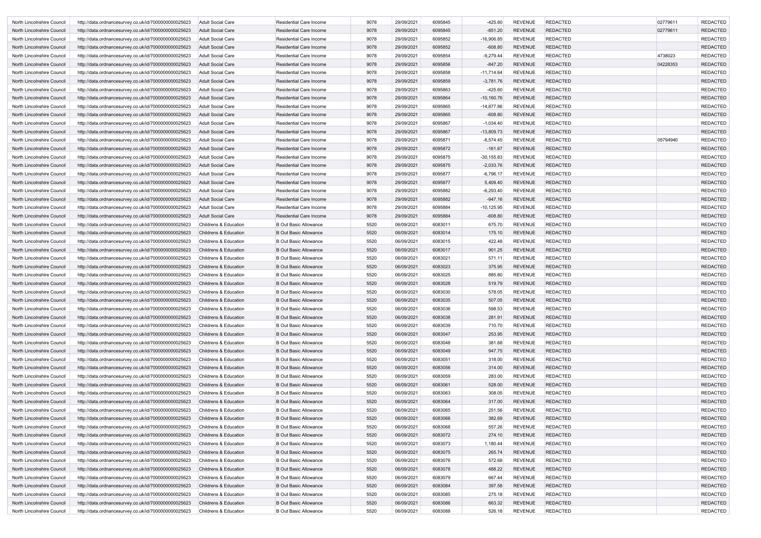| | | | | | | | | | | | |
|---|---|---|---|---|---|---|---|---|---|---|---|
| North Lincolnshire Council | http://data.ordnancesurvey.co.uk/id/7000000000025623 | Adult Social Care | Residential Care Income | 9078 | 29/09/2021 | 6095845 | -425.60 | REVENUE | REDACTED | 02779611 | REDACTED |
| North Lincolnshire Council | http://data.ordnancesurvey.co.uk/id/7000000000025623 | Adult Social Care | Residential Care Income | 9078 | 29/09/2021 | 6095845 | -851.20 | REVENUE | REDACTED | 02779611 | REDACTED |
| North Lincolnshire Council | http://data.ordnancesurvey.co.uk/id/7000000000025623 | Adult Social Care | Residential Care Income | 9078 | 29/09/2021 | 6095852 | -16,906.85 | REVENUE | REDACTED | | REDACTED |
| North Lincolnshire Council | http://data.ordnancesurvey.co.uk/id/7000000000025623 | Adult Social Care | Residential Care Income | 9078 | 29/09/2021 | 6095852 | -608.80 | REVENUE | REDACTED | | REDACTED |
| North Lincolnshire Council | http://data.ordnancesurvey.co.uk/id/7000000000025623 | Adult Social Care | Residential Care Income | 9078 | 29/09/2021 | 6095854 | -9,279.44 | REVENUE | REDACTED | 4738023 | REDACTED |
| North Lincolnshire Council | http://data.ordnancesurvey.co.uk/id/7000000000025623 | Adult Social Care | Residential Care Income | 9078 | 29/09/2021 | 6095856 | -847.20 | REVENUE | REDACTED | 04228353 | REDACTED |
| North Lincolnshire Council | http://data.ordnancesurvey.co.uk/id/7000000000025623 | Adult Social Care | Residential Care Income | 9078 | 29/09/2021 | 6095858 | -11,714.64 | REVENUE | REDACTED | | REDACTED |
| North Lincolnshire Council | http://data.ordnancesurvey.co.uk/id/7000000000025623 | Adult Social Care | Residential Care Income | 9078 | 29/09/2021 | 6095859 | -3,781.76 | REVENUE | REDACTED | | REDACTED |
| North Lincolnshire Council | http://data.ordnancesurvey.co.uk/id/7000000000025623 | Adult Social Care | Residential Care Income | 9078 | 29/09/2021 | 6095863 | -425.60 | REVENUE | REDACTED | | REDACTED |
| North Lincolnshire Council | http://data.ordnancesurvey.co.uk/id/7000000000025623 | Adult Social Care | Residential Care Income | 9078 | 29/09/2021 | 6095864 | -10,160.76 | REVENUE | REDACTED | | REDACTED |
| North Lincolnshire Council | http://data.ordnancesurvey.co.uk/id/7000000000025623 | Adult Social Care | Residential Care Income | 9078 | 29/09/2021 | 6095865 | -14,877.86 | REVENUE | REDACTED | | REDACTED |
| North Lincolnshire Council | http://data.ordnancesurvey.co.uk/id/7000000000025623 | Adult Social Care | Residential Care Income | 9078 | 29/09/2021 | 6095865 | -608.80 | REVENUE | REDACTED | | REDACTED |
| North Lincolnshire Council | http://data.ordnancesurvey.co.uk/id/7000000000025623 | Adult Social Care | Residential Care Income | 9078 | 29/09/2021 | 6095867 | -1,034.40 | REVENUE | REDACTED | | REDACTED |
| North Lincolnshire Council | http://data.ordnancesurvey.co.uk/id/7000000000025623 | Adult Social Care | Residential Care Income | 9078 | 29/09/2021 | 6095867 | -13,809.73 | REVENUE | REDACTED | | REDACTED |
| North Lincolnshire Council | http://data.ordnancesurvey.co.uk/id/7000000000025623 | Adult Social Care | Residential Care Income | 9078 | 29/09/2021 | 6095871 | -8,574.45 | REVENUE | REDACTED | 05794940 | REDACTED |
| North Lincolnshire Council | http://data.ordnancesurvey.co.uk/id/7000000000025623 | Adult Social Care | Residential Care Income | 9078 | 29/09/2021 | 6095872 | -161.67 | REVENUE | REDACTED | | REDACTED |
| North Lincolnshire Council | http://data.ordnancesurvey.co.uk/id/7000000000025623 | Adult Social Care | Residential Care Income | 9078 | 29/09/2021 | 6095875 | -30,155.83 | REVENUE | REDACTED | | REDACTED |
| North Lincolnshire Council | http://data.ordnancesurvey.co.uk/id/7000000000025623 | Adult Social Care | Residential Care Income | 9078 | 29/09/2021 | 6095875 | -2,033.76 | REVENUE | REDACTED | | REDACTED |
| North Lincolnshire Council | http://data.ordnancesurvey.co.uk/id/7000000000025623 | Adult Social Care | Residential Care Income | 9078 | 29/09/2021 | 6095877 | -6,796.17 | REVENUE | REDACTED | | REDACTED |
| North Lincolnshire Council | http://data.ordnancesurvey.co.uk/id/7000000000025623 | Adult Social Care | Residential Care Income | 9078 | 29/09/2021 | 6095877 | 5,409.40 | REVENUE | REDACTED | | REDACTED |
| North Lincolnshire Council | http://data.ordnancesurvey.co.uk/id/7000000000025623 | Adult Social Care | Residential Care Income | 9078 | 29/09/2021 | 6095882 | -6,293.40 | REVENUE | REDACTED | | REDACTED |
| North Lincolnshire Council | http://data.ordnancesurvey.co.uk/id/7000000000025623 | Adult Social Care | Residential Care Income | 9078 | 29/09/2021 | 6095882 | -947.16 | REVENUE | REDACTED | | REDACTED |
| North Lincolnshire Council | http://data.ordnancesurvey.co.uk/id/7000000000025623 | Adult Social Care | Residential Care Income | 9078 | 29/09/2021 | 6095884 | -10,125.95 | REVENUE | REDACTED | | REDACTED |
| North Lincolnshire Council | http://data.ordnancesurvey.co.uk/id/7000000000025623 | Adult Social Care | Residential Care Income | 9078 | 29/09/2021 | 6095884 | -608.80 | REVENUE | REDACTED | | REDACTED |
| North Lincolnshire Council | http://data.ordnancesurvey.co.uk/id/7000000000025623 | Childrens & Education | B Out Basic Allowance | 5520 | 06/09/2021 | 6083011 | 675.70 | REVENUE | REDACTED | | REDACTED |
| North Lincolnshire Council | http://data.ordnancesurvey.co.uk/id/7000000000025623 | Childrens & Education | B Out Basic Allowance | 5520 | 06/09/2021 | 6083014 | 175.10 | REVENUE | REDACTED | | REDACTED |
| North Lincolnshire Council | http://data.ordnancesurvey.co.uk/id/7000000000025623 | Childrens & Education | B Out Basic Allowance | 5520 | 06/09/2021 | 6083015 | 422.48 | REVENUE | REDACTED | | REDACTED |
| North Lincolnshire Council | http://data.ordnancesurvey.co.uk/id/7000000000025623 | Childrens & Education | B Out Basic Allowance | 5520 | 06/09/2021 | 6083017 | 901.25 | REVENUE | REDACTED | | REDACTED |
| North Lincolnshire Council | http://data.ordnancesurvey.co.uk/id/7000000000025623 | Childrens & Education | B Out Basic Allowance | 5520 | 06/09/2021 | 6083021 | 571.11 | REVENUE | REDACTED | | REDACTED |
| North Lincolnshire Council | http://data.ordnancesurvey.co.uk/id/7000000000025623 | Childrens & Education | B Out Basic Allowance | 5520 | 06/09/2021 | 6083023 | 375.95 | REVENUE | REDACTED | | REDACTED |
| North Lincolnshire Council | http://data.ordnancesurvey.co.uk/id/7000000000025623 | Childrens & Education | B Out Basic Allowance | 5520 | 06/09/2021 | 6083025 | 885.80 | REVENUE | REDACTED | | REDACTED |
| North Lincolnshire Council | http://data.ordnancesurvey.co.uk/id/7000000000025623 | Childrens & Education | B Out Basic Allowance | 5520 | 06/09/2021 | 6083028 | 519.79 | REVENUE | REDACTED | | REDACTED |
| North Lincolnshire Council | http://data.ordnancesurvey.co.uk/id/7000000000025623 | Childrens & Education | B Out Basic Allowance | 5520 | 06/09/2021 | 6083030 | 578.05 | REVENUE | REDACTED | | REDACTED |
| North Lincolnshire Council | http://data.ordnancesurvey.co.uk/id/7000000000025623 | Childrens & Education | B Out Basic Allowance | 5520 | 06/09/2021 | 6083035 | 507.05 | REVENUE | REDACTED | | REDACTED |
| North Lincolnshire Council | http://data.ordnancesurvey.co.uk/id/7000000000025623 | Childrens & Education | B Out Basic Allowance | 5520 | 06/09/2021 | 6083036 | 598.53 | REVENUE | REDACTED | | REDACTED |
| North Lincolnshire Council | http://data.ordnancesurvey.co.uk/id/7000000000025623 | Childrens & Education | B Out Basic Allowance | 5520 | 06/09/2021 | 6083038 | 281.91 | REVENUE | REDACTED | | REDACTED |
| North Lincolnshire Council | http://data.ordnancesurvey.co.uk/id/7000000000025623 | Childrens & Education | B Out Basic Allowance | 5520 | 06/09/2021 | 6083039 | 710.70 | REVENUE | REDACTED | | REDACTED |
| North Lincolnshire Council | http://data.ordnancesurvey.co.uk/id/7000000000025623 | Childrens & Education | B Out Basic Allowance | 5520 | 06/09/2021 | 6083047 | 253.95 | REVENUE | REDACTED | | REDACTED |
| North Lincolnshire Council | http://data.ordnancesurvey.co.uk/id/7000000000025623 | Childrens & Education | B Out Basic Allowance | 5520 | 06/09/2021 | 6083048 | 381.68 | REVENUE | REDACTED | | REDACTED |
| North Lincolnshire Council | http://data.ordnancesurvey.co.uk/id/7000000000025623 | Childrens & Education | B Out Basic Allowance | 5520 | 06/09/2021 | 6083049 | 947.75 | REVENUE | REDACTED | | REDACTED |
| North Lincolnshire Council | http://data.ordnancesurvey.co.uk/id/7000000000025623 | Childrens & Education | B Out Basic Allowance | 5520 | 06/09/2021 | 6083051 | 318.00 | REVENUE | REDACTED | | REDACTED |
| North Lincolnshire Council | http://data.ordnancesurvey.co.uk/id/7000000000025623 | Childrens & Education | B Out Basic Allowance | 5520 | 06/09/2021 | 6083056 | 314.00 | REVENUE | REDACTED | | REDACTED |
| North Lincolnshire Council | http://data.ordnancesurvey.co.uk/id/7000000000025623 | Childrens & Education | B Out Basic Allowance | 5520 | 06/09/2021 | 6083059 | 283.00 | REVENUE | REDACTED | | REDACTED |
| North Lincolnshire Council | http://data.ordnancesurvey.co.uk/id/7000000000025623 | Childrens & Education | B Out Basic Allowance | 5520 | 06/09/2021 | 6083061 | 528.00 | REVENUE | REDACTED | | REDACTED |
| North Lincolnshire Council | http://data.ordnancesurvey.co.uk/id/7000000000025623 | Childrens & Education | B Out Basic Allowance | 5520 | 06/09/2021 | 6083063 | 308.05 | REVENUE | REDACTED | | REDACTED |
| North Lincolnshire Council | http://data.ordnancesurvey.co.uk/id/7000000000025623 | Childrens & Education | B Out Basic Allowance | 5520 | 06/09/2021 | 6083064 | 317.00 | REVENUE | REDACTED | | REDACTED |
| North Lincolnshire Council | http://data.ordnancesurvey.co.uk/id/7000000000025623 | Childrens & Education | B Out Basic Allowance | 5520 | 06/09/2021 | 6083065 | 251.56 | REVENUE | REDACTED | | REDACTED |
| North Lincolnshire Council | http://data.ordnancesurvey.co.uk/id/7000000000025623 | Childrens & Education | B Out Basic Allowance | 5520 | 06/09/2021 | 6083066 | 382.69 | REVENUE | REDACTED | | REDACTED |
| North Lincolnshire Council | http://data.ordnancesurvey.co.uk/id/7000000000025623 | Childrens & Education | B Out Basic Allowance | 5520 | 06/09/2021 | 6083068 | 557.26 | REVENUE | REDACTED | | REDACTED |
| North Lincolnshire Council | http://data.ordnancesurvey.co.uk/id/7000000000025623 | Childrens & Education | B Out Basic Allowance | 5520 | 06/09/2021 | 6083072 | 274.10 | REVENUE | REDACTED | | REDACTED |
| North Lincolnshire Council | http://data.ordnancesurvey.co.uk/id/7000000000025623 | Childrens & Education | B Out Basic Allowance | 5520 | 06/09/2021 | 6083073 | 1,180.44 | REVENUE | REDACTED | | REDACTED |
| North Lincolnshire Council | http://data.ordnancesurvey.co.uk/id/7000000000025623 | Childrens & Education | B Out Basic Allowance | 5520 | 06/09/2021 | 6083075 | 265.74 | REVENUE | REDACTED | | REDACTED |
| North Lincolnshire Council | http://data.ordnancesurvey.co.uk/id/7000000000025623 | Childrens & Education | B Out Basic Allowance | 5520 | 06/09/2021 | 6083076 | 572.68 | REVENUE | REDACTED | | REDACTED |
| North Lincolnshire Council | http://data.ordnancesurvey.co.uk/id/7000000000025623 | Childrens & Education | B Out Basic Allowance | 5520 | 06/09/2021 | 6083078 | 488.22 | REVENUE | REDACTED | | REDACTED |
| North Lincolnshire Council | http://data.ordnancesurvey.co.uk/id/7000000000025623 | Childrens & Education | B Out Basic Allowance | 5520 | 06/09/2021 | 6083079 | 667.44 | REVENUE | REDACTED | | REDACTED |
| North Lincolnshire Council | http://data.ordnancesurvey.co.uk/id/7000000000025623 | Childrens & Education | B Out Basic Allowance | 5520 | 06/09/2021 | 6083084 | 397.58 | REVENUE | REDACTED | | REDACTED |
| North Lincolnshire Council | http://data.ordnancesurvey.co.uk/id/7000000000025623 | Childrens & Education | B Out Basic Allowance | 5520 | 06/09/2021 | 6083085 | 275.18 | REVENUE | REDACTED | | REDACTED |
| North Lincolnshire Council | http://data.ordnancesurvey.co.uk/id/7000000000025623 | Childrens & Education | B Out Basic Allowance | 5520 | 06/09/2021 | 6083086 | 663.32 | REVENUE | REDACTED | | REDACTED |
| North Lincolnshire Council | http://data.ordnancesurvey.co.uk/id/7000000000025623 | Childrens & Education | B Out Basic Allowance | 5520 | 06/09/2021 | 6083088 | 526.18 | REVENUE | REDACTED | | REDACTED |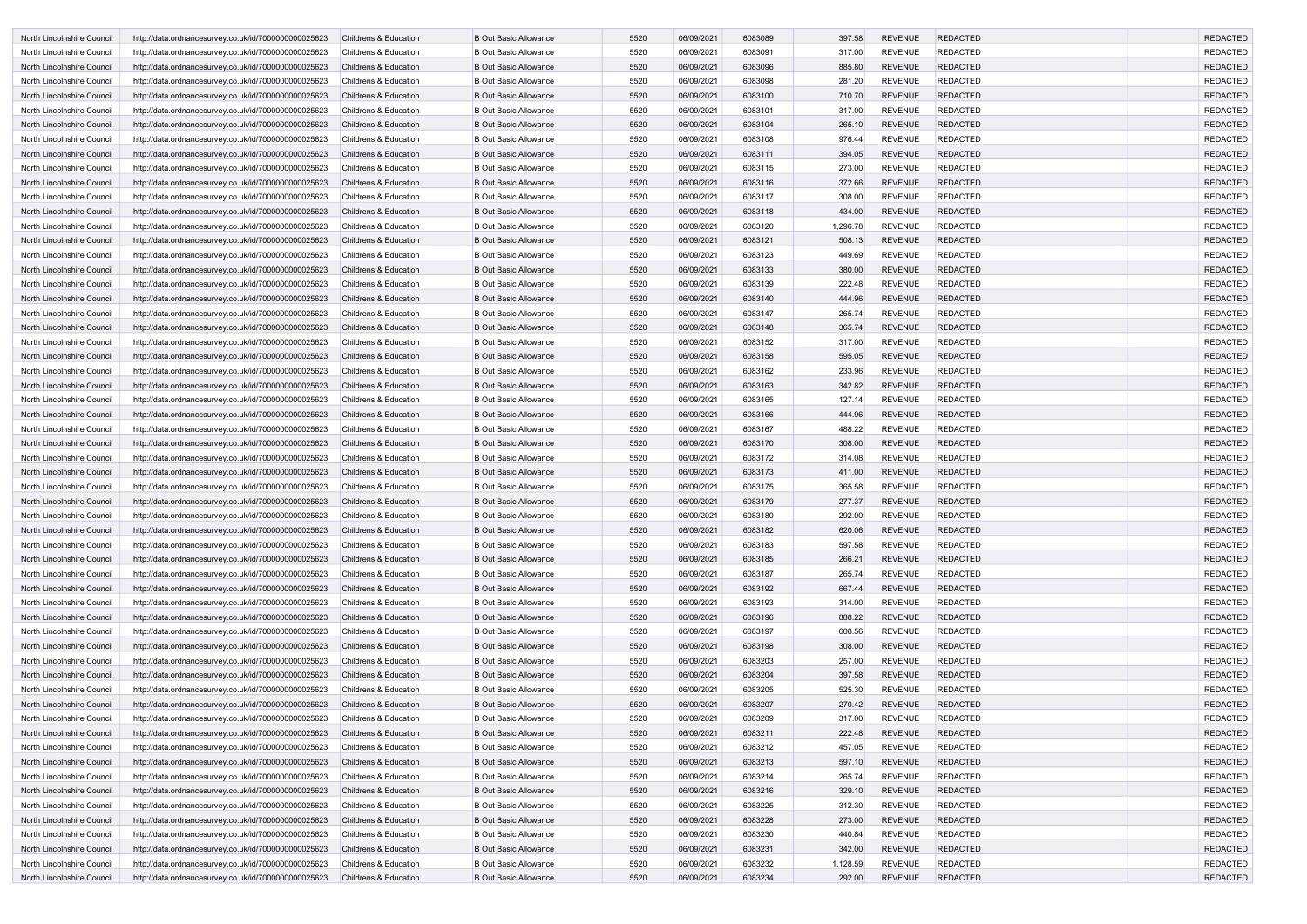| | | | | | | | | | | | |
|---|---|---|---|---|---|---|---|---|---|---|---|
| North Lincolnshire Council | http://data.ordnancesurvey.co.uk/id/7000000000025623 | Childrens & Education | B Out Basic Allowance | 5520 | 06/09/2021 | 6083089 | 397.58 | REVENUE | REDACTED | | REDACTED |
| North Lincolnshire Council | http://data.ordnancesurvey.co.uk/id/7000000000025623 | Childrens & Education | B Out Basic Allowance | 5520 | 06/09/2021 | 6083091 | 317.00 | REVENUE | REDACTED | | REDACTED |
| North Lincolnshire Council | http://data.ordnancesurvey.co.uk/id/7000000000025623 | Childrens & Education | B Out Basic Allowance | 5520 | 06/09/2021 | 6083096 | 885.80 | REVENUE | REDACTED | | REDACTED |
| North Lincolnshire Council | http://data.ordnancesurvey.co.uk/id/7000000000025623 | Childrens & Education | B Out Basic Allowance | 5520 | 06/09/2021 | 6083098 | 281.20 | REVENUE | REDACTED | | REDACTED |
| North Lincolnshire Council | http://data.ordnancesurvey.co.uk/id/7000000000025623 | Childrens & Education | B Out Basic Allowance | 5520 | 06/09/2021 | 6083100 | 710.70 | REVENUE | REDACTED | | REDACTED |
| North Lincolnshire Council | http://data.ordnancesurvey.co.uk/id/7000000000025623 | Childrens & Education | B Out Basic Allowance | 5520 | 06/09/2021 | 6083101 | 317.00 | REVENUE | REDACTED | | REDACTED |
| North Lincolnshire Council | http://data.ordnancesurvey.co.uk/id/7000000000025623 | Childrens & Education | B Out Basic Allowance | 5520 | 06/09/2021 | 6083104 | 265.10 | REVENUE | REDACTED | | REDACTED |
| North Lincolnshire Council | http://data.ordnancesurvey.co.uk/id/7000000000025623 | Childrens & Education | B Out Basic Allowance | 5520 | 06/09/2021 | 6083108 | 976.44 | REVENUE | REDACTED | | REDACTED |
| North Lincolnshire Council | http://data.ordnancesurvey.co.uk/id/7000000000025623 | Childrens & Education | B Out Basic Allowance | 5520 | 06/09/2021 | 6083111 | 394.05 | REVENUE | REDACTED | | REDACTED |
| North Lincolnshire Council | http://data.ordnancesurvey.co.uk/id/7000000000025623 | Childrens & Education | B Out Basic Allowance | 5520 | 06/09/2021 | 6083115 | 273.00 | REVENUE | REDACTED | | REDACTED |
| North Lincolnshire Council | http://data.ordnancesurvey.co.uk/id/7000000000025623 | Childrens & Education | B Out Basic Allowance | 5520 | 06/09/2021 | 6083116 | 372.66 | REVENUE | REDACTED | | REDACTED |
| North Lincolnshire Council | http://data.ordnancesurvey.co.uk/id/7000000000025623 | Childrens & Education | B Out Basic Allowance | 5520 | 06/09/2021 | 6083117 | 308.00 | REVENUE | REDACTED | | REDACTED |
| North Lincolnshire Council | http://data.ordnancesurvey.co.uk/id/7000000000025623 | Childrens & Education | B Out Basic Allowance | 5520 | 06/09/2021 | 6083118 | 434.00 | REVENUE | REDACTED | | REDACTED |
| North Lincolnshire Council | http://data.ordnancesurvey.co.uk/id/7000000000025623 | Childrens & Education | B Out Basic Allowance | 5520 | 06/09/2021 | 6083120 | 1,296.78 | REVENUE | REDACTED | | REDACTED |
| North Lincolnshire Council | http://data.ordnancesurvey.co.uk/id/7000000000025623 | Childrens & Education | B Out Basic Allowance | 5520 | 06/09/2021 | 6083121 | 508.13 | REVENUE | REDACTED | | REDACTED |
| North Lincolnshire Council | http://data.ordnancesurvey.co.uk/id/7000000000025623 | Childrens & Education | B Out Basic Allowance | 5520 | 06/09/2021 | 6083123 | 449.69 | REVENUE | REDACTED | | REDACTED |
| North Lincolnshire Council | http://data.ordnancesurvey.co.uk/id/7000000000025623 | Childrens & Education | B Out Basic Allowance | 5520 | 06/09/2021 | 6083133 | 380.00 | REVENUE | REDACTED | | REDACTED |
| North Lincolnshire Council | http://data.ordnancesurvey.co.uk/id/7000000000025623 | Childrens & Education | B Out Basic Allowance | 5520 | 06/09/2021 | 6083139 | 222.48 | REVENUE | REDACTED | | REDACTED |
| North Lincolnshire Council | http://data.ordnancesurvey.co.uk/id/7000000000025623 | Childrens & Education | B Out Basic Allowance | 5520 | 06/09/2021 | 6083140 | 444.96 | REVENUE | REDACTED | | REDACTED |
| North Lincolnshire Council | http://data.ordnancesurvey.co.uk/id/7000000000025623 | Childrens & Education | B Out Basic Allowance | 5520 | 06/09/2021 | 6083147 | 265.74 | REVENUE | REDACTED | | REDACTED |
| North Lincolnshire Council | http://data.ordnancesurvey.co.uk/id/7000000000025623 | Childrens & Education | B Out Basic Allowance | 5520 | 06/09/2021 | 6083148 | 365.74 | REVENUE | REDACTED | | REDACTED |
| North Lincolnshire Council | http://data.ordnancesurvey.co.uk/id/7000000000025623 | Childrens & Education | B Out Basic Allowance | 5520 | 06/09/2021 | 6083152 | 317.00 | REVENUE | REDACTED | | REDACTED |
| North Lincolnshire Council | http://data.ordnancesurvey.co.uk/id/7000000000025623 | Childrens & Education | B Out Basic Allowance | 5520 | 06/09/2021 | 6083158 | 595.05 | REVENUE | REDACTED | | REDACTED |
| North Lincolnshire Council | http://data.ordnancesurvey.co.uk/id/7000000000025623 | Childrens & Education | B Out Basic Allowance | 5520 | 06/09/2021 | 6083162 | 233.96 | REVENUE | REDACTED | | REDACTED |
| North Lincolnshire Council | http://data.ordnancesurvey.co.uk/id/7000000000025623 | Childrens & Education | B Out Basic Allowance | 5520 | 06/09/2021 | 6083163 | 342.82 | REVENUE | REDACTED | | REDACTED |
| North Lincolnshire Council | http://data.ordnancesurvey.co.uk/id/7000000000025623 | Childrens & Education | B Out Basic Allowance | 5520 | 06/09/2021 | 6083165 | 127.14 | REVENUE | REDACTED | | REDACTED |
| North Lincolnshire Council | http://data.ordnancesurvey.co.uk/id/7000000000025623 | Childrens & Education | B Out Basic Allowance | 5520 | 06/09/2021 | 6083166 | 444.96 | REVENUE | REDACTED | | REDACTED |
| North Lincolnshire Council | http://data.ordnancesurvey.co.uk/id/7000000000025623 | Childrens & Education | B Out Basic Allowance | 5520 | 06/09/2021 | 6083167 | 488.22 | REVENUE | REDACTED | | REDACTED |
| North Lincolnshire Council | http://data.ordnancesurvey.co.uk/id/7000000000025623 | Childrens & Education | B Out Basic Allowance | 5520 | 06/09/2021 | 6083170 | 308.00 | REVENUE | REDACTED | | REDACTED |
| North Lincolnshire Council | http://data.ordnancesurvey.co.uk/id/7000000000025623 | Childrens & Education | B Out Basic Allowance | 5520 | 06/09/2021 | 6083172 | 314.08 | REVENUE | REDACTED | | REDACTED |
| North Lincolnshire Council | http://data.ordnancesurvey.co.uk/id/7000000000025623 | Childrens & Education | B Out Basic Allowance | 5520 | 06/09/2021 | 6083173 | 411.00 | REVENUE | REDACTED | | REDACTED |
| North Lincolnshire Council | http://data.ordnancesurvey.co.uk/id/7000000000025623 | Childrens & Education | B Out Basic Allowance | 5520 | 06/09/2021 | 6083175 | 365.58 | REVENUE | REDACTED | | REDACTED |
| North Lincolnshire Council | http://data.ordnancesurvey.co.uk/id/7000000000025623 | Childrens & Education | B Out Basic Allowance | 5520 | 06/09/2021 | 6083179 | 277.37 | REVENUE | REDACTED | | REDACTED |
| North Lincolnshire Council | http://data.ordnancesurvey.co.uk/id/7000000000025623 | Childrens & Education | B Out Basic Allowance | 5520 | 06/09/2021 | 6083180 | 292.00 | REVENUE | REDACTED | | REDACTED |
| North Lincolnshire Council | http://data.ordnancesurvey.co.uk/id/7000000000025623 | Childrens & Education | B Out Basic Allowance | 5520 | 06/09/2021 | 6083182 | 620.06 | REVENUE | REDACTED | | REDACTED |
| North Lincolnshire Council | http://data.ordnancesurvey.co.uk/id/7000000000025623 | Childrens & Education | B Out Basic Allowance | 5520 | 06/09/2021 | 6083183 | 597.58 | REVENUE | REDACTED | | REDACTED |
| North Lincolnshire Council | http://data.ordnancesurvey.co.uk/id/7000000000025623 | Childrens & Education | B Out Basic Allowance | 5520 | 06/09/2021 | 6083185 | 266.21 | REVENUE | REDACTED | | REDACTED |
| North Lincolnshire Council | http://data.ordnancesurvey.co.uk/id/7000000000025623 | Childrens & Education | B Out Basic Allowance | 5520 | 06/09/2021 | 6083187 | 265.74 | REVENUE | REDACTED | | REDACTED |
| North Lincolnshire Council | http://data.ordnancesurvey.co.uk/id/7000000000025623 | Childrens & Education | B Out Basic Allowance | 5520 | 06/09/2021 | 6083192 | 667.44 | REVENUE | REDACTED | | REDACTED |
| North Lincolnshire Council | http://data.ordnancesurvey.co.uk/id/7000000000025623 | Childrens & Education | B Out Basic Allowance | 5520 | 06/09/2021 | 6083193 | 314.00 | REVENUE | REDACTED | | REDACTED |
| North Lincolnshire Council | http://data.ordnancesurvey.co.uk/id/7000000000025623 | Childrens & Education | B Out Basic Allowance | 5520 | 06/09/2021 | 6083196 | 888.22 | REVENUE | REDACTED | | REDACTED |
| North Lincolnshire Council | http://data.ordnancesurvey.co.uk/id/7000000000025623 | Childrens & Education | B Out Basic Allowance | 5520 | 06/09/2021 | 6083197 | 608.56 | REVENUE | REDACTED | | REDACTED |
| North Lincolnshire Council | http://data.ordnancesurvey.co.uk/id/7000000000025623 | Childrens & Education | B Out Basic Allowance | 5520 | 06/09/2021 | 6083198 | 308.00 | REVENUE | REDACTED | | REDACTED |
| North Lincolnshire Council | http://data.ordnancesurvey.co.uk/id/7000000000025623 | Childrens & Education | B Out Basic Allowance | 5520 | 06/09/2021 | 6083203 | 257.00 | REVENUE | REDACTED | | REDACTED |
| North Lincolnshire Council | http://data.ordnancesurvey.co.uk/id/7000000000025623 | Childrens & Education | B Out Basic Allowance | 5520 | 06/09/2021 | 6083204 | 397.58 | REVENUE | REDACTED | | REDACTED |
| North Lincolnshire Council | http://data.ordnancesurvey.co.uk/id/7000000000025623 | Childrens & Education | B Out Basic Allowance | 5520 | 06/09/2021 | 6083205 | 525.30 | REVENUE | REDACTED | | REDACTED |
| North Lincolnshire Council | http://data.ordnancesurvey.co.uk/id/7000000000025623 | Childrens & Education | B Out Basic Allowance | 5520 | 06/09/2021 | 6083207 | 270.42 | REVENUE | REDACTED | | REDACTED |
| North Lincolnshire Council | http://data.ordnancesurvey.co.uk/id/7000000000025623 | Childrens & Education | B Out Basic Allowance | 5520 | 06/09/2021 | 6083209 | 317.00 | REVENUE | REDACTED | | REDACTED |
| North Lincolnshire Council | http://data.ordnancesurvey.co.uk/id/7000000000025623 | Childrens & Education | B Out Basic Allowance | 5520 | 06/09/2021 | 6083211 | 222.48 | REVENUE | REDACTED | | REDACTED |
| North Lincolnshire Council | http://data.ordnancesurvey.co.uk/id/7000000000025623 | Childrens & Education | B Out Basic Allowance | 5520 | 06/09/2021 | 6083212 | 457.05 | REVENUE | REDACTED | | REDACTED |
| North Lincolnshire Council | http://data.ordnancesurvey.co.uk/id/7000000000025623 | Childrens & Education | B Out Basic Allowance | 5520 | 06/09/2021 | 6083213 | 597.10 | REVENUE | REDACTED | | REDACTED |
| North Lincolnshire Council | http://data.ordnancesurvey.co.uk/id/7000000000025623 | Childrens & Education | B Out Basic Allowance | 5520 | 06/09/2021 | 6083214 | 265.74 | REVENUE | REDACTED | | REDACTED |
| North Lincolnshire Council | http://data.ordnancesurvey.co.uk/id/7000000000025623 | Childrens & Education | B Out Basic Allowance | 5520 | 06/09/2021 | 6083216 | 329.10 | REVENUE | REDACTED | | REDACTED |
| North Lincolnshire Council | http://data.ordnancesurvey.co.uk/id/7000000000025623 | Childrens & Education | B Out Basic Allowance | 5520 | 06/09/2021 | 6083225 | 312.30 | REVENUE | REDACTED | | REDACTED |
| North Lincolnshire Council | http://data.ordnancesurvey.co.uk/id/7000000000025623 | Childrens & Education | B Out Basic Allowance | 5520 | 06/09/2021 | 6083228 | 273.00 | REVENUE | REDACTED | | REDACTED |
| North Lincolnshire Council | http://data.ordnancesurvey.co.uk/id/7000000000025623 | Childrens & Education | B Out Basic Allowance | 5520 | 06/09/2021 | 6083230 | 440.84 | REVENUE | REDACTED | | REDACTED |
| North Lincolnshire Council | http://data.ordnancesurvey.co.uk/id/7000000000025623 | Childrens & Education | B Out Basic Allowance | 5520 | 06/09/2021 | 6083231 | 342.00 | REVENUE | REDACTED | | REDACTED |
| North Lincolnshire Council | http://data.ordnancesurvey.co.uk/id/7000000000025623 | Childrens & Education | B Out Basic Allowance | 5520 | 06/09/2021 | 6083232 | 1,128.59 | REVENUE | REDACTED | | REDACTED |
| North Lincolnshire Council | http://data.ordnancesurvey.co.uk/id/7000000000025623 | Childrens & Education | B Out Basic Allowance | 5520 | 06/09/2021 | 6083234 | 292.00 | REVENUE | REDACTED | | REDACTED |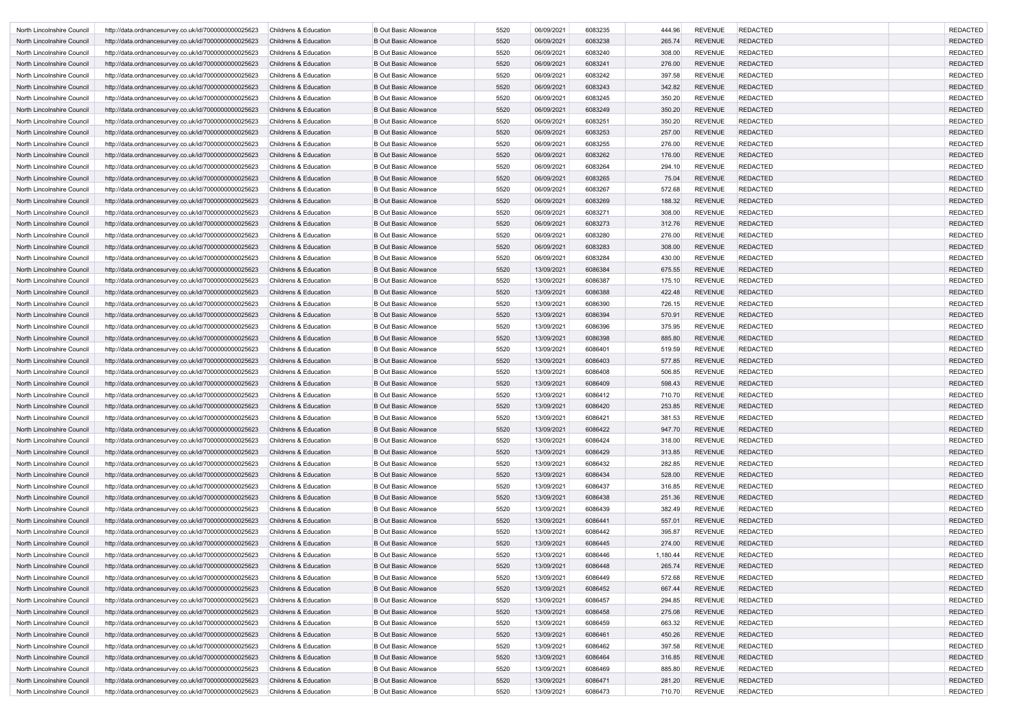| North Lincolnshire Council | http://data.ordnancesurvey.co.uk/id/7000000000025623 | Childrens & Education | B Out Basic Allowance | 5520 | 06/09/2021 | 6083235 | 444.96 | REVENUE | REDACTED | | REDACTED |
|---|---|---|---|---|---|---|---|---|---|---|---|
| North Lincolnshire Council | http://data.ordnancesurvey.co.uk/id/7000000000025623 | Childrens & Education | B Out Basic Allowance | 5520 | 06/09/2021 | 6083238 | 265.74 | REVENUE | REDACTED | | REDACTED |
| North Lincolnshire Council | http://data.ordnancesurvey.co.uk/id/7000000000025623 | Childrens & Education | B Out Basic Allowance | 5520 | 06/09/2021 | 6083240 | 308.00 | REVENUE | REDACTED | | REDACTED |
| North Lincolnshire Council | http://data.ordnancesurvey.co.uk/id/7000000000025623 | Childrens & Education | B Out Basic Allowance | 5520 | 06/09/2021 | 6083241 | 276.00 | REVENUE | REDACTED | | REDACTED |
| North Lincolnshire Council | http://data.ordnancesurvey.co.uk/id/7000000000025623 | Childrens & Education | B Out Basic Allowance | 5520 | 06/09/2021 | 6083242 | 397.58 | REVENUE | REDACTED | | REDACTED |
| North Lincolnshire Council | http://data.ordnancesurvey.co.uk/id/7000000000025623 | Childrens & Education | B Out Basic Allowance | 5520 | 06/09/2021 | 6083243 | 342.82 | REVENUE | REDACTED | | REDACTED |
| North Lincolnshire Council | http://data.ordnancesurvey.co.uk/id/7000000000025623 | Childrens & Education | B Out Basic Allowance | 5520 | 06/09/2021 | 6083245 | 350.20 | REVENUE | REDACTED | | REDACTED |
| North Lincolnshire Council | http://data.ordnancesurvey.co.uk/id/7000000000025623 | Childrens & Education | B Out Basic Allowance | 5520 | 06/09/2021 | 6083249 | 350.20 | REVENUE | REDACTED | | REDACTED |
| North Lincolnshire Council | http://data.ordnancesurvey.co.uk/id/7000000000025623 | Childrens & Education | B Out Basic Allowance | 5520 | 06/09/2021 | 6083251 | 350.20 | REVENUE | REDACTED | | REDACTED |
| North Lincolnshire Council | http://data.ordnancesurvey.co.uk/id/7000000000025623 | Childrens & Education | B Out Basic Allowance | 5520 | 06/09/2021 | 6083253 | 257.00 | REVENUE | REDACTED | | REDACTED |
| North Lincolnshire Council | http://data.ordnancesurvey.co.uk/id/7000000000025623 | Childrens & Education | B Out Basic Allowance | 5520 | 06/09/2021 | 6083255 | 276.00 | REVENUE | REDACTED | | REDACTED |
| North Lincolnshire Council | http://data.ordnancesurvey.co.uk/id/7000000000025623 | Childrens & Education | B Out Basic Allowance | 5520 | 06/09/2021 | 6083262 | 176.00 | REVENUE | REDACTED | | REDACTED |
| North Lincolnshire Council | http://data.ordnancesurvey.co.uk/id/7000000000025623 | Childrens & Education | B Out Basic Allowance | 5520 | 06/09/2021 | 6083264 | 294.10 | REVENUE | REDACTED | | REDACTED |
| North Lincolnshire Council | http://data.ordnancesurvey.co.uk/id/7000000000025623 | Childrens & Education | B Out Basic Allowance | 5520 | 06/09/2021 | 6083265 | 75.04 | REVENUE | REDACTED | | REDACTED |
| North Lincolnshire Council | http://data.ordnancesurvey.co.uk/id/7000000000025623 | Childrens & Education | B Out Basic Allowance | 5520 | 06/09/2021 | 6083267 | 572.68 | REVENUE | REDACTED | | REDACTED |
| North Lincolnshire Council | http://data.ordnancesurvey.co.uk/id/7000000000025623 | Childrens & Education | B Out Basic Allowance | 5520 | 06/09/2021 | 6083269 | 188.32 | REVENUE | REDACTED | | REDACTED |
| North Lincolnshire Council | http://data.ordnancesurvey.co.uk/id/7000000000025623 | Childrens & Education | B Out Basic Allowance | 5520 | 06/09/2021 | 6083271 | 308.00 | REVENUE | REDACTED | | REDACTED |
| North Lincolnshire Council | http://data.ordnancesurvey.co.uk/id/7000000000025623 | Childrens & Education | B Out Basic Allowance | 5520 | 06/09/2021 | 6083273 | 312.76 | REVENUE | REDACTED | | REDACTED |
| North Lincolnshire Council | http://data.ordnancesurvey.co.uk/id/7000000000025623 | Childrens & Education | B Out Basic Allowance | 5520 | 06/09/2021 | 6083280 | 276.00 | REVENUE | REDACTED | | REDACTED |
| North Lincolnshire Council | http://data.ordnancesurvey.co.uk/id/7000000000025623 | Childrens & Education | B Out Basic Allowance | 5520 | 06/09/2021 | 6083283 | 308.00 | REVENUE | REDACTED | | REDACTED |
| North Lincolnshire Council | http://data.ordnancesurvey.co.uk/id/7000000000025623 | Childrens & Education | B Out Basic Allowance | 5520 | 06/09/2021 | 6083284 | 430.00 | REVENUE | REDACTED | | REDACTED |
| North Lincolnshire Council | http://data.ordnancesurvey.co.uk/id/7000000000025623 | Childrens & Education | B Out Basic Allowance | 5520 | 13/09/2021 | 6086384 | 675.55 | REVENUE | REDACTED | | REDACTED |
| North Lincolnshire Council | http://data.ordnancesurvey.co.uk/id/7000000000025623 | Childrens & Education | B Out Basic Allowance | 5520 | 13/09/2021 | 6086387 | 175.10 | REVENUE | REDACTED | | REDACTED |
| North Lincolnshire Council | http://data.ordnancesurvey.co.uk/id/7000000000025623 | Childrens & Education | B Out Basic Allowance | 5520 | 13/09/2021 | 6086388 | 422.48 | REVENUE | REDACTED | | REDACTED |
| North Lincolnshire Council | http://data.ordnancesurvey.co.uk/id/7000000000025623 | Childrens & Education | B Out Basic Allowance | 5520 | 13/09/2021 | 6086390 | 726.15 | REVENUE | REDACTED | | REDACTED |
| North Lincolnshire Council | http://data.ordnancesurvey.co.uk/id/7000000000025623 | Childrens & Education | B Out Basic Allowance | 5520 | 13/09/2021 | 6086394 | 570.91 | REVENUE | REDACTED | | REDACTED |
| North Lincolnshire Council | http://data.ordnancesurvey.co.uk/id/7000000000025623 | Childrens & Education | B Out Basic Allowance | 5520 | 13/09/2021 | 6086396 | 375.95 | REVENUE | REDACTED | | REDACTED |
| North Lincolnshire Council | http://data.ordnancesurvey.co.uk/id/7000000000025623 | Childrens & Education | B Out Basic Allowance | 5520 | 13/09/2021 | 6086398 | 885.80 | REVENUE | REDACTED | | REDACTED |
| North Lincolnshire Council | http://data.ordnancesurvey.co.uk/id/7000000000025623 | Childrens & Education | B Out Basic Allowance | 5520 | 13/09/2021 | 6086401 | 519.59 | REVENUE | REDACTED | | REDACTED |
| North Lincolnshire Council | http://data.ordnancesurvey.co.uk/id/7000000000025623 | Childrens & Education | B Out Basic Allowance | 5520 | 13/09/2021 | 6086403 | 577.85 | REVENUE | REDACTED | | REDACTED |
| North Lincolnshire Council | http://data.ordnancesurvey.co.uk/id/7000000000025623 | Childrens & Education | B Out Basic Allowance | 5520 | 13/09/2021 | 6086408 | 506.85 | REVENUE | REDACTED | | REDACTED |
| North Lincolnshire Council | http://data.ordnancesurvey.co.uk/id/7000000000025623 | Childrens & Education | B Out Basic Allowance | 5520 | 13/09/2021 | 6086409 | 598.43 | REVENUE | REDACTED | | REDACTED |
| North Lincolnshire Council | http://data.ordnancesurvey.co.uk/id/7000000000025623 | Childrens & Education | B Out Basic Allowance | 5520 | 13/09/2021 | 6086412 | 710.70 | REVENUE | REDACTED | | REDACTED |
| North Lincolnshire Council | http://data.ordnancesurvey.co.uk/id/7000000000025623 | Childrens & Education | B Out Basic Allowance | 5520 | 13/09/2021 | 6086420 | 253.85 | REVENUE | REDACTED | | REDACTED |
| North Lincolnshire Council | http://data.ordnancesurvey.co.uk/id/7000000000025623 | Childrens & Education | B Out Basic Allowance | 5520 | 13/09/2021 | 6086421 | 381.53 | REVENUE | REDACTED | | REDACTED |
| North Lincolnshire Council | http://data.ordnancesurvey.co.uk/id/7000000000025623 | Childrens & Education | B Out Basic Allowance | 5520 | 13/09/2021 | 6086422 | 947.70 | REVENUE | REDACTED | | REDACTED |
| North Lincolnshire Council | http://data.ordnancesurvey.co.uk/id/7000000000025623 | Childrens & Education | B Out Basic Allowance | 5520 | 13/09/2021 | 6086424 | 318.00 | REVENUE | REDACTED | | REDACTED |
| North Lincolnshire Council | http://data.ordnancesurvey.co.uk/id/7000000000025623 | Childrens & Education | B Out Basic Allowance | 5520 | 13/09/2021 | 6086429 | 313.85 | REVENUE | REDACTED | | REDACTED |
| North Lincolnshire Council | http://data.ordnancesurvey.co.uk/id/7000000000025623 | Childrens & Education | B Out Basic Allowance | 5520 | 13/09/2021 | 6086432 | 282.85 | REVENUE | REDACTED | | REDACTED |
| North Lincolnshire Council | http://data.ordnancesurvey.co.uk/id/7000000000025623 | Childrens & Education | B Out Basic Allowance | 5520 | 13/09/2021 | 6086434 | 528.00 | REVENUE | REDACTED | | REDACTED |
| North Lincolnshire Council | http://data.ordnancesurvey.co.uk/id/7000000000025623 | Childrens & Education | B Out Basic Allowance | 5520 | 13/09/2021 | 6086437 | 316.85 | REVENUE | REDACTED | | REDACTED |
| North Lincolnshire Council | http://data.ordnancesurvey.co.uk/id/7000000000025623 | Childrens & Education | B Out Basic Allowance | 5520 | 13/09/2021 | 6086438 | 251.36 | REVENUE | REDACTED | | REDACTED |
| North Lincolnshire Council | http://data.ordnancesurvey.co.uk/id/7000000000025623 | Childrens & Education | B Out Basic Allowance | 5520 | 13/09/2021 | 6086439 | 382.49 | REVENUE | REDACTED | | REDACTED |
| North Lincolnshire Council | http://data.ordnancesurvey.co.uk/id/7000000000025623 | Childrens & Education | B Out Basic Allowance | 5520 | 13/09/2021 | 6086441 | 557.01 | REVENUE | REDACTED | | REDACTED |
| North Lincolnshire Council | http://data.ordnancesurvey.co.uk/id/7000000000025623 | Childrens & Education | B Out Basic Allowance | 5520 | 13/09/2021 | 6086442 | 395.87 | REVENUE | REDACTED | | REDACTED |
| North Lincolnshire Council | http://data.ordnancesurvey.co.uk/id/7000000000025623 | Childrens & Education | B Out Basic Allowance | 5520 | 13/09/2021 | 6086445 | 274.00 | REVENUE | REDACTED | | REDACTED |
| North Lincolnshire Council | http://data.ordnancesurvey.co.uk/id/7000000000025623 | Childrens & Education | B Out Basic Allowance | 5520 | 13/09/2021 | 6086446 | 1,180.44 | REVENUE | REDACTED | | REDACTED |
| North Lincolnshire Council | http://data.ordnancesurvey.co.uk/id/7000000000025623 | Childrens & Education | B Out Basic Allowance | 5520 | 13/09/2021 | 6086448 | 265.74 | REVENUE | REDACTED | | REDACTED |
| North Lincolnshire Council | http://data.ordnancesurvey.co.uk/id/7000000000025623 | Childrens & Education | B Out Basic Allowance | 5520 | 13/09/2021 | 6086449 | 572.68 | REVENUE | REDACTED | | REDACTED |
| North Lincolnshire Council | http://data.ordnancesurvey.co.uk/id/7000000000025623 | Childrens & Education | B Out Basic Allowance | 5520 | 13/09/2021 | 6086452 | 667.44 | REVENUE | REDACTED | | REDACTED |
| North Lincolnshire Council | http://data.ordnancesurvey.co.uk/id/7000000000025623 | Childrens & Education | B Out Basic Allowance | 5520 | 13/09/2021 | 6086457 | 294.85 | REVENUE | REDACTED | | REDACTED |
| North Lincolnshire Council | http://data.ordnancesurvey.co.uk/id/7000000000025623 | Childrens & Education | B Out Basic Allowance | 5520 | 13/09/2021 | 6086458 | 275.08 | REVENUE | REDACTED | | REDACTED |
| North Lincolnshire Council | http://data.ordnancesurvey.co.uk/id/7000000000025623 | Childrens & Education | B Out Basic Allowance | 5520 | 13/09/2021 | 6086459 | 663.32 | REVENUE | REDACTED | | REDACTED |
| North Lincolnshire Council | http://data.ordnancesurvey.co.uk/id/7000000000025623 | Childrens & Education | B Out Basic Allowance | 5520 | 13/09/2021 | 6086461 | 450.26 | REVENUE | REDACTED | | REDACTED |
| North Lincolnshire Council | http://data.ordnancesurvey.co.uk/id/7000000000025623 | Childrens & Education | B Out Basic Allowance | 5520 | 13/09/2021 | 6086462 | 397.58 | REVENUE | REDACTED | | REDACTED |
| North Lincolnshire Council | http://data.ordnancesurvey.co.uk/id/7000000000025623 | Childrens & Education | B Out Basic Allowance | 5520 | 13/09/2021 | 6086464 | 316.85 | REVENUE | REDACTED | | REDACTED |
| North Lincolnshire Council | http://data.ordnancesurvey.co.uk/id/7000000000025623 | Childrens & Education | B Out Basic Allowance | 5520 | 13/09/2021 | 6086469 | 885.80 | REVENUE | REDACTED | | REDACTED |
| North Lincolnshire Council | http://data.ordnancesurvey.co.uk/id/7000000000025623 | Childrens & Education | B Out Basic Allowance | 5520 | 13/09/2021 | 6086471 | 281.20 | REVENUE | REDACTED | | REDACTED |
| North Lincolnshire Council | http://data.ordnancesurvey.co.uk/id/7000000000025623 | Childrens & Education | B Out Basic Allowance | 5520 | 13/09/2021 | 6086473 | 710.70 | REVENUE | REDACTED | | REDACTED |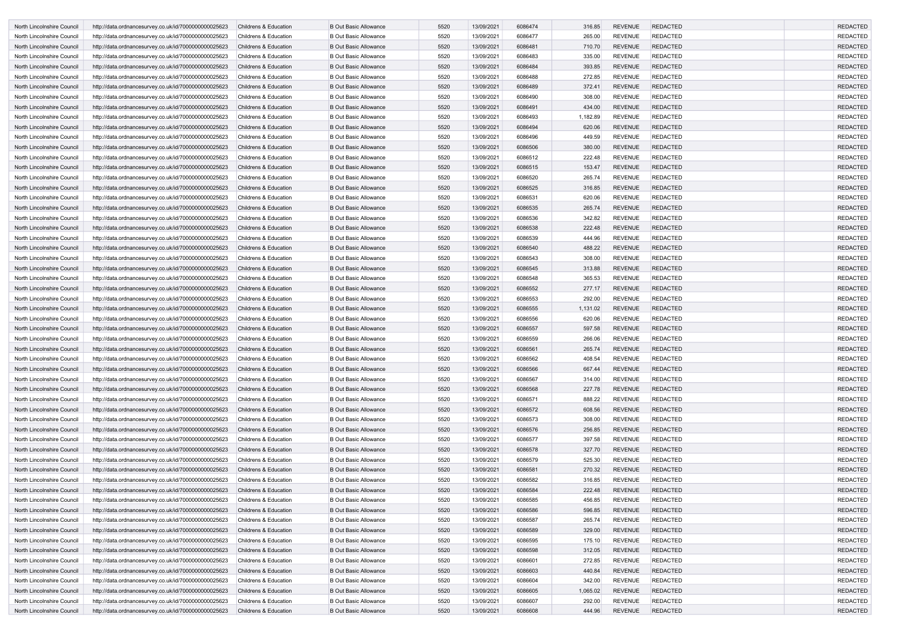| North Lincolnshire Council | http://data.ordnancesurvey.co.uk/id/7000000000025623 | Childrens & Education | B Out Basic Allowance | 5520 | 13/09/2021 | 6086474 | 316.85 | REVENUE | REDACTED | | REDACTED |
|---|---|---|---|---|---|---|---|---|---|---|---|
| North Lincolnshire Council | http://data.ordnancesurvey.co.uk/id/7000000000025623 | Childrens & Education | B Out Basic Allowance | 5520 | 13/09/2021 | 6086477 | 265.00 | REVENUE | REDACTED | | REDACTED |
| North Lincolnshire Council | http://data.ordnancesurvey.co.uk/id/7000000000025623 | Childrens & Education | B Out Basic Allowance | 5520 | 13/09/2021 | 6086481 | 710.70 | REVENUE | REDACTED | | REDACTED |
| North Lincolnshire Council | http://data.ordnancesurvey.co.uk/id/7000000000025623 | Childrens & Education | B Out Basic Allowance | 5520 | 13/09/2021 | 6086483 | 335.00 | REVENUE | REDACTED | | REDACTED |
| North Lincolnshire Council | http://data.ordnancesurvey.co.uk/id/7000000000025623 | Childrens & Education | B Out Basic Allowance | 5520 | 13/09/2021 | 6086484 | 393.85 | REVENUE | REDACTED | | REDACTED |
| North Lincolnshire Council | http://data.ordnancesurvey.co.uk/id/7000000000025623 | Childrens & Education | B Out Basic Allowance | 5520 | 13/09/2021 | 6086488 | 272.85 | REVENUE | REDACTED | | REDACTED |
| North Lincolnshire Council | http://data.ordnancesurvey.co.uk/id/7000000000025623 | Childrens & Education | B Out Basic Allowance | 5520 | 13/09/2021 | 6086489 | 372.41 | REVENUE | REDACTED | | REDACTED |
| North Lincolnshire Council | http://data.ordnancesurvey.co.uk/id/7000000000025623 | Childrens & Education | B Out Basic Allowance | 5520 | 13/09/2021 | 6086490 | 308.00 | REVENUE | REDACTED | | REDACTED |
| North Lincolnshire Council | http://data.ordnancesurvey.co.uk/id/7000000000025623 | Childrens & Education | B Out Basic Allowance | 5520 | 13/09/2021 | 6086491 | 434.00 | REVENUE | REDACTED | | REDACTED |
| North Lincolnshire Council | http://data.ordnancesurvey.co.uk/id/7000000000025623 | Childrens & Education | B Out Basic Allowance | 5520 | 13/09/2021 | 6086493 | 1,182.89 | REVENUE | REDACTED | | REDACTED |
| North Lincolnshire Council | http://data.ordnancesurvey.co.uk/id/7000000000025623 | Childrens & Education | B Out Basic Allowance | 5520 | 13/09/2021 | 6086494 | 620.06 | REVENUE | REDACTED | | REDACTED |
| North Lincolnshire Council | http://data.ordnancesurvey.co.uk/id/7000000000025623 | Childrens & Education | B Out Basic Allowance | 5520 | 13/09/2021 | 6086496 | 449.59 | REVENUE | REDACTED | | REDACTED |
| North Lincolnshire Council | http://data.ordnancesurvey.co.uk/id/7000000000025623 | Childrens & Education | B Out Basic Allowance | 5520 | 13/09/2021 | 6086506 | 380.00 | REVENUE | REDACTED | | REDACTED |
| North Lincolnshire Council | http://data.ordnancesurvey.co.uk/id/7000000000025623 | Childrens & Education | B Out Basic Allowance | 5520 | 13/09/2021 | 6086512 | 222.48 | REVENUE | REDACTED | | REDACTED |
| North Lincolnshire Council | http://data.ordnancesurvey.co.uk/id/7000000000025623 | Childrens & Education | B Out Basic Allowance | 5520 | 13/09/2021 | 6086515 | 153.47 | REVENUE | REDACTED | | REDACTED |
| North Lincolnshire Council | http://data.ordnancesurvey.co.uk/id/7000000000025623 | Childrens & Education | B Out Basic Allowance | 5520 | 13/09/2021 | 6086520 | 265.74 | REVENUE | REDACTED | | REDACTED |
| North Lincolnshire Council | http://data.ordnancesurvey.co.uk/id/7000000000025623 | Childrens & Education | B Out Basic Allowance | 5520 | 13/09/2021 | 6086525 | 316.85 | REVENUE | REDACTED | | REDACTED |
| North Lincolnshire Council | http://data.ordnancesurvey.co.uk/id/7000000000025623 | Childrens & Education | B Out Basic Allowance | 5520 | 13/09/2021 | 6086531 | 620.06 | REVENUE | REDACTED | | REDACTED |
| North Lincolnshire Council | http://data.ordnancesurvey.co.uk/id/7000000000025623 | Childrens & Education | B Out Basic Allowance | 5520 | 13/09/2021 | 6086535 | 265.74 | REVENUE | REDACTED | | REDACTED |
| North Lincolnshire Council | http://data.ordnancesurvey.co.uk/id/7000000000025623 | Childrens & Education | B Out Basic Allowance | 5520 | 13/09/2021 | 6086536 | 342.82 | REVENUE | REDACTED | | REDACTED |
| North Lincolnshire Council | http://data.ordnancesurvey.co.uk/id/7000000000025623 | Childrens & Education | B Out Basic Allowance | 5520 | 13/09/2021 | 6086538 | 222.48 | REVENUE | REDACTED | | REDACTED |
| North Lincolnshire Council | http://data.ordnancesurvey.co.uk/id/7000000000025623 | Childrens & Education | B Out Basic Allowance | 5520 | 13/09/2021 | 6086539 | 444.96 | REVENUE | REDACTED | | REDACTED |
| North Lincolnshire Council | http://data.ordnancesurvey.co.uk/id/7000000000025623 | Childrens & Education | B Out Basic Allowance | 5520 | 13/09/2021 | 6086540 | 488.22 | REVENUE | REDACTED | | REDACTED |
| North Lincolnshire Council | http://data.ordnancesurvey.co.uk/id/7000000000025623 | Childrens & Education | B Out Basic Allowance | 5520 | 13/09/2021 | 6086543 | 308.00 | REVENUE | REDACTED | | REDACTED |
| North Lincolnshire Council | http://data.ordnancesurvey.co.uk/id/7000000000025623 | Childrens & Education | B Out Basic Allowance | 5520 | 13/09/2021 | 6086545 | 313.88 | REVENUE | REDACTED | | REDACTED |
| North Lincolnshire Council | http://data.ordnancesurvey.co.uk/id/7000000000025623 | Childrens & Education | B Out Basic Allowance | 5520 | 13/09/2021 | 6086548 | 365.53 | REVENUE | REDACTED | | REDACTED |
| North Lincolnshire Council | http://data.ordnancesurvey.co.uk/id/7000000000025623 | Childrens & Education | B Out Basic Allowance | 5520 | 13/09/2021 | 6086552 | 277.17 | REVENUE | REDACTED | | REDACTED |
| North Lincolnshire Council | http://data.ordnancesurvey.co.uk/id/7000000000025623 | Childrens & Education | B Out Basic Allowance | 5520 | 13/09/2021 | 6086553 | 292.00 | REVENUE | REDACTED | | REDACTED |
| North Lincolnshire Council | http://data.ordnancesurvey.co.uk/id/7000000000025623 | Childrens & Education | B Out Basic Allowance | 5520 | 13/09/2021 | 6086555 | 1,131.02 | REVENUE | REDACTED | | REDACTED |
| North Lincolnshire Council | http://data.ordnancesurvey.co.uk/id/7000000000025623 | Childrens & Education | B Out Basic Allowance | 5520 | 13/09/2021 | 6086556 | 620.06 | REVENUE | REDACTED | | REDACTED |
| North Lincolnshire Council | http://data.ordnancesurvey.co.uk/id/7000000000025623 | Childrens & Education | B Out Basic Allowance | 5520 | 13/09/2021 | 6086557 | 597.58 | REVENUE | REDACTED | | REDACTED |
| North Lincolnshire Council | http://data.ordnancesurvey.co.uk/id/7000000000025623 | Childrens & Education | B Out Basic Allowance | 5520 | 13/09/2021 | 6086559 | 266.06 | REVENUE | REDACTED | | REDACTED |
| North Lincolnshire Council | http://data.ordnancesurvey.co.uk/id/7000000000025623 | Childrens & Education | B Out Basic Allowance | 5520 | 13/09/2021 | 6086561 | 265.74 | REVENUE | REDACTED | | REDACTED |
| North Lincolnshire Council | http://data.ordnancesurvey.co.uk/id/7000000000025623 | Childrens & Education | B Out Basic Allowance | 5520 | 13/09/2021 | 6086562 | 408.54 | REVENUE | REDACTED | | REDACTED |
| North Lincolnshire Council | http://data.ordnancesurvey.co.uk/id/7000000000025623 | Childrens & Education | B Out Basic Allowance | 5520 | 13/09/2021 | 6086566 | 667.44 | REVENUE | REDACTED | | REDACTED |
| North Lincolnshire Council | http://data.ordnancesurvey.co.uk/id/7000000000025623 | Childrens & Education | B Out Basic Allowance | 5520 | 13/09/2021 | 6086567 | 314.00 | REVENUE | REDACTED | | REDACTED |
| North Lincolnshire Council | http://data.ordnancesurvey.co.uk/id/7000000000025623 | Childrens & Education | B Out Basic Allowance | 5520 | 13/09/2021 | 6086568 | 227.78 | REVENUE | REDACTED | | REDACTED |
| North Lincolnshire Council | http://data.ordnancesurvey.co.uk/id/7000000000025623 | Childrens & Education | B Out Basic Allowance | 5520 | 13/09/2021 | 6086571 | 888.22 | REVENUE | REDACTED | | REDACTED |
| North Lincolnshire Council | http://data.ordnancesurvey.co.uk/id/7000000000025623 | Childrens & Education | B Out Basic Allowance | 5520 | 13/09/2021 | 6086572 | 608.56 | REVENUE | REDACTED | | REDACTED |
| North Lincolnshire Council | http://data.ordnancesurvey.co.uk/id/7000000000025623 | Childrens & Education | B Out Basic Allowance | 5520 | 13/09/2021 | 6086573 | 308.00 | REVENUE | REDACTED | | REDACTED |
| North Lincolnshire Council | http://data.ordnancesurvey.co.uk/id/7000000000025623 | Childrens & Education | B Out Basic Allowance | 5520 | 13/09/2021 | 6086576 | 256.85 | REVENUE | REDACTED | | REDACTED |
| North Lincolnshire Council | http://data.ordnancesurvey.co.uk/id/7000000000025623 | Childrens & Education | B Out Basic Allowance | 5520 | 13/09/2021 | 6086577 | 397.58 | REVENUE | REDACTED | | REDACTED |
| North Lincolnshire Council | http://data.ordnancesurvey.co.uk/id/7000000000025623 | Childrens & Education | B Out Basic Allowance | 5520 | 13/09/2021 | 6086578 | 327.70 | REVENUE | REDACTED | | REDACTED |
| North Lincolnshire Council | http://data.ordnancesurvey.co.uk/id/7000000000025623 | Childrens & Education | B Out Basic Allowance | 5520 | 13/09/2021 | 6086579 | 525.30 | REVENUE | REDACTED | | REDACTED |
| North Lincolnshire Council | http://data.ordnancesurvey.co.uk/id/7000000000025623 | Childrens & Education | B Out Basic Allowance | 5520 | 13/09/2021 | 6086581 | 270.32 | REVENUE | REDACTED | | REDACTED |
| North Lincolnshire Council | http://data.ordnancesurvey.co.uk/id/7000000000025623 | Childrens & Education | B Out Basic Allowance | 5520 | 13/09/2021 | 6086582 | 316.85 | REVENUE | REDACTED | | REDACTED |
| North Lincolnshire Council | http://data.ordnancesurvey.co.uk/id/7000000000025623 | Childrens & Education | B Out Basic Allowance | 5520 | 13/09/2021 | 6086584 | 222.48 | REVENUE | REDACTED | | REDACTED |
| North Lincolnshire Council | http://data.ordnancesurvey.co.uk/id/7000000000025623 | Childrens & Education | B Out Basic Allowance | 5520 | 13/09/2021 | 6086585 | 456.85 | REVENUE | REDACTED | | REDACTED |
| North Lincolnshire Council | http://data.ordnancesurvey.co.uk/id/7000000000025623 | Childrens & Education | B Out Basic Allowance | 5520 | 13/09/2021 | 6086586 | 596.85 | REVENUE | REDACTED | | REDACTED |
| North Lincolnshire Council | http://data.ordnancesurvey.co.uk/id/7000000000025623 | Childrens & Education | B Out Basic Allowance | 5520 | 13/09/2021 | 6086587 | 265.74 | REVENUE | REDACTED | | REDACTED |
| North Lincolnshire Council | http://data.ordnancesurvey.co.uk/id/7000000000025623 | Childrens & Education | B Out Basic Allowance | 5520 | 13/09/2021 | 6086589 | 329.00 | REVENUE | REDACTED | | REDACTED |
| North Lincolnshire Council | http://data.ordnancesurvey.co.uk/id/7000000000025623 | Childrens & Education | B Out Basic Allowance | 5520 | 13/09/2021 | 6086595 | 175.10 | REVENUE | REDACTED | | REDACTED |
| North Lincolnshire Council | http://data.ordnancesurvey.co.uk/id/7000000000025623 | Childrens & Education | B Out Basic Allowance | 5520 | 13/09/2021 | 6086598 | 312.05 | REVENUE | REDACTED | | REDACTED |
| North Lincolnshire Council | http://data.ordnancesurvey.co.uk/id/7000000000025623 | Childrens & Education | B Out Basic Allowance | 5520 | 13/09/2021 | 6086601 | 272.85 | REVENUE | REDACTED | | REDACTED |
| North Lincolnshire Council | http://data.ordnancesurvey.co.uk/id/7000000000025623 | Childrens & Education | B Out Basic Allowance | 5520 | 13/09/2021 | 6086603 | 440.84 | REVENUE | REDACTED | | REDACTED |
| North Lincolnshire Council | http://data.ordnancesurvey.co.uk/id/7000000000025623 | Childrens & Education | B Out Basic Allowance | 5520 | 13/09/2021 | 6086604 | 342.00 | REVENUE | REDACTED | | REDACTED |
| North Lincolnshire Council | http://data.ordnancesurvey.co.uk/id/7000000000025623 | Childrens & Education | B Out Basic Allowance | 5520 | 13/09/2021 | 6086605 | 1,065.02 | REVENUE | REDACTED | | REDACTED |
| North Lincolnshire Council | http://data.ordnancesurvey.co.uk/id/7000000000025623 | Childrens & Education | B Out Basic Allowance | 5520 | 13/09/2021 | 6086607 | 292.00 | REVENUE | REDACTED | | REDACTED |
| North Lincolnshire Council | http://data.ordnancesurvey.co.uk/id/7000000000025623 | Childrens & Education | B Out Basic Allowance | 5520 | 13/09/2021 | 6086608 | 444.96 | REVENUE | REDACTED | | REDACTED |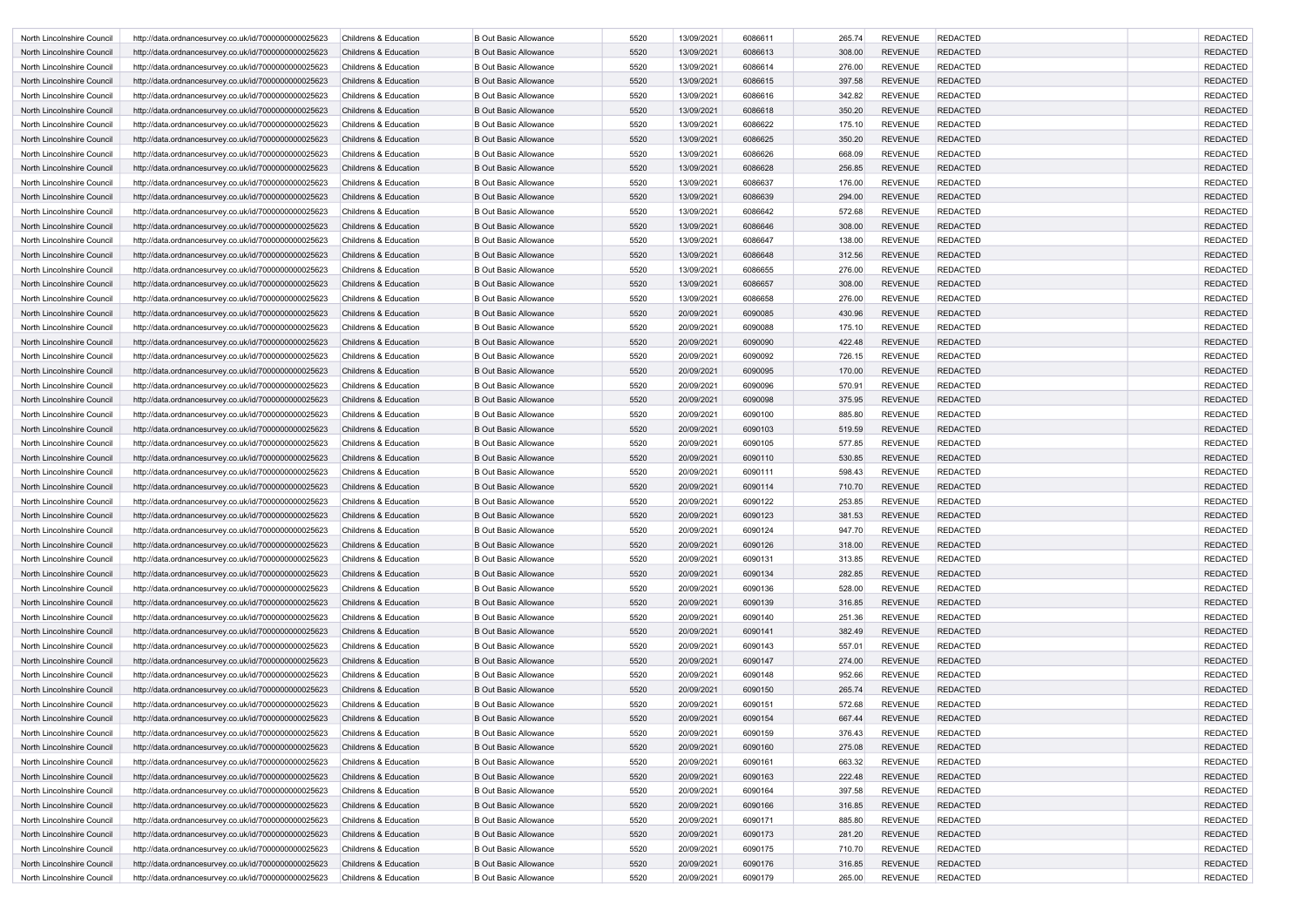| | | | | | | | | | | | |
|---|---|---|---|---|---|---|---|---|---|---|---|
| North Lincolnshire Council | http://data.ordnancesurvey.co.uk/id/7000000000025623 | Childrens & Education | B Out Basic Allowance | 5520 | 13/09/2021 | 6086611 | 265.74 | REVENUE | REDACTED | | REDACTED |
| North Lincolnshire Council | http://data.ordnancesurvey.co.uk/id/7000000000025623 | Childrens & Education | B Out Basic Allowance | 5520 | 13/09/2021 | 6086613 | 308.00 | REVENUE | REDACTED | | REDACTED |
| North Lincolnshire Council | http://data.ordnancesurvey.co.uk/id/7000000000025623 | Childrens & Education | B Out Basic Allowance | 5520 | 13/09/2021 | 6086614 | 276.00 | REVENUE | REDACTED | | REDACTED |
| North Lincolnshire Council | http://data.ordnancesurvey.co.uk/id/7000000000025623 | Childrens & Education | B Out Basic Allowance | 5520 | 13/09/2021 | 6086615 | 397.58 | REVENUE | REDACTED | | REDACTED |
| North Lincolnshire Council | http://data.ordnancesurvey.co.uk/id/7000000000025623 | Childrens & Education | B Out Basic Allowance | 5520 | 13/09/2021 | 6086616 | 342.82 | REVENUE | REDACTED | | REDACTED |
| North Lincolnshire Council | http://data.ordnancesurvey.co.uk/id/7000000000025623 | Childrens & Education | B Out Basic Allowance | 5520 | 13/09/2021 | 6086618 | 350.20 | REVENUE | REDACTED | | REDACTED |
| North Lincolnshire Council | http://data.ordnancesurvey.co.uk/id/7000000000025623 | Childrens & Education | B Out Basic Allowance | 5520 | 13/09/2021 | 6086622 | 175.10 | REVENUE | REDACTED | | REDACTED |
| North Lincolnshire Council | http://data.ordnancesurvey.co.uk/id/7000000000025623 | Childrens & Education | B Out Basic Allowance | 5520 | 13/09/2021 | 6086625 | 350.20 | REVENUE | REDACTED | | REDACTED |
| North Lincolnshire Council | http://data.ordnancesurvey.co.uk/id/7000000000025623 | Childrens & Education | B Out Basic Allowance | 5520 | 13/09/2021 | 6086626 | 668.09 | REVENUE | REDACTED | | REDACTED |
| North Lincolnshire Council | http://data.ordnancesurvey.co.uk/id/7000000000025623 | Childrens & Education | B Out Basic Allowance | 5520 | 13/09/2021 | 6086628 | 256.85 | REVENUE | REDACTED | | REDACTED |
| North Lincolnshire Council | http://data.ordnancesurvey.co.uk/id/7000000000025623 | Childrens & Education | B Out Basic Allowance | 5520 | 13/09/2021 | 6086637 | 176.00 | REVENUE | REDACTED | | REDACTED |
| North Lincolnshire Council | http://data.ordnancesurvey.co.uk/id/7000000000025623 | Childrens & Education | B Out Basic Allowance | 5520 | 13/09/2021 | 6086639 | 294.00 | REVENUE | REDACTED | | REDACTED |
| North Lincolnshire Council | http://data.ordnancesurvey.co.uk/id/7000000000025623 | Childrens & Education | B Out Basic Allowance | 5520 | 13/09/2021 | 6086642 | 572.68 | REVENUE | REDACTED | | REDACTED |
| North Lincolnshire Council | http://data.ordnancesurvey.co.uk/id/7000000000025623 | Childrens & Education | B Out Basic Allowance | 5520 | 13/09/2021 | 6086646 | 308.00 | REVENUE | REDACTED | | REDACTED |
| North Lincolnshire Council | http://data.ordnancesurvey.co.uk/id/7000000000025623 | Childrens & Education | B Out Basic Allowance | 5520 | 13/09/2021 | 6086647 | 138.00 | REVENUE | REDACTED | | REDACTED |
| North Lincolnshire Council | http://data.ordnancesurvey.co.uk/id/7000000000025623 | Childrens & Education | B Out Basic Allowance | 5520 | 13/09/2021 | 6086648 | 312.56 | REVENUE | REDACTED | | REDACTED |
| North Lincolnshire Council | http://data.ordnancesurvey.co.uk/id/7000000000025623 | Childrens & Education | B Out Basic Allowance | 5520 | 13/09/2021 | 6086655 | 276.00 | REVENUE | REDACTED | | REDACTED |
| North Lincolnshire Council | http://data.ordnancesurvey.co.uk/id/7000000000025623 | Childrens & Education | B Out Basic Allowance | 5520 | 13/09/2021 | 6086657 | 308.00 | REVENUE | REDACTED | | REDACTED |
| North Lincolnshire Council | http://data.ordnancesurvey.co.uk/id/7000000000025623 | Childrens & Education | B Out Basic Allowance | 5520 | 13/09/2021 | 6086658 | 276.00 | REVENUE | REDACTED | | REDACTED |
| North Lincolnshire Council | http://data.ordnancesurvey.co.uk/id/7000000000025623 | Childrens & Education | B Out Basic Allowance | 5520 | 20/09/2021 | 6090085 | 430.96 | REVENUE | REDACTED | | REDACTED |
| North Lincolnshire Council | http://data.ordnancesurvey.co.uk/id/7000000000025623 | Childrens & Education | B Out Basic Allowance | 5520 | 20/09/2021 | 6090088 | 175.10 | REVENUE | REDACTED | | REDACTED |
| North Lincolnshire Council | http://data.ordnancesurvey.co.uk/id/7000000000025623 | Childrens & Education | B Out Basic Allowance | 5520 | 20/09/2021 | 6090090 | 422.48 | REVENUE | REDACTED | | REDACTED |
| North Lincolnshire Council | http://data.ordnancesurvey.co.uk/id/7000000000025623 | Childrens & Education | B Out Basic Allowance | 5520 | 20/09/2021 | 6090092 | 726.15 | REVENUE | REDACTED | | REDACTED |
| North Lincolnshire Council | http://data.ordnancesurvey.co.uk/id/7000000000025623 | Childrens & Education | B Out Basic Allowance | 5520 | 20/09/2021 | 6090095 | 170.00 | REVENUE | REDACTED | | REDACTED |
| North Lincolnshire Council | http://data.ordnancesurvey.co.uk/id/7000000000025623 | Childrens & Education | B Out Basic Allowance | 5520 | 20/09/2021 | 6090096 | 570.91 | REVENUE | REDACTED | | REDACTED |
| North Lincolnshire Council | http://data.ordnancesurvey.co.uk/id/7000000000025623 | Childrens & Education | B Out Basic Allowance | 5520 | 20/09/2021 | 6090098 | 375.95 | REVENUE | REDACTED | | REDACTED |
| North Lincolnshire Council | http://data.ordnancesurvey.co.uk/id/7000000000025623 | Childrens & Education | B Out Basic Allowance | 5520 | 20/09/2021 | 6090100 | 885.80 | REVENUE | REDACTED | | REDACTED |
| North Lincolnshire Council | http://data.ordnancesurvey.co.uk/id/7000000000025623 | Childrens & Education | B Out Basic Allowance | 5520 | 20/09/2021 | 6090103 | 519.59 | REVENUE | REDACTED | | REDACTED |
| North Lincolnshire Council | http://data.ordnancesurvey.co.uk/id/7000000000025623 | Childrens & Education | B Out Basic Allowance | 5520 | 20/09/2021 | 6090105 | 577.85 | REVENUE | REDACTED | | REDACTED |
| North Lincolnshire Council | http://data.ordnancesurvey.co.uk/id/7000000000025623 | Childrens & Education | B Out Basic Allowance | 5520 | 20/09/2021 | 6090110 | 530.85 | REVENUE | REDACTED | | REDACTED |
| North Lincolnshire Council | http://data.ordnancesurvey.co.uk/id/7000000000025623 | Childrens & Education | B Out Basic Allowance | 5520 | 20/09/2021 | 6090111 | 598.43 | REVENUE | REDACTED | | REDACTED |
| North Lincolnshire Council | http://data.ordnancesurvey.co.uk/id/7000000000025623 | Childrens & Education | B Out Basic Allowance | 5520 | 20/09/2021 | 6090114 | 710.70 | REVENUE | REDACTED | | REDACTED |
| North Lincolnshire Council | http://data.ordnancesurvey.co.uk/id/7000000000025623 | Childrens & Education | B Out Basic Allowance | 5520 | 20/09/2021 | 6090122 | 253.85 | REVENUE | REDACTED | | REDACTED |
| North Lincolnshire Council | http://data.ordnancesurvey.co.uk/id/7000000000025623 | Childrens & Education | B Out Basic Allowance | 5520 | 20/09/2021 | 6090123 | 381.53 | REVENUE | REDACTED | | REDACTED |
| North Lincolnshire Council | http://data.ordnancesurvey.co.uk/id/7000000000025623 | Childrens & Education | B Out Basic Allowance | 5520 | 20/09/2021 | 6090124 | 947.70 | REVENUE | REDACTED | | REDACTED |
| North Lincolnshire Council | http://data.ordnancesurvey.co.uk/id/7000000000025623 | Childrens & Education | B Out Basic Allowance | 5520 | 20/09/2021 | 6090126 | 318.00 | REVENUE | REDACTED | | REDACTED |
| North Lincolnshire Council | http://data.ordnancesurvey.co.uk/id/7000000000025623 | Childrens & Education | B Out Basic Allowance | 5520 | 20/09/2021 | 6090131 | 313.85 | REVENUE | REDACTED | | REDACTED |
| North Lincolnshire Council | http://data.ordnancesurvey.co.uk/id/7000000000025623 | Childrens & Education | B Out Basic Allowance | 5520 | 20/09/2021 | 6090134 | 282.85 | REVENUE | REDACTED | | REDACTED |
| North Lincolnshire Council | http://data.ordnancesurvey.co.uk/id/7000000000025623 | Childrens & Education | B Out Basic Allowance | 5520 | 20/09/2021 | 6090136 | 528.00 | REVENUE | REDACTED | | REDACTED |
| North Lincolnshire Council | http://data.ordnancesurvey.co.uk/id/7000000000025623 | Childrens & Education | B Out Basic Allowance | 5520 | 20/09/2021 | 6090139 | 316.85 | REVENUE | REDACTED | | REDACTED |
| North Lincolnshire Council | http://data.ordnancesurvey.co.uk/id/7000000000025623 | Childrens & Education | B Out Basic Allowance | 5520 | 20/09/2021 | 6090140 | 251.36 | REVENUE | REDACTED | | REDACTED |
| North Lincolnshire Council | http://data.ordnancesurvey.co.uk/id/7000000000025623 | Childrens & Education | B Out Basic Allowance | 5520 | 20/09/2021 | 6090141 | 382.49 | REVENUE | REDACTED | | REDACTED |
| North Lincolnshire Council | http://data.ordnancesurvey.co.uk/id/7000000000025623 | Childrens & Education | B Out Basic Allowance | 5520 | 20/09/2021 | 6090143 | 557.01 | REVENUE | REDACTED | | REDACTED |
| North Lincolnshire Council | http://data.ordnancesurvey.co.uk/id/7000000000025623 | Childrens & Education | B Out Basic Allowance | 5520 | 20/09/2021 | 6090147 | 274.00 | REVENUE | REDACTED | | REDACTED |
| North Lincolnshire Council | http://data.ordnancesurvey.co.uk/id/7000000000025623 | Childrens & Education | B Out Basic Allowance | 5520 | 20/09/2021 | 6090148 | 952.66 | REVENUE | REDACTED | | REDACTED |
| North Lincolnshire Council | http://data.ordnancesurvey.co.uk/id/7000000000025623 | Childrens & Education | B Out Basic Allowance | 5520 | 20/09/2021 | 6090150 | 265.74 | REVENUE | REDACTED | | REDACTED |
| North Lincolnshire Council | http://data.ordnancesurvey.co.uk/id/7000000000025623 | Childrens & Education | B Out Basic Allowance | 5520 | 20/09/2021 | 6090151 | 572.68 | REVENUE | REDACTED | | REDACTED |
| North Lincolnshire Council | http://data.ordnancesurvey.co.uk/id/7000000000025623 | Childrens & Education | B Out Basic Allowance | 5520 | 20/09/2021 | 6090154 | 667.44 | REVENUE | REDACTED | | REDACTED |
| North Lincolnshire Council | http://data.ordnancesurvey.co.uk/id/7000000000025623 | Childrens & Education | B Out Basic Allowance | 5520 | 20/09/2021 | 6090159 | 376.43 | REVENUE | REDACTED | | REDACTED |
| North Lincolnshire Council | http://data.ordnancesurvey.co.uk/id/7000000000025623 | Childrens & Education | B Out Basic Allowance | 5520 | 20/09/2021 | 6090160 | 275.08 | REVENUE | REDACTED | | REDACTED |
| North Lincolnshire Council | http://data.ordnancesurvey.co.uk/id/7000000000025623 | Childrens & Education | B Out Basic Allowance | 5520 | 20/09/2021 | 6090161 | 663.32 | REVENUE | REDACTED | | REDACTED |
| North Lincolnshire Council | http://data.ordnancesurvey.co.uk/id/7000000000025623 | Childrens & Education | B Out Basic Allowance | 5520 | 20/09/2021 | 6090163 | 222.48 | REVENUE | REDACTED | | REDACTED |
| North Lincolnshire Council | http://data.ordnancesurvey.co.uk/id/7000000000025623 | Childrens & Education | B Out Basic Allowance | 5520 | 20/09/2021 | 6090164 | 397.58 | REVENUE | REDACTED | | REDACTED |
| North Lincolnshire Council | http://data.ordnancesurvey.co.uk/id/7000000000025623 | Childrens & Education | B Out Basic Allowance | 5520 | 20/09/2021 | 6090166 | 316.85 | REVENUE | REDACTED | | REDACTED |
| North Lincolnshire Council | http://data.ordnancesurvey.co.uk/id/7000000000025623 | Childrens & Education | B Out Basic Allowance | 5520 | 20/09/2021 | 6090171 | 885.80 | REVENUE | REDACTED | | REDACTED |
| North Lincolnshire Council | http://data.ordnancesurvey.co.uk/id/7000000000025623 | Childrens & Education | B Out Basic Allowance | 5520 | 20/09/2021 | 6090173 | 281.20 | REVENUE | REDACTED | | REDACTED |
| North Lincolnshire Council | http://data.ordnancesurvey.co.uk/id/7000000000025623 | Childrens & Education | B Out Basic Allowance | 5520 | 20/09/2021 | 6090175 | 710.70 | REVENUE | REDACTED | | REDACTED |
| North Lincolnshire Council | http://data.ordnancesurvey.co.uk/id/7000000000025623 | Childrens & Education | B Out Basic Allowance | 5520 | 20/09/2021 | 6090176 | 316.85 | REVENUE | REDACTED | | REDACTED |
| North Lincolnshire Council | http://data.ordnancesurvey.co.uk/id/7000000000025623 | Childrens & Education | B Out Basic Allowance | 5520 | 20/09/2021 | 6090179 | 265.00 | REVENUE | REDACTED | | REDACTED |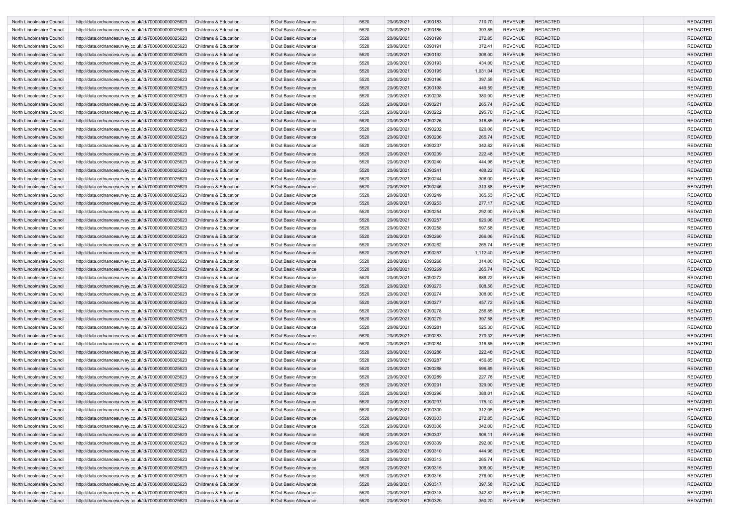| North Lincolnshire Council | http://data.ordnancesurvey.co.uk/id/7000000000025623 | Childrens & Education | B Out Basic Allowance | 5520 | 20/09/2021 | 6090183 | 710.70 | REVENUE | REDACTED | | REDACTED |
|---|---|---|---|---|---|---|---|---|---|---|---|
| North Lincolnshire Council | http://data.ordnancesurvey.co.uk/id/7000000000025623 | Childrens & Education | B Out Basic Allowance | 5520 | 20/09/2021 | 6090186 | 393.85 | REVENUE | REDACTED | | REDACTED |
| North Lincolnshire Council | http://data.ordnancesurvey.co.uk/id/7000000000025623 | Childrens & Education | B Out Basic Allowance | 5520 | 20/09/2021 | 6090190 | 272.85 | REVENUE | REDACTED | | REDACTED |
| North Lincolnshire Council | http://data.ordnancesurvey.co.uk/id/7000000000025623 | Childrens & Education | B Out Basic Allowance | 5520 | 20/09/2021 | 6090191 | 372.41 | REVENUE | REDACTED | | REDACTED |
| North Lincolnshire Council | http://data.ordnancesurvey.co.uk/id/7000000000025623 | Childrens & Education | B Out Basic Allowance | 5520 | 20/09/2021 | 6090192 | 308.00 | REVENUE | REDACTED | | REDACTED |
| North Lincolnshire Council | http://data.ordnancesurvey.co.uk/id/7000000000025623 | Childrens & Education | B Out Basic Allowance | 5520 | 20/09/2021 | 6090193 | 434.00 | REVENUE | REDACTED | | REDACTED |
| North Lincolnshire Council | http://data.ordnancesurvey.co.uk/id/7000000000025623 | Childrens & Education | B Out Basic Allowance | 5520 | 20/09/2021 | 6090195 | 1,031.04 | REVENUE | REDACTED | | REDACTED |
| North Lincolnshire Council | http://data.ordnancesurvey.co.uk/id/7000000000025623 | Childrens & Education | B Out Basic Allowance | 5520 | 20/09/2021 | 6090196 | 397.58 | REVENUE | REDACTED | | REDACTED |
| North Lincolnshire Council | http://data.ordnancesurvey.co.uk/id/7000000000025623 | Childrens & Education | B Out Basic Allowance | 5520 | 20/09/2021 | 6090198 | 449.59 | REVENUE | REDACTED | | REDACTED |
| North Lincolnshire Council | http://data.ordnancesurvey.co.uk/id/7000000000025623 | Childrens & Education | B Out Basic Allowance | 5520 | 20/09/2021 | 6090208 | 380.00 | REVENUE | REDACTED | | REDACTED |
| North Lincolnshire Council | http://data.ordnancesurvey.co.uk/id/7000000000025623 | Childrens & Education | B Out Basic Allowance | 5520 | 20/09/2021 | 6090221 | 265.74 | REVENUE | REDACTED | | REDACTED |
| North Lincolnshire Council | http://data.ordnancesurvey.co.uk/id/7000000000025623 | Childrens & Education | B Out Basic Allowance | 5520 | 20/09/2021 | 6090222 | 295.70 | REVENUE | REDACTED | | REDACTED |
| North Lincolnshire Council | http://data.ordnancesurvey.co.uk/id/7000000000025623 | Childrens & Education | B Out Basic Allowance | 5520 | 20/09/2021 | 6090226 | 316.85 | REVENUE | REDACTED | | REDACTED |
| North Lincolnshire Council | http://data.ordnancesurvey.co.uk/id/7000000000025623 | Childrens & Education | B Out Basic Allowance | 5520 | 20/09/2021 | 6090232 | 620.06 | REVENUE | REDACTED | | REDACTED |
| North Lincolnshire Council | http://data.ordnancesurvey.co.uk/id/7000000000025623 | Childrens & Education | B Out Basic Allowance | 5520 | 20/09/2021 | 6090236 | 265.74 | REVENUE | REDACTED | | REDACTED |
| North Lincolnshire Council | http://data.ordnancesurvey.co.uk/id/7000000000025623 | Childrens & Education | B Out Basic Allowance | 5520 | 20/09/2021 | 6090237 | 342.82 | REVENUE | REDACTED | | REDACTED |
| North Lincolnshire Council | http://data.ordnancesurvey.co.uk/id/7000000000025623 | Childrens & Education | B Out Basic Allowance | 5520 | 20/09/2021 | 6090239 | 222.48 | REVENUE | REDACTED | | REDACTED |
| North Lincolnshire Council | http://data.ordnancesurvey.co.uk/id/7000000000025623 | Childrens & Education | B Out Basic Allowance | 5520 | 20/09/2021 | 6090240 | 444.96 | REVENUE | REDACTED | | REDACTED |
| North Lincolnshire Council | http://data.ordnancesurvey.co.uk/id/7000000000025623 | Childrens & Education | B Out Basic Allowance | 5520 | 20/09/2021 | 6090241 | 488.22 | REVENUE | REDACTED | | REDACTED |
| North Lincolnshire Council | http://data.ordnancesurvey.co.uk/id/7000000000025623 | Childrens & Education | B Out Basic Allowance | 5520 | 20/09/2021 | 6090244 | 308.00 | REVENUE | REDACTED | | REDACTED |
| North Lincolnshire Council | http://data.ordnancesurvey.co.uk/id/7000000000025623 | Childrens & Education | B Out Basic Allowance | 5520 | 20/09/2021 | 6090246 | 313.88 | REVENUE | REDACTED | | REDACTED |
| North Lincolnshire Council | http://data.ordnancesurvey.co.uk/id/7000000000025623 | Childrens & Education | B Out Basic Allowance | 5520 | 20/09/2021 | 6090249 | 365.53 | REVENUE | REDACTED | | REDACTED |
| North Lincolnshire Council | http://data.ordnancesurvey.co.uk/id/7000000000025623 | Childrens & Education | B Out Basic Allowance | 5520 | 20/09/2021 | 6090253 | 277.17 | REVENUE | REDACTED | | REDACTED |
| North Lincolnshire Council | http://data.ordnancesurvey.co.uk/id/7000000000025623 | Childrens & Education | B Out Basic Allowance | 5520 | 20/09/2021 | 6090254 | 292.00 | REVENUE | REDACTED | | REDACTED |
| North Lincolnshire Council | http://data.ordnancesurvey.co.uk/id/7000000000025623 | Childrens & Education | B Out Basic Allowance | 5520 | 20/09/2021 | 6090257 | 620.06 | REVENUE | REDACTED | | REDACTED |
| North Lincolnshire Council | http://data.ordnancesurvey.co.uk/id/7000000000025623 | Childrens & Education | B Out Basic Allowance | 5520 | 20/09/2021 | 6090258 | 597.58 | REVENUE | REDACTED | | REDACTED |
| North Lincolnshire Council | http://data.ordnancesurvey.co.uk/id/7000000000025623 | Childrens & Education | B Out Basic Allowance | 5520 | 20/09/2021 | 6090260 | 266.06 | REVENUE | REDACTED | | REDACTED |
| North Lincolnshire Council | http://data.ordnancesurvey.co.uk/id/7000000000025623 | Childrens & Education | B Out Basic Allowance | 5520 | 20/09/2021 | 6090262 | 265.74 | REVENUE | REDACTED | | REDACTED |
| North Lincolnshire Council | http://data.ordnancesurvey.co.uk/id/7000000000025623 | Childrens & Education | B Out Basic Allowance | 5520 | 20/09/2021 | 6090267 | 1,112.40 | REVENUE | REDACTED | | REDACTED |
| North Lincolnshire Council | http://data.ordnancesurvey.co.uk/id/7000000000025623 | Childrens & Education | B Out Basic Allowance | 5520 | 20/09/2021 | 6090268 | 314.00 | REVENUE | REDACTED | | REDACTED |
| North Lincolnshire Council | http://data.ordnancesurvey.co.uk/id/7000000000025623 | Childrens & Education | B Out Basic Allowance | 5520 | 20/09/2021 | 6090269 | 265.74 | REVENUE | REDACTED | | REDACTED |
| North Lincolnshire Council | http://data.ordnancesurvey.co.uk/id/7000000000025623 | Childrens & Education | B Out Basic Allowance | 5520 | 20/09/2021 | 6090272 | 888.22 | REVENUE | REDACTED | | REDACTED |
| North Lincolnshire Council | http://data.ordnancesurvey.co.uk/id/7000000000025623 | Childrens & Education | B Out Basic Allowance | 5520 | 20/09/2021 | 6090273 | 608.56 | REVENUE | REDACTED | | REDACTED |
| North Lincolnshire Council | http://data.ordnancesurvey.co.uk/id/7000000000025623 | Childrens & Education | B Out Basic Allowance | 5520 | 20/09/2021 | 6090274 | 308.00 | REVENUE | REDACTED | | REDACTED |
| North Lincolnshire Council | http://data.ordnancesurvey.co.uk/id/7000000000025623 | Childrens & Education | B Out Basic Allowance | 5520 | 20/09/2021 | 6090277 | 457.72 | REVENUE | REDACTED | | REDACTED |
| North Lincolnshire Council | http://data.ordnancesurvey.co.uk/id/7000000000025623 | Childrens & Education | B Out Basic Allowance | 5520 | 20/09/2021 | 6090278 | 256.85 | REVENUE | REDACTED | | REDACTED |
| North Lincolnshire Council | http://data.ordnancesurvey.co.uk/id/7000000000025623 | Childrens & Education | B Out Basic Allowance | 5520 | 20/09/2021 | 6090279 | 397.58 | REVENUE | REDACTED | | REDACTED |
| North Lincolnshire Council | http://data.ordnancesurvey.co.uk/id/7000000000025623 | Childrens & Education | B Out Basic Allowance | 5520 | 20/09/2021 | 6090281 | 525.30 | REVENUE | REDACTED | | REDACTED |
| North Lincolnshire Council | http://data.ordnancesurvey.co.uk/id/7000000000025623 | Childrens & Education | B Out Basic Allowance | 5520 | 20/09/2021 | 6090283 | 270.32 | REVENUE | REDACTED | | REDACTED |
| North Lincolnshire Council | http://data.ordnancesurvey.co.uk/id/7000000000025623 | Childrens & Education | B Out Basic Allowance | 5520 | 20/09/2021 | 6090284 | 316.85 | REVENUE | REDACTED | | REDACTED |
| North Lincolnshire Council | http://data.ordnancesurvey.co.uk/id/7000000000025623 | Childrens & Education | B Out Basic Allowance | 5520 | 20/09/2021 | 6090286 | 222.48 | REVENUE | REDACTED | | REDACTED |
| North Lincolnshire Council | http://data.ordnancesurvey.co.uk/id/7000000000025623 | Childrens & Education | B Out Basic Allowance | 5520 | 20/09/2021 | 6090287 | 456.85 | REVENUE | REDACTED | | REDACTED |
| North Lincolnshire Council | http://data.ordnancesurvey.co.uk/id/7000000000025623 | Childrens & Education | B Out Basic Allowance | 5520 | 20/09/2021 | 6090288 | 596.85 | REVENUE | REDACTED | | REDACTED |
| North Lincolnshire Council | http://data.ordnancesurvey.co.uk/id/7000000000025623 | Childrens & Education | B Out Basic Allowance | 5520 | 20/09/2021 | 6090289 | 227.78 | REVENUE | REDACTED | | REDACTED |
| North Lincolnshire Council | http://data.ordnancesurvey.co.uk/id/7000000000025623 | Childrens & Education | B Out Basic Allowance | 5520 | 20/09/2021 | 6090291 | 329.00 | REVENUE | REDACTED | | REDACTED |
| North Lincolnshire Council | http://data.ordnancesurvey.co.uk/id/7000000000025623 | Childrens & Education | B Out Basic Allowance | 5520 | 20/09/2021 | 6090296 | 388.01 | REVENUE | REDACTED | | REDACTED |
| North Lincolnshire Council | http://data.ordnancesurvey.co.uk/id/7000000000025623 | Childrens & Education | B Out Basic Allowance | 5520 | 20/09/2021 | 6090297 | 175.10 | REVENUE | REDACTED | | REDACTED |
| North Lincolnshire Council | http://data.ordnancesurvey.co.uk/id/7000000000025623 | Childrens & Education | B Out Basic Allowance | 5520 | 20/09/2021 | 6090300 | 312.05 | REVENUE | REDACTED | | REDACTED |
| North Lincolnshire Council | http://data.ordnancesurvey.co.uk/id/7000000000025623 | Childrens & Education | B Out Basic Allowance | 5520 | 20/09/2021 | 6090303 | 272.85 | REVENUE | REDACTED | | REDACTED |
| North Lincolnshire Council | http://data.ordnancesurvey.co.uk/id/7000000000025623 | Childrens & Education | B Out Basic Allowance | 5520 | 20/09/2021 | 6090306 | 342.00 | REVENUE | REDACTED | | REDACTED |
| North Lincolnshire Council | http://data.ordnancesurvey.co.uk/id/7000000000025623 | Childrens & Education | B Out Basic Allowance | 5520 | 20/09/2021 | 6090307 | 906.11 | REVENUE | REDACTED | | REDACTED |
| North Lincolnshire Council | http://data.ordnancesurvey.co.uk/id/7000000000025623 | Childrens & Education | B Out Basic Allowance | 5520 | 20/09/2021 | 6090309 | 292.00 | REVENUE | REDACTED | | REDACTED |
| North Lincolnshire Council | http://data.ordnancesurvey.co.uk/id/7000000000025623 | Childrens & Education | B Out Basic Allowance | 5520 | 20/09/2021 | 6090310 | 444.96 | REVENUE | REDACTED | | REDACTED |
| North Lincolnshire Council | http://data.ordnancesurvey.co.uk/id/7000000000025623 | Childrens & Education | B Out Basic Allowance | 5520 | 20/09/2021 | 6090313 | 265.74 | REVENUE | REDACTED | | REDACTED |
| North Lincolnshire Council | http://data.ordnancesurvey.co.uk/id/7000000000025623 | Childrens & Education | B Out Basic Allowance | 5520 | 20/09/2021 | 6090315 | 308.00 | REVENUE | REDACTED | | REDACTED |
| North Lincolnshire Council | http://data.ordnancesurvey.co.uk/id/7000000000025623 | Childrens & Education | B Out Basic Allowance | 5520 | 20/09/2021 | 6090316 | 276.00 | REVENUE | REDACTED | | REDACTED |
| North Lincolnshire Council | http://data.ordnancesurvey.co.uk/id/7000000000025623 | Childrens & Education | B Out Basic Allowance | 5520 | 20/09/2021 | 6090317 | 397.58 | REVENUE | REDACTED | | REDACTED |
| North Lincolnshire Council | http://data.ordnancesurvey.co.uk/id/7000000000025623 | Childrens & Education | B Out Basic Allowance | 5520 | 20/09/2021 | 6090318 | 342.82 | REVENUE | REDACTED | | REDACTED |
| North Lincolnshire Council | http://data.ordnancesurvey.co.uk/id/7000000000025623 | Childrens & Education | B Out Basic Allowance | 5520 | 20/09/2021 | 6090320 | 350.20 | REVENUE | REDACTED | | REDACTED |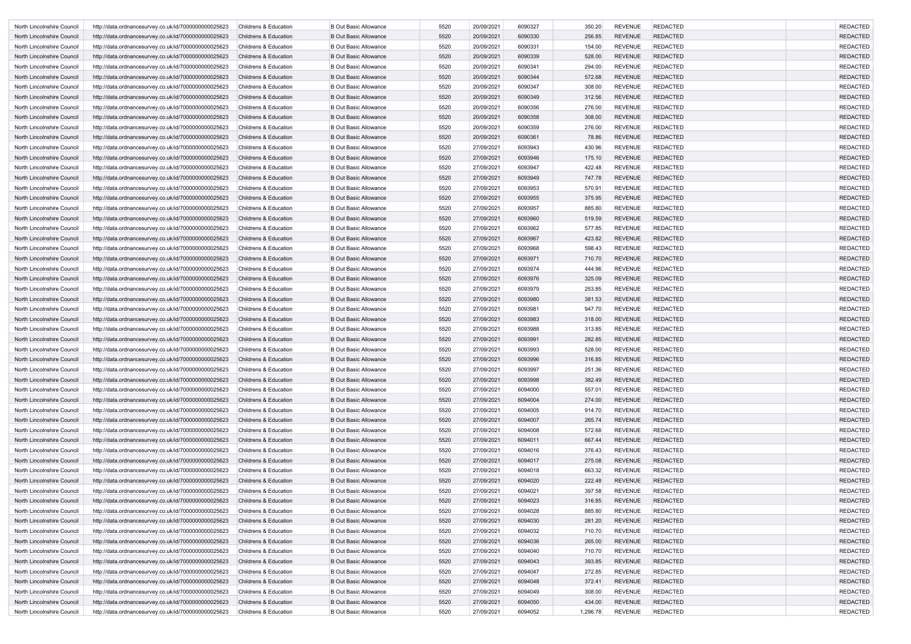| | | | | | | | | | | | |
|---|---|---|---|---|---|---|---|---|---|---|---|
| North Lincolnshire Council | http://data.ordnancesurvey.co.uk/id/7000000000025623 | Childrens & Education | B Out Basic Allowance | 5520 | 20/09/2021 | 6090327 | 350.20 | REVENUE | REDACTED | | REDACTED |
| North Lincolnshire Council | http://data.ordnancesurvey.co.uk/id/7000000000025623 | Childrens & Education | B Out Basic Allowance | 5520 | 20/09/2021 | 6090330 | 256.85 | REVENUE | REDACTED | | REDACTED |
| North Lincolnshire Council | http://data.ordnancesurvey.co.uk/id/7000000000025623 | Childrens & Education | B Out Basic Allowance | 5520 | 20/09/2021 | 6090331 | 154.00 | REVENUE | REDACTED | | REDACTED |
| North Lincolnshire Council | http://data.ordnancesurvey.co.uk/id/7000000000025623 | Childrens & Education | B Out Basic Allowance | 5520 | 20/09/2021 | 6090339 | 528.00 | REVENUE | REDACTED | | REDACTED |
| North Lincolnshire Council | http://data.ordnancesurvey.co.uk/id/7000000000025623 | Childrens & Education | B Out Basic Allowance | 5520 | 20/09/2021 | 6090341 | 294.00 | REVENUE | REDACTED | | REDACTED |
| North Lincolnshire Council | http://data.ordnancesurvey.co.uk/id/7000000000025623 | Childrens & Education | B Out Basic Allowance | 5520 | 20/09/2021 | 6090344 | 572.68 | REVENUE | REDACTED | | REDACTED |
| North Lincolnshire Council | http://data.ordnancesurvey.co.uk/id/7000000000025623 | Childrens & Education | B Out Basic Allowance | 5520 | 20/09/2021 | 6090347 | 308.00 | REVENUE | REDACTED | | REDACTED |
| North Lincolnshire Council | http://data.ordnancesurvey.co.uk/id/7000000000025623 | Childrens & Education | B Out Basic Allowance | 5520 | 20/09/2021 | 6090349 | 312.56 | REVENUE | REDACTED | | REDACTED |
| North Lincolnshire Council | http://data.ordnancesurvey.co.uk/id/7000000000025623 | Childrens & Education | B Out Basic Allowance | 5520 | 20/09/2021 | 6090356 | 276.00 | REVENUE | REDACTED | | REDACTED |
| North Lincolnshire Council | http://data.ordnancesurvey.co.uk/id/7000000000025623 | Childrens & Education | B Out Basic Allowance | 5520 | 20/09/2021 | 6090358 | 308.00 | REVENUE | REDACTED | | REDACTED |
| North Lincolnshire Council | http://data.ordnancesurvey.co.uk/id/7000000000025623 | Childrens & Education | B Out Basic Allowance | 5520 | 20/09/2021 | 6090359 | 276.00 | REVENUE | REDACTED | | REDACTED |
| North Lincolnshire Council | http://data.ordnancesurvey.co.uk/id/7000000000025623 | Childrens & Education | B Out Basic Allowance | 5520 | 20/09/2021 | 6090361 | 78.86 | REVENUE | REDACTED | | REDACTED |
| North Lincolnshire Council | http://data.ordnancesurvey.co.uk/id/7000000000025623 | Childrens & Education | B Out Basic Allowance | 5520 | 27/09/2021 | 6093943 | 430.96 | REVENUE | REDACTED | | REDACTED |
| North Lincolnshire Council | http://data.ordnancesurvey.co.uk/id/7000000000025623 | Childrens & Education | B Out Basic Allowance | 5520 | 27/09/2021 | 6093946 | 175.10 | REVENUE | REDACTED | | REDACTED |
| North Lincolnshire Council | http://data.ordnancesurvey.co.uk/id/7000000000025623 | Childrens & Education | B Out Basic Allowance | 5520 | 27/09/2021 | 6093947 | 422.48 | REVENUE | REDACTED | | REDACTED |
| North Lincolnshire Council | http://data.ordnancesurvey.co.uk/id/7000000000025623 | Childrens & Education | B Out Basic Allowance | 5520 | 27/09/2021 | 6093949 | 747.78 | REVENUE | REDACTED | | REDACTED |
| North Lincolnshire Council | http://data.ordnancesurvey.co.uk/id/7000000000025623 | Childrens & Education | B Out Basic Allowance | 5520 | 27/09/2021 | 6093953 | 570.91 | REVENUE | REDACTED | | REDACTED |
| North Lincolnshire Council | http://data.ordnancesurvey.co.uk/id/7000000000025623 | Childrens & Education | B Out Basic Allowance | 5520 | 27/09/2021 | 6093955 | 375.95 | REVENUE | REDACTED | | REDACTED |
| North Lincolnshire Council | http://data.ordnancesurvey.co.uk/id/7000000000025623 | Childrens & Education | B Out Basic Allowance | 5520 | 27/09/2021 | 6093957 | 885.80 | REVENUE | REDACTED | | REDACTED |
| North Lincolnshire Council | http://data.ordnancesurvey.co.uk/id/7000000000025623 | Childrens & Education | B Out Basic Allowance | 5520 | 27/09/2021 | 6093960 | 519.59 | REVENUE | REDACTED | | REDACTED |
| North Lincolnshire Council | http://data.ordnancesurvey.co.uk/id/7000000000025623 | Childrens & Education | B Out Basic Allowance | 5520 | 27/09/2021 | 6093962 | 577.85 | REVENUE | REDACTED | | REDACTED |
| North Lincolnshire Council | http://data.ordnancesurvey.co.uk/id/7000000000025623 | Childrens & Education | B Out Basic Allowance | 5520 | 27/09/2021 | 6093967 | 423.82 | REVENUE | REDACTED | | REDACTED |
| North Lincolnshire Council | http://data.ordnancesurvey.co.uk/id/7000000000025623 | Childrens & Education | B Out Basic Allowance | 5520 | 27/09/2021 | 6093968 | 598.43 | REVENUE | REDACTED | | REDACTED |
| North Lincolnshire Council | http://data.ordnancesurvey.co.uk/id/7000000000025623 | Childrens & Education | B Out Basic Allowance | 5520 | 27/09/2021 | 6093971 | 710.70 | REVENUE | REDACTED | | REDACTED |
| North Lincolnshire Council | http://data.ordnancesurvey.co.uk/id/7000000000025623 | Childrens & Education | B Out Basic Allowance | 5520 | 27/09/2021 | 6093974 | 444.96 | REVENUE | REDACTED | | REDACTED |
| North Lincolnshire Council | http://data.ordnancesurvey.co.uk/id/7000000000025623 | Childrens & Education | B Out Basic Allowance | 5520 | 27/09/2021 | 6093976 | 325.09 | REVENUE | REDACTED | | REDACTED |
| North Lincolnshire Council | http://data.ordnancesurvey.co.uk/id/7000000000025623 | Childrens & Education | B Out Basic Allowance | 5520 | 27/09/2021 | 6093979 | 253.85 | REVENUE | REDACTED | | REDACTED |
| North Lincolnshire Council | http://data.ordnancesurvey.co.uk/id/7000000000025623 | Childrens & Education | B Out Basic Allowance | 5520 | 27/09/2021 | 6093980 | 381.53 | REVENUE | REDACTED | | REDACTED |
| North Lincolnshire Council | http://data.ordnancesurvey.co.uk/id/7000000000025623 | Childrens & Education | B Out Basic Allowance | 5520 | 27/09/2021 | 6093981 | 947.70 | REVENUE | REDACTED | | REDACTED |
| North Lincolnshire Council | http://data.ordnancesurvey.co.uk/id/7000000000025623 | Childrens & Education | B Out Basic Allowance | 5520 | 27/09/2021 | 6093983 | 318.00 | REVENUE | REDACTED | | REDACTED |
| North Lincolnshire Council | http://data.ordnancesurvey.co.uk/id/7000000000025623 | Childrens & Education | B Out Basic Allowance | 5520 | 27/09/2021 | 6093988 | 313.85 | REVENUE | REDACTED | | REDACTED |
| North Lincolnshire Council | http://data.ordnancesurvey.co.uk/id/7000000000025623 | Childrens & Education | B Out Basic Allowance | 5520 | 27/09/2021 | 6093991 | 282.85 | REVENUE | REDACTED | | REDACTED |
| North Lincolnshire Council | http://data.ordnancesurvey.co.uk/id/7000000000025623 | Childrens & Education | B Out Basic Allowance | 5520 | 27/09/2021 | 6093993 | 528.00 | REVENUE | REDACTED | | REDACTED |
| North Lincolnshire Council | http://data.ordnancesurvey.co.uk/id/7000000000025623 | Childrens & Education | B Out Basic Allowance | 5520 | 27/09/2021 | 6093996 | 316.85 | REVENUE | REDACTED | | REDACTED |
| North Lincolnshire Council | http://data.ordnancesurvey.co.uk/id/7000000000025623 | Childrens & Education | B Out Basic Allowance | 5520 | 27/09/2021 | 6093997 | 251.36 | REVENUE | REDACTED | | REDACTED |
| North Lincolnshire Council | http://data.ordnancesurvey.co.uk/id/7000000000025623 | Childrens & Education | B Out Basic Allowance | 5520 | 27/09/2021 | 6093998 | 382.49 | REVENUE | REDACTED | | REDACTED |
| North Lincolnshire Council | http://data.ordnancesurvey.co.uk/id/7000000000025623 | Childrens & Education | B Out Basic Allowance | 5520 | 27/09/2021 | 6094000 | 557.01 | REVENUE | REDACTED | | REDACTED |
| North Lincolnshire Council | http://data.ordnancesurvey.co.uk/id/7000000000025623 | Childrens & Education | B Out Basic Allowance | 5520 | 27/09/2021 | 6094004 | 274.00 | REVENUE | REDACTED | | REDACTED |
| North Lincolnshire Council | http://data.ordnancesurvey.co.uk/id/7000000000025623 | Childrens & Education | B Out Basic Allowance | 5520 | 27/09/2021 | 6094005 | 914.70 | REVENUE | REDACTED | | REDACTED |
| North Lincolnshire Council | http://data.ordnancesurvey.co.uk/id/7000000000025623 | Childrens & Education | B Out Basic Allowance | 5520 | 27/09/2021 | 6094007 | 265.74 | REVENUE | REDACTED | | REDACTED |
| North Lincolnshire Council | http://data.ordnancesurvey.co.uk/id/7000000000025623 | Childrens & Education | B Out Basic Allowance | 5520 | 27/09/2021 | 6094008 | 572.68 | REVENUE | REDACTED | | REDACTED |
| North Lincolnshire Council | http://data.ordnancesurvey.co.uk/id/7000000000025623 | Childrens & Education | B Out Basic Allowance | 5520 | 27/09/2021 | 6094011 | 667.44 | REVENUE | REDACTED | | REDACTED |
| North Lincolnshire Council | http://data.ordnancesurvey.co.uk/id/7000000000025623 | Childrens & Education | B Out Basic Allowance | 5520 | 27/09/2021 | 6094016 | 376.43 | REVENUE | REDACTED | | REDACTED |
| North Lincolnshire Council | http://data.ordnancesurvey.co.uk/id/7000000000025623 | Childrens & Education | B Out Basic Allowance | 5520 | 27/09/2021 | 6094017 | 275.08 | REVENUE | REDACTED | | REDACTED |
| North Lincolnshire Council | http://data.ordnancesurvey.co.uk/id/7000000000025623 | Childrens & Education | B Out Basic Allowance | 5520 | 27/09/2021 | 6094018 | 663.32 | REVENUE | REDACTED | | REDACTED |
| North Lincolnshire Council | http://data.ordnancesurvey.co.uk/id/7000000000025623 | Childrens & Education | B Out Basic Allowance | 5520 | 27/09/2021 | 6094020 | 222.48 | REVENUE | REDACTED | | REDACTED |
| North Lincolnshire Council | http://data.ordnancesurvey.co.uk/id/7000000000025623 | Childrens & Education | B Out Basic Allowance | 5520 | 27/09/2021 | 6094021 | 397.58 | REVENUE | REDACTED | | REDACTED |
| North Lincolnshire Council | http://data.ordnancesurvey.co.uk/id/7000000000025623 | Childrens & Education | B Out Basic Allowance | 5520 | 27/09/2021 | 6094023 | 316.85 | REVENUE | REDACTED | | REDACTED |
| North Lincolnshire Council | http://data.ordnancesurvey.co.uk/id/7000000000025623 | Childrens & Education | B Out Basic Allowance | 5520 | 27/09/2021 | 6094028 | 885.80 | REVENUE | REDACTED | | REDACTED |
| North Lincolnshire Council | http://data.ordnancesurvey.co.uk/id/7000000000025623 | Childrens & Education | B Out Basic Allowance | 5520 | 27/09/2021 | 6094030 | 281.20 | REVENUE | REDACTED | | REDACTED |
| North Lincolnshire Council | http://data.ordnancesurvey.co.uk/id/7000000000025623 | Childrens & Education | B Out Basic Allowance | 5520 | 27/09/2021 | 6094032 | 710.70 | REVENUE | REDACTED | | REDACTED |
| North Lincolnshire Council | http://data.ordnancesurvey.co.uk/id/7000000000025623 | Childrens & Education | B Out Basic Allowance | 5520 | 27/09/2021 | 6094036 | 265.00 | REVENUE | REDACTED | | REDACTED |
| North Lincolnshire Council | http://data.ordnancesurvey.co.uk/id/7000000000025623 | Childrens & Education | B Out Basic Allowance | 5520 | 27/09/2021 | 6094040 | 710.70 | REVENUE | REDACTED | | REDACTED |
| North Lincolnshire Council | http://data.ordnancesurvey.co.uk/id/7000000000025623 | Childrens & Education | B Out Basic Allowance | 5520 | 27/09/2021 | 6094043 | 393.85 | REVENUE | REDACTED | | REDACTED |
| North Lincolnshire Council | http://data.ordnancesurvey.co.uk/id/7000000000025623 | Childrens & Education | B Out Basic Allowance | 5520 | 27/09/2021 | 6094047 | 272.85 | REVENUE | REDACTED | | REDACTED |
| North Lincolnshire Council | http://data.ordnancesurvey.co.uk/id/7000000000025623 | Childrens & Education | B Out Basic Allowance | 5520 | 27/09/2021 | 6094048 | 372.41 | REVENUE | REDACTED | | REDACTED |
| North Lincolnshire Council | http://data.ordnancesurvey.co.uk/id/7000000000025623 | Childrens & Education | B Out Basic Allowance | 5520 | 27/09/2021 | 6094049 | 308.00 | REVENUE | REDACTED | | REDACTED |
| North Lincolnshire Council | http://data.ordnancesurvey.co.uk/id/7000000000025623 | Childrens & Education | B Out Basic Allowance | 5520 | 27/09/2021 | 6094050 | 434.00 | REVENUE | REDACTED | | REDACTED |
| North Lincolnshire Council | http://data.ordnancesurvey.co.uk/id/7000000000025623 | Childrens & Education | B Out Basic Allowance | 5520 | 27/09/2021 | 6094052 | 1,296.78 | REVENUE | REDACTED | | REDACTED |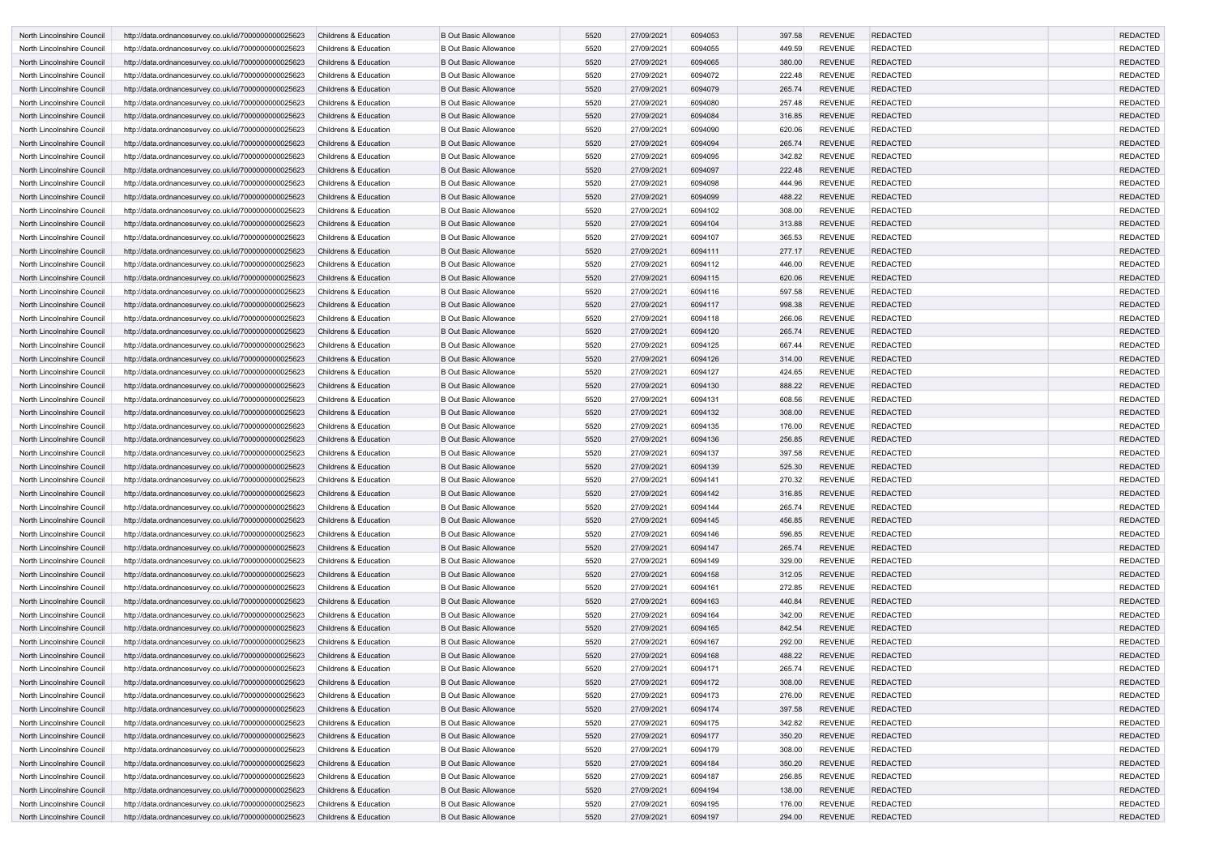| | | | | | | | | | | | |
|---|---|---|---|---|---|---|---|---|---|---|---|
| North Lincolnshire Council | http://data.ordnancesurvey.co.uk/id/7000000000025623 | Childrens & Education | B Out Basic Allowance | 5520 | 27/09/2021 | 6094053 | 397.58 | REVENUE | REDACTED | | REDACTED |
| North Lincolnshire Council | http://data.ordnancesurvey.co.uk/id/7000000000025623 | Childrens & Education | B Out Basic Allowance | 5520 | 27/09/2021 | 6094055 | 449.59 | REVENUE | REDACTED | | REDACTED |
| North Lincolnshire Council | http://data.ordnancesurvey.co.uk/id/7000000000025623 | Childrens & Education | B Out Basic Allowance | 5520 | 27/09/2021 | 6094065 | 380.00 | REVENUE | REDACTED | | REDACTED |
| North Lincolnshire Council | http://data.ordnancesurvey.co.uk/id/7000000000025623 | Childrens & Education | B Out Basic Allowance | 5520 | 27/09/2021 | 6094072 | 222.48 | REVENUE | REDACTED | | REDACTED |
| North Lincolnshire Council | http://data.ordnancesurvey.co.uk/id/7000000000025623 | Childrens & Education | B Out Basic Allowance | 5520 | 27/09/2021 | 6094079 | 265.74 | REVENUE | REDACTED | | REDACTED |
| North Lincolnshire Council | http://data.ordnancesurvey.co.uk/id/7000000000025623 | Childrens & Education | B Out Basic Allowance | 5520 | 27/09/2021 | 6094080 | 257.48 | REVENUE | REDACTED | | REDACTED |
| North Lincolnshire Council | http://data.ordnancesurvey.co.uk/id/7000000000025623 | Childrens & Education | B Out Basic Allowance | 5520 | 27/09/2021 | 6094084 | 316.85 | REVENUE | REDACTED | | REDACTED |
| North Lincolnshire Council | http://data.ordnancesurvey.co.uk/id/7000000000025623 | Childrens & Education | B Out Basic Allowance | 5520 | 27/09/2021 | 6094090 | 620.06 | REVENUE | REDACTED | | REDACTED |
| North Lincolnshire Council | http://data.ordnancesurvey.co.uk/id/7000000000025623 | Childrens & Education | B Out Basic Allowance | 5520 | 27/09/2021 | 6094094 | 265.74 | REVENUE | REDACTED | | REDACTED |
| North Lincolnshire Council | http://data.ordnancesurvey.co.uk/id/7000000000025623 | Childrens & Education | B Out Basic Allowance | 5520 | 27/09/2021 | 6094095 | 342.82 | REVENUE | REDACTED | | REDACTED |
| North Lincolnshire Council | http://data.ordnancesurvey.co.uk/id/7000000000025623 | Childrens & Education | B Out Basic Allowance | 5520 | 27/09/2021 | 6094097 | 222.48 | REVENUE | REDACTED | | REDACTED |
| North Lincolnshire Council | http://data.ordnancesurvey.co.uk/id/7000000000025623 | Childrens & Education | B Out Basic Allowance | 5520 | 27/09/2021 | 6094098 | 444.96 | REVENUE | REDACTED | | REDACTED |
| North Lincolnshire Council | http://data.ordnancesurvey.co.uk/id/7000000000025623 | Childrens & Education | B Out Basic Allowance | 5520 | 27/09/2021 | 6094099 | 488.22 | REVENUE | REDACTED | | REDACTED |
| North Lincolnshire Council | http://data.ordnancesurvey.co.uk/id/7000000000025623 | Childrens & Education | B Out Basic Allowance | 5520 | 27/09/2021 | 6094102 | 308.00 | REVENUE | REDACTED | | REDACTED |
| North Lincolnshire Council | http://data.ordnancesurvey.co.uk/id/7000000000025623 | Childrens & Education | B Out Basic Allowance | 5520 | 27/09/2021 | 6094104 | 313.88 | REVENUE | REDACTED | | REDACTED |
| North Lincolnshire Council | http://data.ordnancesurvey.co.uk/id/7000000000025623 | Childrens & Education | B Out Basic Allowance | 5520 | 27/09/2021 | 6094107 | 365.53 | REVENUE | REDACTED | | REDACTED |
| North Lincolnshire Council | http://data.ordnancesurvey.co.uk/id/7000000000025623 | Childrens & Education | B Out Basic Allowance | 5520 | 27/09/2021 | 6094111 | 277.17 | REVENUE | REDACTED | | REDACTED |
| North Lincolnshire Council | http://data.ordnancesurvey.co.uk/id/7000000000025623 | Childrens & Education | B Out Basic Allowance | 5520 | 27/09/2021 | 6094112 | 446.00 | REVENUE | REDACTED | | REDACTED |
| North Lincolnshire Council | http://data.ordnancesurvey.co.uk/id/7000000000025623 | Childrens & Education | B Out Basic Allowance | 5520 | 27/09/2021 | 6094115 | 620.06 | REVENUE | REDACTED | | REDACTED |
| North Lincolnshire Council | http://data.ordnancesurvey.co.uk/id/7000000000025623 | Childrens & Education | B Out Basic Allowance | 5520 | 27/09/2021 | 6094116 | 597.58 | REVENUE | REDACTED | | REDACTED |
| North Lincolnshire Council | http://data.ordnancesurvey.co.uk/id/7000000000025623 | Childrens & Education | B Out Basic Allowance | 5520 | 27/09/2021 | 6094117 | 998.38 | REVENUE | REDACTED | | REDACTED |
| North Lincolnshire Council | http://data.ordnancesurvey.co.uk/id/7000000000025623 | Childrens & Education | B Out Basic Allowance | 5520 | 27/09/2021 | 6094118 | 266.06 | REVENUE | REDACTED | | REDACTED |
| North Lincolnshire Council | http://data.ordnancesurvey.co.uk/id/7000000000025623 | Childrens & Education | B Out Basic Allowance | 5520 | 27/09/2021 | 6094120 | 265.74 | REVENUE | REDACTED | | REDACTED |
| North Lincolnshire Council | http://data.ordnancesurvey.co.uk/id/7000000000025623 | Childrens & Education | B Out Basic Allowance | 5520 | 27/09/2021 | 6094125 | 667.44 | REVENUE | REDACTED | | REDACTED |
| North Lincolnshire Council | http://data.ordnancesurvey.co.uk/id/7000000000025623 | Childrens & Education | B Out Basic Allowance | 5520 | 27/09/2021 | 6094126 | 314.00 | REVENUE | REDACTED | | REDACTED |
| North Lincolnshire Council | http://data.ordnancesurvey.co.uk/id/7000000000025623 | Childrens & Education | B Out Basic Allowance | 5520 | 27/09/2021 | 6094127 | 424.65 | REVENUE | REDACTED | | REDACTED |
| North Lincolnshire Council | http://data.ordnancesurvey.co.uk/id/7000000000025623 | Childrens & Education | B Out Basic Allowance | 5520 | 27/09/2021 | 6094130 | 888.22 | REVENUE | REDACTED | | REDACTED |
| North Lincolnshire Council | http://data.ordnancesurvey.co.uk/id/7000000000025623 | Childrens & Education | B Out Basic Allowance | 5520 | 27/09/2021 | 6094131 | 608.56 | REVENUE | REDACTED | | REDACTED |
| North Lincolnshire Council | http://data.ordnancesurvey.co.uk/id/7000000000025623 | Childrens & Education | B Out Basic Allowance | 5520 | 27/09/2021 | 6094132 | 308.00 | REVENUE | REDACTED | | REDACTED |
| North Lincolnshire Council | http://data.ordnancesurvey.co.uk/id/7000000000025623 | Childrens & Education | B Out Basic Allowance | 5520 | 27/09/2021 | 6094135 | 176.00 | REVENUE | REDACTED | | REDACTED |
| North Lincolnshire Council | http://data.ordnancesurvey.co.uk/id/7000000000025623 | Childrens & Education | B Out Basic Allowance | 5520 | 27/09/2021 | 6094136 | 256.85 | REVENUE | REDACTED | | REDACTED |
| North Lincolnshire Council | http://data.ordnancesurvey.co.uk/id/7000000000025623 | Childrens & Education | B Out Basic Allowance | 5520 | 27/09/2021 | 6094137 | 397.58 | REVENUE | REDACTED | | REDACTED |
| North Lincolnshire Council | http://data.ordnancesurvey.co.uk/id/7000000000025623 | Childrens & Education | B Out Basic Allowance | 5520 | 27/09/2021 | 6094139 | 525.30 | REVENUE | REDACTED | | REDACTED |
| North Lincolnshire Council | http://data.ordnancesurvey.co.uk/id/7000000000025623 | Childrens & Education | B Out Basic Allowance | 5520 | 27/09/2021 | 6094141 | 270.32 | REVENUE | REDACTED | | REDACTED |
| North Lincolnshire Council | http://data.ordnancesurvey.co.uk/id/7000000000025623 | Childrens & Education | B Out Basic Allowance | 5520 | 27/09/2021 | 6094142 | 316.85 | REVENUE | REDACTED | | REDACTED |
| North Lincolnshire Council | http://data.ordnancesurvey.co.uk/id/7000000000025623 | Childrens & Education | B Out Basic Allowance | 5520 | 27/09/2021 | 6094144 | 265.74 | REVENUE | REDACTED | | REDACTED |
| North Lincolnshire Council | http://data.ordnancesurvey.co.uk/id/7000000000025623 | Childrens & Education | B Out Basic Allowance | 5520 | 27/09/2021 | 6094145 | 456.85 | REVENUE | REDACTED | | REDACTED |
| North Lincolnshire Council | http://data.ordnancesurvey.co.uk/id/7000000000025623 | Childrens & Education | B Out Basic Allowance | 5520 | 27/09/2021 | 6094146 | 596.85 | REVENUE | REDACTED | | REDACTED |
| North Lincolnshire Council | http://data.ordnancesurvey.co.uk/id/7000000000025623 | Childrens & Education | B Out Basic Allowance | 5520 | 27/09/2021 | 6094147 | 265.74 | REVENUE | REDACTED | | REDACTED |
| North Lincolnshire Council | http://data.ordnancesurvey.co.uk/id/7000000000025623 | Childrens & Education | B Out Basic Allowance | 5520 | 27/09/2021 | 6094149 | 329.00 | REVENUE | REDACTED | | REDACTED |
| North Lincolnshire Council | http://data.ordnancesurvey.co.uk/id/7000000000025623 | Childrens & Education | B Out Basic Allowance | 5520 | 27/09/2021 | 6094158 | 312.05 | REVENUE | REDACTED | | REDACTED |
| North Lincolnshire Council | http://data.ordnancesurvey.co.uk/id/7000000000025623 | Childrens & Education | B Out Basic Allowance | 5520 | 27/09/2021 | 6094161 | 272.85 | REVENUE | REDACTED | | REDACTED |
| North Lincolnshire Council | http://data.ordnancesurvey.co.uk/id/7000000000025623 | Childrens & Education | B Out Basic Allowance | 5520 | 27/09/2021 | 6094163 | 440.84 | REVENUE | REDACTED | | REDACTED |
| North Lincolnshire Council | http://data.ordnancesurvey.co.uk/id/7000000000025623 | Childrens & Education | B Out Basic Allowance | 5520 | 27/09/2021 | 6094164 | 342.00 | REVENUE | REDACTED | | REDACTED |
| North Lincolnshire Council | http://data.ordnancesurvey.co.uk/id/7000000000025623 | Childrens & Education | B Out Basic Allowance | 5520 | 27/09/2021 | 6094165 | 842.54 | REVENUE | REDACTED | | REDACTED |
| North Lincolnshire Council | http://data.ordnancesurvey.co.uk/id/7000000000025623 | Childrens & Education | B Out Basic Allowance | 5520 | 27/09/2021 | 6094167 | 292.00 | REVENUE | REDACTED | | REDACTED |
| North Lincolnshire Council | http://data.ordnancesurvey.co.uk/id/7000000000025623 | Childrens & Education | B Out Basic Allowance | 5520 | 27/09/2021 | 6094168 | 488.22 | REVENUE | REDACTED | | REDACTED |
| North Lincolnshire Council | http://data.ordnancesurvey.co.uk/id/7000000000025623 | Childrens & Education | B Out Basic Allowance | 5520 | 27/09/2021 | 6094171 | 265.74 | REVENUE | REDACTED | | REDACTED |
| North Lincolnshire Council | http://data.ordnancesurvey.co.uk/id/7000000000025623 | Childrens & Education | B Out Basic Allowance | 5520 | 27/09/2021 | 6094172 | 308.00 | REVENUE | REDACTED | | REDACTED |
| North Lincolnshire Council | http://data.ordnancesurvey.co.uk/id/7000000000025623 | Childrens & Education | B Out Basic Allowance | 5520 | 27/09/2021 | 6094173 | 276.00 | REVENUE | REDACTED | | REDACTED |
| North Lincolnshire Council | http://data.ordnancesurvey.co.uk/id/7000000000025623 | Childrens & Education | B Out Basic Allowance | 5520 | 27/09/2021 | 6094174 | 397.58 | REVENUE | REDACTED | | REDACTED |
| North Lincolnshire Council | http://data.ordnancesurvey.co.uk/id/7000000000025623 | Childrens & Education | B Out Basic Allowance | 5520 | 27/09/2021 | 6094175 | 342.82 | REVENUE | REDACTED | | REDACTED |
| North Lincolnshire Council | http://data.ordnancesurvey.co.uk/id/7000000000025623 | Childrens & Education | B Out Basic Allowance | 5520 | 27/09/2021 | 6094177 | 350.20 | REVENUE | REDACTED | | REDACTED |
| North Lincolnshire Council | http://data.ordnancesurvey.co.uk/id/7000000000025623 | Childrens & Education | B Out Basic Allowance | 5520 | 27/09/2021 | 6094179 | 308.00 | REVENUE | REDACTED | | REDACTED |
| North Lincolnshire Council | http://data.ordnancesurvey.co.uk/id/7000000000025623 | Childrens & Education | B Out Basic Allowance | 5520 | 27/09/2021 | 6094184 | 350.20 | REVENUE | REDACTED | | REDACTED |
| North Lincolnshire Council | http://data.ordnancesurvey.co.uk/id/7000000000025623 | Childrens & Education | B Out Basic Allowance | 5520 | 27/09/2021 | 6094187 | 256.85 | REVENUE | REDACTED | | REDACTED |
| North Lincolnshire Council | http://data.ordnancesurvey.co.uk/id/7000000000025623 | Childrens & Education | B Out Basic Allowance | 5520 | 27/09/2021 | 6094194 | 138.00 | REVENUE | REDACTED | | REDACTED |
| North Lincolnshire Council | http://data.ordnancesurvey.co.uk/id/7000000000025623 | Childrens & Education | B Out Basic Allowance | 5520 | 27/09/2021 | 6094195 | 176.00 | REVENUE | REDACTED | | REDACTED |
| North Lincolnshire Council | http://data.ordnancesurvey.co.uk/id/7000000000025623 | Childrens & Education | B Out Basic Allowance | 5520 | 27/09/2021 | 6094197 | 294.00 | REVENUE | REDACTED | | REDACTED |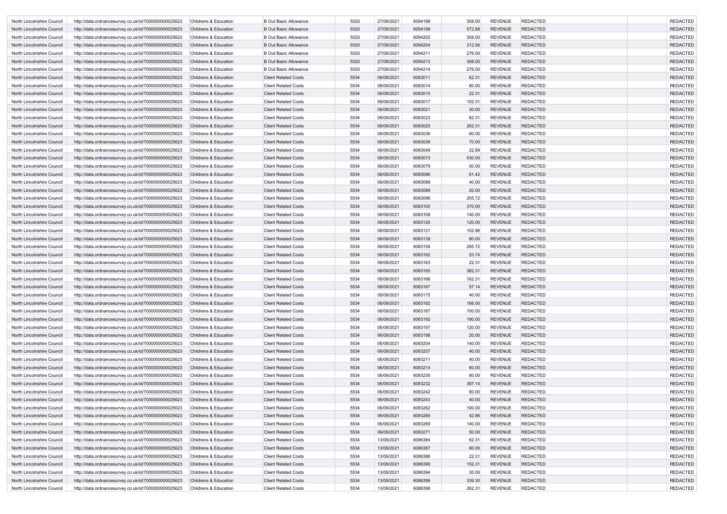| | | | | | | | | | | | |
|---|---|---|---|---|---|---|---|---|---|---|---|
| North Lincolnshire Council | http://data.ordnancesurvey.co.uk/id/7000000000025623 | Childrens & Education | B Out Basic Allowance | 5520 | 27/09/2021 | 6094198 | 308.00 | REVENUE | REDACTED | | REDACTED |
| North Lincolnshire Council | http://data.ordnancesurvey.co.uk/id/7000000000025623 | Childrens & Education | B Out Basic Allowance | 5520 | 27/09/2021 | 6094199 | 572.68 | REVENUE | REDACTED | | REDACTED |
| North Lincolnshire Council | http://data.ordnancesurvey.co.uk/id/7000000000025623 | Childrens & Education | B Out Basic Allowance | 5520 | 27/09/2021 | 6094202 | 308.00 | REVENUE | REDACTED | | REDACTED |
| North Lincolnshire Council | http://data.ordnancesurvey.co.uk/id/7000000000025623 | Childrens & Education | B Out Basic Allowance | 5520 | 27/09/2021 | 6094204 | 312.56 | REVENUE | REDACTED | | REDACTED |
| North Lincolnshire Council | http://data.ordnancesurvey.co.uk/id/7000000000025623 | Childrens & Education | B Out Basic Allowance | 5520 | 27/09/2021 | 6094211 | 276.00 | REVENUE | REDACTED | | REDACTED |
| North Lincolnshire Council | http://data.ordnancesurvey.co.uk/id/7000000000025623 | Childrens & Education | B Out Basic Allowance | 5520 | 27/09/2021 | 6094213 | 308.00 | REVENUE | REDACTED | | REDACTED |
| North Lincolnshire Council | http://data.ordnancesurvey.co.uk/id/7000000000025623 | Childrens & Education | B Out Basic Allowance | 5520 | 27/09/2021 | 6094214 | 276.00 | REVENUE | REDACTED | | REDACTED |
| North Lincolnshire Council | http://data.ordnancesurvey.co.uk/id/7000000000025623 | Childrens & Education | Client Related Costs | 5534 | 06/09/2021 | 6083011 | 62.31 | REVENUE | REDACTED | | REDACTED |
| North Lincolnshire Council | http://data.ordnancesurvey.co.uk/id/7000000000025623 | Childrens & Education | Client Related Costs | 5534 | 06/09/2021 | 6083014 | 80.00 | REVENUE | REDACTED | | REDACTED |
| North Lincolnshire Council | http://data.ordnancesurvey.co.uk/id/7000000000025623 | Childrens & Education | Client Related Costs | 5534 | 06/09/2021 | 6083015 | 22.31 | REVENUE | REDACTED | | REDACTED |
| North Lincolnshire Council | http://data.ordnancesurvey.co.uk/id/7000000000025623 | Childrens & Education | Client Related Costs | 5534 | 06/09/2021 | 6083017 | 102.31 | REVENUE | REDACTED | | REDACTED |
| North Lincolnshire Council | http://data.ordnancesurvey.co.uk/id/7000000000025623 | Childrens & Education | Client Related Costs | 5534 | 06/09/2021 | 6083021 | 30.00 | REVENUE | REDACTED | | REDACTED |
| North Lincolnshire Council | http://data.ordnancesurvey.co.uk/id/7000000000025623 | Childrens & Education | Client Related Costs | 5534 | 06/09/2021 | 6083023 | 82.31 | REVENUE | REDACTED | | REDACTED |
| North Lincolnshire Council | http://data.ordnancesurvey.co.uk/id/7000000000025623 | Childrens & Education | Client Related Costs | 5534 | 06/09/2021 | 6083025 | 262.31 | REVENUE | REDACTED | | REDACTED |
| North Lincolnshire Council | http://data.ordnancesurvey.co.uk/id/7000000000025623 | Childrens & Education | Client Related Costs | 5534 | 06/09/2021 | 6083036 | 60.00 | REVENUE | REDACTED | | REDACTED |
| North Lincolnshire Council | http://data.ordnancesurvey.co.uk/id/7000000000025623 | Childrens & Education | Client Related Costs | 5534 | 06/09/2021 | 6083039 | 70.00 | REVENUE | REDACTED | | REDACTED |
| North Lincolnshire Council | http://data.ordnancesurvey.co.uk/id/7000000000025623 | Childrens & Education | Client Related Costs | 5534 | 06/09/2021 | 6083049 | 22.89 | REVENUE | REDACTED | | REDACTED |
| North Lincolnshire Council | http://data.ordnancesurvey.co.uk/id/7000000000025623 | Childrens & Education | Client Related Costs | 5534 | 06/09/2021 | 6083073 | 530.00 | REVENUE | REDACTED | | REDACTED |
| North Lincolnshire Council | http://data.ordnancesurvey.co.uk/id/7000000000025623 | Childrens & Education | Client Related Costs | 5534 | 06/09/2021 | 6083079 | 50.00 | REVENUE | REDACTED | | REDACTED |
| North Lincolnshire Council | http://data.ordnancesurvey.co.uk/id/7000000000025623 | Childrens & Education | Client Related Costs | 5534 | 06/09/2021 | 6083086 | 61.42 | REVENUE | REDACTED | | REDACTED |
| North Lincolnshire Council | http://data.ordnancesurvey.co.uk/id/7000000000025623 | Childrens & Education | Client Related Costs | 5534 | 06/09/2021 | 6083088 | 40.00 | REVENUE | REDACTED | | REDACTED |
| North Lincolnshire Council | http://data.ordnancesurvey.co.uk/id/7000000000025623 | Childrens & Education | Client Related Costs | 5534 | 06/09/2021 | 6083089 | 20.00 | REVENUE | REDACTED | | REDACTED |
| North Lincolnshire Council | http://data.ordnancesurvey.co.uk/id/7000000000025623 | Childrens & Education | Client Related Costs | 5534 | 06/09/2021 | 6083096 | 205.72 | REVENUE | REDACTED | | REDACTED |
| North Lincolnshire Council | http://data.ordnancesurvey.co.uk/id/7000000000025623 | Childrens & Education | Client Related Costs | 5534 | 06/09/2021 | 6083100 | 370.00 | REVENUE | REDACTED | | REDACTED |
| North Lincolnshire Council | http://data.ordnancesurvey.co.uk/id/7000000000025623 | Childrens & Education | Client Related Costs | 5534 | 06/09/2021 | 6083108 | 140.00 | REVENUE | REDACTED | | REDACTED |
| North Lincolnshire Council | http://data.ordnancesurvey.co.uk/id/7000000000025623 | Childrens & Education | Client Related Costs | 5534 | 06/09/2021 | 6083120 | 120.00 | REVENUE | REDACTED | | REDACTED |
| North Lincolnshire Council | http://data.ordnancesurvey.co.uk/id/7000000000025623 | Childrens & Education | Client Related Costs | 5534 | 06/09/2021 | 6083121 | 102.86 | REVENUE | REDACTED | | REDACTED |
| North Lincolnshire Council | http://data.ordnancesurvey.co.uk/id/7000000000025623 | Childrens & Education | Client Related Costs | 5534 | 06/09/2021 | 6083139 | 80.00 | REVENUE | REDACTED | | REDACTED |
| North Lincolnshire Council | http://data.ordnancesurvey.co.uk/id/7000000000025623 | Childrens & Education | Client Related Costs | 5534 | 06/09/2021 | 6083158 | 285.72 | REVENUE | REDACTED | | REDACTED |
| North Lincolnshire Council | http://data.ordnancesurvey.co.uk/id/7000000000025623 | Childrens & Education | Client Related Costs | 5534 | 06/09/2021 | 6083162 | 53.74 | REVENUE | REDACTED | | REDACTED |
| North Lincolnshire Council | http://data.ordnancesurvey.co.uk/id/7000000000025623 | Childrens & Education | Client Related Costs | 5534 | 06/09/2021 | 6083163 | 22.31 | REVENUE | REDACTED | | REDACTED |
| North Lincolnshire Council | http://data.ordnancesurvey.co.uk/id/7000000000025623 | Childrens & Education | Client Related Costs | 5534 | 06/09/2021 | 6083165 | 382.31 | REVENUE | REDACTED | | REDACTED |
| North Lincolnshire Council | http://data.ordnancesurvey.co.uk/id/7000000000025623 | Childrens & Education | Client Related Costs | 5534 | 06/09/2021 | 6083166 | 162.31 | REVENUE | REDACTED | | REDACTED |
| North Lincolnshire Council | http://data.ordnancesurvey.co.uk/id/7000000000025623 | Childrens & Education | Client Related Costs | 5534 | 06/09/2021 | 6083167 | 57.14 | REVENUE | REDACTED | | REDACTED |
| North Lincolnshire Council | http://data.ordnancesurvey.co.uk/id/7000000000025623 | Childrens & Education | Client Related Costs | 5534 | 06/09/2021 | 6083175 | 40.00 | REVENUE | REDACTED | | REDACTED |
| North Lincolnshire Council | http://data.ordnancesurvey.co.uk/id/7000000000025623 | Childrens & Education | Client Related Costs | 5534 | 06/09/2021 | 6083182 | 166.00 | REVENUE | REDACTED | | REDACTED |
| North Lincolnshire Council | http://data.ordnancesurvey.co.uk/id/7000000000025623 | Childrens & Education | Client Related Costs | 5534 | 06/09/2021 | 6083187 | 100.00 | REVENUE | REDACTED | | REDACTED |
| North Lincolnshire Council | http://data.ordnancesurvey.co.uk/id/7000000000025623 | Childrens & Education | Client Related Costs | 5534 | 06/09/2021 | 6083192 | 190.00 | REVENUE | REDACTED | | REDACTED |
| North Lincolnshire Council | http://data.ordnancesurvey.co.uk/id/7000000000025623 | Childrens & Education | Client Related Costs | 5534 | 06/09/2021 | 6083197 | 120.00 | REVENUE | REDACTED | | REDACTED |
| North Lincolnshire Council | http://data.ordnancesurvey.co.uk/id/7000000000025623 | Childrens & Education | Client Related Costs | 5534 | 06/09/2021 | 6083198 | 20.00 | REVENUE | REDACTED | | REDACTED |
| North Lincolnshire Council | http://data.ordnancesurvey.co.uk/id/7000000000025623 | Childrens & Education | Client Related Costs | 5534 | 06/09/2021 | 6083204 | 140.00 | REVENUE | REDACTED | | REDACTED |
| North Lincolnshire Council | http://data.ordnancesurvey.co.uk/id/7000000000025623 | Childrens & Education | Client Related Costs | 5534 | 06/09/2021 | 6083207 | 40.00 | REVENUE | REDACTED | | REDACTED |
| North Lincolnshire Council | http://data.ordnancesurvey.co.uk/id/7000000000025623 | Childrens & Education | Client Related Costs | 5534 | 06/09/2021 | 6083211 | 40.00 | REVENUE | REDACTED | | REDACTED |
| North Lincolnshire Council | http://data.ordnancesurvey.co.uk/id/7000000000025623 | Childrens & Education | Client Related Costs | 5534 | 06/09/2021 | 6083214 | 60.00 | REVENUE | REDACTED | | REDACTED |
| North Lincolnshire Council | http://data.ordnancesurvey.co.uk/id/7000000000025623 | Childrens & Education | Client Related Costs | 5534 | 06/09/2021 | 6083230 | 80.00 | REVENUE | REDACTED | | REDACTED |
| North Lincolnshire Council | http://data.ordnancesurvey.co.uk/id/7000000000025623 | Childrens & Education | Client Related Costs | 5534 | 06/09/2021 | 6083232 | 387.14 | REVENUE | REDACTED | | REDACTED |
| North Lincolnshire Council | http://data.ordnancesurvey.co.uk/id/7000000000025623 | Childrens & Education | Client Related Costs | 5534 | 06/09/2021 | 6083242 | 80.00 | REVENUE | REDACTED | | REDACTED |
| North Lincolnshire Council | http://data.ordnancesurvey.co.uk/id/7000000000025623 | Childrens & Education | Client Related Costs | 5534 | 06/09/2021 | 6083243 | 40.00 | REVENUE | REDACTED | | REDACTED |
| North Lincolnshire Council | http://data.ordnancesurvey.co.uk/id/7000000000025623 | Childrens & Education | Client Related Costs | 5534 | 06/09/2021 | 6083262 | 100.00 | REVENUE | REDACTED | | REDACTED |
| North Lincolnshire Council | http://data.ordnancesurvey.co.uk/id/7000000000025623 | Childrens & Education | Client Related Costs | 5534 | 06/09/2021 | 6083265 | 42.86 | REVENUE | REDACTED | | REDACTED |
| North Lincolnshire Council | http://data.ordnancesurvey.co.uk/id/7000000000025623 | Childrens & Education | Client Related Costs | 5534 | 06/09/2021 | 6083269 | 140.00 | REVENUE | REDACTED | | REDACTED |
| North Lincolnshire Council | http://data.ordnancesurvey.co.uk/id/7000000000025623 | Childrens & Education | Client Related Costs | 5534 | 06/09/2021 | 6083271 | 50.00 | REVENUE | REDACTED | | REDACTED |
| North Lincolnshire Council | http://data.ordnancesurvey.co.uk/id/7000000000025623 | Childrens & Education | Client Related Costs | 5534 | 13/09/2021 | 6086384 | 62.31 | REVENUE | REDACTED | | REDACTED |
| North Lincolnshire Council | http://data.ordnancesurvey.co.uk/id/7000000000025623 | Childrens & Education | Client Related Costs | 5534 | 13/09/2021 | 6086387 | 80.00 | REVENUE | REDACTED | | REDACTED |
| North Lincolnshire Council | http://data.ordnancesurvey.co.uk/id/7000000000025623 | Childrens & Education | Client Related Costs | 5534 | 13/09/2021 | 6086388 | 22.31 | REVENUE | REDACTED | | REDACTED |
| North Lincolnshire Council | http://data.ordnancesurvey.co.uk/id/7000000000025623 | Childrens & Education | Client Related Costs | 5534 | 13/09/2021 | 6086390 | 102.31 | REVENUE | REDACTED | | REDACTED |
| North Lincolnshire Council | http://data.ordnancesurvey.co.uk/id/7000000000025623 | Childrens & Education | Client Related Costs | 5534 | 13/09/2021 | 6086394 | 30.00 | REVENUE | REDACTED | | REDACTED |
| North Lincolnshire Council | http://data.ordnancesurvey.co.uk/id/7000000000025623 | Childrens & Education | Client Related Costs | 5534 | 13/09/2021 | 6086396 | 339.30 | REVENUE | REDACTED | | REDACTED |
| North Lincolnshire Council | http://data.ordnancesurvey.co.uk/id/7000000000025623 | Childrens & Education | Client Related Costs | 5534 | 13/09/2021 | 6086398 | 262.31 | REVENUE | REDACTED | | REDACTED |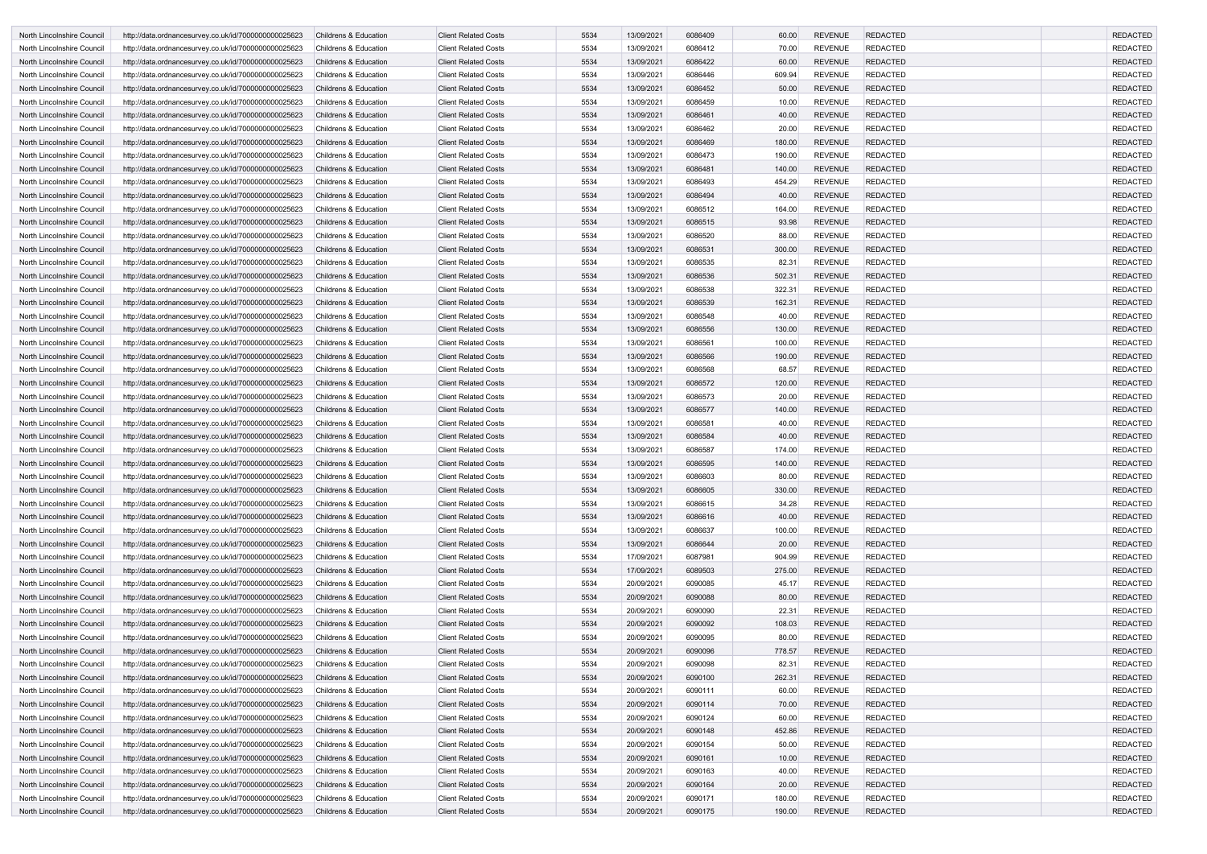| | | | | | | | | | | | |
|---|---|---|---|---|---|---|---|---|---|---|---|
| North Lincolnshire Council | http://data.ordnancesurvey.co.uk/id/7000000000025623 | Childrens & Education | Client Related Costs | 5534 | 13/09/2021 | 6086409 | 60.00 | REVENUE | REDACTED | | REDACTED |
| North Lincolnshire Council | http://data.ordnancesurvey.co.uk/id/7000000000025623 | Childrens & Education | Client Related Costs | 5534 | 13/09/2021 | 6086412 | 70.00 | REVENUE | REDACTED | | REDACTED |
| North Lincolnshire Council | http://data.ordnancesurvey.co.uk/id/7000000000025623 | Childrens & Education | Client Related Costs | 5534 | 13/09/2021 | 6086422 | 60.00 | REVENUE | REDACTED | | REDACTED |
| North Lincolnshire Council | http://data.ordnancesurvey.co.uk/id/7000000000025623 | Childrens & Education | Client Related Costs | 5534 | 13/09/2021 | 6086446 | 609.94 | REVENUE | REDACTED | | REDACTED |
| North Lincolnshire Council | http://data.ordnancesurvey.co.uk/id/7000000000025623 | Childrens & Education | Client Related Costs | 5534 | 13/09/2021 | 6086452 | 50.00 | REVENUE | REDACTED | | REDACTED |
| North Lincolnshire Council | http://data.ordnancesurvey.co.uk/id/7000000000025623 | Childrens & Education | Client Related Costs | 5534 | 13/09/2021 | 6086459 | 10.00 | REVENUE | REDACTED | | REDACTED |
| North Lincolnshire Council | http://data.ordnancesurvey.co.uk/id/7000000000025623 | Childrens & Education | Client Related Costs | 5534 | 13/09/2021 | 6086461 | 40.00 | REVENUE | REDACTED | | REDACTED |
| North Lincolnshire Council | http://data.ordnancesurvey.co.uk/id/7000000000025623 | Childrens & Education | Client Related Costs | 5534 | 13/09/2021 | 6086462 | 20.00 | REVENUE | REDACTED | | REDACTED |
| North Lincolnshire Council | http://data.ordnancesurvey.co.uk/id/7000000000025623 | Childrens & Education | Client Related Costs | 5534 | 13/09/2021 | 6086469 | 180.00 | REVENUE | REDACTED | | REDACTED |
| North Lincolnshire Council | http://data.ordnancesurvey.co.uk/id/7000000000025623 | Childrens & Education | Client Related Costs | 5534 | 13/09/2021 | 6086473 | 190.00 | REVENUE | REDACTED | | REDACTED |
| North Lincolnshire Council | http://data.ordnancesurvey.co.uk/id/7000000000025623 | Childrens & Education | Client Related Costs | 5534 | 13/09/2021 | 6086481 | 140.00 | REVENUE | REDACTED | | REDACTED |
| North Lincolnshire Council | http://data.ordnancesurvey.co.uk/id/7000000000025623 | Childrens & Education | Client Related Costs | 5534 | 13/09/2021 | 6086493 | 454.29 | REVENUE | REDACTED | | REDACTED |
| North Lincolnshire Council | http://data.ordnancesurvey.co.uk/id/7000000000025623 | Childrens & Education | Client Related Costs | 5534 | 13/09/2021 | 6086494 | 40.00 | REVENUE | REDACTED | | REDACTED |
| North Lincolnshire Council | http://data.ordnancesurvey.co.uk/id/7000000000025623 | Childrens & Education | Client Related Costs | 5534 | 13/09/2021 | 6086512 | 164.00 | REVENUE | REDACTED | | REDACTED |
| North Lincolnshire Council | http://data.ordnancesurvey.co.uk/id/7000000000025623 | Childrens & Education | Client Related Costs | 5534 | 13/09/2021 | 6086515 | 93.98 | REVENUE | REDACTED | | REDACTED |
| North Lincolnshire Council | http://data.ordnancesurvey.co.uk/id/7000000000025623 | Childrens & Education | Client Related Costs | 5534 | 13/09/2021 | 6086520 | 88.00 | REVENUE | REDACTED | | REDACTED |
| North Lincolnshire Council | http://data.ordnancesurvey.co.uk/id/7000000000025623 | Childrens & Education | Client Related Costs | 5534 | 13/09/2021 | 6086531 | 300.00 | REVENUE | REDACTED | | REDACTED |
| North Lincolnshire Council | http://data.ordnancesurvey.co.uk/id/7000000000025623 | Childrens & Education | Client Related Costs | 5534 | 13/09/2021 | 6086535 | 82.31 | REVENUE | REDACTED | | REDACTED |
| North Lincolnshire Council | http://data.ordnancesurvey.co.uk/id/7000000000025623 | Childrens & Education | Client Related Costs | 5534 | 13/09/2021 | 6086536 | 502.31 | REVENUE | REDACTED | | REDACTED |
| North Lincolnshire Council | http://data.ordnancesurvey.co.uk/id/7000000000025623 | Childrens & Education | Client Related Costs | 5534 | 13/09/2021 | 6086538 | 322.31 | REVENUE | REDACTED | | REDACTED |
| North Lincolnshire Council | http://data.ordnancesurvey.co.uk/id/7000000000025623 | Childrens & Education | Client Related Costs | 5534 | 13/09/2021 | 6086539 | 162.31 | REVENUE | REDACTED | | REDACTED |
| North Lincolnshire Council | http://data.ordnancesurvey.co.uk/id/7000000000025623 | Childrens & Education | Client Related Costs | 5534 | 13/09/2021 | 6086548 | 40.00 | REVENUE | REDACTED | | REDACTED |
| North Lincolnshire Council | http://data.ordnancesurvey.co.uk/id/7000000000025623 | Childrens & Education | Client Related Costs | 5534 | 13/09/2021 | 6086556 | 130.00 | REVENUE | REDACTED | | REDACTED |
| North Lincolnshire Council | http://data.ordnancesurvey.co.uk/id/7000000000025623 | Childrens & Education | Client Related Costs | 5534 | 13/09/2021 | 6086561 | 100.00 | REVENUE | REDACTED | | REDACTED |
| North Lincolnshire Council | http://data.ordnancesurvey.co.uk/id/7000000000025623 | Childrens & Education | Client Related Costs | 5534 | 13/09/2021 | 6086566 | 190.00 | REVENUE | REDACTED | | REDACTED |
| North Lincolnshire Council | http://data.ordnancesurvey.co.uk/id/7000000000025623 | Childrens & Education | Client Related Costs | 5534 | 13/09/2021 | 6086568 | 68.57 | REVENUE | REDACTED | | REDACTED |
| North Lincolnshire Council | http://data.ordnancesurvey.co.uk/id/7000000000025623 | Childrens & Education | Client Related Costs | 5534 | 13/09/2021 | 6086572 | 120.00 | REVENUE | REDACTED | | REDACTED |
| North Lincolnshire Council | http://data.ordnancesurvey.co.uk/id/7000000000025623 | Childrens & Education | Client Related Costs | 5534 | 13/09/2021 | 6086573 | 20.00 | REVENUE | REDACTED | | REDACTED |
| North Lincolnshire Council | http://data.ordnancesurvey.co.uk/id/7000000000025623 | Childrens & Education | Client Related Costs | 5534 | 13/09/2021 | 6086577 | 140.00 | REVENUE | REDACTED | | REDACTED |
| North Lincolnshire Council | http://data.ordnancesurvey.co.uk/id/7000000000025623 | Childrens & Education | Client Related Costs | 5534 | 13/09/2021 | 6086581 | 40.00 | REVENUE | REDACTED | | REDACTED |
| North Lincolnshire Council | http://data.ordnancesurvey.co.uk/id/7000000000025623 | Childrens & Education | Client Related Costs | 5534 | 13/09/2021 | 6086584 | 40.00 | REVENUE | REDACTED | | REDACTED |
| North Lincolnshire Council | http://data.ordnancesurvey.co.uk/id/7000000000025623 | Childrens & Education | Client Related Costs | 5534 | 13/09/2021 | 6086587 | 174.00 | REVENUE | REDACTED | | REDACTED |
| North Lincolnshire Council | http://data.ordnancesurvey.co.uk/id/7000000000025623 | Childrens & Education | Client Related Costs | 5534 | 13/09/2021 | 6086595 | 140.00 | REVENUE | REDACTED | | REDACTED |
| North Lincolnshire Council | http://data.ordnancesurvey.co.uk/id/7000000000025623 | Childrens & Education | Client Related Costs | 5534 | 13/09/2021 | 6086603 | 80.00 | REVENUE | REDACTED | | REDACTED |
| North Lincolnshire Council | http://data.ordnancesurvey.co.uk/id/7000000000025623 | Childrens & Education | Client Related Costs | 5534 | 13/09/2021 | 6086605 | 330.00 | REVENUE | REDACTED | | REDACTED |
| North Lincolnshire Council | http://data.ordnancesurvey.co.uk/id/7000000000025623 | Childrens & Education | Client Related Costs | 5534 | 13/09/2021 | 6086615 | 34.28 | REVENUE | REDACTED | | REDACTED |
| North Lincolnshire Council | http://data.ordnancesurvey.co.uk/id/7000000000025623 | Childrens & Education | Client Related Costs | 5534 | 13/09/2021 | 6086616 | 40.00 | REVENUE | REDACTED | | REDACTED |
| North Lincolnshire Council | http://data.ordnancesurvey.co.uk/id/7000000000025623 | Childrens & Education | Client Related Costs | 5534 | 13/09/2021 | 6086637 | 100.00 | REVENUE | REDACTED | | REDACTED |
| North Lincolnshire Council | http://data.ordnancesurvey.co.uk/id/7000000000025623 | Childrens & Education | Client Related Costs | 5534 | 13/09/2021 | 6086644 | 20.00 | REVENUE | REDACTED | | REDACTED |
| North Lincolnshire Council | http://data.ordnancesurvey.co.uk/id/7000000000025623 | Childrens & Education | Client Related Costs | 5534 | 17/09/2021 | 6087981 | 904.99 | REVENUE | REDACTED | | REDACTED |
| North Lincolnshire Council | http://data.ordnancesurvey.co.uk/id/7000000000025623 | Childrens & Education | Client Related Costs | 5534 | 17/09/2021 | 6089503 | 275.00 | REVENUE | REDACTED | | REDACTED |
| North Lincolnshire Council | http://data.ordnancesurvey.co.uk/id/7000000000025623 | Childrens & Education | Client Related Costs | 5534 | 20/09/2021 | 6090085 | 45.17 | REVENUE | REDACTED | | REDACTED |
| North Lincolnshire Council | http://data.ordnancesurvey.co.uk/id/7000000000025623 | Childrens & Education | Client Related Costs | 5534 | 20/09/2021 | 6090088 | 80.00 | REVENUE | REDACTED | | REDACTED |
| North Lincolnshire Council | http://data.ordnancesurvey.co.uk/id/7000000000025623 | Childrens & Education | Client Related Costs | 5534 | 20/09/2021 | 6090090 | 22.31 | REVENUE | REDACTED | | REDACTED |
| North Lincolnshire Council | http://data.ordnancesurvey.co.uk/id/7000000000025623 | Childrens & Education | Client Related Costs | 5534 | 20/09/2021 | 6090092 | 108.03 | REVENUE | REDACTED | | REDACTED |
| North Lincolnshire Council | http://data.ordnancesurvey.co.uk/id/7000000000025623 | Childrens & Education | Client Related Costs | 5534 | 20/09/2021 | 6090095 | 80.00 | REVENUE | REDACTED | | REDACTED |
| North Lincolnshire Council | http://data.ordnancesurvey.co.uk/id/7000000000025623 | Childrens & Education | Client Related Costs | 5534 | 20/09/2021 | 6090096 | 778.57 | REVENUE | REDACTED | | REDACTED |
| North Lincolnshire Council | http://data.ordnancesurvey.co.uk/id/7000000000025623 | Childrens & Education | Client Related Costs | 5534 | 20/09/2021 | 6090098 | 82.31 | REVENUE | REDACTED | | REDACTED |
| North Lincolnshire Council | http://data.ordnancesurvey.co.uk/id/7000000000025623 | Childrens & Education | Client Related Costs | 5534 | 20/09/2021 | 6090100 | 262.31 | REVENUE | REDACTED | | REDACTED |
| North Lincolnshire Council | http://data.ordnancesurvey.co.uk/id/7000000000025623 | Childrens & Education | Client Related Costs | 5534 | 20/09/2021 | 6090111 | 60.00 | REVENUE | REDACTED | | REDACTED |
| North Lincolnshire Council | http://data.ordnancesurvey.co.uk/id/7000000000025623 | Childrens & Education | Client Related Costs | 5534 | 20/09/2021 | 6090114 | 70.00 | REVENUE | REDACTED | | REDACTED |
| North Lincolnshire Council | http://data.ordnancesurvey.co.uk/id/7000000000025623 | Childrens & Education | Client Related Costs | 5534 | 20/09/2021 | 6090124 | 60.00 | REVENUE | REDACTED | | REDACTED |
| North Lincolnshire Council | http://data.ordnancesurvey.co.uk/id/7000000000025623 | Childrens & Education | Client Related Costs | 5534 | 20/09/2021 | 6090148 | 452.86 | REVENUE | REDACTED | | REDACTED |
| North Lincolnshire Council | http://data.ordnancesurvey.co.uk/id/7000000000025623 | Childrens & Education | Client Related Costs | 5534 | 20/09/2021 | 6090154 | 50.00 | REVENUE | REDACTED | | REDACTED |
| North Lincolnshire Council | http://data.ordnancesurvey.co.uk/id/7000000000025623 | Childrens & Education | Client Related Costs | 5534 | 20/09/2021 | 6090161 | 10.00 | REVENUE | REDACTED | | REDACTED |
| North Lincolnshire Council | http://data.ordnancesurvey.co.uk/id/7000000000025623 | Childrens & Education | Client Related Costs | 5534 | 20/09/2021 | 6090163 | 40.00 | REVENUE | REDACTED | | REDACTED |
| North Lincolnshire Council | http://data.ordnancesurvey.co.uk/id/7000000000025623 | Childrens & Education | Client Related Costs | 5534 | 20/09/2021 | 6090164 | 20.00 | REVENUE | REDACTED | | REDACTED |
| North Lincolnshire Council | http://data.ordnancesurvey.co.uk/id/7000000000025623 | Childrens & Education | Client Related Costs | 5534 | 20/09/2021 | 6090171 | 180.00 | REVENUE | REDACTED | | REDACTED |
| North Lincolnshire Council | http://data.ordnancesurvey.co.uk/id/7000000000025623 | Childrens & Education | Client Related Costs | 5534 | 20/09/2021 | 6090175 | 190.00 | REVENUE | REDACTED | | REDACTED |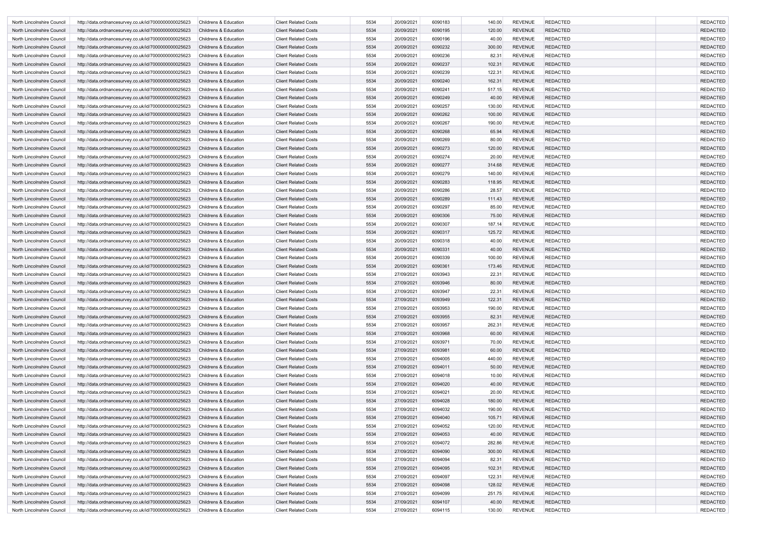| | | | | | | | | | | | |
|---|---|---|---|---|---|---|---|---|---|---|---|
| North Lincolnshire Council | http://data.ordnancesurvey.co.uk/id/7000000000025623 | Childrens & Education | Client Related Costs | 5534 | 20/09/2021 | 6090183 | 140.00 | REVENUE | REDACTED | | REDACTED |
| North Lincolnshire Council | http://data.ordnancesurvey.co.uk/id/7000000000025623 | Childrens & Education | Client Related Costs | 5534 | 20/09/2021 | 6090195 | 120.00 | REVENUE | REDACTED | | REDACTED |
| North Lincolnshire Council | http://data.ordnancesurvey.co.uk/id/7000000000025623 | Childrens & Education | Client Related Costs | 5534 | 20/09/2021 | 6090196 | 40.00 | REVENUE | REDACTED | | REDACTED |
| North Lincolnshire Council | http://data.ordnancesurvey.co.uk/id/7000000000025623 | Childrens & Education | Client Related Costs | 5534 | 20/09/2021 | 6090232 | 300.00 | REVENUE | REDACTED | | REDACTED |
| North Lincolnshire Council | http://data.ordnancesurvey.co.uk/id/7000000000025623 | Childrens & Education | Client Related Costs | 5534 | 20/09/2021 | 6090236 | 82.31 | REVENUE | REDACTED | | REDACTED |
| North Lincolnshire Council | http://data.ordnancesurvey.co.uk/id/7000000000025623 | Childrens & Education | Client Related Costs | 5534 | 20/09/2021 | 6090237 | 102.31 | REVENUE | REDACTED | | REDACTED |
| North Lincolnshire Council | http://data.ordnancesurvey.co.uk/id/7000000000025623 | Childrens & Education | Client Related Costs | 5534 | 20/09/2021 | 6090239 | 122.31 | REVENUE | REDACTED | | REDACTED |
| North Lincolnshire Council | http://data.ordnancesurvey.co.uk/id/7000000000025623 | Childrens & Education | Client Related Costs | 5534 | 20/09/2021 | 6090240 | 162.31 | REVENUE | REDACTED | | REDACTED |
| North Lincolnshire Council | http://data.ordnancesurvey.co.uk/id/7000000000025623 | Childrens & Education | Client Related Costs | 5534 | 20/09/2021 | 6090241 | 517.15 | REVENUE | REDACTED | | REDACTED |
| North Lincolnshire Council | http://data.ordnancesurvey.co.uk/id/7000000000025623 | Childrens & Education | Client Related Costs | 5534 | 20/09/2021 | 6090249 | 40.00 | REVENUE | REDACTED | | REDACTED |
| North Lincolnshire Council | http://data.ordnancesurvey.co.uk/id/7000000000025623 | Childrens & Education | Client Related Costs | 5534 | 20/09/2021 | 6090257 | 130.00 | REVENUE | REDACTED | | REDACTED |
| North Lincolnshire Council | http://data.ordnancesurvey.co.uk/id/7000000000025623 | Childrens & Education | Client Related Costs | 5534 | 20/09/2021 | 6090262 | 100.00 | REVENUE | REDACTED | | REDACTED |
| North Lincolnshire Council | http://data.ordnancesurvey.co.uk/id/7000000000025623 | Childrens & Education | Client Related Costs | 5534 | 20/09/2021 | 6090267 | 190.00 | REVENUE | REDACTED | | REDACTED |
| North Lincolnshire Council | http://data.ordnancesurvey.co.uk/id/7000000000025623 | Childrens & Education | Client Related Costs | 5534 | 20/09/2021 | 6090268 | 65.94 | REVENUE | REDACTED | | REDACTED |
| North Lincolnshire Council | http://data.ordnancesurvey.co.uk/id/7000000000025623 | Childrens & Education | Client Related Costs | 5534 | 20/09/2021 | 6090269 | 80.00 | REVENUE | REDACTED | | REDACTED |
| North Lincolnshire Council | http://data.ordnancesurvey.co.uk/id/7000000000025623 | Childrens & Education | Client Related Costs | 5534 | 20/09/2021 | 6090273 | 120.00 | REVENUE | REDACTED | | REDACTED |
| North Lincolnshire Council | http://data.ordnancesurvey.co.uk/id/7000000000025623 | Childrens & Education | Client Related Costs | 5534 | 20/09/2021 | 6090274 | 20.00 | REVENUE | REDACTED | | REDACTED |
| North Lincolnshire Council | http://data.ordnancesurvey.co.uk/id/7000000000025623 | Childrens & Education | Client Related Costs | 5534 | 20/09/2021 | 6090277 | 314.68 | REVENUE | REDACTED | | REDACTED |
| North Lincolnshire Council | http://data.ordnancesurvey.co.uk/id/7000000000025623 | Childrens & Education | Client Related Costs | 5534 | 20/09/2021 | 6090279 | 140.00 | REVENUE | REDACTED | | REDACTED |
| North Lincolnshire Council | http://data.ordnancesurvey.co.uk/id/7000000000025623 | Childrens & Education | Client Related Costs | 5534 | 20/09/2021 | 6090283 | 118.95 | REVENUE | REDACTED | | REDACTED |
| North Lincolnshire Council | http://data.ordnancesurvey.co.uk/id/7000000000025623 | Childrens & Education | Client Related Costs | 5534 | 20/09/2021 | 6090286 | 28.57 | REVENUE | REDACTED | | REDACTED |
| North Lincolnshire Council | http://data.ordnancesurvey.co.uk/id/7000000000025623 | Childrens & Education | Client Related Costs | 5534 | 20/09/2021 | 6090289 | 111.43 | REVENUE | REDACTED | | REDACTED |
| North Lincolnshire Council | http://data.ordnancesurvey.co.uk/id/7000000000025623 | Childrens & Education | Client Related Costs | 5534 | 20/09/2021 | 6090297 | 85.00 | REVENUE | REDACTED | | REDACTED |
| North Lincolnshire Council | http://data.ordnancesurvey.co.uk/id/7000000000025623 | Childrens & Education | Client Related Costs | 5534 | 20/09/2021 | 6090306 | 75.00 | REVENUE | REDACTED | | REDACTED |
| North Lincolnshire Council | http://data.ordnancesurvey.co.uk/id/7000000000025623 | Childrens & Education | Client Related Costs | 5534 | 20/09/2021 | 6090307 | 187.14 | REVENUE | REDACTED | | REDACTED |
| North Lincolnshire Council | http://data.ordnancesurvey.co.uk/id/7000000000025623 | Childrens & Education | Client Related Costs | 5534 | 20/09/2021 | 6090317 | 125.72 | REVENUE | REDACTED | | REDACTED |
| North Lincolnshire Council | http://data.ordnancesurvey.co.uk/id/7000000000025623 | Childrens & Education | Client Related Costs | 5534 | 20/09/2021 | 6090318 | 40.00 | REVENUE | REDACTED | | REDACTED |
| North Lincolnshire Council | http://data.ordnancesurvey.co.uk/id/7000000000025623 | Childrens & Education | Client Related Costs | 5534 | 20/09/2021 | 6090331 | 40.00 | REVENUE | REDACTED | | REDACTED |
| North Lincolnshire Council | http://data.ordnancesurvey.co.uk/id/7000000000025623 | Childrens & Education | Client Related Costs | 5534 | 20/09/2021 | 6090339 | 100.00 | REVENUE | REDACTED | | REDACTED |
| North Lincolnshire Council | http://data.ordnancesurvey.co.uk/id/7000000000025623 | Childrens & Education | Client Related Costs | 5534 | 20/09/2021 | 6090361 | 173.46 | REVENUE | REDACTED | | REDACTED |
| North Lincolnshire Council | http://data.ordnancesurvey.co.uk/id/7000000000025623 | Childrens & Education | Client Related Costs | 5534 | 27/09/2021 | 6093943 | 22.31 | REVENUE | REDACTED | | REDACTED |
| North Lincolnshire Council | http://data.ordnancesurvey.co.uk/id/7000000000025623 | Childrens & Education | Client Related Costs | 5534 | 27/09/2021 | 6093946 | 80.00 | REVENUE | REDACTED | | REDACTED |
| North Lincolnshire Council | http://data.ordnancesurvey.co.uk/id/7000000000025623 | Childrens & Education | Client Related Costs | 5534 | 27/09/2021 | 6093947 | 22.31 | REVENUE | REDACTED | | REDACTED |
| North Lincolnshire Council | http://data.ordnancesurvey.co.uk/id/7000000000025623 | Childrens & Education | Client Related Costs | 5534 | 27/09/2021 | 6093949 | 122.31 | REVENUE | REDACTED | | REDACTED |
| North Lincolnshire Council | http://data.ordnancesurvey.co.uk/id/7000000000025623 | Childrens & Education | Client Related Costs | 5534 | 27/09/2021 | 6093953 | 190.00 | REVENUE | REDACTED | | REDACTED |
| North Lincolnshire Council | http://data.ordnancesurvey.co.uk/id/7000000000025623 | Childrens & Education | Client Related Costs | 5534 | 27/09/2021 | 6093955 | 82.31 | REVENUE | REDACTED | | REDACTED |
| North Lincolnshire Council | http://data.ordnancesurvey.co.uk/id/7000000000025623 | Childrens & Education | Client Related Costs | 5534 | 27/09/2021 | 6093957 | 262.31 | REVENUE | REDACTED | | REDACTED |
| North Lincolnshire Council | http://data.ordnancesurvey.co.uk/id/7000000000025623 | Childrens & Education | Client Related Costs | 5534 | 27/09/2021 | 6093968 | 60.00 | REVENUE | REDACTED | | REDACTED |
| North Lincolnshire Council | http://data.ordnancesurvey.co.uk/id/7000000000025623 | Childrens & Education | Client Related Costs | 5534 | 27/09/2021 | 6093971 | 70.00 | REVENUE | REDACTED | | REDACTED |
| North Lincolnshire Council | http://data.ordnancesurvey.co.uk/id/7000000000025623 | Childrens & Education | Client Related Costs | 5534 | 27/09/2021 | 6093981 | 60.00 | REVENUE | REDACTED | | REDACTED |
| North Lincolnshire Council | http://data.ordnancesurvey.co.uk/id/7000000000025623 | Childrens & Education | Client Related Costs | 5534 | 27/09/2021 | 6094005 | 440.00 | REVENUE | REDACTED | | REDACTED |
| North Lincolnshire Council | http://data.ordnancesurvey.co.uk/id/7000000000025623 | Childrens & Education | Client Related Costs | 5534 | 27/09/2021 | 6094011 | 50.00 | REVENUE | REDACTED | | REDACTED |
| North Lincolnshire Council | http://data.ordnancesurvey.co.uk/id/7000000000025623 | Childrens & Education | Client Related Costs | 5534 | 27/09/2021 | 6094018 | 10.00 | REVENUE | REDACTED | | REDACTED |
| North Lincolnshire Council | http://data.ordnancesurvey.co.uk/id/7000000000025623 | Childrens & Education | Client Related Costs | 5534 | 27/09/2021 | 6094020 | 40.00 | REVENUE | REDACTED | | REDACTED |
| North Lincolnshire Council | http://data.ordnancesurvey.co.uk/id/7000000000025623 | Childrens & Education | Client Related Costs | 5534 | 27/09/2021 | 6094021 | 20.00 | REVENUE | REDACTED | | REDACTED |
| North Lincolnshire Council | http://data.ordnancesurvey.co.uk/id/7000000000025623 | Childrens & Education | Client Related Costs | 5534 | 27/09/2021 | 6094028 | 180.00 | REVENUE | REDACTED | | REDACTED |
| North Lincolnshire Council | http://data.ordnancesurvey.co.uk/id/7000000000025623 | Childrens & Education | Client Related Costs | 5534 | 27/09/2021 | 6094032 | 190.00 | REVENUE | REDACTED | | REDACTED |
| North Lincolnshire Council | http://data.ordnancesurvey.co.uk/id/7000000000025623 | Childrens & Education | Client Related Costs | 5534 | 27/09/2021 | 6094040 | 105.71 | REVENUE | REDACTED | | REDACTED |
| North Lincolnshire Council | http://data.ordnancesurvey.co.uk/id/7000000000025623 | Childrens & Education | Client Related Costs | 5534 | 27/09/2021 | 6094052 | 120.00 | REVENUE | REDACTED | | REDACTED |
| North Lincolnshire Council | http://data.ordnancesurvey.co.uk/id/7000000000025623 | Childrens & Education | Client Related Costs | 5534 | 27/09/2021 | 6094053 | 40.00 | REVENUE | REDACTED | | REDACTED |
| North Lincolnshire Council | http://data.ordnancesurvey.co.uk/id/7000000000025623 | Childrens & Education | Client Related Costs | 5534 | 27/09/2021 | 6094072 | 282.86 | REVENUE | REDACTED | | REDACTED |
| North Lincolnshire Council | http://data.ordnancesurvey.co.uk/id/7000000000025623 | Childrens & Education | Client Related Costs | 5534 | 27/09/2021 | 6094090 | 300.00 | REVENUE | REDACTED | | REDACTED |
| North Lincolnshire Council | http://data.ordnancesurvey.co.uk/id/7000000000025623 | Childrens & Education | Client Related Costs | 5534 | 27/09/2021 | 6094094 | 82.31 | REVENUE | REDACTED | | REDACTED |
| North Lincolnshire Council | http://data.ordnancesurvey.co.uk/id/7000000000025623 | Childrens & Education | Client Related Costs | 5534 | 27/09/2021 | 6094095 | 102.31 | REVENUE | REDACTED | | REDACTED |
| North Lincolnshire Council | http://data.ordnancesurvey.co.uk/id/7000000000025623 | Childrens & Education | Client Related Costs | 5534 | 27/09/2021 | 6094097 | 122.31 | REVENUE | REDACTED | | REDACTED |
| North Lincolnshire Council | http://data.ordnancesurvey.co.uk/id/7000000000025623 | Childrens & Education | Client Related Costs | 5534 | 27/09/2021 | 6094098 | 128.02 | REVENUE | REDACTED | | REDACTED |
| North Lincolnshire Council | http://data.ordnancesurvey.co.uk/id/7000000000025623 | Childrens & Education | Client Related Costs | 5534 | 27/09/2021 | 6094099 | 251.75 | REVENUE | REDACTED | | REDACTED |
| North Lincolnshire Council | http://data.ordnancesurvey.co.uk/id/7000000000025623 | Childrens & Education | Client Related Costs | 5534 | 27/09/2021 | 6094107 | 40.00 | REVENUE | REDACTED | | REDACTED |
| North Lincolnshire Council | http://data.ordnancesurvey.co.uk/id/7000000000025623 | Childrens & Education | Client Related Costs | 5534 | 27/09/2021 | 6094115 | 130.00 | REVENUE | REDACTED | | REDACTED |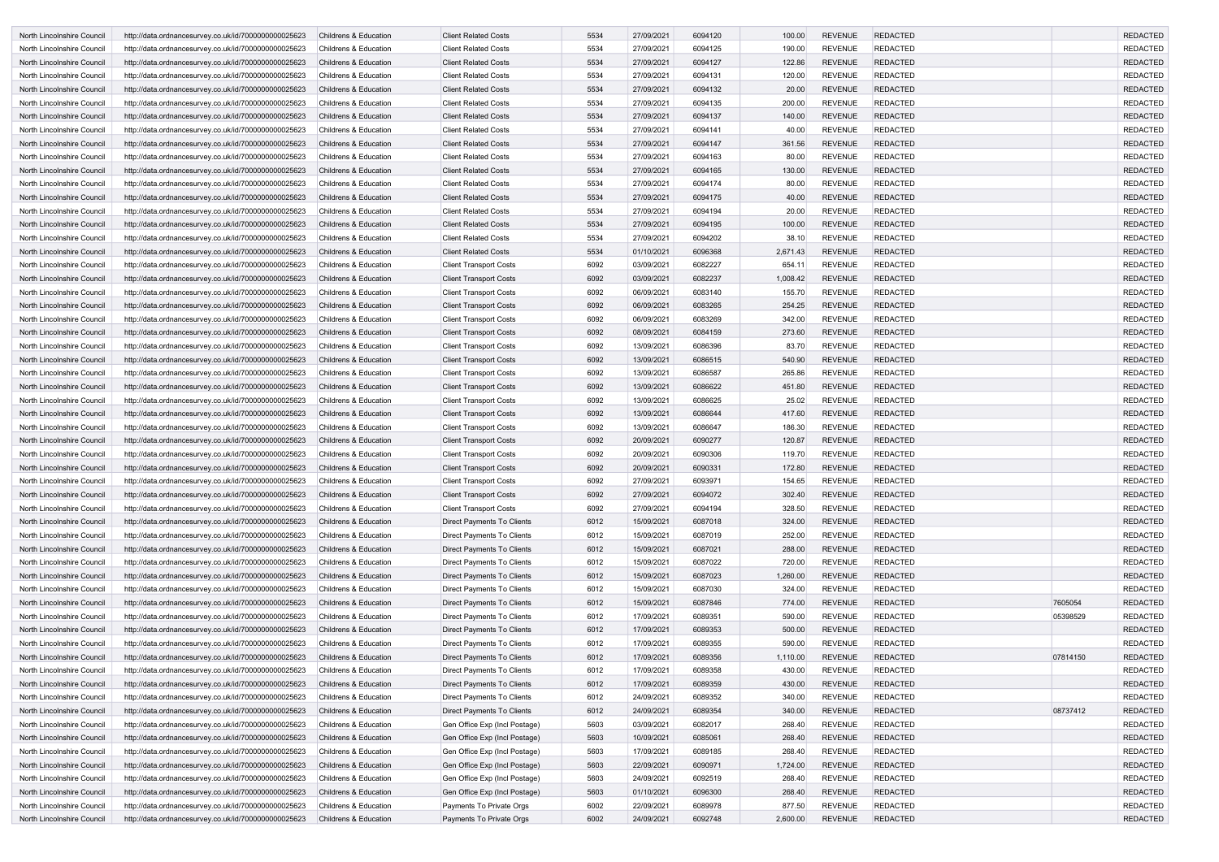| North Lincolnshire Council | http://data.ordnancesurvey.co.uk/id/7000000000025623 | Childrens & Education | Client Related Costs | 5534 | 27/09/2021 | 6094120 | 100.00 | REVENUE | REDACTED | | REDACTED |
|---|---|---|---|---|---|---|---|---|---|---|---|
| North Lincolnshire Council | http://data.ordnancesurvey.co.uk/id/7000000000025623 | Childrens & Education | Client Related Costs | 5534 | 27/09/2021 | 6094125 | 190.00 | REVENUE | REDACTED | | REDACTED |
| North Lincolnshire Council | http://data.ordnancesurvey.co.uk/id/7000000000025623 | Childrens & Education | Client Related Costs | 5534 | 27/09/2021 | 6094127 | 122.86 | REVENUE | REDACTED | | REDACTED |
| North Lincolnshire Council | http://data.ordnancesurvey.co.uk/id/7000000000025623 | Childrens & Education | Client Related Costs | 5534 | 27/09/2021 | 6094131 | 120.00 | REVENUE | REDACTED | | REDACTED |
| North Lincolnshire Council | http://data.ordnancesurvey.co.uk/id/7000000000025623 | Childrens & Education | Client Related Costs | 5534 | 27/09/2021 | 6094132 | 20.00 | REVENUE | REDACTED | | REDACTED |
| North Lincolnshire Council | http://data.ordnancesurvey.co.uk/id/7000000000025623 | Childrens & Education | Client Related Costs | 5534 | 27/09/2021 | 6094135 | 200.00 | REVENUE | REDACTED | | REDACTED |
| North Lincolnshire Council | http://data.ordnancesurvey.co.uk/id/7000000000025623 | Childrens & Education | Client Related Costs | 5534 | 27/09/2021 | 6094137 | 140.00 | REVENUE | REDACTED | | REDACTED |
| North Lincolnshire Council | http://data.ordnancesurvey.co.uk/id/7000000000025623 | Childrens & Education | Client Related Costs | 5534 | 27/09/2021 | 6094141 | 40.00 | REVENUE | REDACTED | | REDACTED |
| North Lincolnshire Council | http://data.ordnancesurvey.co.uk/id/7000000000025623 | Childrens & Education | Client Related Costs | 5534 | 27/09/2021 | 6094147 | 361.56 | REVENUE | REDACTED | | REDACTED |
| North Lincolnshire Council | http://data.ordnancesurvey.co.uk/id/7000000000025623 | Childrens & Education | Client Related Costs | 5534 | 27/09/2021 | 6094163 | 80.00 | REVENUE | REDACTED | | REDACTED |
| North Lincolnshire Council | http://data.ordnancesurvey.co.uk/id/7000000000025623 | Childrens & Education | Client Related Costs | 5534 | 27/09/2021 | 6094165 | 130.00 | REVENUE | REDACTED | | REDACTED |
| North Lincolnshire Council | http://data.ordnancesurvey.co.uk/id/7000000000025623 | Childrens & Education | Client Related Costs | 5534 | 27/09/2021 | 6094174 | 80.00 | REVENUE | REDACTED | | REDACTED |
| North Lincolnshire Council | http://data.ordnancesurvey.co.uk/id/7000000000025623 | Childrens & Education | Client Related Costs | 5534 | 27/09/2021 | 6094175 | 40.00 | REVENUE | REDACTED | | REDACTED |
| North Lincolnshire Council | http://data.ordnancesurvey.co.uk/id/7000000000025623 | Childrens & Education | Client Related Costs | 5534 | 27/09/2021 | 6094194 | 20.00 | REVENUE | REDACTED | | REDACTED |
| North Lincolnshire Council | http://data.ordnancesurvey.co.uk/id/7000000000025623 | Childrens & Education | Client Related Costs | 5534 | 27/09/2021 | 6094195 | 100.00 | REVENUE | REDACTED | | REDACTED |
| North Lincolnshire Council | http://data.ordnancesurvey.co.uk/id/7000000000025623 | Childrens & Education | Client Related Costs | 5534 | 27/09/2021 | 6094202 | 38.10 | REVENUE | REDACTED | | REDACTED |
| North Lincolnshire Council | http://data.ordnancesurvey.co.uk/id/7000000000025623 | Childrens & Education | Client Related Costs | 5534 | 01/10/2021 | 6096368 | 2,671.43 | REVENUE | REDACTED | | REDACTED |
| North Lincolnshire Council | http://data.ordnancesurvey.co.uk/id/7000000000025623 | Childrens & Education | Client Transport Costs | 6092 | 03/09/2021 | 6082227 | 654.11 | REVENUE | REDACTED | | REDACTED |
| North Lincolnshire Council | http://data.ordnancesurvey.co.uk/id/7000000000025623 | Childrens & Education | Client Transport Costs | 6092 | 03/09/2021 | 6082237 | 1,008.42 | REVENUE | REDACTED | | REDACTED |
| North Lincolnshire Council | http://data.ordnancesurvey.co.uk/id/7000000000025623 | Childrens & Education | Client Transport Costs | 6092 | 06/09/2021 | 6083140 | 155.70 | REVENUE | REDACTED | | REDACTED |
| North Lincolnshire Council | http://data.ordnancesurvey.co.uk/id/7000000000025623 | Childrens & Education | Client Transport Costs | 6092 | 06/09/2021 | 6083265 | 254.25 | REVENUE | REDACTED | | REDACTED |
| North Lincolnshire Council | http://data.ordnancesurvey.co.uk/id/7000000000025623 | Childrens & Education | Client Transport Costs | 6092 | 06/09/2021 | 6083269 | 342.00 | REVENUE | REDACTED | | REDACTED |
| North Lincolnshire Council | http://data.ordnancesurvey.co.uk/id/7000000000025623 | Childrens & Education | Client Transport Costs | 6092 | 08/09/2021 | 6084159 | 273.60 | REVENUE | REDACTED | | REDACTED |
| North Lincolnshire Council | http://data.ordnancesurvey.co.uk/id/7000000000025623 | Childrens & Education | Client Transport Costs | 6092 | 13/09/2021 | 6086396 | 83.70 | REVENUE | REDACTED | | REDACTED |
| North Lincolnshire Council | http://data.ordnancesurvey.co.uk/id/7000000000025623 | Childrens & Education | Client Transport Costs | 6092 | 13/09/2021 | 6086515 | 540.90 | REVENUE | REDACTED | | REDACTED |
| North Lincolnshire Council | http://data.ordnancesurvey.co.uk/id/7000000000025623 | Childrens & Education | Client Transport Costs | 6092 | 13/09/2021 | 6086587 | 265.86 | REVENUE | REDACTED | | REDACTED |
| North Lincolnshire Council | http://data.ordnancesurvey.co.uk/id/7000000000025623 | Childrens & Education | Client Transport Costs | 6092 | 13/09/2021 | 6086622 | 451.80 | REVENUE | REDACTED | | REDACTED |
| North Lincolnshire Council | http://data.ordnancesurvey.co.uk/id/7000000000025623 | Childrens & Education | Client Transport Costs | 6092 | 13/09/2021 | 6086625 | 25.02 | REVENUE | REDACTED | | REDACTED |
| North Lincolnshire Council | http://data.ordnancesurvey.co.uk/id/7000000000025623 | Childrens & Education | Client Transport Costs | 6092 | 13/09/2021 | 6086644 | 417.60 | REVENUE | REDACTED | | REDACTED |
| North Lincolnshire Council | http://data.ordnancesurvey.co.uk/id/7000000000025623 | Childrens & Education | Client Transport Costs | 6092 | 13/09/2021 | 6086647 | 186.30 | REVENUE | REDACTED | | REDACTED |
| North Lincolnshire Council | http://data.ordnancesurvey.co.uk/id/7000000000025623 | Childrens & Education | Client Transport Costs | 6092 | 20/09/2021 | 6090277 | 120.87 | REVENUE | REDACTED | | REDACTED |
| North Lincolnshire Council | http://data.ordnancesurvey.co.uk/id/7000000000025623 | Childrens & Education | Client Transport Costs | 6092 | 20/09/2021 | 6090306 | 119.70 | REVENUE | REDACTED | | REDACTED |
| North Lincolnshire Council | http://data.ordnancesurvey.co.uk/id/7000000000025623 | Childrens & Education | Client Transport Costs | 6092 | 20/09/2021 | 6090331 | 172.80 | REVENUE | REDACTED | | REDACTED |
| North Lincolnshire Council | http://data.ordnancesurvey.co.uk/id/7000000000025623 | Childrens & Education | Client Transport Costs | 6092 | 27/09/2021 | 6093971 | 154.65 | REVENUE | REDACTED | | REDACTED |
| North Lincolnshire Council | http://data.ordnancesurvey.co.uk/id/7000000000025623 | Childrens & Education | Client Transport Costs | 6092 | 27/09/2021 | 6094072 | 302.40 | REVENUE | REDACTED | | REDACTED |
| North Lincolnshire Council | http://data.ordnancesurvey.co.uk/id/7000000000025623 | Childrens & Education | Client Transport Costs | 6092 | 27/09/2021 | 6094194 | 328.50 | REVENUE | REDACTED | | REDACTED |
| North Lincolnshire Council | http://data.ordnancesurvey.co.uk/id/7000000000025623 | Childrens & Education | Direct Payments To Clients | 6012 | 15/09/2021 | 6087018 | 324.00 | REVENUE | REDACTED | | REDACTED |
| North Lincolnshire Council | http://data.ordnancesurvey.co.uk/id/7000000000025623 | Childrens & Education | Direct Payments To Clients | 6012 | 15/09/2021 | 6087019 | 252.00 | REVENUE | REDACTED | | REDACTED |
| North Lincolnshire Council | http://data.ordnancesurvey.co.uk/id/7000000000025623 | Childrens & Education | Direct Payments To Clients | 6012 | 15/09/2021 | 6087021 | 288.00 | REVENUE | REDACTED | | REDACTED |
| North Lincolnshire Council | http://data.ordnancesurvey.co.uk/id/7000000000025623 | Childrens & Education | Direct Payments To Clients | 6012 | 15/09/2021 | 6087022 | 720.00 | REVENUE | REDACTED | | REDACTED |
| North Lincolnshire Council | http://data.ordnancesurvey.co.uk/id/7000000000025623 | Childrens & Education | Direct Payments To Clients | 6012 | 15/09/2021 | 6087023 | 1,260.00 | REVENUE | REDACTED | | REDACTED |
| North Lincolnshire Council | http://data.ordnancesurvey.co.uk/id/7000000000025623 | Childrens & Education | Direct Payments To Clients | 6012 | 15/09/2021 | 6087030 | 324.00 | REVENUE | REDACTED | | REDACTED |
| North Lincolnshire Council | http://data.ordnancesurvey.co.uk/id/7000000000025623 | Childrens & Education | Direct Payments To Clients | 6012 | 15/09/2021 | 6087846 | 774.00 | REVENUE | REDACTED | 7605054 | REDACTED |
| North Lincolnshire Council | http://data.ordnancesurvey.co.uk/id/7000000000025623 | Childrens & Education | Direct Payments To Clients | 6012 | 17/09/2021 | 6089351 | 590.00 | REVENUE | REDACTED | 05398529 | REDACTED |
| North Lincolnshire Council | http://data.ordnancesurvey.co.uk/id/7000000000025623 | Childrens & Education | Direct Payments To Clients | 6012 | 17/09/2021 | 6089353 | 500.00 | REVENUE | REDACTED | | REDACTED |
| North Lincolnshire Council | http://data.ordnancesurvey.co.uk/id/7000000000025623 | Childrens & Education | Direct Payments To Clients | 6012 | 17/09/2021 | 6089355 | 590.00 | REVENUE | REDACTED | | REDACTED |
| North Lincolnshire Council | http://data.ordnancesurvey.co.uk/id/7000000000025623 | Childrens & Education | Direct Payments To Clients | 6012 | 17/09/2021 | 6089356 | 1,110.00 | REVENUE | REDACTED | 07814150 | REDACTED |
| North Lincolnshire Council | http://data.ordnancesurvey.co.uk/id/7000000000025623 | Childrens & Education | Direct Payments To Clients | 6012 | 17/09/2021 | 6089358 | 430.00 | REVENUE | REDACTED | | REDACTED |
| North Lincolnshire Council | http://data.ordnancesurvey.co.uk/id/7000000000025623 | Childrens & Education | Direct Payments To Clients | 6012 | 17/09/2021 | 6089359 | 430.00 | REVENUE | REDACTED | | REDACTED |
| North Lincolnshire Council | http://data.ordnancesurvey.co.uk/id/7000000000025623 | Childrens & Education | Direct Payments To Clients | 6012 | 24/09/2021 | 6089352 | 340.00 | REVENUE | REDACTED | | REDACTED |
| North Lincolnshire Council | http://data.ordnancesurvey.co.uk/id/7000000000025623 | Childrens & Education | Direct Payments To Clients | 6012 | 24/09/2021 | 6089354 | 340.00 | REVENUE | REDACTED | 08737412 | REDACTED |
| North Lincolnshire Council | http://data.ordnancesurvey.co.uk/id/7000000000025623 | Childrens & Education | Gen Office Exp (Incl Postage) | 5603 | 03/09/2021 | 6082017 | 268.40 | REVENUE | REDACTED | | REDACTED |
| North Lincolnshire Council | http://data.ordnancesurvey.co.uk/id/7000000000025623 | Childrens & Education | Gen Office Exp (Incl Postage) | 5603 | 10/09/2021 | 6085061 | 268.40 | REVENUE | REDACTED | | REDACTED |
| North Lincolnshire Council | http://data.ordnancesurvey.co.uk/id/7000000000025623 | Childrens & Education | Gen Office Exp (Incl Postage) | 5603 | 17/09/2021 | 6089185 | 268.40 | REVENUE | REDACTED | | REDACTED |
| North Lincolnshire Council | http://data.ordnancesurvey.co.uk/id/7000000000025623 | Childrens & Education | Gen Office Exp (Incl Postage) | 5603 | 22/09/2021 | 6090971 | 1,724.00 | REVENUE | REDACTED | | REDACTED |
| North Lincolnshire Council | http://data.ordnancesurvey.co.uk/id/7000000000025623 | Childrens & Education | Gen Office Exp (Incl Postage) | 5603 | 24/09/2021 | 6092519 | 268.40 | REVENUE | REDACTED | | REDACTED |
| North Lincolnshire Council | http://data.ordnancesurvey.co.uk/id/7000000000025623 | Childrens & Education | Gen Office Exp (Incl Postage) | 5603 | 01/10/2021 | 6096300 | 268.40 | REVENUE | REDACTED | | REDACTED |
| North Lincolnshire Council | http://data.ordnancesurvey.co.uk/id/7000000000025623 | Childrens & Education | Payments To Private Orgs | 6002 | 22/09/2021 | 6089978 | 877.50 | REVENUE | REDACTED | | REDACTED |
| North Lincolnshire Council | http://data.ordnancesurvey.co.uk/id/7000000000025623 | Childrens & Education | Payments To Private Orgs | 6002 | 24/09/2021 | 6092748 | 2,600.00 | REVENUE | REDACTED | | REDACTED |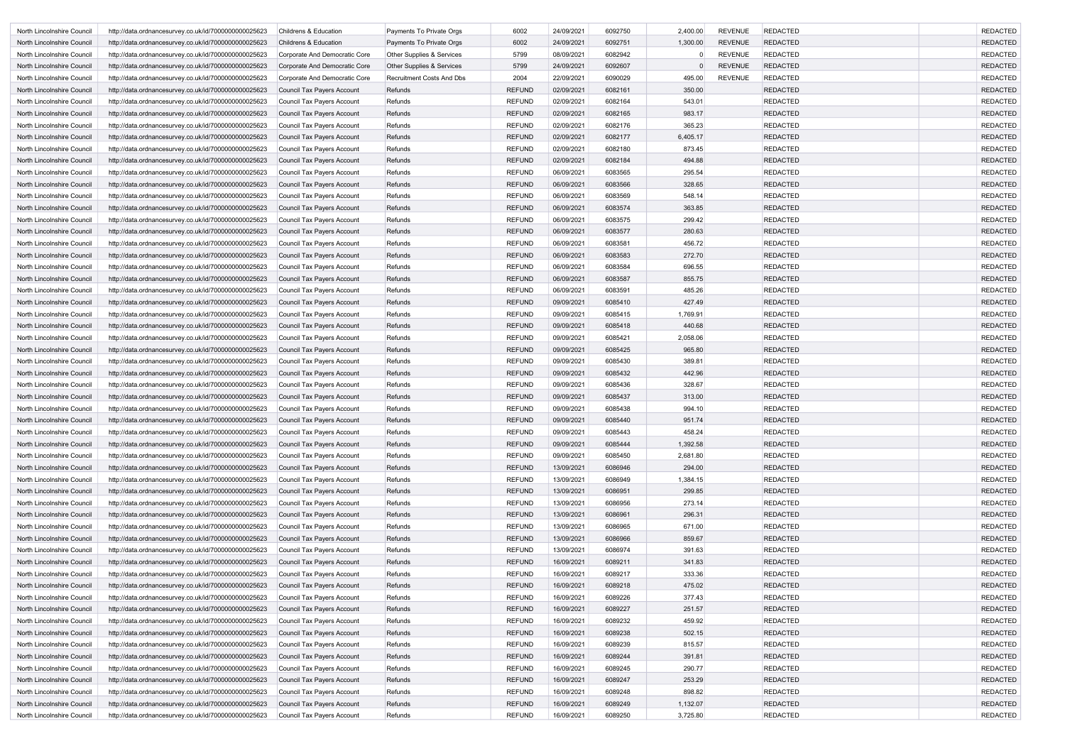| North Lincolnshire Council | http://data.ordnancesurvey.co.uk/id/7000000000025623 | Childrens & Education | Payments To Private Orgs | 6002 | 24/09/2021 | 6092750 | 2,400.00 | REVENUE | REDACTED | | REDACTED |
|---|---|---|---|---|---|---|---|---|---|---|---|
| North Lincolnshire Council | http://data.ordnancesurvey.co.uk/id/7000000000025623 | Childrens & Education | Payments To Private Orgs | 6002 | 24/09/2021 | 6092751 | 1,300.00 | REVENUE | REDACTED | | REDACTED |
| North Lincolnshire Council | http://data.ordnancesurvey.co.uk/id/7000000000025623 | Corporate And Democratic Core | Other Supplies & Services | 5799 | 08/09/2021 | 6082942 | 0 | REVENUE | REDACTED | | REDACTED |
| North Lincolnshire Council | http://data.ordnancesurvey.co.uk/id/7000000000025623 | Corporate And Democratic Core | Other Supplies & Services | 5799 | 24/09/2021 | 6092607 | 0 | REVENUE | REDACTED | | REDACTED |
| North Lincolnshire Council | http://data.ordnancesurvey.co.uk/id/7000000000025623 | Corporate And Democratic Core | Recruitment Costs And Dbs | 2004 | 22/09/2021 | 6090029 | 495.00 | REVENUE | REDACTED | | REDACTED |
| North Lincolnshire Council | http://data.ordnancesurvey.co.uk/id/7000000000025623 | Council Tax Payers Account | Refunds | REFUND | 02/09/2021 | 6082161 | 350.00 | | REDACTED | | REDACTED |
| North Lincolnshire Council | http://data.ordnancesurvey.co.uk/id/7000000000025623 | Council Tax Payers Account | Refunds | REFUND | 02/09/2021 | 6082164 | 543.01 | | REDACTED | | REDACTED |
| North Lincolnshire Council | http://data.ordnancesurvey.co.uk/id/7000000000025623 | Council Tax Payers Account | Refunds | REFUND | 02/09/2021 | 6082165 | 983.17 | | REDACTED | | REDACTED |
| North Lincolnshire Council | http://data.ordnancesurvey.co.uk/id/7000000000025623 | Council Tax Payers Account | Refunds | REFUND | 02/09/2021 | 6082176 | 365.23 | | REDACTED | | REDACTED |
| North Lincolnshire Council | http://data.ordnancesurvey.co.uk/id/7000000000025623 | Council Tax Payers Account | Refunds | REFUND | 02/09/2021 | 6082177 | 6,405.17 | | REDACTED | | REDACTED |
| North Lincolnshire Council | http://data.ordnancesurvey.co.uk/id/7000000000025623 | Council Tax Payers Account | Refunds | REFUND | 02/09/2021 | 6082180 | 873.45 | | REDACTED | | REDACTED |
| North Lincolnshire Council | http://data.ordnancesurvey.co.uk/id/7000000000025623 | Council Tax Payers Account | Refunds | REFUND | 02/09/2021 | 6082184 | 494.88 | | REDACTED | | REDACTED |
| North Lincolnshire Council | http://data.ordnancesurvey.co.uk/id/7000000000025623 | Council Tax Payers Account | Refunds | REFUND | 06/09/2021 | 6083565 | 295.54 | | REDACTED | | REDACTED |
| North Lincolnshire Council | http://data.ordnancesurvey.co.uk/id/7000000000025623 | Council Tax Payers Account | Refunds | REFUND | 06/09/2021 | 6083566 | 328.65 | | REDACTED | | REDACTED |
| North Lincolnshire Council | http://data.ordnancesurvey.co.uk/id/7000000000025623 | Council Tax Payers Account | Refunds | REFUND | 06/09/2021 | 6083569 | 548.14 | | REDACTED | | REDACTED |
| North Lincolnshire Council | http://data.ordnancesurvey.co.uk/id/7000000000025623 | Council Tax Payers Account | Refunds | REFUND | 06/09/2021 | 6083574 | 363.85 | | REDACTED | | REDACTED |
| North Lincolnshire Council | http://data.ordnancesurvey.co.uk/id/7000000000025623 | Council Tax Payers Account | Refunds | REFUND | 06/09/2021 | 6083575 | 299.42 | | REDACTED | | REDACTED |
| North Lincolnshire Council | http://data.ordnancesurvey.co.uk/id/7000000000025623 | Council Tax Payers Account | Refunds | REFUND | 06/09/2021 | 6083577 | 280.63 | | REDACTED | | REDACTED |
| North Lincolnshire Council | http://data.ordnancesurvey.co.uk/id/7000000000025623 | Council Tax Payers Account | Refunds | REFUND | 06/09/2021 | 6083581 | 456.72 | | REDACTED | | REDACTED |
| North Lincolnshire Council | http://data.ordnancesurvey.co.uk/id/7000000000025623 | Council Tax Payers Account | Refunds | REFUND | 06/09/2021 | 6083583 | 272.70 | | REDACTED | | REDACTED |
| North Lincolnshire Council | http://data.ordnancesurvey.co.uk/id/7000000000025623 | Council Tax Payers Account | Refunds | REFUND | 06/09/2021 | 6083584 | 696.55 | | REDACTED | | REDACTED |
| North Lincolnshire Council | http://data.ordnancesurvey.co.uk/id/7000000000025623 | Council Tax Payers Account | Refunds | REFUND | 06/09/2021 | 6083587 | 855.75 | | REDACTED | | REDACTED |
| North Lincolnshire Council | http://data.ordnancesurvey.co.uk/id/7000000000025623 | Council Tax Payers Account | Refunds | REFUND | 06/09/2021 | 6083591 | 485.26 | | REDACTED | | REDACTED |
| North Lincolnshire Council | http://data.ordnancesurvey.co.uk/id/7000000000025623 | Council Tax Payers Account | Refunds | REFUND | 09/09/2021 | 6085410 | 427.49 | | REDACTED | | REDACTED |
| North Lincolnshire Council | http://data.ordnancesurvey.co.uk/id/7000000000025623 | Council Tax Payers Account | Refunds | REFUND | 09/09/2021 | 6085415 | 1,769.91 | | REDACTED | | REDACTED |
| North Lincolnshire Council | http://data.ordnancesurvey.co.uk/id/7000000000025623 | Council Tax Payers Account | Refunds | REFUND | 09/09/2021 | 6085418 | 440.68 | | REDACTED | | REDACTED |
| North Lincolnshire Council | http://data.ordnancesurvey.co.uk/id/7000000000025623 | Council Tax Payers Account | Refunds | REFUND | 09/09/2021 | 6085421 | 2,058.06 | | REDACTED | | REDACTED |
| North Lincolnshire Council | http://data.ordnancesurvey.co.uk/id/7000000000025623 | Council Tax Payers Account | Refunds | REFUND | 09/09/2021 | 6085425 | 965.80 | | REDACTED | | REDACTED |
| North Lincolnshire Council | http://data.ordnancesurvey.co.uk/id/7000000000025623 | Council Tax Payers Account | Refunds | REFUND | 09/09/2021 | 6085430 | 389.81 | | REDACTED | | REDACTED |
| North Lincolnshire Council | http://data.ordnancesurvey.co.uk/id/7000000000025623 | Council Tax Payers Account | Refunds | REFUND | 09/09/2021 | 6085432 | 442.96 | | REDACTED | | REDACTED |
| North Lincolnshire Council | http://data.ordnancesurvey.co.uk/id/7000000000025623 | Council Tax Payers Account | Refunds | REFUND | 09/09/2021 | 6085436 | 328.67 | | REDACTED | | REDACTED |
| North Lincolnshire Council | http://data.ordnancesurvey.co.uk/id/7000000000025623 | Council Tax Payers Account | Refunds | REFUND | 09/09/2021 | 6085437 | 313.00 | | REDACTED | | REDACTED |
| North Lincolnshire Council | http://data.ordnancesurvey.co.uk/id/7000000000025623 | Council Tax Payers Account | Refunds | REFUND | 09/09/2021 | 6085438 | 994.10 | | REDACTED | | REDACTED |
| North Lincolnshire Council | http://data.ordnancesurvey.co.uk/id/7000000000025623 | Council Tax Payers Account | Refunds | REFUND | 09/09/2021 | 6085440 | 951.74 | | REDACTED | | REDACTED |
| North Lincolnshire Council | http://data.ordnancesurvey.co.uk/id/7000000000025623 | Council Tax Payers Account | Refunds | REFUND | 09/09/2021 | 6085443 | 458.24 | | REDACTED | | REDACTED |
| North Lincolnshire Council | http://data.ordnancesurvey.co.uk/id/7000000000025623 | Council Tax Payers Account | Refunds | REFUND | 09/09/2021 | 6085444 | 1,392.58 | | REDACTED | | REDACTED |
| North Lincolnshire Council | http://data.ordnancesurvey.co.uk/id/7000000000025623 | Council Tax Payers Account | Refunds | REFUND | 09/09/2021 | 6085450 | 2,681.80 | | REDACTED | | REDACTED |
| North Lincolnshire Council | http://data.ordnancesurvey.co.uk/id/7000000000025623 | Council Tax Payers Account | Refunds | REFUND | 13/09/2021 | 6086946 | 294.00 | | REDACTED | | REDACTED |
| North Lincolnshire Council | http://data.ordnancesurvey.co.uk/id/7000000000025623 | Council Tax Payers Account | Refunds | REFUND | 13/09/2021 | 6086949 | 1,384.15 | | REDACTED | | REDACTED |
| North Lincolnshire Council | http://data.ordnancesurvey.co.uk/id/7000000000025623 | Council Tax Payers Account | Refunds | REFUND | 13/09/2021 | 6086951 | 299.85 | | REDACTED | | REDACTED |
| North Lincolnshire Council | http://data.ordnancesurvey.co.uk/id/7000000000025623 | Council Tax Payers Account | Refunds | REFUND | 13/09/2021 | 6086956 | 273.14 | | REDACTED | | REDACTED |
| North Lincolnshire Council | http://data.ordnancesurvey.co.uk/id/7000000000025623 | Council Tax Payers Account | Refunds | REFUND | 13/09/2021 | 6086961 | 296.31 | | REDACTED | | REDACTED |
| North Lincolnshire Council | http://data.ordnancesurvey.co.uk/id/7000000000025623 | Council Tax Payers Account | Refunds | REFUND | 13/09/2021 | 6086965 | 671.00 | | REDACTED | | REDACTED |
| North Lincolnshire Council | http://data.ordnancesurvey.co.uk/id/7000000000025623 | Council Tax Payers Account | Refunds | REFUND | 13/09/2021 | 6086966 | 859.67 | | REDACTED | | REDACTED |
| North Lincolnshire Council | http://data.ordnancesurvey.co.uk/id/7000000000025623 | Council Tax Payers Account | Refunds | REFUND | 13/09/2021 | 6086974 | 391.63 | | REDACTED | | REDACTED |
| North Lincolnshire Council | http://data.ordnancesurvey.co.uk/id/7000000000025623 | Council Tax Payers Account | Refunds | REFUND | 16/09/2021 | 6089211 | 341.83 | | REDACTED | | REDACTED |
| North Lincolnshire Council | http://data.ordnancesurvey.co.uk/id/7000000000025623 | Council Tax Payers Account | Refunds | REFUND | 16/09/2021 | 6089217 | 333.36 | | REDACTED | | REDACTED |
| North Lincolnshire Council | http://data.ordnancesurvey.co.uk/id/7000000000025623 | Council Tax Payers Account | Refunds | REFUND | 16/09/2021 | 6089218 | 475.02 | | REDACTED | | REDACTED |
| North Lincolnshire Council | http://data.ordnancesurvey.co.uk/id/7000000000025623 | Council Tax Payers Account | Refunds | REFUND | 16/09/2021 | 6089226 | 377.43 | | REDACTED | | REDACTED |
| North Lincolnshire Council | http://data.ordnancesurvey.co.uk/id/7000000000025623 | Council Tax Payers Account | Refunds | REFUND | 16/09/2021 | 6089227 | 251.57 | | REDACTED | | REDACTED |
| North Lincolnshire Council | http://data.ordnancesurvey.co.uk/id/7000000000025623 | Council Tax Payers Account | Refunds | REFUND | 16/09/2021 | 6089232 | 459.92 | | REDACTED | | REDACTED |
| North Lincolnshire Council | http://data.ordnancesurvey.co.uk/id/7000000000025623 | Council Tax Payers Account | Refunds | REFUND | 16/09/2021 | 6089238 | 502.15 | | REDACTED | | REDACTED |
| North Lincolnshire Council | http://data.ordnancesurvey.co.uk/id/7000000000025623 | Council Tax Payers Account | Refunds | REFUND | 16/09/2021 | 6089239 | 815.57 | | REDACTED | | REDACTED |
| North Lincolnshire Council | http://data.ordnancesurvey.co.uk/id/7000000000025623 | Council Tax Payers Account | Refunds | REFUND | 16/09/2021 | 6089244 | 391.81 | | REDACTED | | REDACTED |
| North Lincolnshire Council | http://data.ordnancesurvey.co.uk/id/7000000000025623 | Council Tax Payers Account | Refunds | REFUND | 16/09/2021 | 6089245 | 290.77 | | REDACTED | | REDACTED |
| North Lincolnshire Council | http://data.ordnancesurvey.co.uk/id/7000000000025623 | Council Tax Payers Account | Refunds | REFUND | 16/09/2021 | 6089247 | 253.29 | | REDACTED | | REDACTED |
| North Lincolnshire Council | http://data.ordnancesurvey.co.uk/id/7000000000025623 | Council Tax Payers Account | Refunds | REFUND | 16/09/2021 | 6089248 | 898.82 | | REDACTED | | REDACTED |
| North Lincolnshire Council | http://data.ordnancesurvey.co.uk/id/7000000000025623 | Council Tax Payers Account | Refunds | REFUND | 16/09/2021 | 6089249 | 1,132.07 | | REDACTED | | REDACTED |
| North Lincolnshire Council | http://data.ordnancesurvey.co.uk/id/7000000000025623 | Council Tax Payers Account | Refunds | REFUND | 16/09/2021 | 6089250 | 3,725.80 | | REDACTED | | REDACTED |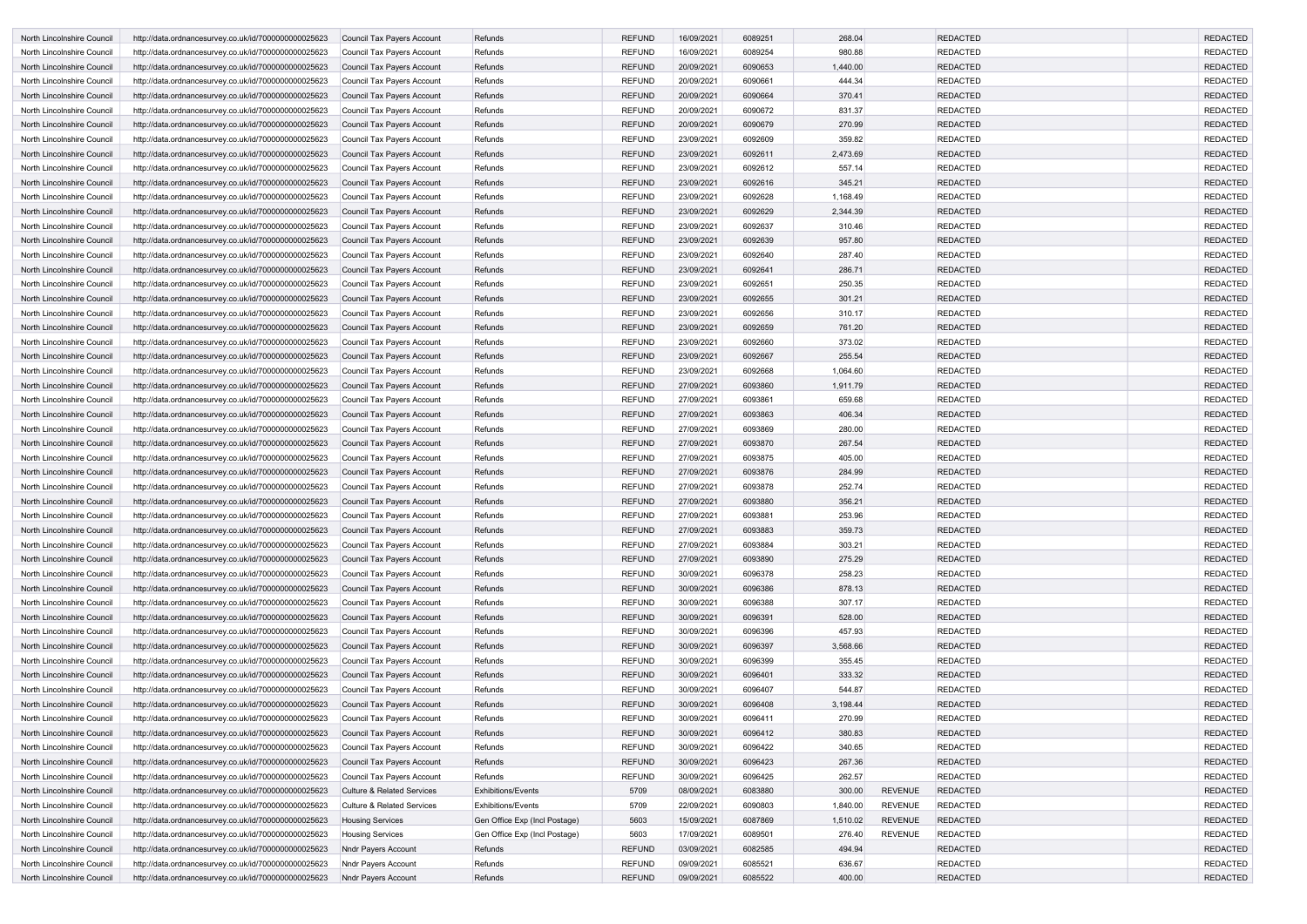| | | | | | | | | | | | |
|---|---|---|---|---|---|---|---|---|---|---|---|
| North Lincolnshire Council | http://data.ordnancesurvey.co.uk/id/7000000000025623 | Council Tax Payers Account | Refunds | REFUND | 16/09/2021 | 6089251 | 268.04 | | REDACTED | | REDACTED |
| North Lincolnshire Council | http://data.ordnancesurvey.co.uk/id/7000000000025623 | Council Tax Payers Account | Refunds | REFUND | 16/09/2021 | 6089254 | 980.88 | | REDACTED | | REDACTED |
| North Lincolnshire Council | http://data.ordnancesurvey.co.uk/id/7000000000025623 | Council Tax Payers Account | Refunds | REFUND | 20/09/2021 | 6090653 | 1,440.00 | | REDACTED | | REDACTED |
| North Lincolnshire Council | http://data.ordnancesurvey.co.uk/id/7000000000025623 | Council Tax Payers Account | Refunds | REFUND | 20/09/2021 | 6090661 | 444.34 | | REDACTED | | REDACTED |
| North Lincolnshire Council | http://data.ordnancesurvey.co.uk/id/7000000000025623 | Council Tax Payers Account | Refunds | REFUND | 20/09/2021 | 6090664 | 370.41 | | REDACTED | | REDACTED |
| North Lincolnshire Council | http://data.ordnancesurvey.co.uk/id/7000000000025623 | Council Tax Payers Account | Refunds | REFUND | 20/09/2021 | 6090672 | 831.37 | | REDACTED | | REDACTED |
| North Lincolnshire Council | http://data.ordnancesurvey.co.uk/id/7000000000025623 | Council Tax Payers Account | Refunds | REFUND | 20/09/2021 | 6090679 | 270.99 | | REDACTED | | REDACTED |
| North Lincolnshire Council | http://data.ordnancesurvey.co.uk/id/7000000000025623 | Council Tax Payers Account | Refunds | REFUND | 23/09/2021 | 6092609 | 359.82 | | REDACTED | | REDACTED |
| North Lincolnshire Council | http://data.ordnancesurvey.co.uk/id/7000000000025623 | Council Tax Payers Account | Refunds | REFUND | 23/09/2021 | 6092611 | 2,473.69 | | REDACTED | | REDACTED |
| North Lincolnshire Council | http://data.ordnancesurvey.co.uk/id/7000000000025623 | Council Tax Payers Account | Refunds | REFUND | 23/09/2021 | 6092612 | 557.14 | | REDACTED | | REDACTED |
| North Lincolnshire Council | http://data.ordnancesurvey.co.uk/id/7000000000025623 | Council Tax Payers Account | Refunds | REFUND | 23/09/2021 | 6092616 | 345.21 | | REDACTED | | REDACTED |
| North Lincolnshire Council | http://data.ordnancesurvey.co.uk/id/7000000000025623 | Council Tax Payers Account | Refunds | REFUND | 23/09/2021 | 6092628 | 1,168.49 | | REDACTED | | REDACTED |
| North Lincolnshire Council | http://data.ordnancesurvey.co.uk/id/7000000000025623 | Council Tax Payers Account | Refunds | REFUND | 23/09/2021 | 6092629 | 2,344.39 | | REDACTED | | REDACTED |
| North Lincolnshire Council | http://data.ordnancesurvey.co.uk/id/7000000000025623 | Council Tax Payers Account | Refunds | REFUND | 23/09/2021 | 6092637 | 310.46 | | REDACTED | | REDACTED |
| North Lincolnshire Council | http://data.ordnancesurvey.co.uk/id/7000000000025623 | Council Tax Payers Account | Refunds | REFUND | 23/09/2021 | 6092639 | 957.80 | | REDACTED | | REDACTED |
| North Lincolnshire Council | http://data.ordnancesurvey.co.uk/id/7000000000025623 | Council Tax Payers Account | Refunds | REFUND | 23/09/2021 | 6092640 | 287.40 | | REDACTED | | REDACTED |
| North Lincolnshire Council | http://data.ordnancesurvey.co.uk/id/7000000000025623 | Council Tax Payers Account | Refunds | REFUND | 23/09/2021 | 6092641 | 286.71 | | REDACTED | | REDACTED |
| North Lincolnshire Council | http://data.ordnancesurvey.co.uk/id/7000000000025623 | Council Tax Payers Account | Refunds | REFUND | 23/09/2021 | 6092651 | 250.35 | | REDACTED | | REDACTED |
| North Lincolnshire Council | http://data.ordnancesurvey.co.uk/id/7000000000025623 | Council Tax Payers Account | Refunds | REFUND | 23/09/2021 | 6092655 | 301.21 | | REDACTED | | REDACTED |
| North Lincolnshire Council | http://data.ordnancesurvey.co.uk/id/7000000000025623 | Council Tax Payers Account | Refunds | REFUND | 23/09/2021 | 6092656 | 310.17 | | REDACTED | | REDACTED |
| North Lincolnshire Council | http://data.ordnancesurvey.co.uk/id/7000000000025623 | Council Tax Payers Account | Refunds | REFUND | 23/09/2021 | 6092659 | 761.20 | | REDACTED | | REDACTED |
| North Lincolnshire Council | http://data.ordnancesurvey.co.uk/id/7000000000025623 | Council Tax Payers Account | Refunds | REFUND | 23/09/2021 | 6092660 | 373.02 | | REDACTED | | REDACTED |
| North Lincolnshire Council | http://data.ordnancesurvey.co.uk/id/7000000000025623 | Council Tax Payers Account | Refunds | REFUND | 23/09/2021 | 6092667 | 255.54 | | REDACTED | | REDACTED |
| North Lincolnshire Council | http://data.ordnancesurvey.co.uk/id/7000000000025623 | Council Tax Payers Account | Refunds | REFUND | 23/09/2021 | 6092668 | 1,064.60 | | REDACTED | | REDACTED |
| North Lincolnshire Council | http://data.ordnancesurvey.co.uk/id/7000000000025623 | Council Tax Payers Account | Refunds | REFUND | 27/09/2021 | 6093860 | 1,911.79 | | REDACTED | | REDACTED |
| North Lincolnshire Council | http://data.ordnancesurvey.co.uk/id/7000000000025623 | Council Tax Payers Account | Refunds | REFUND | 27/09/2021 | 6093861 | 659.68 | | REDACTED | | REDACTED |
| North Lincolnshire Council | http://data.ordnancesurvey.co.uk/id/7000000000025623 | Council Tax Payers Account | Refunds | REFUND | 27/09/2021 | 6093863 | 406.34 | | REDACTED | | REDACTED |
| North Lincolnshire Council | http://data.ordnancesurvey.co.uk/id/7000000000025623 | Council Tax Payers Account | Refunds | REFUND | 27/09/2021 | 6093869 | 280.00 | | REDACTED | | REDACTED |
| North Lincolnshire Council | http://data.ordnancesurvey.co.uk/id/7000000000025623 | Council Tax Payers Account | Refunds | REFUND | 27/09/2021 | 6093870 | 267.54 | | REDACTED | | REDACTED |
| North Lincolnshire Council | http://data.ordnancesurvey.co.uk/id/7000000000025623 | Council Tax Payers Account | Refunds | REFUND | 27/09/2021 | 6093875 | 405.00 | | REDACTED | | REDACTED |
| North Lincolnshire Council | http://data.ordnancesurvey.co.uk/id/7000000000025623 | Council Tax Payers Account | Refunds | REFUND | 27/09/2021 | 6093876 | 284.99 | | REDACTED | | REDACTED |
| North Lincolnshire Council | http://data.ordnancesurvey.co.uk/id/7000000000025623 | Council Tax Payers Account | Refunds | REFUND | 27/09/2021 | 6093878 | 252.74 | | REDACTED | | REDACTED |
| North Lincolnshire Council | http://data.ordnancesurvey.co.uk/id/7000000000025623 | Council Tax Payers Account | Refunds | REFUND | 27/09/2021 | 6093880 | 356.21 | | REDACTED | | REDACTED |
| North Lincolnshire Council | http://data.ordnancesurvey.co.uk/id/7000000000025623 | Council Tax Payers Account | Refunds | REFUND | 27/09/2021 | 6093881 | 253.96 | | REDACTED | | REDACTED |
| North Lincolnshire Council | http://data.ordnancesurvey.co.uk/id/7000000000025623 | Council Tax Payers Account | Refunds | REFUND | 27/09/2021 | 6093883 | 359.73 | | REDACTED | | REDACTED |
| North Lincolnshire Council | http://data.ordnancesurvey.co.uk/id/7000000000025623 | Council Tax Payers Account | Refunds | REFUND | 27/09/2021 | 6093884 | 303.21 | | REDACTED | | REDACTED |
| North Lincolnshire Council | http://data.ordnancesurvey.co.uk/id/7000000000025623 | Council Tax Payers Account | Refunds | REFUND | 27/09/2021 | 6093890 | 275.29 | | REDACTED | | REDACTED |
| North Lincolnshire Council | http://data.ordnancesurvey.co.uk/id/7000000000025623 | Council Tax Payers Account | Refunds | REFUND | 30/09/2021 | 6096378 | 258.23 | | REDACTED | | REDACTED |
| North Lincolnshire Council | http://data.ordnancesurvey.co.uk/id/7000000000025623 | Council Tax Payers Account | Refunds | REFUND | 30/09/2021 | 6096386 | 878.13 | | REDACTED | | REDACTED |
| North Lincolnshire Council | http://data.ordnancesurvey.co.uk/id/7000000000025623 | Council Tax Payers Account | Refunds | REFUND | 30/09/2021 | 6096388 | 307.17 | | REDACTED | | REDACTED |
| North Lincolnshire Council | http://data.ordnancesurvey.co.uk/id/7000000000025623 | Council Tax Payers Account | Refunds | REFUND | 30/09/2021 | 6096391 | 528.00 | | REDACTED | | REDACTED |
| North Lincolnshire Council | http://data.ordnancesurvey.co.uk/id/7000000000025623 | Council Tax Payers Account | Refunds | REFUND | 30/09/2021 | 6096396 | 457.93 | | REDACTED | | REDACTED |
| North Lincolnshire Council | http://data.ordnancesurvey.co.uk/id/7000000000025623 | Council Tax Payers Account | Refunds | REFUND | 30/09/2021 | 6096397 | 3,568.66 | | REDACTED | | REDACTED |
| North Lincolnshire Council | http://data.ordnancesurvey.co.uk/id/7000000000025623 | Council Tax Payers Account | Refunds | REFUND | 30/09/2021 | 6096399 | 355.45 | | REDACTED | | REDACTED |
| North Lincolnshire Council | http://data.ordnancesurvey.co.uk/id/7000000000025623 | Council Tax Payers Account | Refunds | REFUND | 30/09/2021 | 6096401 | 333.32 | | REDACTED | | REDACTED |
| North Lincolnshire Council | http://data.ordnancesurvey.co.uk/id/7000000000025623 | Council Tax Payers Account | Refunds | REFUND | 30/09/2021 | 6096407 | 544.87 | | REDACTED | | REDACTED |
| North Lincolnshire Council | http://data.ordnancesurvey.co.uk/id/7000000000025623 | Council Tax Payers Account | Refunds | REFUND | 30/09/2021 | 6096408 | 3,198.44 | | REDACTED | | REDACTED |
| North Lincolnshire Council | http://data.ordnancesurvey.co.uk/id/7000000000025623 | Council Tax Payers Account | Refunds | REFUND | 30/09/2021 | 6096411 | 270.99 | | REDACTED | | REDACTED |
| North Lincolnshire Council | http://data.ordnancesurvey.co.uk/id/7000000000025623 | Council Tax Payers Account | Refunds | REFUND | 30/09/2021 | 6096412 | 380.83 | | REDACTED | | REDACTED |
| North Lincolnshire Council | http://data.ordnancesurvey.co.uk/id/7000000000025623 | Council Tax Payers Account | Refunds | REFUND | 30/09/2021 | 6096422 | 340.65 | | REDACTED | | REDACTED |
| North Lincolnshire Council | http://data.ordnancesurvey.co.uk/id/7000000000025623 | Council Tax Payers Account | Refunds | REFUND | 30/09/2021 | 6096423 | 267.36 | | REDACTED | | REDACTED |
| North Lincolnshire Council | http://data.ordnancesurvey.co.uk/id/7000000000025623 | Council Tax Payers Account | Refunds | REFUND | 30/09/2021 | 6096425 | 262.57 | | REDACTED | | REDACTED |
| North Lincolnshire Council | http://data.ordnancesurvey.co.uk/id/7000000000025623 | Culture & Related Services | Exhibitions/Events | 5709 | 08/09/2021 | 6083880 | 300.00 | REVENUE | REDACTED | | REDACTED |
| North Lincolnshire Council | http://data.ordnancesurvey.co.uk/id/7000000000025623 | Culture & Related Services | Exhibitions/Events | 5709 | 22/09/2021 | 6090803 | 1,840.00 | REVENUE | REDACTED | | REDACTED |
| North Lincolnshire Council | http://data.ordnancesurvey.co.uk/id/7000000000025623 | Housing Services | Gen Office Exp (Incl Postage) | 5603 | 15/09/2021 | 6087869 | 1,510.02 | REVENUE | REDACTED | | REDACTED |
| North Lincolnshire Council | http://data.ordnancesurvey.co.uk/id/7000000000025623 | Housing Services | Gen Office Exp (Incl Postage) | 5603 | 17/09/2021 | 6089501 | 276.40 | REVENUE | REDACTED | | REDACTED |
| North Lincolnshire Council | http://data.ordnancesurvey.co.uk/id/7000000000025623 | Nndr Payers Account | Refunds | REFUND | 03/09/2021 | 6082585 | 494.94 | | REDACTED | | REDACTED |
| North Lincolnshire Council | http://data.ordnancesurvey.co.uk/id/7000000000025623 | Nndr Payers Account | Refunds | REFUND | 09/09/2021 | 6085521 | 636.67 | | REDACTED | | REDACTED |
| North Lincolnshire Council | http://data.ordnancesurvey.co.uk/id/7000000000025623 | Nndr Payers Account | Refunds | REFUND | 09/09/2021 | 6085522 | 400.00 | | REDACTED | | REDACTED |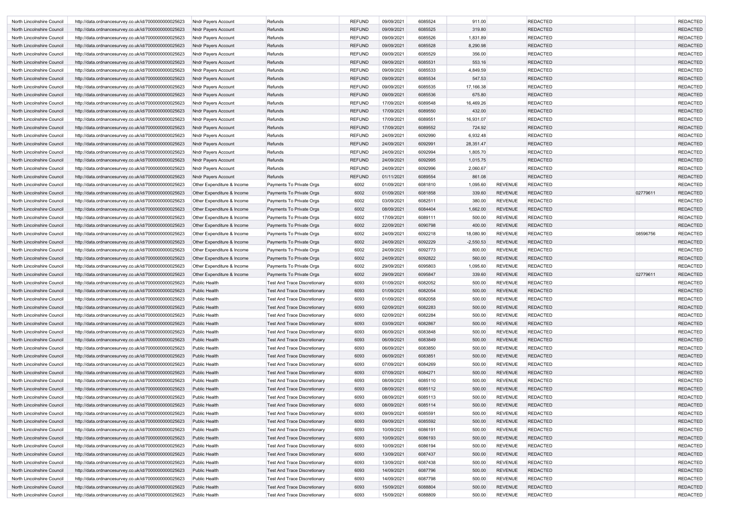| North Lincolnshire Council | http://data.ordnancesurvey.co.uk/id/7000000000025623 | Nndr Payers Account | Refunds | REFUND | 09/09/2021 | 6085524 | 911.00 | | REDACTED | | REDACTED |
|---|---|---|---|---|---|---|---|---|---|---|---|
| North Lincolnshire Council | http://data.ordnancesurvey.co.uk/id/7000000000025623 | Nndr Payers Account | Refunds | REFUND | 09/09/2021 | 6085525 | 319.80 | | REDACTED | | REDACTED |
| North Lincolnshire Council | http://data.ordnancesurvey.co.uk/id/7000000000025623 | Nndr Payers Account | Refunds | REFUND | 09/09/2021 | 6085526 | 1,831.89 | | REDACTED | | REDACTED |
| North Lincolnshire Council | http://data.ordnancesurvey.co.uk/id/7000000000025623 | Nndr Payers Account | Refunds | REFUND | 09/09/2021 | 6085528 | 8,290.98 | | REDACTED | | REDACTED |
| North Lincolnshire Council | http://data.ordnancesurvey.co.uk/id/7000000000025623 | Nndr Payers Account | Refunds | REFUND | 09/09/2021 | 6085529 | 356.00 | | REDACTED | | REDACTED |
| North Lincolnshire Council | http://data.ordnancesurvey.co.uk/id/7000000000025623 | Nndr Payers Account | Refunds | REFUND | 09/09/2021 | 6085531 | 553.16 | | REDACTED | | REDACTED |
| North Lincolnshire Council | http://data.ordnancesurvey.co.uk/id/7000000000025623 | Nndr Payers Account | Refunds | REFUND | 09/09/2021 | 6085533 | 4,849.59 | | REDACTED | | REDACTED |
| North Lincolnshire Council | http://data.ordnancesurvey.co.uk/id/7000000000025623 | Nndr Payers Account | Refunds | REFUND | 09/09/2021 | 6085534 | 547.53 | | REDACTED | | REDACTED |
| North Lincolnshire Council | http://data.ordnancesurvey.co.uk/id/7000000000025623 | Nndr Payers Account | Refunds | REFUND | 09/09/2021 | 6085535 | 17,166.38 | | REDACTED | | REDACTED |
| North Lincolnshire Council | http://data.ordnancesurvey.co.uk/id/7000000000025623 | Nndr Payers Account | Refunds | REFUND | 09/09/2021 | 6085536 | 675.80 | | REDACTED | | REDACTED |
| North Lincolnshire Council | http://data.ordnancesurvey.co.uk/id/7000000000025623 | Nndr Payers Account | Refunds | REFUND | 17/09/2021 | 6089548 | 16,469.26 | | REDACTED | | REDACTED |
| North Lincolnshire Council | http://data.ordnancesurvey.co.uk/id/7000000000025623 | Nndr Payers Account | Refunds | REFUND | 17/09/2021 | 6089550 | 432.00 | | REDACTED | | REDACTED |
| North Lincolnshire Council | http://data.ordnancesurvey.co.uk/id/7000000000025623 | Nndr Payers Account | Refunds | REFUND | 17/09/2021 | 6089551 | 16,931.07 | | REDACTED | | REDACTED |
| North Lincolnshire Council | http://data.ordnancesurvey.co.uk/id/7000000000025623 | Nndr Payers Account | Refunds | REFUND | 17/09/2021 | 6089552 | 724.92 | | REDACTED | | REDACTED |
| North Lincolnshire Council | http://data.ordnancesurvey.co.uk/id/7000000000025623 | Nndr Payers Account | Refunds | REFUND | 24/09/2021 | 6092990 | 6,932.48 | | REDACTED | | REDACTED |
| North Lincolnshire Council | http://data.ordnancesurvey.co.uk/id/7000000000025623 | Nndr Payers Account | Refunds | REFUND | 24/09/2021 | 6092991 | 28,351.47 | | REDACTED | | REDACTED |
| North Lincolnshire Council | http://data.ordnancesurvey.co.uk/id/7000000000025623 | Nndr Payers Account | Refunds | REFUND | 24/09/2021 | 6092994 | 1,805.70 | | REDACTED | | REDACTED |
| North Lincolnshire Council | http://data.ordnancesurvey.co.uk/id/7000000000025623 | Nndr Payers Account | Refunds | REFUND | 24/09/2021 | 6092995 | 1,015.75 | | REDACTED | | REDACTED |
| North Lincolnshire Council | http://data.ordnancesurvey.co.uk/id/7000000000025623 | Nndr Payers Account | Refunds | REFUND | 24/09/2021 | 6092996 | 2,060.67 | | REDACTED | | REDACTED |
| North Lincolnshire Council | http://data.ordnancesurvey.co.uk/id/7000000000025623 | Nndr Payers Account | Refunds | REFUND | 01/11/2021 | 6089554 | 861.08 | | REDACTED | | REDACTED |
| North Lincolnshire Council | http://data.ordnancesurvey.co.uk/id/7000000000025623 | Other Expenditure & Income | Payments To Private Orgs | 6002 | 01/09/2021 | 6081810 | 1,095.60 | REVENUE | REDACTED | | REDACTED |
| North Lincolnshire Council | http://data.ordnancesurvey.co.uk/id/7000000000025623 | Other Expenditure & Income | Payments To Private Orgs | 6002 | 01/09/2021 | 6081858 | 339.60 | REVENUE | REDACTED | 02779611 | REDACTED |
| North Lincolnshire Council | http://data.ordnancesurvey.co.uk/id/7000000000025623 | Other Expenditure & Income | Payments To Private Orgs | 6002 | 03/09/2021 | 6082511 | 380.00 | REVENUE | REDACTED | | REDACTED |
| North Lincolnshire Council | http://data.ordnancesurvey.co.uk/id/7000000000025623 | Other Expenditure & Income | Payments To Private Orgs | 6002 | 08/09/2021 | 6084404 | 1,662.00 | REVENUE | REDACTED | | REDACTED |
| North Lincolnshire Council | http://data.ordnancesurvey.co.uk/id/7000000000025623 | Other Expenditure & Income | Payments To Private Orgs | 6002 | 17/09/2021 | 6089111 | 500.00 | REVENUE | REDACTED | | REDACTED |
| North Lincolnshire Council | http://data.ordnancesurvey.co.uk/id/7000000000025623 | Other Expenditure & Income | Payments To Private Orgs | 6002 | 22/09/2021 | 6090798 | 400.00 | REVENUE | REDACTED | | REDACTED |
| North Lincolnshire Council | http://data.ordnancesurvey.co.uk/id/7000000000025623 | Other Expenditure & Income | Payments To Private Orgs | 6002 | 24/09/2021 | 6092218 | 18,080.90 | REVENUE | REDACTED | 08596756 | REDACTED |
| North Lincolnshire Council | http://data.ordnancesurvey.co.uk/id/7000000000025623 | Other Expenditure & Income | Payments To Private Orgs | 6002 | 24/09/2021 | 6092229 | -2,550.53 | REVENUE | REDACTED | | REDACTED |
| North Lincolnshire Council | http://data.ordnancesurvey.co.uk/id/7000000000025623 | Other Expenditure & Income | Payments To Private Orgs | 6002 | 24/09/2021 | 6092773 | 800.00 | REVENUE | REDACTED | | REDACTED |
| North Lincolnshire Council | http://data.ordnancesurvey.co.uk/id/7000000000025623 | Other Expenditure & Income | Payments To Private Orgs | 6002 | 24/09/2021 | 6092822 | 560.00 | REVENUE | REDACTED | | REDACTED |
| North Lincolnshire Council | http://data.ordnancesurvey.co.uk/id/7000000000025623 | Other Expenditure & Income | Payments To Private Orgs | 6002 | 29/09/2021 | 6095803 | 1,095.60 | REVENUE | REDACTED | | REDACTED |
| North Lincolnshire Council | http://data.ordnancesurvey.co.uk/id/7000000000025623 | Other Expenditure & Income | Payments To Private Orgs | 6002 | 29/09/2021 | 6095847 | 339.60 | REVENUE | REDACTED | 02779611 | REDACTED |
| North Lincolnshire Council | http://data.ordnancesurvey.co.uk/id/7000000000025623 | Public Health | Test And Trace Discretionary | 6093 | 01/09/2021 | 6082052 | 500.00 | REVENUE | REDACTED | | REDACTED |
| North Lincolnshire Council | http://data.ordnancesurvey.co.uk/id/7000000000025623 | Public Health | Test And Trace Discretionary | 6093 | 01/09/2021 | 6082054 | 500.00 | REVENUE | REDACTED | | REDACTED |
| North Lincolnshire Council | http://data.ordnancesurvey.co.uk/id/7000000000025623 | Public Health | Test And Trace Discretionary | 6093 | 01/09/2021 | 6082058 | 500.00 | REVENUE | REDACTED | | REDACTED |
| North Lincolnshire Council | http://data.ordnancesurvey.co.uk/id/7000000000025623 | Public Health | Test And Trace Discretionary | 6093 | 02/09/2021 | 6082283 | 500.00 | REVENUE | REDACTED | | REDACTED |
| North Lincolnshire Council | http://data.ordnancesurvey.co.uk/id/7000000000025623 | Public Health | Test And Trace Discretionary | 6093 | 02/09/2021 | 6082284 | 500.00 | REVENUE | REDACTED | | REDACTED |
| North Lincolnshire Council | http://data.ordnancesurvey.co.uk/id/7000000000025623 | Public Health | Test And Trace Discretionary | 6093 | 03/09/2021 | 6082867 | 500.00 | REVENUE | REDACTED | | REDACTED |
| North Lincolnshire Council | http://data.ordnancesurvey.co.uk/id/7000000000025623 | Public Health | Test And Trace Discretionary | 6093 | 06/09/2021 | 6083848 | 500.00 | REVENUE | REDACTED | | REDACTED |
| North Lincolnshire Council | http://data.ordnancesurvey.co.uk/id/7000000000025623 | Public Health | Test And Trace Discretionary | 6093 | 06/09/2021 | 6083849 | 500.00 | REVENUE | REDACTED | | REDACTED |
| North Lincolnshire Council | http://data.ordnancesurvey.co.uk/id/7000000000025623 | Public Health | Test And Trace Discretionary | 6093 | 06/09/2021 | 6083850 | 500.00 | REVENUE | REDACTED | | REDACTED |
| North Lincolnshire Council | http://data.ordnancesurvey.co.uk/id/7000000000025623 | Public Health | Test And Trace Discretionary | 6093 | 06/09/2021 | 6083851 | 500.00 | REVENUE | REDACTED | | REDACTED |
| North Lincolnshire Council | http://data.ordnancesurvey.co.uk/id/7000000000025623 | Public Health | Test And Trace Discretionary | 6093 | 07/09/2021 | 6084269 | 500.00 | REVENUE | REDACTED | | REDACTED |
| North Lincolnshire Council | http://data.ordnancesurvey.co.uk/id/7000000000025623 | Public Health | Test And Trace Discretionary | 6093 | 07/09/2021 | 6084271 | 500.00 | REVENUE | REDACTED | | REDACTED |
| North Lincolnshire Council | http://data.ordnancesurvey.co.uk/id/7000000000025623 | Public Health | Test And Trace Discretionary | 6093 | 08/09/2021 | 6085110 | 500.00 | REVENUE | REDACTED | | REDACTED |
| North Lincolnshire Council | http://data.ordnancesurvey.co.uk/id/7000000000025623 | Public Health | Test And Trace Discretionary | 6093 | 08/09/2021 | 6085112 | 500.00 | REVENUE | REDACTED | | REDACTED |
| North Lincolnshire Council | http://data.ordnancesurvey.co.uk/id/7000000000025623 | Public Health | Test And Trace Discretionary | 6093 | 08/09/2021 | 6085113 | 500.00 | REVENUE | REDACTED | | REDACTED |
| North Lincolnshire Council | http://data.ordnancesurvey.co.uk/id/7000000000025623 | Public Health | Test And Trace Discretionary | 6093 | 08/09/2021 | 6085114 | 500.00 | REVENUE | REDACTED | | REDACTED |
| North Lincolnshire Council | http://data.ordnancesurvey.co.uk/id/7000000000025623 | Public Health | Test And Trace Discretionary | 6093 | 09/09/2021 | 6085591 | 500.00 | REVENUE | REDACTED | | REDACTED |
| North Lincolnshire Council | http://data.ordnancesurvey.co.uk/id/7000000000025623 | Public Health | Test And Trace Discretionary | 6093 | 09/09/2021 | 6085592 | 500.00 | REVENUE | REDACTED | | REDACTED |
| North Lincolnshire Council | http://data.ordnancesurvey.co.uk/id/7000000000025623 | Public Health | Test And Trace Discretionary | 6093 | 10/09/2021 | 6086191 | 500.00 | REVENUE | REDACTED | | REDACTED |
| North Lincolnshire Council | http://data.ordnancesurvey.co.uk/id/7000000000025623 | Public Health | Test And Trace Discretionary | 6093 | 10/09/2021 | 6086193 | 500.00 | REVENUE | REDACTED | | REDACTED |
| North Lincolnshire Council | http://data.ordnancesurvey.co.uk/id/7000000000025623 | Public Health | Test And Trace Discretionary | 6093 | 10/09/2021 | 6086194 | 500.00 | REVENUE | REDACTED | | REDACTED |
| North Lincolnshire Council | http://data.ordnancesurvey.co.uk/id/7000000000025623 | Public Health | Test And Trace Discretionary | 6093 | 13/09/2021 | 6087437 | 500.00 | REVENUE | REDACTED | | REDACTED |
| North Lincolnshire Council | http://data.ordnancesurvey.co.uk/id/7000000000025623 | Public Health | Test And Trace Discretionary | 6093 | 13/09/2021 | 6087438 | 500.00 | REVENUE | REDACTED | | REDACTED |
| North Lincolnshire Council | http://data.ordnancesurvey.co.uk/id/7000000000025623 | Public Health | Test And Trace Discretionary | 6093 | 14/09/2021 | 6087796 | 500.00 | REVENUE | REDACTED | | REDACTED |
| North Lincolnshire Council | http://data.ordnancesurvey.co.uk/id/7000000000025623 | Public Health | Test And Trace Discretionary | 6093 | 14/09/2021 | 6087798 | 500.00 | REVENUE | REDACTED | | REDACTED |
| North Lincolnshire Council | http://data.ordnancesurvey.co.uk/id/7000000000025623 | Public Health | Test And Trace Discretionary | 6093 | 15/09/2021 | 6088804 | 500.00 | REVENUE | REDACTED | | REDACTED |
| North Lincolnshire Council | http://data.ordnancesurvey.co.uk/id/7000000000025623 | Public Health | Test And Trace Discretionary | 6093 | 15/09/2021 | 6088809 | 500.00 | REVENUE | REDACTED | | REDACTED |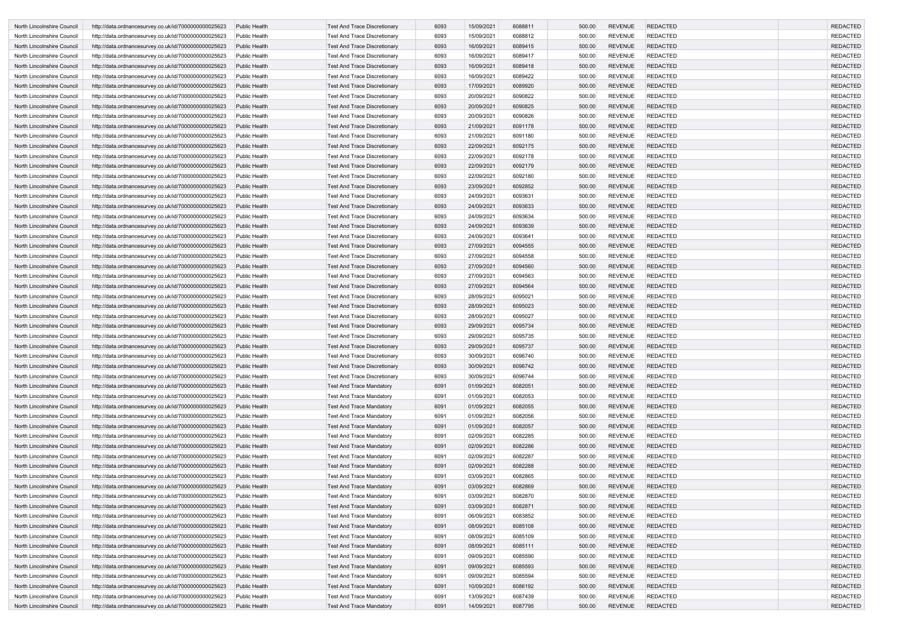| | | | | | | | | | | | |
|---|---|---|---|---|---|---|---|---|---|---|---|
| North Lincolnshire Council | http://data.ordnancesurvey.co.uk/id/7000000000025623 | Public Health | Test And Trace Discretionary | 6093 | 15/09/2021 | 6088811 | 500.00 | REVENUE | REDACTED | | REDACTED |
| North Lincolnshire Council | http://data.ordnancesurvey.co.uk/id/7000000000025623 | Public Health | Test And Trace Discretionary | 6093 | 15/09/2021 | 6088812 | 500.00 | REVENUE | REDACTED | | REDACTED |
| North Lincolnshire Council | http://data.ordnancesurvey.co.uk/id/7000000000025623 | Public Health | Test And Trace Discretionary | 6093 | 16/09/2021 | 6089415 | 500.00 | REVENUE | REDACTED | | REDACTED |
| North Lincolnshire Council | http://data.ordnancesurvey.co.uk/id/7000000000025623 | Public Health | Test And Trace Discretionary | 6093 | 16/09/2021 | 6089417 | 500.00 | REVENUE | REDACTED | | REDACTED |
| North Lincolnshire Council | http://data.ordnancesurvey.co.uk/id/7000000000025623 | Public Health | Test And Trace Discretionary | 6093 | 16/09/2021 | 6089418 | 500.00 | REVENUE | REDACTED | | REDACTED |
| North Lincolnshire Council | http://data.ordnancesurvey.co.uk/id/7000000000025623 | Public Health | Test And Trace Discretionary | 6093 | 16/09/2021 | 6089422 | 500.00 | REVENUE | REDACTED | | REDACTED |
| North Lincolnshire Council | http://data.ordnancesurvey.co.uk/id/7000000000025623 | Public Health | Test And Trace Discretionary | 6093 | 17/09/2021 | 6089920 | 500.00 | REVENUE | REDACTED | | REDACTED |
| North Lincolnshire Council | http://data.ordnancesurvey.co.uk/id/7000000000025623 | Public Health | Test And Trace Discretionary | 6093 | 20/09/2021 | 6090822 | 500.00 | REVENUE | REDACTED | | REDACTED |
| North Lincolnshire Council | http://data.ordnancesurvey.co.uk/id/7000000000025623 | Public Health | Test And Trace Discretionary | 6093 | 20/09/2021 | 6090825 | 500.00 | REVENUE | REDACTED | | REDACTED |
| North Lincolnshire Council | http://data.ordnancesurvey.co.uk/id/7000000000025623 | Public Health | Test And Trace Discretionary | 6093 | 20/09/2021 | 6090826 | 500.00 | REVENUE | REDACTED | | REDACTED |
| North Lincolnshire Council | http://data.ordnancesurvey.co.uk/id/7000000000025623 | Public Health | Test And Trace Discretionary | 6093 | 21/09/2021 | 6091178 | 500.00 | REVENUE | REDACTED | | REDACTED |
| North Lincolnshire Council | http://data.ordnancesurvey.co.uk/id/7000000000025623 | Public Health | Test And Trace Discretionary | 6093 | 21/09/2021 | 6091180 | 500.00 | REVENUE | REDACTED | | REDACTED |
| North Lincolnshire Council | http://data.ordnancesurvey.co.uk/id/7000000000025623 | Public Health | Test And Trace Discretionary | 6093 | 22/09/2021 | 6092175 | 500.00 | REVENUE | REDACTED | | REDACTED |
| North Lincolnshire Council | http://data.ordnancesurvey.co.uk/id/7000000000025623 | Public Health | Test And Trace Discretionary | 6093 | 22/09/2021 | 6092178 | 500.00 | REVENUE | REDACTED | | REDACTED |
| North Lincolnshire Council | http://data.ordnancesurvey.co.uk/id/7000000000025623 | Public Health | Test And Trace Discretionary | 6093 | 22/09/2021 | 6092179 | 500.00 | REVENUE | REDACTED | | REDACTED |
| North Lincolnshire Council | http://data.ordnancesurvey.co.uk/id/7000000000025623 | Public Health | Test And Trace Discretionary | 6093 | 22/09/2021 | 6092180 | 500.00 | REVENUE | REDACTED | | REDACTED |
| North Lincolnshire Council | http://data.ordnancesurvey.co.uk/id/7000000000025623 | Public Health | Test And Trace Discretionary | 6093 | 23/09/2021 | 6092852 | 500.00 | REVENUE | REDACTED | | REDACTED |
| North Lincolnshire Council | http://data.ordnancesurvey.co.uk/id/7000000000025623 | Public Health | Test And Trace Discretionary | 6093 | 24/09/2021 | 6093631 | 500.00 | REVENUE | REDACTED | | REDACTED |
| North Lincolnshire Council | http://data.ordnancesurvey.co.uk/id/7000000000025623 | Public Health | Test And Trace Discretionary | 6093 | 24/09/2021 | 6093633 | 500.00 | REVENUE | REDACTED | | REDACTED |
| North Lincolnshire Council | http://data.ordnancesurvey.co.uk/id/7000000000025623 | Public Health | Test And Trace Discretionary | 6093 | 24/09/2021 | 6093634 | 500.00 | REVENUE | REDACTED | | REDACTED |
| North Lincolnshire Council | http://data.ordnancesurvey.co.uk/id/7000000000025623 | Public Health | Test And Trace Discretionary | 6093 | 24/09/2021 | 6093639 | 500.00 | REVENUE | REDACTED | | REDACTED |
| North Lincolnshire Council | http://data.ordnancesurvey.co.uk/id/7000000000025623 | Public Health | Test And Trace Discretionary | 6093 | 24/09/2021 | 6093641 | 500.00 | REVENUE | REDACTED | | REDACTED |
| North Lincolnshire Council | http://data.ordnancesurvey.co.uk/id/7000000000025623 | Public Health | Test And Trace Discretionary | 6093 | 27/09/2021 | 6094555 | 500.00 | REVENUE | REDACTED | | REDACTED |
| North Lincolnshire Council | http://data.ordnancesurvey.co.uk/id/7000000000025623 | Public Health | Test And Trace Discretionary | 6093 | 27/09/2021 | 6094558 | 500.00 | REVENUE | REDACTED | | REDACTED |
| North Lincolnshire Council | http://data.ordnancesurvey.co.uk/id/7000000000025623 | Public Health | Test And Trace Discretionary | 6093 | 27/09/2021 | 6094560 | 500.00 | REVENUE | REDACTED | | REDACTED |
| North Lincolnshire Council | http://data.ordnancesurvey.co.uk/id/7000000000025623 | Public Health | Test And Trace Discretionary | 6093 | 27/09/2021 | 6094563 | 500.00 | REVENUE | REDACTED | | REDACTED |
| North Lincolnshire Council | http://data.ordnancesurvey.co.uk/id/7000000000025623 | Public Health | Test And Trace Discretionary | 6093 | 27/09/2021 | 6094564 | 500.00 | REVENUE | REDACTED | | REDACTED |
| North Lincolnshire Council | http://data.ordnancesurvey.co.uk/id/7000000000025623 | Public Health | Test And Trace Discretionary | 6093 | 28/09/2021 | 6095021 | 500.00 | REVENUE | REDACTED | | REDACTED |
| North Lincolnshire Council | http://data.ordnancesurvey.co.uk/id/7000000000025623 | Public Health | Test And Trace Discretionary | 6093 | 28/09/2021 | 6095023 | 500.00 | REVENUE | REDACTED | | REDACTED |
| North Lincolnshire Council | http://data.ordnancesurvey.co.uk/id/7000000000025623 | Public Health | Test And Trace Discretionary | 6093 | 28/09/2021 | 6095027 | 500.00 | REVENUE | REDACTED | | REDACTED |
| North Lincolnshire Council | http://data.ordnancesurvey.co.uk/id/7000000000025623 | Public Health | Test And Trace Discretionary | 6093 | 29/09/2021 | 6095734 | 500.00 | REVENUE | REDACTED | | REDACTED |
| North Lincolnshire Council | http://data.ordnancesurvey.co.uk/id/7000000000025623 | Public Health | Test And Trace Discretionary | 6093 | 29/09/2021 | 6095735 | 500.00 | REVENUE | REDACTED | | REDACTED |
| North Lincolnshire Council | http://data.ordnancesurvey.co.uk/id/7000000000025623 | Public Health | Test And Trace Discretionary | 6093 | 29/09/2021 | 6095737 | 500.00 | REVENUE | REDACTED | | REDACTED |
| North Lincolnshire Council | http://data.ordnancesurvey.co.uk/id/7000000000025623 | Public Health | Test And Trace Discretionary | 6093 | 30/09/2021 | 6096740 | 500.00 | REVENUE | REDACTED | | REDACTED |
| North Lincolnshire Council | http://data.ordnancesurvey.co.uk/id/7000000000025623 | Public Health | Test And Trace Discretionary | 6093 | 30/09/2021 | 6096742 | 500.00 | REVENUE | REDACTED | | REDACTED |
| North Lincolnshire Council | http://data.ordnancesurvey.co.uk/id/7000000000025623 | Public Health | Test And Trace Discretionary | 6093 | 30/09/2021 | 6096744 | 500.00 | REVENUE | REDACTED | | REDACTED |
| North Lincolnshire Council | http://data.ordnancesurvey.co.uk/id/7000000000025623 | Public Health | Test And Trace Mandatory | 6091 | 01/09/2021 | 6082051 | 500.00 | REVENUE | REDACTED | | REDACTED |
| North Lincolnshire Council | http://data.ordnancesurvey.co.uk/id/7000000000025623 | Public Health | Test And Trace Mandatory | 6091 | 01/09/2021 | 6082053 | 500.00 | REVENUE | REDACTED | | REDACTED |
| North Lincolnshire Council | http://data.ordnancesurvey.co.uk/id/7000000000025623 | Public Health | Test And Trace Mandatory | 6091 | 01/09/2021 | 6082055 | 500.00 | REVENUE | REDACTED | | REDACTED |
| North Lincolnshire Council | http://data.ordnancesurvey.co.uk/id/7000000000025623 | Public Health | Test And Trace Mandatory | 6091 | 01/09/2021 | 6082056 | 500.00 | REVENUE | REDACTED | | REDACTED |
| North Lincolnshire Council | http://data.ordnancesurvey.co.uk/id/7000000000025623 | Public Health | Test And Trace Mandatory | 6091 | 01/09/2021 | 6082057 | 500.00 | REVENUE | REDACTED | | REDACTED |
| North Lincolnshire Council | http://data.ordnancesurvey.co.uk/id/7000000000025623 | Public Health | Test And Trace Mandatory | 6091 | 02/09/2021 | 6082285 | 500.00 | REVENUE | REDACTED | | REDACTED |
| North Lincolnshire Council | http://data.ordnancesurvey.co.uk/id/7000000000025623 | Public Health | Test And Trace Mandatory | 6091 | 02/09/2021 | 6082286 | 500.00 | REVENUE | REDACTED | | REDACTED |
| North Lincolnshire Council | http://data.ordnancesurvey.co.uk/id/7000000000025623 | Public Health | Test And Trace Mandatory | 6091 | 02/09/2021 | 6082287 | 500.00 | REVENUE | REDACTED | | REDACTED |
| North Lincolnshire Council | http://data.ordnancesurvey.co.uk/id/7000000000025623 | Public Health | Test And Trace Mandatory | 6091 | 02/09/2021 | 6082288 | 500.00 | REVENUE | REDACTED | | REDACTED |
| North Lincolnshire Council | http://data.ordnancesurvey.co.uk/id/7000000000025623 | Public Health | Test And Trace Mandatory | 6091 | 03/09/2021 | 6082865 | 500.00 | REVENUE | REDACTED | | REDACTED |
| North Lincolnshire Council | http://data.ordnancesurvey.co.uk/id/7000000000025623 | Public Health | Test And Trace Mandatory | 6091 | 03/09/2021 | 6082869 | 500.00 | REVENUE | REDACTED | | REDACTED |
| North Lincolnshire Council | http://data.ordnancesurvey.co.uk/id/7000000000025623 | Public Health | Test And Trace Mandatory | 6091 | 03/09/2021 | 6082870 | 500.00 | REVENUE | REDACTED | | REDACTED |
| North Lincolnshire Council | http://data.ordnancesurvey.co.uk/id/7000000000025623 | Public Health | Test And Trace Mandatory | 6091 | 03/09/2021 | 6082871 | 500.00 | REVENUE | REDACTED | | REDACTED |
| North Lincolnshire Council | http://data.ordnancesurvey.co.uk/id/7000000000025623 | Public Health | Test And Trace Mandatory | 6091 | 06/09/2021 | 6083852 | 500.00 | REVENUE | REDACTED | | REDACTED |
| North Lincolnshire Council | http://data.ordnancesurvey.co.uk/id/7000000000025623 | Public Health | Test And Trace Mandatory | 6091 | 08/09/2021 | 6085108 | 500.00 | REVENUE | REDACTED | | REDACTED |
| North Lincolnshire Council | http://data.ordnancesurvey.co.uk/id/7000000000025623 | Public Health | Test And Trace Mandatory | 6091 | 08/09/2021 | 6085109 | 500.00 | REVENUE | REDACTED | | REDACTED |
| North Lincolnshire Council | http://data.ordnancesurvey.co.uk/id/7000000000025623 | Public Health | Test And Trace Mandatory | 6091 | 08/09/2021 | 6085111 | 500.00 | REVENUE | REDACTED | | REDACTED |
| North Lincolnshire Council | http://data.ordnancesurvey.co.uk/id/7000000000025623 | Public Health | Test And Trace Mandatory | 6091 | 09/09/2021 | 6085590 | 500.00 | REVENUE | REDACTED | | REDACTED |
| North Lincolnshire Council | http://data.ordnancesurvey.co.uk/id/7000000000025623 | Public Health | Test And Trace Mandatory | 6091 | 09/09/2021 | 6085593 | 500.00 | REVENUE | REDACTED | | REDACTED |
| North Lincolnshire Council | http://data.ordnancesurvey.co.uk/id/7000000000025623 | Public Health | Test And Trace Mandatory | 6091 | 09/09/2021 | 6085594 | 500.00 | REVENUE | REDACTED | | REDACTED |
| North Lincolnshire Council | http://data.ordnancesurvey.co.uk/id/7000000000025623 | Public Health | Test And Trace Mandatory | 6091 | 10/09/2021 | 6086192 | 500.00 | REVENUE | REDACTED | | REDACTED |
| North Lincolnshire Council | http://data.ordnancesurvey.co.uk/id/7000000000025623 | Public Health | Test And Trace Mandatory | 6091 | 13/09/2021 | 6087439 | 500.00 | REVENUE | REDACTED | | REDACTED |
| North Lincolnshire Council | http://data.ordnancesurvey.co.uk/id/7000000000025623 | Public Health | Test And Trace Mandatory | 6091 | 14/09/2021 | 6087795 | 500.00 | REVENUE | REDACTED | | REDACTED |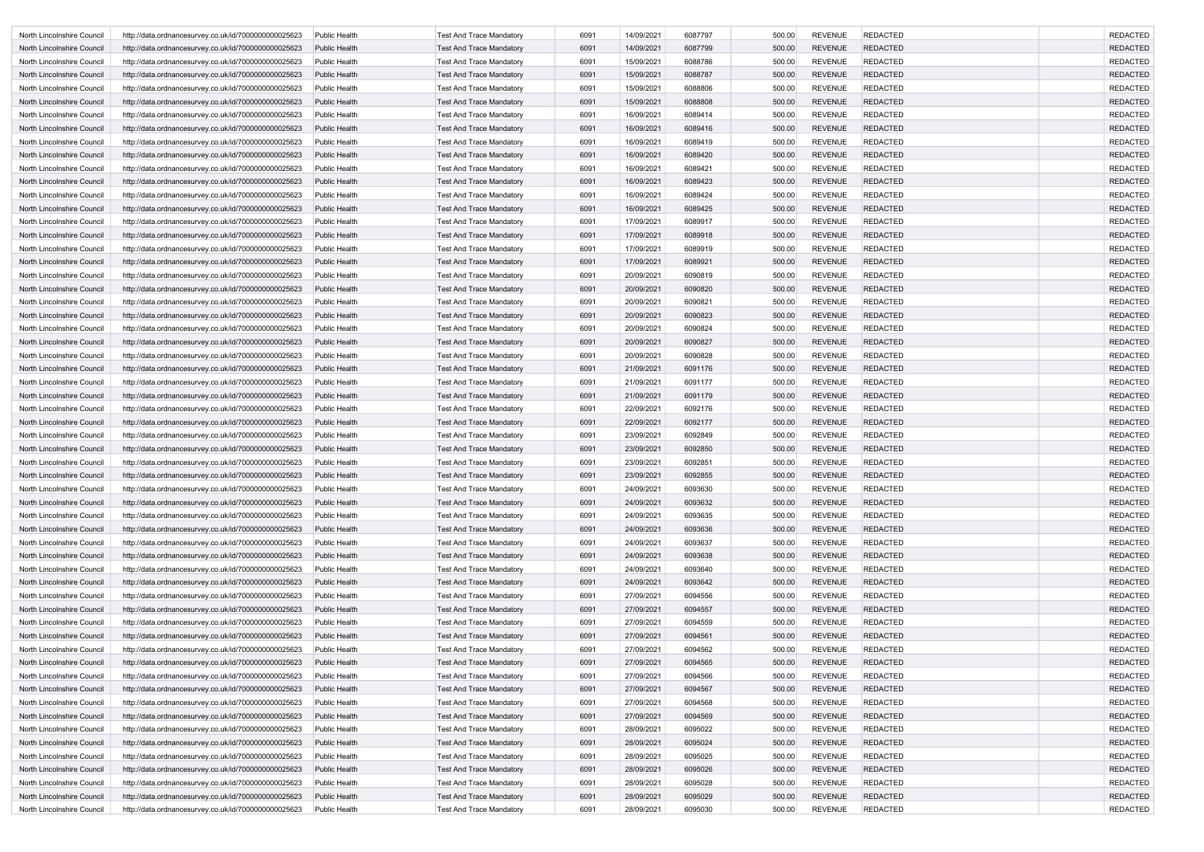| | | | | | | | | | | | |
|---|---|---|---|---|---|---|---|---|---|---|---|
| North Lincolnshire Council | http://data.ordnancesurvey.co.uk/id/7000000000025623 | Public Health | Test And Trace Mandatory | 6091 | 14/09/2021 | 6087797 | 500.00 | REVENUE | REDACTED | | REDACTED |
| North Lincolnshire Council | http://data.ordnancesurvey.co.uk/id/7000000000025623 | Public Health | Test And Trace Mandatory | 6091 | 14/09/2021 | 6087799 | 500.00 | REVENUE | REDACTED | | REDACTED |
| North Lincolnshire Council | http://data.ordnancesurvey.co.uk/id/7000000000025623 | Public Health | Test And Trace Mandatory | 6091 | 15/09/2021 | 6088786 | 500.00 | REVENUE | REDACTED | | REDACTED |
| North Lincolnshire Council | http://data.ordnancesurvey.co.uk/id/7000000000025623 | Public Health | Test And Trace Mandatory | 6091 | 15/09/2021 | 6088787 | 500.00 | REVENUE | REDACTED | | REDACTED |
| North Lincolnshire Council | http://data.ordnancesurvey.co.uk/id/7000000000025623 | Public Health | Test And Trace Mandatory | 6091 | 15/09/2021 | 6088806 | 500.00 | REVENUE | REDACTED | | REDACTED |
| North Lincolnshire Council | http://data.ordnancesurvey.co.uk/id/7000000000025623 | Public Health | Test And Trace Mandatory | 6091 | 15/09/2021 | 6088808 | 500.00 | REVENUE | REDACTED | | REDACTED |
| North Lincolnshire Council | http://data.ordnancesurvey.co.uk/id/7000000000025623 | Public Health | Test And Trace Mandatory | 6091 | 16/09/2021 | 6089414 | 500.00 | REVENUE | REDACTED | | REDACTED |
| North Lincolnshire Council | http://data.ordnancesurvey.co.uk/id/7000000000025623 | Public Health | Test And Trace Mandatory | 6091 | 16/09/2021 | 6089416 | 500.00 | REVENUE | REDACTED | | REDACTED |
| North Lincolnshire Council | http://data.ordnancesurvey.co.uk/id/7000000000025623 | Public Health | Test And Trace Mandatory | 6091 | 16/09/2021 | 6089419 | 500.00 | REVENUE | REDACTED | | REDACTED |
| North Lincolnshire Council | http://data.ordnancesurvey.co.uk/id/7000000000025623 | Public Health | Test And Trace Mandatory | 6091 | 16/09/2021 | 6089420 | 500.00 | REVENUE | REDACTED | | REDACTED |
| North Lincolnshire Council | http://data.ordnancesurvey.co.uk/id/7000000000025623 | Public Health | Test And Trace Mandatory | 6091 | 16/09/2021 | 6089421 | 500.00 | REVENUE | REDACTED | | REDACTED |
| North Lincolnshire Council | http://data.ordnancesurvey.co.uk/id/7000000000025623 | Public Health | Test And Trace Mandatory | 6091 | 16/09/2021 | 6089423 | 500.00 | REVENUE | REDACTED | | REDACTED |
| North Lincolnshire Council | http://data.ordnancesurvey.co.uk/id/7000000000025623 | Public Health | Test And Trace Mandatory | 6091 | 16/09/2021 | 6089424 | 500.00 | REVENUE | REDACTED | | REDACTED |
| North Lincolnshire Council | http://data.ordnancesurvey.co.uk/id/7000000000025623 | Public Health | Test And Trace Mandatory | 6091 | 16/09/2021 | 6089425 | 500.00 | REVENUE | REDACTED | | REDACTED |
| North Lincolnshire Council | http://data.ordnancesurvey.co.uk/id/7000000000025623 | Public Health | Test And Trace Mandatory | 6091 | 17/09/2021 | 6089917 | 500.00 | REVENUE | REDACTED | | REDACTED |
| North Lincolnshire Council | http://data.ordnancesurvey.co.uk/id/7000000000025623 | Public Health | Test And Trace Mandatory | 6091 | 17/09/2021 | 6089918 | 500.00 | REVENUE | REDACTED | | REDACTED |
| North Lincolnshire Council | http://data.ordnancesurvey.co.uk/id/7000000000025623 | Public Health | Test And Trace Mandatory | 6091 | 17/09/2021 | 6089919 | 500.00 | REVENUE | REDACTED | | REDACTED |
| North Lincolnshire Council | http://data.ordnancesurvey.co.uk/id/7000000000025623 | Public Health | Test And Trace Mandatory | 6091 | 17/09/2021 | 6089921 | 500.00 | REVENUE | REDACTED | | REDACTED |
| North Lincolnshire Council | http://data.ordnancesurvey.co.uk/id/7000000000025623 | Public Health | Test And Trace Mandatory | 6091 | 20/09/2021 | 6090819 | 500.00 | REVENUE | REDACTED | | REDACTED |
| North Lincolnshire Council | http://data.ordnancesurvey.co.uk/id/7000000000025623 | Public Health | Test And Trace Mandatory | 6091 | 20/09/2021 | 6090820 | 500.00 | REVENUE | REDACTED | | REDACTED |
| North Lincolnshire Council | http://data.ordnancesurvey.co.uk/id/7000000000025623 | Public Health | Test And Trace Mandatory | 6091 | 20/09/2021 | 6090821 | 500.00 | REVENUE | REDACTED | | REDACTED |
| North Lincolnshire Council | http://data.ordnancesurvey.co.uk/id/7000000000025623 | Public Health | Test And Trace Mandatory | 6091 | 20/09/2021 | 6090823 | 500.00 | REVENUE | REDACTED | | REDACTED |
| North Lincolnshire Council | http://data.ordnancesurvey.co.uk/id/7000000000025623 | Public Health | Test And Trace Mandatory | 6091 | 20/09/2021 | 6090824 | 500.00 | REVENUE | REDACTED | | REDACTED |
| North Lincolnshire Council | http://data.ordnancesurvey.co.uk/id/7000000000025623 | Public Health | Test And Trace Mandatory | 6091 | 20/09/2021 | 6090827 | 500.00 | REVENUE | REDACTED | | REDACTED |
| North Lincolnshire Council | http://data.ordnancesurvey.co.uk/id/7000000000025623 | Public Health | Test And Trace Mandatory | 6091 | 20/09/2021 | 6090828 | 500.00 | REVENUE | REDACTED | | REDACTED |
| North Lincolnshire Council | http://data.ordnancesurvey.co.uk/id/7000000000025623 | Public Health | Test And Trace Mandatory | 6091 | 21/09/2021 | 6091176 | 500.00 | REVENUE | REDACTED | | REDACTED |
| North Lincolnshire Council | http://data.ordnancesurvey.co.uk/id/7000000000025623 | Public Health | Test And Trace Mandatory | 6091 | 21/09/2021 | 6091177 | 500.00 | REVENUE | REDACTED | | REDACTED |
| North Lincolnshire Council | http://data.ordnancesurvey.co.uk/id/7000000000025623 | Public Health | Test And Trace Mandatory | 6091 | 21/09/2021 | 6091179 | 500.00 | REVENUE | REDACTED | | REDACTED |
| North Lincolnshire Council | http://data.ordnancesurvey.co.uk/id/7000000000025623 | Public Health | Test And Trace Mandatory | 6091 | 22/09/2021 | 6092176 | 500.00 | REVENUE | REDACTED | | REDACTED |
| North Lincolnshire Council | http://data.ordnancesurvey.co.uk/id/7000000000025623 | Public Health | Test And Trace Mandatory | 6091 | 22/09/2021 | 6092177 | 500.00 | REVENUE | REDACTED | | REDACTED |
| North Lincolnshire Council | http://data.ordnancesurvey.co.uk/id/7000000000025623 | Public Health | Test And Trace Mandatory | 6091 | 23/09/2021 | 6092849 | 500.00 | REVENUE | REDACTED | | REDACTED |
| North Lincolnshire Council | http://data.ordnancesurvey.co.uk/id/7000000000025623 | Public Health | Test And Trace Mandatory | 6091 | 23/09/2021 | 6092850 | 500.00 | REVENUE | REDACTED | | REDACTED |
| North Lincolnshire Council | http://data.ordnancesurvey.co.uk/id/7000000000025623 | Public Health | Test And Trace Mandatory | 6091 | 23/09/2021 | 6092851 | 500.00 | REVENUE | REDACTED | | REDACTED |
| North Lincolnshire Council | http://data.ordnancesurvey.co.uk/id/7000000000025623 | Public Health | Test And Trace Mandatory | 6091 | 23/09/2021 | 6092855 | 500.00 | REVENUE | REDACTED | | REDACTED |
| North Lincolnshire Council | http://data.ordnancesurvey.co.uk/id/7000000000025623 | Public Health | Test And Trace Mandatory | 6091 | 24/09/2021 | 6093630 | 500.00 | REVENUE | REDACTED | | REDACTED |
| North Lincolnshire Council | http://data.ordnancesurvey.co.uk/id/7000000000025623 | Public Health | Test And Trace Mandatory | 6091 | 24/09/2021 | 6093632 | 500.00 | REVENUE | REDACTED | | REDACTED |
| North Lincolnshire Council | http://data.ordnancesurvey.co.uk/id/7000000000025623 | Public Health | Test And Trace Mandatory | 6091 | 24/09/2021 | 6093635 | 500.00 | REVENUE | REDACTED | | REDACTED |
| North Lincolnshire Council | http://data.ordnancesurvey.co.uk/id/7000000000025623 | Public Health | Test And Trace Mandatory | 6091 | 24/09/2021 | 6093636 | 500.00 | REVENUE | REDACTED | | REDACTED |
| North Lincolnshire Council | http://data.ordnancesurvey.co.uk/id/7000000000025623 | Public Health | Test And Trace Mandatory | 6091 | 24/09/2021 | 6093637 | 500.00 | REVENUE | REDACTED | | REDACTED |
| North Lincolnshire Council | http://data.ordnancesurvey.co.uk/id/7000000000025623 | Public Health | Test And Trace Mandatory | 6091 | 24/09/2021 | 6093638 | 500.00 | REVENUE | REDACTED | | REDACTED |
| North Lincolnshire Council | http://data.ordnancesurvey.co.uk/id/7000000000025623 | Public Health | Test And Trace Mandatory | 6091 | 24/09/2021 | 6093640 | 500.00 | REVENUE | REDACTED | | REDACTED |
| North Lincolnshire Council | http://data.ordnancesurvey.co.uk/id/7000000000025623 | Public Health | Test And Trace Mandatory | 6091 | 24/09/2021 | 6093642 | 500.00 | REVENUE | REDACTED | | REDACTED |
| North Lincolnshire Council | http://data.ordnancesurvey.co.uk/id/7000000000025623 | Public Health | Test And Trace Mandatory | 6091 | 27/09/2021 | 6094556 | 500.00 | REVENUE | REDACTED | | REDACTED |
| North Lincolnshire Council | http://data.ordnancesurvey.co.uk/id/7000000000025623 | Public Health | Test And Trace Mandatory | 6091 | 27/09/2021 | 6094557 | 500.00 | REVENUE | REDACTED | | REDACTED |
| North Lincolnshire Council | http://data.ordnancesurvey.co.uk/id/7000000000025623 | Public Health | Test And Trace Mandatory | 6091 | 27/09/2021 | 6094559 | 500.00 | REVENUE | REDACTED | | REDACTED |
| North Lincolnshire Council | http://data.ordnancesurvey.co.uk/id/7000000000025623 | Public Health | Test And Trace Mandatory | 6091 | 27/09/2021 | 6094561 | 500.00 | REVENUE | REDACTED | | REDACTED |
| North Lincolnshire Council | http://data.ordnancesurvey.co.uk/id/7000000000025623 | Public Health | Test And Trace Mandatory | 6091 | 27/09/2021 | 6094562 | 500.00 | REVENUE | REDACTED | | REDACTED |
| North Lincolnshire Council | http://data.ordnancesurvey.co.uk/id/7000000000025623 | Public Health | Test And Trace Mandatory | 6091 | 27/09/2021 | 6094565 | 500.00 | REVENUE | REDACTED | | REDACTED |
| North Lincolnshire Council | http://data.ordnancesurvey.co.uk/id/7000000000025623 | Public Health | Test And Trace Mandatory | 6091 | 27/09/2021 | 6094566 | 500.00 | REVENUE | REDACTED | | REDACTED |
| North Lincolnshire Council | http://data.ordnancesurvey.co.uk/id/7000000000025623 | Public Health | Test And Trace Mandatory | 6091 | 27/09/2021 | 6094567 | 500.00 | REVENUE | REDACTED | | REDACTED |
| North Lincolnshire Council | http://data.ordnancesurvey.co.uk/id/7000000000025623 | Public Health | Test And Trace Mandatory | 6091 | 27/09/2021 | 6094568 | 500.00 | REVENUE | REDACTED | | REDACTED |
| North Lincolnshire Council | http://data.ordnancesurvey.co.uk/id/7000000000025623 | Public Health | Test And Trace Mandatory | 6091 | 27/09/2021 | 6094569 | 500.00 | REVENUE | REDACTED | | REDACTED |
| North Lincolnshire Council | http://data.ordnancesurvey.co.uk/id/7000000000025623 | Public Health | Test And Trace Mandatory | 6091 | 28/09/2021 | 6095022 | 500.00 | REVENUE | REDACTED | | REDACTED |
| North Lincolnshire Council | http://data.ordnancesurvey.co.uk/id/7000000000025623 | Public Health | Test And Trace Mandatory | 6091 | 28/09/2021 | 6095024 | 500.00 | REVENUE | REDACTED | | REDACTED |
| North Lincolnshire Council | http://data.ordnancesurvey.co.uk/id/7000000000025623 | Public Health | Test And Trace Mandatory | 6091 | 28/09/2021 | 6095025 | 500.00 | REVENUE | REDACTED | | REDACTED |
| North Lincolnshire Council | http://data.ordnancesurvey.co.uk/id/7000000000025623 | Public Health | Test And Trace Mandatory | 6091 | 28/09/2021 | 6095026 | 500.00 | REVENUE | REDACTED | | REDACTED |
| North Lincolnshire Council | http://data.ordnancesurvey.co.uk/id/7000000000025623 | Public Health | Test And Trace Mandatory | 6091 | 28/09/2021 | 6095028 | 500.00 | REVENUE | REDACTED | | REDACTED |
| North Lincolnshire Council | http://data.ordnancesurvey.co.uk/id/7000000000025623 | Public Health | Test And Trace Mandatory | 6091 | 28/09/2021 | 6095029 | 500.00 | REVENUE | REDACTED | | REDACTED |
| North Lincolnshire Council | http://data.ordnancesurvey.co.uk/id/7000000000025623 | Public Health | Test And Trace Mandatory | 6091 | 28/09/2021 | 6095030 | 500.00 | REVENUE | REDACTED | | REDACTED |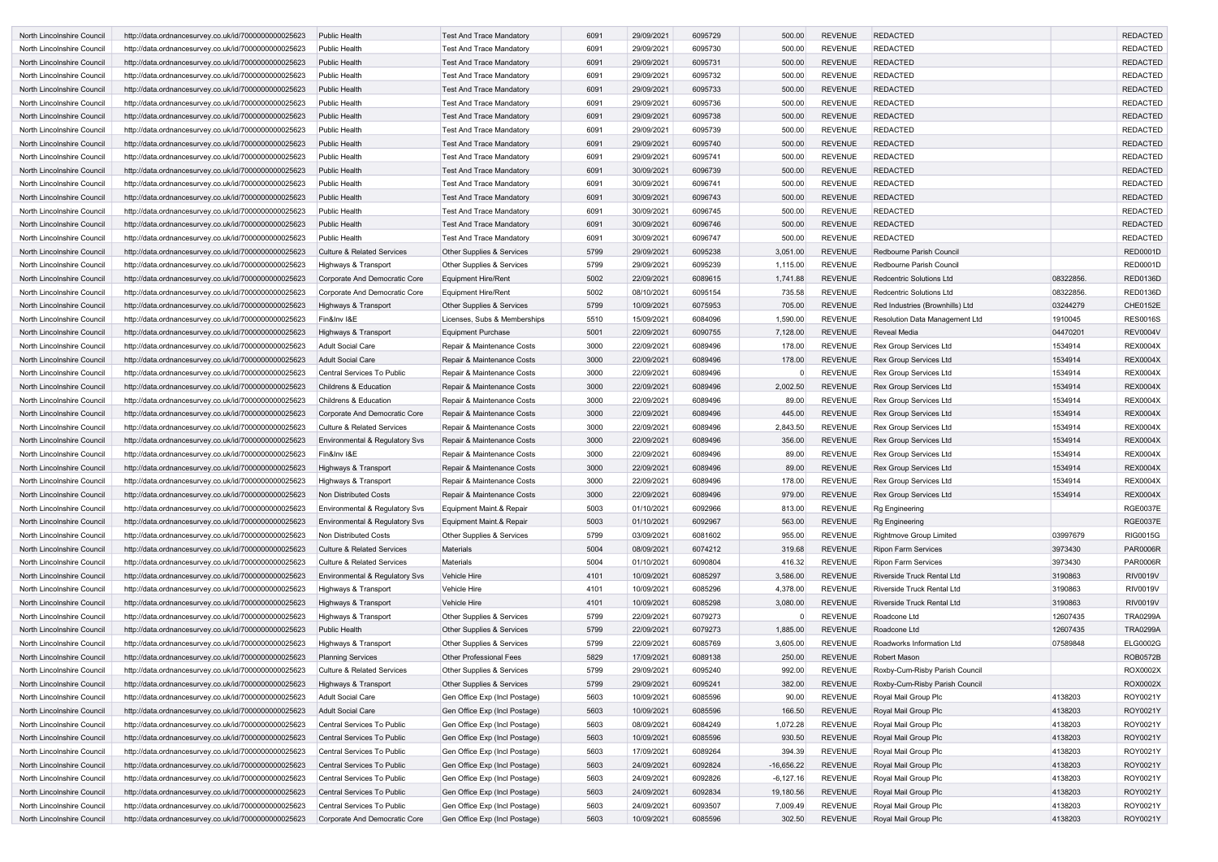| North Lincolnshire Council | http://data.ordnancesurvey.co.uk/id/7000000000025623 | Public Health | Test And Trace Mandatory | 6091 | 29/09/2021 | 6095729 | 500.00 | REVENUE | REDACTED | | REDACTED |
|---|---|---|---|---|---|---|---|---|---|---|---|
| North Lincolnshire Council | http://data.ordnancesurvey.co.uk/id/7000000000025623 | Public Health | Test And Trace Mandatory | 6091 | 29/09/2021 | 6095730 | 500.00 | REVENUE | REDACTED | | REDACTED |
| North Lincolnshire Council | http://data.ordnancesurvey.co.uk/id/7000000000025623 | Public Health | Test And Trace Mandatory | 6091 | 29/09/2021 | 6095731 | 500.00 | REVENUE | REDACTED | | REDACTED |
| North Lincolnshire Council | http://data.ordnancesurvey.co.uk/id/7000000000025623 | Public Health | Test And Trace Mandatory | 6091 | 29/09/2021 | 6095732 | 500.00 | REVENUE | REDACTED | | REDACTED |
| North Lincolnshire Council | http://data.ordnancesurvey.co.uk/id/7000000000025623 | Public Health | Test And Trace Mandatory | 6091 | 29/09/2021 | 6095733 | 500.00 | REVENUE | REDACTED | | REDACTED |
| North Lincolnshire Council | http://data.ordnancesurvey.co.uk/id/7000000000025623 | Public Health | Test And Trace Mandatory | 6091 | 29/09/2021 | 6095736 | 500.00 | REVENUE | REDACTED | | REDACTED |
| North Lincolnshire Council | http://data.ordnancesurvey.co.uk/id/7000000000025623 | Public Health | Test And Trace Mandatory | 6091 | 29/09/2021 | 6095738 | 500.00 | REVENUE | REDACTED | | REDACTED |
| North Lincolnshire Council | http://data.ordnancesurvey.co.uk/id/7000000000025623 | Public Health | Test And Trace Mandatory | 6091 | 29/09/2021 | 6095739 | 500.00 | REVENUE | REDACTED | | REDACTED |
| North Lincolnshire Council | http://data.ordnancesurvey.co.uk/id/7000000000025623 | Public Health | Test And Trace Mandatory | 6091 | 29/09/2021 | 6095740 | 500.00 | REVENUE | REDACTED | | REDACTED |
| North Lincolnshire Council | http://data.ordnancesurvey.co.uk/id/7000000000025623 | Public Health | Test And Trace Mandatory | 6091 | 29/09/2021 | 6095741 | 500.00 | REVENUE | REDACTED | | REDACTED |
| North Lincolnshire Council | http://data.ordnancesurvey.co.uk/id/7000000000025623 | Public Health | Test And Trace Mandatory | 6091 | 30/09/2021 | 6096739 | 500.00 | REVENUE | REDACTED | | REDACTED |
| North Lincolnshire Council | http://data.ordnancesurvey.co.uk/id/7000000000025623 | Public Health | Test And Trace Mandatory | 6091 | 30/09/2021 | 6096741 | 500.00 | REVENUE | REDACTED | | REDACTED |
| North Lincolnshire Council | http://data.ordnancesurvey.co.uk/id/7000000000025623 | Public Health | Test And Trace Mandatory | 6091 | 30/09/2021 | 6096743 | 500.00 | REVENUE | REDACTED | | REDACTED |
| North Lincolnshire Council | http://data.ordnancesurvey.co.uk/id/7000000000025623 | Public Health | Test And Trace Mandatory | 6091 | 30/09/2021 | 6096745 | 500.00 | REVENUE | REDACTED | | REDACTED |
| North Lincolnshire Council | http://data.ordnancesurvey.co.uk/id/7000000000025623 | Public Health | Test And Trace Mandatory | 6091 | 30/09/2021 | 6096746 | 500.00 | REVENUE | REDACTED | | REDACTED |
| North Lincolnshire Council | http://data.ordnancesurvey.co.uk/id/7000000000025623 | Public Health | Test And Trace Mandatory | 6091 | 30/09/2021 | 6096747 | 500.00 | REVENUE | REDACTED | | REDACTED |
| North Lincolnshire Council | http://data.ordnancesurvey.co.uk/id/7000000000025623 | Culture & Related Services | Other Supplies & Services | 5799 | 29/09/2021 | 6095238 | 3,051.00 | REVENUE | Redbourne Parish Council | | RED0001D |
| North Lincolnshire Council | http://data.ordnancesurvey.co.uk/id/7000000000025623 | Highways & Transport | Other Supplies & Services | 5799 | 29/09/2021 | 6095239 | 1,115.00 | REVENUE | Redbourne Parish Council | | RED0001D |
| North Lincolnshire Council | http://data.ordnancesurvey.co.uk/id/7000000000025623 | Corporate And Democratic Core | Equipment Hire/Rent | 5002 | 22/09/2021 | 6089615 | 1,741.88 | REVENUE | Redcentric Solutions Ltd | 08322856. | RED0136D |
| North Lincolnshire Council | http://data.ordnancesurvey.co.uk/id/7000000000025623 | Corporate And Democratic Core | Equipment Hire/Rent | 5002 | 08/10/2021 | 6095154 | 735.58 | REVENUE | Redcentric Solutions Ltd | 08322856. | RED0136D |
| North Lincolnshire Council | http://data.ordnancesurvey.co.uk/id/7000000000025623 | Highways & Transport | Other Supplies & Services | 5799 | 10/09/2021 | 6075953 | 705.00 | REVENUE | Red Industries (Brownhills) Ltd | 03244279 | CHE0152E |
| North Lincolnshire Council | http://data.ordnancesurvey.co.uk/id/7000000000025623 | Fin&Inv I&E | Licenses, Subs & Memberships | 5510 | 15/09/2021 | 6084096 | 1,590.00 | REVENUE | Resolution Data Management Ltd | 1910045 | RES0016S |
| North Lincolnshire Council | http://data.ordnancesurvey.co.uk/id/7000000000025623 | Highways & Transport | Equipment Purchase | 5001 | 22/09/2021 | 6090755 | 7,128.00 | REVENUE | Reveal Media | 04470201 | REV0004V |
| North Lincolnshire Council | http://data.ordnancesurvey.co.uk/id/7000000000025623 | Adult Social Care | Repair & Maintenance Costs | 3000 | 22/09/2021 | 6089496 | 178.00 | REVENUE | Rex Group Services Ltd | 1534914 | REX0004X |
| North Lincolnshire Council | http://data.ordnancesurvey.co.uk/id/7000000000025623 | Adult Social Care | Repair & Maintenance Costs | 3000 | 22/09/2021 | 6089496 | 178.00 | REVENUE | Rex Group Services Ltd | 1534914 | REX0004X |
| North Lincolnshire Council | http://data.ordnancesurvey.co.uk/id/7000000000025623 | Central Services To Public | Repair & Maintenance Costs | 3000 | 22/09/2021 | 6089496 | 0 | REVENUE | Rex Group Services Ltd | 1534914 | REX0004X |
| North Lincolnshire Council | http://data.ordnancesurvey.co.uk/id/7000000000025623 | Childrens & Education | Repair & Maintenance Costs | 3000 | 22/09/2021 | 6089496 | 2,002.50 | REVENUE | Rex Group Services Ltd | 1534914 | REX0004X |
| North Lincolnshire Council | http://data.ordnancesurvey.co.uk/id/7000000000025623 | Childrens & Education | Repair & Maintenance Costs | 3000 | 22/09/2021 | 6089496 | 89.00 | REVENUE | Rex Group Services Ltd | 1534914 | REX0004X |
| North Lincolnshire Council | http://data.ordnancesurvey.co.uk/id/7000000000025623 | Corporate And Democratic Core | Repair & Maintenance Costs | 3000 | 22/09/2021 | 6089496 | 445.00 | REVENUE | Rex Group Services Ltd | 1534914 | REX0004X |
| North Lincolnshire Council | http://data.ordnancesurvey.co.uk/id/7000000000025623 | Culture & Related Services | Repair & Maintenance Costs | 3000 | 22/09/2021 | 6089496 | 2,843.50 | REVENUE | Rex Group Services Ltd | 1534914 | REX0004X |
| North Lincolnshire Council | http://data.ordnancesurvey.co.uk/id/7000000000025623 | Environmental & Regulatory Svs | Repair & Maintenance Costs | 3000 | 22/09/2021 | 6089496 | 356.00 | REVENUE | Rex Group Services Ltd | 1534914 | REX0004X |
| North Lincolnshire Council | http://data.ordnancesurvey.co.uk/id/7000000000025623 | Fin&Inv I&E | Repair & Maintenance Costs | 3000 | 22/09/2021 | 6089496 | 89.00 | REVENUE | Rex Group Services Ltd | 1534914 | REX0004X |
| North Lincolnshire Council | http://data.ordnancesurvey.co.uk/id/7000000000025623 | Highways & Transport | Repair & Maintenance Costs | 3000 | 22/09/2021 | 6089496 | 89.00 | REVENUE | Rex Group Services Ltd | 1534914 | REX0004X |
| North Lincolnshire Council | http://data.ordnancesurvey.co.uk/id/7000000000025623 | Highways & Transport | Repair & Maintenance Costs | 3000 | 22/09/2021 | 6089496 | 178.00 | REVENUE | Rex Group Services Ltd | 1534914 | REX0004X |
| North Lincolnshire Council | http://data.ordnancesurvey.co.uk/id/7000000000025623 | Non Distributed Costs | Repair & Maintenance Costs | 3000 | 22/09/2021 | 6089496 | 979.00 | REVENUE | Rex Group Services Ltd | 1534914 | REX0004X |
| North Lincolnshire Council | http://data.ordnancesurvey.co.uk/id/7000000000025623 | Environmental & Regulatory Svs | Equipment Maint.& Repair | 5003 | 01/10/2021 | 6092966 | 813.00 | REVENUE | Rg Engineering | | RGE0037E |
| North Lincolnshire Council | http://data.ordnancesurvey.co.uk/id/7000000000025623 | Environmental & Regulatory Svs | Equipment Maint.& Repair | 5003 | 01/10/2021 | 6092967 | 563.00 | REVENUE | Rg Engineering | | RGE0037E |
| North Lincolnshire Council | http://data.ordnancesurvey.co.uk/id/7000000000025623 | Non Distributed Costs | Other Supplies & Services | 5799 | 03/09/2021 | 6081602 | 955.00 | REVENUE | Rightmove Group Limited | 03997679 | RIG0015G |
| North Lincolnshire Council | http://data.ordnancesurvey.co.uk/id/7000000000025623 | Culture & Related Services | Materials | 5004 | 08/09/2021 | 6074212 | 319.68 | REVENUE | Ripon Farm Services | 3973430 | PAR0006R |
| North Lincolnshire Council | http://data.ordnancesurvey.co.uk/id/7000000000025623 | Culture & Related Services | Materials | 5004 | 01/10/2021 | 6090804 | 416.32 | REVENUE | Ripon Farm Services | 3973430 | PAR0006R |
| North Lincolnshire Council | http://data.ordnancesurvey.co.uk/id/7000000000025623 | Environmental & Regulatory Svs | Vehicle Hire | 4101 | 10/09/2021 | 6085297 | 3,586.00 | REVENUE | Riverside Truck Rental Ltd | 3190863 | RIV0019V |
| North Lincolnshire Council | http://data.ordnancesurvey.co.uk/id/7000000000025623 | Highways & Transport | Vehicle Hire | 4101 | 10/09/2021 | 6085296 | 4,378.00 | REVENUE | Riverside Truck Rental Ltd | 3190863 | RIV0019V |
| North Lincolnshire Council | http://data.ordnancesurvey.co.uk/id/7000000000025623 | Highways & Transport | Vehicle Hire | 4101 | 10/09/2021 | 6085298 | 3,080.00 | REVENUE | Riverside Truck Rental Ltd | 3190863 | RIV0019V |
| North Lincolnshire Council | http://data.ordnancesurvey.co.uk/id/7000000000025623 | Highways & Transport | Other Supplies & Services | 5799 | 22/09/2021 | 6079273 | 0 | REVENUE | Roadcone Ltd | 12607435 | TRA0299A |
| North Lincolnshire Council | http://data.ordnancesurvey.co.uk/id/7000000000025623 | Public Health | Other Supplies & Services | 5799 | 22/09/2021 | 6079273 | 1,885.00 | REVENUE | Roadcone Ltd | 12607435 | TRA0299A |
| North Lincolnshire Council | http://data.ordnancesurvey.co.uk/id/7000000000025623 | Highways & Transport | Other Supplies & Services | 5799 | 22/09/2021 | 6085769 | 3,605.00 | REVENUE | Roadworks Information Ltd | 07589848 | ELG0002G |
| North Lincolnshire Council | http://data.ordnancesurvey.co.uk/id/7000000000025623 | Planning Services | Other Professional Fees | 5829 | 17/09/2021 | 6089138 | 250.00 | REVENUE | Robert Mason | | ROB0572B |
| North Lincolnshire Council | http://data.ordnancesurvey.co.uk/id/7000000000025623 | Culture & Related Services | Other Supplies & Services | 5799 | 29/09/2021 | 6095240 | 992.00 | REVENUE | Roxby-Cum-Risby Parish Council | | ROX0002X |
| North Lincolnshire Council | http://data.ordnancesurvey.co.uk/id/7000000000025623 | Highways & Transport | Other Supplies & Services | 5799 | 29/09/2021 | 6095241 | 382.00 | REVENUE | Roxby-Cum-Risby Parish Council | | ROX0002X |
| North Lincolnshire Council | http://data.ordnancesurvey.co.uk/id/7000000000025623 | Adult Social Care | Gen Office Exp (Incl Postage) | 5603 | 10/09/2021 | 6085596 | 90.00 | REVENUE | Royal Mail Group Plc | 4138203 | ROY0021Y |
| North Lincolnshire Council | http://data.ordnancesurvey.co.uk/id/7000000000025623 | Adult Social Care | Gen Office Exp (Incl Postage) | 5603 | 10/09/2021 | 6085596 | 166.50 | REVENUE | Royal Mail Group Plc | 4138203 | ROY0021Y |
| North Lincolnshire Council | http://data.ordnancesurvey.co.uk/id/7000000000025623 | Central Services To Public | Gen Office Exp (Incl Postage) | 5603 | 08/09/2021 | 6084249 | 1,072.28 | REVENUE | Royal Mail Group Plc | 4138203 | ROY0021Y |
| North Lincolnshire Council | http://data.ordnancesurvey.co.uk/id/7000000000025623 | Central Services To Public | Gen Office Exp (Incl Postage) | 5603 | 10/09/2021 | 6085596 | 930.50 | REVENUE | Royal Mail Group Plc | 4138203 | ROY0021Y |
| North Lincolnshire Council | http://data.ordnancesurvey.co.uk/id/7000000000025623 | Central Services To Public | Gen Office Exp (Incl Postage) | 5603 | 17/09/2021 | 6089264 | 394.39 | REVENUE | Royal Mail Group Plc | 4138203 | ROY0021Y |
| North Lincolnshire Council | http://data.ordnancesurvey.co.uk/id/7000000000025623 | Central Services To Public | Gen Office Exp (Incl Postage) | 5603 | 24/09/2021 | 6092824 | -16,656.22 | REVENUE | Royal Mail Group Plc | 4138203 | ROY0021Y |
| North Lincolnshire Council | http://data.ordnancesurvey.co.uk/id/7000000000025623 | Central Services To Public | Gen Office Exp (Incl Postage) | 5603 | 24/09/2021 | 6092826 | -6,127.16 | REVENUE | Royal Mail Group Plc | 4138203 | ROY0021Y |
| North Lincolnshire Council | http://data.ordnancesurvey.co.uk/id/7000000000025623 | Central Services To Public | Gen Office Exp (Incl Postage) | 5603 | 24/09/2021 | 6092834 | 19,180.56 | REVENUE | Royal Mail Group Plc | 4138203 | ROY0021Y |
| North Lincolnshire Council | http://data.ordnancesurvey.co.uk/id/7000000000025623 | Central Services To Public | Gen Office Exp (Incl Postage) | 5603 | 24/09/2021 | 6093507 | 7,009.49 | REVENUE | Royal Mail Group Plc | 4138203 | ROY0021Y |
| North Lincolnshire Council | http://data.ordnancesurvey.co.uk/id/7000000000025623 | Corporate And Democratic Core | Gen Office Exp (Incl Postage) | 5603 | 10/09/2021 | 6085596 | 302.50 | REVENUE | Royal Mail Group Plc | 4138203 | ROY0021Y |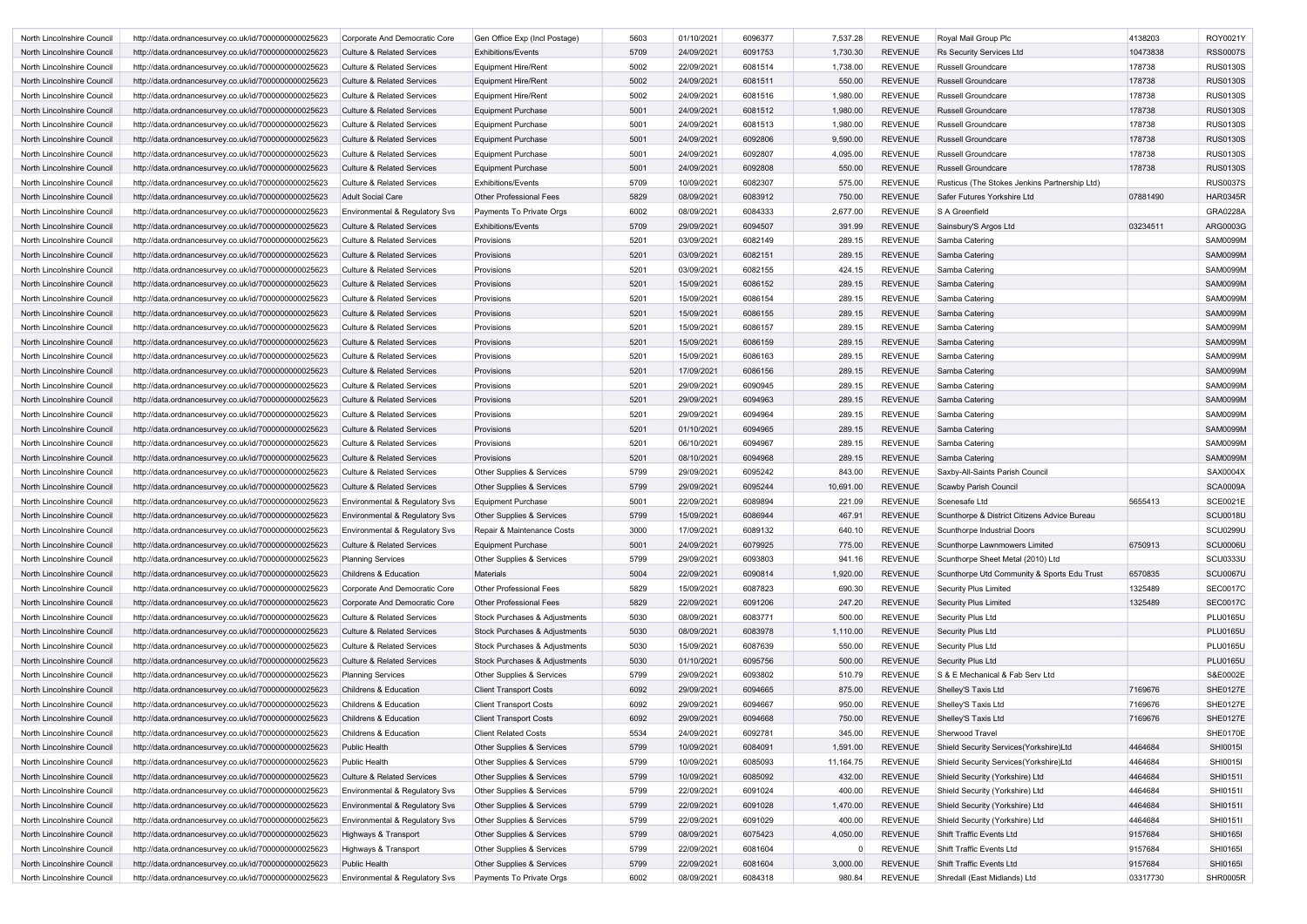| North Lincolnshire Council | http://data.ordnancesurvey.co.uk/id/7000000000025623 | Corporate And Democratic Core | Gen Office Exp (Incl Postage) | 5603 | 01/10/2021 | 6096377 | 7,537.28 | REVENUE | Royal Mail Group Plc | 4138203 | ROY0021Y |
|---|---|---|---|---|---|---|---|---|---|---|---|
| North Lincolnshire Council | http://data.ordnancesurvey.co.uk/id/7000000000025623 | Culture & Related Services | Exhibitions/Events | 5709 | 24/09/2021 | 6091753 | 1,730.30 | REVENUE | Rs Security Services Ltd | 10473838 | RSS0007S |
| North Lincolnshire Council | http://data.ordnancesurvey.co.uk/id/7000000000025623 | Culture & Related Services | Equipment Hire/Rent | 5002 | 22/09/2021 | 6081514 | 1,738.00 | REVENUE | Russell Groundcare | 178738 | RUS0130S |
| North Lincolnshire Council | http://data.ordnancesurvey.co.uk/id/7000000000025623 | Culture & Related Services | Equipment Hire/Rent | 5002 | 24/09/2021 | 6081511 | 550.00 | REVENUE | Russell Groundcare | 178738 | RUS0130S |
| North Lincolnshire Council | http://data.ordnancesurvey.co.uk/id/7000000000025623 | Culture & Related Services | Equipment Hire/Rent | 5002 | 24/09/2021 | 6081516 | 1,980.00 | REVENUE | Russell Groundcare | 178738 | RUS0130S |
| North Lincolnshire Council | http://data.ordnancesurvey.co.uk/id/7000000000025623 | Culture & Related Services | Equipment Purchase | 5001 | 24/09/2021 | 6081512 | 1,980.00 | REVENUE | Russell Groundcare | 178738 | RUS0130S |
| North Lincolnshire Council | http://data.ordnancesurvey.co.uk/id/7000000000025623 | Culture & Related Services | Equipment Purchase | 5001 | 24/09/2021 | 6081513 | 1,980.00 | REVENUE | Russell Groundcare | 178738 | RUS0130S |
| North Lincolnshire Council | http://data.ordnancesurvey.co.uk/id/7000000000025623 | Culture & Related Services | Equipment Purchase | 5001 | 24/09/2021 | 6092806 | 9,590.00 | REVENUE | Russell Groundcare | 178738 | RUS0130S |
| North Lincolnshire Council | http://data.ordnancesurvey.co.uk/id/7000000000025623 | Culture & Related Services | Equipment Purchase | 5001 | 24/09/2021 | 6092807 | 4,095.00 | REVENUE | Russell Groundcare | 178738 | RUS0130S |
| North Lincolnshire Council | http://data.ordnancesurvey.co.uk/id/7000000000025623 | Culture & Related Services | Equipment Purchase | 5001 | 24/09/2021 | 6092808 | 550.00 | REVENUE | Russell Groundcare | 178738 | RUS0130S |
| North Lincolnshire Council | http://data.ordnancesurvey.co.uk/id/7000000000025623 | Culture & Related Services | Exhibitions/Events | 5709 | 10/09/2021 | 6082307 | 575.00 | REVENUE | Rusticus (The Stokes Jenkins Partnership Ltd) | | RUS0037S |
| North Lincolnshire Council | http://data.ordnancesurvey.co.uk/id/7000000000025623 | Adult Social Care | Other Professional Fees | 5829 | 08/09/2021 | 6083912 | 750.00 | REVENUE | Safer Futures Yorkshire Ltd | 07881490 | HAR0345R |
| North Lincolnshire Council | http://data.ordnancesurvey.co.uk/id/7000000000025623 | Environmental & Regulatory Svs | Payments To Private Orgs | 6002 | 08/09/2021 | 6084333 | 2,677.00 | REVENUE | S A Greenfield | | GRA0228A |
| North Lincolnshire Council | http://data.ordnancesurvey.co.uk/id/7000000000025623 | Culture & Related Services | Exhibitions/Events | 5709 | 29/09/2021 | 6094507 | 391.99 | REVENUE | Sainsbury'S Argos Ltd | 03234511 | ARG0003G |
| North Lincolnshire Council | http://data.ordnancesurvey.co.uk/id/7000000000025623 | Culture & Related Services | Provisions | 5201 | 03/09/2021 | 6082149 | 289.15 | REVENUE | Samba Catering | | SAM0099M |
| North Lincolnshire Council | http://data.ordnancesurvey.co.uk/id/7000000000025623 | Culture & Related Services | Provisions | 5201 | 03/09/2021 | 6082151 | 289.15 | REVENUE | Samba Catering | | SAM0099M |
| North Lincolnshire Council | http://data.ordnancesurvey.co.uk/id/7000000000025623 | Culture & Related Services | Provisions | 5201 | 03/09/2021 | 6082155 | 424.15 | REVENUE | Samba Catering | | SAM0099M |
| North Lincolnshire Council | http://data.ordnancesurvey.co.uk/id/7000000000025623 | Culture & Related Services | Provisions | 5201 | 15/09/2021 | 6086152 | 289.15 | REVENUE | Samba Catering | | SAM0099M |
| North Lincolnshire Council | http://data.ordnancesurvey.co.uk/id/7000000000025623 | Culture & Related Services | Provisions | 5201 | 15/09/2021 | 6086154 | 289.15 | REVENUE | Samba Catering | | SAM0099M |
| North Lincolnshire Council | http://data.ordnancesurvey.co.uk/id/7000000000025623 | Culture & Related Services | Provisions | 5201 | 15/09/2021 | 6086155 | 289.15 | REVENUE | Samba Catering | | SAM0099M |
| North Lincolnshire Council | http://data.ordnancesurvey.co.uk/id/7000000000025623 | Culture & Related Services | Provisions | 5201 | 15/09/2021 | 6086157 | 289.15 | REVENUE | Samba Catering | | SAM0099M |
| North Lincolnshire Council | http://data.ordnancesurvey.co.uk/id/7000000000025623 | Culture & Related Services | Provisions | 5201 | 15/09/2021 | 6086159 | 289.15 | REVENUE | Samba Catering | | SAM0099M |
| North Lincolnshire Council | http://data.ordnancesurvey.co.uk/id/7000000000025623 | Culture & Related Services | Provisions | 5201 | 15/09/2021 | 6086163 | 289.15 | REVENUE | Samba Catering | | SAM0099M |
| North Lincolnshire Council | http://data.ordnancesurvey.co.uk/id/7000000000025623 | Culture & Related Services | Provisions | 5201 | 17/09/2021 | 6086156 | 289.15 | REVENUE | Samba Catering | | SAM0099M |
| North Lincolnshire Council | http://data.ordnancesurvey.co.uk/id/7000000000025623 | Culture & Related Services | Provisions | 5201 | 29/09/2021 | 6090945 | 289.15 | REVENUE | Samba Catering | | SAM0099M |
| North Lincolnshire Council | http://data.ordnancesurvey.co.uk/id/7000000000025623 | Culture & Related Services | Provisions | 5201 | 29/09/2021 | 6094963 | 289.15 | REVENUE | Samba Catering | | SAM0099M |
| North Lincolnshire Council | http://data.ordnancesurvey.co.uk/id/7000000000025623 | Culture & Related Services | Provisions | 5201 | 29/09/2021 | 6094964 | 289.15 | REVENUE | Samba Catering | | SAM0099M |
| North Lincolnshire Council | http://data.ordnancesurvey.co.uk/id/7000000000025623 | Culture & Related Services | Provisions | 5201 | 01/10/2021 | 6094965 | 289.15 | REVENUE | Samba Catering | | SAM0099M |
| North Lincolnshire Council | http://data.ordnancesurvey.co.uk/id/7000000000025623 | Culture & Related Services | Provisions | 5201 | 06/10/2021 | 6094967 | 289.15 | REVENUE | Samba Catering | | SAM0099M |
| North Lincolnshire Council | http://data.ordnancesurvey.co.uk/id/7000000000025623 | Culture & Related Services | Provisions | 5201 | 08/10/2021 | 6094968 | 289.15 | REVENUE | Samba Catering | | SAM0099M |
| North Lincolnshire Council | http://data.ordnancesurvey.co.uk/id/7000000000025623 | Culture & Related Services | Other Supplies & Services | 5799 | 29/09/2021 | 6095242 | 843.00 | REVENUE | Saxby-All-Saints Parish Council | | SAX0004X |
| North Lincolnshire Council | http://data.ordnancesurvey.co.uk/id/7000000000025623 | Culture & Related Services | Other Supplies & Services | 5799 | 29/09/2021 | 6095244 | 10,691.00 | REVENUE | Scawby Parish Council | | SCA0009A |
| North Lincolnshire Council | http://data.ordnancesurvey.co.uk/id/7000000000025623 | Environmental & Regulatory Svs | Equipment Purchase | 5001 | 22/09/2021 | 6089894 | 221.09 | REVENUE | Scenesafe Ltd | 5655413 | SCE0021E |
| North Lincolnshire Council | http://data.ordnancesurvey.co.uk/id/7000000000025623 | Environmental & Regulatory Svs | Other Supplies & Services | 5799 | 15/09/2021 | 6086944 | 467.91 | REVENUE | Scunthorpe & District Citizens Advice Bureau | | SCU0018U |
| North Lincolnshire Council | http://data.ordnancesurvey.co.uk/id/7000000000025623 | Environmental & Regulatory Svs | Repair & Maintenance Costs | 3000 | 17/09/2021 | 6089132 | 640.10 | REVENUE | Scunthorpe Industrial Doors | | SCU0299U |
| North Lincolnshire Council | http://data.ordnancesurvey.co.uk/id/7000000000025623 | Culture & Related Services | Equipment Purchase | 5001 | 24/09/2021 | 6079925 | 775.00 | REVENUE | Scunthorpe Lawnmowers Limited | 6750913 | SCU0006U |
| North Lincolnshire Council | http://data.ordnancesurvey.co.uk/id/7000000000025623 | Planning Services | Other Supplies & Services | 5799 | 29/09/2021 | 6093803 | 941.16 | REVENUE | Scunthorpe Sheet Metal (2010) Ltd | | SCU0333U |
| North Lincolnshire Council | http://data.ordnancesurvey.co.uk/id/7000000000025623 | Childrens & Education | Materials | 5004 | 22/09/2021 | 6090814 | 1,920.00 | REVENUE | Scunthorpe Utd Community & Sports Edu Trust | 6570835 | SCU0067U |
| North Lincolnshire Council | http://data.ordnancesurvey.co.uk/id/7000000000025623 | Corporate And Democratic Core | Other Professional Fees | 5829 | 15/09/2021 | 6087823 | 690.30 | REVENUE | Security Plus Limited | 1325489 | SEC0017C |
| North Lincolnshire Council | http://data.ordnancesurvey.co.uk/id/7000000000025623 | Corporate And Democratic Core | Other Professional Fees | 5829 | 22/09/2021 | 6091206 | 247.20 | REVENUE | Security Plus Limited | 1325489 | SEC0017C |
| North Lincolnshire Council | http://data.ordnancesurvey.co.uk/id/7000000000025623 | Culture & Related Services | Stock Purchases & Adjustments | 5030 | 08/09/2021 | 6083771 | 500.00 | REVENUE | Security Plus Ltd | | PLU0165U |
| North Lincolnshire Council | http://data.ordnancesurvey.co.uk/id/7000000000025623 | Culture & Related Services | Stock Purchases & Adjustments | 5030 | 08/09/2021 | 6083978 | 1,110.00 | REVENUE | Security Plus Ltd | | PLU0165U |
| North Lincolnshire Council | http://data.ordnancesurvey.co.uk/id/7000000000025623 | Culture & Related Services | Stock Purchases & Adjustments | 5030 | 15/09/2021 | 6087639 | 550.00 | REVENUE | Security Plus Ltd | | PLU0165U |
| North Lincolnshire Council | http://data.ordnancesurvey.co.uk/id/7000000000025623 | Culture & Related Services | Stock Purchases & Adjustments | 5030 | 01/10/2021 | 6095756 | 500.00 | REVENUE | Security Plus Ltd | | PLU0165U |
| North Lincolnshire Council | http://data.ordnancesurvey.co.uk/id/7000000000025623 | Planning Services | Other Supplies & Services | 5799 | 29/09/2021 | 6093802 | 510.79 | REVENUE | S & E Mechanical & Fab Serv Ltd | | S&E0002E |
| North Lincolnshire Council | http://data.ordnancesurvey.co.uk/id/7000000000025623 | Childrens & Education | Client Transport Costs | 6092 | 29/09/2021 | 6094665 | 875.00 | REVENUE | Shelley'S Taxis Ltd | 7169676 | SHE0127E |
| North Lincolnshire Council | http://data.ordnancesurvey.co.uk/id/7000000000025623 | Childrens & Education | Client Transport Costs | 6092 | 29/09/2021 | 6094667 | 950.00 | REVENUE | Shelley'S Taxis Ltd | 7169676 | SHE0127E |
| North Lincolnshire Council | http://data.ordnancesurvey.co.uk/id/7000000000025623 | Childrens & Education | Client Transport Costs | 6092 | 29/09/2021 | 6094668 | 750.00 | REVENUE | Shelley'S Taxis Ltd | 7169676 | SHE0127E |
| North Lincolnshire Council | http://data.ordnancesurvey.co.uk/id/7000000000025623 | Childrens & Education | Client Related Costs | 5534 | 24/09/2021 | 6092781 | 345.00 | REVENUE | Sherwood Travel | | SHE0170E |
| North Lincolnshire Council | http://data.ordnancesurvey.co.uk/id/7000000000025623 | Public Health | Other Supplies & Services | 5799 | 10/09/2021 | 6084091 | 1,591.00 | REVENUE | Shield Security Services(Yorkshire)Ltd | 4464684 | SHI0015I |
| North Lincolnshire Council | http://data.ordnancesurvey.co.uk/id/7000000000025623 | Public Health | Other Supplies & Services | 5799 | 10/09/2021 | 6085093 | 11,164.75 | REVENUE | Shield Security Services(Yorkshire)Ltd | 4464684 | SHI0015I |
| North Lincolnshire Council | http://data.ordnancesurvey.co.uk/id/7000000000025623 | Culture & Related Services | Other Supplies & Services | 5799 | 10/09/2021 | 6085092 | 432.00 | REVENUE | Shield Security (Yorkshire) Ltd | 4464684 | SHI0151I |
| North Lincolnshire Council | http://data.ordnancesurvey.co.uk/id/7000000000025623 | Environmental & Regulatory Svs | Other Supplies & Services | 5799 | 22/09/2021 | 6091024 | 400.00 | REVENUE | Shield Security (Yorkshire) Ltd | 4464684 | SHI0151I |
| North Lincolnshire Council | http://data.ordnancesurvey.co.uk/id/7000000000025623 | Environmental & Regulatory Svs | Other Supplies & Services | 5799 | 22/09/2021 | 6091028 | 1,470.00 | REVENUE | Shield Security (Yorkshire) Ltd | 4464684 | SHI0151I |
| North Lincolnshire Council | http://data.ordnancesurvey.co.uk/id/7000000000025623 | Environmental & Regulatory Svs | Other Supplies & Services | 5799 | 22/09/2021 | 6091029 | 400.00 | REVENUE | Shield Security (Yorkshire) Ltd | 4464684 | SHI0151I |
| North Lincolnshire Council | http://data.ordnancesurvey.co.uk/id/7000000000025623 | Highways & Transport | Other Supplies & Services | 5799 | 08/09/2021 | 6075423 | 4,050.00 | REVENUE | Shift Traffic Events Ltd | 9157684 | SHI0165I |
| North Lincolnshire Council | http://data.ordnancesurvey.co.uk/id/7000000000025623 | Highways & Transport | Other Supplies & Services | 5799 | 22/09/2021 | 6081604 | 0 | REVENUE | Shift Traffic Events Ltd | 9157684 | SHI0165I |
| North Lincolnshire Council | http://data.ordnancesurvey.co.uk/id/7000000000025623 | Public Health | Other Supplies & Services | 5799 | 22/09/2021 | 6081604 | 3,000.00 | REVENUE | Shift Traffic Events Ltd | 9157684 | SHI0165I |
| North Lincolnshire Council | http://data.ordnancesurvey.co.uk/id/7000000000025623 | Environmental & Regulatory Svs | Payments To Private Orgs | 6002 | 08/09/2021 | 6084318 | 980.84 | REVENUE | Shredall (East Midlands) Ltd | 03317730 | SHR0005R |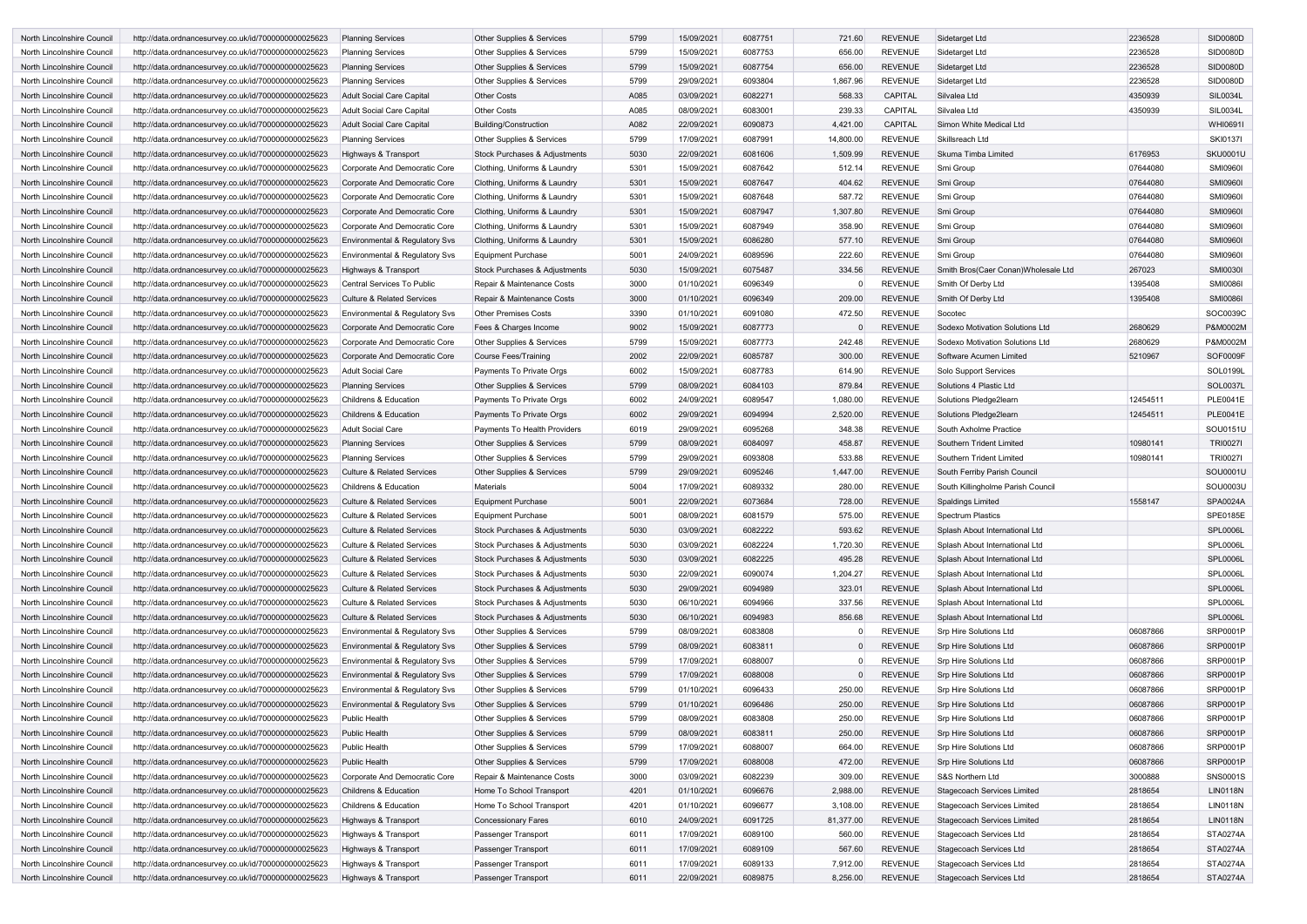| North Lincolnshire Council | http://data.ordnancesurvey.co.uk/id/7000000000025623 | Planning Services | Other Supplies & Services | 5799 | 15/09/2021 | 6087751 | 721.60 | REVENUE | Sidetarget Ltd | 2236528 | SID0080D |
|---|---|---|---|---|---|---|---|---|---|---|---|
| North Lincolnshire Council | http://data.ordnancesurvey.co.uk/id/7000000000025623 | Planning Services | Other Supplies & Services | 5799 | 15/09/2021 | 6087753 | 656.00 | REVENUE | Sidetarget Ltd | 2236528 | SID0080D |
| North Lincolnshire Council | http://data.ordnancesurvey.co.uk/id/7000000000025623 | Planning Services | Other Supplies & Services | 5799 | 15/09/2021 | 6087754 | 656.00 | REVENUE | Sidetarget Ltd | 2236528 | SID0080D |
| North Lincolnshire Council | http://data.ordnancesurvey.co.uk/id/7000000000025623 | Planning Services | Other Supplies & Services | 5799 | 29/09/2021 | 6093804 | 1,867.96 | REVENUE | Sidetarget Ltd | 2236528 | SID0080D |
| North Lincolnshire Council | http://data.ordnancesurvey.co.uk/id/7000000000025623 | Adult Social Care Capital | Other Costs | A085 | 03/09/2021 | 6082271 | 568.33 | CAPITAL | Silvalea Ltd | 4350939 | SIL0034L |
| North Lincolnshire Council | http://data.ordnancesurvey.co.uk/id/7000000000025623 | Adult Social Care Capital | Other Costs | A085 | 08/09/2021 | 6083001 | 239.33 | CAPITAL | Silvalea Ltd | 4350939 | SIL0034L |
| North Lincolnshire Council | http://data.ordnancesurvey.co.uk/id/7000000000025623 | Adult Social Care Capital | Building/Construction | A082 | 22/09/2021 | 6090873 | 4,421.00 | CAPITAL | Simon White Medical Ltd | | WHI0691I |
| North Lincolnshire Council | http://data.ordnancesurvey.co.uk/id/7000000000025623 | Planning Services | Other Supplies & Services | 5799 | 17/09/2021 | 6087991 | 14,800.00 | REVENUE | Skillsreach Ltd | | SKI0137I |
| North Lincolnshire Council | http://data.ordnancesurvey.co.uk/id/7000000000025623 | Highways & Transport | Stock Purchases & Adjustments | 5030 | 22/09/2021 | 6081606 | 1,509.99 | REVENUE | Skuma Timba Limited | 6176953 | SKU0001U |
| North Lincolnshire Council | http://data.ordnancesurvey.co.uk/id/7000000000025623 | Corporate And Democratic Core | Clothing, Uniforms & Laundry | 5301 | 15/09/2021 | 6087642 | 512.14 | REVENUE | Smi Group | 07644080 | SMI0960I |
| North Lincolnshire Council | http://data.ordnancesurvey.co.uk/id/7000000000025623 | Corporate And Democratic Core | Clothing, Uniforms & Laundry | 5301 | 15/09/2021 | 6087647 | 404.62 | REVENUE | Smi Group | 07644080 | SMI0960I |
| North Lincolnshire Council | http://data.ordnancesurvey.co.uk/id/7000000000025623 | Corporate And Democratic Core | Clothing, Uniforms & Laundry | 5301 | 15/09/2021 | 6087648 | 587.72 | REVENUE | Smi Group | 07644080 | SMI0960I |
| North Lincolnshire Council | http://data.ordnancesurvey.co.uk/id/7000000000025623 | Corporate And Democratic Core | Clothing, Uniforms & Laundry | 5301 | 15/09/2021 | 6087947 | 1,307.80 | REVENUE | Smi Group | 07644080 | SMI0960I |
| North Lincolnshire Council | http://data.ordnancesurvey.co.uk/id/7000000000025623 | Corporate And Democratic Core | Clothing, Uniforms & Laundry | 5301 | 15/09/2021 | 6087949 | 358.90 | REVENUE | Smi Group | 07644080 | SMI0960I |
| North Lincolnshire Council | http://data.ordnancesurvey.co.uk/id/7000000000025623 | Environmental & Regulatory Svs | Clothing, Uniforms & Laundry | 5301 | 15/09/2021 | 6086280 | 577.10 | REVENUE | Smi Group | 07644080 | SMI0960I |
| North Lincolnshire Council | http://data.ordnancesurvey.co.uk/id/7000000000025623 | Environmental & Regulatory Svs | Equipment Purchase | 5001 | 24/09/2021 | 6089596 | 222.60 | REVENUE | Smi Group | 07644080 | SMI0960I |
| North Lincolnshire Council | http://data.ordnancesurvey.co.uk/id/7000000000025623 | Highways & Transport | Stock Purchases & Adjustments | 5030 | 15/09/2021 | 6075487 | 334.56 | REVENUE | Smith Bros(Caer Conan)Wholesale Ltd | 267023 | SMI0030I |
| North Lincolnshire Council | http://data.ordnancesurvey.co.uk/id/7000000000025623 | Central Services To Public | Repair & Maintenance Costs | 3000 | 01/10/2021 | 6096349 | 0 | REVENUE | Smith Of Derby Ltd | 1395408 | SMI0086I |
| North Lincolnshire Council | http://data.ordnancesurvey.co.uk/id/7000000000025623 | Culture & Related Services | Repair & Maintenance Costs | 3000 | 01/10/2021 | 6096349 | 209.00 | REVENUE | Smith Of Derby Ltd | 1395408 | SMI0086I |
| North Lincolnshire Council | http://data.ordnancesurvey.co.uk/id/7000000000025623 | Environmental & Regulatory Svs | Other Premises Costs | 3390 | 01/10/2021 | 6091080 | 472.50 | REVENUE | Socotec | | SOC0039C |
| North Lincolnshire Council | http://data.ordnancesurvey.co.uk/id/7000000000025623 | Corporate And Democratic Core | Fees & Charges Income | 9002 | 15/09/2021 | 6087773 | 0 | REVENUE | Sodexo Motivation Solutions Ltd | 2680629 | P&M0002M |
| North Lincolnshire Council | http://data.ordnancesurvey.co.uk/id/7000000000025623 | Corporate And Democratic Core | Other Supplies & Services | 5799 | 15/09/2021 | 6087773 | 242.48 | REVENUE | Sodexo Motivation Solutions Ltd | 2680629 | P&M0002M |
| North Lincolnshire Council | http://data.ordnancesurvey.co.uk/id/7000000000025623 | Corporate And Democratic Core | Course Fees/Training | 2002 | 22/09/2021 | 6085787 | 300.00 | REVENUE | Software Acumen Limited | 5210967 | SOF0009F |
| North Lincolnshire Council | http://data.ordnancesurvey.co.uk/id/7000000000025623 | Adult Social Care | Payments To Private Orgs | 6002 | 15/09/2021 | 6087783 | 614.90 | REVENUE | Solo Support Services | | SOL0199L |
| North Lincolnshire Council | http://data.ordnancesurvey.co.uk/id/7000000000025623 | Planning Services | Other Supplies & Services | 5799 | 08/09/2021 | 6084103 | 879.84 | REVENUE | Solutions 4 Plastic Ltd | | SOL0037L |
| North Lincolnshire Council | http://data.ordnancesurvey.co.uk/id/7000000000025623 | Childrens & Education | Payments To Private Orgs | 6002 | 24/09/2021 | 6089547 | 1,080.00 | REVENUE | Solutions Pledge2learn | 12454511 | PLE0041E |
| North Lincolnshire Council | http://data.ordnancesurvey.co.uk/id/7000000000025623 | Childrens & Education | Payments To Private Orgs | 6002 | 29/09/2021 | 6094994 | 2,520.00 | REVENUE | Solutions Pledge2learn | 12454511 | PLE0041E |
| North Lincolnshire Council | http://data.ordnancesurvey.co.uk/id/7000000000025623 | Adult Social Care | Payments To Health Providers | 6019 | 29/09/2021 | 6095268 | 348.38 | REVENUE | South Axholme Practice | | SOU0151U |
| North Lincolnshire Council | http://data.ordnancesurvey.co.uk/id/7000000000025623 | Planning Services | Other Supplies & Services | 5799 | 08/09/2021 | 6084097 | 458.87 | REVENUE | Southern Trident Limited | 10980141 | TRI0027I |
| North Lincolnshire Council | http://data.ordnancesurvey.co.uk/id/7000000000025623 | Planning Services | Other Supplies & Services | 5799 | 29/09/2021 | 6093808 | 533.88 | REVENUE | Southern Trident Limited | 10980141 | TRI0027I |
| North Lincolnshire Council | http://data.ordnancesurvey.co.uk/id/7000000000025623 | Culture & Related Services | Other Supplies & Services | 5799 | 29/09/2021 | 6095246 | 1,447.00 | REVENUE | South Ferriby Parish Council | | SOU0001U |
| North Lincolnshire Council | http://data.ordnancesurvey.co.uk/id/7000000000025623 | Childrens & Education | Materials | 5004 | 17/09/2021 | 6089332 | 280.00 | REVENUE | South Killingholme Parish Council | | SOU0003U |
| North Lincolnshire Council | http://data.ordnancesurvey.co.uk/id/7000000000025623 | Culture & Related Services | Equipment Purchase | 5001 | 22/09/2021 | 6073684 | 728.00 | REVENUE | Spaldings Limited | 1558147 | SPA0024A |
| North Lincolnshire Council | http://data.ordnancesurvey.co.uk/id/7000000000025623 | Culture & Related Services | Equipment Purchase | 5001 | 08/09/2021 | 6081579 | 575.00 | REVENUE | Spectrum Plastics | | SPE0185E |
| North Lincolnshire Council | http://data.ordnancesurvey.co.uk/id/7000000000025623 | Culture & Related Services | Stock Purchases & Adjustments | 5030 | 03/09/2021 | 6082222 | 593.62 | REVENUE | Splash About International Ltd | | SPL0006L |
| North Lincolnshire Council | http://data.ordnancesurvey.co.uk/id/7000000000025623 | Culture & Related Services | Stock Purchases & Adjustments | 5030 | 03/09/2021 | 6082224 | 1,720.30 | REVENUE | Splash About International Ltd | | SPL0006L |
| North Lincolnshire Council | http://data.ordnancesurvey.co.uk/id/7000000000025623 | Culture & Related Services | Stock Purchases & Adjustments | 5030 | 03/09/2021 | 6082225 | 495.28 | REVENUE | Splash About International Ltd | | SPL0006L |
| North Lincolnshire Council | http://data.ordnancesurvey.co.uk/id/7000000000025623 | Culture & Related Services | Stock Purchases & Adjustments | 5030 | 22/09/2021 | 6090074 | 1,204.27 | REVENUE | Splash About International Ltd | | SPL0006L |
| North Lincolnshire Council | http://data.ordnancesurvey.co.uk/id/7000000000025623 | Culture & Related Services | Stock Purchases & Adjustments | 5030 | 29/09/2021 | 6094989 | 323.01 | REVENUE | Splash About International Ltd | | SPL0006L |
| North Lincolnshire Council | http://data.ordnancesurvey.co.uk/id/7000000000025623 | Culture & Related Services | Stock Purchases & Adjustments | 5030 | 06/10/2021 | 6094966 | 337.56 | REVENUE | Splash About International Ltd | | SPL0006L |
| North Lincolnshire Council | http://data.ordnancesurvey.co.uk/id/7000000000025623 | Culture & Related Services | Stock Purchases & Adjustments | 5030 | 06/10/2021 | 6094983 | 856.68 | REVENUE | Splash About International Ltd | | SPL0006L |
| North Lincolnshire Council | http://data.ordnancesurvey.co.uk/id/7000000000025623 | Environmental & Regulatory Svs | Other Supplies & Services | 5799 | 08/09/2021 | 6083808 | 0 | REVENUE | Srp Hire Solutions Ltd | 06087866 | SRP0001P |
| North Lincolnshire Council | http://data.ordnancesurvey.co.uk/id/7000000000025623 | Environmental & Regulatory Svs | Other Supplies & Services | 5799 | 08/09/2021 | 6083811 | 0 | REVENUE | Srp Hire Solutions Ltd | 06087866 | SRP0001P |
| North Lincolnshire Council | http://data.ordnancesurvey.co.uk/id/7000000000025623 | Environmental & Regulatory Svs | Other Supplies & Services | 5799 | 17/09/2021 | 6088007 | 0 | REVENUE | Srp Hire Solutions Ltd | 06087866 | SRP0001P |
| North Lincolnshire Council | http://data.ordnancesurvey.co.uk/id/7000000000025623 | Environmental & Regulatory Svs | Other Supplies & Services | 5799 | 17/09/2021 | 6088008 | 0 | REVENUE | Srp Hire Solutions Ltd | 06087866 | SRP0001P |
| North Lincolnshire Council | http://data.ordnancesurvey.co.uk/id/7000000000025623 | Environmental & Regulatory Svs | Other Supplies & Services | 5799 | 01/10/2021 | 6096433 | 250.00 | REVENUE | Srp Hire Solutions Ltd | 06087866 | SRP0001P |
| North Lincolnshire Council | http://data.ordnancesurvey.co.uk/id/7000000000025623 | Environmental & Regulatory Svs | Other Supplies & Services | 5799 | 01/10/2021 | 6096486 | 250.00 | REVENUE | Srp Hire Solutions Ltd | 06087866 | SRP0001P |
| North Lincolnshire Council | http://data.ordnancesurvey.co.uk/id/7000000000025623 | Public Health | Other Supplies & Services | 5799 | 08/09/2021 | 6083808 | 250.00 | REVENUE | Srp Hire Solutions Ltd | 06087866 | SRP0001P |
| North Lincolnshire Council | http://data.ordnancesurvey.co.uk/id/7000000000025623 | Public Health | Other Supplies & Services | 5799 | 08/09/2021 | 6083811 | 250.00 | REVENUE | Srp Hire Solutions Ltd | 06087866 | SRP0001P |
| North Lincolnshire Council | http://data.ordnancesurvey.co.uk/id/7000000000025623 | Public Health | Other Supplies & Services | 5799 | 17/09/2021 | 6088007 | 664.00 | REVENUE | Srp Hire Solutions Ltd | 06087866 | SRP0001P |
| North Lincolnshire Council | http://data.ordnancesurvey.co.uk/id/7000000000025623 | Public Health | Other Supplies & Services | 5799 | 17/09/2021 | 6088008 | 472.00 | REVENUE | Srp Hire Solutions Ltd | 06087866 | SRP0001P |
| North Lincolnshire Council | http://data.ordnancesurvey.co.uk/id/7000000000025623 | Corporate And Democratic Core | Repair & Maintenance Costs | 3000 | 03/09/2021 | 6082239 | 309.00 | REVENUE | S&S Northern Ltd | 3000888 | SNS0001S |
| North Lincolnshire Council | http://data.ordnancesurvey.co.uk/id/7000000000025623 | Childrens & Education | Home To School Transport | 4201 | 01/10/2021 | 6096676 | 2,988.00 | REVENUE | Stagecoach Services Limited | 2818654 | LIN0118N |
| North Lincolnshire Council | http://data.ordnancesurvey.co.uk/id/7000000000025623 | Childrens & Education | Home To School Transport | 4201 | 01/10/2021 | 6096677 | 3,108.00 | REVENUE | Stagecoach Services Limited | 2818654 | LIN0118N |
| North Lincolnshire Council | http://data.ordnancesurvey.co.uk/id/7000000000025623 | Highways & Transport | Concessionary Fares | 6010 | 24/09/2021 | 6091725 | 81,377.00 | REVENUE | Stagecoach Services Limited | 2818654 | LIN0118N |
| North Lincolnshire Council | http://data.ordnancesurvey.co.uk/id/7000000000025623 | Highways & Transport | Passenger Transport | 6011 | 17/09/2021 | 6089100 | 560.00 | REVENUE | Stagecoach Services Ltd | 2818654 | STA0274A |
| North Lincolnshire Council | http://data.ordnancesurvey.co.uk/id/7000000000025623 | Highways & Transport | Passenger Transport | 6011 | 17/09/2021 | 6089109 | 567.60 | REVENUE | Stagecoach Services Ltd | 2818654 | STA0274A |
| North Lincolnshire Council | http://data.ordnancesurvey.co.uk/id/7000000000025623 | Highways & Transport | Passenger Transport | 6011 | 17/09/2021 | 6089133 | 7,912.00 | REVENUE | Stagecoach Services Ltd | 2818654 | STA0274A |
| North Lincolnshire Council | http://data.ordnancesurvey.co.uk/id/7000000000025623 | Highways & Transport | Passenger Transport | 6011 | 22/09/2021 | 6089875 | 8,256.00 | REVENUE | Stagecoach Services Ltd | 2818654 | STA0274A |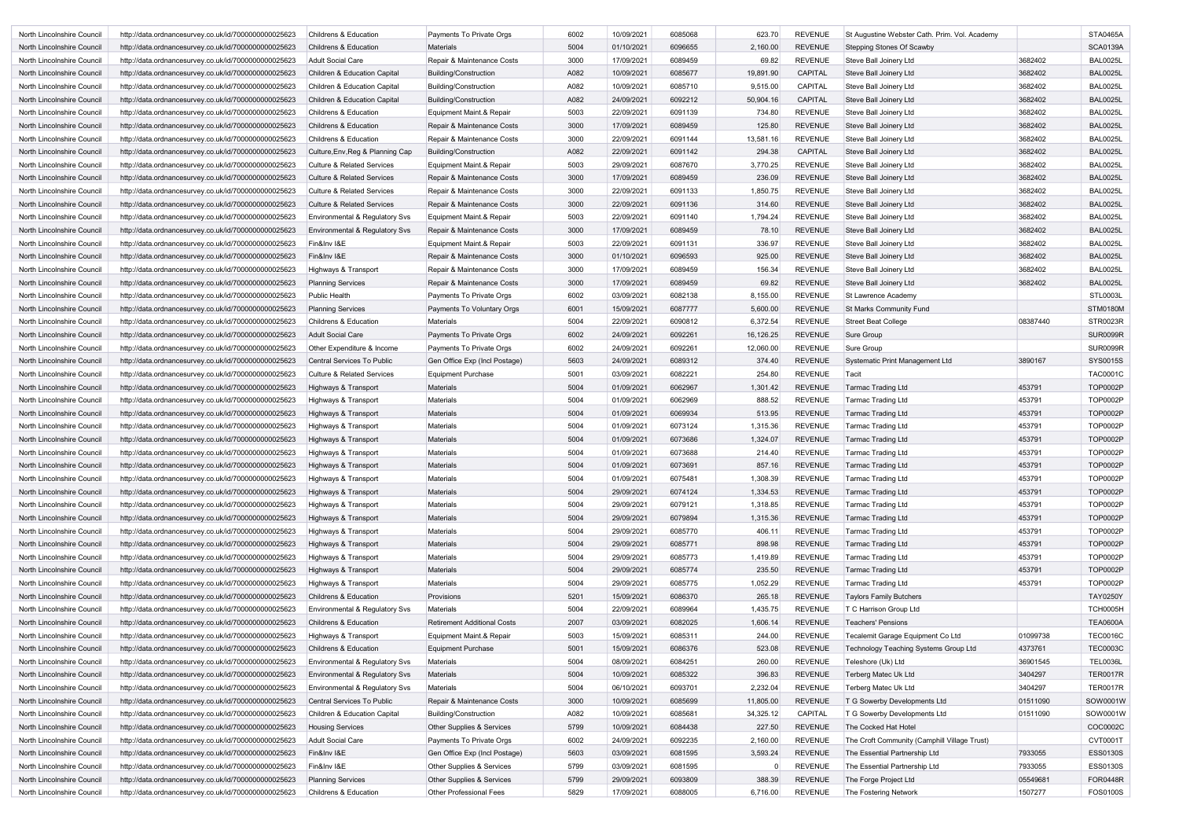| North Lincolnshire Council | http://data.ordnancesurvey.co.uk/id/7000000000025623 | Childrens & Education | Payments To Private Orgs | 6002 | 10/09/2021 | 6085068 | 623.70 | REVENUE | St Augustine Webster Cath. Prim. Vol. Academy | | STA0465A |
|---|---|---|---|---|---|---|---|---|---|---|---|
| North Lincolnshire Council | http://data.ordnancesurvey.co.uk/id/7000000000025623 | Childrens & Education | Materials | 5004 | 01/10/2021 | 6096655 | 2,160.00 | REVENUE | Stepping Stones Of Scawby | | SCA0139A |
| North Lincolnshire Council | http://data.ordnancesurvey.co.uk/id/7000000000025623 | Adult Social Care | Repair & Maintenance Costs | 3000 | 17/09/2021 | 6089459 | 69.82 | REVENUE | Steve Ball Joinery Ltd | 3682402 | BAL0025L |
| North Lincolnshire Council | http://data.ordnancesurvey.co.uk/id/7000000000025623 | Children & Education Capital | Building/Construction | A082 | 10/09/2021 | 6085677 | 19,891.90 | CAPITAL | Steve Ball Joinery Ltd | 3682402 | BAL0025L |
| North Lincolnshire Council | http://data.ordnancesurvey.co.uk/id/7000000000025623 | Children & Education Capital | Building/Construction | A082 | 10/09/2021 | 6085710 | 9,515.00 | CAPITAL | Steve Ball Joinery Ltd | 3682402 | BAL0025L |
| North Lincolnshire Council | http://data.ordnancesurvey.co.uk/id/7000000000025623 | Children & Education Capital | Building/Construction | A082 | 24/09/2021 | 6092212 | 50,904.16 | CAPITAL | Steve Ball Joinery Ltd | 3682402 | BAL0025L |
| North Lincolnshire Council | http://data.ordnancesurvey.co.uk/id/7000000000025623 | Childrens & Education | Equipment Maint.& Repair | 5003 | 22/09/2021 | 6091139 | 734.80 | REVENUE | Steve Ball Joinery Ltd | 3682402 | BAL0025L |
| North Lincolnshire Council | http://data.ordnancesurvey.co.uk/id/7000000000025623 | Childrens & Education | Repair & Maintenance Costs | 3000 | 17/09/2021 | 6089459 | 125.80 | REVENUE | Steve Ball Joinery Ltd | 3682402 | BAL0025L |
| North Lincolnshire Council | http://data.ordnancesurvey.co.uk/id/7000000000025623 | Childrens & Education | Repair & Maintenance Costs | 3000 | 22/09/2021 | 6091144 | 13,581.16 | REVENUE | Steve Ball Joinery Ltd | 3682402 | BAL0025L |
| North Lincolnshire Council | http://data.ordnancesurvey.co.uk/id/7000000000025623 | Culture,Env,Reg & Planning Cap | Building/Construction | A082 | 22/09/2021 | 6091142 | 294.38 | CAPITAL | Steve Ball Joinery Ltd | 3682402 | BAL0025L |
| North Lincolnshire Council | http://data.ordnancesurvey.co.uk/id/7000000000025623 | Culture & Related Services | Equipment Maint.& Repair | 5003 | 29/09/2021 | 6087670 | 3,770.25 | REVENUE | Steve Ball Joinery Ltd | 3682402 | BAL0025L |
| North Lincolnshire Council | http://data.ordnancesurvey.co.uk/id/7000000000025623 | Culture & Related Services | Repair & Maintenance Costs | 3000 | 17/09/2021 | 6089459 | 236.09 | REVENUE | Steve Ball Joinery Ltd | 3682402 | BAL0025L |
| North Lincolnshire Council | http://data.ordnancesurvey.co.uk/id/7000000000025623 | Culture & Related Services | Repair & Maintenance Costs | 3000 | 22/09/2021 | 6091133 | 1,850.75 | REVENUE | Steve Ball Joinery Ltd | 3682402 | BAL0025L |
| North Lincolnshire Council | http://data.ordnancesurvey.co.uk/id/7000000000025623 | Culture & Related Services | Repair & Maintenance Costs | 3000 | 22/09/2021 | 6091136 | 314.60 | REVENUE | Steve Ball Joinery Ltd | 3682402 | BAL0025L |
| North Lincolnshire Council | http://data.ordnancesurvey.co.uk/id/7000000000025623 | Environmental & Regulatory Svs | Equipment Maint.& Repair | 5003 | 22/09/2021 | 6091140 | 1,794.24 | REVENUE | Steve Ball Joinery Ltd | 3682402 | BAL0025L |
| North Lincolnshire Council | http://data.ordnancesurvey.co.uk/id/7000000000025623 | Environmental & Regulatory Svs | Repair & Maintenance Costs | 3000 | 17/09/2021 | 6089459 | 78.10 | REVENUE | Steve Ball Joinery Ltd | 3682402 | BAL0025L |
| North Lincolnshire Council | http://data.ordnancesurvey.co.uk/id/7000000000025623 | Fin&Inv I&E | Equipment Maint.& Repair | 5003 | 22/09/2021 | 6091131 | 336.97 | REVENUE | Steve Ball Joinery Ltd | 3682402 | BAL0025L |
| North Lincolnshire Council | http://data.ordnancesurvey.co.uk/id/7000000000025623 | Fin&Inv I&E | Repair & Maintenance Costs | 3000 | 01/10/2021 | 6096593 | 925.00 | REVENUE | Steve Ball Joinery Ltd | 3682402 | BAL0025L |
| North Lincolnshire Council | http://data.ordnancesurvey.co.uk/id/7000000000025623 | Highways & Transport | Repair & Maintenance Costs | 3000 | 17/09/2021 | 6089459 | 156.34 | REVENUE | Steve Ball Joinery Ltd | 3682402 | BAL0025L |
| North Lincolnshire Council | http://data.ordnancesurvey.co.uk/id/7000000000025623 | Planning Services | Repair & Maintenance Costs | 3000 | 17/09/2021 | 6089459 | 69.82 | REVENUE | Steve Ball Joinery Ltd | 3682402 | BAL0025L |
| North Lincolnshire Council | http://data.ordnancesurvey.co.uk/id/7000000000025623 | Public Health | Payments To Private Orgs | 6002 | 03/09/2021 | 6082138 | 8,155.00 | REVENUE | St Lawrence Academy | | STL0003L |
| North Lincolnshire Council | http://data.ordnancesurvey.co.uk/id/7000000000025623 | Planning Services | Payments To Voluntary Orgs | 6001 | 15/09/2021 | 6087777 | 5,600.00 | REVENUE | St Marks Community Fund | | STM0180M |
| North Lincolnshire Council | http://data.ordnancesurvey.co.uk/id/7000000000025623 | Childrens & Education | Materials | 5004 | 22/09/2021 | 6090812 | 6,372.54 | REVENUE | Street Beat College | 08387440 | STR0023R |
| North Lincolnshire Council | http://data.ordnancesurvey.co.uk/id/7000000000025623 | Adult Social Care | Payments To Private Orgs | 6002 | 24/09/2021 | 6092261 | 16,126.25 | REVENUE | Sure Group | | SUR0099R |
| North Lincolnshire Council | http://data.ordnancesurvey.co.uk/id/7000000000025623 | Other Expenditure & Income | Payments To Private Orgs | 6002 | 24/09/2021 | 6092261 | 12,060.00 | REVENUE | Sure Group | | SUR0099R |
| North Lincolnshire Council | http://data.ordnancesurvey.co.uk/id/7000000000025623 | Central Services To Public | Gen Office Exp (Incl Postage) | 5603 | 24/09/2021 | 6089312 | 374.40 | REVENUE | Systematic Print Management Ltd | 3890167 | SYS0015S |
| North Lincolnshire Council | http://data.ordnancesurvey.co.uk/id/7000000000025623 | Culture & Related Services | Equipment Purchase | 5001 | 03/09/2021 | 6082221 | 254.80 | REVENUE | Tacit | | TAC0001C |
| North Lincolnshire Council | http://data.ordnancesurvey.co.uk/id/7000000000025623 | Highways & Transport | Materials | 5004 | 01/09/2021 | 6062967 | 1,301.42 | REVENUE | Tarmac Trading Ltd | 453791 | TOP0002P |
| North Lincolnshire Council | http://data.ordnancesurvey.co.uk/id/7000000000025623 | Highways & Transport | Materials | 5004 | 01/09/2021 | 6062969 | 888.52 | REVENUE | Tarmac Trading Ltd | 453791 | TOP0002P |
| North Lincolnshire Council | http://data.ordnancesurvey.co.uk/id/7000000000025623 | Highways & Transport | Materials | 5004 | 01/09/2021 | 6069934 | 513.95 | REVENUE | Tarmac Trading Ltd | 453791 | TOP0002P |
| North Lincolnshire Council | http://data.ordnancesurvey.co.uk/id/7000000000025623 | Highways & Transport | Materials | 5004 | 01/09/2021 | 6073124 | 1,315.36 | REVENUE | Tarmac Trading Ltd | 453791 | TOP0002P |
| North Lincolnshire Council | http://data.ordnancesurvey.co.uk/id/7000000000025623 | Highways & Transport | Materials | 5004 | 01/09/2021 | 6073686 | 1,324.07 | REVENUE | Tarmac Trading Ltd | 453791 | TOP0002P |
| North Lincolnshire Council | http://data.ordnancesurvey.co.uk/id/7000000000025623 | Highways & Transport | Materials | 5004 | 01/09/2021 | 6073688 | 214.40 | REVENUE | Tarmac Trading Ltd | 453791 | TOP0002P |
| North Lincolnshire Council | http://data.ordnancesurvey.co.uk/id/7000000000025623 | Highways & Transport | Materials | 5004 | 01/09/2021 | 6073691 | 857.16 | REVENUE | Tarmac Trading Ltd | 453791 | TOP0002P |
| North Lincolnshire Council | http://data.ordnancesurvey.co.uk/id/7000000000025623 | Highways & Transport | Materials | 5004 | 01/09/2021 | 6075481 | 1,308.39 | REVENUE | Tarmac Trading Ltd | 453791 | TOP0002P |
| North Lincolnshire Council | http://data.ordnancesurvey.co.uk/id/7000000000025623 | Highways & Transport | Materials | 5004 | 29/09/2021 | 6074124 | 1,334.53 | REVENUE | Tarmac Trading Ltd | 453791 | TOP0002P |
| North Lincolnshire Council | http://data.ordnancesurvey.co.uk/id/7000000000025623 | Highways & Transport | Materials | 5004 | 29/09/2021 | 6079121 | 1,318.85 | REVENUE | Tarmac Trading Ltd | 453791 | TOP0002P |
| North Lincolnshire Council | http://data.ordnancesurvey.co.uk/id/7000000000025623 | Highways & Transport | Materials | 5004 | 29/09/2021 | 6079894 | 1,315.36 | REVENUE | Tarmac Trading Ltd | 453791 | TOP0002P |
| North Lincolnshire Council | http://data.ordnancesurvey.co.uk/id/7000000000025623 | Highways & Transport | Materials | 5004 | 29/09/2021 | 6085770 | 406.11 | REVENUE | Tarmac Trading Ltd | 453791 | TOP0002P |
| North Lincolnshire Council | http://data.ordnancesurvey.co.uk/id/7000000000025623 | Highways & Transport | Materials | 5004 | 29/09/2021 | 6085771 | 898.98 | REVENUE | Tarmac Trading Ltd | 453791 | TOP0002P |
| North Lincolnshire Council | http://data.ordnancesurvey.co.uk/id/7000000000025623 | Highways & Transport | Materials | 5004 | 29/09/2021 | 6085773 | 1,419.89 | REVENUE | Tarmac Trading Ltd | 453791 | TOP0002P |
| North Lincolnshire Council | http://data.ordnancesurvey.co.uk/id/7000000000025623 | Highways & Transport | Materials | 5004 | 29/09/2021 | 6085774 | 235.50 | REVENUE | Tarmac Trading Ltd | 453791 | TOP0002P |
| North Lincolnshire Council | http://data.ordnancesurvey.co.uk/id/7000000000025623 | Highways & Transport | Materials | 5004 | 29/09/2021 | 6085775 | 1,052.29 | REVENUE | Tarmac Trading Ltd | 453791 | TOP0002P |
| North Lincolnshire Council | http://data.ordnancesurvey.co.uk/id/7000000000025623 | Childrens & Education | Provisions | 5201 | 15/09/2021 | 6086370 | 265.18 | REVENUE | Taylors Family Butchers | | TAY0250Y |
| North Lincolnshire Council | http://data.ordnancesurvey.co.uk/id/7000000000025623 | Environmental & Regulatory Svs | Materials | 5004 | 22/09/2021 | 6089964 | 1,435.75 | REVENUE | T C Harrison Group Ltd | | TCH0005H |
| North Lincolnshire Council | http://data.ordnancesurvey.co.uk/id/7000000000025623 | Childrens & Education | Retirement Additional Costs | 2007 | 03/09/2021 | 6082025 | 1,606.14 | REVENUE | Teachers' Pensions | | TEA0600A |
| North Lincolnshire Council | http://data.ordnancesurvey.co.uk/id/7000000000025623 | Highways & Transport | Equipment Maint.& Repair | 5003 | 15/09/2021 | 6085311 | 244.00 | REVENUE | Tecalemit Garage Equipment Co Ltd | 01099738 | TEC0016C |
| North Lincolnshire Council | http://data.ordnancesurvey.co.uk/id/7000000000025623 | Childrens & Education | Equipment Purchase | 5001 | 15/09/2021 | 6086376 | 523.08 | REVENUE | Technology Teaching Systems Group Ltd | 4373761 | TEC0003C |
| North Lincolnshire Council | http://data.ordnancesurvey.co.uk/id/7000000000025623 | Environmental & Regulatory Svs | Materials | 5004 | 08/09/2021 | 6084251 | 260.00 | REVENUE | Teleshore (Uk) Ltd | 36901545 | TEL0036L |
| North Lincolnshire Council | http://data.ordnancesurvey.co.uk/id/7000000000025623 | Environmental & Regulatory Svs | Materials | 5004 | 10/09/2021 | 6085322 | 396.83 | REVENUE | Terberg Matec Uk Ltd | 3404297 | TER0017R |
| North Lincolnshire Council | http://data.ordnancesurvey.co.uk/id/7000000000025623 | Environmental & Regulatory Svs | Materials | 5004 | 06/10/2021 | 6093701 | 2,232.04 | REVENUE | Terberg Matec Uk Ltd | 3404297 | TER0017R |
| North Lincolnshire Council | http://data.ordnancesurvey.co.uk/id/7000000000025623 | Central Services To Public | Repair & Maintenance Costs | 3000 | 10/09/2021 | 6085699 | 11,805.00 | REVENUE | T G Sowerby Developments Ltd | 01511090 | SOW0001W |
| North Lincolnshire Council | http://data.ordnancesurvey.co.uk/id/7000000000025623 | Children & Education Capital | Building/Construction | A082 | 10/09/2021 | 6085681 | 34,325.12 | CAPITAL | T G Sowerby Developments Ltd | 01511090 | SOW0001W |
| North Lincolnshire Council | http://data.ordnancesurvey.co.uk/id/7000000000025623 | Housing Services | Other Supplies & Services | 5799 | 10/09/2021 | 6084438 | 227.50 | REVENUE | The Cocked Hat Hotel | | COC0002C |
| North Lincolnshire Council | http://data.ordnancesurvey.co.uk/id/7000000000025623 | Adult Social Care | Payments To Private Orgs | 6002 | 24/09/2021 | 6092235 | 2,160.00 | REVENUE | The Croft Community (Camphill Village Trust) | | CVT0001T |
| North Lincolnshire Council | http://data.ordnancesurvey.co.uk/id/7000000000025623 | Fin&Inv I&E | Gen Office Exp (Incl Postage) | 5603 | 03/09/2021 | 6081595 | 3,593.24 | REVENUE | The Essential Partnership Ltd | 7933055 | ESS0130S |
| North Lincolnshire Council | http://data.ordnancesurvey.co.uk/id/7000000000025623 | Fin&Inv I&E | Other Supplies & Services | 5799 | 03/09/2021 | 6081595 | 0 | REVENUE | The Essential Partnership Ltd | 7933055 | ESS0130S |
| North Lincolnshire Council | http://data.ordnancesurvey.co.uk/id/7000000000025623 | Planning Services | Other Supplies & Services | 5799 | 29/09/2021 | 6093809 | 388.39 | REVENUE | The Forge Project Ltd | 05549681 | FOR0448R |
| North Lincolnshire Council | http://data.ordnancesurvey.co.uk/id/7000000000025623 | Childrens & Education | Other Professional Fees | 5829 | 17/09/2021 | 6088005 | 6,716.00 | REVENUE | The Fostering Network | 1507277 | FOS0100S |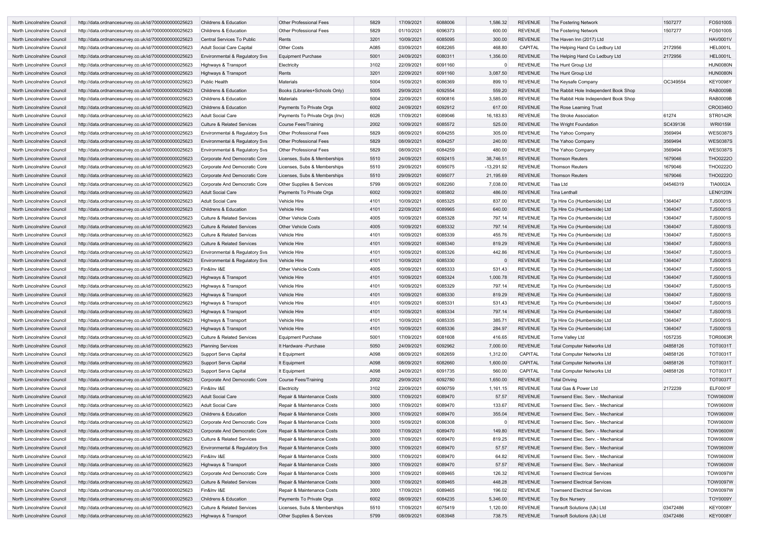| North Lincolnshire Council | http://data.ordnancesurvey.co.uk/id/7000000000025623 | Childrens & Education | Other Professional Fees | 5829 | 17/09/2021 | 6088006 | 1,586.32 | REVENUE | The Fostering Network | 1507277 | FOS0100S |
|---|---|---|---|---|---|---|---|---|---|---|---|
| North Lincolnshire Council | http://data.ordnancesurvey.co.uk/id/7000000000025623 | Childrens & Education | Other Professional Fees | 5829 | 01/10/2021 | 6096373 | 600.00 | REVENUE | The Fostering Network | 1507277 | FOS0100S |
| North Lincolnshire Council | http://data.ordnancesurvey.co.uk/id/7000000000025623 | Central Services To Public | Rents | 3201 | 10/09/2021 | 6085095 | 300.00 | REVENUE | The Haven Inn (2017) Ltd | | HAV0001V |
| North Lincolnshire Council | http://data.ordnancesurvey.co.uk/id/7000000000025623 | Adult Social Care Capital | Other Costs | A085 | 03/09/2021 | 6082265 | 468.80 | CAPITAL | The Helping Hand Co Ledbury Ltd | 2172956 | HEL0001L |
| North Lincolnshire Council | http://data.ordnancesurvey.co.uk/id/7000000000025623 | Environmental & Regulatory Svs | Equipment Purchase | 5001 | 24/09/2021 | 6080311 | 1,356.00 | REVENUE | The Helping Hand Co Ledbury Ltd | 2172956 | HEL0001L |
| North Lincolnshire Council | http://data.ordnancesurvey.co.uk/id/7000000000025623 | Highways & Transport | Electricity | 3102 | 22/09/2021 | 6091160 | 0 | REVENUE | The Hunt Group Ltd | | HUN0080N |
| North Lincolnshire Council | http://data.ordnancesurvey.co.uk/id/7000000000025623 | Highways & Transport | Rents | 3201 | 22/09/2021 | 6091160 | 3,087.50 | REVENUE | The Hunt Group Ltd | | HUN0080N |
| North Lincolnshire Council | http://data.ordnancesurvey.co.uk/id/7000000000025623 | Public Health | Materials | 5004 | 15/09/2021 | 6086369 | 899.10 | REVENUE | The Keysafe Company | OC349554 | KEY0098Y |
| North Lincolnshire Council | http://data.ordnancesurvey.co.uk/id/7000000000025623 | Childrens & Education | Books (Libraries+Schools Only) | 5005 | 29/09/2021 | 6092554 | 559.20 | REVENUE | The Rabbit Hole Independent Book Shop | | RAB0009B |
| North Lincolnshire Council | http://data.ordnancesurvey.co.uk/id/7000000000025623 | Childrens & Education | Materials | 5004 | 22/09/2021 | 6090816 | 3,585.00 | REVENUE | The Rabbit Hole Independent Book Shop | | RAB0009B |
| North Lincolnshire Council | http://data.ordnancesurvey.co.uk/id/7000000000025623 | Childrens & Education | Payments To Private Orgs | 6002 | 24/09/2021 | 6092912 | 617.00 | REVENUE | The Rose Learning Trust | | CRO0346O |
| North Lincolnshire Council | http://data.ordnancesurvey.co.uk/id/7000000000025623 | Adult Social Care | Payments To Private Orgs (Inv) | 6026 | 17/09/2021 | 6089046 | 16,183.83 | REVENUE | The Stroke Association | 61274 | STR0142R |
| North Lincolnshire Council | http://data.ordnancesurvey.co.uk/id/7000000000025623 | Culture & Related Services | Course Fees/Training | 2002 | 10/09/2021 | 6085572 | 525.00 | REVENUE | The Wright Foundation | SC439136 | WRI0159I |
| North Lincolnshire Council | http://data.ordnancesurvey.co.uk/id/7000000000025623 | Environmental & Regulatory Svs | Other Professional Fees | 5829 | 08/09/2021 | 6084255 | 305.00 | REVENUE | The Yahoo Company | 3569494 | WES0387S |
| North Lincolnshire Council | http://data.ordnancesurvey.co.uk/id/7000000000025623 | Environmental & Regulatory Svs | Other Professional Fees | 5829 | 08/09/2021 | 6084257 | 240.00 | REVENUE | The Yahoo Company | 3569494 | WES0387S |
| North Lincolnshire Council | http://data.ordnancesurvey.co.uk/id/7000000000025623 | Environmental & Regulatory Svs | Other Professional Fees | 5829 | 08/09/2021 | 6084259 | 480.00 | REVENUE | The Yahoo Company | 3569494 | WES0387S |
| North Lincolnshire Council | http://data.ordnancesurvey.co.uk/id/7000000000025623 | Corporate And Democratic Core | Licenses, Subs & Memberships | 5510 | 24/09/2021 | 6092415 | 38,746.51 | REVENUE | Thomson Reuters | 1679046 | THO0222O |
| North Lincolnshire Council | http://data.ordnancesurvey.co.uk/id/7000000000025623 | Corporate And Democratic Core | Licenses, Subs & Memberships | 5510 | 29/09/2021 | 6095075 | -13,291.92 | REVENUE | Thomson Reuters | 1679046 | THO0222O |
| North Lincolnshire Council | http://data.ordnancesurvey.co.uk/id/7000000000025623 | Corporate And Democratic Core | Licenses, Subs & Memberships | 5510 | 29/09/2021 | 6095077 | 21,195.69 | REVENUE | Thomson Reuters | 1679046 | THO0222O |
| North Lincolnshire Council | http://data.ordnancesurvey.co.uk/id/7000000000025623 | Corporate And Democratic Core | Other Supplies & Services | 5799 | 08/09/2021 | 6082260 | 7,038.00 | REVENUE | Tiaa Ltd | 04546319 | TIA0002A |
| North Lincolnshire Council | http://data.ordnancesurvey.co.uk/id/7000000000025623 | Adult Social Care | Payments To Private Orgs | 6002 | 10/09/2021 | 6085802 | 486.00 | REVENUE | Tina Lenthall | | LEN0120N |
| North Lincolnshire Council | http://data.ordnancesurvey.co.uk/id/7000000000025623 | Adult Social Care | Vehicle Hire | 4101 | 10/09/2021 | 6085325 | 837.00 | REVENUE | Tjs Hire Co (Humberside) Ltd | 1364047 | TJS0001S |
| North Lincolnshire Council | http://data.ordnancesurvey.co.uk/id/7000000000025623 | Childrens & Education | Vehicle Hire | 4101 | 22/09/2021 | 6089965 | 640.00 | REVENUE | Tjs Hire Co (Humberside) Ltd | 1364047 | TJS0001S |
| North Lincolnshire Council | http://data.ordnancesurvey.co.uk/id/7000000000025623 | Culture & Related Services | Other Vehicle Costs | 4005 | 10/09/2021 | 6085328 | 797.14 | REVENUE | Tjs Hire Co (Humberside) Ltd | 1364047 | TJS0001S |
| North Lincolnshire Council | http://data.ordnancesurvey.co.uk/id/7000000000025623 | Culture & Related Services | Other Vehicle Costs | 4005 | 10/09/2021 | 6085332 | 797.14 | REVENUE | Tjs Hire Co (Humberside) Ltd | 1364047 | TJS0001S |
| North Lincolnshire Council | http://data.ordnancesurvey.co.uk/id/7000000000025623 | Culture & Related Services | Vehicle Hire | 4101 | 10/09/2021 | 6085339 | 455.76 | REVENUE | Tjs Hire Co (Humberside) Ltd | 1364047 | TJS0001S |
| North Lincolnshire Council | http://data.ordnancesurvey.co.uk/id/7000000000025623 | Culture & Related Services | Vehicle Hire | 4101 | 10/09/2021 | 6085340 | 819.29 | REVENUE | Tjs Hire Co (Humberside) Ltd | 1364047 | TJS0001S |
| North Lincolnshire Council | http://data.ordnancesurvey.co.uk/id/7000000000025623 | Environmental & Regulatory Svs | Vehicle Hire | 4101 | 10/09/2021 | 6085326 | 442.86 | REVENUE | Tjs Hire Co (Humberside) Ltd | 1364047 | TJS0001S |
| North Lincolnshire Council | http://data.ordnancesurvey.co.uk/id/7000000000025623 | Environmental & Regulatory Svs | Vehicle Hire | 4101 | 10/09/2021 | 6085330 | 0 | REVENUE | Tjs Hire Co (Humberside) Ltd | 1364047 | TJS0001S |
| North Lincolnshire Council | http://data.ordnancesurvey.co.uk/id/7000000000025623 | Fin&Inv I&E | Other Vehicle Costs | 4005 | 10/09/2021 | 6085333 | 531.43 | REVENUE | Tjs Hire Co (Humberside) Ltd | 1364047 | TJS0001S |
| North Lincolnshire Council | http://data.ordnancesurvey.co.uk/id/7000000000025623 | Highways & Transport | Vehicle Hire | 4101 | 10/09/2021 | 6085324 | 1,000.78 | REVENUE | Tjs Hire Co (Humberside) Ltd | 1364047 | TJS0001S |
| North Lincolnshire Council | http://data.ordnancesurvey.co.uk/id/7000000000025623 | Highways & Transport | Vehicle Hire | 4101 | 10/09/2021 | 6085329 | 797.14 | REVENUE | Tjs Hire Co (Humberside) Ltd | 1364047 | TJS0001S |
| North Lincolnshire Council | http://data.ordnancesurvey.co.uk/id/7000000000025623 | Highways & Transport | Vehicle Hire | 4101 | 10/09/2021 | 6085330 | 819.29 | REVENUE | Tjs Hire Co (Humberside) Ltd | 1364047 | TJS0001S |
| North Lincolnshire Council | http://data.ordnancesurvey.co.uk/id/7000000000025623 | Highways & Transport | Vehicle Hire | 4101 | 10/09/2021 | 6085331 | 531.43 | REVENUE | Tjs Hire Co (Humberside) Ltd | 1364047 | TJS0001S |
| North Lincolnshire Council | http://data.ordnancesurvey.co.uk/id/7000000000025623 | Highways & Transport | Vehicle Hire | 4101 | 10/09/2021 | 6085334 | 797.14 | REVENUE | Tjs Hire Co (Humberside) Ltd | 1364047 | TJS0001S |
| North Lincolnshire Council | http://data.ordnancesurvey.co.uk/id/7000000000025623 | Highways & Transport | Vehicle Hire | 4101 | 10/09/2021 | 6085335 | 385.71 | REVENUE | Tjs Hire Co (Humberside) Ltd | 1364047 | TJS0001S |
| North Lincolnshire Council | http://data.ordnancesurvey.co.uk/id/7000000000025623 | Highways & Transport | Vehicle Hire | 4101 | 10/09/2021 | 6085336 | 284.97 | REVENUE | Tjs Hire Co (Humberside) Ltd | 1364047 | TJS0001S |
| North Lincolnshire Council | http://data.ordnancesurvey.co.uk/id/7000000000025623 | Culture & Related Services | Equipment Purchase | 5001 | 17/09/2021 | 6081608 | 416.65 | REVENUE | Torne Valley Ltd | 1057235 | TOR0063R |
| North Lincolnshire Council | http://data.ordnancesurvey.co.uk/id/7000000000025623 | Planning Services | It Hardware -Purchase | 5050 | 24/09/2021 | 6092962 | 7,000.00 | REVENUE | Total Computer Networks Ltd | 04858126 | TOT0031T |
| North Lincolnshire Council | http://data.ordnancesurvey.co.uk/id/7000000000025623 | Support Servs Capital | It Equipment | A098 | 08/09/2021 | 6082659 | 1,312.00 | CAPITAL | Total Computer Networks Ltd | 04858126 | TOT0031T |
| North Lincolnshire Council | http://data.ordnancesurvey.co.uk/id/7000000000025623 | Support Servs Capital | It Equipment | A098 | 08/09/2021 | 6082660 | 1,600.00 | CAPITAL | Total Computer Networks Ltd | 04858126 | TOT0031T |
| North Lincolnshire Council | http://data.ordnancesurvey.co.uk/id/7000000000025623 | Support Servs Capital | It Equipment | A098 | 24/09/2021 | 6091735 | 560.00 | CAPITAL | Total Computer Networks Ltd | 04858126 | TOT0031T |
| North Lincolnshire Council | http://data.ordnancesurvey.co.uk/id/7000000000025623 | Corporate And Democratic Core | Course Fees/Training | 2002 | 29/09/2021 | 6092780 | 1,650.00 | REVENUE | Total Driving | | TOT0037T |
| North Lincolnshire Council | http://data.ordnancesurvey.co.uk/id/7000000000025623 | Fin&Inv I&E | Electricity | 3102 | 22/09/2021 | 6090759 | 1,161.15 | REVENUE | Total Gas & Power Ltd | 2172239 | ELF0001F |
| North Lincolnshire Council | http://data.ordnancesurvey.co.uk/id/7000000000025623 | Adult Social Care | Repair & Maintenance Costs | 3000 | 17/09/2021 | 6089470 | 57.57 | REVENUE | Townsend Elec. Serv. - Mechanical | | TOW0600W |
| North Lincolnshire Council | http://data.ordnancesurvey.co.uk/id/7000000000025623 | Adult Social Care | Repair & Maintenance Costs | 3000 | 17/09/2021 | 6089470 | 133.67 | REVENUE | Townsend Elec. Serv. - Mechanical | | TOW0600W |
| North Lincolnshire Council | http://data.ordnancesurvey.co.uk/id/7000000000025623 | Childrens & Education | Repair & Maintenance Costs | 3000 | 17/09/2021 | 6089470 | 355.04 | REVENUE | Townsend Elec. Serv. - Mechanical | | TOW0600W |
| North Lincolnshire Council | http://data.ordnancesurvey.co.uk/id/7000000000025623 | Corporate And Democratic Core | Repair & Maintenance Costs | 3000 | 15/09/2021 | 6086308 | 0 | REVENUE | Townsend Elec. Serv. - Mechanical | | TOW0600W |
| North Lincolnshire Council | http://data.ordnancesurvey.co.uk/id/7000000000025623 | Corporate And Democratic Core | Repair & Maintenance Costs | 3000 | 17/09/2021 | 6089470 | 149.80 | REVENUE | Townsend Elec. Serv. - Mechanical | | TOW0600W |
| North Lincolnshire Council | http://data.ordnancesurvey.co.uk/id/7000000000025623 | Culture & Related Services | Repair & Maintenance Costs | 3000 | 17/09/2021 | 6089470 | 819.25 | REVENUE | Townsend Elec. Serv. - Mechanical | | TOW0600W |
| North Lincolnshire Council | http://data.ordnancesurvey.co.uk/id/7000000000025623 | Environmental & Regulatory Svs | Repair & Maintenance Costs | 3000 | 17/09/2021 | 6089470 | 57.57 | REVENUE | Townsend Elec. Serv. - Mechanical | | TOW0600W |
| North Lincolnshire Council | http://data.ordnancesurvey.co.uk/id/7000000000025623 | Fin&Inv I&E | Repair & Maintenance Costs | 3000 | 17/09/2021 | 6089470 | 64.82 | REVENUE | Townsend Elec. Serv. - Mechanical | | TOW0600W |
| North Lincolnshire Council | http://data.ordnancesurvey.co.uk/id/7000000000025623 | Highways & Transport | Repair & Maintenance Costs | 3000 | 17/09/2021 | 6089470 | 57.57 | REVENUE | Townsend Elec. Serv. - Mechanical | | TOW0600W |
| North Lincolnshire Council | http://data.ordnancesurvey.co.uk/id/7000000000025623 | Corporate And Democratic Core | Repair & Maintenance Costs | 3000 | 17/09/2021 | 6089465 | 126.32 | REVENUE | Townsend Electrical Services | | TOW0097W |
| North Lincolnshire Council | http://data.ordnancesurvey.co.uk/id/7000000000025623 | Culture & Related Services | Repair & Maintenance Costs | 3000 | 17/09/2021 | 6089465 | 448.28 | REVENUE | Townsend Electrical Services | | TOW0097W |
| North Lincolnshire Council | http://data.ordnancesurvey.co.uk/id/7000000000025623 | Fin&Inv I&E | Repair & Maintenance Costs | 3000 | 17/09/2021 | 6089465 | 196.02 | REVENUE | Townsend Electrical Services | | TOW0097W |
| North Lincolnshire Council | http://data.ordnancesurvey.co.uk/id/7000000000025623 | Childrens & Education | Payments To Private Orgs | 6002 | 08/09/2021 | 6084235 | 5,346.00 | REVENUE | Toy Box Nursery | | TOY0009Y |
| North Lincolnshire Council | http://data.ordnancesurvey.co.uk/id/7000000000025623 | Culture & Related Services | Licenses, Subs & Memberships | 5510 | 17/09/2021 | 6075419 | 1,120.00 | REVENUE | Transoft Solutions (Uk) Ltd | 03472486 | KEY0008Y |
| North Lincolnshire Council | http://data.ordnancesurvey.co.uk/id/7000000000025623 | Highways & Transport | Other Supplies & Services | 5799 | 08/09/2021 | 6083948 | 738.75 | REVENUE | Transoft Solutions (Uk) Ltd | 03472486 | KEY0008Y |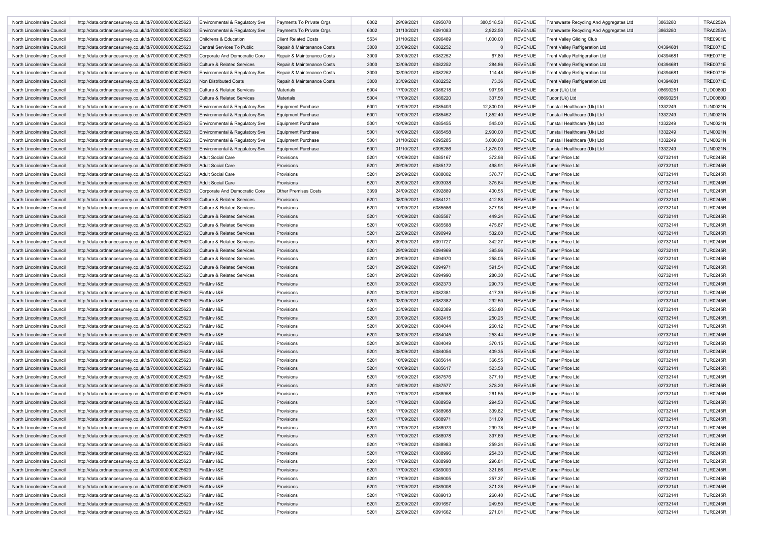| | | | | | | | | | | | |
|---|---|---|---|---|---|---|---|---|---|---|---|
| North Lincolnshire Council | http://data.ordnancesurvey.co.uk/id/7000000000025623 | Environmental & Regulatory Svs | Payments To Private Orgs | 6002 | 29/09/2021 | 6095078 | 380,518.58 | REVENUE | Transwaste Recycling And Aggregates Ltd | 3863280 | TRA0252A |
| North Lincolnshire Council | http://data.ordnancesurvey.co.uk/id/7000000000025623 | Environmental & Regulatory Svs | Payments To Private Orgs | 6002 | 01/10/2021 | 6091083 | 2,922.50 | REVENUE | Transwaste Recycling And Aggregates Ltd | 3863280 | TRA0252A |
| North Lincolnshire Council | http://data.ordnancesurvey.co.uk/id/7000000000025623 | Childrens & Education | Client Related Costs | 5534 | 01/10/2021 | 6096489 | 1,000.00 | REVENUE | Trent Valley Gliding Club | | TRE0901E |
| North Lincolnshire Council | http://data.ordnancesurvey.co.uk/id/7000000000025623 | Central Services To Public | Repair & Maintenance Costs | 3000 | 03/09/2021 | 6082252 | 0 | REVENUE | Trent Valley Refrigeration Ltd | 04394681 | TRE0071E |
| North Lincolnshire Council | http://data.ordnancesurvey.co.uk/id/7000000000025623 | Corporate And Democratic Core | Repair & Maintenance Costs | 3000 | 03/09/2021 | 6082252 | 67.80 | REVENUE | Trent Valley Refrigeration Ltd | 04394681 | TRE0071E |
| North Lincolnshire Council | http://data.ordnancesurvey.co.uk/id/7000000000025623 | Culture & Related Services | Repair & Maintenance Costs | 3000 | 03/09/2021 | 6082252 | 284.86 | REVENUE | Trent Valley Refrigeration Ltd | 04394681 | TRE0071E |
| North Lincolnshire Council | http://data.ordnancesurvey.co.uk/id/7000000000025623 | Environmental & Regulatory Svs | Repair & Maintenance Costs | 3000 | 03/09/2021 | 6082252 | 114.48 | REVENUE | Trent Valley Refrigeration Ltd | 04394681 | TRE0071E |
| North Lincolnshire Council | http://data.ordnancesurvey.co.uk/id/7000000000025623 | Non Distributed Costs | Repair & Maintenance Costs | 3000 | 03/09/2021 | 6082252 | 73.36 | REVENUE | Trent Valley Refrigeration Ltd | 04394681 | TRE0071E |
| North Lincolnshire Council | http://data.ordnancesurvey.co.uk/id/7000000000025623 | Culture & Related Services | Materials | 5004 | 17/09/2021 | 6086218 | 997.96 | REVENUE | Tudor (Uk) Ltd | 08693251 | TUD0080D |
| North Lincolnshire Council | http://data.ordnancesurvey.co.uk/id/7000000000025623 | Culture & Related Services | Materials | 5004 | 17/09/2021 | 6086220 | 337.50 | REVENUE | Tudor (Uk) Ltd | 08693251 | TUD0080D |
| North Lincolnshire Council | http://data.ordnancesurvey.co.uk/id/7000000000025623 | Environmental & Regulatory Svs | Equipment Purchase | 5001 | 10/09/2021 | 6085403 | 12,800.00 | REVENUE | Tunstall Healthcare (Uk) Ltd | 1332249 | TUN0021N |
| North Lincolnshire Council | http://data.ordnancesurvey.co.uk/id/7000000000025623 | Environmental & Regulatory Svs | Equipment Purchase | 5001 | 10/09/2021 | 6085452 | 1,852.40 | REVENUE | Tunstall Healthcare (Uk) Ltd | 1332249 | TUN0021N |
| North Lincolnshire Council | http://data.ordnancesurvey.co.uk/id/7000000000025623 | Environmental & Regulatory Svs | Equipment Purchase | 5001 | 10/09/2021 | 6085455 | 545.00 | REVENUE | Tunstall Healthcare (Uk) Ltd | 1332249 | TUN0021N |
| North Lincolnshire Council | http://data.ordnancesurvey.co.uk/id/7000000000025623 | Environmental & Regulatory Svs | Equipment Purchase | 5001 | 10/09/2021 | 6085458 | 2,900.00 | REVENUE | Tunstall Healthcare (Uk) Ltd | 1332249 | TUN0021N |
| North Lincolnshire Council | http://data.ordnancesurvey.co.uk/id/7000000000025623 | Environmental & Regulatory Svs | Equipment Purchase | 5001 | 01/10/2021 | 6095285 | 3,000.00 | REVENUE | Tunstall Healthcare (Uk) Ltd | 1332249 | TUN0021N |
| North Lincolnshire Council | http://data.ordnancesurvey.co.uk/id/7000000000025623 | Environmental & Regulatory Svs | Equipment Purchase | 5001 | 01/10/2021 | 6095286 | -1,875.00 | REVENUE | Tunstall Healthcare (Uk) Ltd | 1332249 | TUN0021N |
| North Lincolnshire Council | http://data.ordnancesurvey.co.uk/id/7000000000025623 | Adult Social Care | Provisions | 5201 | 10/09/2021 | 6085167 | 372.98 | REVENUE | Turner Price Ltd | 02732141 | TUR0245R |
| North Lincolnshire Council | http://data.ordnancesurvey.co.uk/id/7000000000025623 | Adult Social Care | Provisions | 5201 | 29/09/2021 | 6085172 | 498.91 | REVENUE | Turner Price Ltd | 02732141 | TUR0245R |
| North Lincolnshire Council | http://data.ordnancesurvey.co.uk/id/7000000000025623 | Adult Social Care | Provisions | 5201 | 29/09/2021 | 6088002 | 378.77 | REVENUE | Turner Price Ltd | 02732141 | TUR0245R |
| North Lincolnshire Council | http://data.ordnancesurvey.co.uk/id/7000000000025623 | Adult Social Care | Provisions | 5201 | 29/09/2021 | 6093938 | 375.64 | REVENUE | Turner Price Ltd | 02732141 | TUR0245R |
| North Lincolnshire Council | http://data.ordnancesurvey.co.uk/id/7000000000025623 | Corporate And Democratic Core | Other Premises Costs | 3390 | 24/09/2021 | 6092889 | 400.55 | REVENUE | Turner Price Ltd | 02732141 | TUR0245R |
| North Lincolnshire Council | http://data.ordnancesurvey.co.uk/id/7000000000025623 | Culture & Related Services | Provisions | 5201 | 08/09/2021 | 6084121 | 412.88 | REVENUE | Turner Price Ltd | 02732141 | TUR0245R |
| North Lincolnshire Council | http://data.ordnancesurvey.co.uk/id/7000000000025623 | Culture & Related Services | Provisions | 5201 | 10/09/2021 | 6085586 | 377.98 | REVENUE | Turner Price Ltd | 02732141 | TUR0245R |
| North Lincolnshire Council | http://data.ordnancesurvey.co.uk/id/7000000000025623 | Culture & Related Services | Provisions | 5201 | 10/09/2021 | 6085587 | 449.24 | REVENUE | Turner Price Ltd | 02732141 | TUR0245R |
| North Lincolnshire Council | http://data.ordnancesurvey.co.uk/id/7000000000025623 | Culture & Related Services | Provisions | 5201 | 10/09/2021 | 6085588 | 475.87 | REVENUE | Turner Price Ltd | 02732141 | TUR0245R |
| North Lincolnshire Council | http://data.ordnancesurvey.co.uk/id/7000000000025623 | Culture & Related Services | Provisions | 5201 | 22/09/2021 | 6090949 | 532.60 | REVENUE | Turner Price Ltd | 02732141 | TUR0245R |
| North Lincolnshire Council | http://data.ordnancesurvey.co.uk/id/7000000000025623 | Culture & Related Services | Provisions | 5201 | 29/09/2021 | 6091727 | 342.27 | REVENUE | Turner Price Ltd | 02732141 | TUR0245R |
| North Lincolnshire Council | http://data.ordnancesurvey.co.uk/id/7000000000025623 | Culture & Related Services | Provisions | 5201 | 29/09/2021 | 6094969 | 395.96 | REVENUE | Turner Price Ltd | 02732141 | TUR0245R |
| North Lincolnshire Council | http://data.ordnancesurvey.co.uk/id/7000000000025623 | Culture & Related Services | Provisions | 5201 | 29/09/2021 | 6094970 | 258.05 | REVENUE | Turner Price Ltd | 02732141 | TUR0245R |
| North Lincolnshire Council | http://data.ordnancesurvey.co.uk/id/7000000000025623 | Culture & Related Services | Provisions | 5201 | 29/09/2021 | 6094971 | 591.54 | REVENUE | Turner Price Ltd | 02732141 | TUR0245R |
| North Lincolnshire Council | http://data.ordnancesurvey.co.uk/id/7000000000025623 | Culture & Related Services | Provisions | 5201 | 29/09/2021 | 6094990 | 280.30 | REVENUE | Turner Price Ltd | 02732141 | TUR0245R |
| North Lincolnshire Council | http://data.ordnancesurvey.co.uk/id/7000000000025623 | Fin&Inv I&E | Provisions | 5201 | 03/09/2021 | 6082373 | 290.73 | REVENUE | Turner Price Ltd | 02732141 | TUR0245R |
| North Lincolnshire Council | http://data.ordnancesurvey.co.uk/id/7000000000025623 | Fin&Inv I&E | Provisions | 5201 | 03/09/2021 | 6082381 | 417.39 | REVENUE | Turner Price Ltd | 02732141 | TUR0245R |
| North Lincolnshire Council | http://data.ordnancesurvey.co.uk/id/7000000000025623 | Fin&Inv I&E | Provisions | 5201 | 03/09/2021 | 6082382 | 292.50 | REVENUE | Turner Price Ltd | 02732141 | TUR0245R |
| North Lincolnshire Council | http://data.ordnancesurvey.co.uk/id/7000000000025623 | Fin&Inv I&E | Provisions | 5201 | 03/09/2021 | 6082389 | -253.80 | REVENUE | Turner Price Ltd | 02732141 | TUR0245R |
| North Lincolnshire Council | http://data.ordnancesurvey.co.uk/id/7000000000025623 | Fin&Inv I&E | Provisions | 5201 | 03/09/2021 | 6082415 | 250.25 | REVENUE | Turner Price Ltd | 02732141 | TUR0245R |
| North Lincolnshire Council | http://data.ordnancesurvey.co.uk/id/7000000000025623 | Fin&Inv I&E | Provisions | 5201 | 08/09/2021 | 6084044 | 260.12 | REVENUE | Turner Price Ltd | 02732141 | TUR0245R |
| North Lincolnshire Council | http://data.ordnancesurvey.co.uk/id/7000000000025623 | Fin&Inv I&E | Provisions | 5201 | 08/09/2021 | 6084045 | 253.44 | REVENUE | Turner Price Ltd | 02732141 | TUR0245R |
| North Lincolnshire Council | http://data.ordnancesurvey.co.uk/id/7000000000025623 | Fin&Inv I&E | Provisions | 5201 | 08/09/2021 | 6084049 | 370.15 | REVENUE | Turner Price Ltd | 02732141 | TUR0245R |
| North Lincolnshire Council | http://data.ordnancesurvey.co.uk/id/7000000000025623 | Fin&Inv I&E | Provisions | 5201 | 08/09/2021 | 6084054 | 409.35 | REVENUE | Turner Price Ltd | 02732141 | TUR0245R |
| North Lincolnshire Council | http://data.ordnancesurvey.co.uk/id/7000000000025623 | Fin&Inv I&E | Provisions | 5201 | 10/09/2021 | 6085614 | 366.55 | REVENUE | Turner Price Ltd | 02732141 | TUR0245R |
| North Lincolnshire Council | http://data.ordnancesurvey.co.uk/id/7000000000025623 | Fin&Inv I&E | Provisions | 5201 | 10/09/2021 | 6085617 | 523.58 | REVENUE | Turner Price Ltd | 02732141 | TUR0245R |
| North Lincolnshire Council | http://data.ordnancesurvey.co.uk/id/7000000000025623 | Fin&Inv I&E | Provisions | 5201 | 15/09/2021 | 6087576 | 377.10 | REVENUE | Turner Price Ltd | 02732141 | TUR0245R |
| North Lincolnshire Council | http://data.ordnancesurvey.co.uk/id/7000000000025623 | Fin&Inv I&E | Provisions | 5201 | 15/09/2021 | 6087577 | 378.20 | REVENUE | Turner Price Ltd | 02732141 | TUR0245R |
| North Lincolnshire Council | http://data.ordnancesurvey.co.uk/id/7000000000025623 | Fin&Inv I&E | Provisions | 5201 | 17/09/2021 | 6088958 | 261.55 | REVENUE | Turner Price Ltd | 02732141 | TUR0245R |
| North Lincolnshire Council | http://data.ordnancesurvey.co.uk/id/7000000000025623 | Fin&Inv I&E | Provisions | 5201 | 17/09/2021 | 6088959 | 294.53 | REVENUE | Turner Price Ltd | 02732141 | TUR0245R |
| North Lincolnshire Council | http://data.ordnancesurvey.co.uk/id/7000000000025623 | Fin&Inv I&E | Provisions | 5201 | 17/09/2021 | 6088968 | 339.82 | REVENUE | Turner Price Ltd | 02732141 | TUR0245R |
| North Lincolnshire Council | http://data.ordnancesurvey.co.uk/id/7000000000025623 | Fin&Inv I&E | Provisions | 5201 | 17/09/2021 | 6088971 | 311.09 | REVENUE | Turner Price Ltd | 02732141 | TUR0245R |
| North Lincolnshire Council | http://data.ordnancesurvey.co.uk/id/7000000000025623 | Fin&Inv I&E | Provisions | 5201 | 17/09/2021 | 6088973 | 299.78 | REVENUE | Turner Price Ltd | 02732141 | TUR0245R |
| North Lincolnshire Council | http://data.ordnancesurvey.co.uk/id/7000000000025623 | Fin&Inv I&E | Provisions | 5201 | 17/09/2021 | 6088978 | 397.69 | REVENUE | Turner Price Ltd | 02732141 | TUR0245R |
| North Lincolnshire Council | http://data.ordnancesurvey.co.uk/id/7000000000025623 | Fin&Inv I&E | Provisions | 5201 | 17/09/2021 | 6088983 | 259.24 | REVENUE | Turner Price Ltd | 02732141 | TUR0245R |
| North Lincolnshire Council | http://data.ordnancesurvey.co.uk/id/7000000000025623 | Fin&Inv I&E | Provisions | 5201 | 17/09/2021 | 6088996 | 254.33 | REVENUE | Turner Price Ltd | 02732141 | TUR0245R |
| North Lincolnshire Council | http://data.ordnancesurvey.co.uk/id/7000000000025623 | Fin&Inv I&E | Provisions | 5201 | 17/09/2021 | 6088998 | 296.81 | REVENUE | Turner Price Ltd | 02732141 | TUR0245R |
| North Lincolnshire Council | http://data.ordnancesurvey.co.uk/id/7000000000025623 | Fin&Inv I&E | Provisions | 5201 | 17/09/2021 | 6089003 | 321.66 | REVENUE | Turner Price Ltd | 02732141 | TUR0245R |
| North Lincolnshire Council | http://data.ordnancesurvey.co.uk/id/7000000000025623 | Fin&Inv I&E | Provisions | 5201 | 17/09/2021 | 6089005 | 257.37 | REVENUE | Turner Price Ltd | 02732141 | TUR0245R |
| North Lincolnshire Council | http://data.ordnancesurvey.co.uk/id/7000000000025623 | Fin&Inv I&E | Provisions | 5201 | 17/09/2021 | 6089008 | 371.28 | REVENUE | Turner Price Ltd | 02732141 | TUR0245R |
| North Lincolnshire Council | http://data.ordnancesurvey.co.uk/id/7000000000025623 | Fin&Inv I&E | Provisions | 5201 | 17/09/2021 | 6089013 | 260.40 | REVENUE | Turner Price Ltd | 02732141 | TUR0245R |
| North Lincolnshire Council | http://data.ordnancesurvey.co.uk/id/7000000000025623 | Fin&Inv I&E | Provisions | 5201 | 22/09/2021 | 6091657 | 249.50 | REVENUE | Turner Price Ltd | 02732141 | TUR0245R |
| North Lincolnshire Council | http://data.ordnancesurvey.co.uk/id/7000000000025623 | Fin&Inv I&E | Provisions | 5201 | 22/09/2021 | 6091662 | 271.01 | REVENUE | Turner Price Ltd | 02732141 | TUR0245R |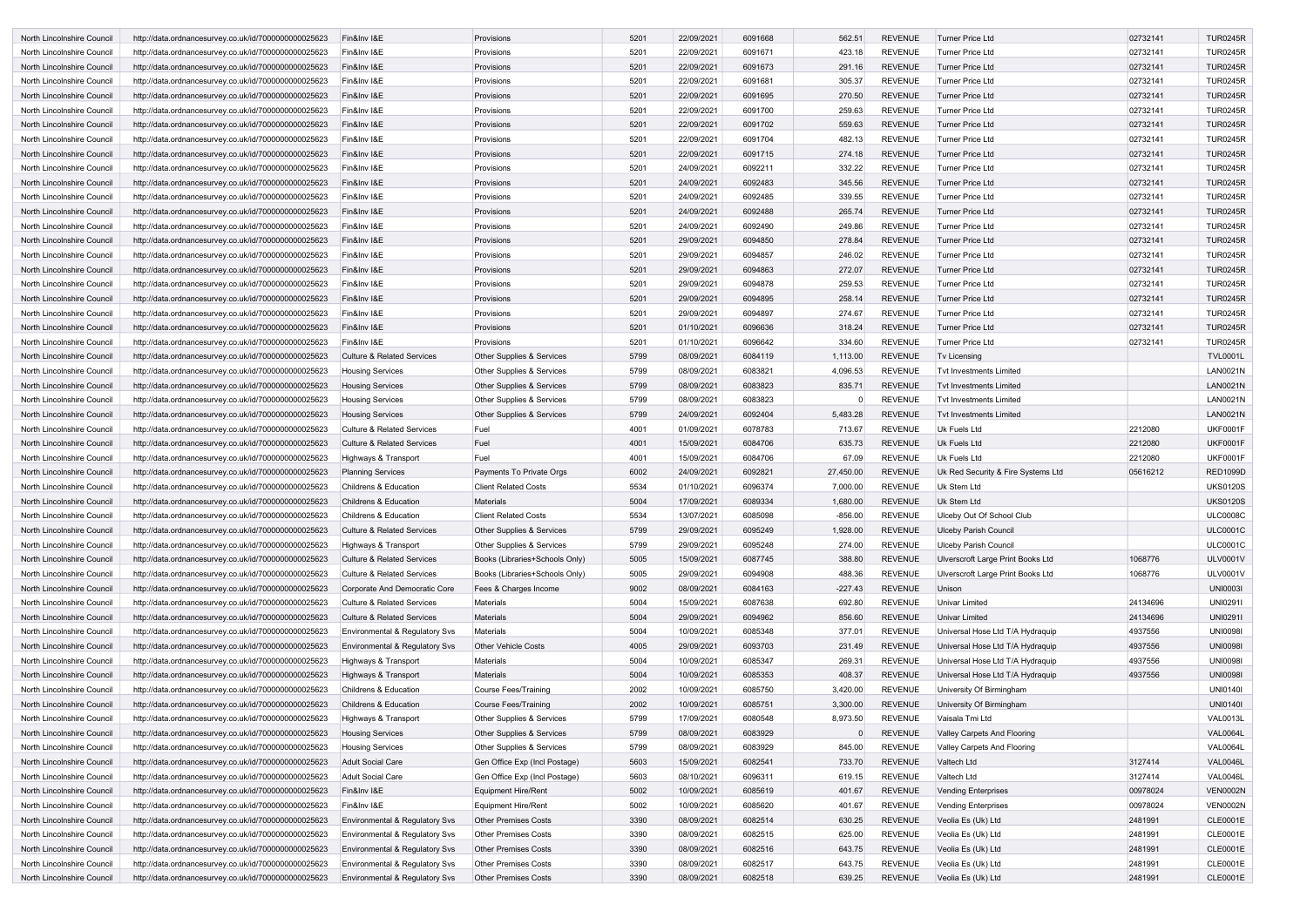| North Lincolnshire Council | http://data.ordnancesurvey.co.uk/id/7000000000025623 | Fin&Inv I&E | Provisions | 5201 | 22/09/2021 | 6091668 | 562.51 | REVENUE | Turner Price Ltd | 02732141 | TUR0245R |
|---|---|---|---|---|---|---|---|---|---|---|---|
| North Lincolnshire Council | http://data.ordnancesurvey.co.uk/id/7000000000025623 | Fin&Inv I&E | Provisions | 5201 | 22/09/2021 | 6091671 | 423.18 | REVENUE | Turner Price Ltd | 02732141 | TUR0245R |
| North Lincolnshire Council | http://data.ordnancesurvey.co.uk/id/7000000000025623 | Fin&Inv I&E | Provisions | 5201 | 22/09/2021 | 6091673 | 291.16 | REVENUE | Turner Price Ltd | 02732141 | TUR0245R |
| North Lincolnshire Council | http://data.ordnancesurvey.co.uk/id/7000000000025623 | Fin&Inv I&E | Provisions | 5201 | 22/09/2021 | 6091681 | 305.37 | REVENUE | Turner Price Ltd | 02732141 | TUR0245R |
| North Lincolnshire Council | http://data.ordnancesurvey.co.uk/id/7000000000025623 | Fin&Inv I&E | Provisions | 5201 | 22/09/2021 | 6091695 | 270.50 | REVENUE | Turner Price Ltd | 02732141 | TUR0245R |
| North Lincolnshire Council | http://data.ordnancesurvey.co.uk/id/7000000000025623 | Fin&Inv I&E | Provisions | 5201 | 22/09/2021 | 6091700 | 259.63 | REVENUE | Turner Price Ltd | 02732141 | TUR0245R |
| North Lincolnshire Council | http://data.ordnancesurvey.co.uk/id/7000000000025623 | Fin&Inv I&E | Provisions | 5201 | 22/09/2021 | 6091702 | 559.63 | REVENUE | Turner Price Ltd | 02732141 | TUR0245R |
| North Lincolnshire Council | http://data.ordnancesurvey.co.uk/id/7000000000025623 | Fin&Inv I&E | Provisions | 5201 | 22/09/2021 | 6091704 | 482.13 | REVENUE | Turner Price Ltd | 02732141 | TUR0245R |
| North Lincolnshire Council | http://data.ordnancesurvey.co.uk/id/7000000000025623 | Fin&Inv I&E | Provisions | 5201 | 22/09/2021 | 6091715 | 274.18 | REVENUE | Turner Price Ltd | 02732141 | TUR0245R |
| North Lincolnshire Council | http://data.ordnancesurvey.co.uk/id/7000000000025623 | Fin&Inv I&E | Provisions | 5201 | 24/09/2021 | 6092211 | 332.22 | REVENUE | Turner Price Ltd | 02732141 | TUR0245R |
| North Lincolnshire Council | http://data.ordnancesurvey.co.uk/id/7000000000025623 | Fin&Inv I&E | Provisions | 5201 | 24/09/2021 | 6092483 | 345.56 | REVENUE | Turner Price Ltd | 02732141 | TUR0245R |
| North Lincolnshire Council | http://data.ordnancesurvey.co.uk/id/7000000000025623 | Fin&Inv I&E | Provisions | 5201 | 24/09/2021 | 6092485 | 339.55 | REVENUE | Turner Price Ltd | 02732141 | TUR0245R |
| North Lincolnshire Council | http://data.ordnancesurvey.co.uk/id/7000000000025623 | Fin&Inv I&E | Provisions | 5201 | 24/09/2021 | 6092488 | 265.74 | REVENUE | Turner Price Ltd | 02732141 | TUR0245R |
| North Lincolnshire Council | http://data.ordnancesurvey.co.uk/id/7000000000025623 | Fin&Inv I&E | Provisions | 5201 | 24/09/2021 | 6092490 | 249.86 | REVENUE | Turner Price Ltd | 02732141 | TUR0245R |
| North Lincolnshire Council | http://data.ordnancesurvey.co.uk/id/7000000000025623 | Fin&Inv I&E | Provisions | 5201 | 29/09/2021 | 6094850 | 278.84 | REVENUE | Turner Price Ltd | 02732141 | TUR0245R |
| North Lincolnshire Council | http://data.ordnancesurvey.co.uk/id/7000000000025623 | Fin&Inv I&E | Provisions | 5201 | 29/09/2021 | 6094857 | 246.02 | REVENUE | Turner Price Ltd | 02732141 | TUR0245R |
| North Lincolnshire Council | http://data.ordnancesurvey.co.uk/id/7000000000025623 | Fin&Inv I&E | Provisions | 5201 | 29/09/2021 | 6094863 | 272.07 | REVENUE | Turner Price Ltd | 02732141 | TUR0245R |
| North Lincolnshire Council | http://data.ordnancesurvey.co.uk/id/7000000000025623 | Fin&Inv I&E | Provisions | 5201 | 29/09/2021 | 6094878 | 259.53 | REVENUE | Turner Price Ltd | 02732141 | TUR0245R |
| North Lincolnshire Council | http://data.ordnancesurvey.co.uk/id/7000000000025623 | Fin&Inv I&E | Provisions | 5201 | 29/09/2021 | 6094895 | 258.14 | REVENUE | Turner Price Ltd | 02732141 | TUR0245R |
| North Lincolnshire Council | http://data.ordnancesurvey.co.uk/id/7000000000025623 | Fin&Inv I&E | Provisions | 5201 | 29/09/2021 | 6094897 | 274.67 | REVENUE | Turner Price Ltd | 02732141 | TUR0245R |
| North Lincolnshire Council | http://data.ordnancesurvey.co.uk/id/7000000000025623 | Fin&Inv I&E | Provisions | 5201 | 01/10/2021 | 6096636 | 318.24 | REVENUE | Turner Price Ltd | 02732141 | TUR0245R |
| North Lincolnshire Council | http://data.ordnancesurvey.co.uk/id/7000000000025623 | Fin&Inv I&E | Provisions | 5201 | 01/10/2021 | 6096642 | 334.60 | REVENUE | Turner Price Ltd | 02732141 | TUR0245R |
| North Lincolnshire Council | http://data.ordnancesurvey.co.uk/id/7000000000025623 | Culture & Related Services | Other Supplies & Services | 5799 | 08/09/2021 | 6084119 | 1,113.00 | REVENUE | Tv Licensing | | TVL0001L |
| North Lincolnshire Council | http://data.ordnancesurvey.co.uk/id/7000000000025623 | Housing Services | Other Supplies & Services | 5799 | 08/09/2021 | 6083821 | 4,096.53 | REVENUE | Tvt Investments Limited | | LAN0021N |
| North Lincolnshire Council | http://data.ordnancesurvey.co.uk/id/7000000000025623 | Housing Services | Other Supplies & Services | 5799 | 08/09/2021 | 6083823 | 835.71 | REVENUE | Tvt Investments Limited | | LAN0021N |
| North Lincolnshire Council | http://data.ordnancesurvey.co.uk/id/7000000000025623 | Housing Services | Other Supplies & Services | 5799 | 08/09/2021 | 6083823 | 0 | REVENUE | Tvt Investments Limited | | LAN0021N |
| North Lincolnshire Council | http://data.ordnancesurvey.co.uk/id/7000000000025623 | Housing Services | Other Supplies & Services | 5799 | 24/09/2021 | 6092404 | 5,483.28 | REVENUE | Tvt Investments Limited | | LAN0021N |
| North Lincolnshire Council | http://data.ordnancesurvey.co.uk/id/7000000000025623 | Culture & Related Services | Fuel | 4001 | 01/09/2021 | 6078783 | 713.67 | REVENUE | Uk Fuels Ltd | 2212080 | UKF0001F |
| North Lincolnshire Council | http://data.ordnancesurvey.co.uk/id/7000000000025623 | Culture & Related Services | Fuel | 4001 | 15/09/2021 | 6084706 | 635.73 | REVENUE | Uk Fuels Ltd | 2212080 | UKF0001F |
| North Lincolnshire Council | http://data.ordnancesurvey.co.uk/id/7000000000025623 | Highways & Transport | Fuel | 4001 | 15/09/2021 | 6084706 | 67.09 | REVENUE | Uk Fuels Ltd | 2212080 | UKF0001F |
| North Lincolnshire Council | http://data.ordnancesurvey.co.uk/id/7000000000025623 | Planning Services | Payments To Private Orgs | 6002 | 24/09/2021 | 6092821 | 27,450.00 | REVENUE | Uk Red Security & Fire Systems Ltd | 05616212 | RED1099D |
| North Lincolnshire Council | http://data.ordnancesurvey.co.uk/id/7000000000025623 | Childrens & Education | Client Related Costs | 5534 | 01/10/2021 | 6096374 | 7,000.00 | REVENUE | Uk Stem Ltd | | UKS0120S |
| North Lincolnshire Council | http://data.ordnancesurvey.co.uk/id/7000000000025623 | Childrens & Education | Materials | 5004 | 17/09/2021 | 6089334 | 1,680.00 | REVENUE | Uk Stem Ltd | | UKS0120S |
| North Lincolnshire Council | http://data.ordnancesurvey.co.uk/id/7000000000025623 | Childrens & Education | Client Related Costs | 5534 | 13/07/2021 | 6085098 | -856.00 | REVENUE | Ulceby Out Of School Club | | ULC0008C |
| North Lincolnshire Council | http://data.ordnancesurvey.co.uk/id/7000000000025623 | Culture & Related Services | Other Supplies & Services | 5799 | 29/09/2021 | 6095249 | 1,928.00 | REVENUE | Ulceby Parish Council | | ULC0001C |
| North Lincolnshire Council | http://data.ordnancesurvey.co.uk/id/7000000000025623 | Highways & Transport | Other Supplies & Services | 5799 | 29/09/2021 | 6095248 | 274.00 | REVENUE | Ulceby Parish Council | | ULC0001C |
| North Lincolnshire Council | http://data.ordnancesurvey.co.uk/id/7000000000025623 | Culture & Related Services | Books (Libraries+Schools Only) | 5005 | 15/09/2021 | 6087745 | 388.80 | REVENUE | Ulverscroft Large Print Books Ltd | 1068776 | ULV0001V |
| North Lincolnshire Council | http://data.ordnancesurvey.co.uk/id/7000000000025623 | Culture & Related Services | Books (Libraries+Schools Only) | 5005 | 29/09/2021 | 6094908 | 488.36 | REVENUE | Ulverscroft Large Print Books Ltd | 1068776 | ULV0001V |
| North Lincolnshire Council | http://data.ordnancesurvey.co.uk/id/7000000000025623 | Corporate And Democratic Core | Fees & Charges Income | 9002 | 08/09/2021 | 6084163 | -227.43 | REVENUE | Unison | | UNI0003I |
| North Lincolnshire Council | http://data.ordnancesurvey.co.uk/id/7000000000025623 | Culture & Related Services | Materials | 5004 | 15/09/2021 | 6087638 | 692.80 | REVENUE | Univar Limited | 24134696 | UNI0291I |
| North Lincolnshire Council | http://data.ordnancesurvey.co.uk/id/7000000000025623 | Culture & Related Services | Materials | 5004 | 29/09/2021 | 6094962 | 856.60 | REVENUE | Univar Limited | 24134696 | UNI0291I |
| North Lincolnshire Council | http://data.ordnancesurvey.co.uk/id/7000000000025623 | Environmental & Regulatory Svs | Materials | 5004 | 10/09/2021 | 6085348 | 377.01 | REVENUE | Universal Hose Ltd T/A Hydraquip | 4937556 | UNI0098I |
| North Lincolnshire Council | http://data.ordnancesurvey.co.uk/id/7000000000025623 | Environmental & Regulatory Svs | Other Vehicle Costs | 4005 | 29/09/2021 | 6093703 | 231.49 | REVENUE | Universal Hose Ltd T/A Hydraquip | 4937556 | UNI0098I |
| North Lincolnshire Council | http://data.ordnancesurvey.co.uk/id/7000000000025623 | Highways & Transport | Materials | 5004 | 10/09/2021 | 6085347 | 269.31 | REVENUE | Universal Hose Ltd T/A Hydraquip | 4937556 | UNI0098I |
| North Lincolnshire Council | http://data.ordnancesurvey.co.uk/id/7000000000025623 | Highways & Transport | Materials | 5004 | 10/09/2021 | 6085353 | 408.37 | REVENUE | Universal Hose Ltd T/A Hydraquip | 4937556 | UNI0098I |
| North Lincolnshire Council | http://data.ordnancesurvey.co.uk/id/7000000000025623 | Childrens & Education | Course Fees/Training | 2002 | 10/09/2021 | 6085750 | 3,420.00 | REVENUE | University Of Birmingham | | UNI0140I |
| North Lincolnshire Council | http://data.ordnancesurvey.co.uk/id/7000000000025623 | Childrens & Education | Course Fees/Training | 2002 | 10/09/2021 | 6085751 | 3,300.00 | REVENUE | University Of Birmingham | | UNI0140I |
| North Lincolnshire Council | http://data.ordnancesurvey.co.uk/id/7000000000025623 | Highways & Transport | Other Supplies & Services | 5799 | 17/09/2021 | 6080548 | 8,973.50 | REVENUE | Vaisala Tmi Ltd | | VAL0013L |
| North Lincolnshire Council | http://data.ordnancesurvey.co.uk/id/7000000000025623 | Housing Services | Other Supplies & Services | 5799 | 08/09/2021 | 6083929 | 0 | REVENUE | Valley Carpets And Flooring | | VAL0064L |
| North Lincolnshire Council | http://data.ordnancesurvey.co.uk/id/7000000000025623 | Housing Services | Other Supplies & Services | 5799 | 08/09/2021 | 6083929 | 845.00 | REVENUE | Valley Carpets And Flooring | | VAL0064L |
| North Lincolnshire Council | http://data.ordnancesurvey.co.uk/id/7000000000025623 | Adult Social Care | Gen Office Exp (Incl Postage) | 5603 | 15/09/2021 | 6082541 | 733.70 | REVENUE | Valtech Ltd | 3127414 | VAL0046L |
| North Lincolnshire Council | http://data.ordnancesurvey.co.uk/id/7000000000025623 | Adult Social Care | Gen Office Exp (Incl Postage) | 5603 | 08/10/2021 | 6096311 | 619.15 | REVENUE | Valtech Ltd | 3127414 | VAL0046L |
| North Lincolnshire Council | http://data.ordnancesurvey.co.uk/id/7000000000025623 | Fin&Inv I&E | Equipment Hire/Rent | 5002 | 10/09/2021 | 6085619 | 401.67 | REVENUE | Vending Enterprises | 00978024 | VEN0002N |
| North Lincolnshire Council | http://data.ordnancesurvey.co.uk/id/7000000000025623 | Fin&Inv I&E | Equipment Hire/Rent | 5002 | 10/09/2021 | 6085620 | 401.67 | REVENUE | Vending Enterprises | 00978024 | VEN0002N |
| North Lincolnshire Council | http://data.ordnancesurvey.co.uk/id/7000000000025623 | Environmental & Regulatory Svs | Other Premises Costs | 3390 | 08/09/2021 | 6082514 | 630.25 | REVENUE | Veolia Es (Uk) Ltd | 2481991 | CLE0001E |
| North Lincolnshire Council | http://data.ordnancesurvey.co.uk/id/7000000000025623 | Environmental & Regulatory Svs | Other Premises Costs | 3390 | 08/09/2021 | 6082515 | 625.00 | REVENUE | Veolia Es (Uk) Ltd | 2481991 | CLE0001E |
| North Lincolnshire Council | http://data.ordnancesurvey.co.uk/id/7000000000025623 | Environmental & Regulatory Svs | Other Premises Costs | 3390 | 08/09/2021 | 6082516 | 643.75 | REVENUE | Veolia Es (Uk) Ltd | 2481991 | CLE0001E |
| North Lincolnshire Council | http://data.ordnancesurvey.co.uk/id/7000000000025623 | Environmental & Regulatory Svs | Other Premises Costs | 3390 | 08/09/2021 | 6082517 | 643.75 | REVENUE | Veolia Es (Uk) Ltd | 2481991 | CLE0001E |
| North Lincolnshire Council | http://data.ordnancesurvey.co.uk/id/7000000000025623 | Environmental & Regulatory Svs | Other Premises Costs | 3390 | 08/09/2021 | 6082518 | 639.25 | REVENUE | Veolia Es (Uk) Ltd | 2481991 | CLE0001E |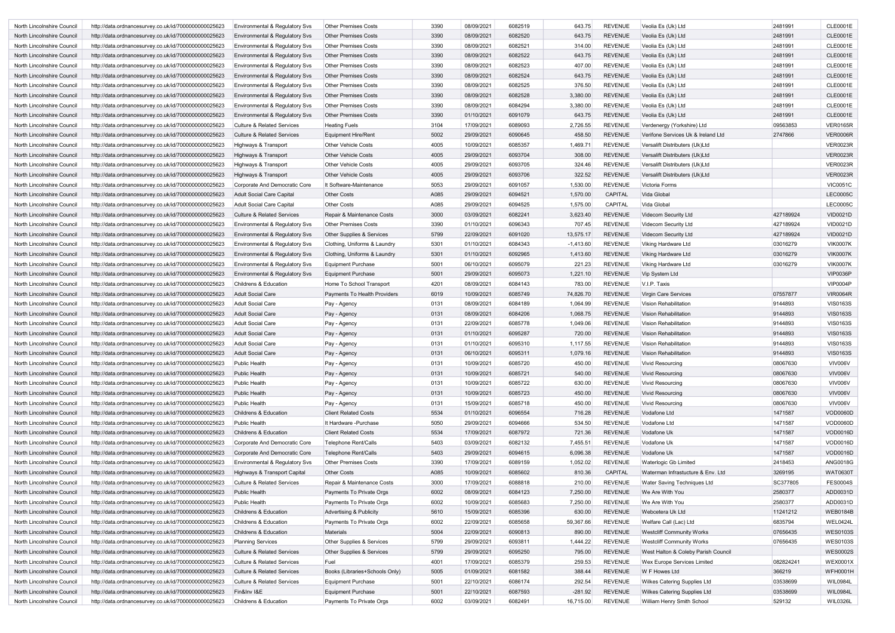| North Lincolnshire Council | http://data.ordnancesurvey.co.uk/id/7000000000025623 | Environmental & Regulatory Svs | Other Premises Costs | 3390 | 08/09/2021 | 6082519 | 643.75 | REVENUE | Veolia Es (Uk) Ltd | 2481991 | CLE0001E |
|---|---|---|---|---|---|---|---|---|---|---|---|
| North Lincolnshire Council | http://data.ordnancesurvey.co.uk/id/7000000000025623 | Environmental & Regulatory Svs | Other Premises Costs | 3390 | 08/09/2021 | 6082520 | 643.75 | REVENUE | Veolia Es (Uk) Ltd | 2481991 | CLE0001E |
| North Lincolnshire Council | http://data.ordnancesurvey.co.uk/id/7000000000025623 | Environmental & Regulatory Svs | Other Premises Costs | 3390 | 08/09/2021 | 6082521 | 314.00 | REVENUE | Veolia Es (Uk) Ltd | 2481991 | CLE0001E |
| North Lincolnshire Council | http://data.ordnancesurvey.co.uk/id/7000000000025623 | Environmental & Regulatory Svs | Other Premises Costs | 3390 | 08/09/2021 | 6082522 | 643.75 | REVENUE | Veolia Es (Uk) Ltd | 2481991 | CLE0001E |
| North Lincolnshire Council | http://data.ordnancesurvey.co.uk/id/7000000000025623 | Environmental & Regulatory Svs | Other Premises Costs | 3390 | 08/09/2021 | 6082523 | 407.00 | REVENUE | Veolia Es (Uk) Ltd | 2481991 | CLE0001E |
| North Lincolnshire Council | http://data.ordnancesurvey.co.uk/id/7000000000025623 | Environmental & Regulatory Svs | Other Premises Costs | 3390 | 08/09/2021 | 6082524 | 643.75 | REVENUE | Veolia Es (Uk) Ltd | 2481991 | CLE0001E |
| North Lincolnshire Council | http://data.ordnancesurvey.co.uk/id/7000000000025623 | Environmental & Regulatory Svs | Other Premises Costs | 3390 | 08/09/2021 | 6082525 | 376.50 | REVENUE | Veolia Es (Uk) Ltd | 2481991 | CLE0001E |
| North Lincolnshire Council | http://data.ordnancesurvey.co.uk/id/7000000000025623 | Environmental & Regulatory Svs | Other Premises Costs | 3390 | 08/09/2021 | 6082528 | 3,380.00 | REVENUE | Veolia Es (Uk) Ltd | 2481991 | CLE0001E |
| North Lincolnshire Council | http://data.ordnancesurvey.co.uk/id/7000000000025623 | Environmental & Regulatory Svs | Other Premises Costs | 3390 | 08/09/2021 | 6084294 | 3,380.00 | REVENUE | Veolia Es (Uk) Ltd | 2481991 | CLE0001E |
| North Lincolnshire Council | http://data.ordnancesurvey.co.uk/id/7000000000025623 | Environmental & Regulatory Svs | Other Premises Costs | 3390 | 01/10/2021 | 6091079 | 643.75 | REVENUE | Veolia Es (Uk) Ltd | 2481991 | CLE0001E |
| North Lincolnshire Council | http://data.ordnancesurvey.co.uk/id/7000000000025623 | Culture & Related Services | Heating Fuels | 3104 | 17/09/2021 | 6089093 | 2,726.55 | REVENUE | Verdenergy (Yorkshire) Ltd | 09563853 | VER0165R |
| North Lincolnshire Council | http://data.ordnancesurvey.co.uk/id/7000000000025623 | Culture & Related Services | Equipment Hire/Rent | 5002 | 29/09/2021 | 6090645 | 458.50 | REVENUE | Verifone Services Uk & Ireland Ltd | 2747866 | VER0006R |
| North Lincolnshire Council | http://data.ordnancesurvey.co.uk/id/7000000000025623 | Highways & Transport | Other Vehicle Costs | 4005 | 10/09/2021 | 6085357 | 1,469.71 | REVENUE | Versalift Distributers (Uk)Ltd | | VER0023R |
| North Lincolnshire Council | http://data.ordnancesurvey.co.uk/id/7000000000025623 | Highways & Transport | Other Vehicle Costs | 4005 | 29/09/2021 | 6093704 | 308.00 | REVENUE | Versalift Distributers (Uk)Ltd | | VER0023R |
| North Lincolnshire Council | http://data.ordnancesurvey.co.uk/id/7000000000025623 | Highways & Transport | Other Vehicle Costs | 4005 | 29/09/2021 | 6093705 | 324.46 | REVENUE | Versalift Distributers (Uk)Ltd | | VER0023R |
| North Lincolnshire Council | http://data.ordnancesurvey.co.uk/id/7000000000025623 | Highways & Transport | Other Vehicle Costs | 4005 | 29/09/2021 | 6093706 | 322.52 | REVENUE | Versalift Distributers (Uk)Ltd | | VER0023R |
| North Lincolnshire Council | http://data.ordnancesurvey.co.uk/id/7000000000025623 | Corporate And Democratic Core | It Software-Maintenance | 5053 | 29/09/2021 | 6091057 | 1,530.00 | REVENUE | Victoria Forms | | VIC0051C |
| North Lincolnshire Council | http://data.ordnancesurvey.co.uk/id/7000000000025623 | Adult Social Care Capital | Other Costs | A085 | 29/09/2021 | 6094521 | 1,570.00 | CAPITAL | Vida Global | | LEC0005C |
| North Lincolnshire Council | http://data.ordnancesurvey.co.uk/id/7000000000025623 | Adult Social Care Capital | Other Costs | A085 | 29/09/2021 | 6094525 | 1,575.00 | CAPITAL | Vida Global | | LEC0005C |
| North Lincolnshire Council | http://data.ordnancesurvey.co.uk/id/7000000000025623 | Culture & Related Services | Repair & Maintenance Costs | 3000 | 03/09/2021 | 6082241 | 3,623.40 | REVENUE | Videcom Security Ltd | 427189924 | VID0021D |
| North Lincolnshire Council | http://data.ordnancesurvey.co.uk/id/7000000000025623 | Environmental & Regulatory Svs | Other Premises Costs | 3390 | 01/10/2021 | 6096343 | 707.45 | REVENUE | Videcom Security Ltd | 427189924 | VID0021D |
| North Lincolnshire Council | http://data.ordnancesurvey.co.uk/id/7000000000025623 | Environmental & Regulatory Svs | Other Supplies & Services | 5799 | 22/09/2021 | 6091020 | 13,575.17 | REVENUE | Videcom Security Ltd | 427189924 | VID0021D |
| North Lincolnshire Council | http://data.ordnancesurvey.co.uk/id/7000000000025623 | Environmental & Regulatory Svs | Clothing, Uniforms & Laundry | 5301 | 01/10/2021 | 6084343 | -1,413.60 | REVENUE | Viking Hardware Ltd | 03016279 | VIK0007K |
| North Lincolnshire Council | http://data.ordnancesurvey.co.uk/id/7000000000025623 | Environmental & Regulatory Svs | Clothing, Uniforms & Laundry | 5301 | 01/10/2021 | 6092965 | 1,413.60 | REVENUE | Viking Hardware Ltd | 03016279 | VIK0007K |
| North Lincolnshire Council | http://data.ordnancesurvey.co.uk/id/7000000000025623 | Environmental & Regulatory Svs | Equipment Purchase | 5001 | 06/10/2021 | 6095079 | 221.23 | REVENUE | Viking Hardware Ltd | 03016279 | VIK0007K |
| North Lincolnshire Council | http://data.ordnancesurvey.co.uk/id/7000000000025623 | Environmental & Regulatory Svs | Equipment Purchase | 5001 | 29/09/2021 | 6095073 | 1,221.10 | REVENUE | Vip System Ltd | | VIP0036P |
| North Lincolnshire Council | http://data.ordnancesurvey.co.uk/id/7000000000025623 | Childrens & Education | Home To School Transport | 4201 | 08/09/2021 | 6084143 | 783.00 | REVENUE | V.I.P. Taxis | | VIP0004P |
| North Lincolnshire Council | http://data.ordnancesurvey.co.uk/id/7000000000025623 | Adult Social Care | Payments To Health Providers | 6019 | 10/09/2021 | 6085749 | 74,826.70 | REVENUE | Virgin Care Services | 07557877 | VIR0064R |
| North Lincolnshire Council | http://data.ordnancesurvey.co.uk/id/7000000000025623 | Adult Social Care | Pay - Agency | 0131 | 08/09/2021 | 6084189 | 1,064.99 | REVENUE | Vision Rehabilitation | 9144893 | VIS0163S |
| North Lincolnshire Council | http://data.ordnancesurvey.co.uk/id/7000000000025623 | Adult Social Care | Pay - Agency | 0131 | 08/09/2021 | 6084206 | 1,068.75 | REVENUE | Vision Rehabilitation | 9144893 | VIS0163S |
| North Lincolnshire Council | http://data.ordnancesurvey.co.uk/id/7000000000025623 | Adult Social Care | Pay - Agency | 0131 | 22/09/2021 | 6085778 | 1,049.06 | REVENUE | Vision Rehabilitation | 9144893 | VIS0163S |
| North Lincolnshire Council | http://data.ordnancesurvey.co.uk/id/7000000000025623 | Adult Social Care | Pay - Agency | 0131 | 01/10/2021 | 6095287 | 720.00 | REVENUE | Vision Rehabilitation | 9144893 | VIS0163S |
| North Lincolnshire Council | http://data.ordnancesurvey.co.uk/id/7000000000025623 | Adult Social Care | Pay - Agency | 0131 | 01/10/2021 | 6095310 | 1,117.55 | REVENUE | Vision Rehabilitation | 9144893 | VIS0163S |
| North Lincolnshire Council | http://data.ordnancesurvey.co.uk/id/7000000000025623 | Adult Social Care | Pay - Agency | 0131 | 06/10/2021 | 6095311 | 1,079.16 | REVENUE | Vision Rehabilitation | 9144893 | VIS0163S |
| North Lincolnshire Council | http://data.ordnancesurvey.co.uk/id/7000000000025623 | Public Health | Pay - Agency | 0131 | 10/09/2021 | 6085720 | 450.00 | REVENUE | Vivid Resourcing | 08067630 | VIV006V |
| North Lincolnshire Council | http://data.ordnancesurvey.co.uk/id/7000000000025623 | Public Health | Pay - Agency | 0131 | 10/09/2021 | 6085721 | 540.00 | REVENUE | Vivid Resourcing | 08067630 | VIV006V |
| North Lincolnshire Council | http://data.ordnancesurvey.co.uk/id/7000000000025623 | Public Health | Pay - Agency | 0131 | 10/09/2021 | 6085722 | 630.00 | REVENUE | Vivid Resourcing | 08067630 | VIV006V |
| North Lincolnshire Council | http://data.ordnancesurvey.co.uk/id/7000000000025623 | Public Health | Pay - Agency | 0131 | 10/09/2021 | 6085723 | 450.00 | REVENUE | Vivid Resourcing | 08067630 | VIV006V |
| North Lincolnshire Council | http://data.ordnancesurvey.co.uk/id/7000000000025623 | Public Health | Pay - Agency | 0131 | 15/09/2021 | 6085718 | 450.00 | REVENUE | Vivid Resourcing | 08067630 | VIV006V |
| North Lincolnshire Council | http://data.ordnancesurvey.co.uk/id/7000000000025623 | Childrens & Education | Client Related Costs | 5534 | 01/10/2021 | 6096554 | 716.28 | REVENUE | Vodafone Ltd | 1471587 | VOD0060D |
| North Lincolnshire Council | http://data.ordnancesurvey.co.uk/id/7000000000025623 | Public Health | It Hardware -Purchase | 5050 | 29/09/2021 | 6094666 | 534.50 | REVENUE | Vodafone Ltd | 1471587 | VOD0060D |
| North Lincolnshire Council | http://data.ordnancesurvey.co.uk/id/7000000000025623 | Childrens & Education | Client Related Costs | 5534 | 17/09/2021 | 6087972 | 721.36 | REVENUE | Vodafone Uk | 1471587 | VOD0016D |
| North Lincolnshire Council | http://data.ordnancesurvey.co.uk/id/7000000000025623 | Corporate And Democratic Core | Telephone Rent/Calls | 5403 | 03/09/2021 | 6082132 | 7,455.51 | REVENUE | Vodafone Uk | 1471587 | VOD0016D |
| North Lincolnshire Council | http://data.ordnancesurvey.co.uk/id/7000000000025623 | Corporate And Democratic Core | Telephone Rent/Calls | 5403 | 29/09/2021 | 6094615 | 6,096.38 | REVENUE | Vodafone Uk | 1471587 | VOD0016D |
| North Lincolnshire Council | http://data.ordnancesurvey.co.uk/id/7000000000025623 | Environmental & Regulatory Svs | Other Premises Costs | 3390 | 17/09/2021 | 6089159 | 1,052.02 | REVENUE | Waterlogic Gb Limited | 2418453 | ANG0018G |
| North Lincolnshire Council | http://data.ordnancesurvey.co.uk/id/7000000000025623 | Highways & Transport Capital | Other Costs | A085 | 10/09/2021 | 6085602 | 810.36 | CAPITAL | Waterman Infrastucture & Env. Ltd | 3269195 | WAT0630T |
| North Lincolnshire Council | http://data.ordnancesurvey.co.uk/id/7000000000025623 | Culture & Related Services | Repair & Maintenance Costs | 3000 | 17/09/2021 | 6088818 | 210.00 | REVENUE | Water Saving Techniques Ltd | SC377805 | FES0004S |
| North Lincolnshire Council | http://data.ordnancesurvey.co.uk/id/7000000000025623 | Public Health | Payments To Private Orgs | 6002 | 08/09/2021 | 6084123 | 7,250.00 | REVENUE | We Are With You | 2580377 | ADD0031D |
| North Lincolnshire Council | http://data.ordnancesurvey.co.uk/id/7000000000025623 | Public Health | Payments To Private Orgs | 6002 | 10/09/2021 | 6085683 | 7,250.00 | REVENUE | We Are With You | 2580377 | ADD0031D |
| North Lincolnshire Council | http://data.ordnancesurvey.co.uk/id/7000000000025623 | Childrens & Education | Advertising & Publicity | 5610 | 15/09/2021 | 6085396 | 630.00 | REVENUE | Webcetera Uk Ltd | 11241212 | WEB0184B |
| North Lincolnshire Council | http://data.ordnancesurvey.co.uk/id/7000000000025623 | Childrens & Education | Payments To Private Orgs | 6002 | 22/09/2021 | 6085658 | 59,367.66 | REVENUE | Welfare Call (Lac) Ltd | 6835794 | WEL0424L |
| North Lincolnshire Council | http://data.ordnancesurvey.co.uk/id/7000000000025623 | Childrens & Education | Materials | 5004 | 22/09/2021 | 6090813 | 890.00 | REVENUE | Westcliff Community Works | 07656435 | WES0103S |
| North Lincolnshire Council | http://data.ordnancesurvey.co.uk/id/7000000000025623 | Planning Services | Other Supplies & Services | 5799 | 29/09/2021 | 6093811 | 1,444.22 | REVENUE | Westcliff Community Works | 07656435 | WES0103S |
| North Lincolnshire Council | http://data.ordnancesurvey.co.uk/id/7000000000025623 | Culture & Related Services | Other Supplies & Services | 5799 | 29/09/2021 | 6095250 | 795.00 | REVENUE | West Halton & Coleby Parish Council | | WES0002S |
| North Lincolnshire Council | http://data.ordnancesurvey.co.uk/id/7000000000025623 | Culture & Related Services | Fuel | 4001 | 17/09/2021 | 6085379 | 259.53 | REVENUE | Wex Europe Services Limited | 082824241 | WEX0001X |
| North Lincolnshire Council | http://data.ordnancesurvey.co.uk/id/7000000000025623 | Culture & Related Services | Books (Libraries+Schools Only) | 5005 | 01/09/2021 | 6081582 | 388.44 | REVENUE | W F Howes Ltd | 366219 | WFH0001H |
| North Lincolnshire Council | http://data.ordnancesurvey.co.uk/id/7000000000025623 | Culture & Related Services | Equipment Purchase | 5001 | 22/10/2021 | 6086174 | 292.54 | REVENUE | Wilkes Catering Supplies Ltd | 03538699 | WIL0984L |
| North Lincolnshire Council | http://data.ordnancesurvey.co.uk/id/7000000000025623 | Fin&Inv I&E | Equipment Purchase | 5001 | 22/10/2021 | 6087593 | -281.92 | REVENUE | Wilkes Catering Supplies Ltd | 03538699 | WIL0984L |
| North Lincolnshire Council | http://data.ordnancesurvey.co.uk/id/7000000000025623 | Childrens & Education | Payments To Private Orgs | 6002 | 03/09/2021 | 6082491 | 16,715.00 | REVENUE | William Henry Smith School | 529132 | WIL0326L |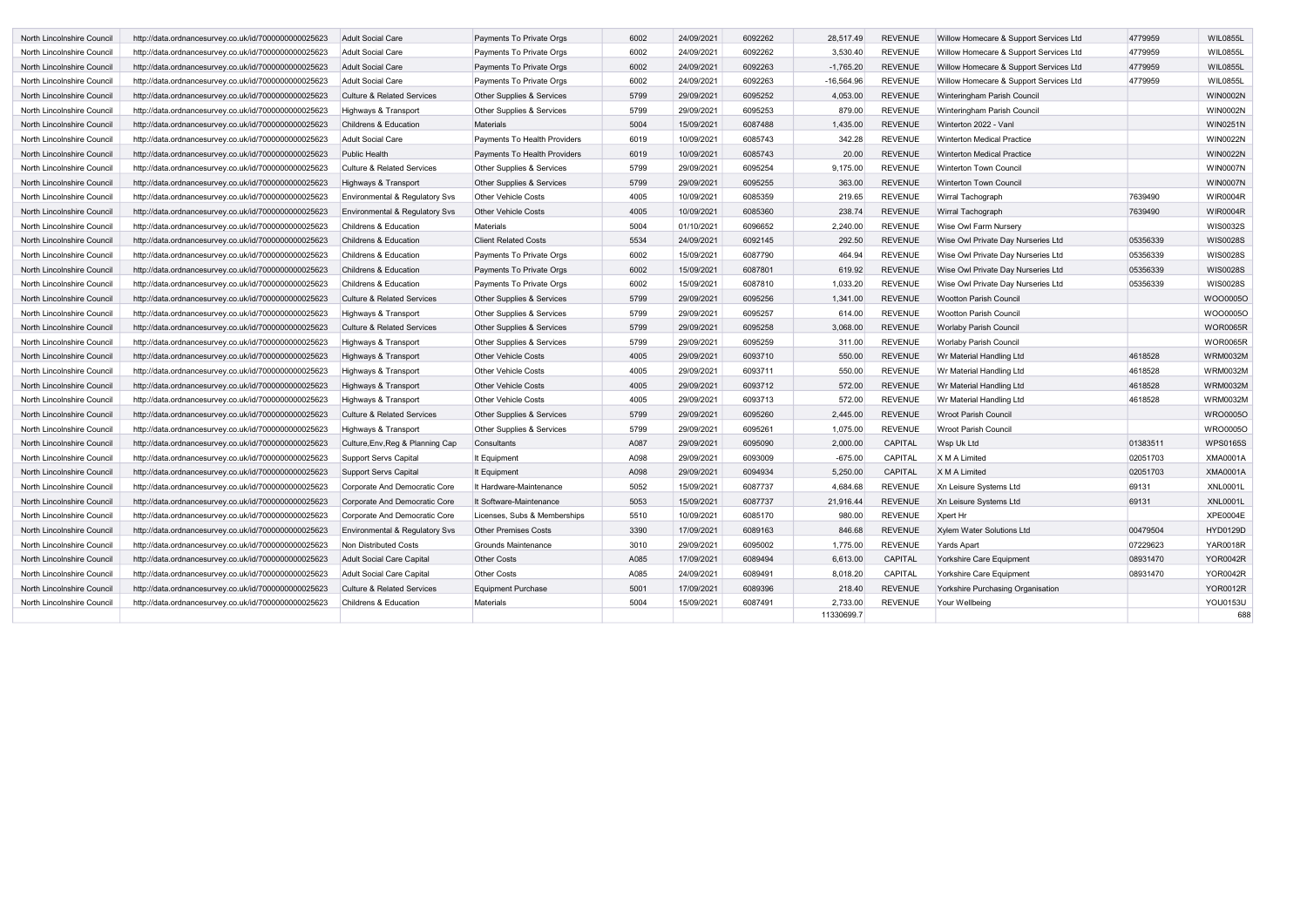| | | | | | | | | | | | |
|---|---|---|---|---|---|---|---|---|---|---|---|
| North Lincolnshire Council | http://data.ordnancesurvey.co.uk/id/7000000000025623 | Adult Social Care | Payments To Private Orgs | 6002 | 24/09/2021 | 6092262 | 28,517.49 | REVENUE | Willow Homecare & Support Services Ltd | 4779959 | WIL0855L |
| North Lincolnshire Council | http://data.ordnancesurvey.co.uk/id/7000000000025623 | Adult Social Care | Payments To Private Orgs | 6002 | 24/09/2021 | 6092262 | 3,530.40 | REVENUE | Willow Homecare & Support Services Ltd | 4779959 | WIL0855L |
| North Lincolnshire Council | http://data.ordnancesurvey.co.uk/id/7000000000025623 | Adult Social Care | Payments To Private Orgs | 6002 | 24/09/2021 | 6092263 | -1,765.20 | REVENUE | Willow Homecare & Support Services Ltd | 4779959 | WIL0855L |
| North Lincolnshire Council | http://data.ordnancesurvey.co.uk/id/7000000000025623 | Adult Social Care | Payments To Private Orgs | 6002 | 24/09/2021 | 6092263 | -16,564.96 | REVENUE | Willow Homecare & Support Services Ltd | 4779959 | WIL0855L |
| North Lincolnshire Council | http://data.ordnancesurvey.co.uk/id/7000000000025623 | Culture & Related Services | Other Supplies & Services | 5799 | 29/09/2021 | 6095252 | 4,053.00 | REVENUE | Winteringham Parish Council | | WIN0002N |
| North Lincolnshire Council | http://data.ordnancesurvey.co.uk/id/7000000000025623 | Highways & Transport | Other Supplies & Services | 5799 | 29/09/2021 | 6095253 | 879.00 | REVENUE | Winteringham Parish Council | | WIN0002N |
| North Lincolnshire Council | http://data.ordnancesurvey.co.uk/id/7000000000025623 | Childrens & Education | Materials | 5004 | 15/09/2021 | 6087488 | 1,435.00 | REVENUE | Winterton 2022 - Vanl | | WIN0251N |
| North Lincolnshire Council | http://data.ordnancesurvey.co.uk/id/7000000000025623 | Adult Social Care | Payments To Health Providers | 6019 | 10/09/2021 | 6085743 | 342.28 | REVENUE | Winterton Medical Practice | | WIN0022N |
| North Lincolnshire Council | http://data.ordnancesurvey.co.uk/id/7000000000025623 | Public Health | Payments To Health Providers | 6019 | 10/09/2021 | 6085743 | 20.00 | REVENUE | Winterton Medical Practice | | WIN0022N |
| North Lincolnshire Council | http://data.ordnancesurvey.co.uk/id/7000000000025623 | Culture & Related Services | Other Supplies & Services | 5799 | 29/09/2021 | 6095254 | 9,175.00 | REVENUE | Winterton Town Council | | WIN0007N |
| North Lincolnshire Council | http://data.ordnancesurvey.co.uk/id/7000000000025623 | Highways & Transport | Other Supplies & Services | 5799 | 29/09/2021 | 6095255 | 363.00 | REVENUE | Winterton Town Council | | WIN0007N |
| North Lincolnshire Council | http://data.ordnancesurvey.co.uk/id/7000000000025623 | Environmental & Regulatory Svs | Other Vehicle Costs | 4005 | 10/09/2021 | 6085359 | 219.65 | REVENUE | Wirral Tachograph | 7639490 | WIR0004R |
| North Lincolnshire Council | http://data.ordnancesurvey.co.uk/id/7000000000025623 | Environmental & Regulatory Svs | Other Vehicle Costs | 4005 | 10/09/2021 | 6085360 | 238.74 | REVENUE | Wirral Tachograph | 7639490 | WIR0004R |
| North Lincolnshire Council | http://data.ordnancesurvey.co.uk/id/7000000000025623 | Childrens & Education | Materials | 5004 | 01/10/2021 | 6096652 | 2,240.00 | REVENUE | Wise Owl Farm Nursery | | WIS0032S |
| North Lincolnshire Council | http://data.ordnancesurvey.co.uk/id/7000000000025623 | Childrens & Education | Client Related Costs | 5534 | 24/09/2021 | 6092145 | 292.50 | REVENUE | Wise Owl Private Day Nurseries Ltd | 05356339 | WIS0028S |
| North Lincolnshire Council | http://data.ordnancesurvey.co.uk/id/7000000000025623 | Childrens & Education | Payments To Private Orgs | 6002 | 15/09/2021 | 6087790 | 464.94 | REVENUE | Wise Owl Private Day Nurseries Ltd | 05356339 | WIS0028S |
| North Lincolnshire Council | http://data.ordnancesurvey.co.uk/id/7000000000025623 | Childrens & Education | Payments To Private Orgs | 6002 | 15/09/2021 | 6087801 | 619.92 | REVENUE | Wise Owl Private Day Nurseries Ltd | 05356339 | WIS0028S |
| North Lincolnshire Council | http://data.ordnancesurvey.co.uk/id/7000000000025623 | Childrens & Education | Payments To Private Orgs | 6002 | 15/09/2021 | 6087810 | 1,033.20 | REVENUE | Wise Owl Private Day Nurseries Ltd | 05356339 | WIS0028S |
| North Lincolnshire Council | http://data.ordnancesurvey.co.uk/id/7000000000025623 | Culture & Related Services | Other Supplies & Services | 5799 | 29/09/2021 | 6095256 | 1,341.00 | REVENUE | Wootton Parish Council | | WOO0005O |
| North Lincolnshire Council | http://data.ordnancesurvey.co.uk/id/7000000000025623 | Highways & Transport | Other Supplies & Services | 5799 | 29/09/2021 | 6095257 | 614.00 | REVENUE | Wootton Parish Council | | WOO0005O |
| North Lincolnshire Council | http://data.ordnancesurvey.co.uk/id/7000000000025623 | Culture & Related Services | Other Supplies & Services | 5799 | 29/09/2021 | 6095258 | 3,068.00 | REVENUE | Worlaby Parish Council | | WOR0065R |
| North Lincolnshire Council | http://data.ordnancesurvey.co.uk/id/7000000000025623 | Highways & Transport | Other Supplies & Services | 5799 | 29/09/2021 | 6095259 | 311.00 | REVENUE | Worlaby Parish Council | | WOR0065R |
| North Lincolnshire Council | http://data.ordnancesurvey.co.uk/id/7000000000025623 | Highways & Transport | Other Vehicle Costs | 4005 | 29/09/2021 | 6093710 | 550.00 | REVENUE | Wr Material Handling Ltd | 4618528 | WRM0032M |
| North Lincolnshire Council | http://data.ordnancesurvey.co.uk/id/7000000000025623 | Highways & Transport | Other Vehicle Costs | 4005 | 29/09/2021 | 6093711 | 550.00 | REVENUE | Wr Material Handling Ltd | 4618528 | WRM0032M |
| North Lincolnshire Council | http://data.ordnancesurvey.co.uk/id/7000000000025623 | Highways & Transport | Other Vehicle Costs | 4005 | 29/09/2021 | 6093712 | 572.00 | REVENUE | Wr Material Handling Ltd | 4618528 | WRM0032M |
| North Lincolnshire Council | http://data.ordnancesurvey.co.uk/id/7000000000025623 | Highways & Transport | Other Vehicle Costs | 4005 | 29/09/2021 | 6093713 | 572.00 | REVENUE | Wr Material Handling Ltd | 4618528 | WRM0032M |
| North Lincolnshire Council | http://data.ordnancesurvey.co.uk/id/7000000000025623 | Culture & Related Services | Other Supplies & Services | 5799 | 29/09/2021 | 6095260 | 2,445.00 | REVENUE | Wroot Parish Council | | WRO0005O |
| North Lincolnshire Council | http://data.ordnancesurvey.co.uk/id/7000000000025623 | Highways & Transport | Other Supplies & Services | 5799 | 29/09/2021 | 6095261 | 1,075.00 | REVENUE | Wroot Parish Council | | WRO0005O |
| North Lincolnshire Council | http://data.ordnancesurvey.co.uk/id/7000000000025623 | Culture,Env,Reg & Planning Cap | Consultants | A087 | 29/09/2021 | 6095090 | 2,000.00 | CAPITAL | Wsp Uk Ltd | 01383511 | WPS0165S |
| North Lincolnshire Council | http://data.ordnancesurvey.co.uk/id/7000000000025623 | Support Servs Capital | It Equipment | A098 | 29/09/2021 | 6093009 | -675.00 | CAPITAL | X M A Limited | 02051703 | XMA0001A |
| North Lincolnshire Council | http://data.ordnancesurvey.co.uk/id/7000000000025623 | Support Servs Capital | It Equipment | A098 | 29/09/2021 | 6094934 | 5,250.00 | CAPITAL | X M A Limited | 02051703 | XMA0001A |
| North Lincolnshire Council | http://data.ordnancesurvey.co.uk/id/7000000000025623 | Corporate And Democratic Core | It Hardware-Maintenance | 5052 | 15/09/2021 | 6087737 | 4,684.68 | REVENUE | Xn Leisure Systems Ltd | 69131 | XNL0001L |
| North Lincolnshire Council | http://data.ordnancesurvey.co.uk/id/7000000000025623 | Corporate And Democratic Core | It Software-Maintenance | 5053 | 15/09/2021 | 6087737 | 21,916.44 | REVENUE | Xn Leisure Systems Ltd | 69131 | XNL0001L |
| North Lincolnshire Council | http://data.ordnancesurvey.co.uk/id/7000000000025623 | Corporate And Democratic Core | Licenses, Subs & Memberships | 5510 | 10/09/2021 | 6085170 | 980.00 | REVENUE | Xpert Hr | | XPE0004E |
| North Lincolnshire Council | http://data.ordnancesurvey.co.uk/id/7000000000025623 | Environmental & Regulatory Svs | Other Premises Costs | 3390 | 17/09/2021 | 6089163 | 846.68 | REVENUE | Xylem Water Solutions Ltd | 00479504 | HYD0129D |
| North Lincolnshire Council | http://data.ordnancesurvey.co.uk/id/7000000000025623 | Non Distributed Costs | Grounds Maintenance | 3010 | 29/09/2021 | 6095002 | 1,775.00 | REVENUE | Yards Apart | 07229623 | YAR0018R |
| North Lincolnshire Council | http://data.ordnancesurvey.co.uk/id/7000000000025623 | Adult Social Care Capital | Other Costs | A085 | 17/09/2021 | 6089494 | 6,613.00 | CAPITAL | Yorkshire Care Equipment | 08931470 | YOR0042R |
| North Lincolnshire Council | http://data.ordnancesurvey.co.uk/id/7000000000025623 | Adult Social Care Capital | Other Costs | A085 | 24/09/2021 | 6089491 | 8,018.20 | CAPITAL | Yorkshire Care Equipment | 08931470 | YOR0042R |
| North Lincolnshire Council | http://data.ordnancesurvey.co.uk/id/7000000000025623 | Culture & Related Services | Equipment Purchase | 5001 | 17/09/2021 | 6089396 | 218.40 | REVENUE | Yorkshire Purchasing Organisation | | YOR0012R |
| North Lincolnshire Council | http://data.ordnancesurvey.co.uk/id/7000000000025623 | Childrens & Education | Materials | 5004 | 15/09/2021 | 6087491 | 2,733.00 | REVENUE | Your Wellbeing | | YOU0153U |
| | | | | | | | 11330699.7 | | | | 688 |